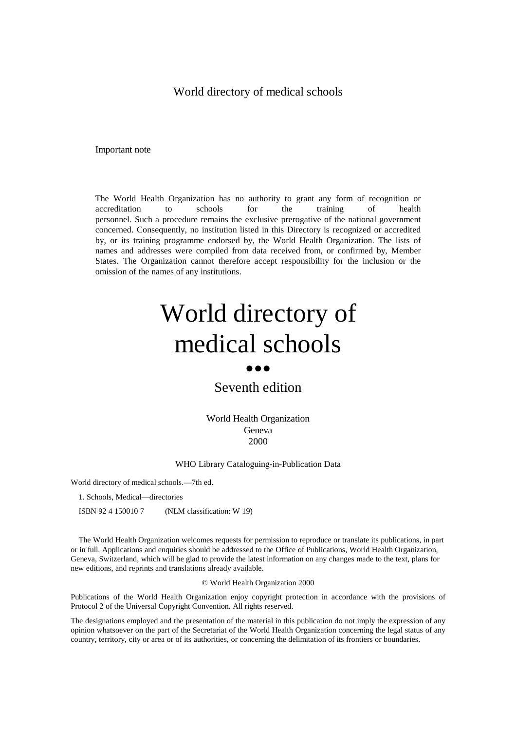World directory of medical schools

Important note

The World Health Organization has no authority to grant any form of recognition or accreditation to schools for the training of health personnel. Such a procedure remains the exclusive prerogative of the national government concerned. Consequently, no institution listed in this Directory is recognized or accredited by, or its training programme endorsed by, the World Health Organization. The lists of names and addresses were compiled from data received from, or confirmed by, Member States. The Organization cannot therefore accept responsibility for the inclusion or the omission of the names of any institutions.

# World directory of medical schools

●●●

## Seventh edition

World Health Organization
Geneva
2000

WHO Library Cataloguing-in-Publication Data

World directory of medical schools.—7th ed.

1. Schools, Medical—directories

ISBN 92 4 150010 7 (NLM classification: W 19)

The World Health Organization welcomes requests for permission to reproduce or translate its publications, in part or in full. Applications and enquiries should be addressed to the Office of Publications, World Health Organization, Geneva, Switzerland, which will be glad to provide the latest information on any changes made to the text, plans for new editions, and reprints and translations already available.

© World Health Organization 2000

Publications of the World Health Organization enjoy copyright protection in accordance with the provisions of Protocol 2 of the Universal Copyright Convention. All rights reserved.

The designations employed and the presentation of the material in this publication do not imply the expression of any opinion whatsoever on the part of the Secretariat of the World Health Organization concerning the legal status of any country, territory, city or area or of its authorities, or concerning the delimitation of its frontiers or boundaries.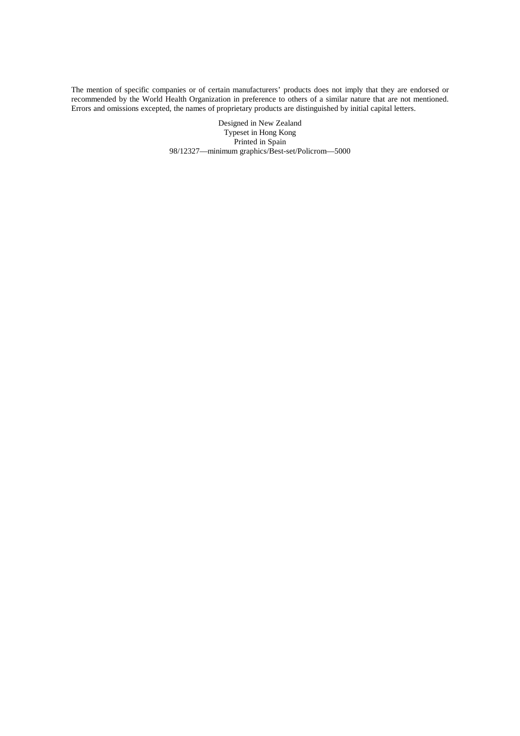The mention of specific companies or of certain manufacturers' products does not imply that they are endorsed or recommended by the World Health Organization in preference to others of a similar nature that are not mentioned. Errors and omissions excepted, the names of proprietary products are distinguished by initial capital letters.

Designed in New Zealand
Typeset in Hong Kong
Printed in Spain
98/12327—minimum graphics/Best-set/Policrom—5000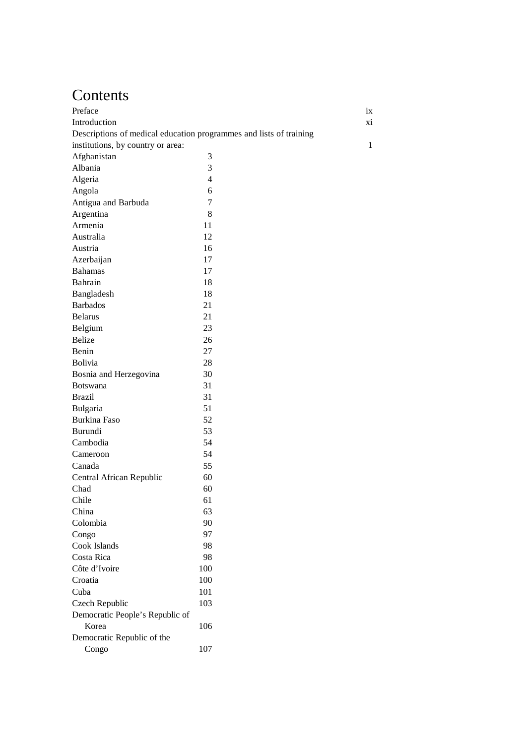# Contents

| | |
|---|---|
| Preface | ix |
| Introduction | xi |
| Descriptions of medical education programmes and lists of training institutions, by country or area: | 1 |
| Afghanistan | 3 |
| Albania | 3 |
| Algeria | 4 |
| Angola | 6 |
| Antigua and Barbuda | 7 |
| Argentina | 8 |
| Armenia | 11 |
| Australia | 12 |
| Austria | 16 |
| Azerbaijan | 17 |
| Bahamas | 17 |
| Bahrain | 18 |
| Bangladesh | 18 |
| Barbados | 21 |
| Belarus | 21 |
| Belgium | 23 |
| Belize | 26 |
| Benin | 27 |
| Bolivia | 28 |
| Bosnia and Herzegovina | 30 |
| Botswana | 31 |
| Brazil | 31 |
| Bulgaria | 51 |
| Burkina Faso | 52 |
| Burundi | 53 |
| Cambodia | 54 |
| Cameroon | 54 |
| Canada | 55 |
| Central African Republic | 60 |
| Chad | 60 |
| Chile | 61 |
| China | 63 |
| Colombia | 90 |
| Congo | 97 |
| Cook Islands | 98 |
| Costa Rica | 98 |
| Côte d'Ivoire | 100 |
| Croatia | 100 |
| Cuba | 101 |
| Czech Republic | 103 |
| Democratic People's Republic of Korea | 106 |
| Democratic Republic of the Congo | 107 |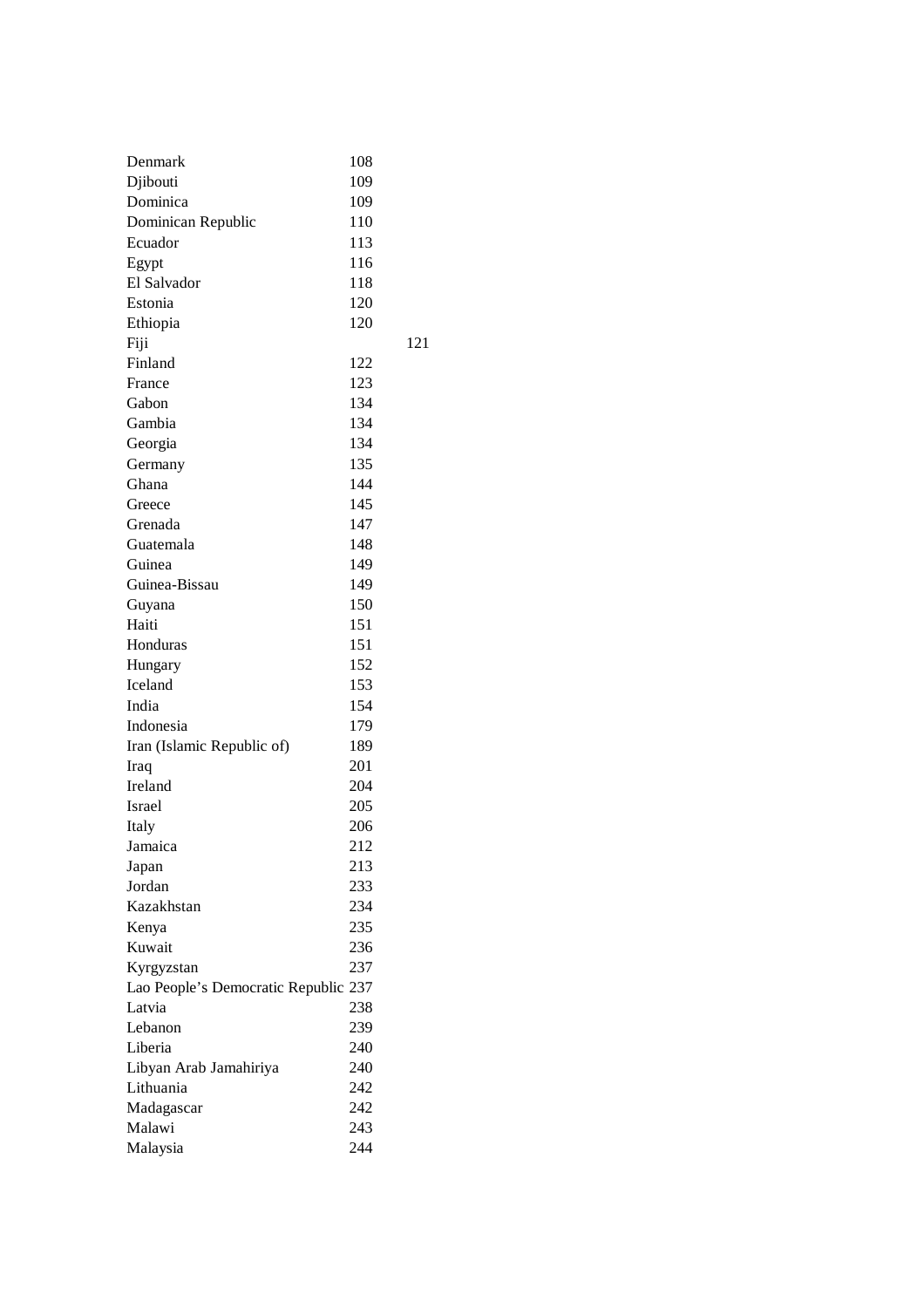| | |
|---|---|
| Denmark | 108 |
| Djibouti | 109 |
| Dominica | 109 |
| Dominican Republic | 110 |
| Ecuador | 113 |
| Egypt | 116 |
| El Salvador | 118 |
| Estonia | 120 |
| Ethiopia | 120 |
| Fiji | 121 |
| Finland | 122 |
| France | 123 |
| Gabon | 134 |
| Gambia | 134 |
| Georgia | 134 |
| Germany | 135 |
| Ghana | 144 |
| Greece | 145 |
| Grenada | 147 |
| Guatemala | 148 |
| Guinea | 149 |
| Guinea-Bissau | 149 |
| Guyana | 150 |
| Haiti | 151 |
| Honduras | 151 |
| Hungary | 152 |
| Iceland | 153 |
| India | 154 |
| Indonesia | 179 |
| Iran (Islamic Republic of) | 189 |
| Iraq | 201 |
| Ireland | 204 |
| Israel | 205 |
| Italy | 206 |
| Jamaica | 212 |
| Japan | 213 |
| Jordan | 233 |
| Kazakhstan | 234 |
| Kenya | 235 |
| Kuwait | 236 |
| Kyrgyzstan | 237 |
| Lao People's Democratic Republic | 237 |
| Latvia | 238 |
| Lebanon | 239 |
| Liberia | 240 |
| Libyan Arab Jamahiriya | 240 |
| Lithuania | 242 |
| Madagascar | 242 |
| Malawi | 243 |
| Malaysia | 244 |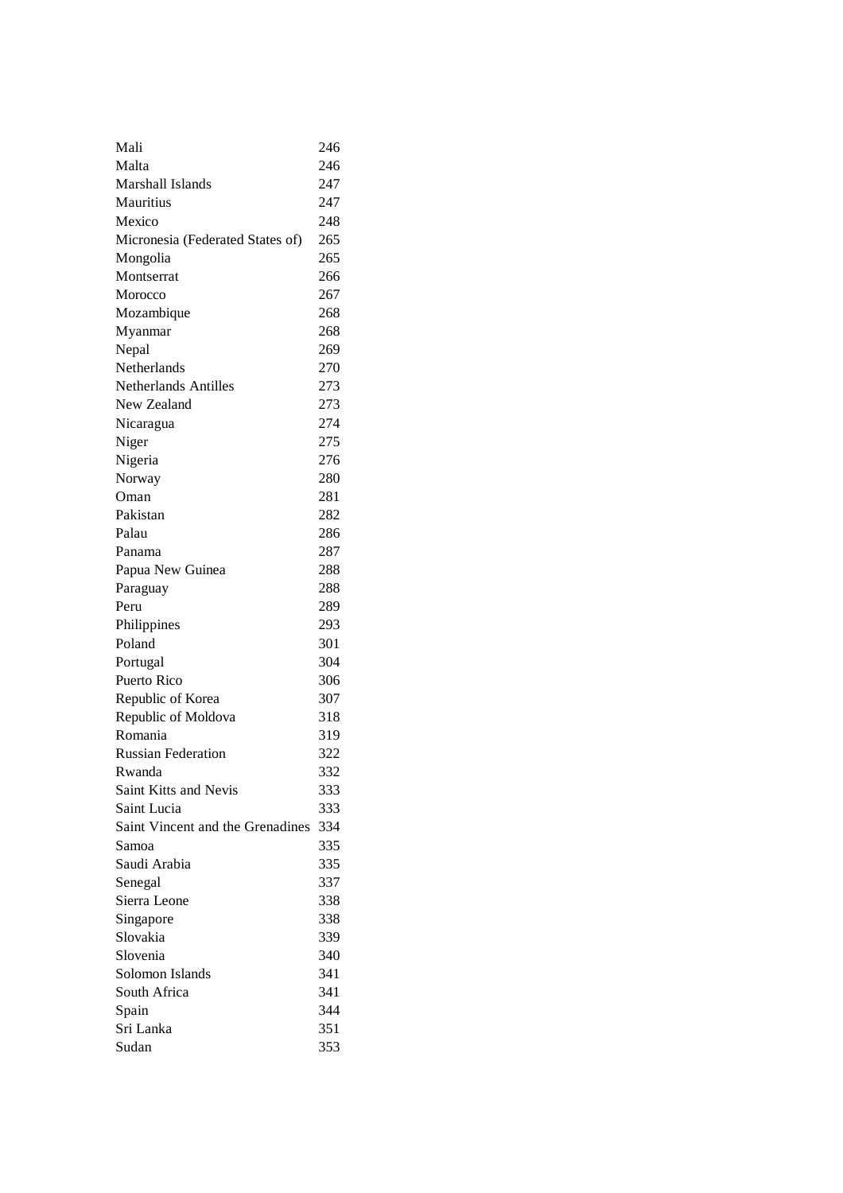| | |
|---|---|
| Mali | 246 |
| Malta | 246 |
| Marshall Islands | 247 |
| Mauritius | 247 |
| Mexico | 248 |
| Micronesia (Federated States of) | 265 |
| Mongolia | 265 |
| Montserrat | 266 |
| Morocco | 267 |
| Mozambique | 268 |
| Myanmar | 268 |
| Nepal | 269 |
| Netherlands | 270 |
| Netherlands Antilles | 273 |
| New Zealand | 273 |
| Nicaragua | 274 |
| Niger | 275 |
| Nigeria | 276 |
| Norway | 280 |
| Oman | 281 |
| Pakistan | 282 |
| Palau | 286 |
| Panama | 287 |
| Papua New Guinea | 288 |
| Paraguay | 288 |
| Peru | 289 |
| Philippines | 293 |
| Poland | 301 |
| Portugal | 304 |
| Puerto Rico | 306 |
| Republic of Korea | 307 |
| Republic of Moldova | 318 |
| Romania | 319 |
| Russian Federation | 322 |
| Rwanda | 332 |
| Saint Kitts and Nevis | 333 |
| Saint Lucia | 333 |
| Saint Vincent and the Grenadines | 334 |
| Samoa | 335 |
| Saudi Arabia | 335 |
| Senegal | 337 |
| Sierra Leone | 338 |
| Singapore | 338 |
| Slovakia | 339 |
| Slovenia | 340 |
| Solomon Islands | 341 |
| South Africa | 341 |
| Spain | 344 |
| Sri Lanka | 351 |
| Sudan | 353 |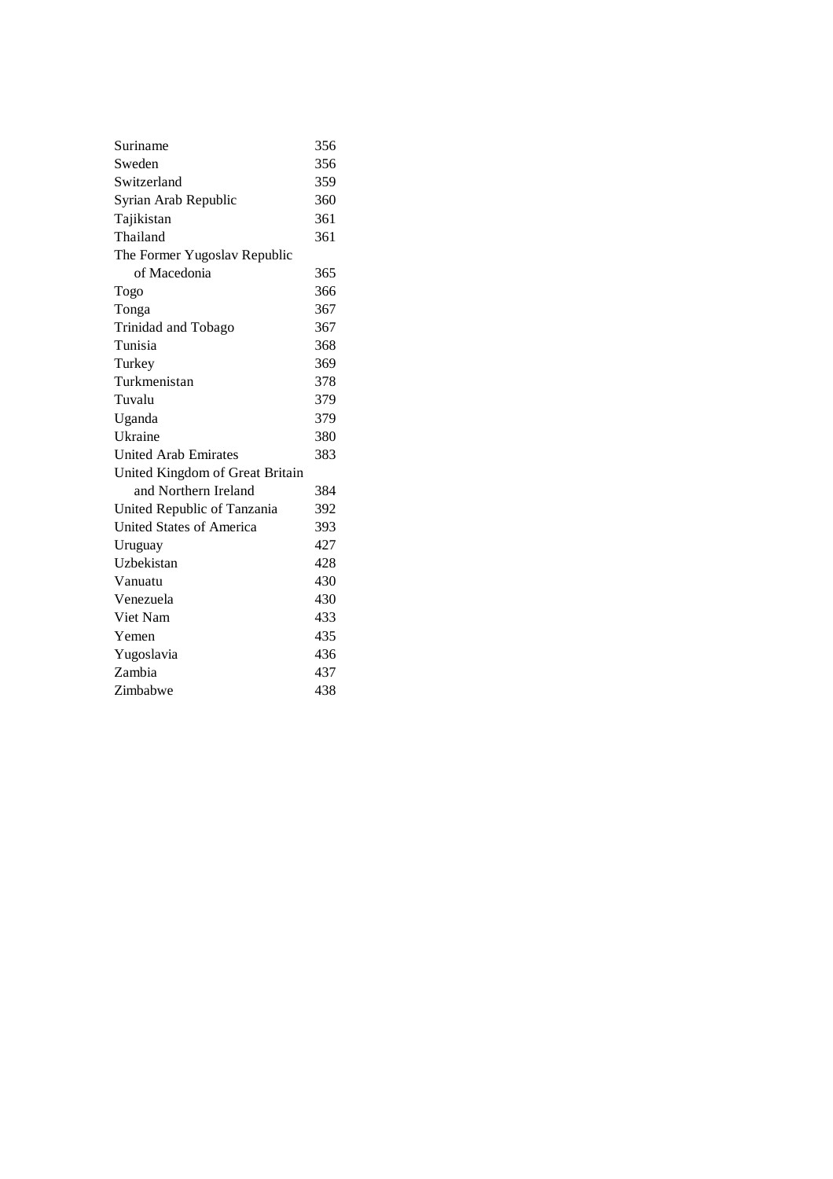| | |
|---|---|
| Suriname | 356 |
| Sweden | 356 |
| Switzerland | 359 |
| Syrian Arab Republic | 360 |
| Tajikistan | 361 |
| Thailand | 361 |
| The Former Yugoslav Republic of Macedonia | 365 |
| Togo | 366 |
| Tonga | 367 |
| Trinidad and Tobago | 367 |
| Tunisia | 368 |
| Turkey | 369 |
| Turkmenistan | 378 |
| Tuvalu | 379 |
| Uganda | 379 |
| Ukraine | 380 |
| United Arab Emirates | 383 |
| United Kingdom of Great Britain and Northern Ireland | 384 |
| United Republic of Tanzania | 392 |
| United States of America | 393 |
| Uruguay | 427 |
| Uzbekistan | 428 |
| Vanuatu | 430 |
| Venezuela | 430 |
| Viet Nam | 433 |
| Yemen | 435 |
| Yugoslavia | 436 |
| Zambia | 437 |
| Zimbabwe | 438 |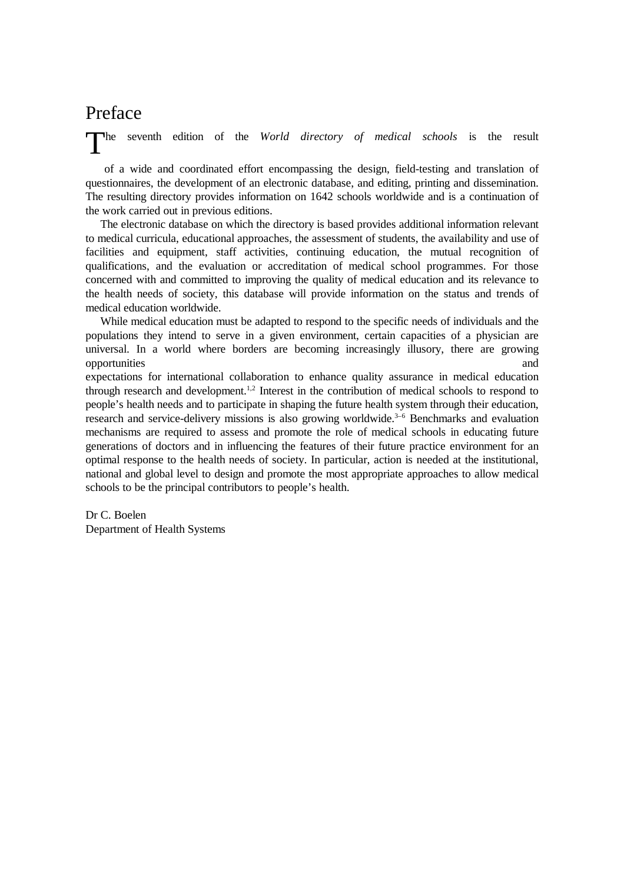# Preface

The seventh edition of the *World directory of medical schools* is the result of a wide and coordinated effort encompassing the design, field-testing and translation of questionnaires, the development of an electronic database, and editing, printing and dissemination. The resulting directory provides information on 1642 schools worldwide and is a continuation of the work carried out in previous editions.

The electronic database on which the directory is based provides additional information relevant to medical curricula, educational approaches, the assessment of students, the availability and use of facilities and equipment, staff activities, continuing education, the mutual recognition of qualifications, and the evaluation or accreditation of medical school programmes. For those concerned with and committed to improving the quality of medical education and its relevance to the health needs of society, this database will provide information on the status and trends of medical education worldwide.

While medical education must be adapted to respond to the specific needs of individuals and the populations they intend to serve in a given environment, certain capacities of a physician are universal. In a world where borders are becoming increasingly illusory, there are growing opportunities and expectations for international collaboration to enhance quality assurance in medical education through research and development.[1,2] Interest in the contribution of medical schools to respond to people's health needs and to participate in shaping the future health system through their education, research and service-delivery missions is also growing worldwide.[3–6] Benchmarks and evaluation mechanisms are required to assess and promote the role of medical schools in educating future generations of doctors and in influencing the features of their future practice environment for an optimal response to the health needs of society. In particular, action is needed at the institutional, national and global level to design and promote the most appropriate approaches to allow medical schools to be the principal contributors to people's health.

Dr C. Boelen
Department of Health Systems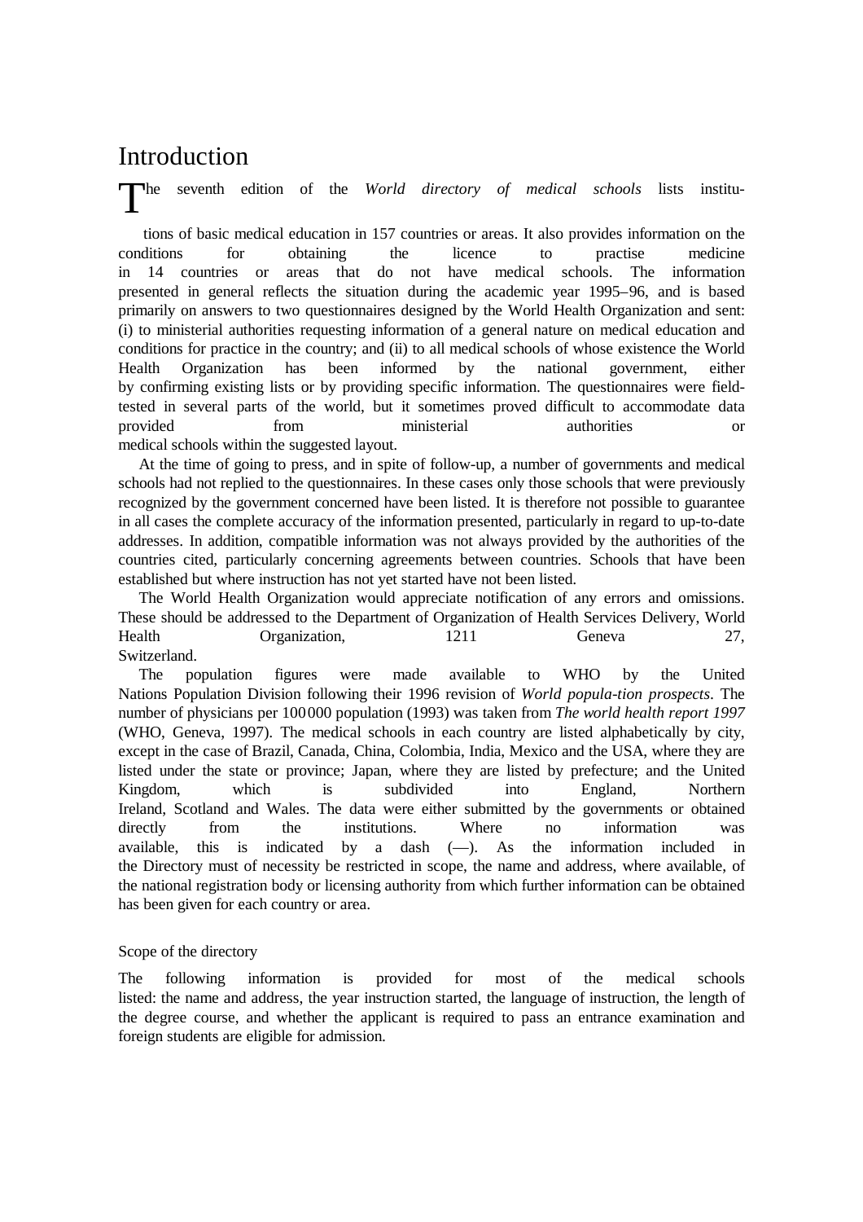# Introduction

The seventh edition of the *World directory of medical schools* lists institutions of basic medical education in 157 countries or areas. It also provides information on the conditions for obtaining the licence to practise medicine in 14 countries or areas that do not have medical schools. The information presented in general reflects the situation during the academic year 1995–96, and is based primarily on answers to two questionnaires designed by the World Health Organization and sent: (i) to ministerial authorities requesting information of a general nature on medical education and conditions for practice in the country; and (ii) to all medical schools of whose existence the World Health Organization has been informed by the national government, either by confirming existing lists or by providing specific information. The questionnaires were field-tested in several parts of the world, but it sometimes proved difficult to accommodate data provided from ministerial authorities or medical schools within the suggested layout.

At the time of going to press, and in spite of follow-up, a number of governments and medical schools had not replied to the questionnaires. In these cases only those schools that were previously recognized by the government concerned have been listed. It is therefore not possible to guarantee in all cases the complete accuracy of the information presented, particularly in regard to up-to-date addresses. In addition, compatible information was not always provided by the authorities of the countries cited, particularly concerning agreements between countries. Schools that have been established but where instruction has not yet started have not been listed.

The World Health Organization would appreciate notification of any errors and omissions. These should be addressed to the Department of Organization of Health Services Delivery, World Health Organization, 1211 Geneva 27, Switzerland.

The population figures were made available to WHO by the United Nations Population Division following their 1996 revision of *World popula-tion prospects*. The number of physicians per 100 000 population (1993) was taken from *The world health report 1997* (WHO, Geneva, 1997). The medical schools in each country are listed alphabetically by city, except in the case of Brazil, Canada, China, Colombia, India, Mexico and the USA, where they are listed under the state or province; Japan, where they are listed by prefecture; and the United Kingdom, which is subdivided into England, Northern Ireland, Scotland and Wales. The data were either submitted by the governments or obtained directly from the institutions. Where no information was available, this is indicated by a dash (—). As the information included in the Directory must of necessity be restricted in scope, the name and address, where available, of the national registration body or licensing authority from which further information can be obtained has been given for each country or area.

## Scope of the directory

The following information is provided for most of the medical schools listed: the name and address, the year instruction started, the language of instruction, the length of the degree course, and whether the applicant is required to pass an entrance examination and foreign students are eligible for admission.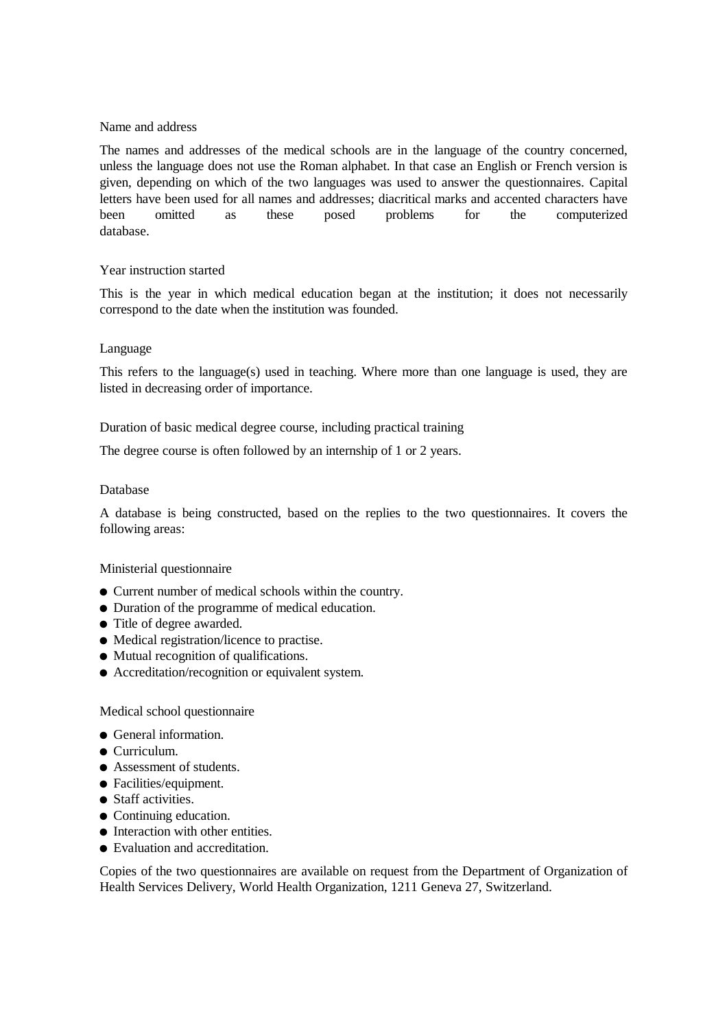Name and address

The names and addresses of the medical schools are in the language of the country concerned, unless the language does not use the Roman alphabet. In that case an English or French version is given, depending on which of the two languages was used to answer the questionnaires. Capital letters have been used for all names and addresses; diacritical marks and accented characters have been omitted as these posed problems for the computerized database.

Year instruction started

This is the year in which medical education began at the institution; it does not necessarily correspond to the date when the institution was founded.

Language

This refers to the language(s) used in teaching. Where more than one language is used, they are listed in decreasing order of importance.

Duration of basic medical degree course, including practical training

The degree course is often followed by an internship of 1 or 2 years.

Database

A database is being constructed, based on the replies to the two questionnaires. It covers the following areas:

Ministerial questionnaire

- Current number of medical schools within the country.
- Duration of the programme of medical education.
- Title of degree awarded.
- Medical registration/licence to practise.
- Mutual recognition of qualifications.
- Accreditation/recognition or equivalent system.

Medical school questionnaire

- General information.
- Curriculum.
- Assessment of students.
- Facilities/equipment.
- Staff activities.
- Continuing education.
- Interaction with other entities.
- Evaluation and accreditation.

Copies of the two questionnaires are available on request from the Department of Organization of Health Services Delivery, World Health Organization, 1211 Geneva 27, Switzerland.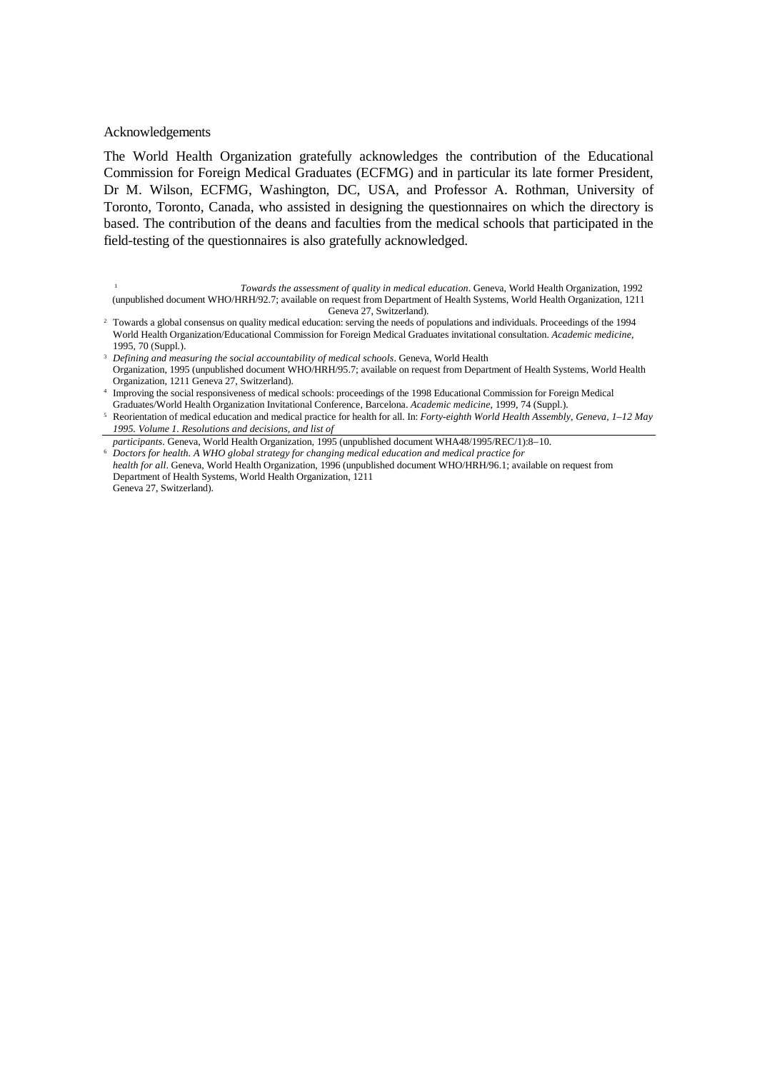Acknowledgements

The World Health Organization gratefully acknowledges the contribution of the Educational Commission for Foreign Medical Graduates (ECFMG) and in particular its late former President, Dr M. Wilson, ECFMG, Washington, DC, USA, and Professor A. Rothman, University of Toronto, Toronto, Canada, who assisted in designing the questionnaires on which the directory is based. The contribution of the deans and faculties from the medical schools that participated in the field-testing of the questionnaires is also gratefully acknowledged.

---

[1] *Towards the assessment of quality in medical education*. Geneva, World Health Organization, 1992 (unpublished document WHO/HRH/92.7; available on request from Department of Health Systems, World Health Organization, 1211 Geneva 27, Switzerland).

[2] Towards a global consensus on quality medical education: serving the needs of populations and individuals. Proceedings of the 1994 World Health Organization/Educational Commission for Foreign Medical Graduates invitational consultation. *Academic medicine*, 1995, 70 (Suppl.).

[3] *Defining and measuring the social accountability of medical schools*. Geneva, World Health Organization, 1995 (unpublished document WHO/HRH/95.7; available on request from Department of Health Systems, World Health Organization, 1211 Geneva 27, Switzerland).

[4] Improving the social responsiveness of medical schools: proceedings of the 1998 Educational Commission for Foreign Medical Graduates/World Health Organization Invitational Conference, Barcelona. *Academic medicine*, 1999, 74 (Suppl.).

[5] Reorientation of medical education and medical practice for health for all. In: *Forty-eighth World Health Assembly, Geneva, 1–12 May 1995. Volume 1. Resolutions and decisions, and list of participants*. Geneva, World Health Organization, 1995 (unpublished document WHA48/1995/REC/1):8–10.

[6] *Doctors for health. A WHO global strategy for changing medical education and medical practice for health for all*. Geneva, World Health Organization, 1996 (unpublished document WHO/HRH/96.1; available on request from Department of Health Systems, World Health Organization, 1211 Geneva 27, Switzerland).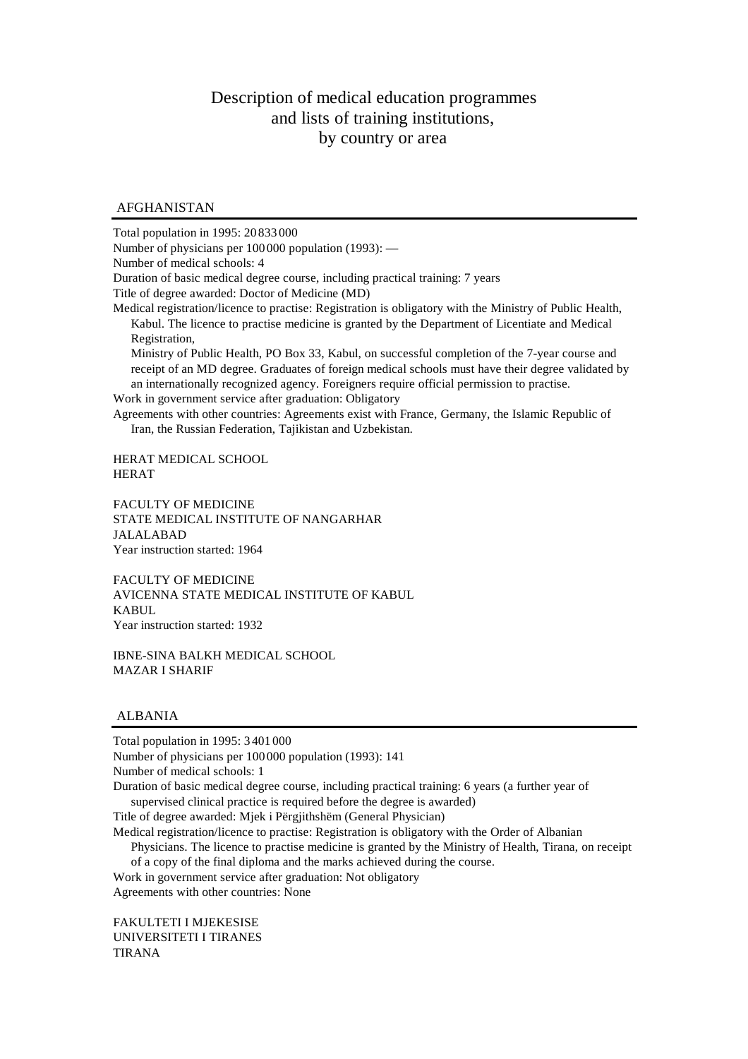# Description of medical education programmes and lists of training institutions, by country or area

## AFGHANISTAN

Total population in 1995: 20 833 000
Number of physicians per 100 000 population (1993): —
Number of medical schools: 4
Duration of basic medical degree course, including practical training: 7 years
Title of degree awarded: Doctor of Medicine (MD)
Medical registration/licence to practise: Registration is obligatory with the Ministry of Public Health, Kabul. The licence to practise medicine is granted by the Department of Licentiate and Medical Registration,
Ministry of Public Health, PO Box 33, Kabul, on successful completion of the 7-year course and receipt of an MD degree. Graduates of foreign medical schools must have their degree validated by an internationally recognized agency. Foreigners require official permission to practise.
Work in government service after graduation: Obligatory
Agreements with other countries: Agreements exist with France, Germany, the Islamic Republic of Iran, the Russian Federation, Tajikistan and Uzbekistan.

HERAT MEDICAL SCHOOL
HERAT

FACULTY OF MEDICINE
STATE MEDICAL INSTITUTE OF NANGARHAR
JALALABAD
Year instruction started: 1964

FACULTY OF MEDICINE
AVICENNA STATE MEDICAL INSTITUTE OF KABUL
KABUL
Year instruction started: 1932

IBNE-SINA BALKH MEDICAL SCHOOL
MAZAR I SHARIF

## ALBANIA

Total population in 1995: 3 401 000
Number of physicians per 100 000 population (1993): 141
Number of medical schools: 1
Duration of basic medical degree course, including practical training: 6 years (a further year of supervised clinical practice is required before the degree is awarded)
Title of degree awarded: Mjek i Përgjithshëm (General Physician)
Medical registration/licence to practise: Registration is obligatory with the Order of Albanian Physicians. The licence to practise medicine is granted by the Ministry of Health, Tirana, on receipt of a copy of the final diploma and the marks achieved during the course.
Work in government service after graduation: Not obligatory
Agreements with other countries: None

FAKULTETI I MJEKESISE
UNIVERSITETI I TIRANES
TIRANA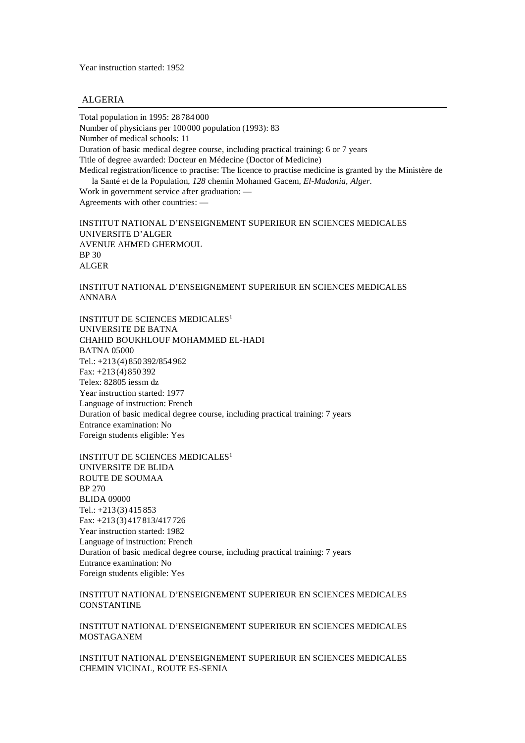Year instruction started: 1952

## ALGERIA

Total population in 1995: 28 784 000
Number of physicians per 100 000 population (1993): 83
Number of medical schools: 11
Duration of basic medical degree course, including practical training: 6 or 7 years
Title of degree awarded: Docteur en Médecine (Doctor of Medicine)
Medical registration/licence to practise: The licence to practise medicine is granted by the Ministère de la Santé et de la Population, *128* chemin Mohamed Gacem, *El-Madania, Alger.*
Work in government service after graduation: —
Agreements with other countries: —

INSTITUT NATIONAL D'ENSEIGNEMENT SUPERIEUR EN SCIENCES MEDICALES
UNIVERSITE D'ALGER
AVENUE AHMED GHERMOUL
BP 30
ALGER

INSTITUT NATIONAL D'ENSEIGNEMENT SUPERIEUR EN SCIENCES MEDICALES
ANNABA

INSTITUT DE SCIENCES MEDICALES[1]
UNIVERSITE DE BATNA
CHAHID BOUKHLOUF MOHAMMED EL-HADI
BATNA 05000
Tel.: +213 (4) 850 392/854 962
Fax: +213 (4) 850 392
Telex: 82805 iessm dz
Year instruction started: 1977
Language of instruction: French
Duration of basic medical degree course, including practical training: 7 years
Entrance examination: No
Foreign students eligible: Yes

INSTITUT DE SCIENCES MEDICALES[1]
UNIVERSITE DE BLIDA
ROUTE DE SOUMAA
BP 270
BLIDA 09000
Tel.: +213 (3) 415 853
Fax: +213 (3) 417 813/417 726
Year instruction started: 1982
Language of instruction: French
Duration of basic medical degree course, including practical training: 7 years
Entrance examination: No
Foreign students eligible: Yes

INSTITUT NATIONAL D'ENSEIGNEMENT SUPERIEUR EN SCIENCES MEDICALES
CONSTANTINE

INSTITUT NATIONAL D'ENSEIGNEMENT SUPERIEUR EN SCIENCES MEDICALES
MOSTAGANEM

INSTITUT NATIONAL D'ENSEIGNEMENT SUPERIEUR EN SCIENCES MEDICALES
CHEMIN VICINAL, ROUTE ES-SENIA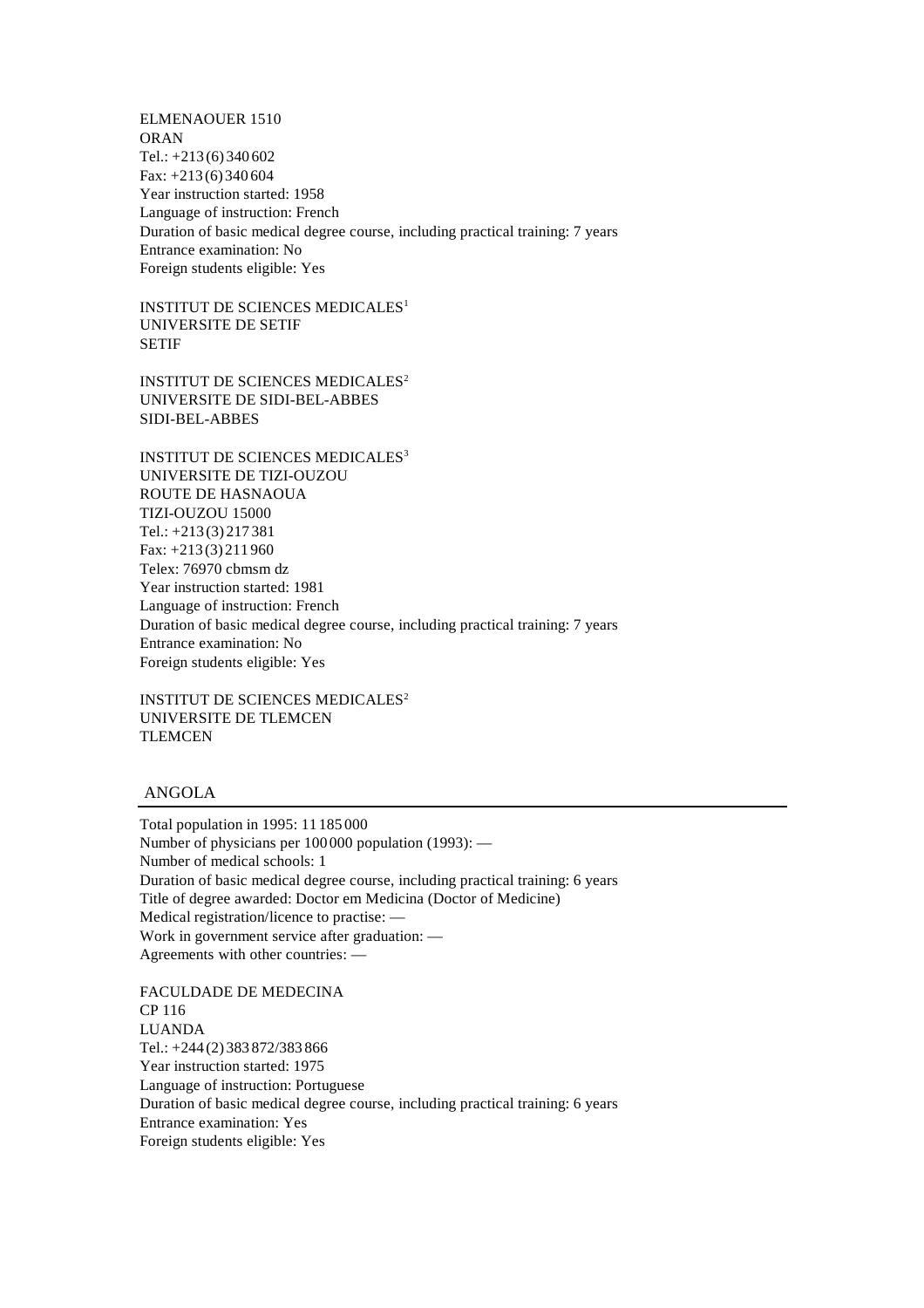ELMENAOUER 1510
ORAN
Tel.: +213 (6) 340 602
Fax: +213 (6) 340 604
Year instruction started: 1958
Language of instruction: French
Duration of basic medical degree course, including practical training: 7 years
Entrance examination: No
Foreign students eligible: Yes

INSTITUT DE SCIENCES MEDICALES[1]
UNIVERSITE DE SETIF
SETIF

INSTITUT DE SCIENCES MEDICALES[2]
UNIVERSITE DE SIDI-BEL-ABBES
SIDI-BEL-ABBES

INSTITUT DE SCIENCES MEDICALES[3]
UNIVERSITE DE TIZI-OUZOU
ROUTE DE HASNAOUA
TIZI-OUZOU 15000
Tel.: +213 (3) 217 381
Fax: +213 (3) 211 960
Telex: 76970 cbmsm dz
Year instruction started: 1981
Language of instruction: French
Duration of basic medical degree course, including practical training: 7 years
Entrance examination: No
Foreign students eligible: Yes

INSTITUT DE SCIENCES MEDICALES[2]
UNIVERSITE DE TLEMCEN
TLEMCEN

## ANGOLA

Total population in 1995: 11 185 000
Number of physicians per 100 000 population (1993): —
Number of medical schools: 1
Duration of basic medical degree course, including practical training: 6 years
Title of degree awarded: Doctor em Medicina (Doctor of Medicine)
Medical registration/licence to practise: —
Work in government service after graduation: —
Agreements with other countries: —

FACULDADE DE MEDECINA
CP 116
LUANDA
Tel.: +244 (2) 383 872/383 866
Year instruction started: 1975
Language of instruction: Portuguese
Duration of basic medical degree course, including practical training: 6 years
Entrance examination: Yes
Foreign students eligible: Yes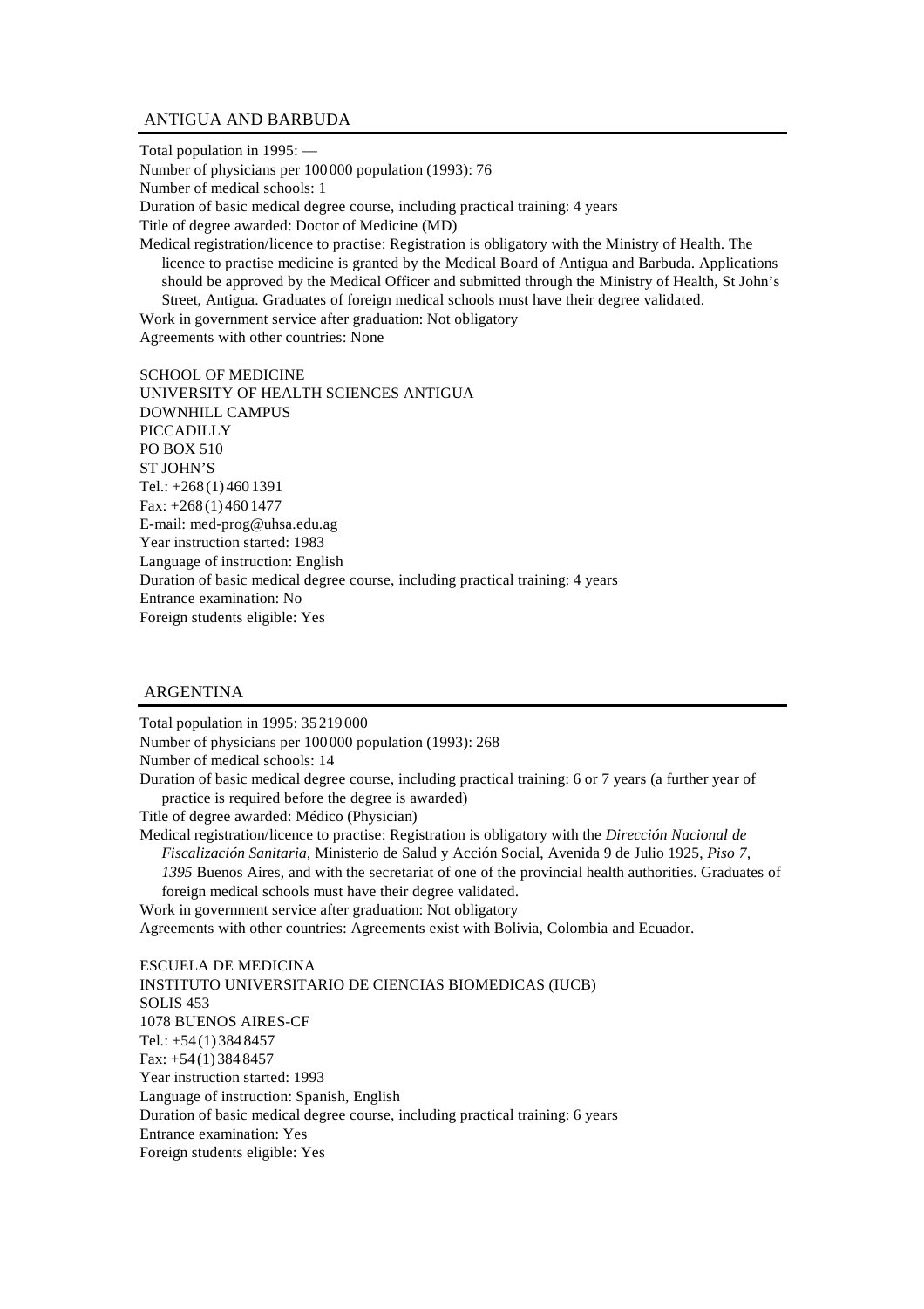## ANTIGUA AND BARBUDA

Total population in 1995: —
Number of physicians per 100 000 population (1993): 76
Number of medical schools: 1
Duration of basic medical degree course, including practical training: 4 years
Title of degree awarded: Doctor of Medicine (MD)
Medical registration/licence to practise: Registration is obligatory with the Ministry of Health. The licence to practise medicine is granted by the Medical Board of Antigua and Barbuda. Applications should be approved by the Medical Officer and submitted through the Ministry of Health, St John's Street, Antigua. Graduates of foreign medical schools must have their degree validated.
Work in government service after graduation: Not obligatory
Agreements with other countries: None

SCHOOL OF MEDICINE
UNIVERSITY OF HEALTH SCIENCES ANTIGUA
DOWNHILL CAMPUS
PICCADILLY
PO BOX 510
ST JOHN'S
Tel.: +268 (1) 460 1391
Fax: +268 (1) 460 1477
E-mail: med-prog@uhsa.edu.ag
Year instruction started: 1983
Language of instruction: English
Duration of basic medical degree course, including practical training: 4 years
Entrance examination: No
Foreign students eligible: Yes

## ARGENTINA

Total population in 1995: 35 219 000
Number of physicians per 100 000 population (1993): 268
Number of medical schools: 14
Duration of basic medical degree course, including practical training: 6 or 7 years (a further year of practice is required before the degree is awarded)
Title of degree awarded: Médico (Physician)
Medical registration/licence to practise: Registration is obligatory with the *Dirección Nacional de Fiscalización Sanitaria*, Ministerio de Salud y Acción Social, Avenida 9 de Julio 1925, *Piso 7*, *1395* Buenos Aires, and with the secretariat of one of the provincial health authorities. Graduates of foreign medical schools must have their degree validated.
Work in government service after graduation: Not obligatory
Agreements with other countries: Agreements exist with Bolivia, Colombia and Ecuador.

ESCUELA DE MEDICINA
INSTITUTO UNIVERSITARIO DE CIENCIAS BIOMEDICAS (IUCB)
SOLIS 453
1078 BUENOS AIRES-CF
Tel.: +54 (1) 384 8457
Fax: +54 (1) 384 8457
Year instruction started: 1993
Language of instruction: Spanish, English
Duration of basic medical degree course, including practical training: 6 years
Entrance examination: Yes
Foreign students eligible: Yes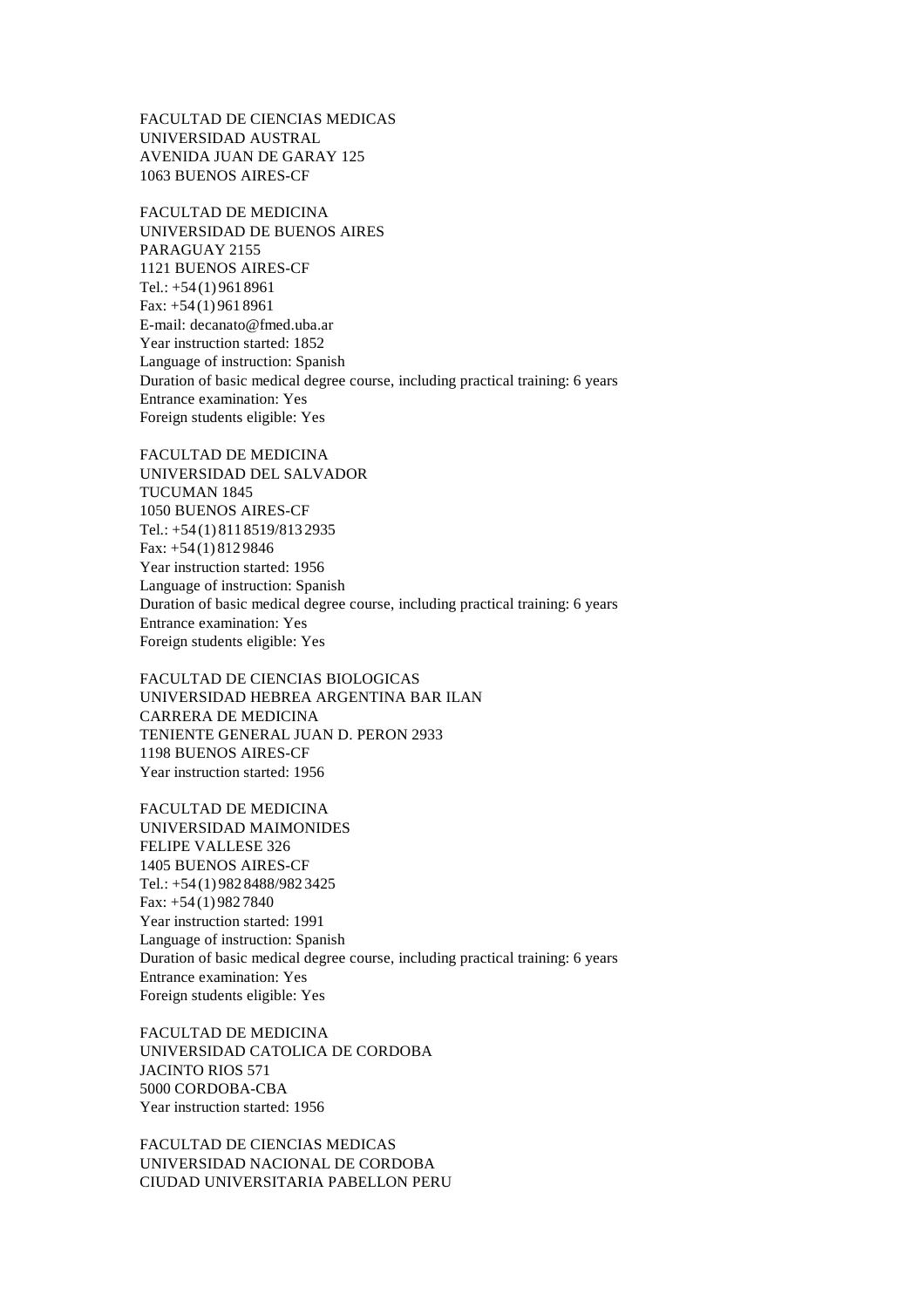FACULTAD DE CIENCIAS MEDICAS
UNIVERSIDAD AUSTRAL
AVENIDA JUAN DE GARAY 125
1063 BUENOS AIRES-CF

FACULTAD DE MEDICINA
UNIVERSIDAD DE BUENOS AIRES
PARAGUAY 2155
1121 BUENOS AIRES-CF
Tel.: +54 (1) 961 8961
Fax: +54 (1) 961 8961
E-mail: decanato@fmed.uba.ar
Year instruction started: 1852
Language of instruction: Spanish
Duration of basic medical degree course, including practical training: 6 years
Entrance examination: Yes
Foreign students eligible: Yes

FACULTAD DE MEDICINA
UNIVERSIDAD DEL SALVADOR
TUCUMAN 1845
1050 BUENOS AIRES-CF
Tel.: +54 (1) 811 8519/813 2935
Fax: +54 (1) 812 9846
Year instruction started: 1956
Language of instruction: Spanish
Duration of basic medical degree course, including practical training: 6 years
Entrance examination: Yes
Foreign students eligible: Yes

FACULTAD DE CIENCIAS BIOLOGICAS
UNIVERSIDAD HEBREA ARGENTINA BAR ILAN
CARRERA DE MEDICINA
TENIENTE GENERAL JUAN D. PERON 2933
1198 BUENOS AIRES-CF
Year instruction started: 1956

FACULTAD DE MEDICINA
UNIVERSIDAD MAIMONIDES
FELIPE VALLESE 326
1405 BUENOS AIRES-CF
Tel.: +54 (1) 982 8488/982 3425
Fax: +54 (1) 982 7840
Year instruction started: 1991
Language of instruction: Spanish
Duration of basic medical degree course, including practical training: 6 years
Entrance examination: Yes
Foreign students eligible: Yes

FACULTAD DE MEDICINA
UNIVERSIDAD CATOLICA DE CORDOBA
JACINTO RIOS 571
5000 CORDOBA-CBA
Year instruction started: 1956

FACULTAD DE CIENCIAS MEDICAS
UNIVERSIDAD NACIONAL DE CORDOBA
CIUDAD UNIVERSITARIA PABELLON PERU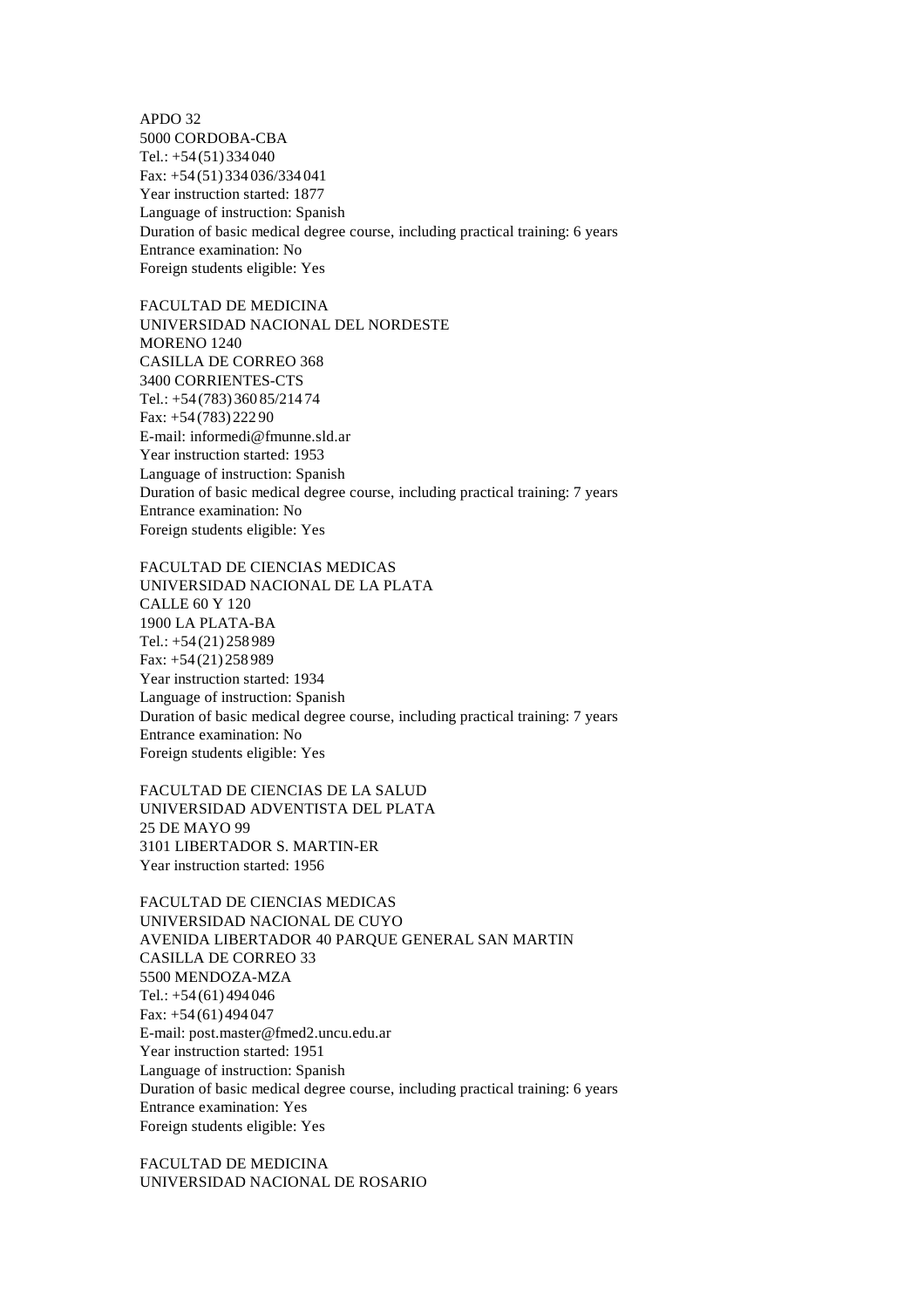APDO 32
5000 CORDOBA-CBA
Tel.: +54 (51) 334 040
Fax: +54 (51) 334 036/334 041
Year instruction started: 1877
Language of instruction: Spanish
Duration of basic medical degree course, including practical training: 6 years
Entrance examination: No
Foreign students eligible: Yes

FACULTAD DE MEDICINA
UNIVERSIDAD NACIONAL DEL NORDESTE
MORENO 1240
CASILLA DE CORREO 368
3400 CORRIENTES-CTS
Tel.: +54 (783) 360 85/214 74
Fax: +54 (783) 222 90
E-mail: informedi@fmunne.sld.ar
Year instruction started: 1953
Language of instruction: Spanish
Duration of basic medical degree course, including practical training: 7 years
Entrance examination: No
Foreign students eligible: Yes

FACULTAD DE CIENCIAS MEDICAS
UNIVERSIDAD NACIONAL DE LA PLATA
CALLE 60 Y 120
1900 LA PLATA-BA
Tel.: +54 (21) 258 989
Fax: +54 (21) 258 989
Year instruction started: 1934
Language of instruction: Spanish
Duration of basic medical degree course, including practical training: 7 years
Entrance examination: No
Foreign students eligible: Yes

FACULTAD DE CIENCIAS DE LA SALUD
UNIVERSIDAD ADVENTISTA DEL PLATA
25 DE MAYO 99
3101 LIBERTADOR S. MARTIN-ER
Year instruction started: 1956

FACULTAD DE CIENCIAS MEDICAS
UNIVERSIDAD NACIONAL DE CUYO
AVENIDA LIBERTADOR 40 PARQUE GENERAL SAN MARTIN
CASILLA DE CORREO 33
5500 MENDOZA-MZA
Tel.: +54 (61) 494 046
Fax: +54 (61) 494 047
E-mail: post.master@fmed2.uncu.edu.ar
Year instruction started: 1951
Language of instruction: Spanish
Duration of basic medical degree course, including practical training: 6 years
Entrance examination: Yes
Foreign students eligible: Yes

FACULTAD DE MEDICINA
UNIVERSIDAD NACIONAL DE ROSARIO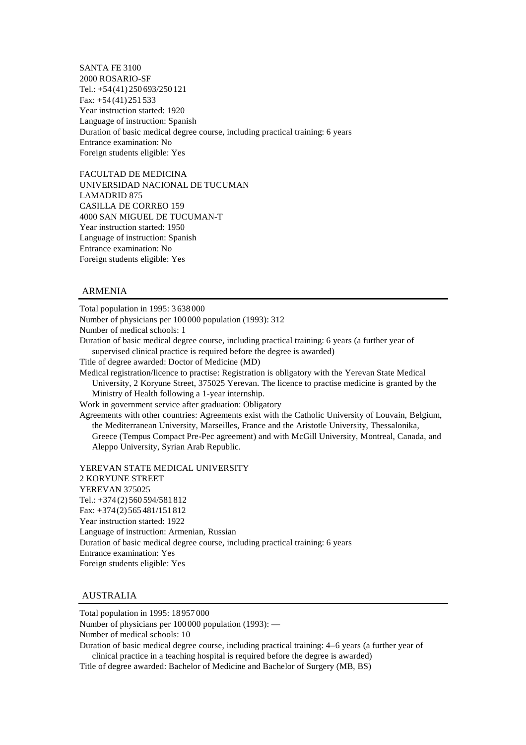SANTA FE 3100
2000 ROSARIO-SF
Tel.: +54 (41) 250 693/250 121
Fax: +54 (41) 251 533
Year instruction started: 1920
Language of instruction: Spanish
Duration of basic medical degree course, including practical training: 6 years
Entrance examination: No
Foreign students eligible: Yes

FACULTAD DE MEDICINA
UNIVERSIDAD NACIONAL DE TUCUMAN
LAMADRID 875
CASILLA DE CORREO 159
4000 SAN MIGUEL DE TUCUMAN-T
Year instruction started: 1950
Language of instruction: Spanish
Entrance examination: No
Foreign students eligible: Yes

## ARMENIA

Total population in 1995: 3 638 000
Number of physicians per 100 000 population (1993): 312
Number of medical schools: 1
Duration of basic medical degree course, including practical training: 6 years (a further year of supervised clinical practice is required before the degree is awarded)
Title of degree awarded: Doctor of Medicine (MD)
Medical registration/licence to practise: Registration is obligatory with the Yerevan State Medical University, 2 Koryune Street, 375025 Yerevan. The licence to practise medicine is granted by the Ministry of Health following a 1-year internship.
Work in government service after graduation: Obligatory
Agreements with other countries: Agreements exist with the Catholic University of Louvain, Belgium, the Mediterranean University, Marseilles, France and the Aristotle University, Thessalonika, Greece (Tempus Compact Pre-Pec agreement) and with McGill University, Montreal, Canada, and Aleppo University, Syrian Arab Republic.

YEREVAN STATE MEDICAL UNIVERSITY
2 KORYUNE STREET
YEREVAN 375025
Tel.: +374 (2) 560 594/581 812
Fax: +374 (2) 565 481/151 812
Year instruction started: 1922
Language of instruction: Armenian, Russian
Duration of basic medical degree course, including practical training: 6 years
Entrance examination: Yes
Foreign students eligible: Yes

## AUSTRALIA

Total population in 1995: 18 957 000
Number of physicians per 100 000 population (1993): —
Number of medical schools: 10
Duration of basic medical degree course, including practical training: 4–6 years (a further year of clinical practice in a teaching hospital is required before the degree is awarded)
Title of degree awarded: Bachelor of Medicine and Bachelor of Surgery (MB, BS)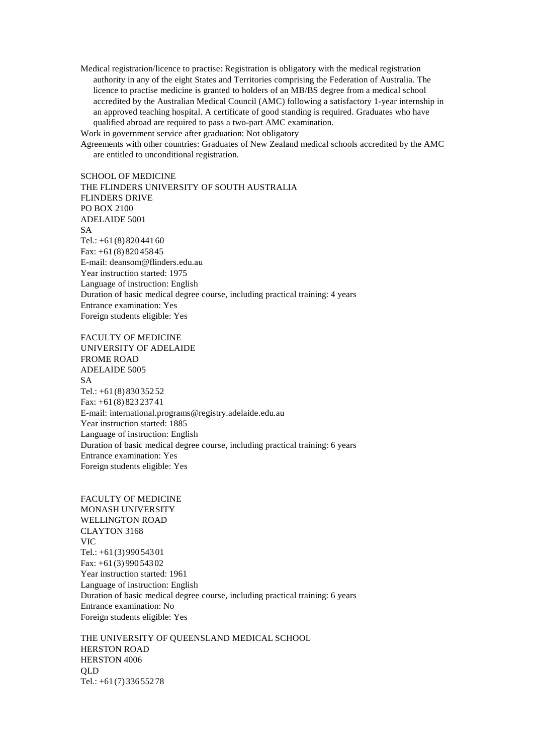Medical registration/licence to practise: Registration is obligatory with the medical registration authority in any of the eight States and Territories comprising the Federation of Australia. The licence to practise medicine is granted to holders of an MB/BS degree from a medical school accredited by the Australian Medical Council (AMC) following a satisfactory 1-year internship in an approved teaching hospital. A certificate of good standing is required. Graduates who have qualified abroad are required to pass a two-part AMC examination.

Work in government service after graduation: Not obligatory

Agreements with other countries: Graduates of New Zealand medical schools accredited by the AMC are entitled to unconditional registration.

SCHOOL OF MEDICINE
THE FLINDERS UNIVERSITY OF SOUTH AUSTRALIA
FLINDERS DRIVE
PO BOX 2100
ADELAIDE 5001
SA
Tel.: +61 (8) 820 441 60
Fax: +61 (8) 820 458 45
E-mail: deansom@flinders.edu.au
Year instruction started: 1975
Language of instruction: English
Duration of basic medical degree course, including practical training: 4 years
Entrance examination: Yes
Foreign students eligible: Yes

FACULTY OF MEDICINE
UNIVERSITY OF ADELAIDE
FROME ROAD
ADELAIDE 5005
SA
Tel.: +61 (8) 830 352 52
Fax: +61 (8) 823 237 41
E-mail: international.programs@registry.adelaide.edu.au
Year instruction started: 1885
Language of instruction: English
Duration of basic medical degree course, including practical training: 6 years
Entrance examination: Yes
Foreign students eligible: Yes

FACULTY OF MEDICINE
MONASH UNIVERSITY
WELLINGTON ROAD
CLAYTON 3168
VIC
Tel.: +61 (3) 990 543 01
Fax: +61 (3) 990 543 02
Year instruction started: 1961
Language of instruction: English
Duration of basic medical degree course, including practical training: 6 years
Entrance examination: No
Foreign students eligible: Yes

THE UNIVERSITY OF QUEENSLAND MEDICAL SCHOOL
HERSTON ROAD
HERSTON 4006
QLD
Tel.: +61 (7) 336 552 78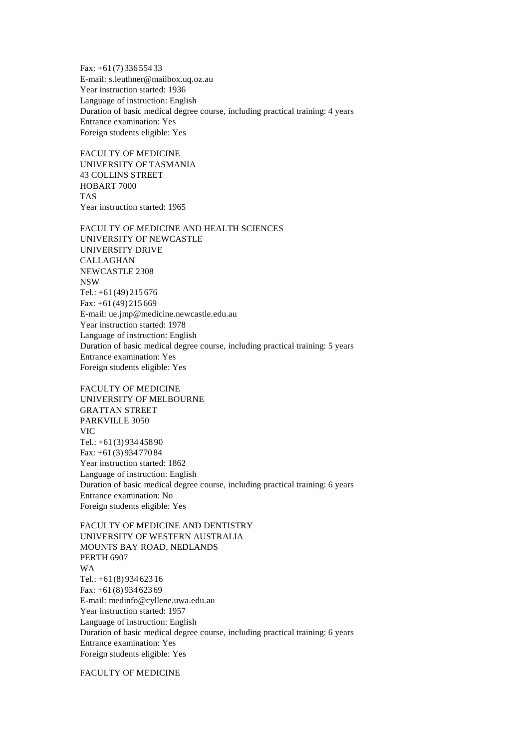Fax: +61 (7) 336 554 33
E-mail: s.leuthner@mailbox.uq.oz.au
Year instruction started: 1936
Language of instruction: English
Duration of basic medical degree course, including practical training: 4 years
Entrance examination: Yes
Foreign students eligible: Yes

FACULTY OF MEDICINE
UNIVERSITY OF TASMANIA
43 COLLINS STREET
HOBART 7000
TAS
Year instruction started: 1965

FACULTY OF MEDICINE AND HEALTH SCIENCES
UNIVERSITY OF NEWCASTLE
UNIVERSITY DRIVE
CALLAGHAN
NEWCASTLE 2308
NSW
Tel.: +61 (49) 215 676
Fax: +61 (49) 215 669
E-mail: ue.jmp@medicine.newcastle.edu.au
Year instruction started: 1978
Language of instruction: English
Duration of basic medical degree course, including practical training: 5 years
Entrance examination: Yes
Foreign students eligible: Yes

FACULTY OF MEDICINE
UNIVERSITY OF MELBOURNE
GRATTAN STREET
PARKVILLE 3050
VIC
Tel.: +61 (3) 934 458 90
Fax: +61 (3) 934 770 84
Year instruction started: 1862
Language of instruction: English
Duration of basic medical degree course, including practical training: 6 years
Entrance examination: No
Foreign students eligible: Yes

FACULTY OF MEDICINE AND DENTISTRY
UNIVERSITY OF WESTERN AUSTRALIA
MOUNTS BAY ROAD, NEDLANDS
PERTH 6907
WA
Tel.: +61 (8) 934 623 16
Fax: +61 (8) 934 623 69
E-mail: medinfo@cyllene.uwa.edu.au
Year instruction started: 1957
Language of instruction: English
Duration of basic medical degree course, including practical training: 6 years
Entrance examination: Yes
Foreign students eligible: Yes

FACULTY OF MEDICINE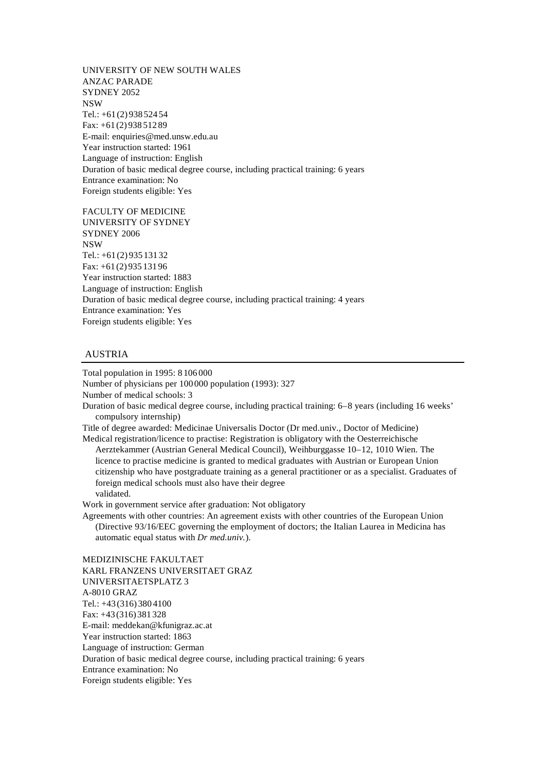UNIVERSITY OF NEW SOUTH WALES
ANZAC PARADE
SYDNEY 2052
NSW
Tel.: +61 (2) 938 524 54
Fax: +61 (2) 938 512 89
E-mail: enquiries@med.unsw.edu.au
Year instruction started: 1961
Language of instruction: English
Duration of basic medical degree course, including practical training: 6 years
Entrance examination: No
Foreign students eligible: Yes

FACULTY OF MEDICINE
UNIVERSITY OF SYDNEY
SYDNEY 2006
NSW
Tel.: +61 (2) 935 131 32
Fax: +61 (2) 935 131 96
Year instruction started: 1883
Language of instruction: English
Duration of basic medical degree course, including practical training: 4 years
Entrance examination: Yes
Foreign students eligible: Yes

## AUSTRIA

Total population in 1995: 8 106 000
Number of physicians per 100 000 population (1993): 327
Number of medical schools: 3
Duration of basic medical degree course, including practical training: 6–8 years (including 16 weeks' compulsory internship)
Title of degree awarded: Medicinae Universalis Doctor (Dr med.univ., Doctor of Medicine)
Medical registration/licence to practise: Registration is obligatory with the Oesterreichische Aerztekammer (Austrian General Medical Council), Weihburggasse 10–12, 1010 Wien. The licence to practise medicine is granted to medical graduates with Austrian or European Union citizenship who have postgraduate training as a general practitioner or as a specialist. Graduates of foreign medical schools must also have their degree validated.
Work in government service after graduation: Not obligatory
Agreements with other countries: An agreement exists with other countries of the European Union (Directive 93/16/EEC governing the employment of doctors; the Italian Laurea in Medicina has automatic equal status with *Dr med.univ.*).

MEDIZINISCHE FAKULTAET
KARL FRANZENS UNIVERSITAET GRAZ
UNIVERSITAETSPLATZ 3
A-8010 GRAZ
Tel.: +43 (316) 380 4100
Fax: +43 (316) 381 328
E-mail: meddekan@kfunigraz.ac.at
Year instruction started: 1863
Language of instruction: German
Duration of basic medical degree course, including practical training: 6 years
Entrance examination: No
Foreign students eligible: Yes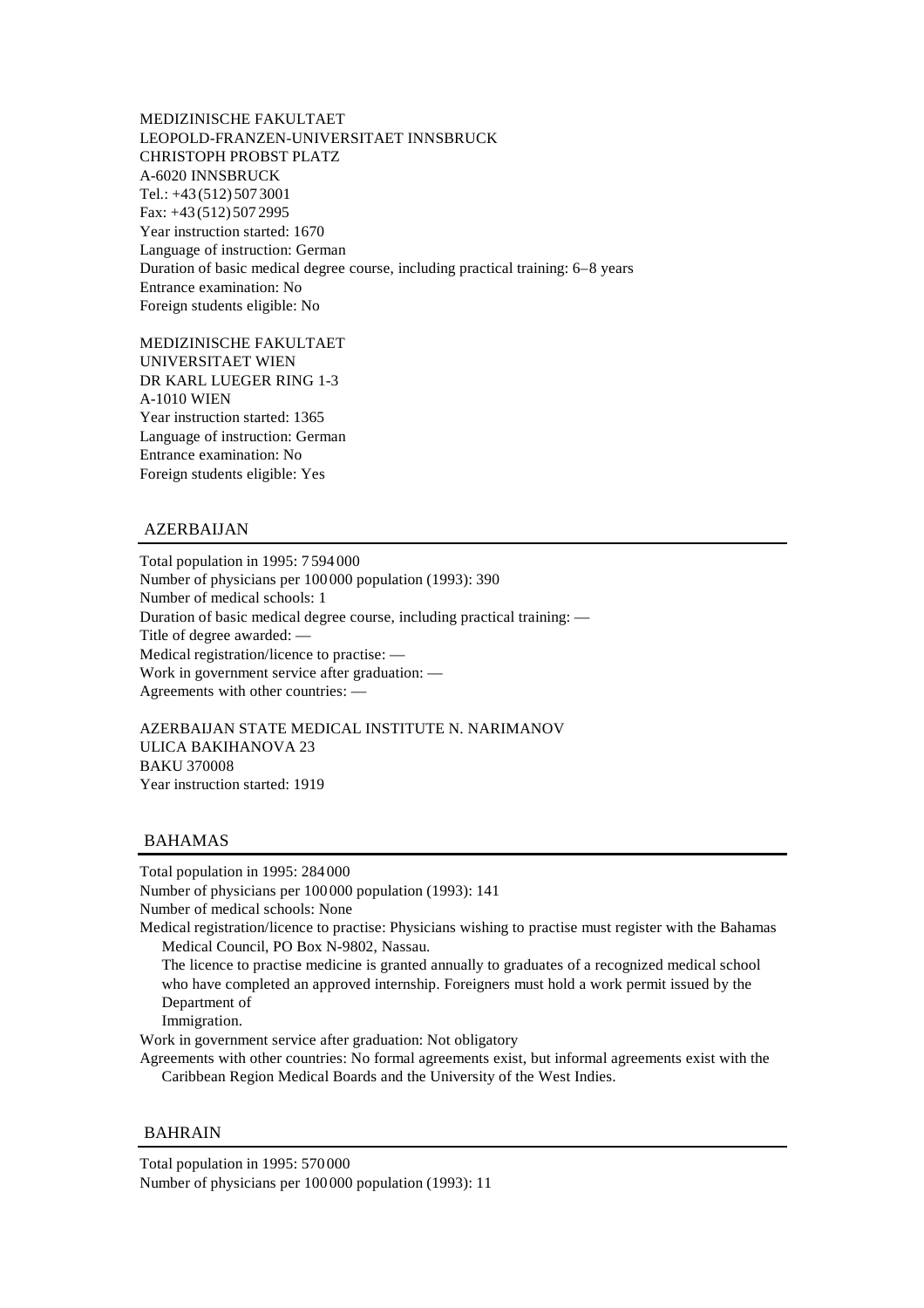MEDIZINISCHE FAKULTAET
LEOPOLD-FRANZEN-UNIVERSITAET INNSBRUCK
CHRISTOPH PROBST PLATZ
A-6020 INNSBRUCK
Tel.: +43 (512) 507 3001
Fax: +43 (512) 507 2995
Year instruction started: 1670
Language of instruction: German
Duration of basic medical degree course, including practical training: 6–8 years
Entrance examination: No
Foreign students eligible: No

MEDIZINISCHE FAKULTAET
UNIVERSITAET WIEN
DR KARL LUEGER RING 1-3
A-1010 WIEN
Year instruction started: 1365
Language of instruction: German
Entrance examination: No
Foreign students eligible: Yes

## AZERBAIJAN

Total population in 1995: 7 594 000
Number of physicians per 100 000 population (1993): 390
Number of medical schools: 1
Duration of basic medical degree course, including practical training: —
Title of degree awarded: —
Medical registration/licence to practise: —
Work in government service after graduation: —
Agreements with other countries: —

AZERBAIJAN STATE MEDICAL INSTITUTE N. NARIMANOV
ULICA BAKIHANOVA 23
BAKU 370008
Year instruction started: 1919

## BAHAMAS

Total population in 1995: 284 000
Number of physicians per 100 000 population (1993): 141
Number of medical schools: None
Medical registration/licence to practise: Physicians wishing to practise must register with the Bahamas Medical Council, PO Box N-9802, Nassau.
The licence to practise medicine is granted annually to graduates of a recognized medical school who have completed an approved internship. Foreigners must hold a work permit issued by the Department of
Immigration.
Work in government service after graduation: Not obligatory
Agreements with other countries: No formal agreements exist, but informal agreements exist with the Caribbean Region Medical Boards and the University of the West Indies.

## BAHRAIN

Total population in 1995: 570 000
Number of physicians per 100 000 population (1993): 11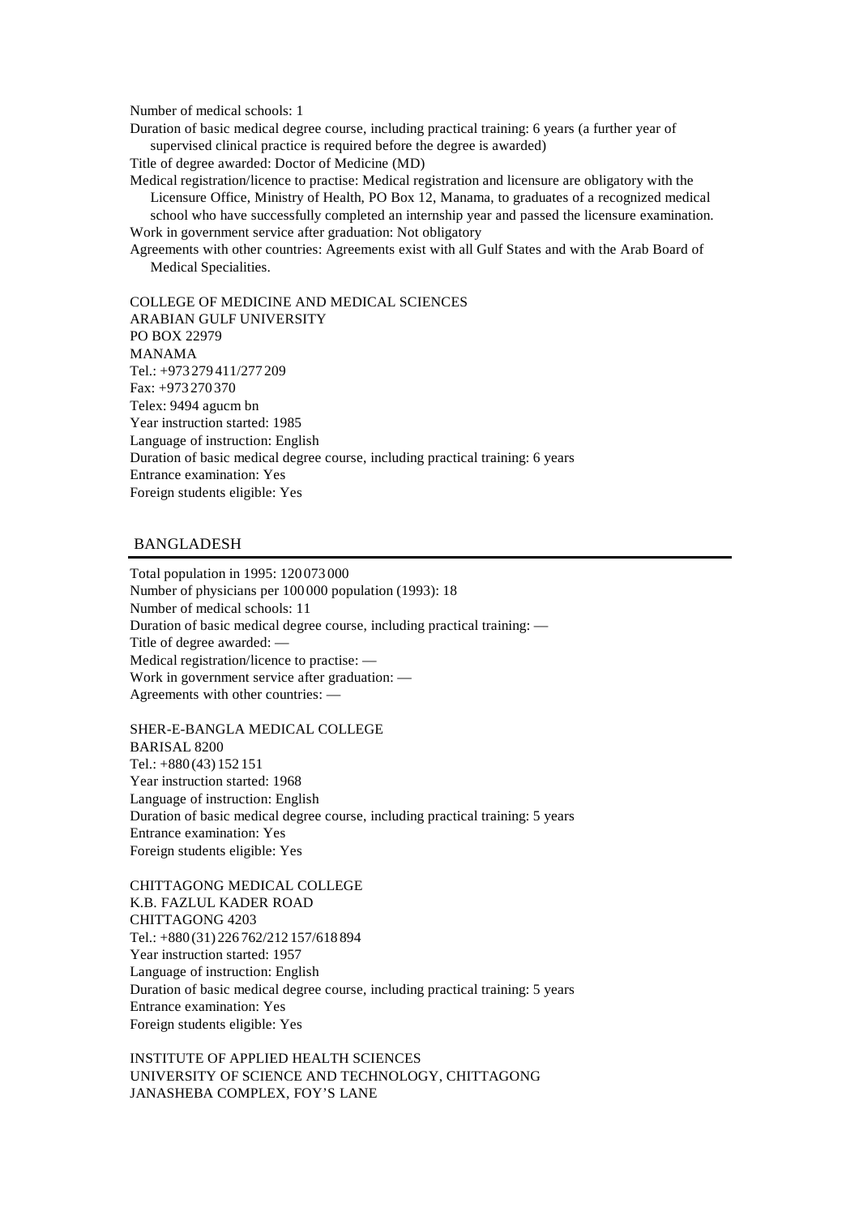Number of medical schools: 1

Duration of basic medical degree course, including practical training: 6 years (a further year of supervised clinical practice is required before the degree is awarded)

Title of degree awarded: Doctor of Medicine (MD)

Medical registration/licence to practise: Medical registration and licensure are obligatory with the Licensure Office, Ministry of Health, PO Box 12, Manama, to graduates of a recognized medical school who have successfully completed an internship year and passed the licensure examination.

Work in government service after graduation: Not obligatory

Agreements with other countries: Agreements exist with all Gulf States and with the Arab Board of Medical Specialities.

COLLEGE OF MEDICINE AND MEDICAL SCIENCES
ARABIAN GULF UNIVERSITY
PO BOX 22979
MANAMA
Tel.: +973 279 411/277 209
Fax: +973 270 370
Telex: 9494 agucm bn
Year instruction started: 1985
Language of instruction: English
Duration of basic medical degree course, including practical training: 6 years
Entrance examination: Yes
Foreign students eligible: Yes

## BANGLADESH

Total population in 1995: 120 073 000
Number of physicians per 100 000 population (1993): 18
Number of medical schools: 11
Duration of basic medical degree course, including practical training: —
Title of degree awarded: —
Medical registration/licence to practise: —
Work in government service after graduation: —
Agreements with other countries: —

SHER-E-BANGLA MEDICAL COLLEGE
BARISAL 8200
Tel.: +880 (43) 152 151
Year instruction started: 1968
Language of instruction: English
Duration of basic medical degree course, including practical training: 5 years
Entrance examination: Yes
Foreign students eligible: Yes

CHITTAGONG MEDICAL COLLEGE
K.B. FAZLUL KADER ROAD
CHITTAGONG 4203
Tel.: +880 (31) 226 762/212 157/618 894
Year instruction started: 1957
Language of instruction: English
Duration of basic medical degree course, including practical training: 5 years
Entrance examination: Yes
Foreign students eligible: Yes

INSTITUTE OF APPLIED HEALTH SCIENCES
UNIVERSITY OF SCIENCE AND TECHNOLOGY, CHITTAGONG
JANASHEBA COMPLEX, FOY'S LANE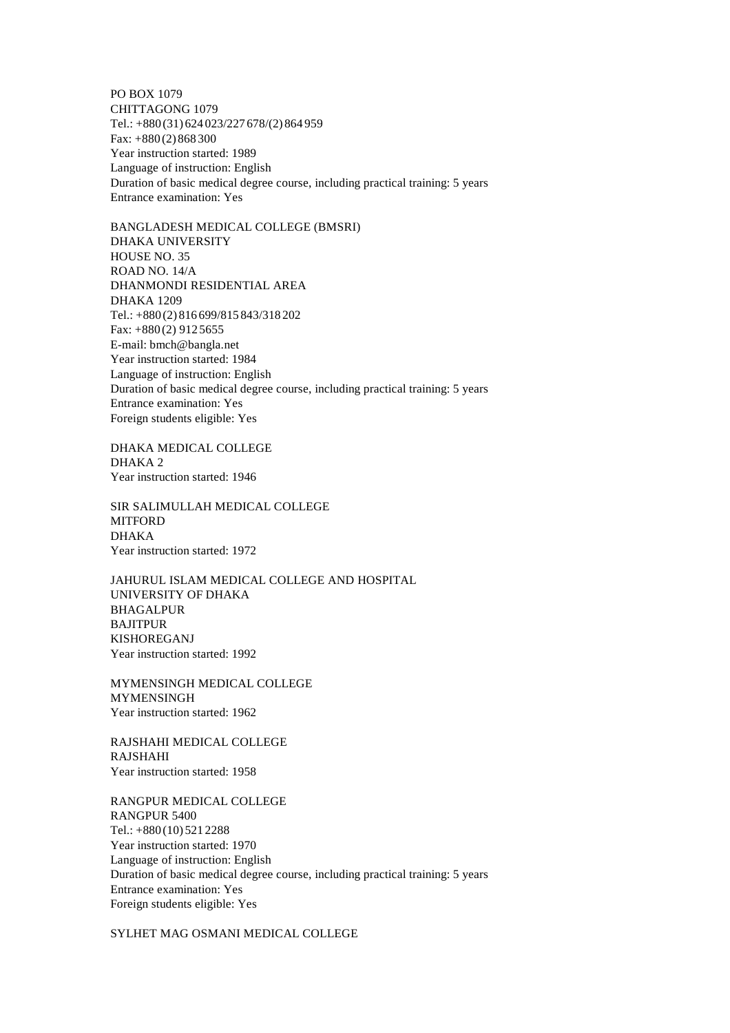PO BOX 1079
CHITTAGONG 1079
Tel.: +880 (31) 624 023/227 678/(2) 864 959
Fax: +880 (2) 868 300
Year instruction started: 1989
Language of instruction: English
Duration of basic medical degree course, including practical training: 5 years
Entrance examination: Yes

BANGLADESH MEDICAL COLLEGE (BMSRI)
DHAKA UNIVERSITY
HOUSE NO. 35
ROAD NO. 14/A
DHANMONDI RESIDENTIAL AREA
DHAKA 1209
Tel.: +880 (2) 816 699/815 843/318 202
Fax: +880 (2) 912 5655
E-mail: bmch@bangla.net
Year instruction started: 1984
Language of instruction: English
Duration of basic medical degree course, including practical training: 5 years
Entrance examination: Yes
Foreign students eligible: Yes

DHAKA MEDICAL COLLEGE
DHAKA 2
Year instruction started: 1946

SIR SALIMULLAH MEDICAL COLLEGE
MITFORD
DHAKA
Year instruction started: 1972

JAHURUL ISLAM MEDICAL COLLEGE AND HOSPITAL
UNIVERSITY OF DHAKA
BHAGALPUR
BAJITPUR
KISHOREGANJ
Year instruction started: 1992

MYMENSINGH MEDICAL COLLEGE
MYMENSINGH
Year instruction started: 1962

RAJSHAHI MEDICAL COLLEGE
RAJSHAHI
Year instruction started: 1958

RANGPUR MEDICAL COLLEGE
RANGPUR 5400
Tel.: +880 (10) 521 2288
Year instruction started: 1970
Language of instruction: English
Duration of basic medical degree course, including practical training: 5 years
Entrance examination: Yes
Foreign students eligible: Yes

SYLHET MAG OSMANI MEDICAL COLLEGE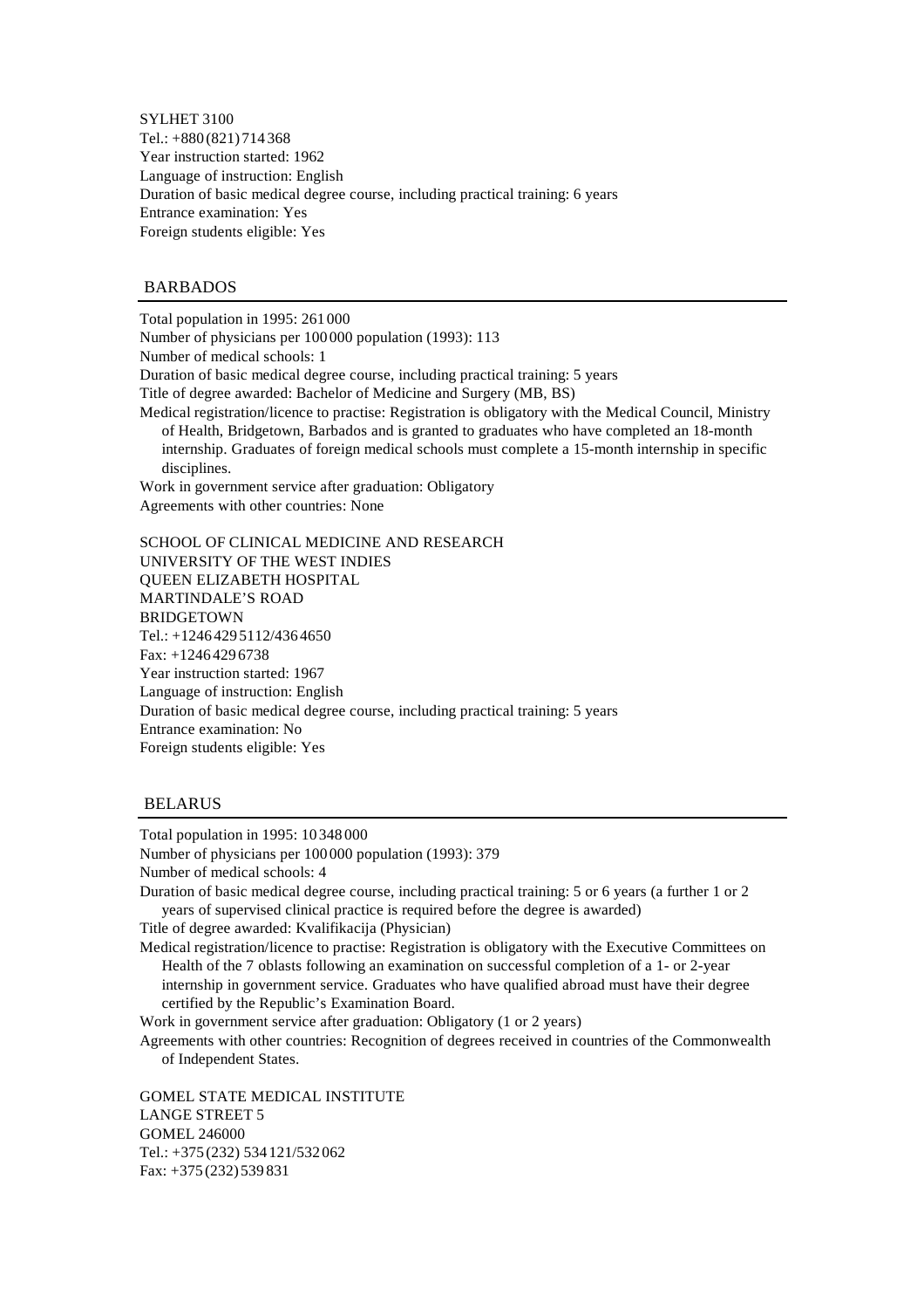SYLHET 3100
Tel.: +880 (821) 714 368
Year instruction started: 1962
Language of instruction: English
Duration of basic medical degree course, including practical training: 6 years
Entrance examination: Yes
Foreign students eligible: Yes

## BARBADOS

Total population in 1995: 261 000
Number of physicians per 100 000 population (1993): 113
Number of medical schools: 1
Duration of basic medical degree course, including practical training: 5 years
Title of degree awarded: Bachelor of Medicine and Surgery (MB, BS)
Medical registration/licence to practise: Registration is obligatory with the Medical Council, Ministry of Health, Bridgetown, Barbados and is granted to graduates who have completed an 18-month internship. Graduates of foreign medical schools must complete a 15-month internship in specific disciplines.
Work in government service after graduation: Obligatory
Agreements with other countries: None

SCHOOL OF CLINICAL MEDICINE AND RESEARCH
UNIVERSITY OF THE WEST INDIES
QUEEN ELIZABETH HOSPITAL
MARTINDALE'S ROAD
BRIDGETOWN
Tel.: +1246 429 5112/436 4650
Fax: +1246 429 6738
Year instruction started: 1967
Language of instruction: English
Duration of basic medical degree course, including practical training: 5 years
Entrance examination: No
Foreign students eligible: Yes

## BELARUS

Total population in 1995: 10 348 000
Number of physicians per 100 000 population (1993): 379
Number of medical schools: 4
Duration of basic medical degree course, including practical training: 5 or 6 years (a further 1 or 2 years of supervised clinical practice is required before the degree is awarded)
Title of degree awarded: Kvalifikacija (Physician)
Medical registration/licence to practise: Registration is obligatory with the Executive Committees on Health of the 7 oblasts following an examination on successful completion of a 1- or 2-year internship in government service. Graduates who have qualified abroad must have their degree certified by the Republic's Examination Board.
Work in government service after graduation: Obligatory (1 or 2 years)
Agreements with other countries: Recognition of degrees received in countries of the Commonwealth of Independent States.

GOMEL STATE MEDICAL INSTITUTE
LANGE STREET 5
GOMEL 246000
Tel.: +375 (232) 534 121/532 062
Fax: +375 (232) 539 831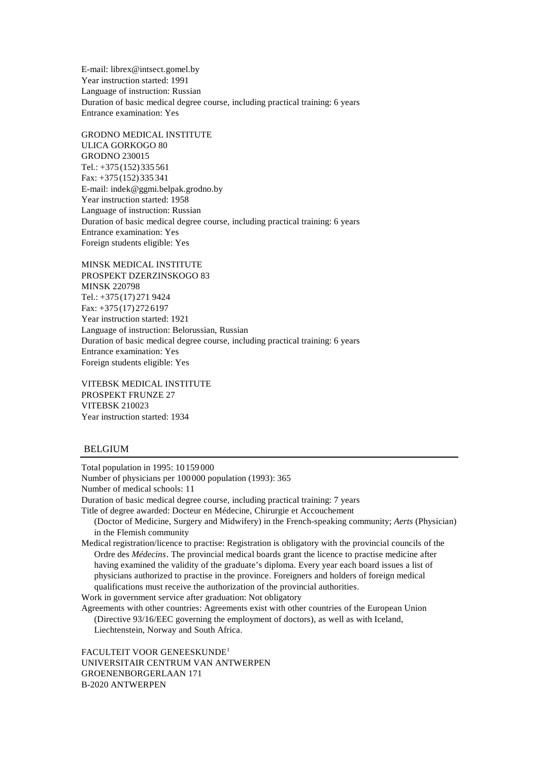E-mail: librex@intsect.gomel.by
Year instruction started: 1991
Language of instruction: Russian
Duration of basic medical degree course, including practical training: 6 years
Entrance examination: Yes

GRODNO MEDICAL INSTITUTE
ULICA GORKOGO 80
GRODNO 230015
Tel.: +375 (152) 335 561
Fax: +375 (152) 335 341
E-mail: indek@ggmi.belpak.grodno.by
Year instruction started: 1958
Language of instruction: Russian
Duration of basic medical degree course, including practical training: 6 years
Entrance examination: Yes
Foreign students eligible: Yes

MINSK MEDICAL INSTITUTE
PROSPEKT DZERZINSKOGO 83
MINSK 220798
Tel.: +375 (17) 271 9424
Fax: +375 (17) 272 6197
Year instruction started: 1921
Language of instruction: Belorussian, Russian
Duration of basic medical degree course, including practical training: 6 years
Entrance examination: Yes
Foreign students eligible: Yes

VITEBSK MEDICAL INSTITUTE
PROSPEKT FRUNZE 27
VITEBSK 210023
Year instruction started: 1934

## BELGIUM

Total population in 1995: 10 159 000
Number of physicians per 100 000 population (1993): 365
Number of medical schools: 11
Duration of basic medical degree course, including practical training: 7 years
Title of degree awarded: Docteur en Médecine, Chirurgie et Accouchement (Doctor of Medicine, Surgery and Midwifery) in the French-speaking community; *Aerts* (Physician) in the Flemish community
Medical registration/licence to practise: Registration is obligatory with the provincial councils of the Ordre des *Médecins*. The provincial medical boards grant the licence to practise medicine after having examined the validity of the graduate's diploma. Every year each board issues a list of physicians authorized to practise in the province. Foreigners and holders of foreign medical qualifications must receive the authorization of the provincial authorities.
Work in government service after graduation: Not obligatory
Agreements with other countries: Agreements exist with other countries of the European Union (Directive 93/16/EEC governing the employment of doctors), as well as with Iceland, Liechtenstein, Norway and South Africa.

FACULTEIT VOOR GENEESKUNDE[1]
UNIVERSITAIR CENTRUM VAN ANTWERPEN
GROENENBORGERLAAN 171
B-2020 ANTWERPEN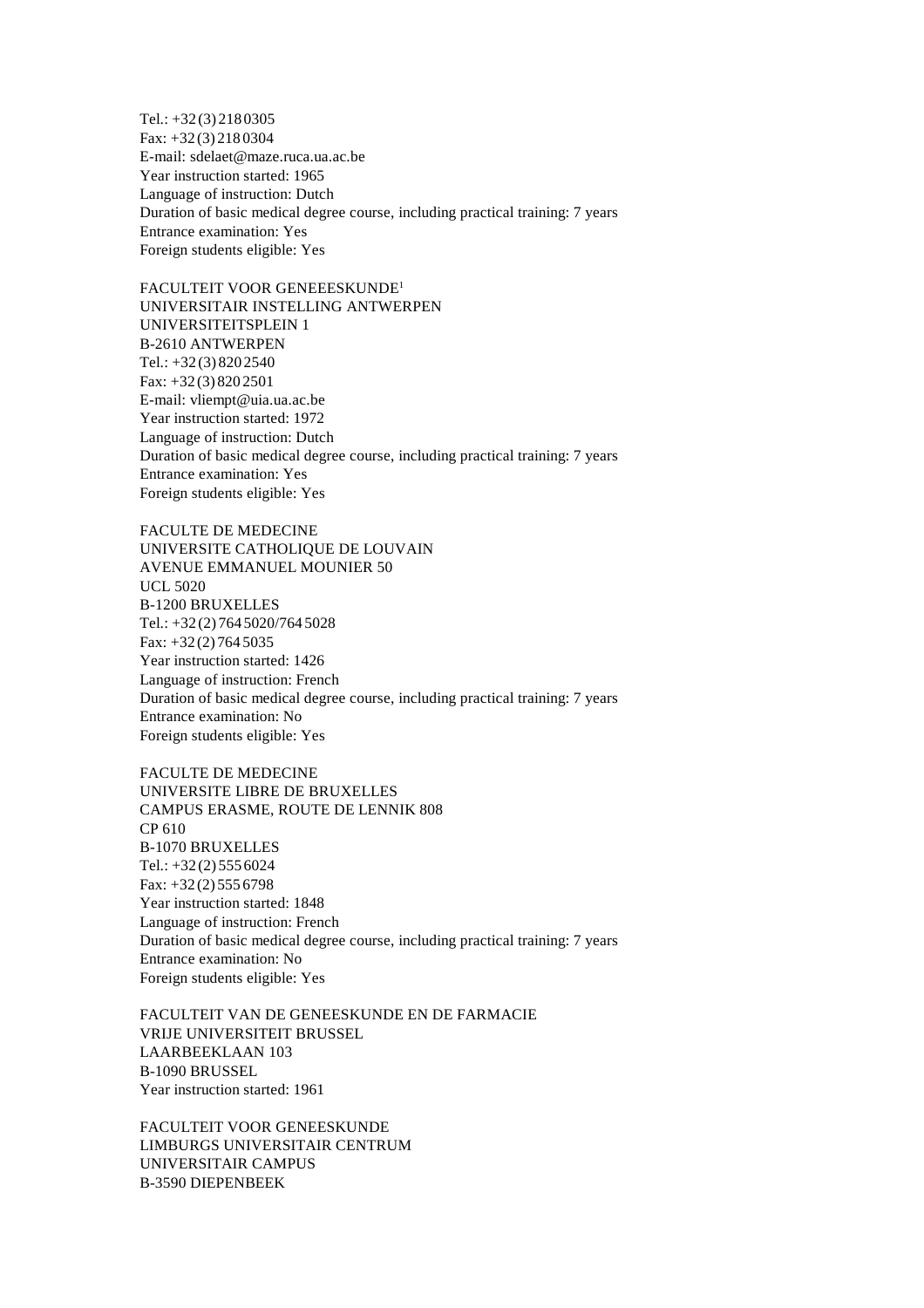Tel.: +32 (3) 218 0305
Fax: +32 (3) 218 0304
E-mail: sdelaet@maze.ruca.ua.ac.be
Year instruction started: 1965
Language of instruction: Dutch
Duration of basic medical degree course, including practical training: 7 years
Entrance examination: Yes
Foreign students eligible: Yes

FACULTEIT VOOR GENEEESKUNDE[1]
UNIVERSITAIR INSTELLING ANTWERPEN
UNIVERSITEITSPLEIN 1
B-2610 ANTWERPEN
Tel.: +32 (3) 820 2540
Fax: +32 (3) 820 2501
E-mail: vliempt@uia.ua.ac.be
Year instruction started: 1972
Language of instruction: Dutch
Duration of basic medical degree course, including practical training: 7 years
Entrance examination: Yes
Foreign students eligible: Yes

FACULTE DE MEDECINE
UNIVERSITE CATHOLIQUE DE LOUVAIN
AVENUE EMMANUEL MOUNIER 50
UCL 5020
B-1200 BRUXELLES
Tel.: +32 (2) 764 5020/764 5028
Fax: +32 (2) 764 5035
Year instruction started: 1426
Language of instruction: French
Duration of basic medical degree course, including practical training: 7 years
Entrance examination: No
Foreign students eligible: Yes

FACULTE DE MEDECINE
UNIVERSITE LIBRE DE BRUXELLES
CAMPUS ERASME, ROUTE DE LENNIK 808
CP 610
B-1070 BRUXELLES
Tel.: +32 (2) 555 6024
Fax: +32 (2) 555 6798
Year instruction started: 1848
Language of instruction: French
Duration of basic medical degree course, including practical training: 7 years
Entrance examination: No
Foreign students eligible: Yes

FACULTEIT VAN DE GENEESKUNDE EN DE FARMACIE
VRIJE UNIVERSITEIT BRUSSEL
LAARBEEKLAAN 103
B-1090 BRUSSEL
Year instruction started: 1961

FACULTEIT VOOR GENEESKUNDE
LIMBURGS UNIVERSITAIR CENTRUM
UNIVERSITAIR CAMPUS
B-3590 DIEPENBEEK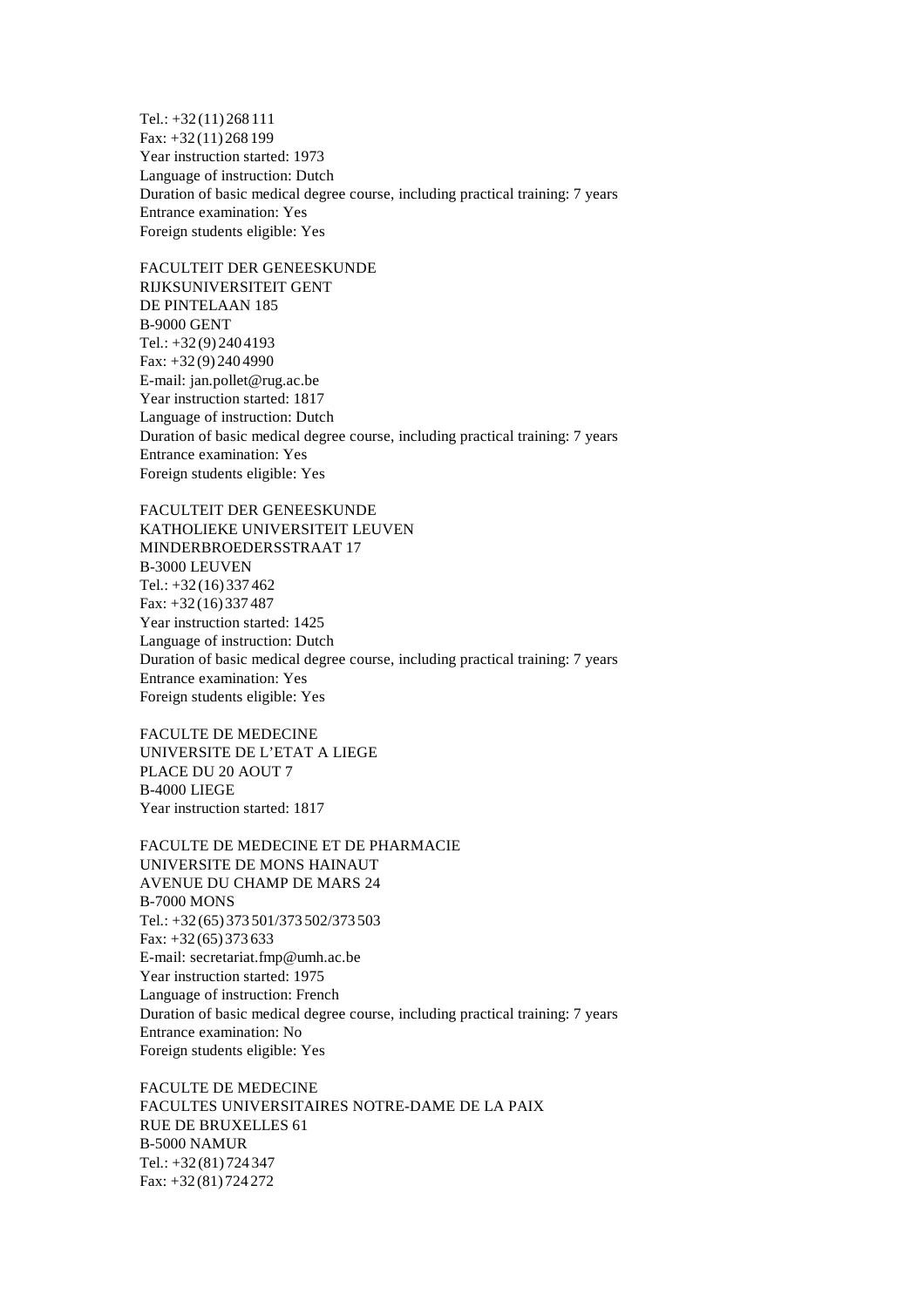Tel.: +32 (11) 268 111
Fax: +32 (11) 268 199
Year instruction started: 1973
Language of instruction: Dutch
Duration of basic medical degree course, including practical training: 7 years
Entrance examination: Yes
Foreign students eligible: Yes

FACULTEIT DER GENEESKUNDE
RIJKSUNIVERSITEIT GENT
DE PINTELAAN 185
B-9000 GENT
Tel.: +32 (9) 240 4193
Fax: +32 (9) 240 4990
E-mail: jan.pollet@rug.ac.be
Year instruction started: 1817
Language of instruction: Dutch
Duration of basic medical degree course, including practical training: 7 years
Entrance examination: Yes
Foreign students eligible: Yes

FACULTEIT DER GENEESKUNDE
KATHOLIEKE UNIVERSITEIT LEUVEN
MINDERBROEDERSSTRAAT 17
B-3000 LEUVEN
Tel.: +32 (16) 337 462
Fax: +32 (16) 337 487
Year instruction started: 1425
Language of instruction: Dutch
Duration of basic medical degree course, including practical training: 7 years
Entrance examination: Yes
Foreign students eligible: Yes

FACULTE DE MEDECINE
UNIVERSITE DE L'ETAT A LIEGE
PLACE DU 20 AOUT 7
B-4000 LIEGE
Year instruction started: 1817

FACULTE DE MEDECINE ET DE PHARMACIE
UNIVERSITE DE MONS HAINAUT
AVENUE DU CHAMP DE MARS 24
B-7000 MONS
Tel.: +32 (65) 373 501/373 502/373 503
Fax: +32 (65) 373 633
E-mail: secretariat.fmp@umh.ac.be
Year instruction started: 1975
Language of instruction: French
Duration of basic medical degree course, including practical training: 7 years
Entrance examination: No
Foreign students eligible: Yes

FACULTE DE MEDECINE
FACULTES UNIVERSITAIRES NOTRE-DAME DE LA PAIX
RUE DE BRUXELLES 61
B-5000 NAMUR
Tel.: +32 (81) 724 347
Fax: +32 (81) 724 272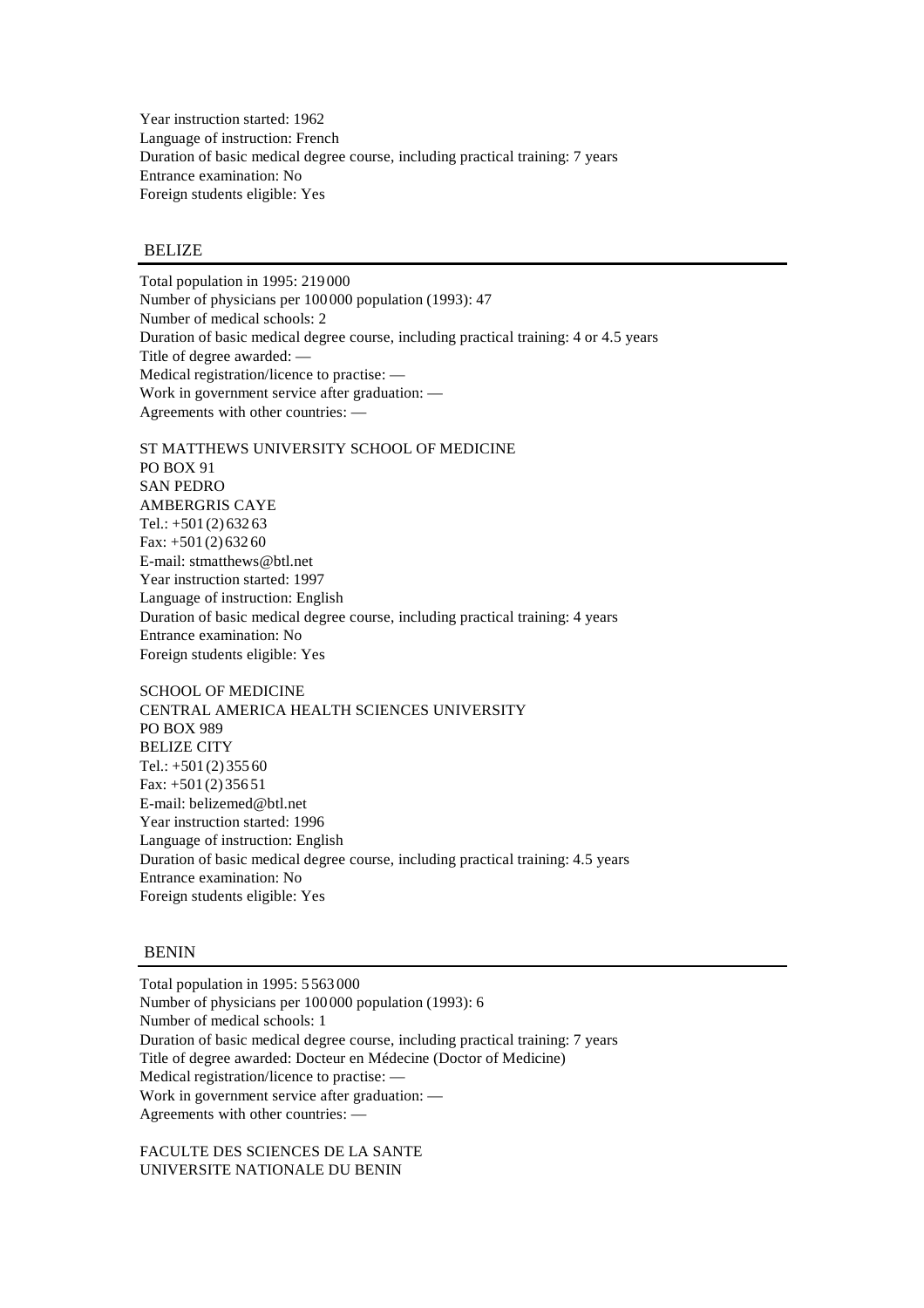Year instruction started: 1962
Language of instruction: French
Duration of basic medical degree course, including practical training: 7 years
Entrance examination: No
Foreign students eligible: Yes

## BELIZE

Total population in 1995: 219 000
Number of physicians per 100 000 population (1993): 47
Number of medical schools: 2
Duration of basic medical degree course, including practical training: 4 or 4.5 years
Title of degree awarded: —
Medical registration/licence to practise: —
Work in government service after graduation: —
Agreements with other countries: —

ST MATTHEWS UNIVERSITY SCHOOL OF MEDICINE
PO BOX 91
SAN PEDRO
AMBERGRIS CAYE
Tel.: +501 (2) 632 63
Fax: +501 (2) 632 60
E-mail: stmatthews@btl.net
Year instruction started: 1997
Language of instruction: English
Duration of basic medical degree course, including practical training: 4 years
Entrance examination: No
Foreign students eligible: Yes

SCHOOL OF MEDICINE
CENTRAL AMERICA HEALTH SCIENCES UNIVERSITY
PO BOX 989
BELIZE CITY
Tel.: +501 (2) 355 60
Fax: +501 (2) 356 51
E-mail: belizemed@btl.net
Year instruction started: 1996
Language of instruction: English
Duration of basic medical degree course, including practical training: 4.5 years
Entrance examination: No
Foreign students eligible: Yes

## BENIN

Total population in 1995: 5 563 000
Number of physicians per 100 000 population (1993): 6
Number of medical schools: 1
Duration of basic medical degree course, including practical training: 7 years
Title of degree awarded: Docteur en Médecine (Doctor of Medicine)
Medical registration/licence to practise: —
Work in government service after graduation: —
Agreements with other countries: —

FACULTE DES SCIENCES DE LA SANTE
UNIVERSITE NATIONALE DU BENIN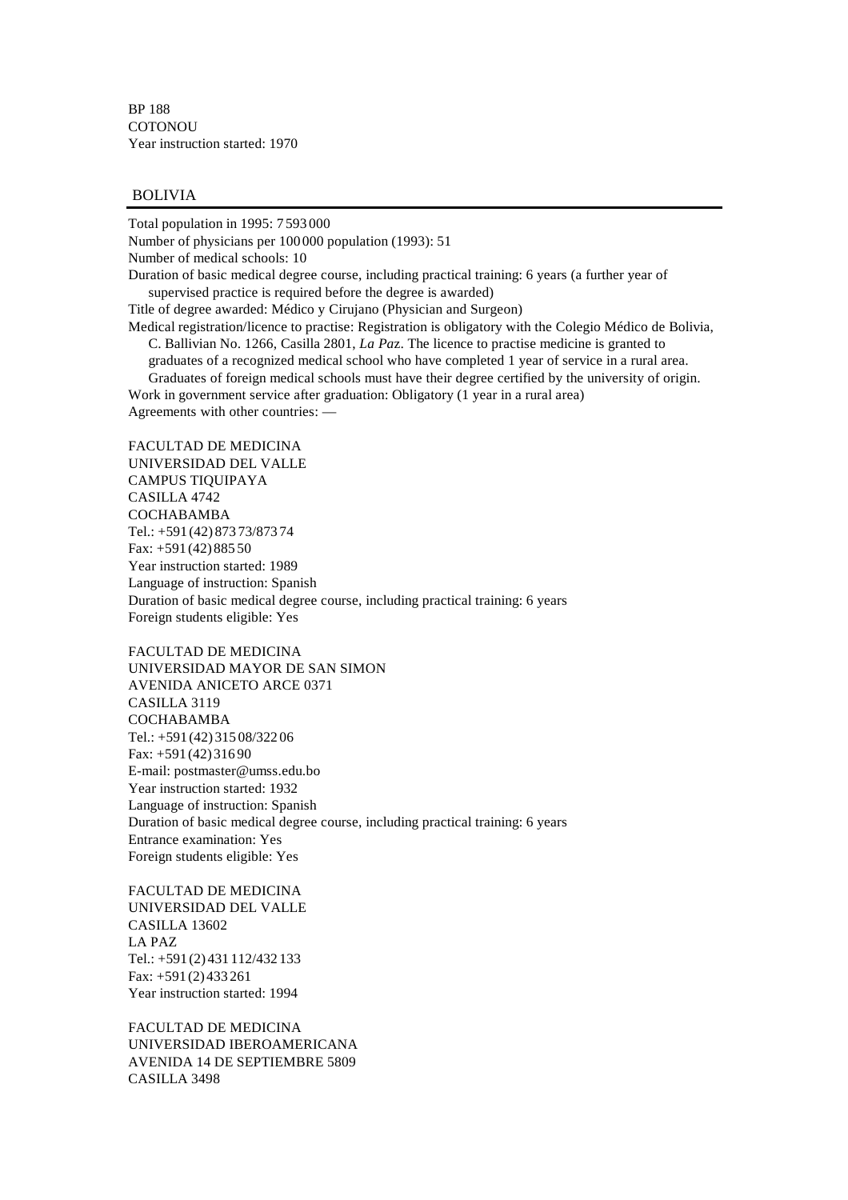BP 188
COTONOU
Year instruction started: 1970

## BOLIVIA

Total population in 1995: 7 593 000
Number of physicians per 100 000 population (1993): 51
Number of medical schools: 10
Duration of basic medical degree course, including practical training: 6 years (a further year of supervised practice is required before the degree is awarded)
Title of degree awarded: Médico y Cirujano (Physician and Surgeon)
Medical registration/licence to practise: Registration is obligatory with the Colegio Médico de Bolivia, C. Ballivian No. 1266, Casilla 2801, *La Paz*. The licence to practise medicine is granted to graduates of a recognized medical school who have completed 1 year of service in a rural area. Graduates of foreign medical schools must have their degree certified by the university of origin.
Work in government service after graduation: Obligatory (1 year in a rural area)
Agreements with other countries: —

FACULTAD DE MEDICINA
UNIVERSIDAD DEL VALLE
CAMPUS TIQUIPAYA
CASILLA 4742
COCHABAMBA
Tel.: +591 (42) 873 73/873 74
Fax: +591 (42) 885 50
Year instruction started: 1989
Language of instruction: Spanish
Duration of basic medical degree course, including practical training: 6 years
Foreign students eligible: Yes

FACULTAD DE MEDICINA
UNIVERSIDAD MAYOR DE SAN SIMON
AVENIDA ANICETO ARCE 0371
CASILLA 3119
COCHABAMBA
Tel.: +591 (42) 315 08/322 06
Fax: +591 (42) 316 90
E-mail: postmaster@umss.edu.bo
Year instruction started: 1932
Language of instruction: Spanish
Duration of basic medical degree course, including practical training: 6 years
Entrance examination: Yes
Foreign students eligible: Yes

FACULTAD DE MEDICINA
UNIVERSIDAD DEL VALLE
CASILLA 13602
LA PAZ
Tel.: +591 (2) 431 112/432 133
Fax: +591 (2) 433 261
Year instruction started: 1994

FACULTAD DE MEDICINA
UNIVERSIDAD IBEROAMERICANA
AVENIDA 14 DE SEPTIEMBRE 5809
CASILLA 3498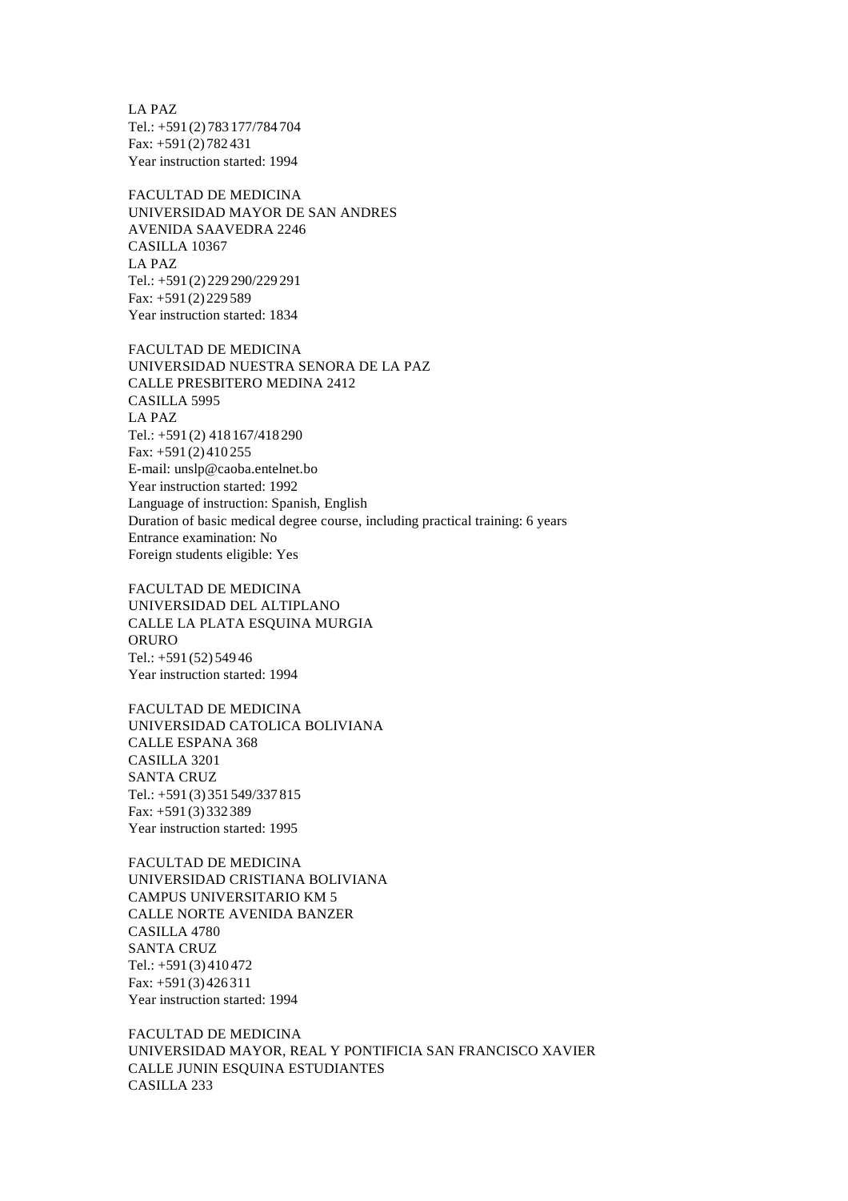LA PAZ
Tel.: +591 (2) 783 177/784 704
Fax: +591 (2) 782 431
Year instruction started: 1994

FACULTAD DE MEDICINA
UNIVERSIDAD MAYOR DE SAN ANDRES
AVENIDA SAAVEDRA 2246
CASILLA 10367
LA PAZ
Tel.: +591 (2) 229 290/229 291
Fax: +591 (2) 229 589
Year instruction started: 1834

FACULTAD DE MEDICINA
UNIVERSIDAD NUESTRA SENORA DE LA PAZ
CALLE PRESBITERO MEDINA 2412
CASILLA 5995
LA PAZ
Tel.: +591 (2) 418 167/418 290
Fax: +591 (2) 410 255
E-mail: unslp@caoba.entelnet.bo
Year instruction started: 1992
Language of instruction: Spanish, English
Duration of basic medical degree course, including practical training: 6 years
Entrance examination: No
Foreign students eligible: Yes

FACULTAD DE MEDICINA
UNIVERSIDAD DEL ALTIPLANO
CALLE LA PLATA ESQUINA MURGIA
ORURO
Tel.: +591 (52) 549 46
Year instruction started: 1994

FACULTAD DE MEDICINA
UNIVERSIDAD CATOLICA BOLIVIANA
CALLE ESPANA 368
CASILLA 3201
SANTA CRUZ
Tel.: +591 (3) 351 549/337 815
Fax: +591 (3) 332 389
Year instruction started: 1995

FACULTAD DE MEDICINA
UNIVERSIDAD CRISTIANA BOLIVIANA
CAMPUS UNIVERSITARIO KM 5
CALLE NORTE AVENIDA BANZER
CASILLA 4780
SANTA CRUZ
Tel.: +591 (3) 410 472
Fax: +591 (3) 426 311
Year instruction started: 1994

FACULTAD DE MEDICINA
UNIVERSIDAD MAYOR, REAL Y PONTIFICIA SAN FRANCISCO XAVIER
CALLE JUNIN ESQUINA ESTUDIANTES
CASILLA 233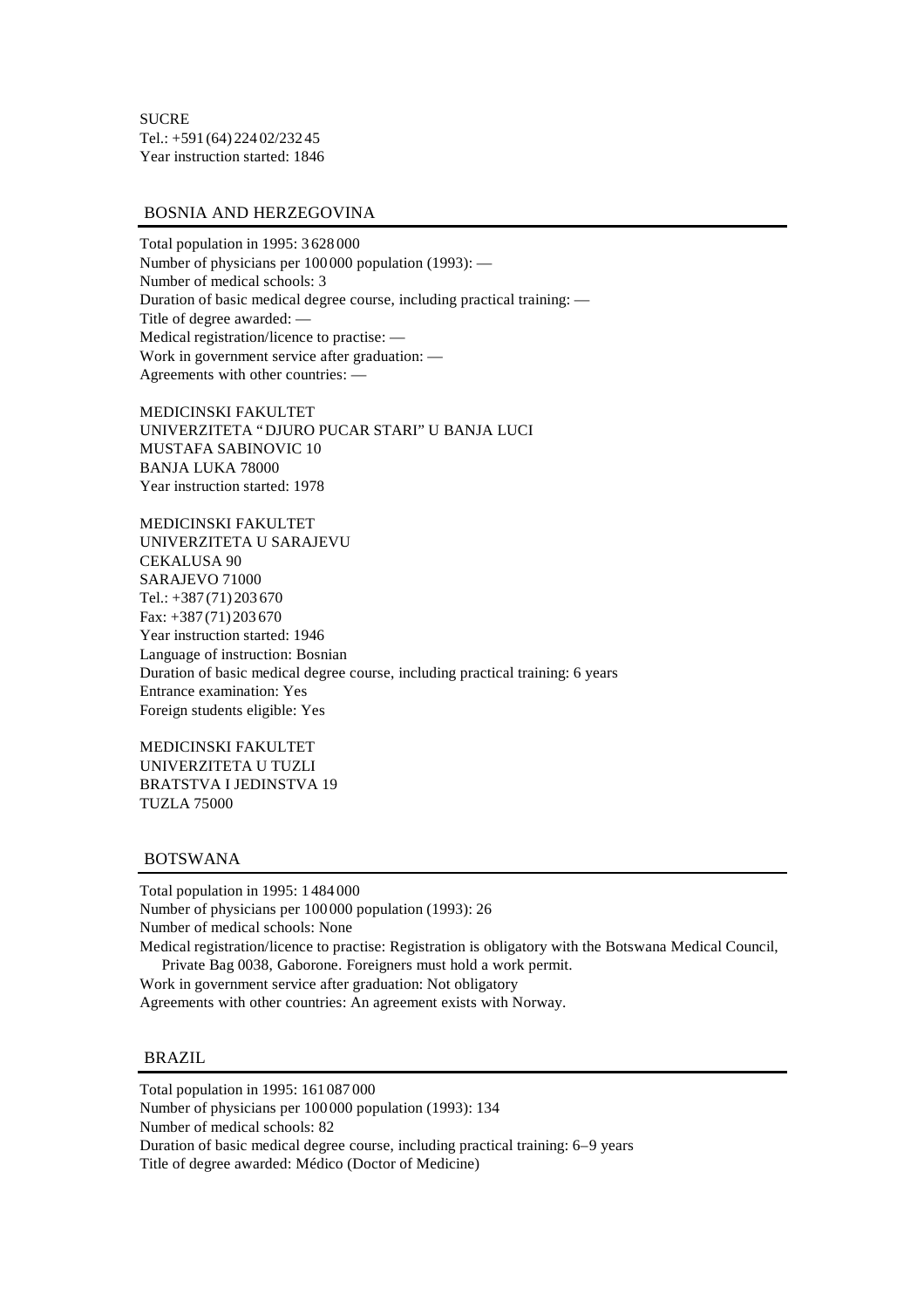SUCRE
Tel.: +591 (64) 224 02/232 45
Year instruction started: 1846

## BOSNIA AND HERZEGOVINA

Total population in 1995: 3 628 000
Number of physicians per 100 000 population (1993): —
Number of medical schools: 3
Duration of basic medical degree course, including practical training: —
Title of degree awarded: —
Medical registration/licence to practise: —
Work in government service after graduation: —
Agreements with other countries: —

MEDICINSKI FAKULTET
UNIVERZITETA "DJURO PUCAR STARI" U BANJA LUCI
MUSTAFA SABINOVIC 10
BANJA LUKA 78000
Year instruction started: 1978

MEDICINSKI FAKULTET
UNIVERZITETA U SARAJEVU
CEKALUSA 90
SARAJEVO 71000
Tel.: +387 (71) 203 670
Fax: +387 (71) 203 670
Year instruction started: 1946
Language of instruction: Bosnian
Duration of basic medical degree course, including practical training: 6 years
Entrance examination: Yes
Foreign students eligible: Yes

MEDICINSKI FAKULTET
UNIVERZITETA U TUZLI
BRATSTVA I JEDINSTVA 19
TUZLA 75000

## BOTSWANA

Total population in 1995: 1 484 000
Number of physicians per 100 000 population (1993): 26
Number of medical schools: None
Medical registration/licence to practise: Registration is obligatory with the Botswana Medical Council, Private Bag 0038, Gaborone. Foreigners must hold a work permit.
Work in government service after graduation: Not obligatory
Agreements with other countries: An agreement exists with Norway.

## BRAZIL

Total population in 1995: 161 087 000
Number of physicians per 100 000 population (1993): 134
Number of medical schools: 82
Duration of basic medical degree course, including practical training: 6–9 years
Title of degree awarded: Médico (Doctor of Medicine)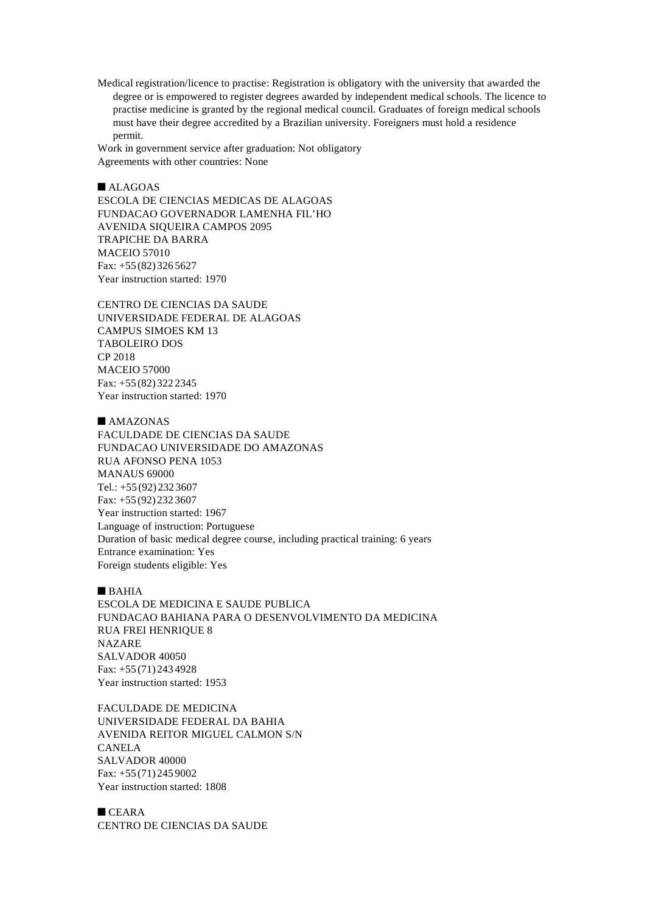Medical registration/licence to practise: Registration is obligatory with the university that awarded the degree or is empowered to register degrees awarded by independent medical schools. The licence to practise medicine is granted by the regional medical council. Graduates of foreign medical schools must have their degree accredited by a Brazilian university. Foreigners must hold a residence permit.

Work in government service after graduation: Not obligatory

Agreements with other countries: None

## ■ ALAGOAS

ESCOLA DE CIENCIAS MEDICAS DE ALAGOAS
FUNDACAO GOVERNADOR LAMENHA FIL'HO
AVENIDA SIQUEIRA CAMPOS 2095
TRAPICHE DA BARRA
MACEIO 57010
Fax: +55 (82) 326 5627
Year instruction started: 1970

CENTRO DE CIENCIAS DA SAUDE
UNIVERSIDADE FEDERAL DE ALAGOAS
CAMPUS SIMOES KM 13
TABOLEIRO DOS
CP 2018
MACEIO 57000
Fax: +55 (82) 322 2345
Year instruction started: 1970

## ■ AMAZONAS

FACULDADE DE CIENCIAS DA SAUDE
FUNDACAO UNIVERSIDADE DO AMAZONAS
RUA AFONSO PENA 1053
MANAUS 69000
Tel.: +55 (92) 232 3607
Fax: +55 (92) 232 3607
Year instruction started: 1967
Language of instruction: Portuguese
Duration of basic medical degree course, including practical training: 6 years
Entrance examination: Yes
Foreign students eligible: Yes

## ■ BAHIA

ESCOLA DE MEDICINA E SAUDE PUBLICA
FUNDACAO BAHIANA PARA O DESENVOLVIMENTO DA MEDICINA
RUA FREI HENRIQUE 8
NAZARE
SALVADOR 40050
Fax: +55 (71) 243 4928
Year instruction started: 1953

FACULDADE DE MEDICINA
UNIVERSIDADE FEDERAL DA BAHIA
AVENIDA REITOR MIGUEL CALMON S/N
CANELA
SALVADOR 40000
Fax: +55 (71) 245 9002
Year instruction started: 1808

## ■ CEARA

CENTRO DE CIENCIAS DA SAUDE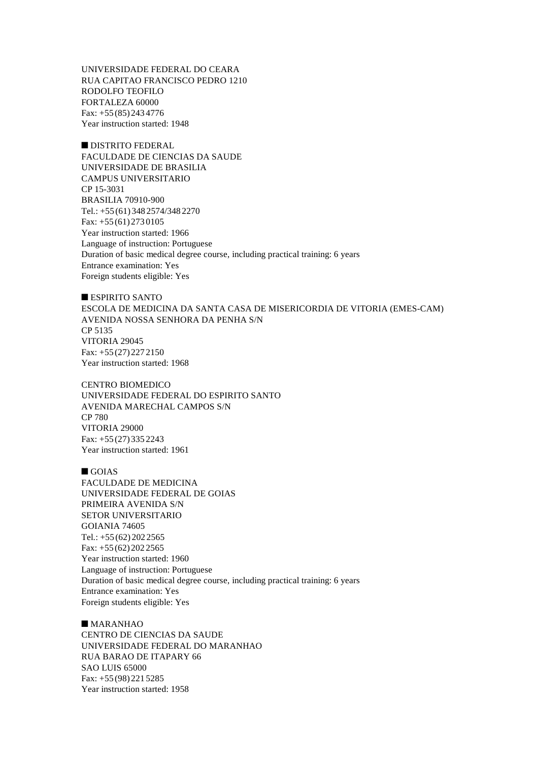UNIVERSIDADE FEDERAL DO CEARA
RUA CAPITAO FRANCISCO PEDRO 1210
RODOLFO TEOFILO
FORTALEZA 60000
Fax: +55 (85) 243 4776
Year instruction started: 1948

## ■ DISTRITO FEDERAL

FACULDADE DE CIENCIAS DA SAUDE
UNIVERSIDADE DE BRASILIA
CAMPUS UNIVERSITARIO
CP 15-3031
BRASILIA 70910-900
Tel.: +55 (61) 348 2574/348 2270
Fax: +55 (61) 273 0105
Year instruction started: 1966
Language of instruction: Portuguese
Duration of basic medical degree course, including practical training: 6 years
Entrance examination: Yes
Foreign students eligible: Yes

## ■ ESPIRITO SANTO

ESCOLA DE MEDICINA DA SANTA CASA DE MISERICORDIA DE VITORIA (EMES-CAM)
AVENIDA NOSSA SENHORA DA PENHA S/N
CP 5135
VITORIA 29045
Fax: +55 (27) 227 2150
Year instruction started: 1968

CENTRO BIOMEDICO
UNIVERSIDADE FEDERAL DO ESPIRITO SANTO
AVENIDA MARECHAL CAMPOS S/N
CP 780
VITORIA 29000
Fax: +55 (27) 335 2243
Year instruction started: 1961

## ■ GOIAS

FACULDADE DE MEDICINA
UNIVERSIDADE FEDERAL DE GOIAS
PRIMEIRA AVENIDA S/N
SETOR UNIVERSITARIO
GOIANIA 74605
Tel.: +55 (62) 202 2565
Fax: +55 (62) 202 2565
Year instruction started: 1960
Language of instruction: Portuguese
Duration of basic medical degree course, including practical training: 6 years
Entrance examination: Yes
Foreign students eligible: Yes

## ■ MARANHAO

CENTRO DE CIENCIAS DA SAUDE
UNIVERSIDADE FEDERAL DO MARANHAO
RUA BARAO DE ITAPARY 66
SAO LUIS 65000
Fax: +55 (98) 221 5285
Year instruction started: 1958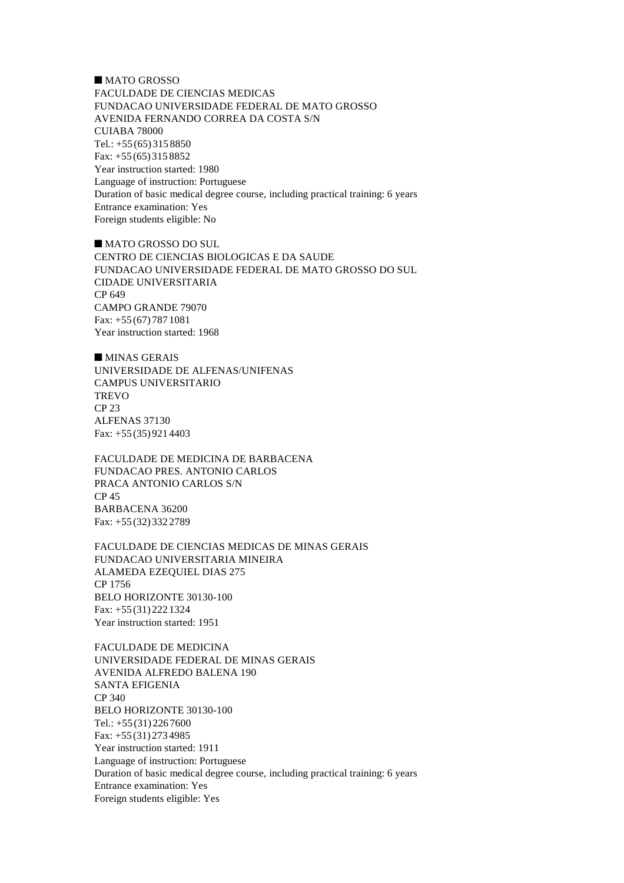## ■ MATO GROSSO

FACULDADE DE CIENCIAS MEDICAS
FUNDACAO UNIVERSIDADE FEDERAL DE MATO GROSSO
AVENIDA FERNANDO CORREA DA COSTA S/N
CUIABA 78000
Tel.: +55 (65) 315 8850
Fax: +55 (65) 315 8852
Year instruction started: 1980
Language of instruction: Portuguese
Duration of basic medical degree course, including practical training: 6 years
Entrance examination: Yes
Foreign students eligible: No

## ■ MATO GROSSO DO SUL

CENTRO DE CIENCIAS BIOLOGICAS E DA SAUDE
FUNDACAO UNIVERSIDADE FEDERAL DE MATO GROSSO DO SUL
CIDADE UNIVERSITARIA
CP 649
CAMPO GRANDE 79070
Fax: +55 (67) 787 1081
Year instruction started: 1968

## ■ MINAS GERAIS

UNIVERSIDADE DE ALFENAS/UNIFENAS
CAMPUS UNIVERSITARIO
TREVO
CP 23
ALFENAS 37130
Fax: +55 (35) 921 4403

FACULDADE DE MEDICINA DE BARBACENA
FUNDACAO PRES. ANTONIO CARLOS
PRACA ANTONIO CARLOS S/N
CP 45
BARBACENA 36200
Fax: +55 (32) 332 2789

FACULDADE DE CIENCIAS MEDICAS DE MINAS GERAIS
FUNDACAO UNIVERSITARIA MINEIRA
ALAMEDA EZEQUIEL DIAS 275
CP 1756
BELO HORIZONTE 30130-100
Fax: +55 (31) 222 1324
Year instruction started: 1951

FACULDADE DE MEDICINA
UNIVERSIDADE FEDERAL DE MINAS GERAIS
AVENIDA ALFREDO BALENA 190
SANTA EFIGENIA
CP 340
BELO HORIZONTE 30130-100
Tel.: +55 (31) 226 7600
Fax: +55 (31) 273 4985
Year instruction started: 1911
Language of instruction: Portuguese
Duration of basic medical degree course, including practical training: 6 years
Entrance examination: Yes
Foreign students eligible: Yes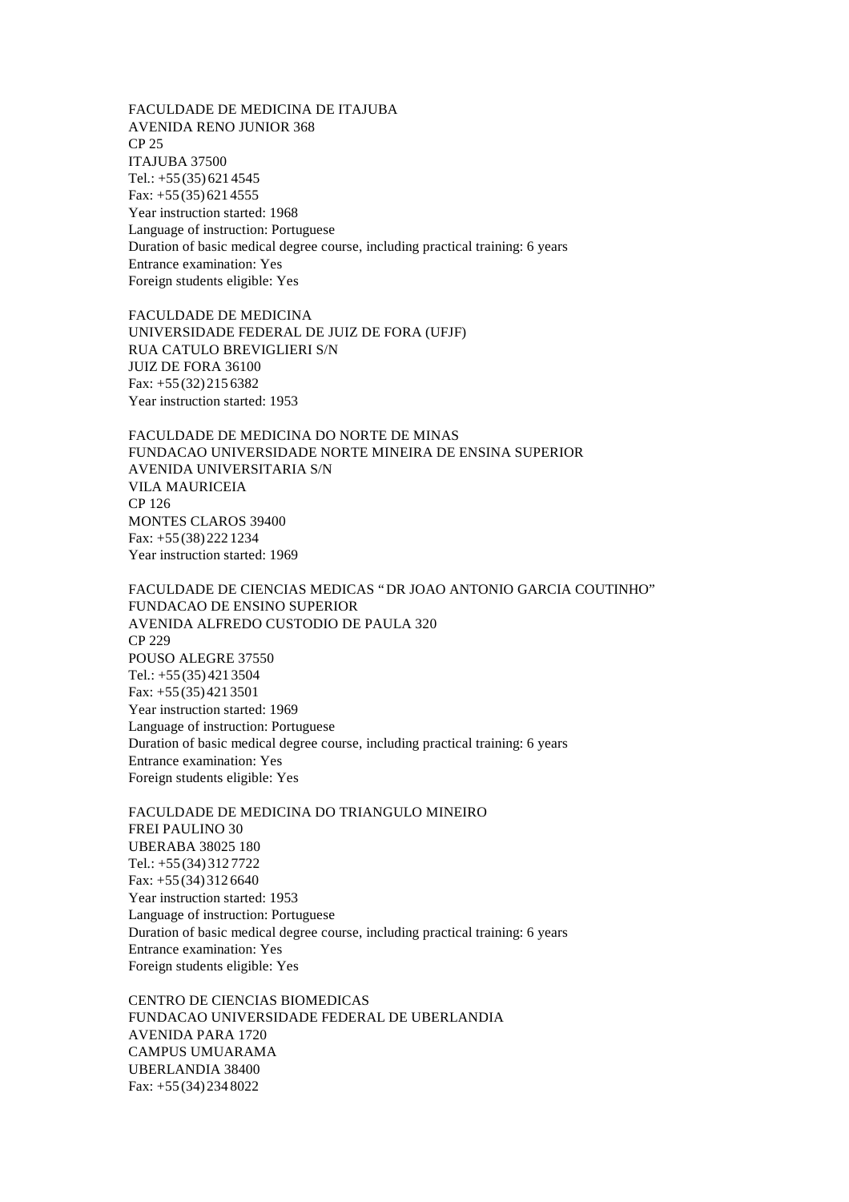FACULDADE DE MEDICINA DE ITAJUBA
AVENIDA RENO JUNIOR 368
CP 25
ITAJUBA 37500
Tel.: +55 (35) 621 4545
Fax: +55 (35) 621 4555
Year instruction started: 1968
Language of instruction: Portuguese
Duration of basic medical degree course, including practical training: 6 years
Entrance examination: Yes
Foreign students eligible: Yes

FACULDADE DE MEDICINA
UNIVERSIDADE FEDERAL DE JUIZ DE FORA (UFJF)
RUA CATULO BREVIGLIERI S/N
JUIZ DE FORA 36100
Fax: +55 (32) 215 6382
Year instruction started: 1953

FACULDADE DE MEDICINA DO NORTE DE MINAS
FUNDACAO UNIVERSIDADE NORTE MINEIRA DE ENSINA SUPERIOR
AVENIDA UNIVERSITARIA S/N
VILA MAURICEIA
CP 126
MONTES CLAROS 39400
Fax: +55 (38) 222 1234
Year instruction started: 1969

FACULDADE DE CIENCIAS MEDICAS "DR JOAO ANTONIO GARCIA COUTINHO"
FUNDACAO DE ENSINO SUPERIOR
AVENIDA ALFREDO CUSTODIO DE PAULA 320
CP 229
POUSO ALEGRE 37550
Tel.: +55 (35) 421 3504
Fax: +55 (35) 421 3501
Year instruction started: 1969
Language of instruction: Portuguese
Duration of basic medical degree course, including practical training: 6 years
Entrance examination: Yes
Foreign students eligible: Yes

FACULDADE DE MEDICINA DO TRIANGULO MINEIRO
FREI PAULINO 30
UBERABA 38025 180
Tel.: +55 (34) 312 7722
Fax: +55 (34) 312 6640
Year instruction started: 1953
Language of instruction: Portuguese
Duration of basic medical degree course, including practical training: 6 years
Entrance examination: Yes
Foreign students eligible: Yes

CENTRO DE CIENCIAS BIOMEDICAS
FUNDACAO UNIVERSIDADE FEDERAL DE UBERLANDIA
AVENIDA PARA 1720
CAMPUS UMUARAMA
UBERLANDIA 38400
Fax: +55 (34) 234 8022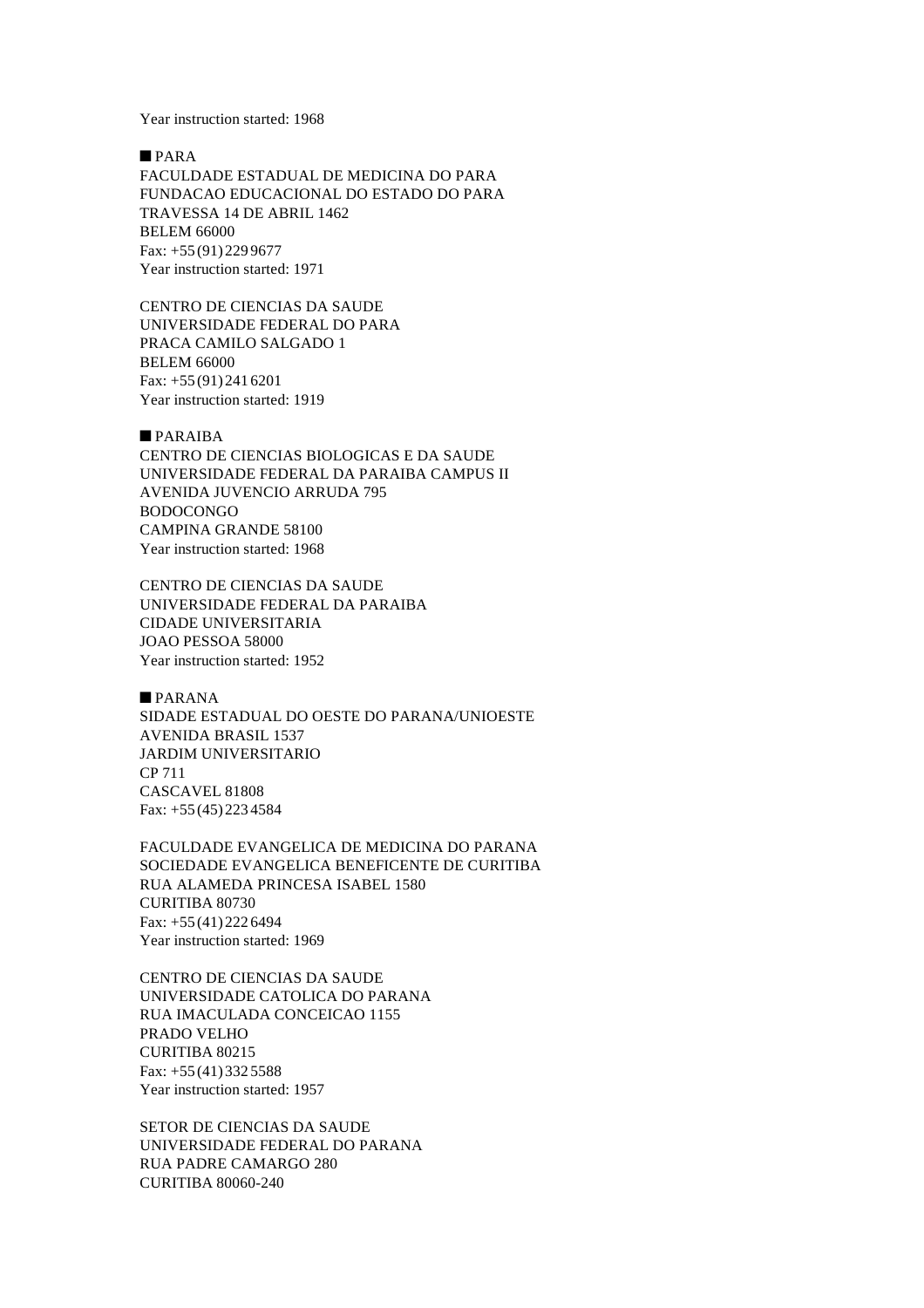Year instruction started: 1968

■ PARA

FACULDADE ESTADUAL DE MEDICINA DO PARA
FUNDACAO EDUCACIONAL DO ESTADO DO PARA
TRAVESSA 14 DE ABRIL 1462
BELEM 66000
Fax: +55 (91) 229 9677
Year instruction started: 1971

CENTRO DE CIENCIAS DA SAUDE
UNIVERSIDADE FEDERAL DO PARA
PRACA CAMILO SALGADO 1
BELEM 66000
Fax: +55 (91) 241 6201
Year instruction started: 1919

■ PARAIBA

CENTRO DE CIENCIAS BIOLOGICAS E DA SAUDE
UNIVERSIDADE FEDERAL DA PARAIBA CAMPUS II
AVENIDA JUVENCIO ARRUDA 795
BODOCONGO
CAMPINA GRANDE 58100
Year instruction started: 1968

CENTRO DE CIENCIAS DA SAUDE
UNIVERSIDADE FEDERAL DA PARAIBA
CIDADE UNIVERSITARIA
JOAO PESSOA 58000
Year instruction started: 1952

■ PARANA

SIDADE ESTADUAL DO OESTE DO PARANA/UNIOESTE
AVENIDA BRASIL 1537
JARDIM UNIVERSITARIO
CP 711
CASCAVEL 81808
Fax: +55 (45) 223 4584

FACULDADE EVANGELICA DE MEDICINA DO PARANA
SOCIEDADE EVANGELICA BENEFICENTE DE CURITIBA
RUA ALAMEDA PRINCESA ISABEL 1580
CURITIBA 80730
Fax: +55 (41) 222 6494
Year instruction started: 1969

CENTRO DE CIENCIAS DA SAUDE
UNIVERSIDADE CATOLICA DO PARANA
RUA IMACULADA CONCEICAO 1155
PRADO VELHO
CURITIBA 80215
Fax: +55 (41) 332 5588
Year instruction started: 1957

SETOR DE CIENCIAS DA SAUDE
UNIVERSIDADE FEDERAL DO PARANA
RUA PADRE CAMARGO 280
CURITIBA 80060-240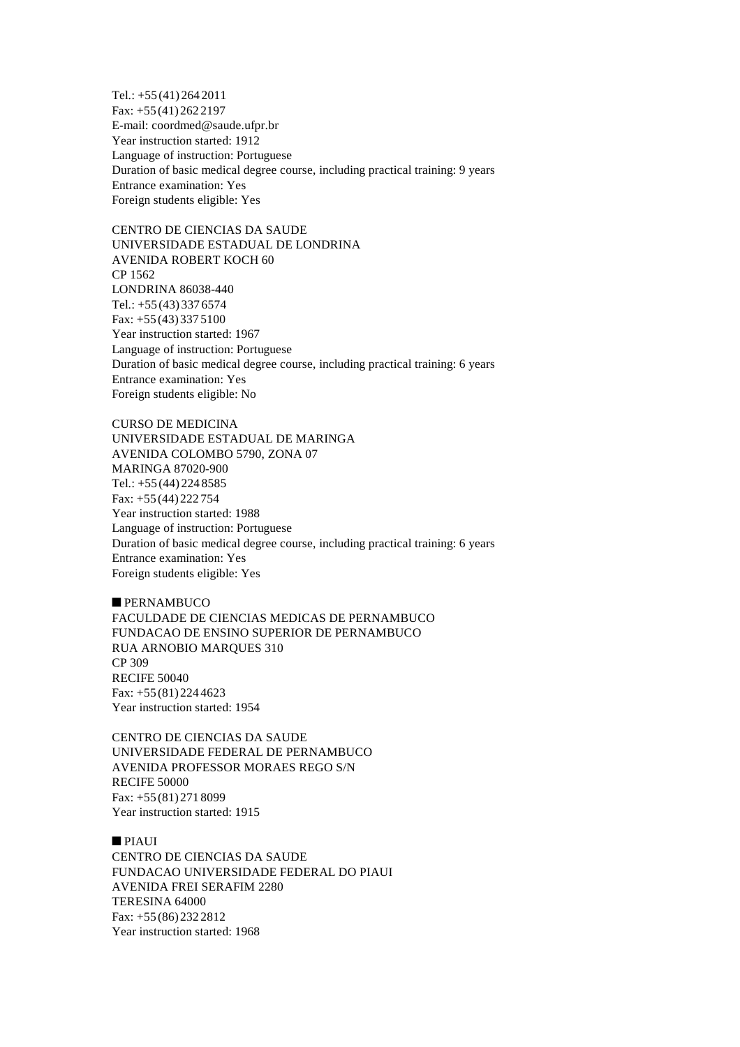Tel.: +55 (41) 264 2011
Fax: +55 (41) 262 2197
E-mail: coordmed@saude.ufpr.br
Year instruction started: 1912
Language of instruction: Portuguese
Duration of basic medical degree course, including practical training: 9 years
Entrance examination: Yes
Foreign students eligible: Yes

CENTRO DE CIENCIAS DA SAUDE
UNIVERSIDADE ESTADUAL DE LONDRINA
AVENIDA ROBERT KOCH 60
CP 1562
LONDRINA 86038-440
Tel.: +55 (43) 337 6574
Fax: +55 (43) 337 5100
Year instruction started: 1967
Language of instruction: Portuguese
Duration of basic medical degree course, including practical training: 6 years
Entrance examination: Yes
Foreign students eligible: No

CURSO DE MEDICINA
UNIVERSIDADE ESTADUAL DE MARINGA
AVENIDA COLOMBO 5790, ZONA 07
MARINGA 87020-900
Tel.: +55 (44) 224 8585
Fax: +55 (44) 222 754
Year instruction started: 1988
Language of instruction: Portuguese
Duration of basic medical degree course, including practical training: 6 years
Entrance examination: Yes
Foreign students eligible: Yes

## ■ PERNAMBUCO

FACULDADE DE CIENCIAS MEDICAS DE PERNAMBUCO
FUNDACAO DE ENSINO SUPERIOR DE PERNAMBUCO
RUA ARNOBIO MARQUES 310
CP 309
RECIFE 50040
Fax: +55 (81) 224 4623
Year instruction started: 1954

CENTRO DE CIENCIAS DA SAUDE
UNIVERSIDADE FEDERAL DE PERNAMBUCO
AVENIDA PROFESSOR MORAES REGO S/N
RECIFE 50000
Fax: +55 (81) 271 8099
Year instruction started: 1915

## ■ PIAUI

CENTRO DE CIENCIAS DA SAUDE
FUNDACAO UNIVERSIDADE FEDERAL DO PIAUI
AVENIDA FREI SERAFIM 2280
TERESINA 64000
Fax: +55 (86) 232 2812
Year instruction started: 1968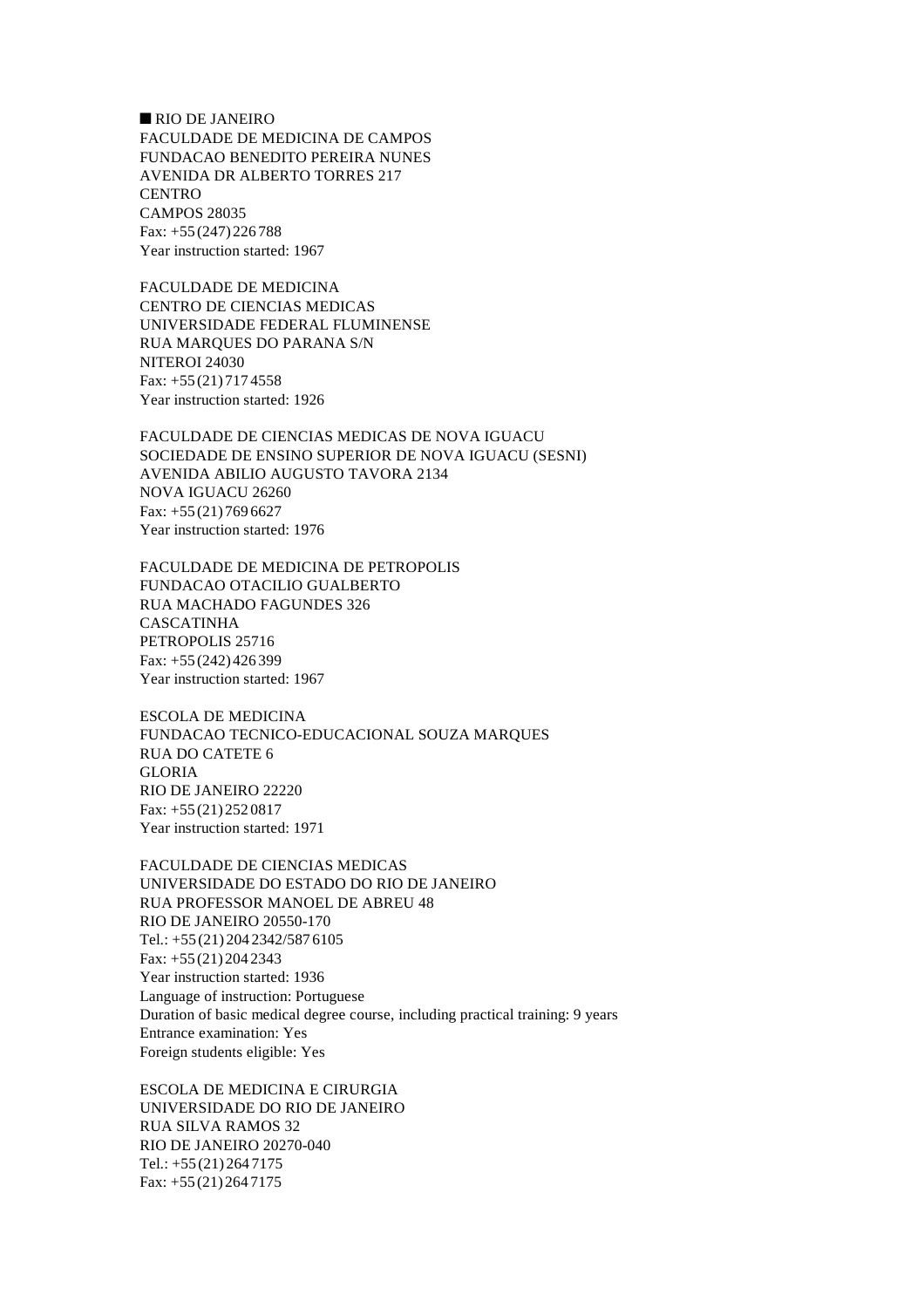■ RIO DE JANEIRO

FACULDADE DE MEDICINA DE CAMPOS
FUNDACAO BENEDITO PEREIRA NUNES
AVENIDA DR ALBERTO TORRES 217
CENTRO
CAMPOS 28035
Fax: +55 (247) 226 788
Year instruction started: 1967

FACULDADE DE MEDICINA
CENTRO DE CIENCIAS MEDICAS
UNIVERSIDADE FEDERAL FLUMINENSE
RUA MARQUES DO PARANA S/N
NITEROI 24030
Fax: +55 (21) 717 4558
Year instruction started: 1926

FACULDADE DE CIENCIAS MEDICAS DE NOVA IGUACU
SOCIEDADE DE ENSINO SUPERIOR DE NOVA IGUACU (SESNI)
AVENIDA ABILIO AUGUSTO TAVORA 2134
NOVA IGUACU 26260
Fax: +55 (21) 769 6627
Year instruction started: 1976

FACULDADE DE MEDICINA DE PETROPOLIS
FUNDACAO OTACILIO GUALBERTO
RUA MACHADO FAGUNDES 326
CASCATINHA
PETROPOLIS 25716
Fax: +55 (242) 426 399
Year instruction started: 1967

ESCOLA DE MEDICINA
FUNDACAO TECNICO-EDUCACIONAL SOUZA MARQUES
RUA DO CATETE 6
GLORIA
RIO DE JANEIRO 22220
Fax: +55 (21) 252 0817
Year instruction started: 1971

FACULDADE DE CIENCIAS MEDICAS
UNIVERSIDADE DO ESTADO DO RIO DE JANEIRO
RUA PROFESSOR MANOEL DE ABREU 48
RIO DE JANEIRO 20550-170
Tel.: +55 (21) 204 2342/587 6105
Fax: +55 (21) 204 2343
Year instruction started: 1936
Language of instruction: Portuguese
Duration of basic medical degree course, including practical training: 9 years
Entrance examination: Yes
Foreign students eligible: Yes

ESCOLA DE MEDICINA E CIRURGIA
UNIVERSIDADE DO RIO DE JANEIRO
RUA SILVA RAMOS 32
RIO DE JANEIRO 20270-040
Tel.: +55 (21) 264 7175
Fax: +55 (21) 264 7175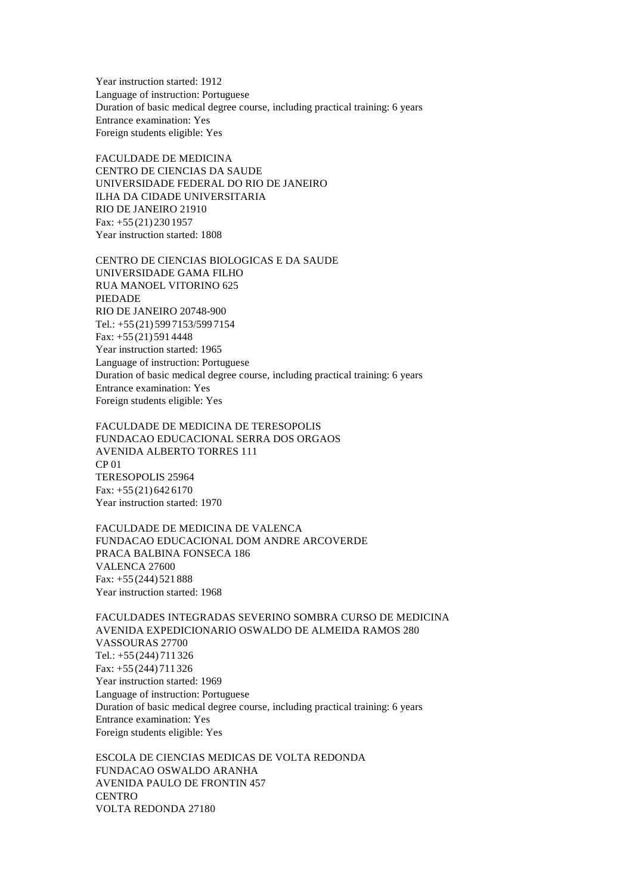Year instruction started: 1912
Language of instruction: Portuguese
Duration of basic medical degree course, including practical training: 6 years
Entrance examination: Yes
Foreign students eligible: Yes

FACULDADE DE MEDICINA
CENTRO DE CIENCIAS DA SAUDE
UNIVERSIDADE FEDERAL DO RIO DE JANEIRO
ILHA DA CIDADE UNIVERSITARIA
RIO DE JANEIRO 21910
Fax: +55 (21) 230 1957
Year instruction started: 1808

CENTRO DE CIENCIAS BIOLOGICAS E DA SAUDE
UNIVERSIDADE GAMA FILHO
RUA MANOEL VITORINO 625
PIEDADE
RIO DE JANEIRO 20748-900
Tel.: +55 (21) 599 7153/599 7154
Fax: +55 (21) 591 4448
Year instruction started: 1965
Language of instruction: Portuguese
Duration of basic medical degree course, including practical training: 6 years
Entrance examination: Yes
Foreign students eligible: Yes

FACULDADE DE MEDICINA DE TERESOPOLIS
FUNDACAO EDUCACIONAL SERRA DOS ORGAOS
AVENIDA ALBERTO TORRES 111
CP 01
TERESOPOLIS 25964
Fax: +55 (21) 642 6170
Year instruction started: 1970

FACULDADE DE MEDICINA DE VALENCA
FUNDACAO EDUCACIONAL DOM ANDRE ARCOVERDE
PRACA BALBINA FONSECA 186
VALENCA 27600
Fax: +55 (244) 521 888
Year instruction started: 1968

FACULDADES INTEGRADAS SEVERINO SOMBRA CURSO DE MEDICINA
AVENIDA EXPEDICIONARIO OSWALDO DE ALMEIDA RAMOS 280
VASSOURAS 27700
Tel.: +55 (244) 711 326
Fax: +55 (244) 711 326
Year instruction started: 1969
Language of instruction: Portuguese
Duration of basic medical degree course, including practical training: 6 years
Entrance examination: Yes
Foreign students eligible: Yes

ESCOLA DE CIENCIAS MEDICAS DE VOLTA REDONDA
FUNDACAO OSWALDO ARANHA
AVENIDA PAULO DE FRONTIN 457
CENTRO
VOLTA REDONDA 27180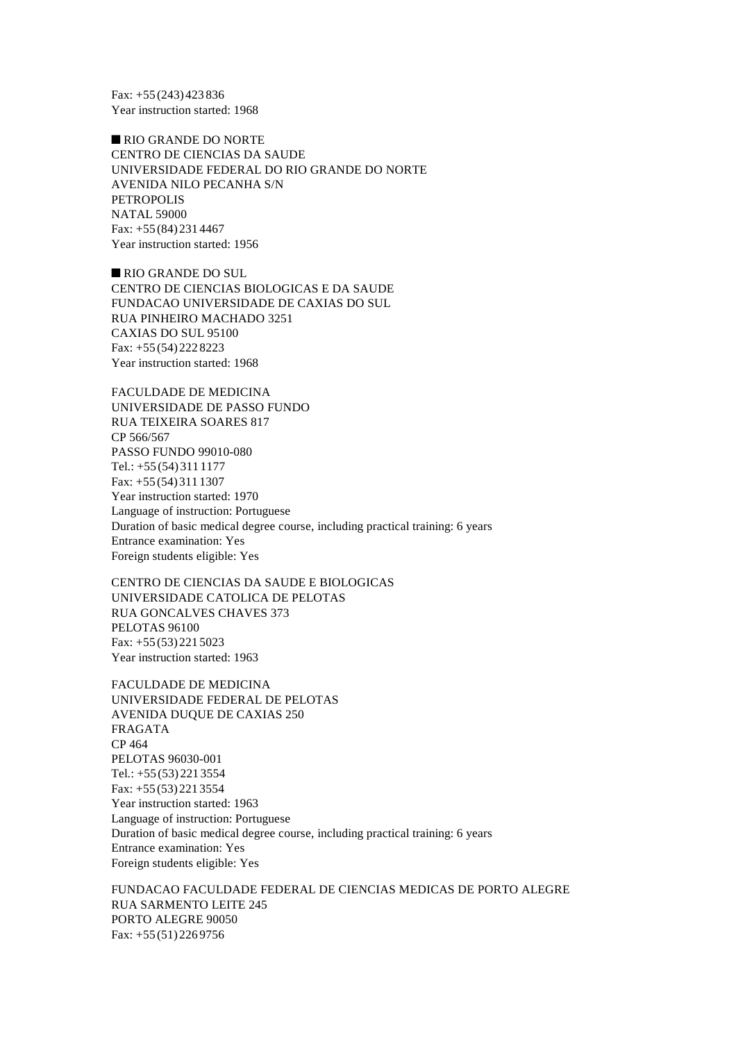Fax: +55 (243) 423 836
Year instruction started: 1968

## ■ RIO GRANDE DO NORTE

CENTRO DE CIENCIAS DA SAUDE
UNIVERSIDADE FEDERAL DO RIO GRANDE DO NORTE
AVENIDA NILO PECANHA S/N
PETROPOLIS
NATAL 59000
Fax: +55 (84) 231 4467
Year instruction started: 1956

## ■ RIO GRANDE DO SUL

CENTRO DE CIENCIAS BIOLOGICAS E DA SAUDE
FUNDACAO UNIVERSIDADE DE CAXIAS DO SUL
RUA PINHEIRO MACHADO 3251
CAXIAS DO SUL 95100
Fax: +55 (54) 222 8223
Year instruction started: 1968

FACULDADE DE MEDICINA
UNIVERSIDADE DE PASSO FUNDO
RUA TEIXEIRA SOARES 817
CP 566/567
PASSO FUNDO 99010-080
Tel.: +55 (54) 311 1177
Fax: +55 (54) 311 1307
Year instruction started: 1970
Language of instruction: Portuguese
Duration of basic medical degree course, including practical training: 6 years
Entrance examination: Yes
Foreign students eligible: Yes

CENTRO DE CIENCIAS DA SAUDE E BIOLOGICAS
UNIVERSIDADE CATOLICA DE PELOTAS
RUA GONCALVES CHAVES 373
PELOTAS 96100
Fax: +55 (53) 221 5023
Year instruction started: 1963

FACULDADE DE MEDICINA
UNIVERSIDADE FEDERAL DE PELOTAS
AVENIDA DUQUE DE CAXIAS 250
FRAGATA
CP 464
PELOTAS 96030-001
Tel.: +55 (53) 221 3554
Fax: +55 (53) 221 3554
Year instruction started: 1963
Language of instruction: Portuguese
Duration of basic medical degree course, including practical training: 6 years
Entrance examination: Yes
Foreign students eligible: Yes

FUNDACAO FACULDADE FEDERAL DE CIENCIAS MEDICAS DE PORTO ALEGRE
RUA SARMENTO LEITE 245
PORTO ALEGRE 90050
Fax: +55 (51) 226 9756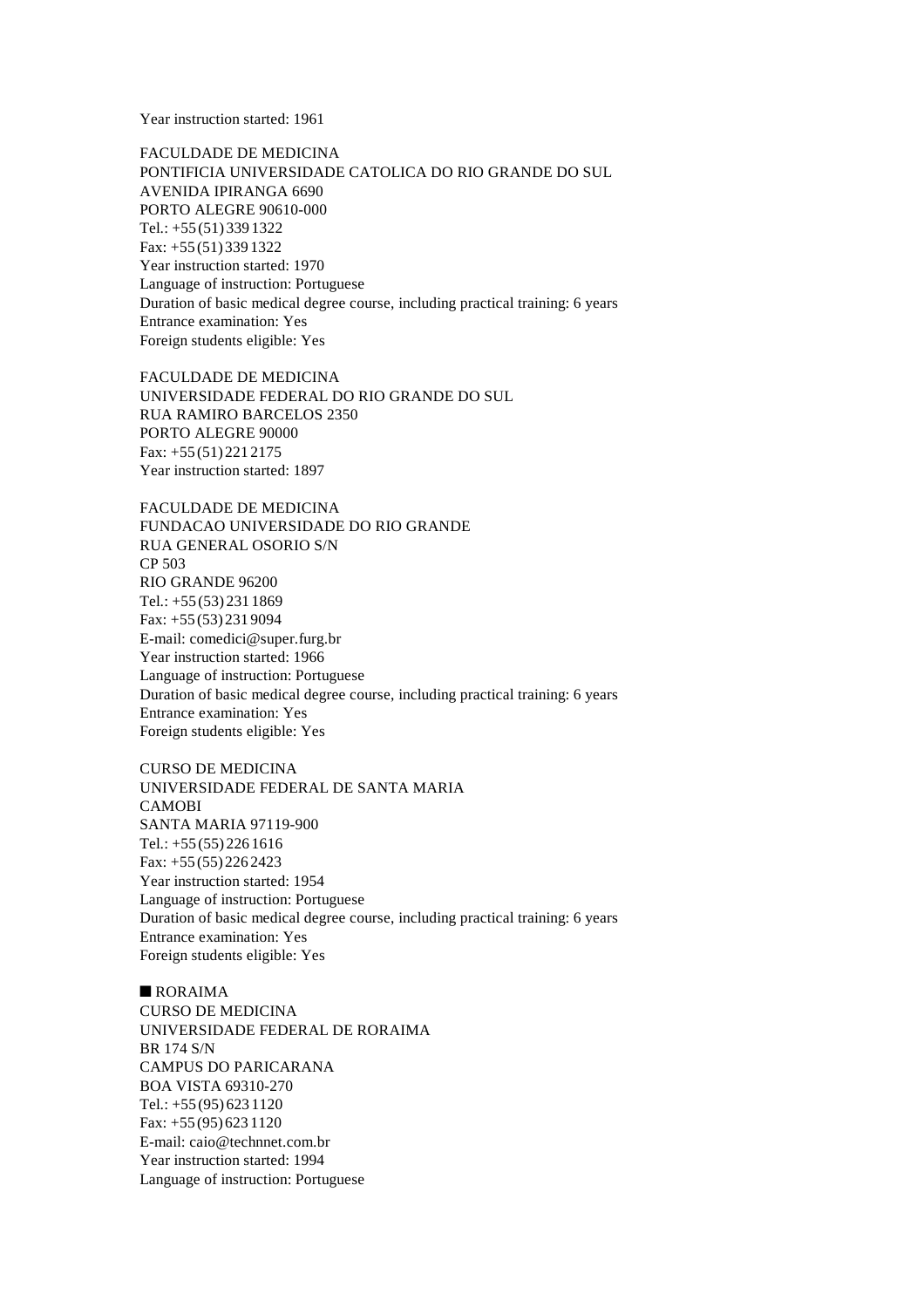Year instruction started: 1961

FACULDADE DE MEDICINA
PONTIFICIA UNIVERSIDADE CATOLICA DO RIO GRANDE DO SUL
AVENIDA IPIRANGA 6690
PORTO ALEGRE 90610-000
Tel.: +55 (51) 339 1322
Fax: +55 (51) 339 1322
Year instruction started: 1970
Language of instruction: Portuguese
Duration of basic medical degree course, including practical training: 6 years
Entrance examination: Yes
Foreign students eligible: Yes

FACULDADE DE MEDICINA
UNIVERSIDADE FEDERAL DO RIO GRANDE DO SUL
RUA RAMIRO BARCELOS 2350
PORTO ALEGRE 90000
Fax: +55 (51) 221 2175
Year instruction started: 1897

FACULDADE DE MEDICINA
FUNDACAO UNIVERSIDADE DO RIO GRANDE
RUA GENERAL OSORIO S/N
CP 503
RIO GRANDE 96200
Tel.: +55 (53) 231 1869
Fax: +55 (53) 231 9094
E-mail: comedici@super.furg.br
Year instruction started: 1966
Language of instruction: Portuguese
Duration of basic medical degree course, including practical training: 6 years
Entrance examination: Yes
Foreign students eligible: Yes

CURSO DE MEDICINA
UNIVERSIDADE FEDERAL DE SANTA MARIA
CAMOBI
SANTA MARIA 97119-900
Tel.: +55 (55) 226 1616
Fax: +55 (55) 226 2423
Year instruction started: 1954
Language of instruction: Portuguese
Duration of basic medical degree course, including practical training: 6 years
Entrance examination: Yes
Foreign students eligible: Yes

## ■ RORAIMA

CURSO DE MEDICINA
UNIVERSIDADE FEDERAL DE RORAIMA
BR 174 S/N
CAMPUS DO PARICARANA
BOA VISTA 69310-270
Tel.: +55 (95) 623 1120
Fax: +55 (95) 623 1120
E-mail: caio@technnet.com.br
Year instruction started: 1994
Language of instruction: Portuguese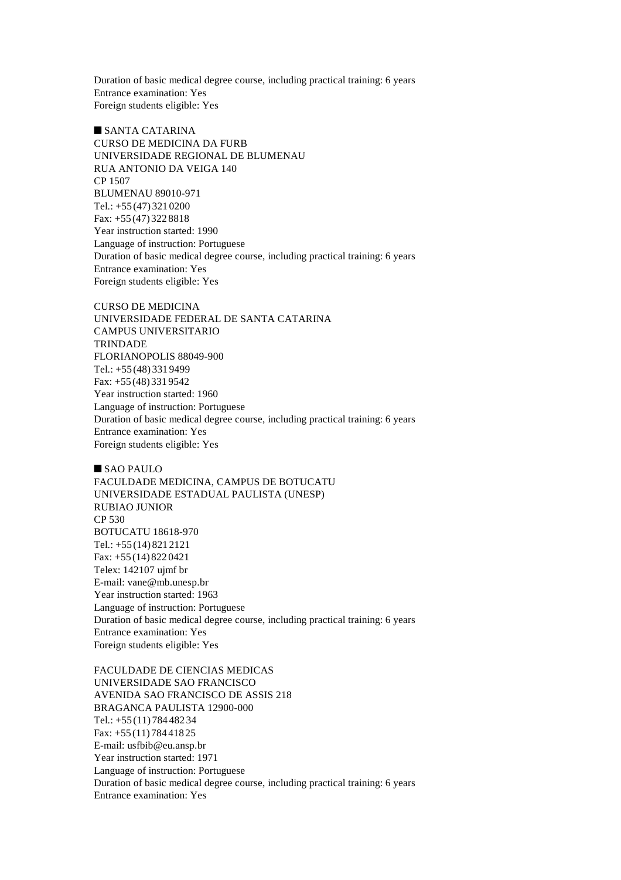Duration of basic medical degree course, including practical training: 6 years
Entrance examination: Yes
Foreign students eligible: Yes

## ■ SANTA CATARINA

CURSO DE MEDICINA DA FURB
UNIVERSIDADE REGIONAL DE BLUMENAU
RUA ANTONIO DA VEIGA 140
CP 1507
BLUMENAU 89010-971
Tel.: +55 (47) 321 0200
Fax: +55 (47) 322 8818
Year instruction started: 1990
Language of instruction: Portuguese
Duration of basic medical degree course, including practical training: 6 years
Entrance examination: Yes
Foreign students eligible: Yes

CURSO DE MEDICINA
UNIVERSIDADE FEDERAL DE SANTA CATARINA
CAMPUS UNIVERSITARIO
TRINDADE
FLORIANOPOLIS 88049-900
Tel.: +55 (48) 331 9499
Fax: +55 (48) 331 9542
Year instruction started: 1960
Language of instruction: Portuguese
Duration of basic medical degree course, including practical training: 6 years
Entrance examination: Yes
Foreign students eligible: Yes

## ■ SAO PAULO

FACULDADE MEDICINA, CAMPUS DE BOTUCATU
UNIVERSIDADE ESTADUAL PAULISTA (UNESP)
RUBIAO JUNIOR
CP 530
BOTUCATU 18618-970
Tel.: +55 (14) 821 2121
Fax: +55 (14) 822 0421
Telex: 142107 ujmf br
E-mail: vane@mb.unesp.br
Year instruction started: 1963
Language of instruction: Portuguese
Duration of basic medical degree course, including practical training: 6 years
Entrance examination: Yes
Foreign students eligible: Yes

FACULDADE DE CIENCIAS MEDICAS
UNIVERSIDADE SAO FRANCISCO
AVENIDA SAO FRANCISCO DE ASSIS 218
BRAGANCA PAULISTA 12900-000
Tel.: +55 (11) 784 482 34
Fax: +55 (11) 784 418 25
E-mail: usfbib@eu.ansp.br
Year instruction started: 1971
Language of instruction: Portuguese
Duration of basic medical degree course, including practical training: 6 years
Entrance examination: Yes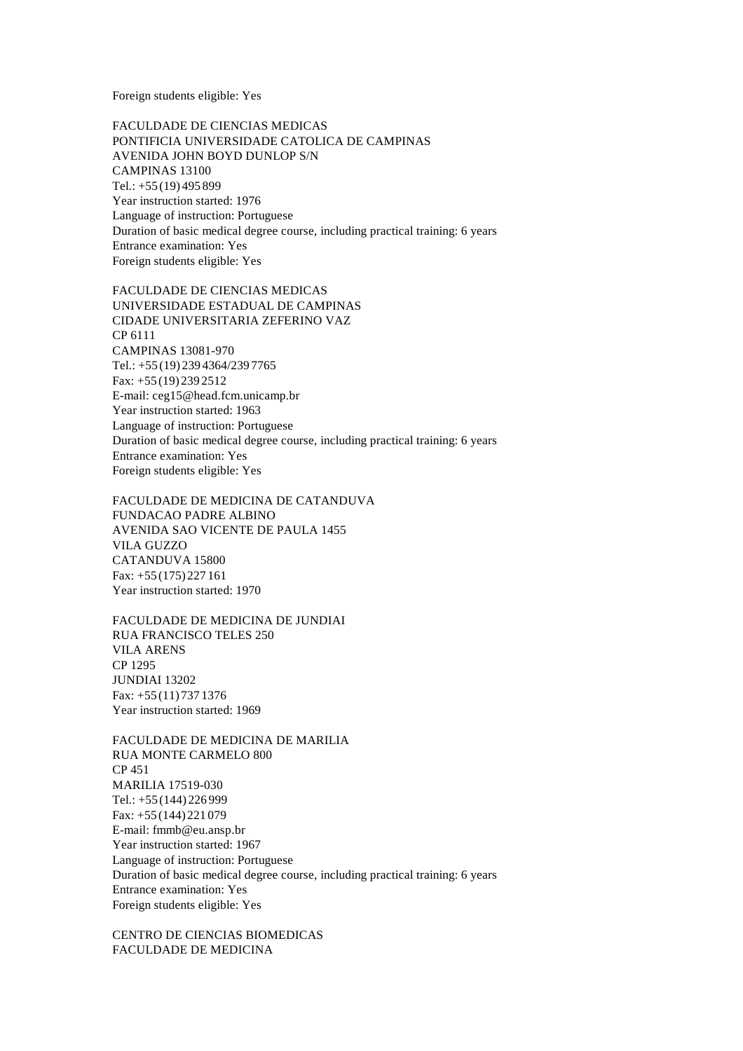Foreign students eligible: Yes

FACULDADE DE CIENCIAS MEDICAS
PONTIFICIA UNIVERSIDADE CATOLICA DE CAMPINAS
AVENIDA JOHN BOYD DUNLOP S/N
CAMPINAS 13100
Tel.: +55 (19) 495 899
Year instruction started: 1976
Language of instruction: Portuguese
Duration of basic medical degree course, including practical training: 6 years
Entrance examination: Yes
Foreign students eligible: Yes

FACULDADE DE CIENCIAS MEDICAS
UNIVERSIDADE ESTADUAL DE CAMPINAS
CIDADE UNIVERSITARIA ZEFERINO VAZ
CP 6111
CAMPINAS 13081-970
Tel.: +55 (19) 239 4364/239 7765
Fax: +55 (19) 239 2512
E-mail: ceg15@head.fcm.unicamp.br
Year instruction started: 1963
Language of instruction: Portuguese
Duration of basic medical degree course, including practical training: 6 years
Entrance examination: Yes
Foreign students eligible: Yes

FACULDADE DE MEDICINA DE CATANDUVA
FUNDACAO PADRE ALBINO
AVENIDA SAO VICENTE DE PAULA 1455
VILA GUZZO
CATANDUVA 15800
Fax: +55 (175) 227 161
Year instruction started: 1970

FACULDADE DE MEDICINA DE JUNDIAI
RUA FRANCISCO TELES 250
VILA ARENS
CP 1295
JUNDIAI 13202
Fax: +55 (11) 737 1376
Year instruction started: 1969

FACULDADE DE MEDICINA DE MARILIA
RUA MONTE CARMELO 800
CP 451
MARILIA 17519-030
Tel.: +55 (144) 226 999
Fax: +55 (144) 221 079
E-mail: fmmb@eu.ansp.br
Year instruction started: 1967
Language of instruction: Portuguese
Duration of basic medical degree course, including practical training: 6 years
Entrance examination: Yes
Foreign students eligible: Yes

CENTRO DE CIENCIAS BIOMEDICAS
FACULDADE DE MEDICINA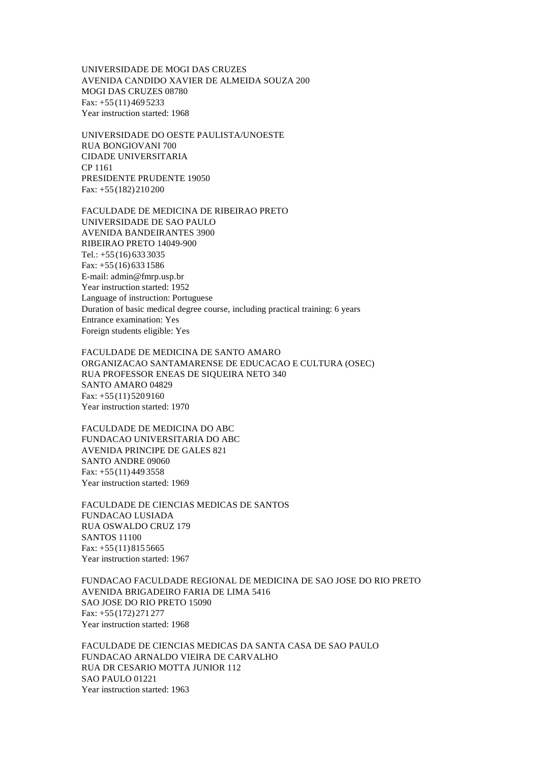UNIVERSIDADE DE MOGI DAS CRUZES
AVENIDA CANDIDO XAVIER DE ALMEIDA SOUZA 200
MOGI DAS CRUZES 08780
Fax: +55 (11) 469 5233
Year instruction started: 1968

UNIVERSIDADE DO OESTE PAULISTA/UNOESTE
RUA BONGIOVANI 700
CIDADE UNIVERSITARIA
CP 1161
PRESIDENTE PRUDENTE 19050
Fax: +55 (182) 210 200

FACULDADE DE MEDICINA DE RIBEIRAO PRETO
UNIVERSIDADE DE SAO PAULO
AVENIDA BANDEIRANTES 3900
RIBEIRAO PRETO 14049-900
Tel.: +55 (16) 633 3035
Fax: +55 (16) 633 1586
E-mail: admin@fmrp.usp.br
Year instruction started: 1952
Language of instruction: Portuguese
Duration of basic medical degree course, including practical training: 6 years
Entrance examination: Yes
Foreign students eligible: Yes

FACULDADE DE MEDICINA DE SANTO AMARO
ORGANIZACAO SANTAMARENSE DE EDUCACAO E CULTURA (OSEC)
RUA PROFESSOR ENEAS DE SIQUEIRA NETO 340
SANTO AMARO 04829
Fax: +55 (11) 520 9160
Year instruction started: 1970

FACULDADE DE MEDICINA DO ABC
FUNDACAO UNIVERSITARIA DO ABC
AVENIDA PRINCIPE DE GALES 821
SANTO ANDRE 09060
Fax: +55 (11) 449 3558
Year instruction started: 1969

FACULDADE DE CIENCIAS MEDICAS DE SANTOS
FUNDACAO LUSIADA
RUA OSWALDO CRUZ 179
SANTOS 11100
Fax: +55 (11) 815 5665
Year instruction started: 1967

FUNDACAO FACULDADE REGIONAL DE MEDICINA DE SAO JOSE DO RIO PRETO
AVENIDA BRIGADEIRO FARIA DE LIMA 5416
SAO JOSE DO RIO PRETO 15090
Fax: +55 (172) 271 277
Year instruction started: 1968

FACULDADE DE CIENCIAS MEDICAS DA SANTA CASA DE SAO PAULO
FUNDACAO ARNALDO VIEIRA DE CARVALHO
RUA DR CESARIO MOTTA JUNIOR 112
SAO PAULO 01221
Year instruction started: 1963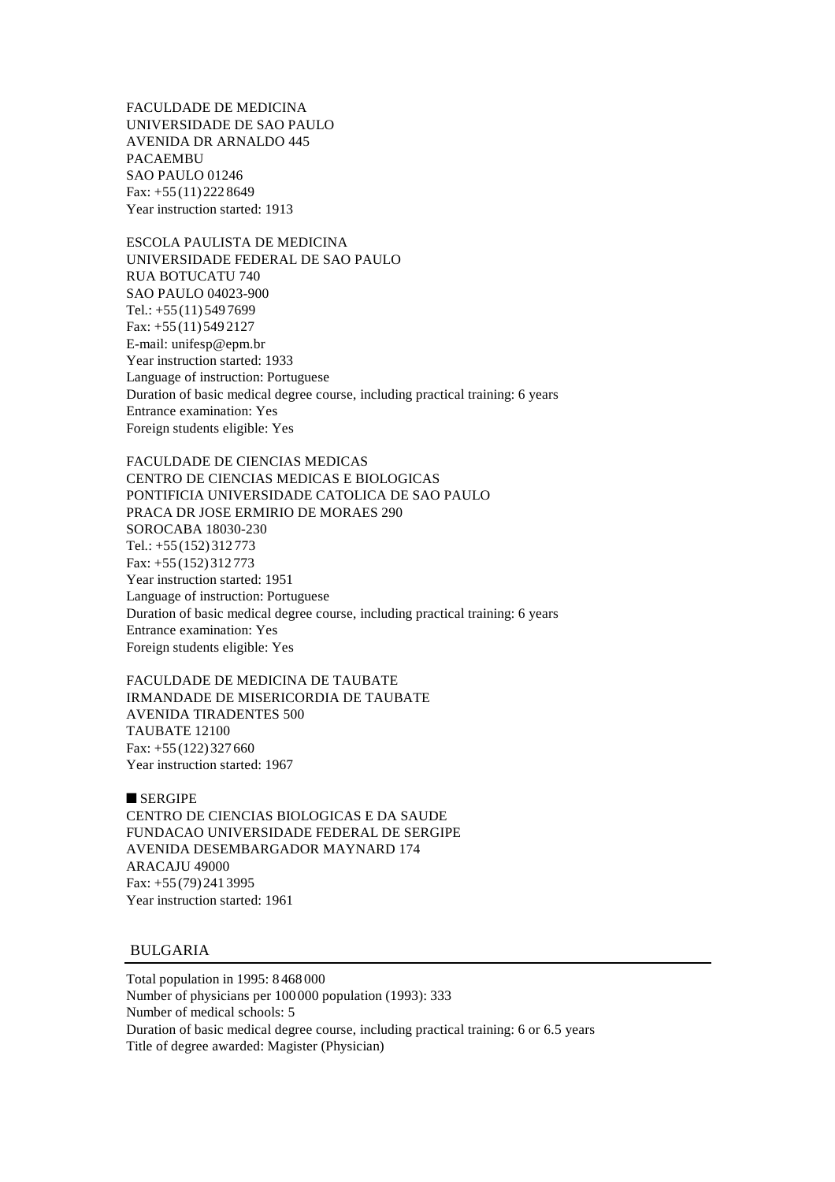FACULDADE DE MEDICINA
UNIVERSIDADE DE SAO PAULO
AVENIDA DR ARNALDO 445
PACAEMBU
SAO PAULO 01246
Fax: +55 (11) 222 8649
Year instruction started: 1913

ESCOLA PAULISTA DE MEDICINA
UNIVERSIDADE FEDERAL DE SAO PAULO
RUA BOTUCATU 740
SAO PAULO 04023-900
Tel.: +55 (11) 549 7699
Fax: +55 (11) 549 2127
E-mail: unifesp@epm.br
Year instruction started: 1933
Language of instruction: Portuguese
Duration of basic medical degree course, including practical training: 6 years
Entrance examination: Yes
Foreign students eligible: Yes

FACULDADE DE CIENCIAS MEDICAS
CENTRO DE CIENCIAS MEDICAS E BIOLOGICAS
PONTIFICIA UNIVERSIDADE CATOLICA DE SAO PAULO
PRACA DR JOSE ERMIRIO DE MORAES 290
SOROCABA 18030-230
Tel.: +55 (152) 312 773
Fax: +55 (152) 312 773
Year instruction started: 1951
Language of instruction: Portuguese
Duration of basic medical degree course, including practical training: 6 years
Entrance examination: Yes
Foreign students eligible: Yes

FACULDADE DE MEDICINA DE TAUBATE
IRMANDADE DE MISERICORDIA DE TAUBATE
AVENIDA TIRADENTES 500
TAUBATE 12100
Fax: +55 (122) 327 660
Year instruction started: 1967

### ■ SERGIPE

CENTRO DE CIENCIAS BIOLOGICAS E DA SAUDE
FUNDACAO UNIVERSIDADE FEDERAL DE SERGIPE
AVENIDA DESEMBARGADOR MAYNARD 174
ARACAJU 49000
Fax: +55 (79) 241 3995
Year instruction started: 1961

## BULGARIA

Total population in 1995: 8 468 000
Number of physicians per 100 000 population (1993): 333
Number of medical schools: 5
Duration of basic medical degree course, including practical training: 6 or 6.5 years
Title of degree awarded: Magister (Physician)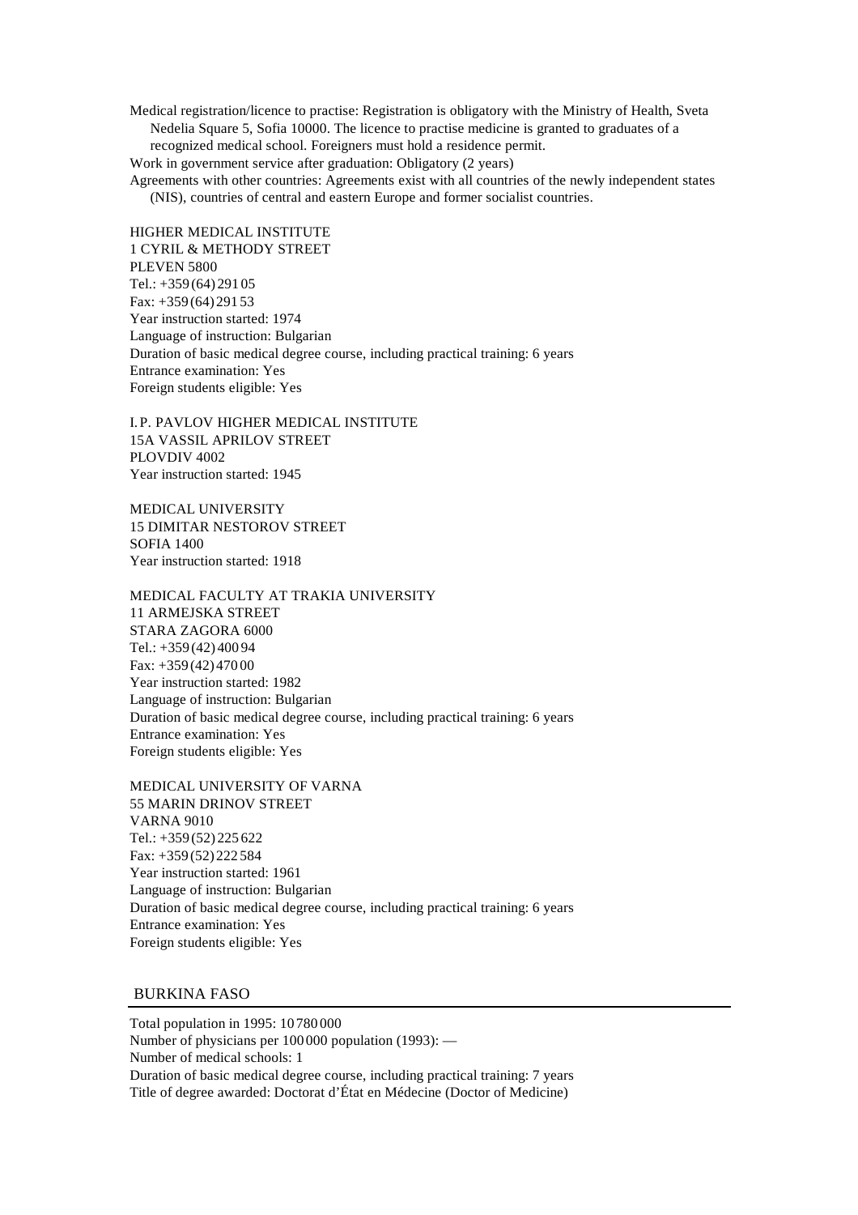Medical registration/licence to practise: Registration is obligatory with the Ministry of Health, Sveta Nedelia Square 5, Sofia 10000. The licence to practise medicine is granted to graduates of a recognized medical school. Foreigners must hold a residence permit.
Work in government service after graduation: Obligatory (2 years)
Agreements with other countries: Agreements exist with all countries of the newly independent states (NIS), countries of central and eastern Europe and former socialist countries.

HIGHER MEDICAL INSTITUTE
1 CYRIL & METHODY STREET
PLEVEN 5800
Tel.: +359 (64) 291 05
Fax: +359 (64) 291 53
Year instruction started: 1974
Language of instruction: Bulgarian
Duration of basic medical degree course, including practical training: 6 years
Entrance examination: Yes
Foreign students eligible: Yes

I. P. PAVLOV HIGHER MEDICAL INSTITUTE
15A VASSIL APRILOV STREET
PLOVDIV 4002
Year instruction started: 1945

MEDICAL UNIVERSITY
15 DIMITAR NESTOROV STREET
SOFIA 1400
Year instruction started: 1918

MEDICAL FACULTY AT TRAKIA UNIVERSITY
11 ARMEJSKA STREET
STARA ZAGORA 6000
Tel.: +359 (42) 400 94
Fax: +359 (42) 470 00
Year instruction started: 1982
Language of instruction: Bulgarian
Duration of basic medical degree course, including practical training: 6 years
Entrance examination: Yes
Foreign students eligible: Yes

MEDICAL UNIVERSITY OF VARNA
55 MARIN DRINOV STREET
VARNA 9010
Tel.: +359 (52) 225 622
Fax: +359 (52) 222 584
Year instruction started: 1961
Language of instruction: Bulgarian
Duration of basic medical degree course, including practical training: 6 years
Entrance examination: Yes
Foreign students eligible: Yes

## BURKINA FASO

Total population in 1995: 10 780 000
Number of physicians per 100 000 population (1993): —
Number of medical schools: 1
Duration of basic medical degree course, including practical training: 7 years
Title of degree awarded: Doctorat d'État en Médecine (Doctor of Medicine)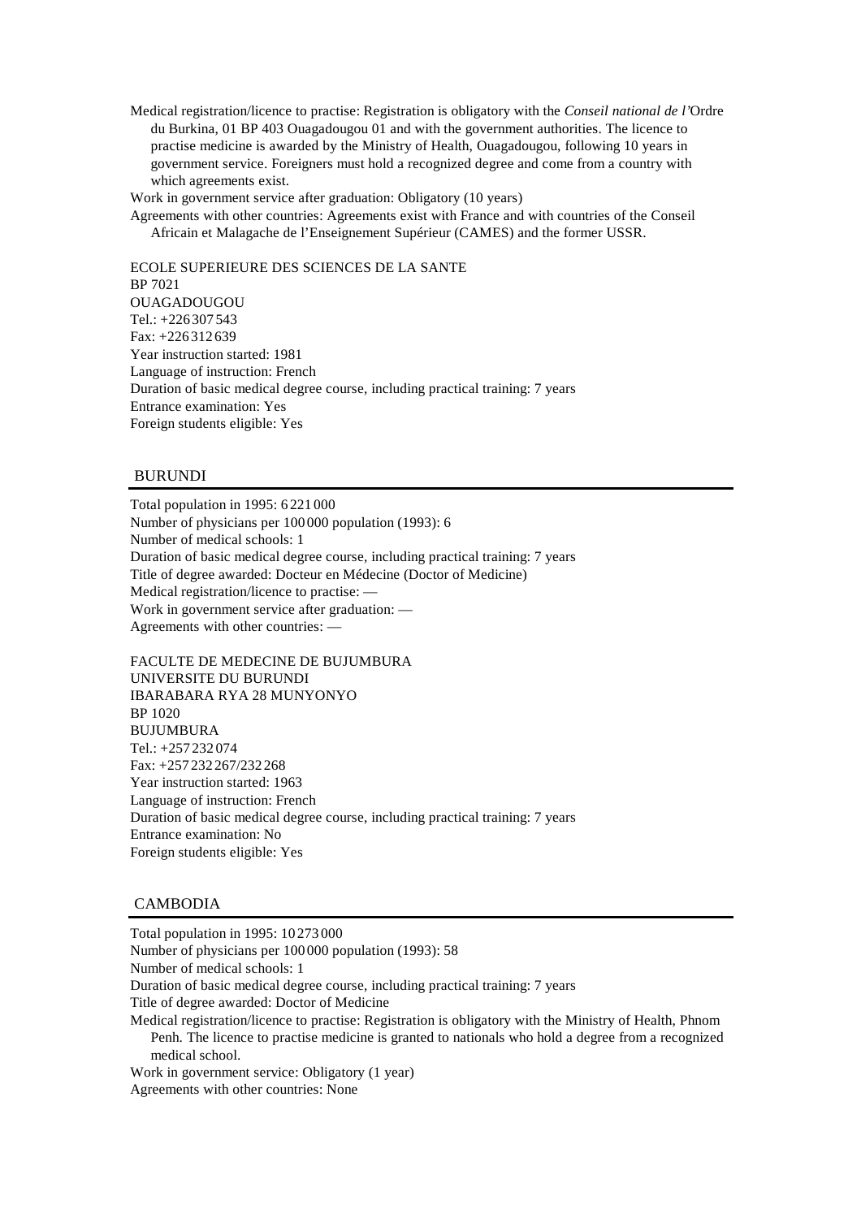Medical registration/licence to practise: Registration is obligatory with the *Conseil national de l'*Ordre du Burkina, 01 BP 403 Ouagadougou 01 and with the government authorities. The licence to practise medicine is awarded by the Ministry of Health, Ouagadougou, following 10 years in government service. Foreigners must hold a recognized degree and come from a country with which agreements exist.

Work in government service after graduation: Obligatory (10 years)

Agreements with other countries: Agreements exist with France and with countries of the Conseil Africain et Malagache de l'Enseignement Supérieur (CAMES) and the former USSR.

ECOLE SUPERIEURE DES SCIENCES DE LA SANTE
BP 7021
OUAGADOUGOU
Tel.: +226 307 543
Fax: +226 312 639
Year instruction started: 1981
Language of instruction: French
Duration of basic medical degree course, including practical training: 7 years
Entrance examination: Yes
Foreign students eligible: Yes

## BURUNDI

Total population in 1995: 6 221 000
Number of physicians per 100 000 population (1993): 6
Number of medical schools: 1
Duration of basic medical degree course, including practical training: 7 years
Title of degree awarded: Docteur en Médecine (Doctor of Medicine)
Medical registration/licence to practise: —
Work in government service after graduation: —
Agreements with other countries: —

FACULTE DE MEDECINE DE BUJUMBURA
UNIVERSITE DU BURUNDI
IBARABARA RYA 28 MUNYONYO
BP 1020
BUJUMBURA
Tel.: +257 232 074
Fax: +257 232 267/232 268
Year instruction started: 1963
Language of instruction: French
Duration of basic medical degree course, including practical training: 7 years
Entrance examination: No
Foreign students eligible: Yes

## CAMBODIA

Total population in 1995: 10 273 000
Number of physicians per 100 000 population (1993): 58
Number of medical schools: 1
Duration of basic medical degree course, including practical training: 7 years
Title of degree awarded: Doctor of Medicine
Medical registration/licence to practise: Registration is obligatory with the Ministry of Health, Phnom Penh. The licence to practise medicine is granted to nationals who hold a degree from a recognized medical school.
Work in government service: Obligatory (1 year)
Agreements with other countries: None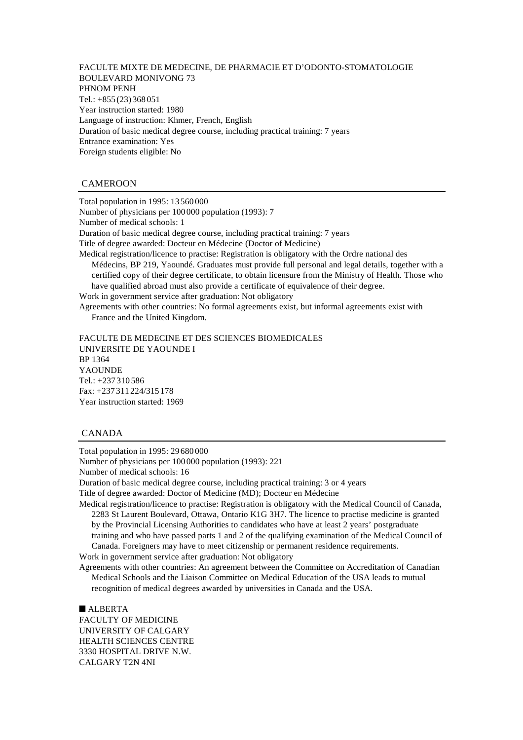FACULTE MIXTE DE MEDECINE, DE PHARMACIE ET D'ODONTO-STOMATOLOGIE
BOULEVARD MONIVONG 73
PHNOM PENH
Tel.: +855 (23) 368 051
Year instruction started: 1980
Language of instruction: Khmer, French, English
Duration of basic medical degree course, including practical training: 7 years
Entrance examination: Yes
Foreign students eligible: No

## CAMEROON

Total population in 1995: 13 560 000
Number of physicians per 100 000 population (1993): 7
Number of medical schools: 1
Duration of basic medical degree course, including practical training: 7 years
Title of degree awarded: Docteur en Médecine (Doctor of Medicine)
Medical registration/licence to practise: Registration is obligatory with the Ordre national des Médecins, BP 219, Yaoundé. Graduates must provide full personal and legal details, together with a certified copy of their degree certificate, to obtain licensure from the Ministry of Health. Those who have qualified abroad must also provide a certificate of equivalence of their degree.
Work in government service after graduation: Not obligatory
Agreements with other countries: No formal agreements exist, but informal agreements exist with France and the United Kingdom.

FACULTE DE MEDECINE ET DES SCIENCES BIOMEDICALES
UNIVERSITE DE YAOUNDE I
BP 1364
YAOUNDE
Tel.: +237 310 586
Fax: +237 311 224/315 178
Year instruction started: 1969

## CANADA

Total population in 1995: 29 680 000
Number of physicians per 100 000 population (1993): 221
Number of medical schools: 16
Duration of basic medical degree course, including practical training: 3 or 4 years
Title of degree awarded: Doctor of Medicine (MD); Docteur en Médecine
Medical registration/licence to practise: Registration is obligatory with the Medical Council of Canada, 2283 St Laurent Boulevard, Ottawa, Ontario K1G 3H7. The licence to practise medicine is granted by the Provincial Licensing Authorities to candidates who have at least 2 years' postgraduate training and who have passed parts 1 and 2 of the qualifying examination of the Medical Council of Canada. Foreigners may have to meet citizenship or permanent residence requirements.
Work in government service after graduation: Not obligatory
Agreements with other countries: An agreement between the Committee on Accreditation of Canadian Medical Schools and the Liaison Committee on Medical Education of the USA leads to mutual recognition of medical degrees awarded by universities in Canada and the USA.

### ■ ALBERTA

FACULTY OF MEDICINE
UNIVERSITY OF CALGARY
HEALTH SCIENCES CENTRE
3330 HOSPITAL DRIVE N.W.
CALGARY T2N 4NI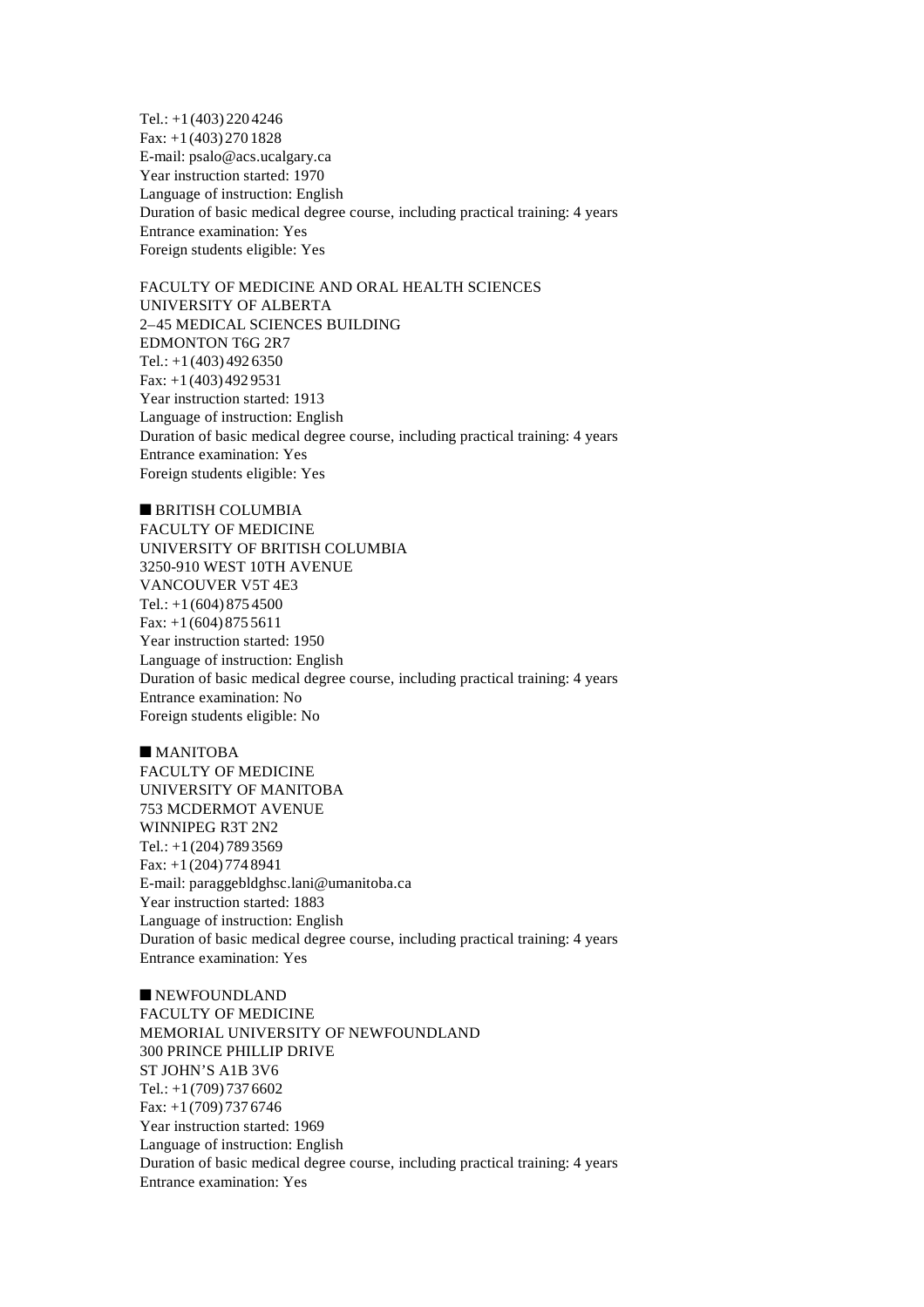Tel.: +1 (403) 220 4246
Fax: +1 (403) 270 1828
E-mail: psalo@acs.ucalgary.ca
Year instruction started: 1970
Language of instruction: English
Duration of basic medical degree course, including practical training: 4 years
Entrance examination: Yes
Foreign students eligible: Yes

FACULTY OF MEDICINE AND ORAL HEALTH SCIENCES
UNIVERSITY OF ALBERTA
2–45 MEDICAL SCIENCES BUILDING
EDMONTON T6G 2R7
Tel.: +1 (403) 492 6350
Fax: +1 (403) 492 9531
Year instruction started: 1913
Language of instruction: English
Duration of basic medical degree course, including practical training: 4 years
Entrance examination: Yes
Foreign students eligible: Yes

## ■ BRITISH COLUMBIA

FACULTY OF MEDICINE
UNIVERSITY OF BRITISH COLUMBIA
3250-910 WEST 10TH AVENUE
VANCOUVER V5T 4E3
Tel.: +1 (604) 875 4500
Fax: +1 (604) 875 5611
Year instruction started: 1950
Language of instruction: English
Duration of basic medical degree course, including practical training: 4 years
Entrance examination: No
Foreign students eligible: No

## ■ MANITOBA

FACULTY OF MEDICINE
UNIVERSITY OF MANITOBA
753 MCDERMOT AVENUE
WINNIPEG R3T 2N2
Tel.: +1 (204) 789 3569
Fax: +1 (204) 774 8941
E-mail: paraggebldghsc.lani@umanitoba.ca
Year instruction started: 1883
Language of instruction: English
Duration of basic medical degree course, including practical training: 4 years
Entrance examination: Yes

## ■ NEWFOUNDLAND

FACULTY OF MEDICINE
MEMORIAL UNIVERSITY OF NEWFOUNDLAND
300 PRINCE PHILLIP DRIVE
ST JOHN'S A1B 3V6
Tel.: +1 (709) 737 6602
Fax: +1 (709) 737 6746
Year instruction started: 1969
Language of instruction: English
Duration of basic medical degree course, including practical training: 4 years
Entrance examination: Yes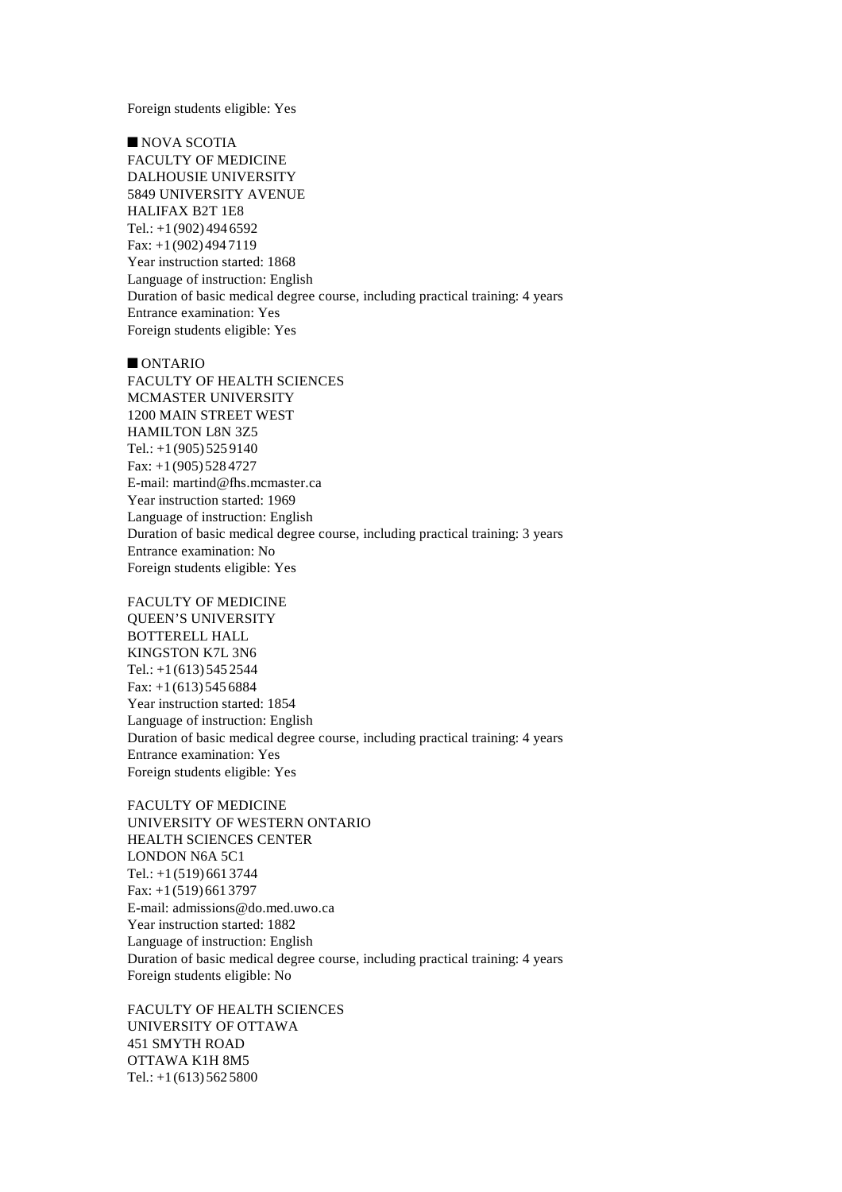Foreign students eligible: Yes

■ NOVA SCOTIA

FACULTY OF MEDICINE
DALHOUSIE UNIVERSITY
5849 UNIVERSITY AVENUE
HALIFAX B2T 1E8
Tel.: +1 (902) 494 6592
Fax: +1 (902) 494 7119
Year instruction started: 1868
Language of instruction: English
Duration of basic medical degree course, including practical training: 4 years
Entrance examination: Yes
Foreign students eligible: Yes

■ ONTARIO

FACULTY OF HEALTH SCIENCES
MCMASTER UNIVERSITY
1200 MAIN STREET WEST
HAMILTON L8N 3Z5
Tel.: +1 (905) 525 9140
Fax: +1 (905) 528 4727
E-mail: martind@fhs.mcmaster.ca
Year instruction started: 1969
Language of instruction: English
Duration of basic medical degree course, including practical training: 3 years
Entrance examination: No
Foreign students eligible: Yes

FACULTY OF MEDICINE
QUEEN'S UNIVERSITY
BOTTERELL HALL
KINGSTON K7L 3N6
Tel.: +1 (613) 545 2544
Fax: +1 (613) 545 6884
Year instruction started: 1854
Language of instruction: English
Duration of basic medical degree course, including practical training: 4 years
Entrance examination: Yes
Foreign students eligible: Yes

FACULTY OF MEDICINE
UNIVERSITY OF WESTERN ONTARIO
HEALTH SCIENCES CENTER
LONDON N6A 5C1
Tel.: +1 (519) 661 3744
Fax: +1 (519) 661 3797
E-mail: admissions@do.med.uwo.ca
Year instruction started: 1882
Language of instruction: English
Duration of basic medical degree course, including practical training: 4 years
Foreign students eligible: No

FACULTY OF HEALTH SCIENCES
UNIVERSITY OF OTTAWA
451 SMYTH ROAD
OTTAWA K1H 8M5
Tel.: +1 (613) 562 5800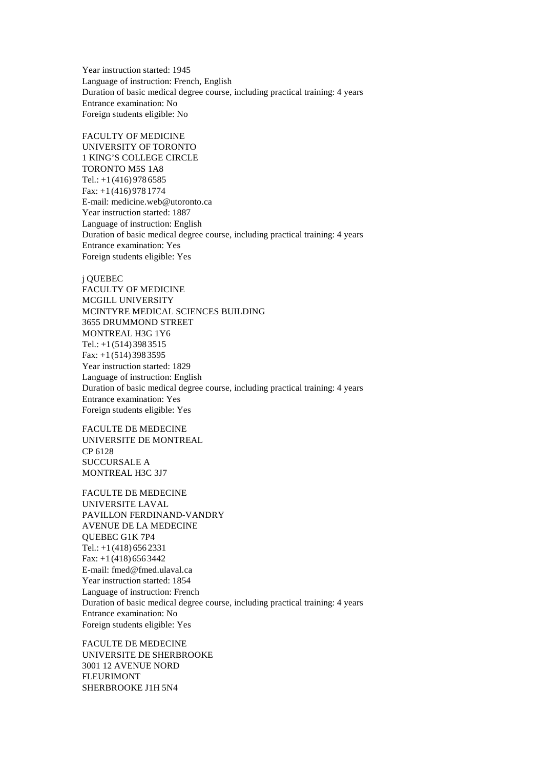Year instruction started: 1945
Language of instruction: French, English
Duration of basic medical degree course, including practical training: 4 years
Entrance examination: No
Foreign students eligible: No

FACULTY OF MEDICINE
UNIVERSITY OF TORONTO
1 KING'S COLLEGE CIRCLE
TORONTO M5S 1A8
Tel.: +1 (416) 978 6585
Fax: +1 (416) 978 1774
E-mail: medicine.web@utoronto.ca
Year instruction started: 1887
Language of instruction: English
Duration of basic medical degree course, including practical training: 4 years
Entrance examination: Yes
Foreign students eligible: Yes

j QUEBEC
FACULTY OF MEDICINE
MCGILL UNIVERSITY
MCINTYRE MEDICAL SCIENCES BUILDING
3655 DRUMMOND STREET
MONTREAL H3G 1Y6
Tel.: +1 (514) 398 3515
Fax: +1 (514) 398 3595
Year instruction started: 1829
Language of instruction: English
Duration of basic medical degree course, including practical training: 4 years
Entrance examination: Yes
Foreign students eligible: Yes

FACULTE DE MEDECINE
UNIVERSITE DE MONTREAL
CP 6128
SUCCURSALE A
MONTREAL H3C 3J7

FACULTE DE MEDECINE
UNIVERSITE LAVAL
PAVILLON FERDINAND-VANDRY
AVENUE DE LA MEDECINE
QUEBEC G1K 7P4
Tel.: +1 (418) 656 2331
Fax: +1 (418) 656 3442
E-mail: fmed@fmed.ulaval.ca
Year instruction started: 1854
Language of instruction: French
Duration of basic medical degree course, including practical training: 4 years
Entrance examination: No
Foreign students eligible: Yes

FACULTE DE MEDECINE
UNIVERSITE DE SHERBROOKE
3001 12 AVENUE NORD
FLEURIMONT
SHERBROOKE J1H 5N4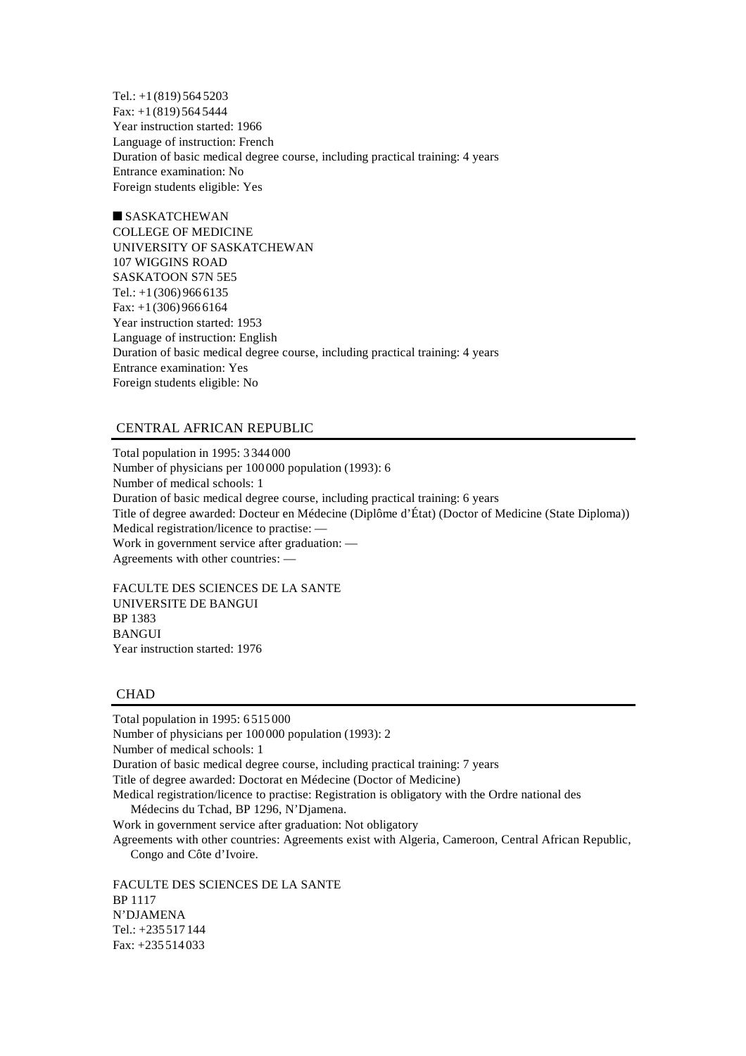Tel.: +1 (819) 564 5203
Fax: +1 (819) 564 5444
Year instruction started: 1966
Language of instruction: French
Duration of basic medical degree course, including practical training: 4 years
Entrance examination: No
Foreign students eligible: Yes

■ SASKATCHEWAN
COLLEGE OF MEDICINE
UNIVERSITY OF SASKATCHEWAN
107 WIGGINS ROAD
SASKATOON S7N 5E5
Tel.: +1 (306) 966 6135
Fax: +1 (306) 966 6164
Year instruction started: 1953
Language of instruction: English
Duration of basic medical degree course, including practical training: 4 years
Entrance examination: Yes
Foreign students eligible: No

## CENTRAL AFRICAN REPUBLIC

Total population in 1995: 3 344 000
Number of physicians per 100 000 population (1993): 6
Number of medical schools: 1
Duration of basic medical degree course, including practical training: 6 years
Title of degree awarded: Docteur en Médecine (Diplôme d'État) (Doctor of Medicine (State Diploma))
Medical registration/licence to practise: —
Work in government service after graduation: —
Agreements with other countries: —

FACULTE DES SCIENCES DE LA SANTE
UNIVERSITE DE BANGUI
BP 1383
BANGUI
Year instruction started: 1976

## CHAD

Total population in 1995: 6 515 000
Number of physicians per 100 000 population (1993): 2
Number of medical schools: 1
Duration of basic medical degree course, including practical training: 7 years
Title of degree awarded: Doctorat en Médecine (Doctor of Medicine)
Medical registration/licence to practise: Registration is obligatory with the Ordre national des Médecins du Tchad, BP 1296, N'Djamena.
Work in government service after graduation: Not obligatory
Agreements with other countries: Agreements exist with Algeria, Cameroon, Central African Republic, Congo and Côte d'Ivoire.

FACULTE DES SCIENCES DE LA SANTE
BP 1117
N'DJAMENA
Tel.: +235 517 144
Fax: +235 514 033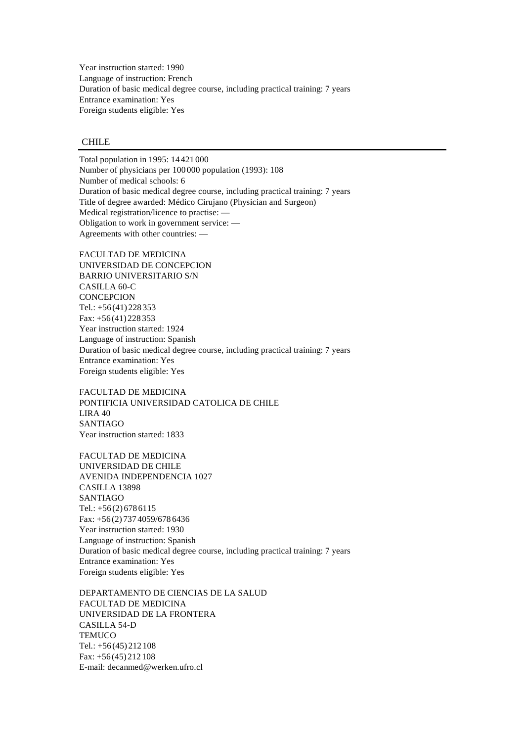Year instruction started: 1990
Language of instruction: French
Duration of basic medical degree course, including practical training: 7 years
Entrance examination: Yes
Foreign students eligible: Yes

## CHILE

Total population in 1995: 14 421 000
Number of physicians per 100 000 population (1993): 108
Number of medical schools: 6
Duration of basic medical degree course, including practical training: 7 years
Title of degree awarded: Médico Cirujano (Physician and Surgeon)
Medical registration/licence to practise: —
Obligation to work in government service: —
Agreements with other countries: —

FACULTAD DE MEDICINA
UNIVERSIDAD DE CONCEPCION
BARRIO UNIVERSITARIO S/N
CASILLA 60-C
CONCEPCION
Tel.: +56 (41) 228 353
Fax: +56 (41) 228 353
Year instruction started: 1924
Language of instruction: Spanish
Duration of basic medical degree course, including practical training: 7 years
Entrance examination: Yes
Foreign students eligible: Yes

FACULTAD DE MEDICINA
PONTIFICIA UNIVERSIDAD CATOLICA DE CHILE
LIRA 40
SANTIAGO
Year instruction started: 1833

FACULTAD DE MEDICINA
UNIVERSIDAD DE CHILE
AVENIDA INDEPENDENCIA 1027
CASILLA 13898
SANTIAGO
Tel.: +56 (2) 678 6115
Fax: +56 (2) 737 4059/678 6436
Year instruction started: 1930
Language of instruction: Spanish
Duration of basic medical degree course, including practical training: 7 years
Entrance examination: Yes
Foreign students eligible: Yes

DEPARTAMENTO DE CIENCIAS DE LA SALUD
FACULTAD DE MEDICINA
UNIVERSIDAD DE LA FRONTERA
CASILLA 54-D
TEMUCO
Tel.: +56 (45) 212 108
Fax: +56 (45) 212 108
E-mail: decanmed@werken.ufro.cl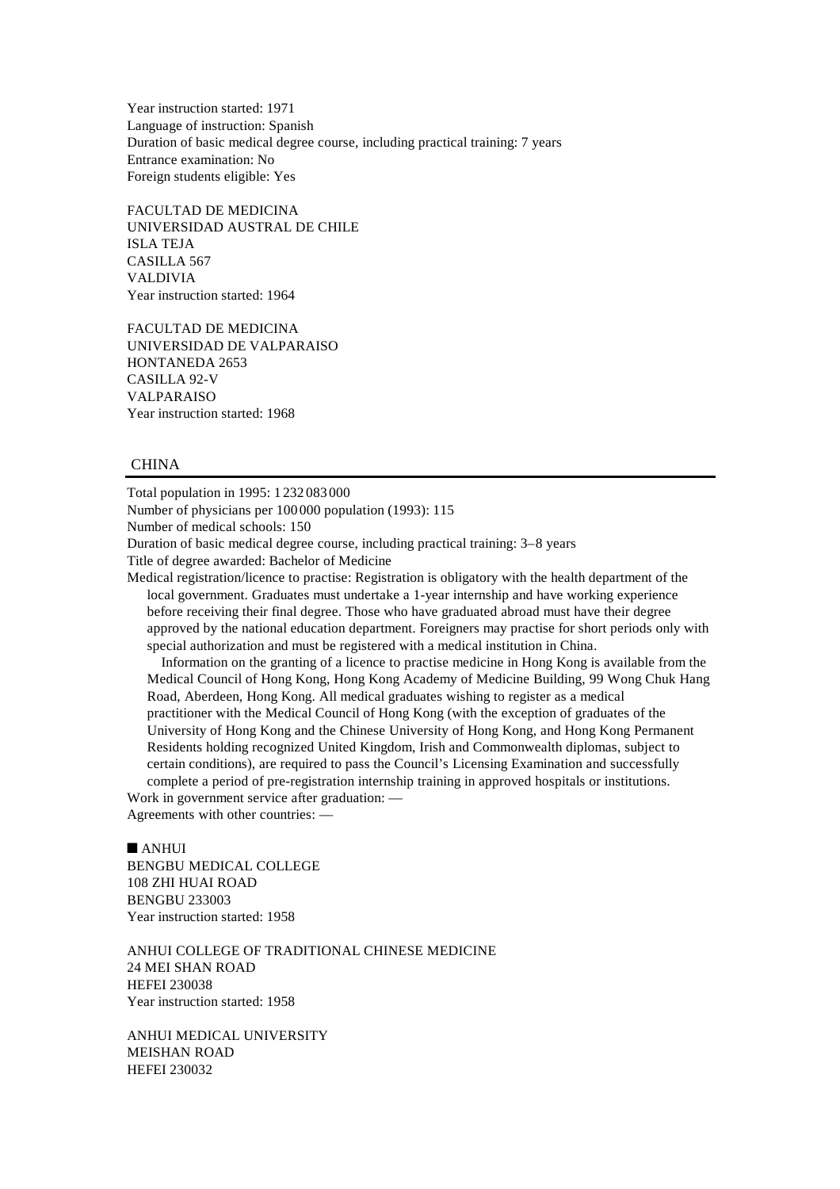Year instruction started: 1971
Language of instruction: Spanish
Duration of basic medical degree course, including practical training: 7 years
Entrance examination: No
Foreign students eligible: Yes

FACULTAD DE MEDICINA
UNIVERSIDAD AUSTRAL DE CHILE
ISLA TEJA
CASILLA 567
VALDIVIA
Year instruction started: 1964

FACULTAD DE MEDICINA
UNIVERSIDAD DE VALPARAISO
HONTANEDA 2653
CASILLA 92-V
VALPARAISO
Year instruction started: 1968

## CHINA

Total population in 1995: 1 232 083 000
Number of physicians per 100 000 population (1993): 115
Number of medical schools: 150
Duration of basic medical degree course, including practical training: 3–8 years
Title of degree awarded: Bachelor of Medicine
Medical registration/licence to practise: Registration is obligatory with the health department of the local government. Graduates must undertake a 1-year internship and have working experience before receiving their final degree. Those who have graduated abroad must have their degree approved by the national education department. Foreigners may practise for short periods only with special authorization and must be registered with a medical institution in China.

Information on the granting of a licence to practise medicine in Hong Kong is available from the Medical Council of Hong Kong, Hong Kong Academy of Medicine Building, 99 Wong Chuk Hang Road, Aberdeen, Hong Kong. All medical graduates wishing to register as a medical practitioner with the Medical Council of Hong Kong (with the exception of graduates of the University of Hong Kong and the Chinese University of Hong Kong, and Hong Kong Permanent Residents holding recognized United Kingdom, Irish and Commonwealth diplomas, subject to certain conditions), are required to pass the Council's Licensing Examination and successfully complete a period of pre-registration internship training in approved hospitals or institutions.

Work in government service after graduation: —
Agreements with other countries: —

### ■ ANHUI

BENGBU MEDICAL COLLEGE
108 ZHI HUAI ROAD
BENGBU 233003
Year instruction started: 1958

ANHUI COLLEGE OF TRADITIONAL CHINESE MEDICINE
24 MEI SHAN ROAD
HEFEI 230038
Year instruction started: 1958

ANHUI MEDICAL UNIVERSITY
MEISHAN ROAD
HEFEI 230032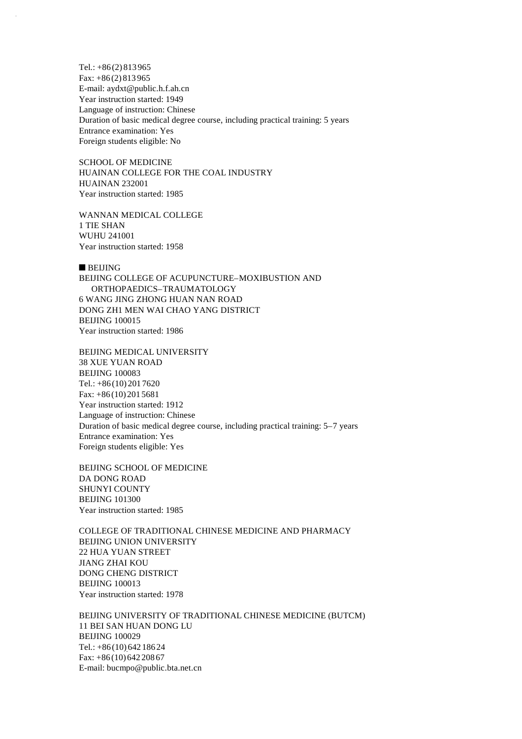Tel.: +86 (2) 813 965
Fax: +86 (2) 813 965
E-mail: aydxt@public.h.f.ah.cn
Year instruction started: 1949
Language of instruction: Chinese
Duration of basic medical degree course, including practical training: 5 years
Entrance examination: Yes
Foreign students eligible: No

SCHOOL OF MEDICINE
HUAINAN COLLEGE FOR THE COAL INDUSTRY
HUAINAN 232001
Year instruction started: 1985

WANNAN MEDICAL COLLEGE
1 TIE SHAN
WUHU 241001
Year instruction started: 1958

## ■ BEIJING

BEIJING COLLEGE OF ACUPUNCTURE–MOXIBUSTION AND ORTHOPAEDICS–TRAUMATOLOGY
6 WANG JING ZHONG HUAN NAN ROAD
DONG ZH1 MEN WAI CHAO YANG DISTRICT
BEIJING 100015
Year instruction started: 1986

BEIJING MEDICAL UNIVERSITY
38 XUE YUAN ROAD
BEIJING 100083
Tel.: +86 (10) 201 7620
Fax: +86 (10) 201 5681
Year instruction started: 1912
Language of instruction: Chinese
Duration of basic medical degree course, including practical training: 5–7 years
Entrance examination: Yes
Foreign students eligible: Yes

BEIJING SCHOOL OF MEDICINE
DA DONG ROAD
SHUNYI COUNTY
BEIJING 101300
Year instruction started: 1985

COLLEGE OF TRADITIONAL CHINESE MEDICINE AND PHARMACY
BEIJING UNION UNIVERSITY
22 HUA YUAN STREET
JIANG ZHAI KOU
DONG CHENG DISTRICT
BEIJING 100013
Year instruction started: 1978

BEIJING UNIVERSITY OF TRADITIONAL CHINESE MEDICINE (BUTCM)
11 BEI SAN HUAN DONG LU
BEIJING 100029
Tel.: +86 (10) 642 186 24
Fax: +86 (10) 642 208 67
E-mail: bucmpo@public.bta.net.cn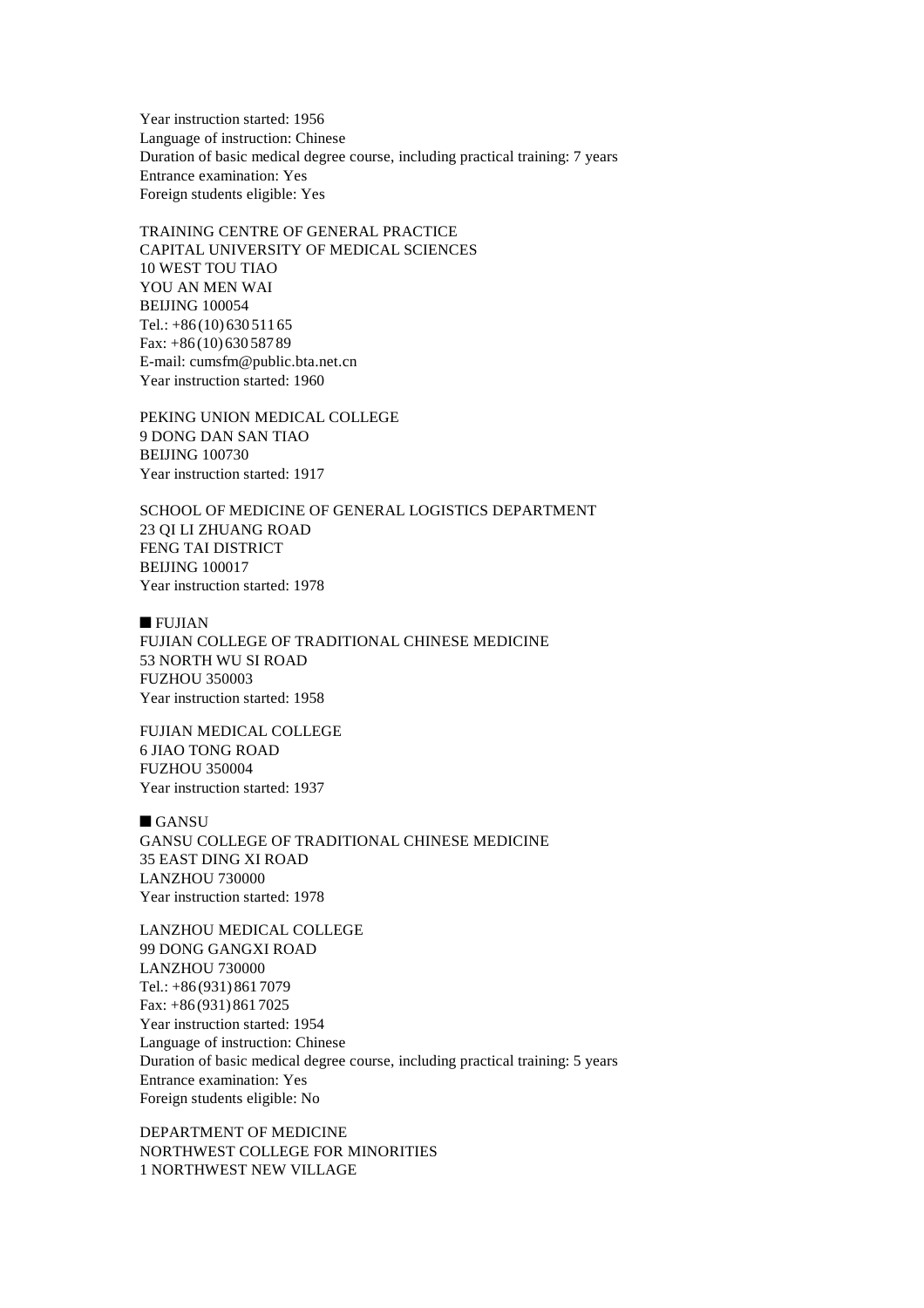Year instruction started: 1956
Language of instruction: Chinese
Duration of basic medical degree course, including practical training: 7 years
Entrance examination: Yes
Foreign students eligible: Yes

TRAINING CENTRE OF GENERAL PRACTICE
CAPITAL UNIVERSITY OF MEDICAL SCIENCES
10 WEST TOU TIAO
YOU AN MEN WAI
BEIJING 100054
Tel.: +86 (10) 630 511 65
Fax: +86 (10) 630 587 89
E-mail: cumsfm@public.bta.net.cn
Year instruction started: 1960

PEKING UNION MEDICAL COLLEGE
9 DONG DAN SAN TIAO
BEIJING 100730
Year instruction started: 1917

SCHOOL OF MEDICINE OF GENERAL LOGISTICS DEPARTMENT
23 QI LI ZHUANG ROAD
FENG TAI DISTRICT
BEIJING 100017
Year instruction started: 1978

## ■ FUJIAN

FUJIAN COLLEGE OF TRADITIONAL CHINESE MEDICINE
53 NORTH WU SI ROAD
FUZHOU 350003
Year instruction started: 1958

FUJIAN MEDICAL COLLEGE
6 JIAO TONG ROAD
FUZHOU 350004
Year instruction started: 1937

## ■ GANSU

GANSU COLLEGE OF TRADITIONAL CHINESE MEDICINE
35 EAST DING XI ROAD
LANZHOU 730000
Year instruction started: 1978

LANZHOU MEDICAL COLLEGE
99 DONG GANGXI ROAD
LANZHOU 730000
Tel.: +86 (931) 861 7079
Fax: +86 (931) 861 7025
Year instruction started: 1954
Language of instruction: Chinese
Duration of basic medical degree course, including practical training: 5 years
Entrance examination: Yes
Foreign students eligible: No

DEPARTMENT OF MEDICINE
NORTHWEST COLLEGE FOR MINORITIES
1 NORTHWEST NEW VILLAGE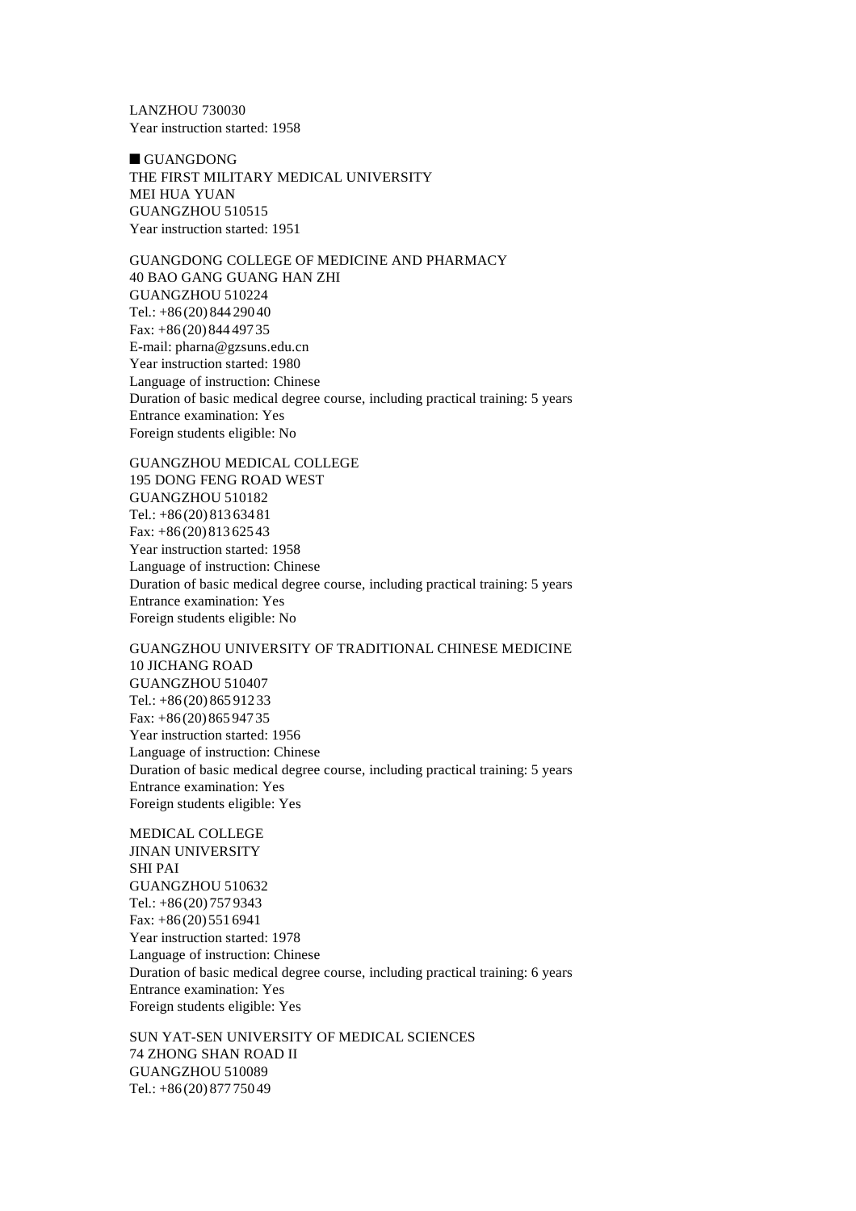LANZHOU 730030
Year instruction started: 1958

## ■ GUANGDONG

THE FIRST MILITARY MEDICAL UNIVERSITY
MEI HUA YUAN
GUANGZHOU 510515
Year instruction started: 1951

GUANGDONG COLLEGE OF MEDICINE AND PHARMACY
40 BAO GANG GUANG HAN ZHI
GUANGZHOU 510224
Tel.: +86 (20) 844 290 40
Fax: +86 (20) 844 497 35
E-mail: pharna@gzsuns.edu.cn
Year instruction started: 1980
Language of instruction: Chinese
Duration of basic medical degree course, including practical training: 5 years
Entrance examination: Yes
Foreign students eligible: No

GUANGZHOU MEDICAL COLLEGE
195 DONG FENG ROAD WEST
GUANGZHOU 510182
Tel.: +86 (20) 813 634 81
Fax: +86 (20) 813 625 43
Year instruction started: 1958
Language of instruction: Chinese
Duration of basic medical degree course, including practical training: 5 years
Entrance examination: Yes
Foreign students eligible: No

GUANGZHOU UNIVERSITY OF TRADITIONAL CHINESE MEDICINE
10 JICHANG ROAD
GUANGZHOU 510407
Tel.: +86 (20) 865 912 33
Fax: +86 (20) 865 947 35
Year instruction started: 1956
Language of instruction: Chinese
Duration of basic medical degree course, including practical training: 5 years
Entrance examination: Yes
Foreign students eligible: Yes

MEDICAL COLLEGE
JINAN UNIVERSITY
SHI PAI
GUANGZHOU 510632
Tel.: +86 (20) 757 9343
Fax: +86 (20) 551 6941
Year instruction started: 1978
Language of instruction: Chinese
Duration of basic medical degree course, including practical training: 6 years
Entrance examination: Yes
Foreign students eligible: Yes

SUN YAT-SEN UNIVERSITY OF MEDICAL SCIENCES
74 ZHONG SHAN ROAD II
GUANGZHOU 510089
Tel.: +86 (20) 877 750 49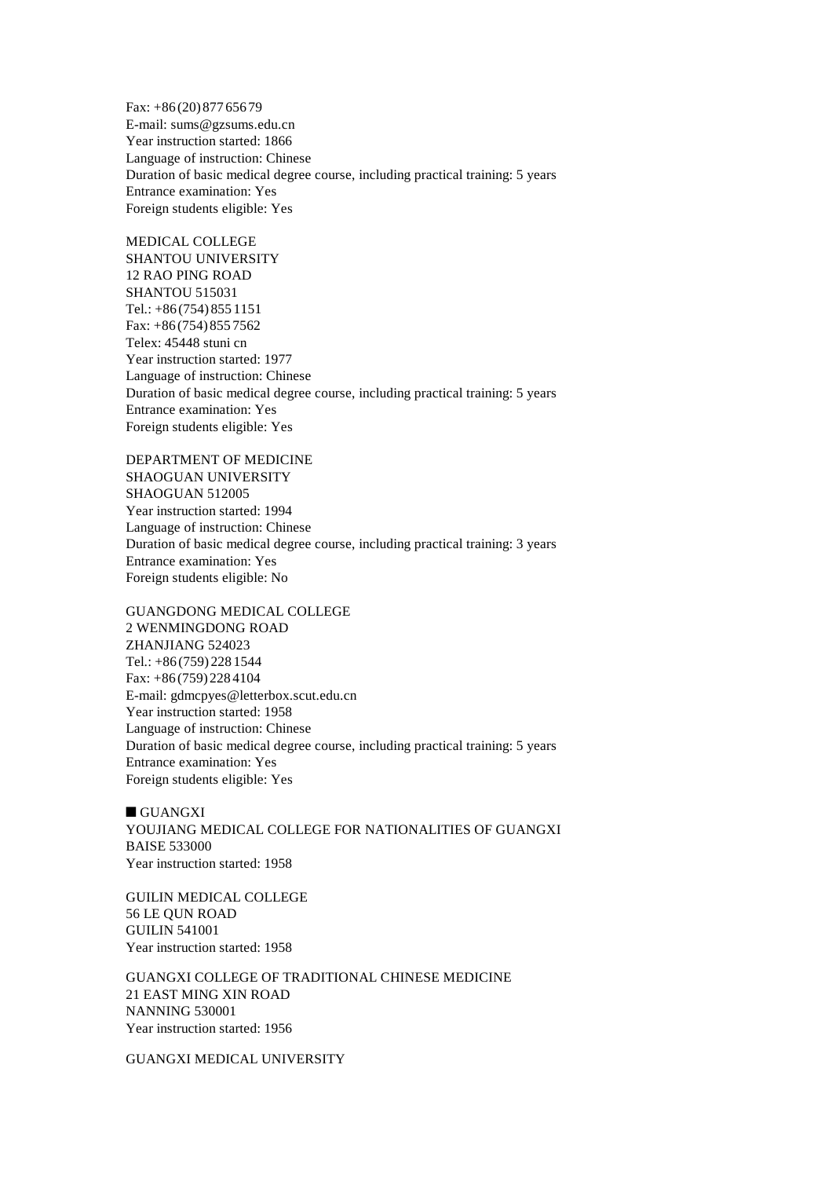Fax: +86 (20) 877 656 79
E-mail: sums@gzsums.edu.cn
Year instruction started: 1866
Language of instruction: Chinese
Duration of basic medical degree course, including practical training: 5 years
Entrance examination: Yes
Foreign students eligible: Yes

MEDICAL COLLEGE
SHANTOU UNIVERSITY
12 RAO PING ROAD
SHANTOU 515031
Tel.: +86 (754) 855 1151
Fax: +86 (754) 855 7562
Telex: 45448 stuni cn
Year instruction started: 1977
Language of instruction: Chinese
Duration of basic medical degree course, including practical training: 5 years
Entrance examination: Yes
Foreign students eligible: Yes

DEPARTMENT OF MEDICINE
SHAOGUAN UNIVERSITY
SHAOGUAN 512005
Year instruction started: 1994
Language of instruction: Chinese
Duration of basic medical degree course, including practical training: 3 years
Entrance examination: Yes
Foreign students eligible: No

GUANGDONG MEDICAL COLLEGE
2 WENMINGDONG ROAD
ZHANJIANG 524023
Tel.: +86 (759) 228 1544
Fax: +86 (759) 228 4104
E-mail: gdmcpyes@letterbox.scut.edu.cn
Year instruction started: 1958
Language of instruction: Chinese
Duration of basic medical degree course, including practical training: 5 years
Entrance examination: Yes
Foreign students eligible: Yes

## ■ GUANGXI

YOUJIANG MEDICAL COLLEGE FOR NATIONALITIES OF GUANGXI
BAISE 533000
Year instruction started: 1958

GUILIN MEDICAL COLLEGE
56 LE QUN ROAD
GUILIN 541001
Year instruction started: 1958

GUANGXI COLLEGE OF TRADITIONAL CHINESE MEDICINE
21 EAST MING XIN ROAD
NANNING 530001
Year instruction started: 1956

GUANGXI MEDICAL UNIVERSITY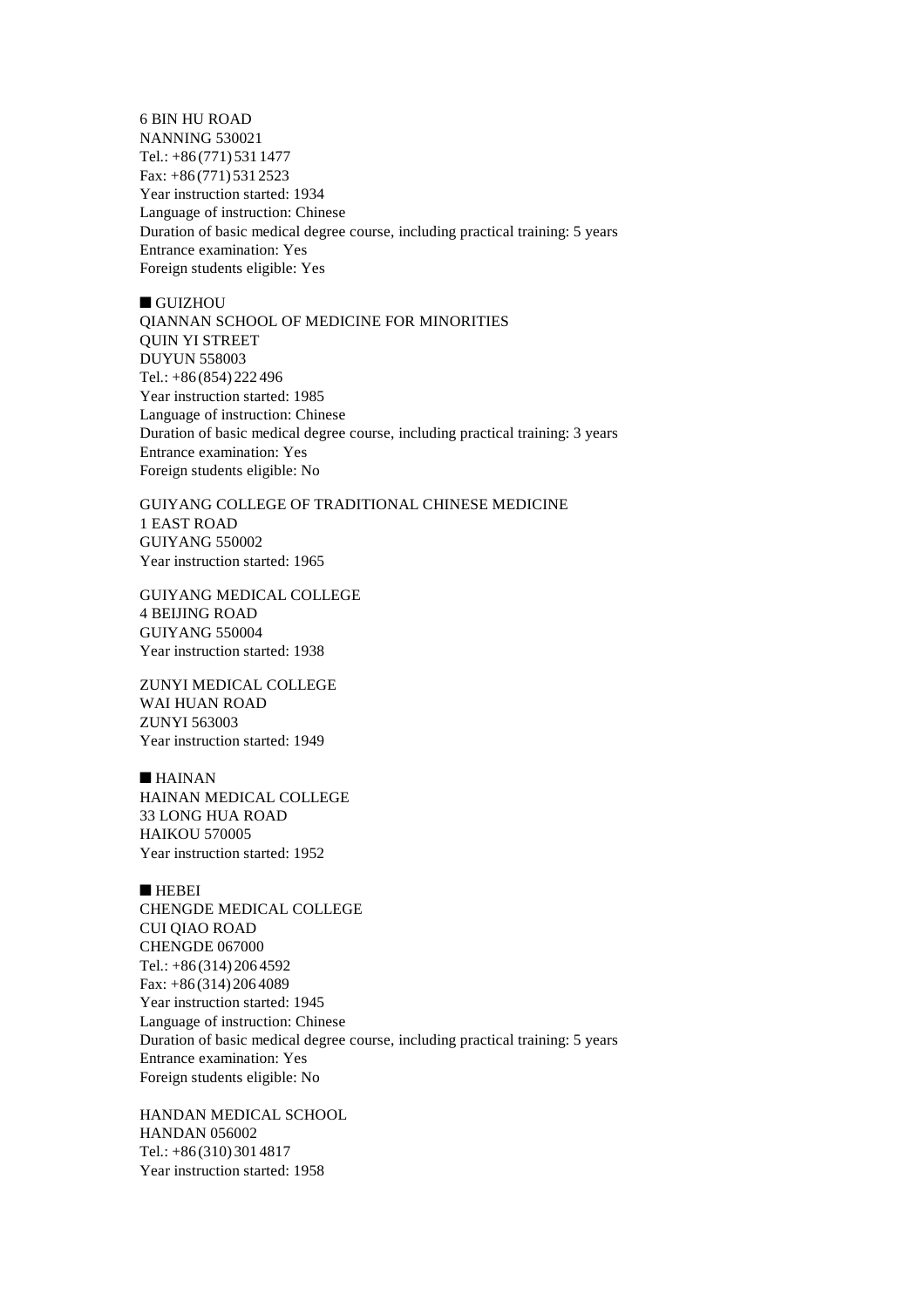6 BIN HU ROAD
NANNING 530021
Tel.: +86 (771) 531 1477
Fax: +86 (771) 531 2523
Year instruction started: 1934
Language of instruction: Chinese
Duration of basic medical degree course, including practical training: 5 years
Entrance examination: Yes
Foreign students eligible: Yes

## ■ GUIZHOU

QIANNAN SCHOOL OF MEDICINE FOR MINORITIES
QUIN YI STREET
DUYUN 558003
Tel.: +86 (854) 222 496
Year instruction started: 1985
Language of instruction: Chinese
Duration of basic medical degree course, including practical training: 3 years
Entrance examination: Yes
Foreign students eligible: No

GUIYANG COLLEGE OF TRADITIONAL CHINESE MEDICINE
1 EAST ROAD
GUIYANG 550002
Year instruction started: 1965

GUIYANG MEDICAL COLLEGE
4 BEIJING ROAD
GUIYANG 550004
Year instruction started: 1938

ZUNYI MEDICAL COLLEGE
WAI HUAN ROAD
ZUNYI 563003
Year instruction started: 1949

## ■ HAINAN

HAINAN MEDICAL COLLEGE
33 LONG HUA ROAD
HAIKOU 570005
Year instruction started: 1952

## ■ HEBEI

CHENGDE MEDICAL COLLEGE
CUI QIAO ROAD
CHENGDE 067000
Tel.: +86 (314) 206 4592
Fax: +86 (314) 206 4089
Year instruction started: 1945
Language of instruction: Chinese
Duration of basic medical degree course, including practical training: 5 years
Entrance examination: Yes
Foreign students eligible: No

HANDAN MEDICAL SCHOOL
HANDAN 056002
Tel.: +86 (310) 301 4817
Year instruction started: 1958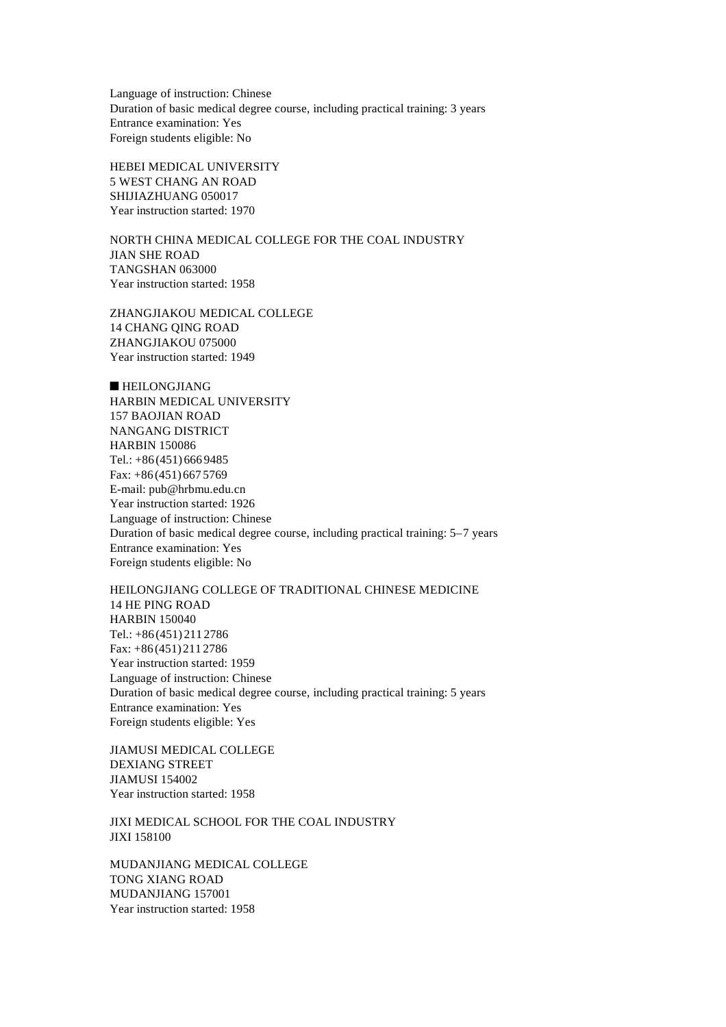Language of instruction: Chinese
Duration of basic medical degree course, including practical training: 3 years
Entrance examination: Yes
Foreign students eligible: No

HEBEI MEDICAL UNIVERSITY
5 WEST CHANG AN ROAD
SHIJIAZHUANG 050017
Year instruction started: 1970

NORTH CHINA MEDICAL COLLEGE FOR THE COAL INDUSTRY
JIAN SHE ROAD
TANGSHAN 063000
Year instruction started: 1958

ZHANGJIAKOU MEDICAL COLLEGE
14 CHANG QING ROAD
ZHANGJIAKOU 075000
Year instruction started: 1949

## ■ HEILONGJIANG

HARBIN MEDICAL UNIVERSITY
157 BAOJIAN ROAD
NANGANG DISTRICT
HARBIN 150086
Tel.: +86 (451) 666 9485
Fax: +86 (451) 667 5769
E-mail: pub@hrbmu.edu.cn
Year instruction started: 1926
Language of instruction: Chinese
Duration of basic medical degree course, including practical training: 5–7 years
Entrance examination: Yes
Foreign students eligible: No

HEILONGJIANG COLLEGE OF TRADITIONAL CHINESE MEDICINE
14 HE PING ROAD
HARBIN 150040
Tel.: +86 (451) 211 2786
Fax: +86 (451) 211 2786
Year instruction started: 1959
Language of instruction: Chinese
Duration of basic medical degree course, including practical training: 5 years
Entrance examination: Yes
Foreign students eligible: Yes

JIAMUSI MEDICAL COLLEGE
DEXIANG STREET
JIAMUSI 154002
Year instruction started: 1958

JIXI MEDICAL SCHOOL FOR THE COAL INDUSTRY
JIXI 158100

MUDANJIANG MEDICAL COLLEGE
TONG XIANG ROAD
MUDANJIANG 157001
Year instruction started: 1958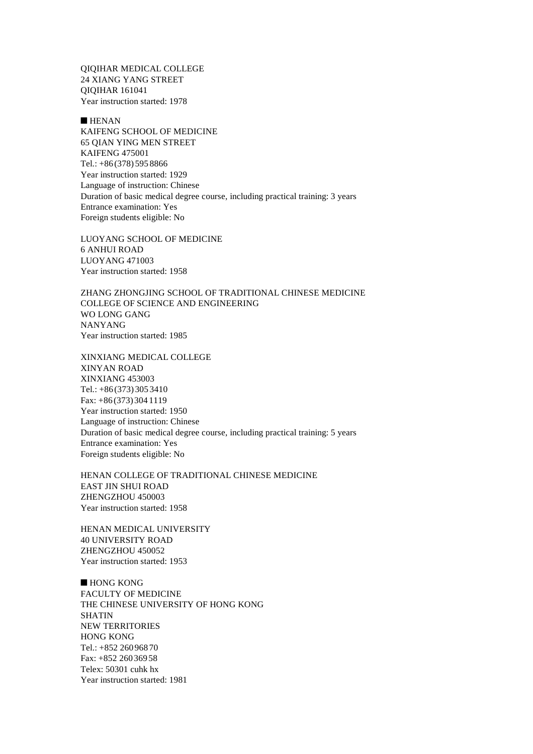QIQIHAR MEDICAL COLLEGE
24 XIANG YANG STREET
QIQIHAR 161041
Year instruction started: 1978

■ HENAN

KAIFENG SCHOOL OF MEDICINE
65 QIAN YING MEN STREET
KAIFENG 475001
Tel.: +86 (378) 595 8866
Year instruction started: 1929
Language of instruction: Chinese
Duration of basic medical degree course, including practical training: 3 years
Entrance examination: Yes
Foreign students eligible: No

LUOYANG SCHOOL OF MEDICINE
6 ANHUI ROAD
LUOYANG 471003
Year instruction started: 1958

ZHANG ZHONGJING SCHOOL OF TRADITIONAL CHINESE MEDICINE
COLLEGE OF SCIENCE AND ENGINEERING
WO LONG GANG
NANYANG
Year instruction started: 1985

XINXIANG MEDICAL COLLEGE
XINYAN ROAD
XINXIANG 453003
Tel.: +86 (373) 305 3410
Fax: +86 (373) 304 1119
Year instruction started: 1950
Language of instruction: Chinese
Duration of basic medical degree course, including practical training: 5 years
Entrance examination: Yes
Foreign students eligible: No

HENAN COLLEGE OF TRADITIONAL CHINESE MEDICINE
EAST JIN SHUI ROAD
ZHENGZHOU 450003
Year instruction started: 1958

HENAN MEDICAL UNIVERSITY
40 UNIVERSITY ROAD
ZHENGZHOU 450052
Year instruction started: 1953

■ HONG KONG

FACULTY OF MEDICINE
THE CHINESE UNIVERSITY OF HONG KONG
SHATIN
NEW TERRITORIES
HONG KONG
Tel.: +852 260 968 70
Fax: +852 260 369 58
Telex: 50301 cuhk hx
Year instruction started: 1981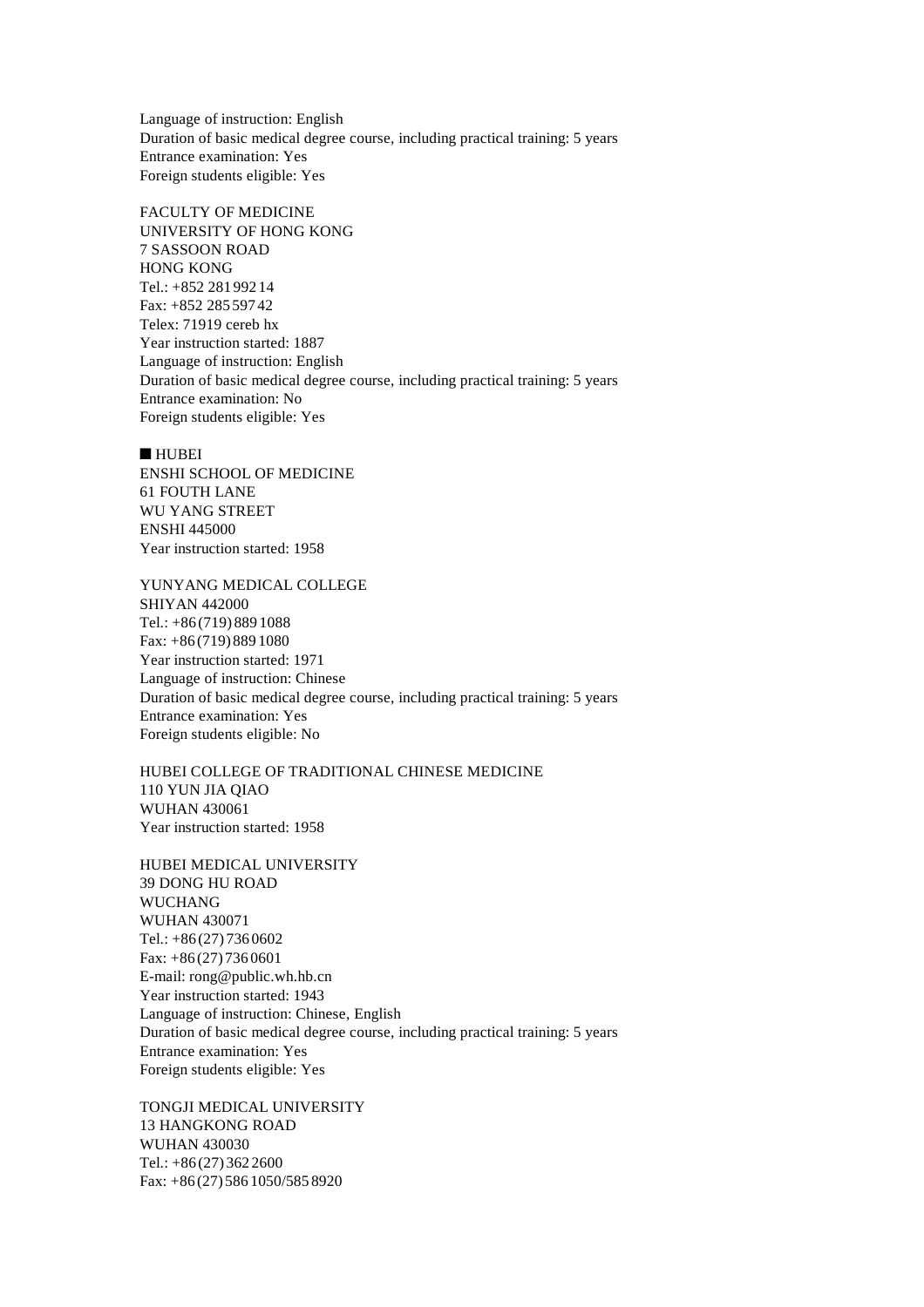Language of instruction: English
Duration of basic medical degree course, including practical training: 5 years
Entrance examination: Yes
Foreign students eligible: Yes

FACULTY OF MEDICINE
UNIVERSITY OF HONG KONG
7 SASSOON ROAD
HONG KONG
Tel.: +852 281 992 14
Fax: +852 285 597 42
Telex: 71919 cereb hx
Year instruction started: 1887
Language of instruction: English
Duration of basic medical degree course, including practical training: 5 years
Entrance examination: No
Foreign students eligible: Yes

## ■ HUBEI

ENSHI SCHOOL OF MEDICINE
61 FOUTH LANE
WU YANG STREET
ENSHI 445000
Year instruction started: 1958

YUNYANG MEDICAL COLLEGE
SHIYAN 442000
Tel.: +86 (719) 889 1088
Fax: +86 (719) 889 1080
Year instruction started: 1971
Language of instruction: Chinese
Duration of basic medical degree course, including practical training: 5 years
Entrance examination: Yes
Foreign students eligible: No

HUBEI COLLEGE OF TRADITIONAL CHINESE MEDICINE
110 YUN JIA QIAO
WUHAN 430061
Year instruction started: 1958

HUBEI MEDICAL UNIVERSITY
39 DONG HU ROAD
WUCHANG
WUHAN 430071
Tel.: +86 (27) 736 0602
Fax: +86 (27) 736 0601
E-mail: rong@public.wh.hb.cn
Year instruction started: 1943
Language of instruction: Chinese, English
Duration of basic medical degree course, including practical training: 5 years
Entrance examination: Yes
Foreign students eligible: Yes

TONGJI MEDICAL UNIVERSITY
13 HANGKONG ROAD
WUHAN 430030
Tel.: +86 (27) 362 2600
Fax: +86 (27) 586 1050/585 8920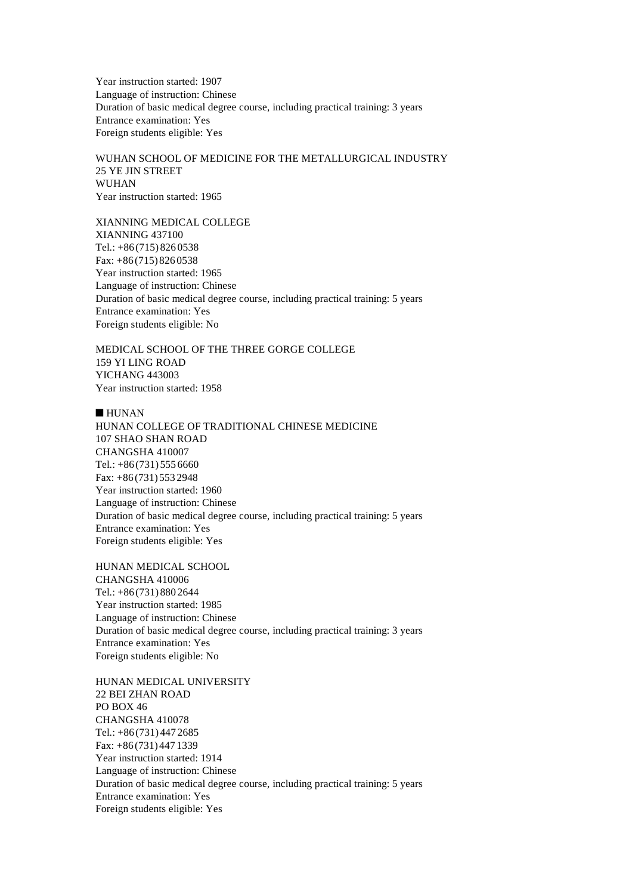Year instruction started: 1907
Language of instruction: Chinese
Duration of basic medical degree course, including practical training: 3 years
Entrance examination: Yes
Foreign students eligible: Yes

WUHAN SCHOOL OF MEDICINE FOR THE METALLURGICAL INDUSTRY
25 YE JIN STREET
WUHAN
Year instruction started: 1965

XIANNING MEDICAL COLLEGE
XIANNING 437100
Tel.: +86 (715) 826 0538
Fax: +86 (715) 826 0538
Year instruction started: 1965
Language of instruction: Chinese
Duration of basic medical degree course, including practical training: 5 years
Entrance examination: Yes
Foreign students eligible: No

MEDICAL SCHOOL OF THE THREE GORGE COLLEGE
159 YI LING ROAD
YICHANG 443003
Year instruction started: 1958

## ■ HUNAN

HUNAN COLLEGE OF TRADITIONAL CHINESE MEDICINE
107 SHAO SHAN ROAD
CHANGSHA 410007
Tel.: +86 (731) 555 6660
Fax: +86 (731) 553 2948
Year instruction started: 1960
Language of instruction: Chinese
Duration of basic medical degree course, including practical training: 5 years
Entrance examination: Yes
Foreign students eligible: Yes

HUNAN MEDICAL SCHOOL
CHANGSHA 410006
Tel.: +86 (731) 880 2644
Year instruction started: 1985
Language of instruction: Chinese
Duration of basic medical degree course, including practical training: 3 years
Entrance examination: Yes
Foreign students eligible: No

HUNAN MEDICAL UNIVERSITY
22 BEI ZHAN ROAD
PO BOX 46
CHANGSHA 410078
Tel.: +86 (731) 447 2685
Fax: +86 (731) 447 1339
Year instruction started: 1914
Language of instruction: Chinese
Duration of basic medical degree course, including practical training: 5 years
Entrance examination: Yes
Foreign students eligible: Yes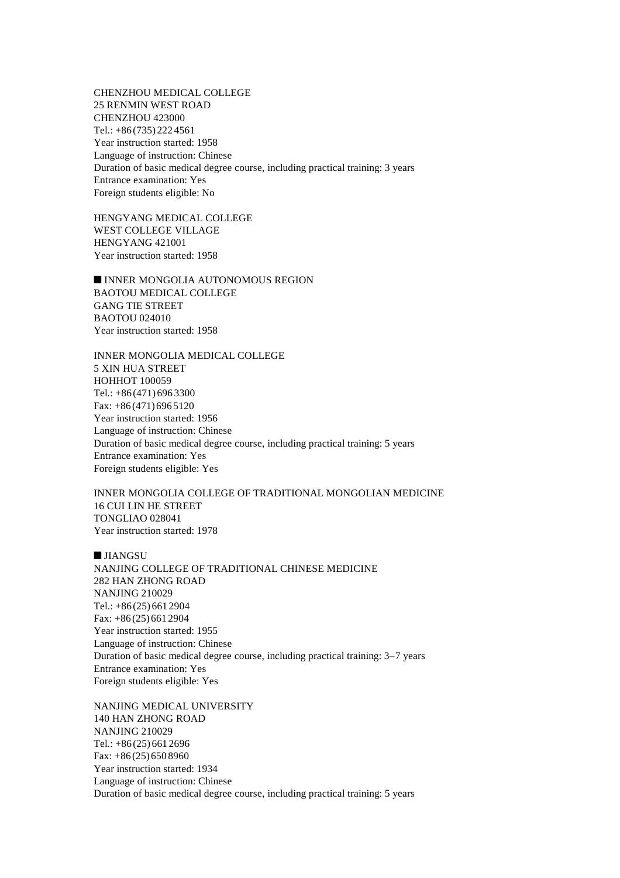CHENZHOU MEDICAL COLLEGE
25 RENMIN WEST ROAD
CHENZHOU 423000
Tel.: +86 (735) 222 4561
Year instruction started: 1958
Language of instruction: Chinese
Duration of basic medical degree course, including practical training: 3 years
Entrance examination: Yes
Foreign students eligible: No

HENGYANG MEDICAL COLLEGE
WEST COLLEGE VILLAGE
HENGYANG 421001
Year instruction started: 1958

## ■ INNER MONGOLIA AUTONOMOUS REGION

BAOTOU MEDICAL COLLEGE
GANG TIE STREET
BAOTOU 024010
Year instruction started: 1958

INNER MONGOLIA MEDICAL COLLEGE
5 XIN HUA STREET
HOHHOT 100059
Tel.: +86 (471) 696 3300
Fax: +86 (471) 696 5120
Year instruction started: 1956
Language of instruction: Chinese
Duration of basic medical degree course, including practical training: 5 years
Entrance examination: Yes
Foreign students eligible: Yes

INNER MONGOLIA COLLEGE OF TRADITIONAL MONGOLIAN MEDICINE
16 CUI LIN HE STREET
TONGLIAO 028041
Year instruction started: 1978

## ■ JIANGSU

NANJING COLLEGE OF TRADITIONAL CHINESE MEDICINE
282 HAN ZHONG ROAD
NANJING 210029
Tel.: +86 (25) 661 2904
Fax: +86 (25) 661 2904
Year instruction started: 1955
Language of instruction: Chinese
Duration of basic medical degree course, including practical training: 3–7 years
Entrance examination: Yes
Foreign students eligible: Yes

NANJING MEDICAL UNIVERSITY
140 HAN ZHONG ROAD
NANJING 210029
Tel.: +86 (25) 661 2696
Fax: +86 (25) 650 8960
Year instruction started: 1934
Language of instruction: Chinese
Duration of basic medical degree course, including practical training: 5 years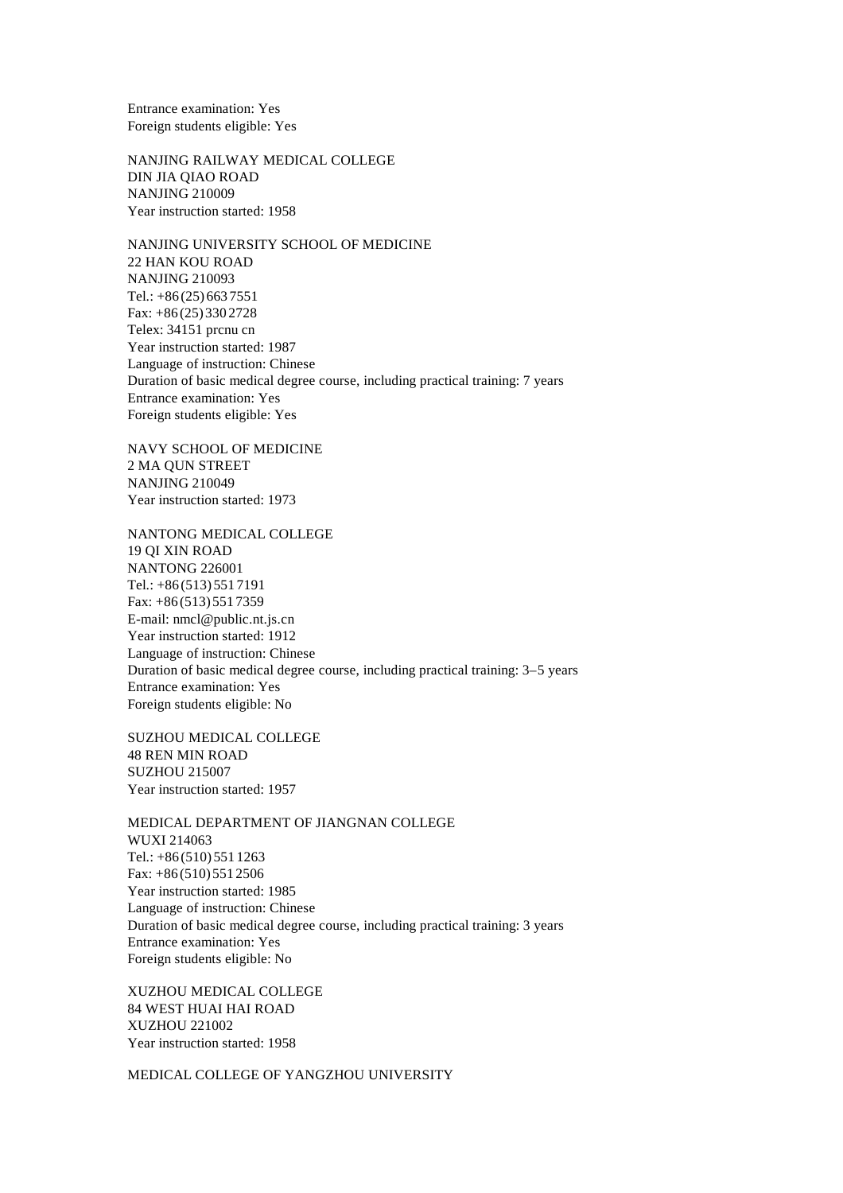Entrance examination: Yes
Foreign students eligible: Yes

NANJING RAILWAY MEDICAL COLLEGE
DIN JIA QIAO ROAD
NANJING 210009
Year instruction started: 1958

NANJING UNIVERSITY SCHOOL OF MEDICINE
22 HAN KOU ROAD
NANJING 210093
Tel.: +86 (25) 663 7551
Fax: +86 (25) 330 2728
Telex: 34151 prcnu cn
Year instruction started: 1987
Language of instruction: Chinese
Duration of basic medical degree course, including practical training: 7 years
Entrance examination: Yes
Foreign students eligible: Yes

NAVY SCHOOL OF MEDICINE
2 MA QUN STREET
NANJING 210049
Year instruction started: 1973

NANTONG MEDICAL COLLEGE
19 QI XIN ROAD
NANTONG 226001
Tel.: +86 (513) 551 7191
Fax: +86 (513) 551 7359
E-mail: nmcl@public.nt.js.cn
Year instruction started: 1912
Language of instruction: Chinese
Duration of basic medical degree course, including practical training: 3–5 years
Entrance examination: Yes
Foreign students eligible: No

SUZHOU MEDICAL COLLEGE
48 REN MIN ROAD
SUZHOU 215007
Year instruction started: 1957

MEDICAL DEPARTMENT OF JIANGNAN COLLEGE
WUXI 214063
Tel.: +86 (510) 551 1263
Fax: +86 (510) 551 2506
Year instruction started: 1985
Language of instruction: Chinese
Duration of basic medical degree course, including practical training: 3 years
Entrance examination: Yes
Foreign students eligible: No

XUZHOU MEDICAL COLLEGE
84 WEST HUAI HAI ROAD
XUZHOU 221002
Year instruction started: 1958

MEDICAL COLLEGE OF YANGZHOU UNIVERSITY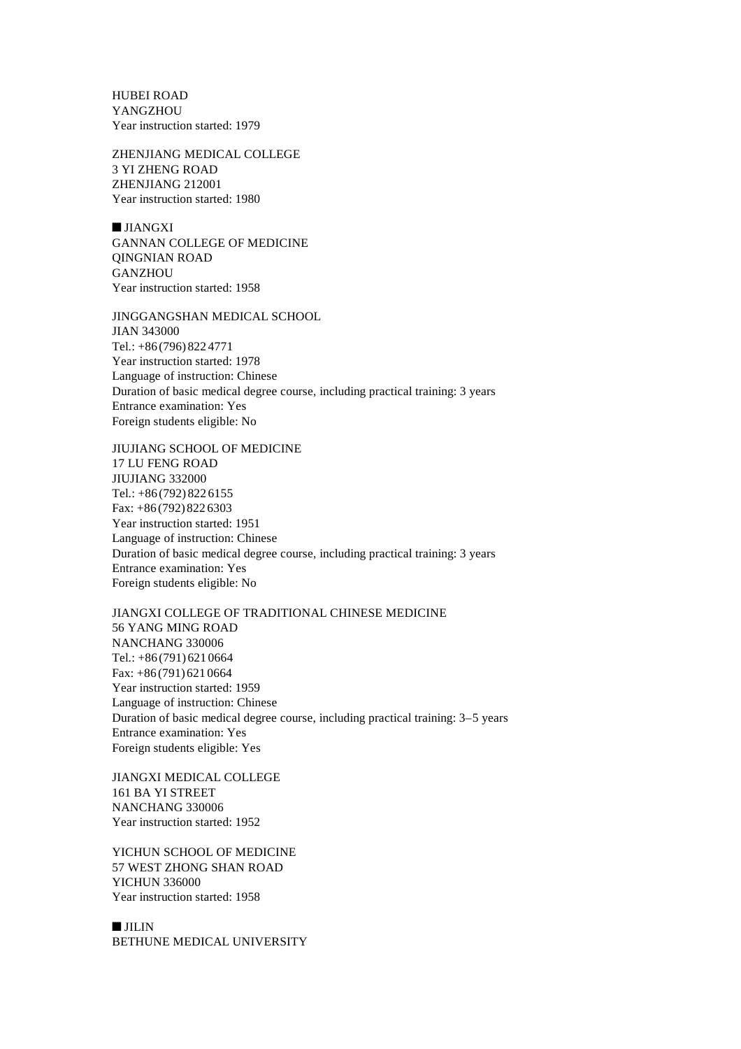HUBEI ROAD
YANGZHOU
Year instruction started: 1979

ZHENJIANG MEDICAL COLLEGE
3 YI ZHENG ROAD
ZHENJIANG 212001
Year instruction started: 1980

## ■ JIANGXI

GANNAN COLLEGE OF MEDICINE
QINGNIAN ROAD
GANZHOU
Year instruction started: 1958

JINGGANGSHAN MEDICAL SCHOOL
JIAN 343000
Tel.: +86 (796) 822 4771
Year instruction started: 1978
Language of instruction: Chinese
Duration of basic medical degree course, including practical training: 3 years
Entrance examination: Yes
Foreign students eligible: No

JIUJIANG SCHOOL OF MEDICINE
17 LU FENG ROAD
JIUJIANG 332000
Tel.: +86 (792) 822 6155
Fax: +86 (792) 822 6303
Year instruction started: 1951
Language of instruction: Chinese
Duration of basic medical degree course, including practical training: 3 years
Entrance examination: Yes
Foreign students eligible: No

JIANGXI COLLEGE OF TRADITIONAL CHINESE MEDICINE
56 YANG MING ROAD
NANCHANG 330006
Tel.: +86 (791) 621 0664
Fax: +86 (791) 621 0664
Year instruction started: 1959
Language of instruction: Chinese
Duration of basic medical degree course, including practical training: 3–5 years
Entrance examination: Yes
Foreign students eligible: Yes

JIANGXI MEDICAL COLLEGE
161 BA YI STREET
NANCHANG 330006
Year instruction started: 1952

YICHUN SCHOOL OF MEDICINE
57 WEST ZHONG SHAN ROAD
YICHUN 336000
Year instruction started: 1958

## ■ JILIN

BETHUNE MEDICAL UNIVERSITY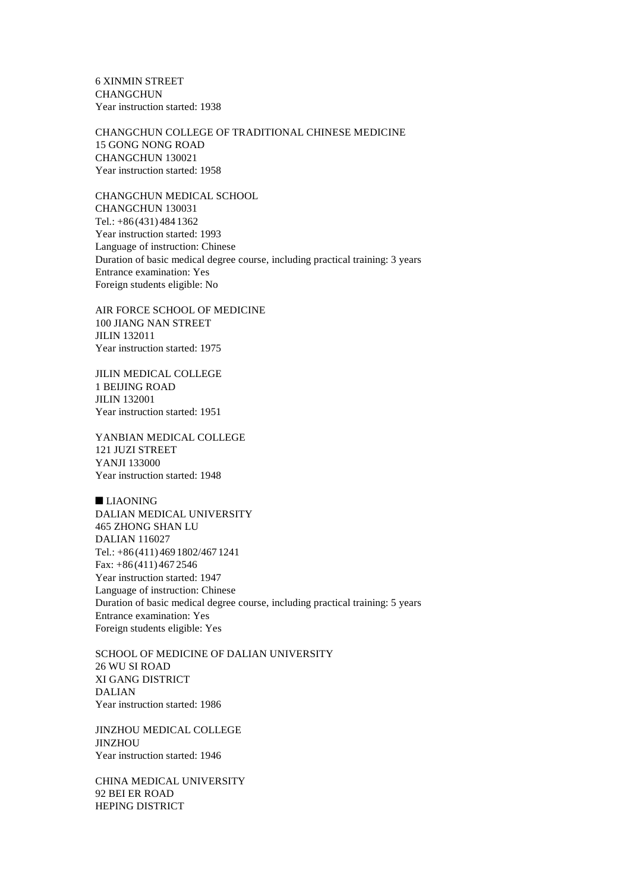6 XINMIN STREET
CHANGCHUN
Year instruction started: 1938

CHANGCHUN COLLEGE OF TRADITIONAL CHINESE MEDICINE
15 GONG NONG ROAD
CHANGCHUN 130021
Year instruction started: 1958

CHANGCHUN MEDICAL SCHOOL
CHANGCHUN 130031
Tel.: +86 (431) 484 1362
Year instruction started: 1993
Language of instruction: Chinese
Duration of basic medical degree course, including practical training: 3 years
Entrance examination: Yes
Foreign students eligible: No

AIR FORCE SCHOOL OF MEDICINE
100 JIANG NAN STREET
JILIN 132011
Year instruction started: 1975

JILIN MEDICAL COLLEGE
1 BEIJING ROAD
JILIN 132001
Year instruction started: 1951

YANBIAN MEDICAL COLLEGE
121 JUZI STREET
YANJI 133000
Year instruction started: 1948

## ■ LIAONING

DALIAN MEDICAL UNIVERSITY
465 ZHONG SHAN LU
DALIAN 116027
Tel.: +86 (411) 469 1802/467 1241
Fax: +86 (411) 467 2546
Year instruction started: 1947
Language of instruction: Chinese
Duration of basic medical degree course, including practical training: 5 years
Entrance examination: Yes
Foreign students eligible: Yes

SCHOOL OF MEDICINE OF DALIAN UNIVERSITY
26 WU SI ROAD
XI GANG DISTRICT
DALIAN
Year instruction started: 1986

JINZHOU MEDICAL COLLEGE
JINZHOU
Year instruction started: 1946

CHINA MEDICAL UNIVERSITY
92 BEI ER ROAD
HEPING DISTRICT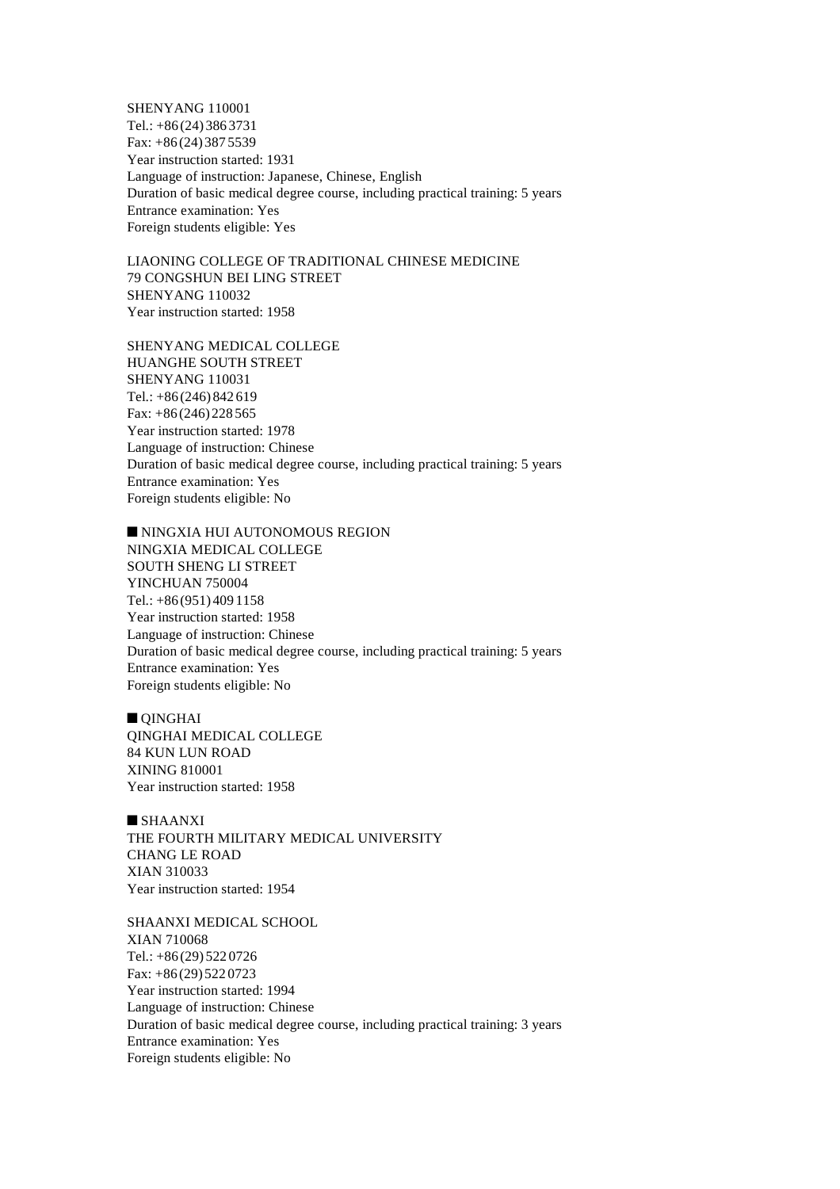SHENYANG 110001
Tel.: +86 (24) 386 3731
Fax: +86 (24) 387 5539
Year instruction started: 1931
Language of instruction: Japanese, Chinese, English
Duration of basic medical degree course, including practical training: 5 years
Entrance examination: Yes
Foreign students eligible: Yes

LIAONING COLLEGE OF TRADITIONAL CHINESE MEDICINE
79 CONGSHUN BEI LING STREET
SHENYANG 110032
Year instruction started: 1958

SHENYANG MEDICAL COLLEGE
HUANGHE SOUTH STREET
SHENYANG 110031
Tel.: +86 (246) 842 619
Fax: +86 (246) 228 565
Year instruction started: 1978
Language of instruction: Chinese
Duration of basic medical degree course, including practical training: 5 years
Entrance examination: Yes
Foreign students eligible: No

## ■ NINGXIA HUI AUTONOMOUS REGION

NINGXIA MEDICAL COLLEGE
SOUTH SHENG LI STREET
YINCHUAN 750004
Tel.: +86 (951) 409 1158
Year instruction started: 1958
Language of instruction: Chinese
Duration of basic medical degree course, including practical training: 5 years
Entrance examination: Yes
Foreign students eligible: No

## ■ QINGHAI

QINGHAI MEDICAL COLLEGE
84 KUN LUN ROAD
XINING 810001
Year instruction started: 1958

## ■ SHAANXI

THE FOURTH MILITARY MEDICAL UNIVERSITY
CHANG LE ROAD
XIAN 310033
Year instruction started: 1954

SHAANXI MEDICAL SCHOOL
XIAN 710068
Tel.: +86 (29) 522 0726
Fax: +86 (29) 522 0723
Year instruction started: 1994
Language of instruction: Chinese
Duration of basic medical degree course, including practical training: 3 years
Entrance examination: Yes
Foreign students eligible: No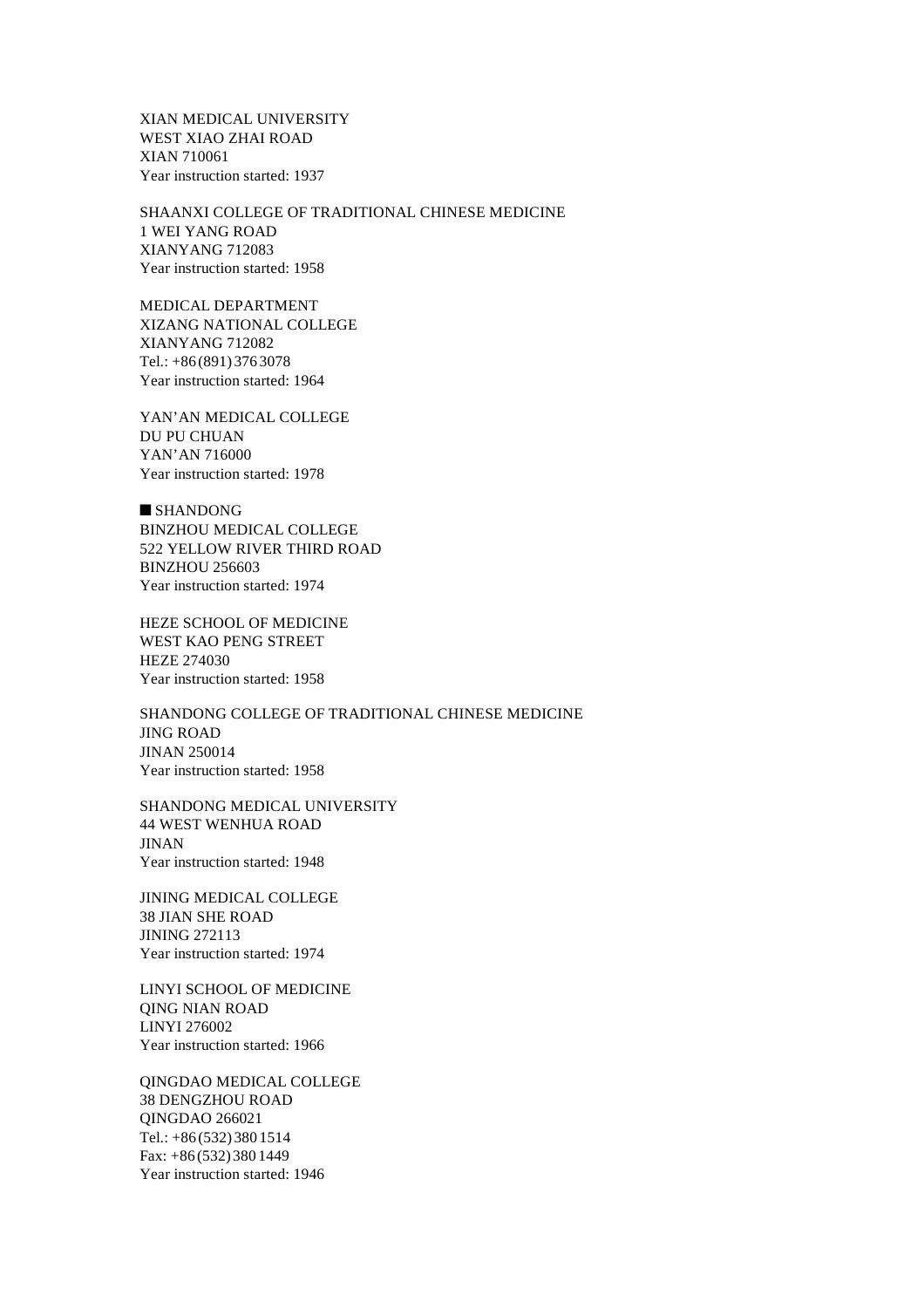XIAN MEDICAL UNIVERSITY
WEST XIAO ZHAI ROAD
XIAN 710061
Year instruction started: 1937

SHAANXI COLLEGE OF TRADITIONAL CHINESE MEDICINE
1 WEI YANG ROAD
XIANYANG 712083
Year instruction started: 1958

MEDICAL DEPARTMENT
XIZANG NATIONAL COLLEGE
XIANYANG 712082
Tel.: +86 (891) 376 3078
Year instruction started: 1964

YAN'AN MEDICAL COLLEGE
DU PU CHUAN
YAN'AN 716000
Year instruction started: 1978

## ■ SHANDONG

BINZHOU MEDICAL COLLEGE
522 YELLOW RIVER THIRD ROAD
BINZHOU 256603
Year instruction started: 1974

HEZE SCHOOL OF MEDICINE
WEST KAO PENG STREET
HEZE 274030
Year instruction started: 1958

SHANDONG COLLEGE OF TRADITIONAL CHINESE MEDICINE
JING ROAD
JINAN 250014
Year instruction started: 1958

SHANDONG MEDICAL UNIVERSITY
44 WEST WENHUA ROAD
JINAN
Year instruction started: 1948

JINING MEDICAL COLLEGE
38 JIAN SHE ROAD
JINING 272113
Year instruction started: 1974

LINYI SCHOOL OF MEDICINE
QING NIAN ROAD
LINYI 276002
Year instruction started: 1966

QINGDAO MEDICAL COLLEGE
38 DENGZHOU ROAD
QINGDAO 266021
Tel.: +86 (532) 380 1514
Fax: +86 (532) 380 1449
Year instruction started: 1946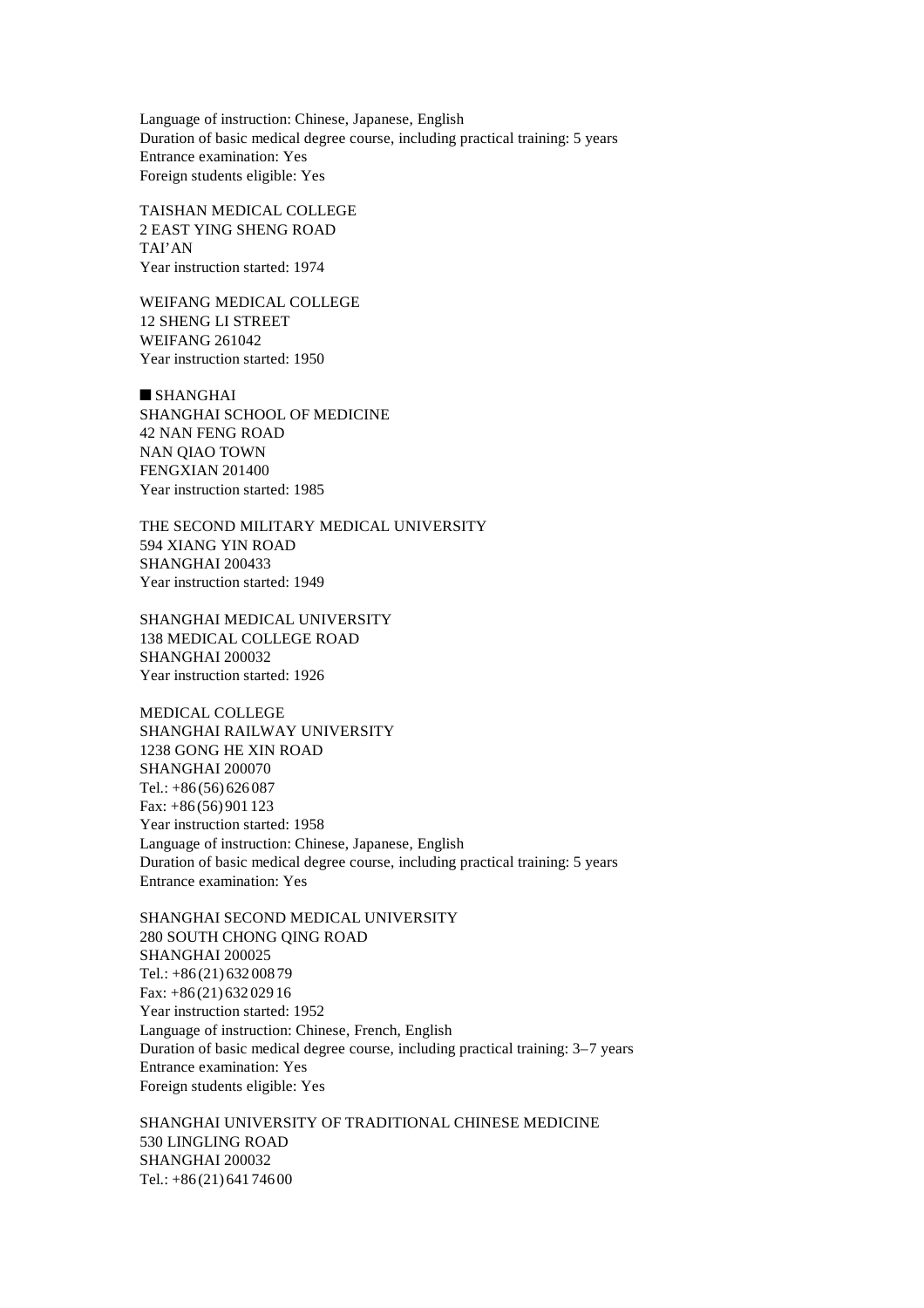Language of instruction: Chinese, Japanese, English
Duration of basic medical degree course, including practical training: 5 years
Entrance examination: Yes
Foreign students eligible: Yes

TAISHAN MEDICAL COLLEGE
2 EAST YING SHENG ROAD
TAI'AN
Year instruction started: 1974

WEIFANG MEDICAL COLLEGE
12 SHENG LI STREET
WEIFANG 261042
Year instruction started: 1950

## ■ SHANGHAI

SHANGHAI SCHOOL OF MEDICINE
42 NAN FENG ROAD
NAN QIAO TOWN
FENGXIAN 201400
Year instruction started: 1985

THE SECOND MILITARY MEDICAL UNIVERSITY
594 XIANG YIN ROAD
SHANGHAI 200433
Year instruction started: 1949

SHANGHAI MEDICAL UNIVERSITY
138 MEDICAL COLLEGE ROAD
SHANGHAI 200032
Year instruction started: 1926

MEDICAL COLLEGE
SHANGHAI RAILWAY UNIVERSITY
1238 GONG HE XIN ROAD
SHANGHAI 200070
Tel.: +86 (56) 626 087
Fax: +86 (56) 901 123
Year instruction started: 1958
Language of instruction: Chinese, Japanese, English
Duration of basic medical degree course, including practical training: 5 years
Entrance examination: Yes

SHANGHAI SECOND MEDICAL UNIVERSITY
280 SOUTH CHONG QING ROAD
SHANGHAI 200025
Tel.: +86 (21) 632 008 79
Fax: +86 (21) 632 029 16
Year instruction started: 1952
Language of instruction: Chinese, French, English
Duration of basic medical degree course, including practical training: 3–7 years
Entrance examination: Yes
Foreign students eligible: Yes

SHANGHAI UNIVERSITY OF TRADITIONAL CHINESE MEDICINE
530 LINGLING ROAD
SHANGHAI 200032
Tel.: +86 (21) 641 746 00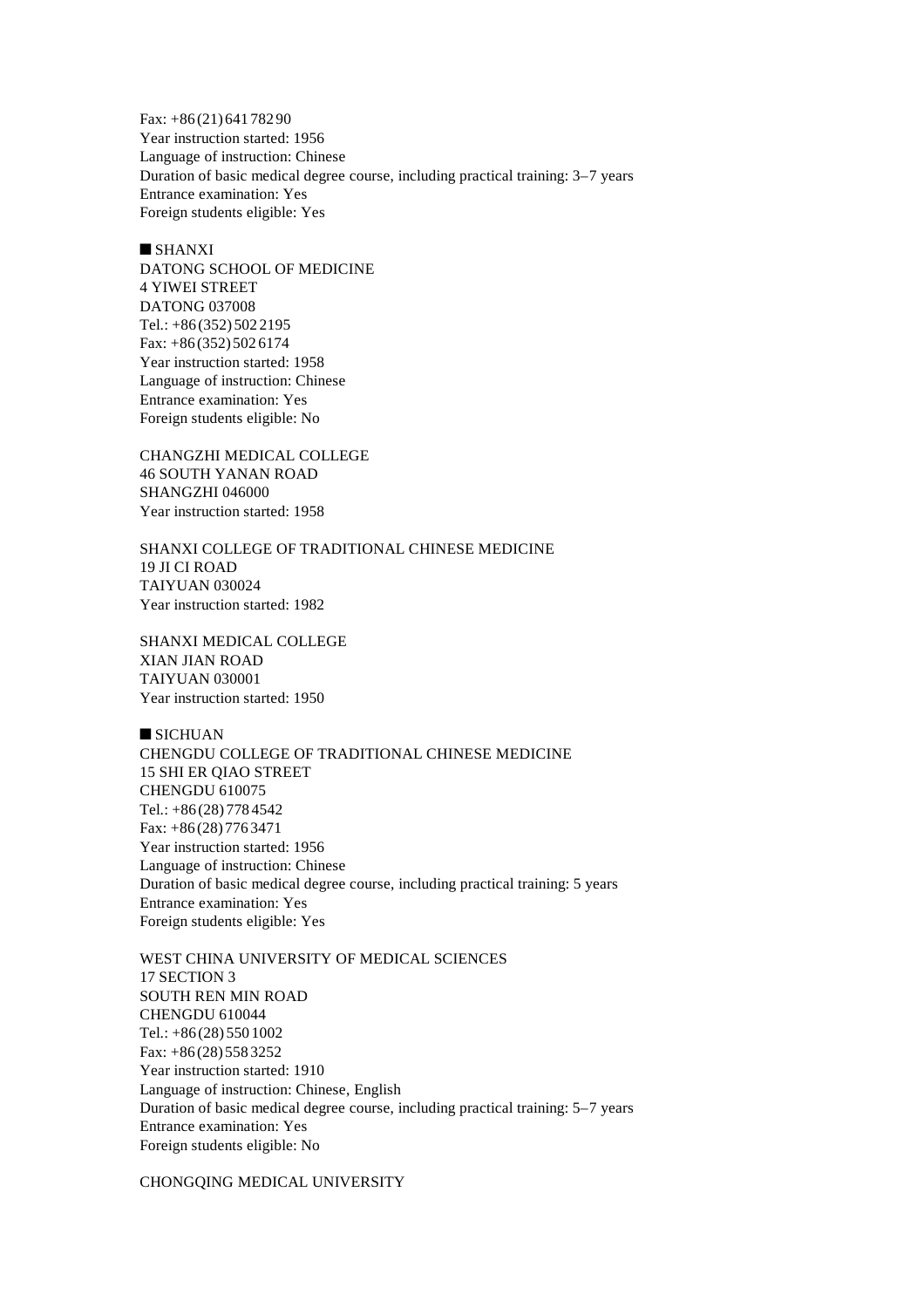Fax: +86 (21) 641 782 90
Year instruction started: 1956
Language of instruction: Chinese
Duration of basic medical degree course, including practical training: 3–7 years
Entrance examination: Yes
Foreign students eligible: Yes

## ■ SHANXI

DATONG SCHOOL OF MEDICINE
4 YIWEI STREET
DATONG 037008
Tel.: +86 (352) 502 2195
Fax: +86 (352) 502 6174
Year instruction started: 1958
Language of instruction: Chinese
Entrance examination: Yes
Foreign students eligible: No

CHANGZHI MEDICAL COLLEGE
46 SOUTH YANAN ROAD
SHANGZHI 046000
Year instruction started: 1958

SHANXI COLLEGE OF TRADITIONAL CHINESE MEDICINE
19 JI CI ROAD
TAIYUAN 030024
Year instruction started: 1982

SHANXI MEDICAL COLLEGE
XIAN JIAN ROAD
TAIYUAN 030001
Year instruction started: 1950

## ■ SICHUAN

CHENGDU COLLEGE OF TRADITIONAL CHINESE MEDICINE
15 SHI ER QIAO STREET
CHENGDU 610075
Tel.: +86 (28) 778 4542
Fax: +86 (28) 776 3471
Year instruction started: 1956
Language of instruction: Chinese
Duration of basic medical degree course, including practical training: 5 years
Entrance examination: Yes
Foreign students eligible: Yes

WEST CHINA UNIVERSITY OF MEDICAL SCIENCES
17 SECTION 3
SOUTH REN MIN ROAD
CHENGDU 610044
Tel.: +86 (28) 550 1002
Fax: +86 (28) 558 3252
Year instruction started: 1910
Language of instruction: Chinese, English
Duration of basic medical degree course, including practical training: 5–7 years
Entrance examination: Yes
Foreign students eligible: No

CHONGQING MEDICAL UNIVERSITY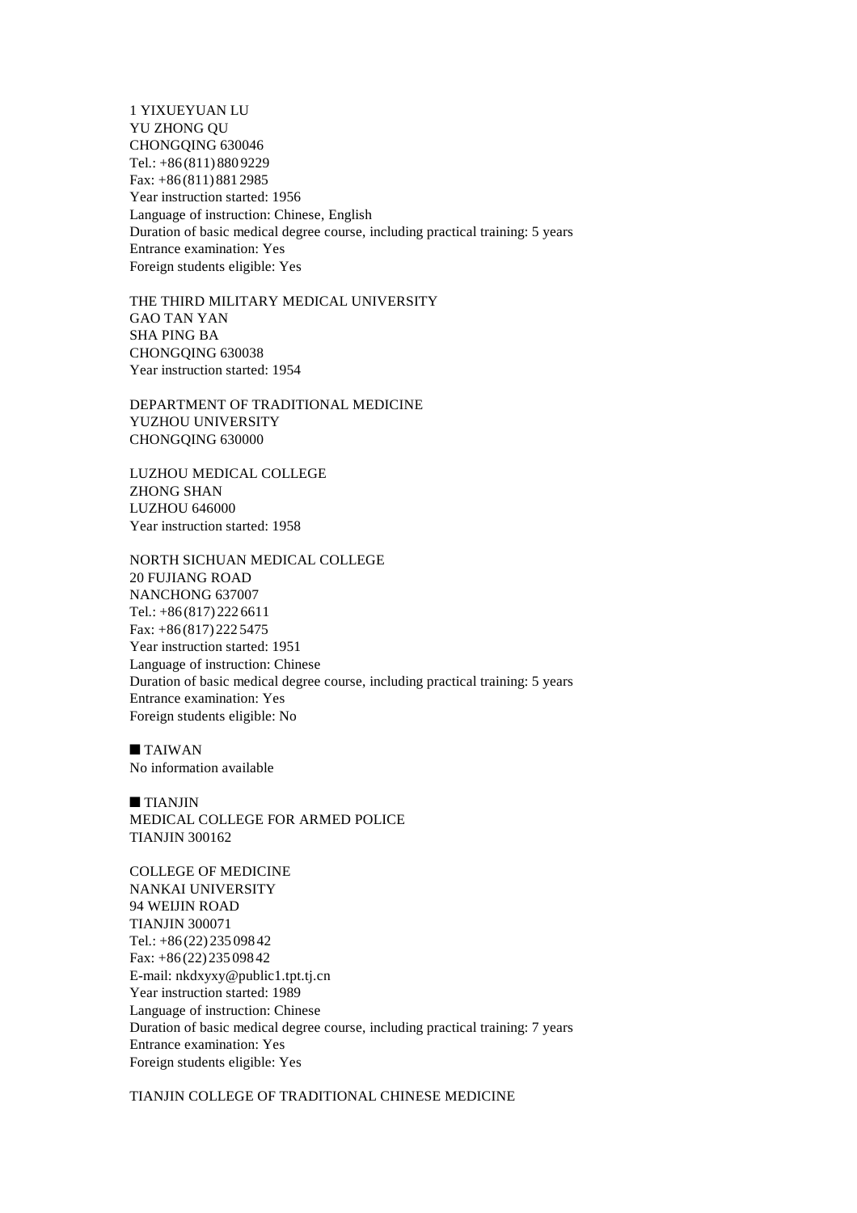1 YIXUEYUAN LU
YU ZHONG QU
CHONGQING 630046
Tel.: +86 (811) 880 9229
Fax: +86 (811) 881 2985
Year instruction started: 1956
Language of instruction: Chinese, English
Duration of basic medical degree course, including practical training: 5 years
Entrance examination: Yes
Foreign students eligible: Yes

THE THIRD MILITARY MEDICAL UNIVERSITY
GAO TAN YAN
SHA PING BA
CHONGQING 630038
Year instruction started: 1954

DEPARTMENT OF TRADITIONAL MEDICINE
YUZHOU UNIVERSITY
CHONGQING 630000

LUZHOU MEDICAL COLLEGE
ZHONG SHAN
LUZHOU 646000
Year instruction started: 1958

NORTH SICHUAN MEDICAL COLLEGE
20 FUJIANG ROAD
NANCHONG 637007
Tel.: +86 (817) 222 6611
Fax: +86 (817) 222 5475
Year instruction started: 1951
Language of instruction: Chinese
Duration of basic medical degree course, including practical training: 5 years
Entrance examination: Yes
Foreign students eligible: No

## ■ TAIWAN

No information available

## ■ TIANJIN

MEDICAL COLLEGE FOR ARMED POLICE
TIANJIN 300162

COLLEGE OF MEDICINE
NANKAI UNIVERSITY
94 WEIJIN ROAD
TIANJIN 300071
Tel.: +86 (22) 235 098 42
Fax: +86 (22) 235 098 42
E-mail: nkdxyxy@public1.tpt.tj.cn
Year instruction started: 1989
Language of instruction: Chinese
Duration of basic medical degree course, including practical training: 7 years
Entrance examination: Yes
Foreign students eligible: Yes

TIANJIN COLLEGE OF TRADITIONAL CHINESE MEDICINE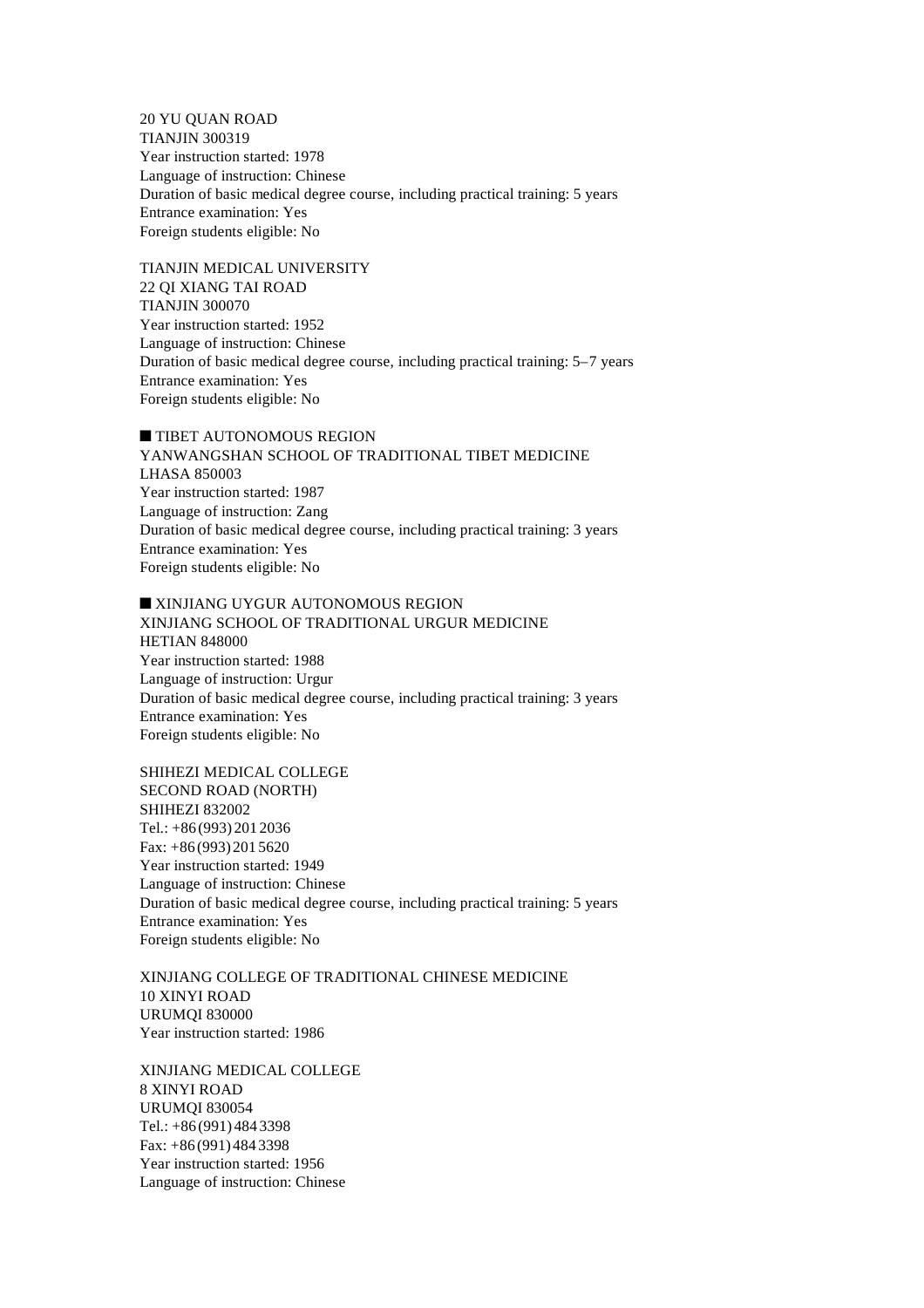20 YU QUAN ROAD
TIANJIN 300319
Year instruction started: 1978
Language of instruction: Chinese
Duration of basic medical degree course, including practical training: 5 years
Entrance examination: Yes
Foreign students eligible: No

TIANJIN MEDICAL UNIVERSITY
22 QI XIANG TAI ROAD
TIANJIN 300070
Year instruction started: 1952
Language of instruction: Chinese
Duration of basic medical degree course, including practical training: 5–7 years
Entrance examination: Yes
Foreign students eligible: No

■ TIBET AUTONOMOUS REGION

YANWANGSHAN SCHOOL OF TRADITIONAL TIBET MEDICINE
LHASA 850003
Year instruction started: 1987
Language of instruction: Zang
Duration of basic medical degree course, including practical training: 3 years
Entrance examination: Yes
Foreign students eligible: No

■ XINJIANG UYGUR AUTONOMOUS REGION

XINJIANG SCHOOL OF TRADITIONAL URGUR MEDICINE
HETIAN 848000
Year instruction started: 1988
Language of instruction: Urgur
Duration of basic medical degree course, including practical training: 3 years
Entrance examination: Yes
Foreign students eligible: No

SHIHEZI MEDICAL COLLEGE
SECOND ROAD (NORTH)
SHIHEZI 832002
Tel.: +86 (993) 201 2036
Fax: +86 (993) 201 5620
Year instruction started: 1949
Language of instruction: Chinese
Duration of basic medical degree course, including practical training: 5 years
Entrance examination: Yes
Foreign students eligible: No

XINJIANG COLLEGE OF TRADITIONAL CHINESE MEDICINE
10 XINYI ROAD
URUMQI 830000
Year instruction started: 1986

XINJIANG MEDICAL COLLEGE
8 XINYI ROAD
URUMQI 830054
Tel.: +86 (991) 484 3398
Fax: +86 (991) 484 3398
Year instruction started: 1956
Language of instruction: Chinese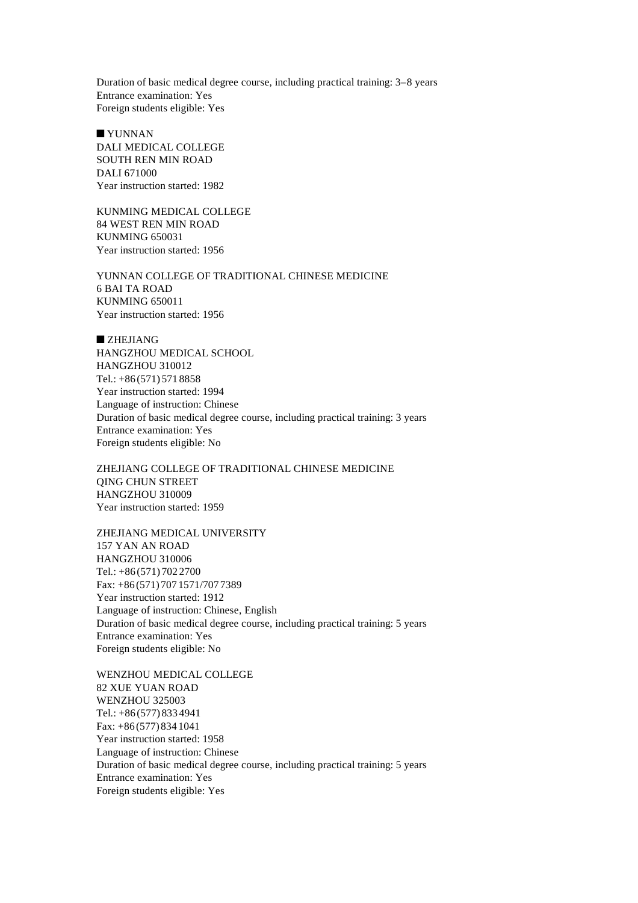Duration of basic medical degree course, including practical training: 3–8 years
Entrance examination: Yes
Foreign students eligible: Yes

## ■ YUNNAN

DALI MEDICAL COLLEGE
SOUTH REN MIN ROAD
DALI 671000
Year instruction started: 1982

KUNMING MEDICAL COLLEGE
84 WEST REN MIN ROAD
KUNMING 650031
Year instruction started: 1956

YUNNAN COLLEGE OF TRADITIONAL CHINESE MEDICINE
6 BAI TA ROAD
KUNMING 650011
Year instruction started: 1956

## ■ ZHEJIANG

HANGZHOU MEDICAL SCHOOL
HANGZHOU 310012
Tel.: +86 (571) 571 8858
Year instruction started: 1994
Language of instruction: Chinese
Duration of basic medical degree course, including practical training: 3 years
Entrance examination: Yes
Foreign students eligible: No

ZHEJIANG COLLEGE OF TRADITIONAL CHINESE MEDICINE
QING CHUN STREET
HANGZHOU 310009
Year instruction started: 1959

ZHEJIANG MEDICAL UNIVERSITY
157 YAN AN ROAD
HANGZHOU 310006
Tel.: +86 (571) 702 2700
Fax: +86 (571) 707 1571/707 7389
Year instruction started: 1912
Language of instruction: Chinese, English
Duration of basic medical degree course, including practical training: 5 years
Entrance examination: Yes
Foreign students eligible: No

WENZHOU MEDICAL COLLEGE
82 XUE YUAN ROAD
WENZHOU 325003
Tel.: +86 (577) 833 4941
Fax: +86 (577) 834 1041
Year instruction started: 1958
Language of instruction: Chinese
Duration of basic medical degree course, including practical training: 5 years
Entrance examination: Yes
Foreign students eligible: Yes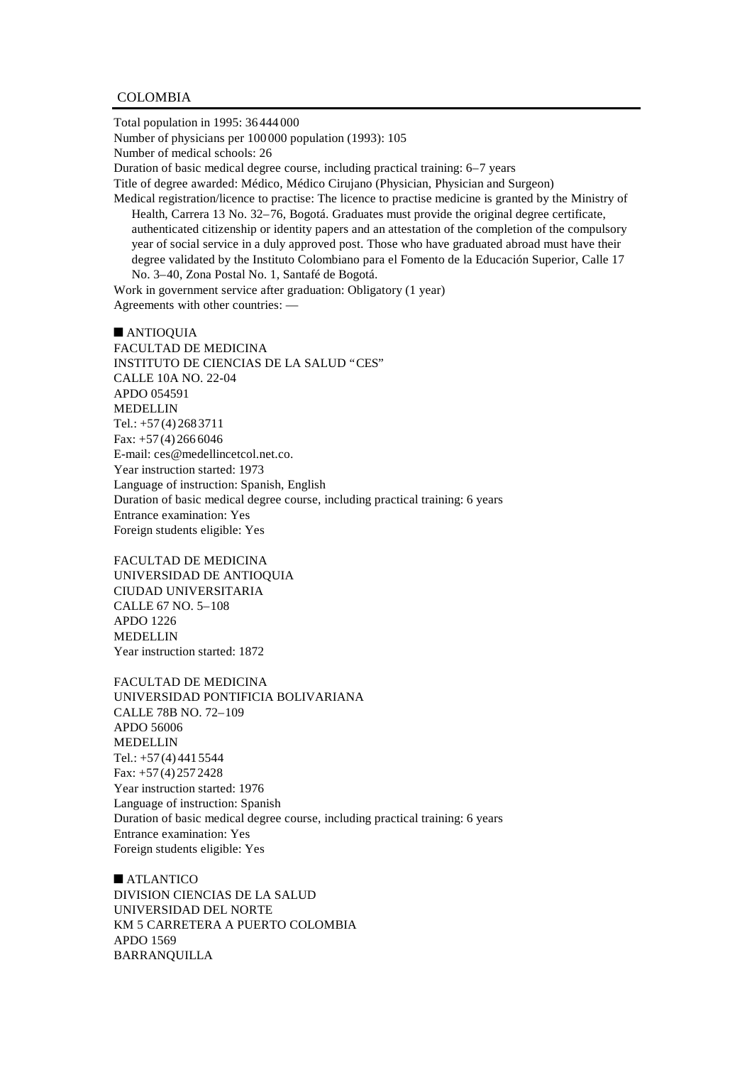## COLOMBIA

Total population in 1995: 36 444 000
Number of physicians per 100 000 population (1993): 105
Number of medical schools: 26
Duration of basic medical degree course, including practical training: 6–7 years
Title of degree awarded: Médico, Médico Cirujano (Physician, Physician and Surgeon)
Medical registration/licence to practise: The licence to practise medicine is granted by the Ministry of Health, Carrera 13 No. 32–76, Bogotá. Graduates must provide the original degree certificate, authenticated citizenship or identity papers and an attestation of the completion of the compulsory year of social service in a duly approved post. Those who have graduated abroad must have their degree validated by the Instituto Colombiano para el Fomento de la Educación Superior, Calle 17 No. 3–40, Zona Postal No. 1, Santafé de Bogotá.
Work in government service after graduation: Obligatory (1 year)
Agreements with other countries: —

### ■ ANTIOQUIA

FACULTAD DE MEDICINA
INSTITUTO DE CIENCIAS DE LA SALUD "CES"
CALLE 10A NO. 22-04
APDO 054591
MEDELLIN
Tel.: +57 (4) 268 3711
Fax: +57 (4) 266 6046
E-mail: ces@medellincetcol.net.co.
Year instruction started: 1973
Language of instruction: Spanish, English
Duration of basic medical degree course, including practical training: 6 years
Entrance examination: Yes
Foreign students eligible: Yes

FACULTAD DE MEDICINA
UNIVERSIDAD DE ANTIOQUIA
CIUDAD UNIVERSITARIA
CALLE 67 NO. 5–108
APDO 1226
MEDELLIN
Year instruction started: 1872

FACULTAD DE MEDICINA
UNIVERSIDAD PONTIFICIA BOLIVARIANA
CALLE 78B NO. 72–109
APDO 56006
MEDELLIN
Tel.: +57 (4) 441 5544
Fax: +57 (4) 257 2428
Year instruction started: 1976
Language of instruction: Spanish
Duration of basic medical degree course, including practical training: 6 years
Entrance examination: Yes
Foreign students eligible: Yes

### ■ ATLANTICO

DIVISION CIENCIAS DE LA SALUD
UNIVERSIDAD DEL NORTE
KM 5 CARRETERA A PUERTO COLOMBIA
APDO 1569
BARRANQUILLA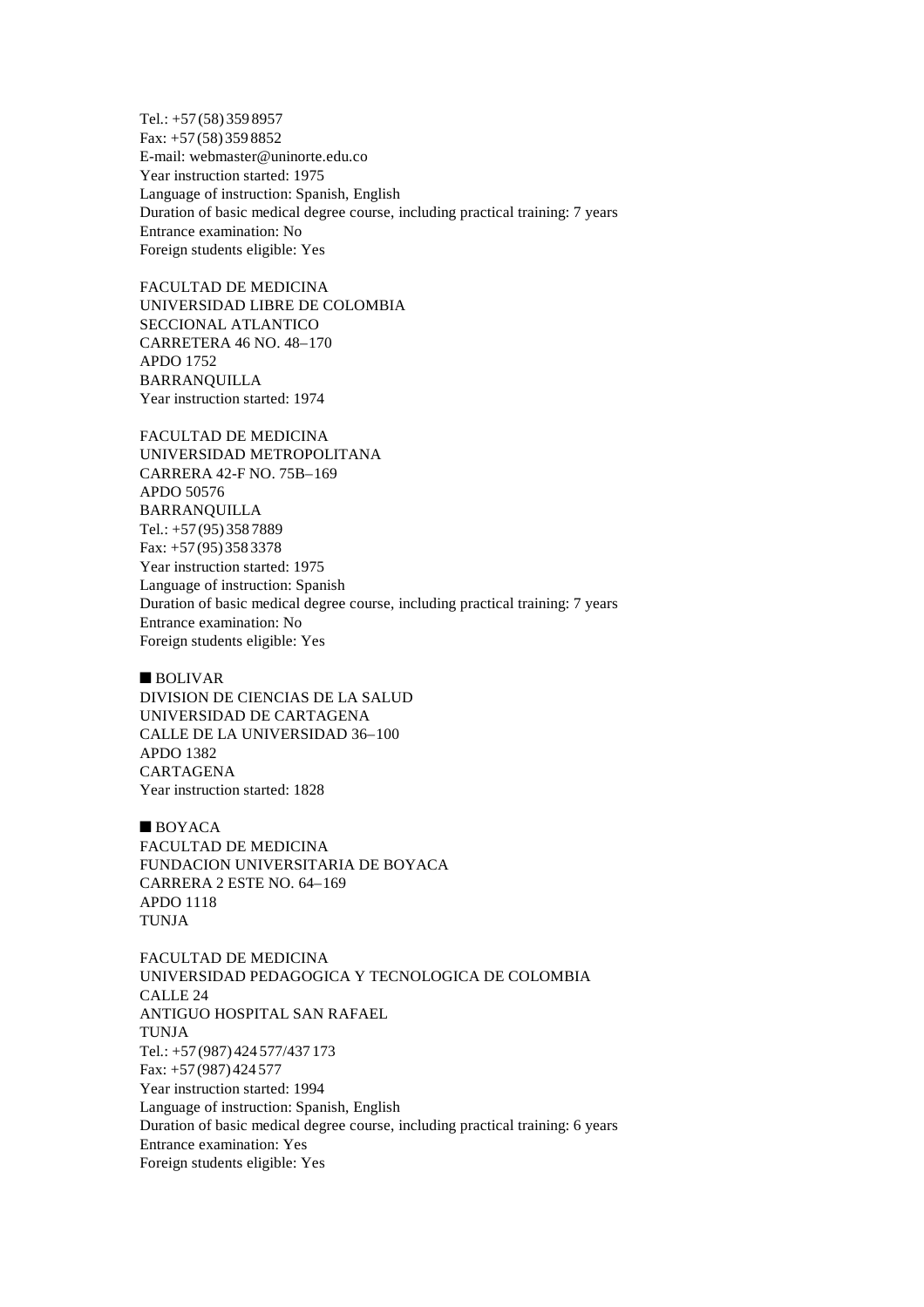Tel.: +57 (58) 359 8957
Fax: +57 (58) 359 8852
E-mail: webmaster@uninorte.edu.co
Year instruction started: 1975
Language of instruction: Spanish, English
Duration of basic medical degree course, including practical training: 7 years
Entrance examination: No
Foreign students eligible: Yes

FACULTAD DE MEDICINA
UNIVERSIDAD LIBRE DE COLOMBIA
SECCIONAL ATLANTICO
CARRETERA 46 NO. 48–170
APDO 1752
BARRANQUILLA
Year instruction started: 1974

FACULTAD DE MEDICINA
UNIVERSIDAD METROPOLITANA
CARRERA 42-F NO. 75B–169
APDO 50576
BARRANQUILLA
Tel.: +57 (95) 358 7889
Fax: +57 (95) 358 3378
Year instruction started: 1975
Language of instruction: Spanish
Duration of basic medical degree course, including practical training: 7 years
Entrance examination: No
Foreign students eligible: Yes

■ BOLIVAR

DIVISION DE CIENCIAS DE LA SALUD
UNIVERSIDAD DE CARTAGENA
CALLE DE LA UNIVERSIDAD 36–100
APDO 1382
CARTAGENA
Year instruction started: 1828

■ BOYACA

FACULTAD DE MEDICINA
FUNDACION UNIVERSITARIA DE BOYACA
CARRERA 2 ESTE NO. 64–169
APDO 1118
TUNJA

FACULTAD DE MEDICINA
UNIVERSIDAD PEDAGOGICA Y TECNOLOGICA DE COLOMBIA
CALLE 24
ANTIGUO HOSPITAL SAN RAFAEL
TUNJA
Tel.: +57 (987) 424 577/437 173
Fax: +57 (987) 424 577
Year instruction started: 1994
Language of instruction: Spanish, English
Duration of basic medical degree course, including practical training: 6 years
Entrance examination: Yes
Foreign students eligible: Yes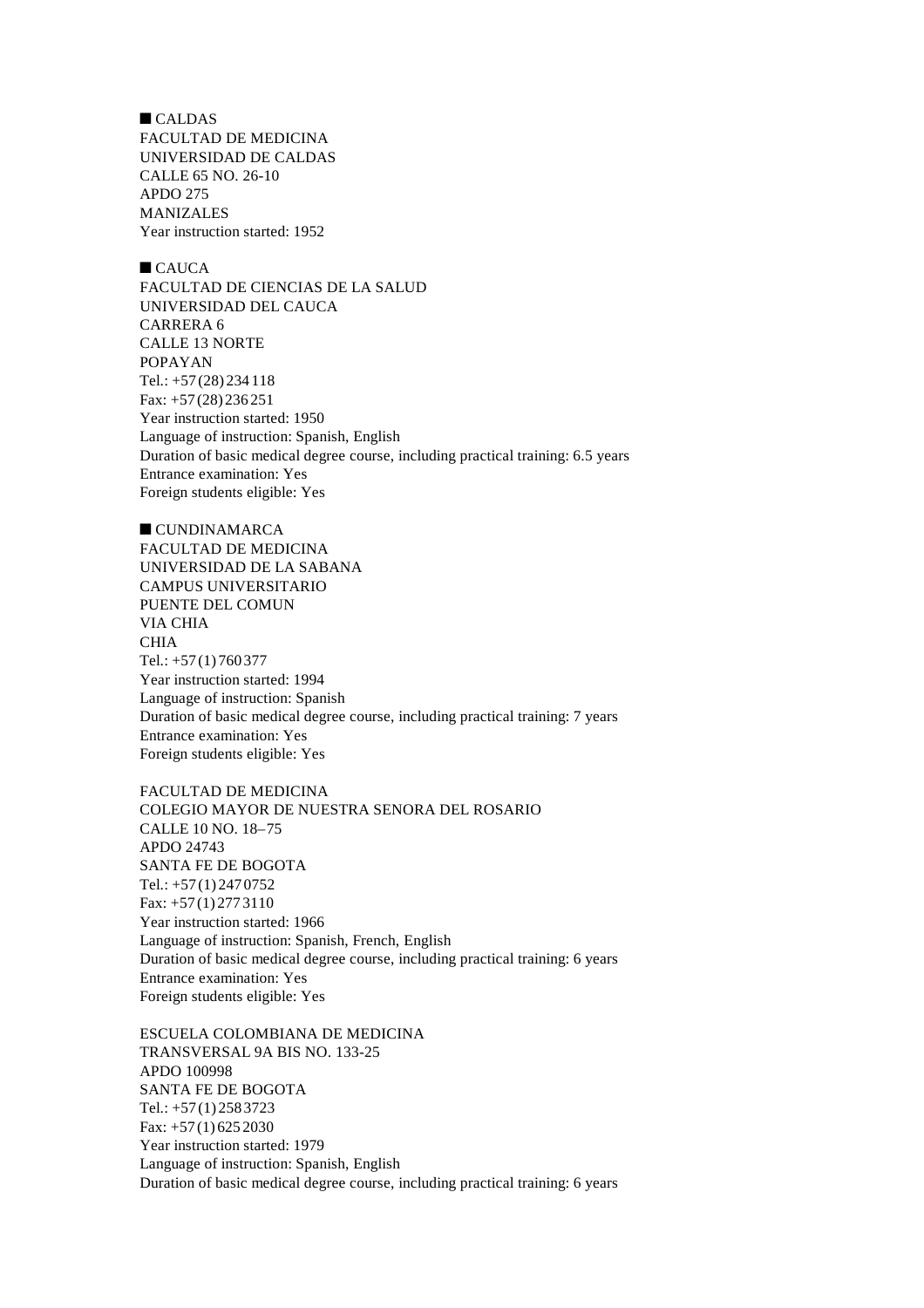■ CALDAS

FACULTAD DE MEDICINA
UNIVERSIDAD DE CALDAS
CALLE 65 NO. 26-10
APDO 275
MANIZALES
Year instruction started: 1952

■ CAUCA

FACULTAD DE CIENCIAS DE LA SALUD
UNIVERSIDAD DEL CAUCA
CARRERA 6
CALLE 13 NORTE
POPAYAN
Tel.: +57 (28) 234 118
Fax: +57 (28) 236 251
Year instruction started: 1950
Language of instruction: Spanish, English
Duration of basic medical degree course, including practical training: 6.5 years
Entrance examination: Yes
Foreign students eligible: Yes

■ CUNDINAMARCA

FACULTAD DE MEDICINA
UNIVERSIDAD DE LA SABANA
CAMPUS UNIVERSITARIO
PUENTE DEL COMUN
VIA CHIA
CHIA
Tel.: +57 (1) 760 377
Year instruction started: 1994
Language of instruction: Spanish
Duration of basic medical degree course, including practical training: 7 years
Entrance examination: Yes
Foreign students eligible: Yes

FACULTAD DE MEDICINA
COLEGIO MAYOR DE NUESTRA SENORA DEL ROSARIO
CALLE 10 NO. 18–75
APDO 24743
SANTA FE DE BOGOTA
Tel.: +57 (1) 247 0752
Fax: +57 (1) 277 3110
Year instruction started: 1966
Language of instruction: Spanish, French, English
Duration of basic medical degree course, including practical training: 6 years
Entrance examination: Yes
Foreign students eligible: Yes

ESCUELA COLOMBIANA DE MEDICINA
TRANSVERSAL 9A BIS NO. 133-25
APDO 100998
SANTA FE DE BOGOTA
Tel.: +57 (1) 258 3723
Fax: +57 (1) 625 2030
Year instruction started: 1979
Language of instruction: Spanish, English
Duration of basic medical degree course, including practical training: 6 years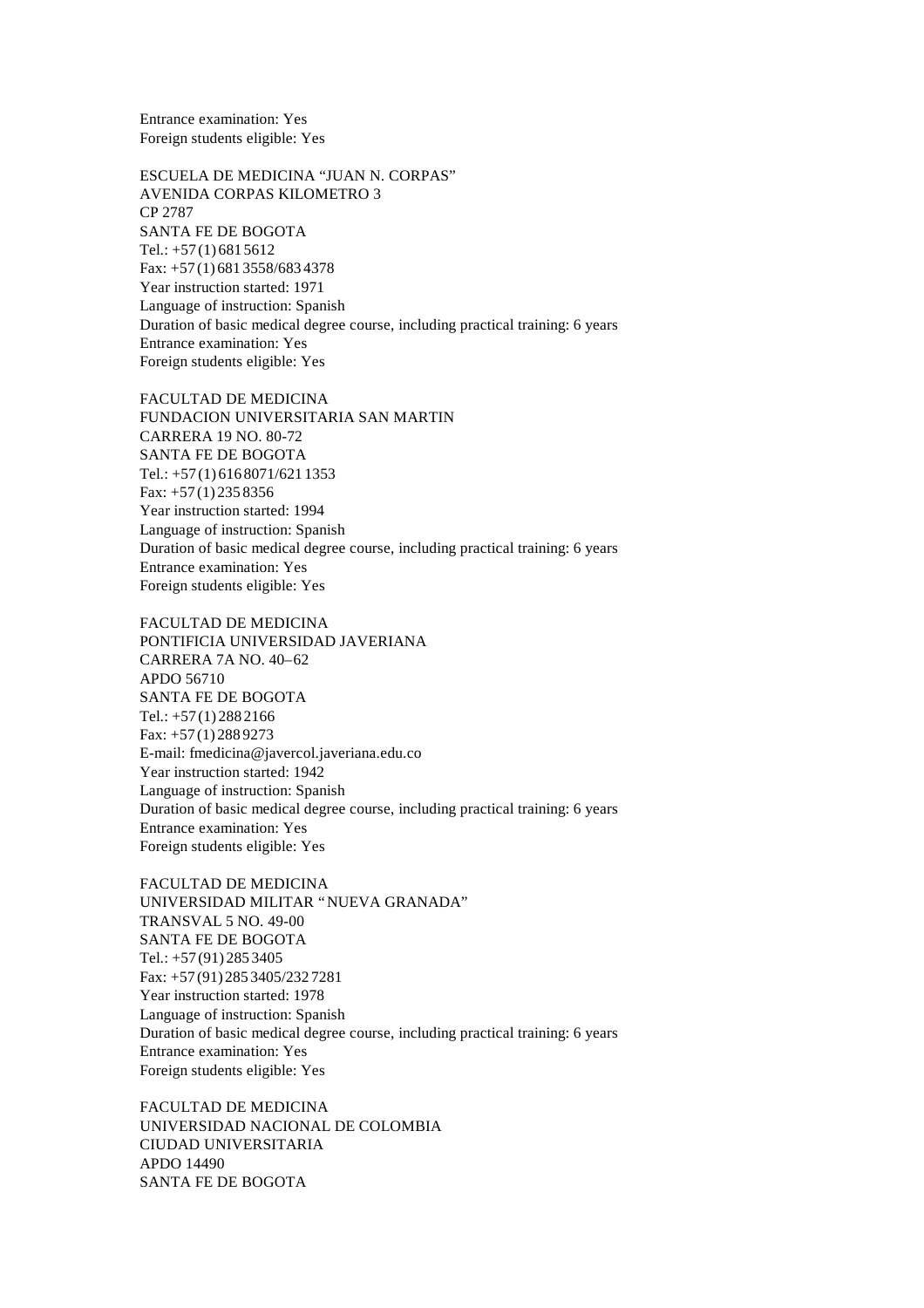Entrance examination: Yes
Foreign students eligible: Yes

ESCUELA DE MEDICINA “JUAN N. CORPAS”
AVENIDA CORPAS KILOMETRO 3
CP 2787
SANTA FE DE BOGOTA
Tel.: +57 (1) 681 5612
Fax: +57 (1) 681 3558/683 4378
Year instruction started: 1971
Language of instruction: Spanish
Duration of basic medical degree course, including practical training: 6 years
Entrance examination: Yes
Foreign students eligible: Yes

FACULTAD DE MEDICINA
FUNDACION UNIVERSITARIA SAN MARTIN
CARRERA 19 NO. 80-72
SANTA FE DE BOGOTA
Tel.: +57 (1) 616 8071/621 1353
Fax: +57 (1) 235 8356
Year instruction started: 1994
Language of instruction: Spanish
Duration of basic medical degree course, including practical training: 6 years
Entrance examination: Yes
Foreign students eligible: Yes

FACULTAD DE MEDICINA
PONTIFICIA UNIVERSIDAD JAVERIANA
CARRERA 7A NO. 40–62
APDO 56710
SANTA FE DE BOGOTA
Tel.: +57 (1) 288 2166
Fax: +57 (1) 288 9273
E-mail: fmedicina@javercol.javeriana.edu.co
Year instruction started: 1942
Language of instruction: Spanish
Duration of basic medical degree course, including practical training: 6 years
Entrance examination: Yes
Foreign students eligible: Yes

FACULTAD DE MEDICINA
UNIVERSIDAD MILITAR “NUEVA GRANADA”
TRANSVAL 5 NO. 49-00
SANTA FE DE BOGOTA
Tel.: +57 (91) 285 3405
Fax: +57 (91) 285 3405/232 7281
Year instruction started: 1978
Language of instruction: Spanish
Duration of basic medical degree course, including practical training: 6 years
Entrance examination: Yes
Foreign students eligible: Yes

FACULTAD DE MEDICINA
UNIVERSIDAD NACIONAL DE COLOMBIA
CIUDAD UNIVERSITARIA
APDO 14490
SANTA FE DE BOGOTA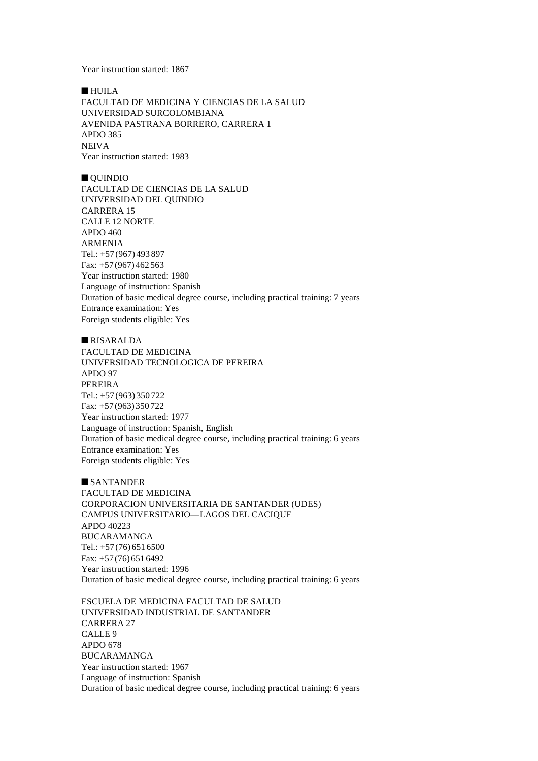Year instruction started: 1867

■ HUILA

FACULTAD DE MEDICINA Y CIENCIAS DE LA SALUD
UNIVERSIDAD SURCOLOMBIANA
AVENIDA PASTRANA BORRERO, CARRERA 1
APDO 385
NEIVA
Year instruction started: 1983

■ QUINDIO

FACULTAD DE CIENCIAS DE LA SALUD
UNIVERSIDAD DEL QUINDIO
CARRERA 15
CALLE 12 NORTE
APDO 460
ARMENIA
Tel.: +57 (967) 493 897
Fax: +57 (967) 462 563
Year instruction started: 1980
Language of instruction: Spanish
Duration of basic medical degree course, including practical training: 7 years
Entrance examination: Yes
Foreign students eligible: Yes

■ RISARALDA

FACULTAD DE MEDICINA
UNIVERSIDAD TECNOLOGICA DE PEREIRA
APDO 97
PEREIRA
Tel.: +57 (963) 350 722
Fax: +57 (963) 350 722
Year instruction started: 1977
Language of instruction: Spanish, English
Duration of basic medical degree course, including practical training: 6 years
Entrance examination: Yes
Foreign students eligible: Yes

■ SANTANDER

FACULTAD DE MEDICINA
CORPORACION UNIVERSITARIA DE SANTANDER (UDES)
CAMPUS UNIVERSITARIO—LAGOS DEL CACIQUE
APDO 40223
BUCARAMANGA
Tel.: +57 (76) 651 6500
Fax: +57 (76) 651 6492
Year instruction started: 1996
Duration of basic medical degree course, including practical training: 6 years

ESCUELA DE MEDICINA FACULTAD DE SALUD
UNIVERSIDAD INDUSTRIAL DE SANTANDER
CARRERA 27
CALLE 9
APDO 678
BUCARAMANGA
Year instruction started: 1967
Language of instruction: Spanish
Duration of basic medical degree course, including practical training: 6 years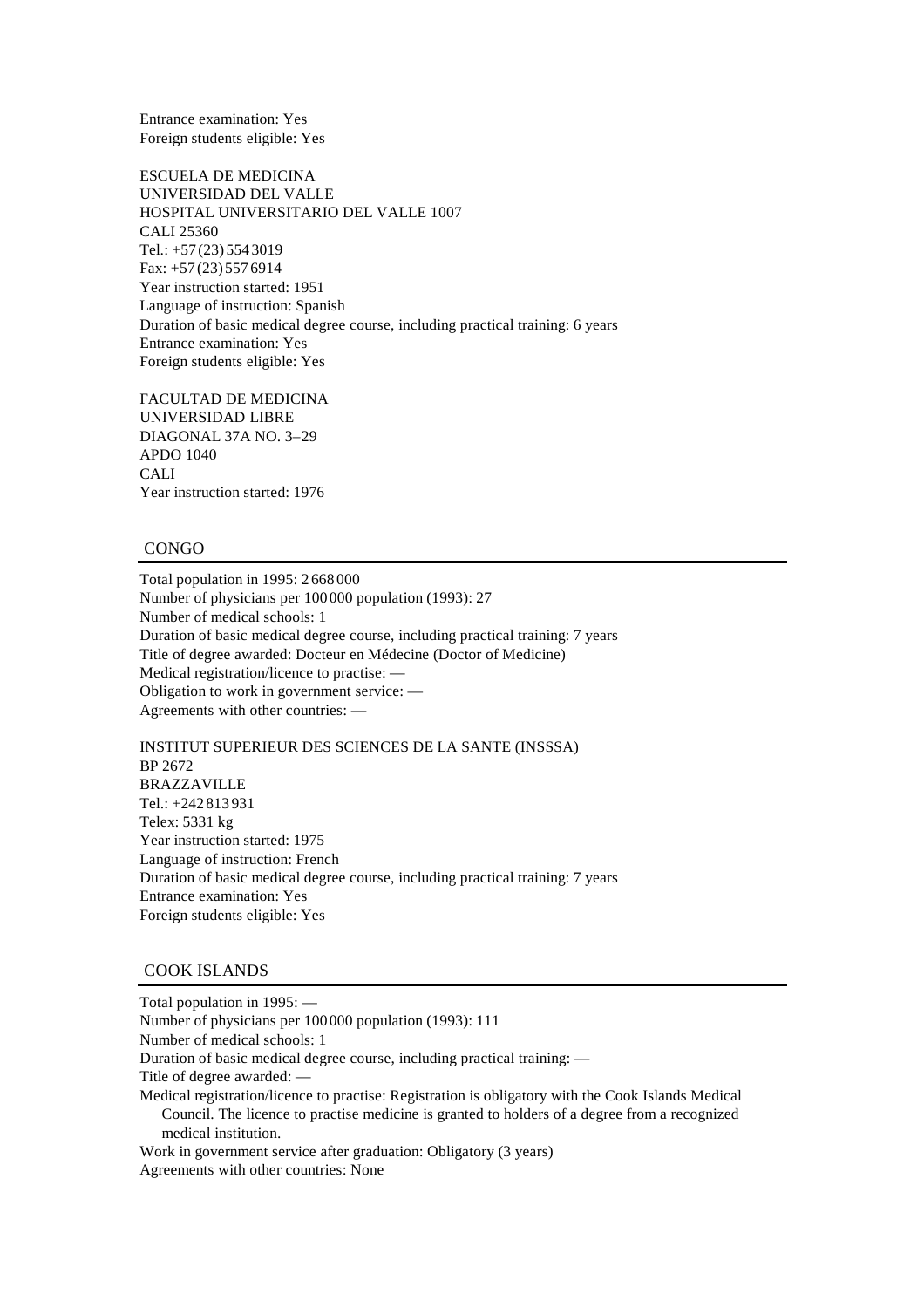Entrance examination: Yes
Foreign students eligible: Yes

ESCUELA DE MEDICINA
UNIVERSIDAD DEL VALLE
HOSPITAL UNIVERSITARIO DEL VALLE 1007
CALI 25360
Tel.: +57 (23) 554 3019
Fax: +57 (23) 557 6914
Year instruction started: 1951
Language of instruction: Spanish
Duration of basic medical degree course, including practical training: 6 years
Entrance examination: Yes
Foreign students eligible: Yes

FACULTAD DE MEDICINA
UNIVERSIDAD LIBRE
DIAGONAL 37A NO. 3–29
APDO 1040
CALI
Year instruction started: 1976

## CONGO

Total population in 1995: 2 668 000
Number of physicians per 100 000 population (1993): 27
Number of medical schools: 1
Duration of basic medical degree course, including practical training: 7 years
Title of degree awarded: Docteur en Médecine (Doctor of Medicine)
Medical registration/licence to practise: —
Obligation to work in government service: —
Agreements with other countries: —

INSTITUT SUPERIEUR DES SCIENCES DE LA SANTE (INSSSA)
BP 2672
BRAZZAVILLE
Tel.: +242 813 931
Telex: 5331 kg
Year instruction started: 1975
Language of instruction: French
Duration of basic medical degree course, including practical training: 7 years
Entrance examination: Yes
Foreign students eligible: Yes

## COOK ISLANDS

Total population in 1995: —
Number of physicians per 100 000 population (1993): 111
Number of medical schools: 1
Duration of basic medical degree course, including practical training: —
Title of degree awarded: —
Medical registration/licence to practise: Registration is obligatory with the Cook Islands Medical Council. The licence to practise medicine is granted to holders of a degree from a recognized medical institution.
Work in government service after graduation: Obligatory (3 years)
Agreements with other countries: None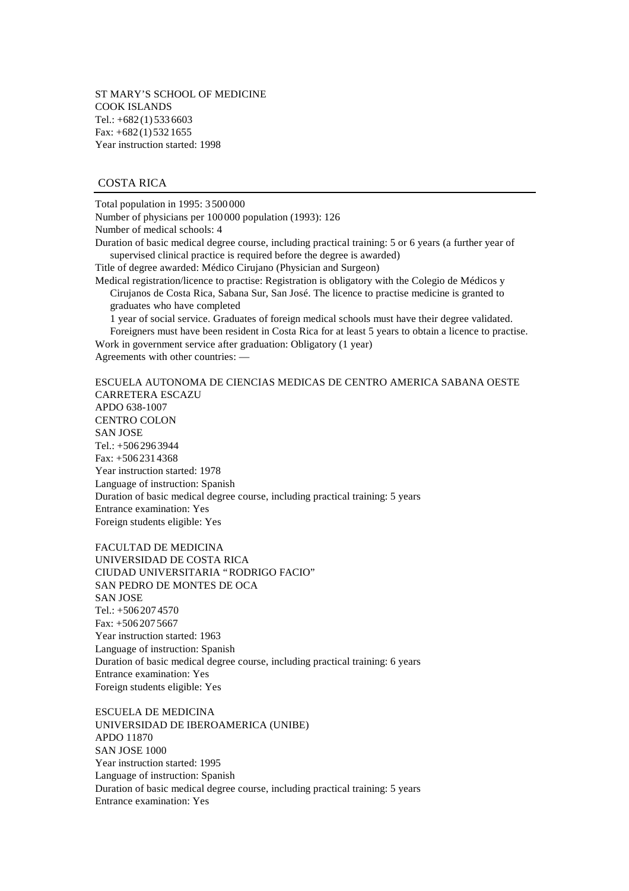ST MARY'S SCHOOL OF MEDICINE
COOK ISLANDS
Tel.: +682 (1) 533 6603
Fax: +682 (1) 532 1655
Year instruction started: 1998

## COSTA RICA

Total population in 1995: 3 500 000
Number of physicians per 100 000 population (1993): 126
Number of medical schools: 4
Duration of basic medical degree course, including practical training: 5 or 6 years (a further year of supervised clinical practice is required before the degree is awarded)
Title of degree awarded: Médico Cirujano (Physician and Surgeon)
Medical registration/licence to practise: Registration is obligatory with the Colegio de Médicos y Cirujanos de Costa Rica, Sabana Sur, San José. The licence to practise medicine is granted to graduates who have completed
1 year of social service. Graduates of foreign medical schools must have their degree validated. Foreigners must have been resident in Costa Rica for at least 5 years to obtain a licence to practise.
Work in government service after graduation: Obligatory (1 year)
Agreements with other countries: —

ESCUELA AUTONOMA DE CIENCIAS MEDICAS DE CENTRO AMERICA SABANA OESTE
CARRETERA ESCAZU
APDO 638-1007
CENTRO COLON
SAN JOSE
Tel.: +506 296 3944
Fax: +506 231 4368
Year instruction started: 1978
Language of instruction: Spanish
Duration of basic medical degree course, including practical training: 5 years
Entrance examination: Yes
Foreign students eligible: Yes

FACULTAD DE MEDICINA
UNIVERSIDAD DE COSTA RICA
CIUDAD UNIVERSITARIA "RODRIGO FACIO"
SAN PEDRO DE MONTES DE OCA
SAN JOSE
Tel.: +506 207 4570
Fax: +506 207 5667
Year instruction started: 1963
Language of instruction: Spanish
Duration of basic medical degree course, including practical training: 6 years
Entrance examination: Yes
Foreign students eligible: Yes

ESCUELA DE MEDICINA
UNIVERSIDAD DE IBEROAMERICA (UNIBE)
APDO 11870
SAN JOSE 1000
Year instruction started: 1995
Language of instruction: Spanish
Duration of basic medical degree course, including practical training: 5 years
Entrance examination: Yes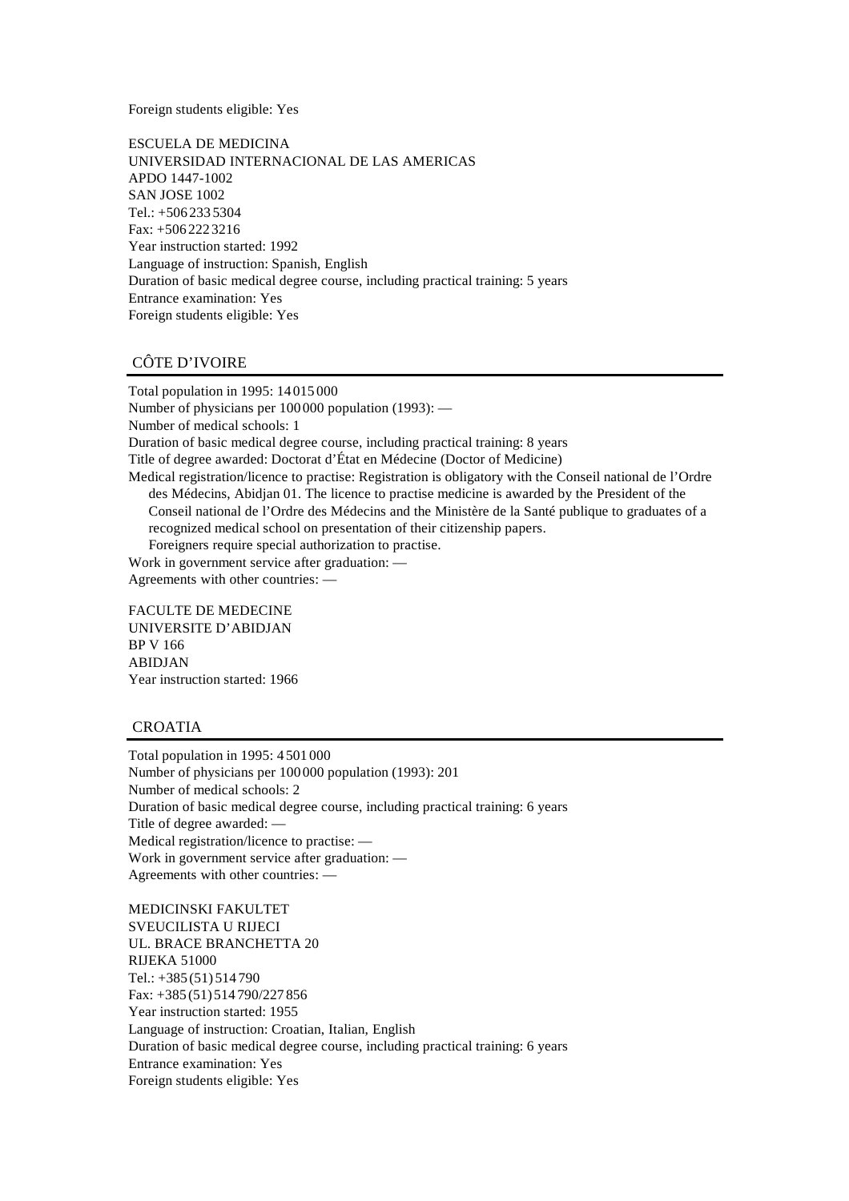Foreign students eligible: Yes

ESCUELA DE MEDICINA
UNIVERSIDAD INTERNACIONAL DE LAS AMERICAS
APDO 1447-1002
SAN JOSE 1002
Tel.: +506 233 5304
Fax: +506 222 3216
Year instruction started: 1992
Language of instruction: Spanish, English
Duration of basic medical degree course, including practical training: 5 years
Entrance examination: Yes
Foreign students eligible: Yes

## CÔTE D'IVOIRE

Total population in 1995: 14 015 000
Number of physicians per 100 000 population (1993): —
Number of medical schools: 1
Duration of basic medical degree course, including practical training: 8 years
Title of degree awarded: Doctorat d'État en Médecine (Doctor of Medicine)
Medical registration/licence to practise: Registration is obligatory with the Conseil national de l'Ordre des Médecins, Abidjan 01. The licence to practise medicine is awarded by the President of the Conseil national de l'Ordre des Médecins and the Ministère de la Santé publique to graduates of a recognized medical school on presentation of their citizenship papers.
Foreigners require special authorization to practise.
Work in government service after graduation: —
Agreements with other countries: —

FACULTE DE MEDECINE
UNIVERSITE D'ABIDJAN
BP V 166
ABIDJAN
Year instruction started: 1966

## CROATIA

Total population in 1995: 4 501 000
Number of physicians per 100 000 population (1993): 201
Number of medical schools: 2
Duration of basic medical degree course, including practical training: 6 years
Title of degree awarded: —
Medical registration/licence to practise: —
Work in government service after graduation: —
Agreements with other countries: —

MEDICINSKI FAKULTET
SVEUCILISTA U RIJECI
UL. BRACE BRANCHETTA 20
RIJEKA 51000
Tel.: +385 (51) 514 790
Fax: +385 (51) 514 790/227 856
Year instruction started: 1955
Language of instruction: Croatian, Italian, English
Duration of basic medical degree course, including practical training: 6 years
Entrance examination: Yes
Foreign students eligible: Yes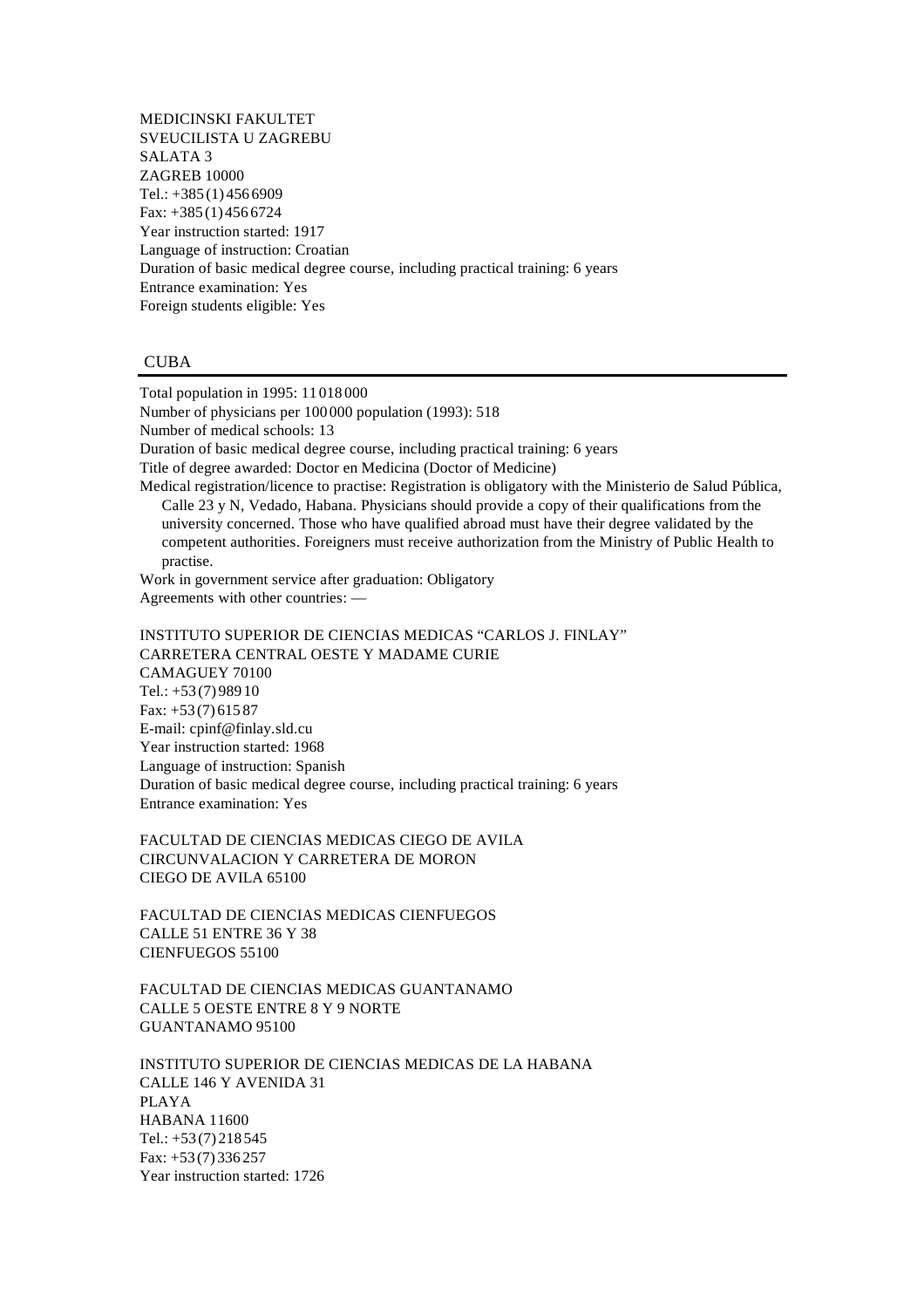MEDICINSKI FAKULTET
SVEUCILISTA U ZAGREBU
SALATA 3
ZAGREB 10000
Tel.: +385 (1) 456 6909
Fax: +385 (1) 456 6724
Year instruction started: 1917
Language of instruction: Croatian
Duration of basic medical degree course, including practical training: 6 years
Entrance examination: Yes
Foreign students eligible: Yes

## CUBA

Total population in 1995: 11 018 000
Number of physicians per 100 000 population (1993): 518
Number of medical schools: 13
Duration of basic medical degree course, including practical training: 6 years
Title of degree awarded: Doctor en Medicina (Doctor of Medicine)
Medical registration/licence to practise: Registration is obligatory with the Ministerio de Salud Pública, Calle 23 y N, Vedado, Habana. Physicians should provide a copy of their qualifications from the university concerned. Those who have qualified abroad must have their degree validated by the competent authorities. Foreigners must receive authorization from the Ministry of Public Health to practise.
Work in government service after graduation: Obligatory
Agreements with other countries: —

INSTITUTO SUPERIOR DE CIENCIAS MEDICAS “CARLOS J. FINLAY”
CARRETERA CENTRAL OESTE Y MADAME CURIE
CAMAGUEY 70100
Tel.: +53 (7) 989 10
Fax: +53 (7) 615 87
E-mail: cpinf@finlay.sld.cu
Year instruction started: 1968
Language of instruction: Spanish
Duration of basic medical degree course, including practical training: 6 years
Entrance examination: Yes

FACULTAD DE CIENCIAS MEDICAS CIEGO DE AVILA
CIRCUNVALACION Y CARRETERA DE MORON
CIEGO DE AVILA 65100

FACULTAD DE CIENCIAS MEDICAS CIENFUEGOS
CALLE 51 ENTRE 36 Y 38
CIENFUEGOS 55100

FACULTAD DE CIENCIAS MEDICAS GUANTANAMO
CALLE 5 OESTE ENTRE 8 Y 9 NORTE
GUANTANAMO 95100

INSTITUTO SUPERIOR DE CIENCIAS MEDICAS DE LA HABANA
CALLE 146 Y AVENIDA 31
PLAYA
HABANA 11600
Tel.: +53 (7) 218 545
Fax: +53 (7) 336 257
Year instruction started: 1726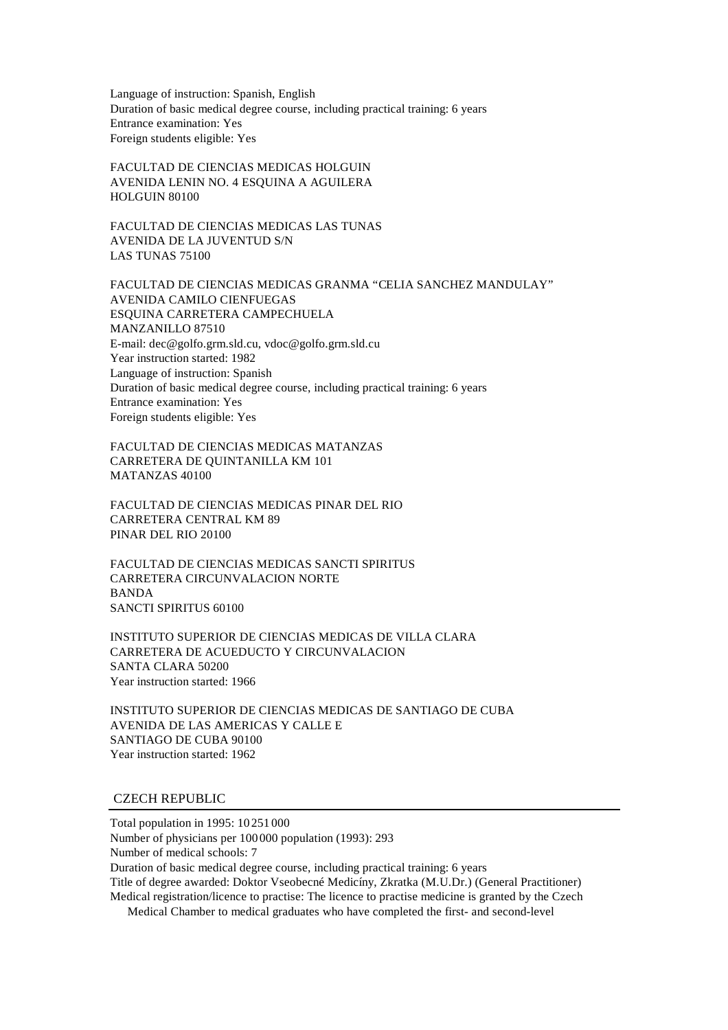Language of instruction: Spanish, English
Duration of basic medical degree course, including practical training: 6 years
Entrance examination: Yes
Foreign students eligible: Yes

FACULTAD DE CIENCIAS MEDICAS HOLGUIN
AVENIDA LENIN NO. 4 ESQUINA A AGUILERA
HOLGUIN 80100

FACULTAD DE CIENCIAS MEDICAS LAS TUNAS
AVENIDA DE LA JUVENTUD S/N
LAS TUNAS 75100

FACULTAD DE CIENCIAS MEDICAS GRANMA "CELIA SANCHEZ MANDULAY"
AVENIDA CAMILO CIENFUEGAS
ESQUINA CARRETERA CAMPECHUELA
MANZANILLO 87510
E-mail: dec@golfo.grm.sld.cu, vdoc@golfo.grm.sld.cu
Year instruction started: 1982
Language of instruction: Spanish
Duration of basic medical degree course, including practical training: 6 years
Entrance examination: Yes
Foreign students eligible: Yes

FACULTAD DE CIENCIAS MEDICAS MATANZAS
CARRETERA DE QUINTANILLA KM 101
MATANZAS 40100

FACULTAD DE CIENCIAS MEDICAS PINAR DEL RIO
CARRETERA CENTRAL KM 89
PINAR DEL RIO 20100

FACULTAD DE CIENCIAS MEDICAS SANCTI SPIRITUS
CARRETERA CIRCUNVALACION NORTE
BANDA
SANCTI SPIRITUS 60100

INSTITUTO SUPERIOR DE CIENCIAS MEDICAS DE VILLA CLARA
CARRETERA DE ACUEDUCTO Y CIRCUNVALACION
SANTA CLARA 50200
Year instruction started: 1966

INSTITUTO SUPERIOR DE CIENCIAS MEDICAS DE SANTIAGO DE CUBA
AVENIDA DE LAS AMERICAS Y CALLE E
SANTIAGO DE CUBA 90100
Year instruction started: 1962

## CZECH REPUBLIC

Total population in 1995: 10 251 000
Number of physicians per 100 000 population (1993): 293
Number of medical schools: 7
Duration of basic medical degree course, including practical training: 6 years
Title of degree awarded: Doktor Vseobecné Medicíny, Zkratka (M.U.Dr.) (General Practitioner)
Medical registration/licence to practise: The licence to practise medicine is granted by the Czech Medical Chamber to medical graduates who have completed the first- and second-level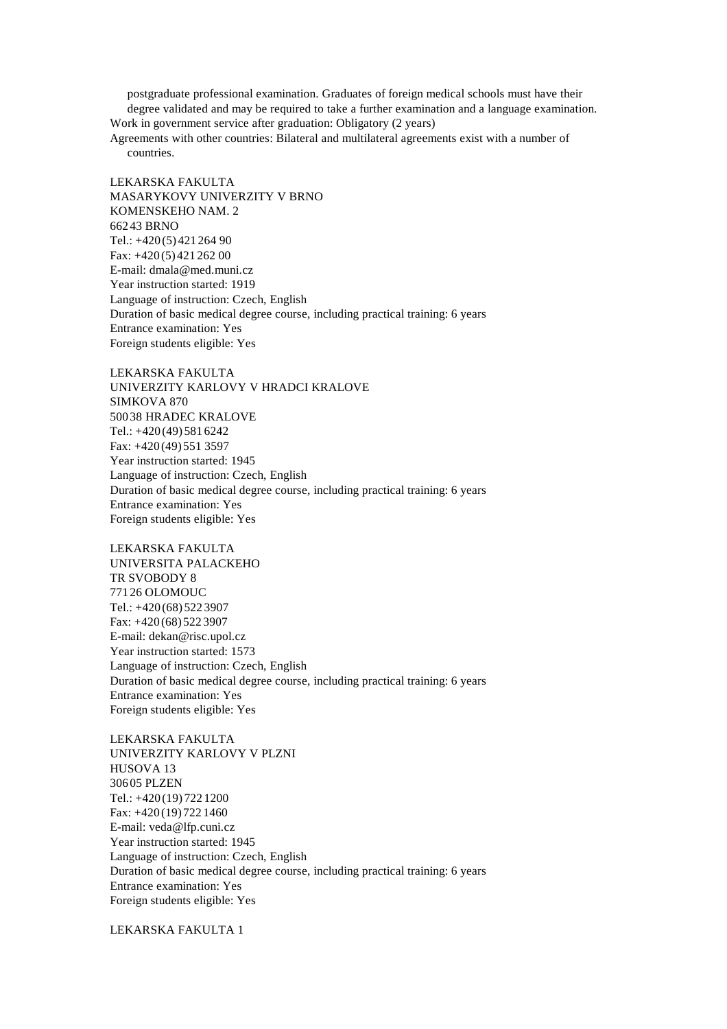postgraduate professional examination. Graduates of foreign medical schools must have their degree validated and may be required to take a further examination and a language examination.

Work in government service after graduation: Obligatory (2 years)

Agreements with other countries: Bilateral and multilateral agreements exist with a number of countries.

LEKARSKA FAKULTA
MASARYKOVY UNIVERZITY V BRNO
KOMENSKEHO NAM. 2
662 43 BRNO
Tel.: +420 (5) 421 264 90
Fax: +420 (5) 421 262 00
E-mail: dmala@med.muni.cz
Year instruction started: 1919
Language of instruction: Czech, English
Duration of basic medical degree course, including practical training: 6 years
Entrance examination: Yes
Foreign students eligible: Yes

LEKARSKA FAKULTA
UNIVERZITY KARLOVY V HRADCI KRALOVE
SIMKOVA 870
500 38 HRADEC KRALOVE
Tel.: +420 (49) 581 6242
Fax: +420 (49) 551 3597
Year instruction started: 1945
Language of instruction: Czech, English
Duration of basic medical degree course, including practical training: 6 years
Entrance examination: Yes
Foreign students eligible: Yes

LEKARSKA FAKULTA
UNIVERSITA PALACKEHO
TR SVOBODY 8
771 26 OLOMOUC
Tel.: +420 (68) 522 3907
Fax: +420 (68) 522 3907
E-mail: dekan@risc.upol.cz
Year instruction started: 1573
Language of instruction: Czech, English
Duration of basic medical degree course, including practical training: 6 years
Entrance examination: Yes
Foreign students eligible: Yes

LEKARSKA FAKULTA
UNIVERZITY KARLOVY V PLZNI
HUSOVA 13
306 05 PLZEN
Tel.: +420 (19) 722 1200
Fax: +420 (19) 722 1460
E-mail: veda@lfp.cuni.cz
Year instruction started: 1945
Language of instruction: Czech, English
Duration of basic medical degree course, including practical training: 6 years
Entrance examination: Yes
Foreign students eligible: Yes

LEKARSKA FAKULTA 1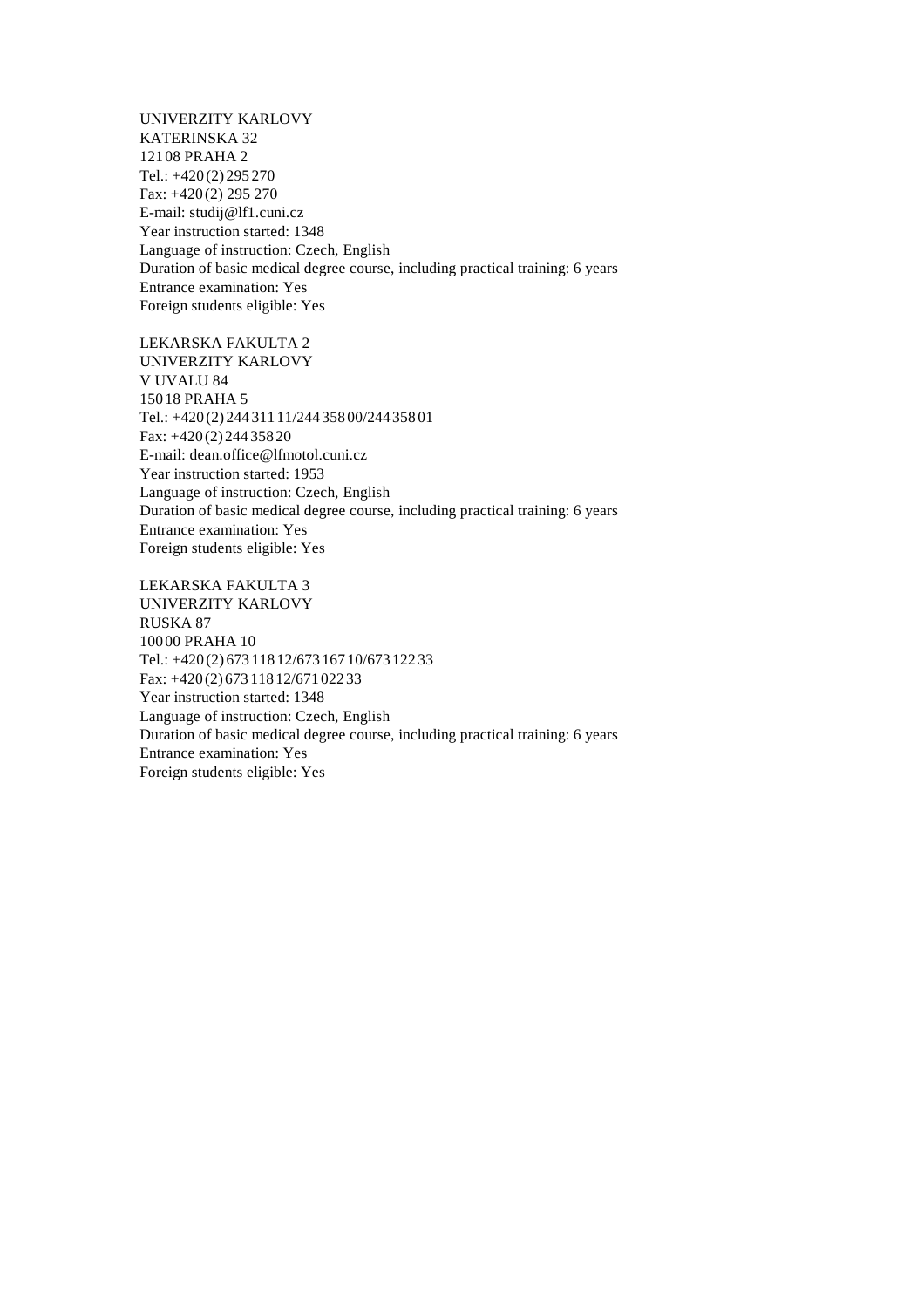UNIVERZITY KARLOVY
KATERINSKA 32
121 08 PRAHA 2
Tel.: +420 (2) 295 270
Fax: +420 (2) 295 270
E-mail: studij@lf1.cuni.cz
Year instruction started: 1348
Language of instruction: Czech, English
Duration of basic medical degree course, including practical training: 6 years
Entrance examination: Yes
Foreign students eligible: Yes

LEKARSKA FAKULTA 2
UNIVERZITY KARLOVY
V UVALU 84
150 18 PRAHA 5
Tel.: +420 (2) 244 311 11/244 358 00/244 358 01
Fax: +420 (2) 244 358 20
E-mail: dean.office@lfmotol.cuni.cz
Year instruction started: 1953
Language of instruction: Czech, English
Duration of basic medical degree course, including practical training: 6 years
Entrance examination: Yes
Foreign students eligible: Yes

LEKARSKA FAKULTA 3
UNIVERZITY KARLOVY
RUSKA 87
100 00 PRAHA 10
Tel.: +420 (2) 673 118 12/673 167 10/673 122 33
Fax: +420 (2) 673 118 12/671 022 33
Year instruction started: 1348
Language of instruction: Czech, English
Duration of basic medical degree course, including practical training: 6 years
Entrance examination: Yes
Foreign students eligible: Yes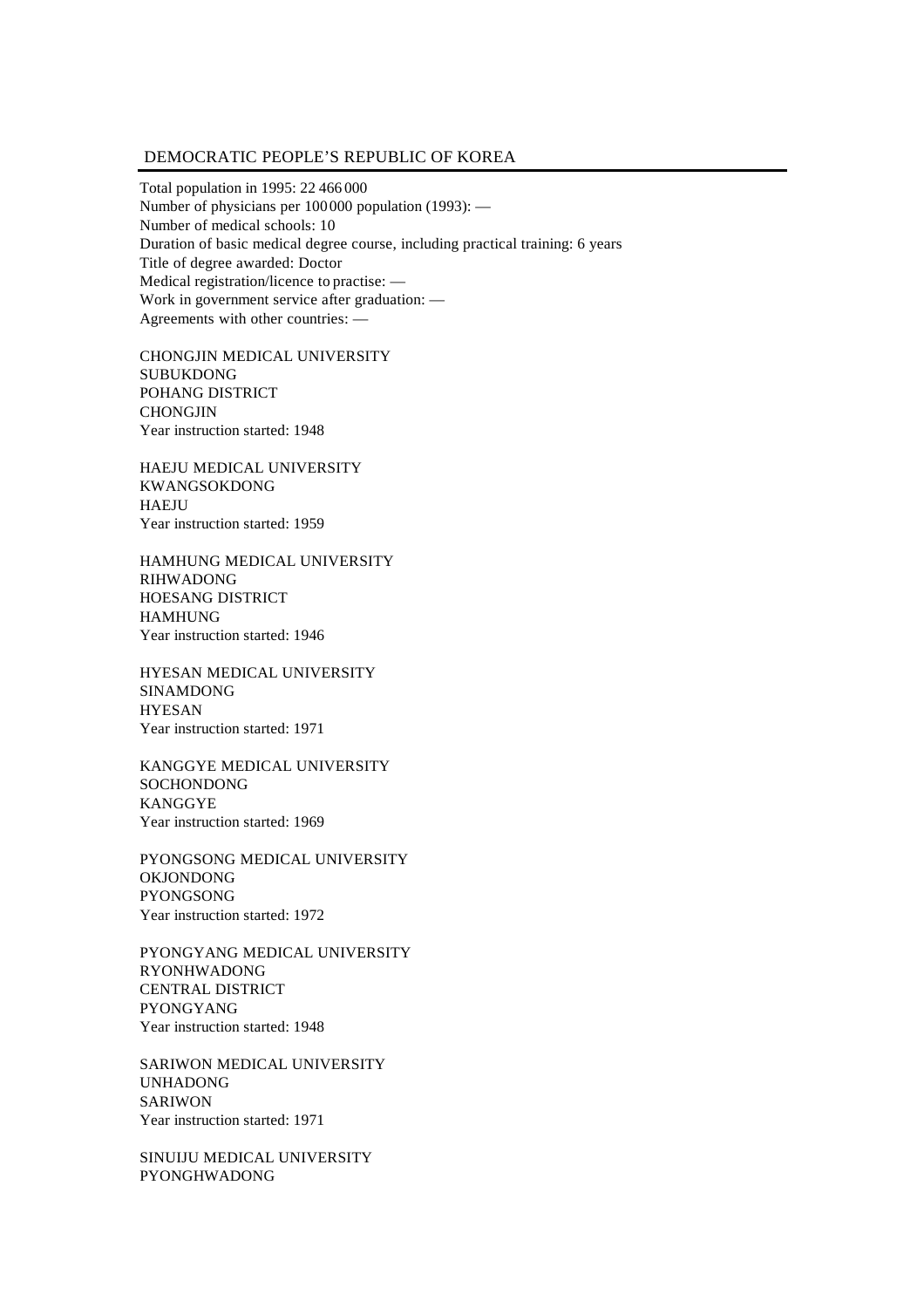## DEMOCRATIC PEOPLE'S REPUBLIC OF KOREA

Total population in 1995: 22 466 000
Number of physicians per 100 000 population (1993): —
Number of medical schools: 10
Duration of basic medical degree course, including practical training: 6 years
Title of degree awarded: Doctor
Medical registration/licence to practise: —
Work in government service after graduation: —
Agreements with other countries: —

CHONGJIN MEDICAL UNIVERSITY
SUBUKDONG
POHANG DISTRICT
CHONGJIN
Year instruction started: 1948

HAEJU MEDICAL UNIVERSITY
KWANGSOKDONG
HAEJU
Year instruction started: 1959

HAMHUNG MEDICAL UNIVERSITY
RIHWADONG
HOESANG DISTRICT
HAMHUNG
Year instruction started: 1946

HYESAN MEDICAL UNIVERSITY
SINAMDONG
HYESAN
Year instruction started: 1971

KANGGYE MEDICAL UNIVERSITY
SOCHONDONG
KANGGYE
Year instruction started: 1969

PYONGSONG MEDICAL UNIVERSITY
OKJONDONG
PYONGSONG
Year instruction started: 1972

PYONGYANG MEDICAL UNIVERSITY
RYONHWADONG
CENTRAL DISTRICT
PYONGYANG
Year instruction started: 1948

SARIWON MEDICAL UNIVERSITY
UNHADONG
SARIWON
Year instruction started: 1971

SINUIJU MEDICAL UNIVERSITY
PYONGHWADONG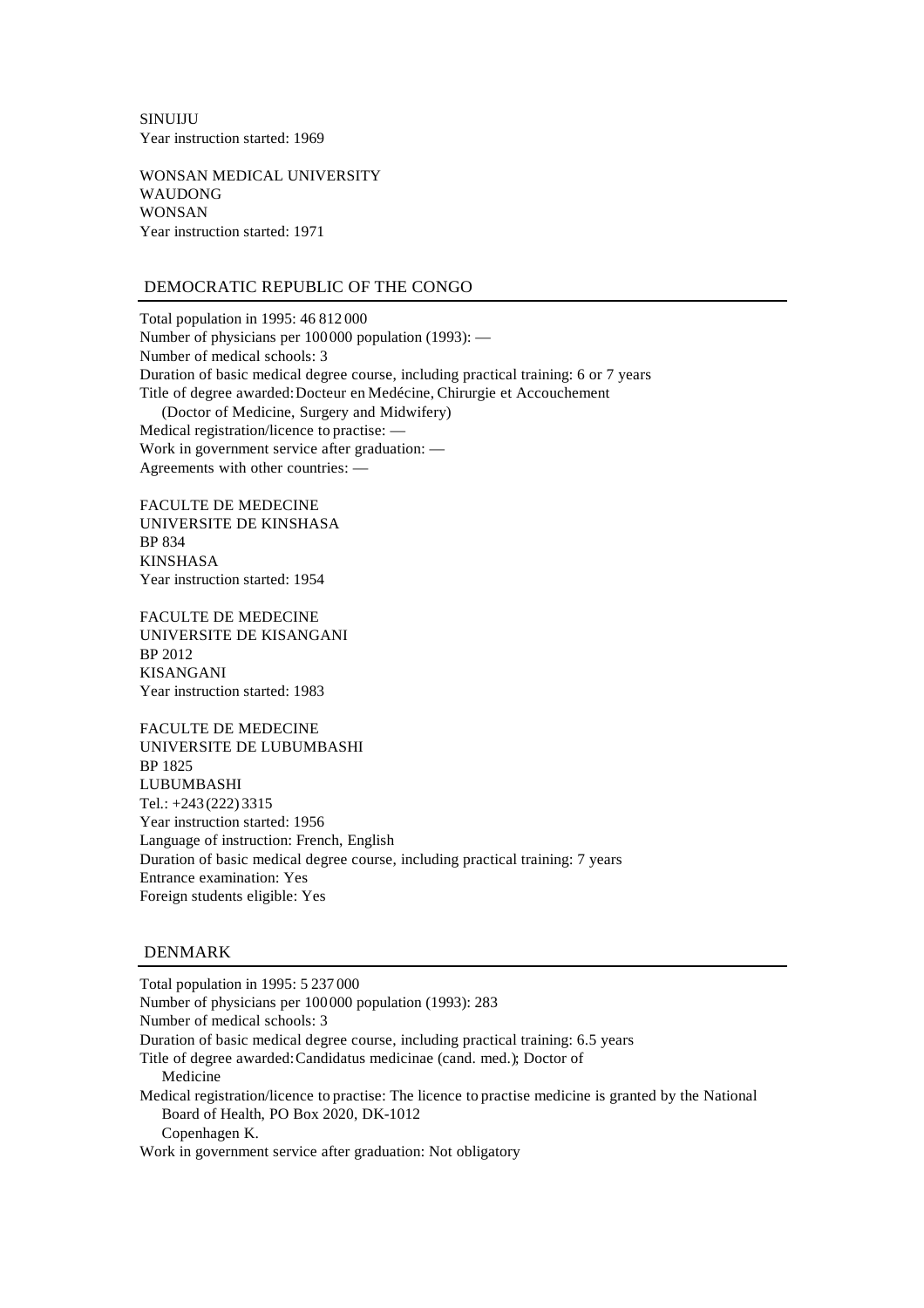SINUIJU
Year instruction started: 1969

WONSAN MEDICAL UNIVERSITY
WAUDONG
WONSAN
Year instruction started: 1971

## DEMOCRATIC REPUBLIC OF THE CONGO

Total population in 1995: 46 812 000
Number of physicians per 100 000 population (1993): —
Number of medical schools: 3
Duration of basic medical degree course, including practical training: 6 or 7 years
Title of degree awarded: Docteur en Medécine, Chirurgie et Accouchement
(Doctor of Medicine, Surgery and Midwifery)
Medical registration/licence to practise: —
Work in government service after graduation: —
Agreements with other countries: —

FACULTE DE MEDECINE
UNIVERSITE DE KINSHASA
BP 834
KINSHASA
Year instruction started: 1954

FACULTE DE MEDECINE
UNIVERSITE DE KISANGANI
BP 2012
KISANGANI
Year instruction started: 1983

FACULTE DE MEDECINE
UNIVERSITE DE LUBUMBASHI
BP 1825
LUBUMBASHI
Tel.: +243 (222) 3315
Year instruction started: 1956
Language of instruction: French, English
Duration of basic medical degree course, including practical training: 7 years
Entrance examination: Yes
Foreign students eligible: Yes

## DENMARK

Total population in 1995: 5 237 000
Number of physicians per 100 000 population (1993): 283
Number of medical schools: 3
Duration of basic medical degree course, including practical training: 6.5 years
Title of degree awarded: Candidatus medicinae (cand. med.); Doctor of Medicine
Medical registration/licence to practise: The licence to practise medicine is granted by the National Board of Health, PO Box 2020, DK-1012 Copenhagen K.
Work in government service after graduation: Not obligatory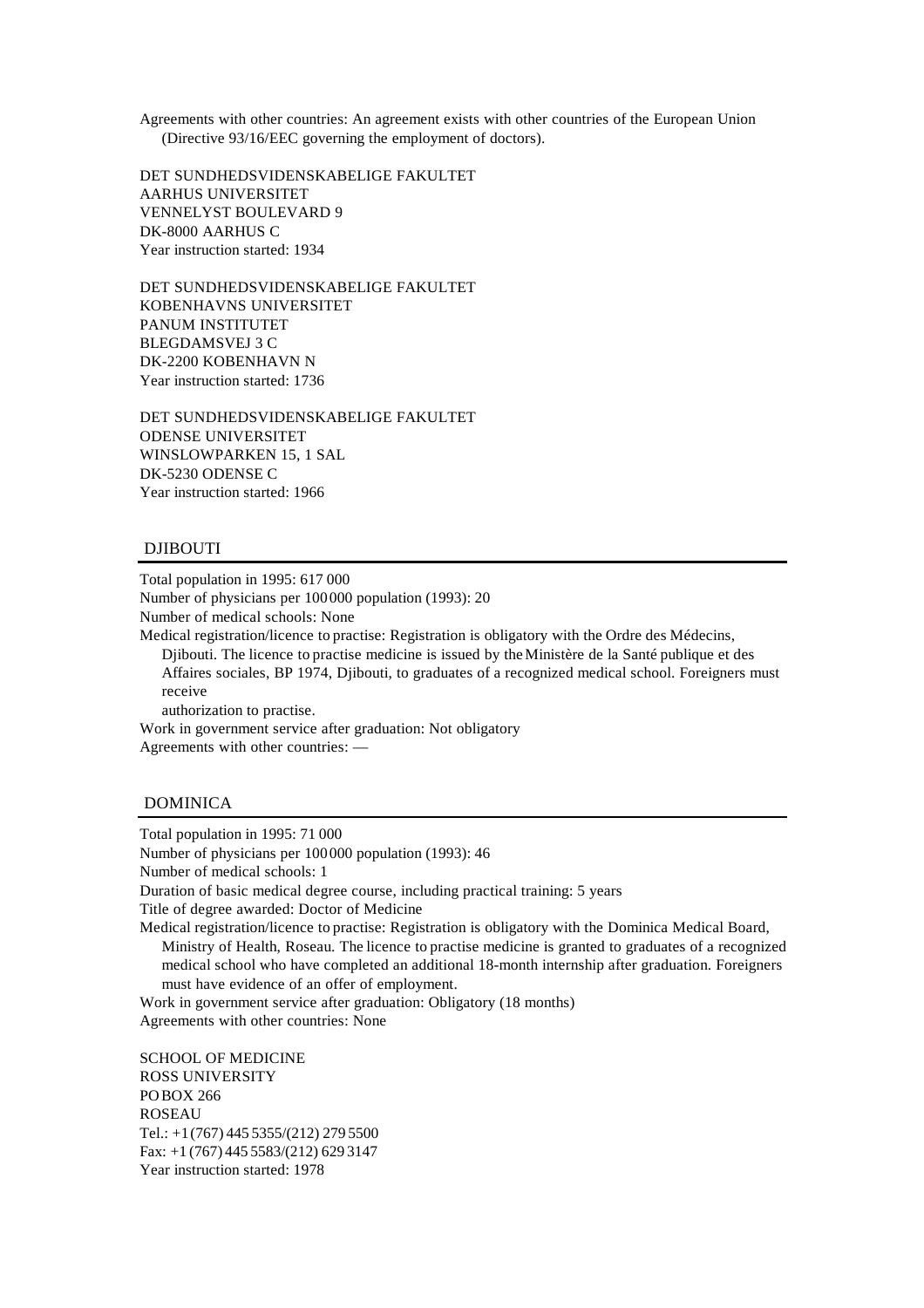Agreements with other countries: An agreement exists with other countries of the European Union (Directive 93/16/EEC governing the employment of doctors).

DET SUNDHEDSVIDENSKABELIGE FAKULTET
AARHUS UNIVERSITET
VENNELYST BOULEVARD 9
DK-8000 AARHUS C
Year instruction started: 1934

DET SUNDHEDSVIDENSKABELIGE FAKULTET
KOBENHAVNS UNIVERSITET
PANUM INSTITUTET
BLEGDAMSVEJ 3 C
DK-2200 KOBENHAVN N
Year instruction started: 1736

DET SUNDHEDSVIDENSKABELIGE FAKULTET
ODENSE UNIVERSITET
WINSLOWPARKEN 15, 1 SAL
DK-5230 ODENSE C
Year instruction started: 1966

## DJIBOUTI

Total population in 1995: 617 000
Number of physicians per 100 000 population (1993): 20
Number of medical schools: None
Medical registration/licence to practise: Registration is obligatory with the Ordre des Médecins, Djibouti. The licence to practise medicine is issued by the Ministère de la Santé publique et des Affaires sociales, BP 1974, Djibouti, to graduates of a recognized medical school. Foreigners must receive authorization to practise.
Work in government service after graduation: Not obligatory
Agreements with other countries: —

## DOMINICA

Total population in 1995: 71 000
Number of physicians per 100 000 population (1993): 46
Number of medical schools: 1
Duration of basic medical degree course, including practical training: 5 years
Title of degree awarded: Doctor of Medicine
Medical registration/licence to practise: Registration is obligatory with the Dominica Medical Board, Ministry of Health, Roseau. The licence to practise medicine is granted to graduates of a recognized medical school who have completed an additional 18-month internship after graduation. Foreigners must have evidence of an offer of employment.
Work in government service after graduation: Obligatory (18 months)
Agreements with other countries: None

SCHOOL OF MEDICINE
ROSS UNIVERSITY
PO BOX 266
ROSEAU
Tel.: +1 (767) 445 5355/(212) 279 5500
Fax: +1 (767) 445 5583/(212) 629 3147
Year instruction started: 1978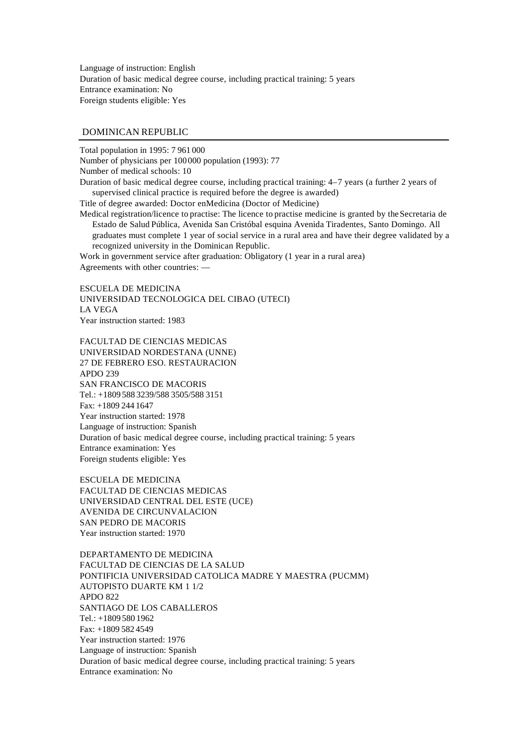Language of instruction: English
Duration of basic medical degree course, including practical training: 5 years
Entrance examination: No
Foreign students eligible: Yes

## DOMINICAN REPUBLIC

Total population in 1995: 7 961 000
Number of physicians per 100 000 population (1993): 77
Number of medical schools: 10
Duration of basic medical degree course, including practical training: 4–7 years (a further 2 years of supervised clinical practice is required before the degree is awarded)
Title of degree awarded: Doctor en Medicina (Doctor of Medicine)
Medical registration/licence to practise: The licence to practise medicine is granted by the Secretaria de Estado de Salud Pública, Avenida San Cristóbal esquina Avenida Tiradentes, Santo Domingo. All graduates must complete 1 year of social service in a rural area and have their degree validated by a recognized university in the Dominican Republic.
Work in government service after graduation: Obligatory (1 year in a rural area)
Agreements with other countries: —

ESCUELA DE MEDICINA
UNIVERSIDAD TECNOLOGICA DEL CIBAO (UTECI)
LA VEGA
Year instruction started: 1983

FACULTAD DE CIENCIAS MEDICAS
UNIVERSIDAD NORDESTANA (UNNE)
27 DE FEBRERO ESO. RESTAURACION
APDO 239
SAN FRANCISCO DE MACORIS
Tel.: +1809 588 3239/588 3505/588 3151
Fax: +1809 244 1647
Year instruction started: 1978
Language of instruction: Spanish
Duration of basic medical degree course, including practical training: 5 years
Entrance examination: Yes
Foreign students eligible: Yes

ESCUELA DE MEDICINA
FACULTAD DE CIENCIAS MEDICAS
UNIVERSIDAD CENTRAL DEL ESTE (UCE)
AVENIDA DE CIRCUNVALACION
SAN PEDRO DE MACORIS
Year instruction started: 1970

DEPARTAMENTO DE MEDICINA
FACULTAD DE CIENCIAS DE LA SALUD
PONTIFICIA UNIVERSIDAD CATOLICA MADRE Y MAESTRA (PUCMM)
AUTOPISTO DUARTE KM 1 1/2
APDO 822
SANTIAGO DE LOS CABALLEROS
Tel.: +1809 580 1962
Fax: +1809 582 4549
Year instruction started: 1976
Language of instruction: Spanish
Duration of basic medical degree course, including practical training: 5 years
Entrance examination: No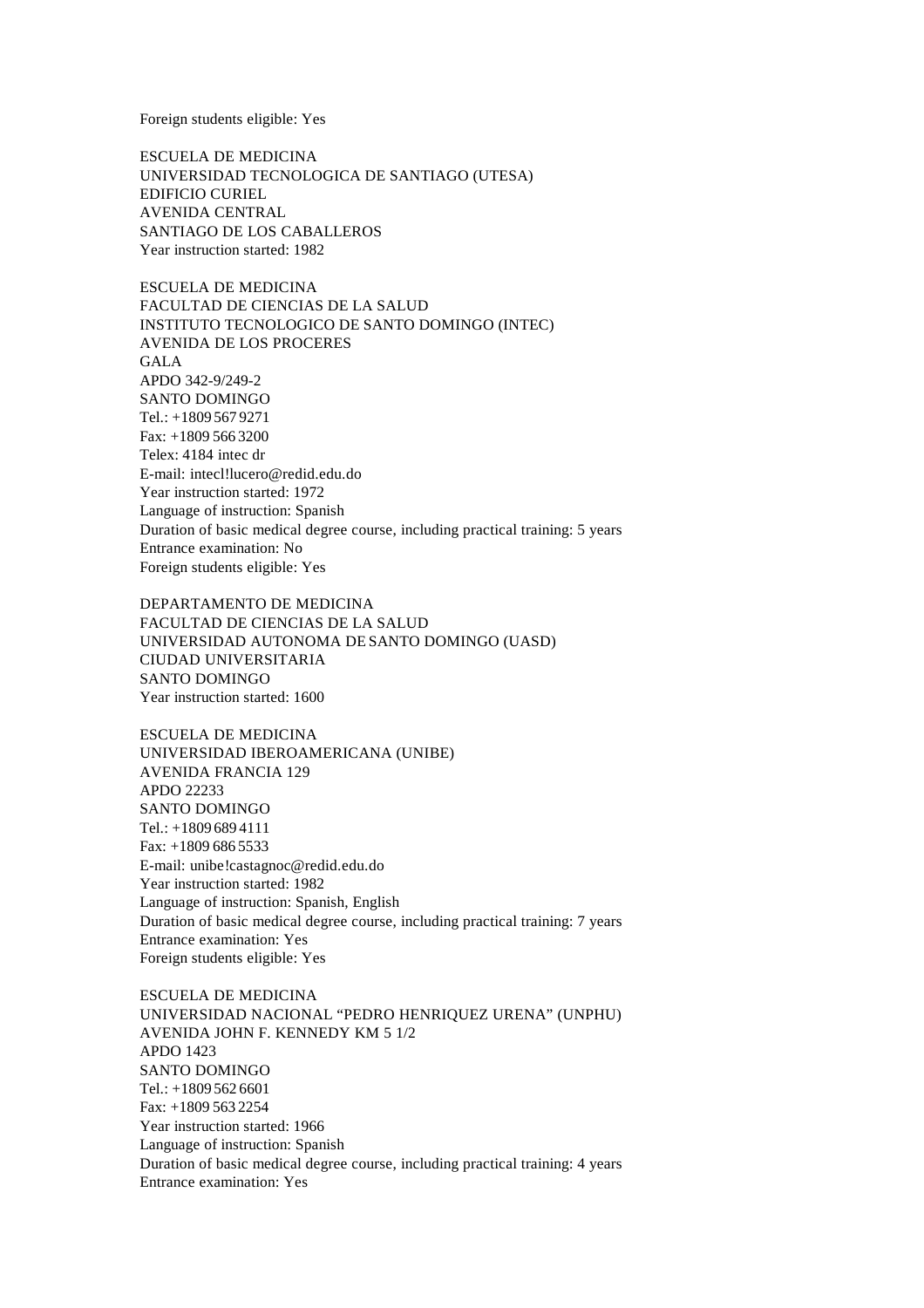Foreign students eligible: Yes

ESCUELA DE MEDICINA
UNIVERSIDAD TECNOLOGICA DE SANTIAGO (UTESA)
EDIFICIO CURIEL
AVENIDA CENTRAL
SANTIAGO DE LOS CABALLEROS
Year instruction started: 1982

ESCUELA DE MEDICINA
FACULTAD DE CIENCIAS DE LA SALUD
INSTITUTO TECNOLOGICO DE SANTO DOMINGO (INTEC)
AVENIDA DE LOS PROCERES
GALA
APDO 342-9/249-2
SANTO DOMINGO
Tel.: +1809 567 9271
Fax: +1809 566 3200
Telex: 4184 intec dr
E-mail: intecl!lucero@redid.edu.do
Year instruction started: 1972
Language of instruction: Spanish
Duration of basic medical degree course, including practical training: 5 years
Entrance examination: No
Foreign students eligible: Yes

DEPARTAMENTO DE MEDICINA
FACULTAD DE CIENCIAS DE LA SALUD
UNIVERSIDAD AUTONOMA DE SANTO DOMINGO (UASD)
CIUDAD UNIVERSITARIA
SANTO DOMINGO
Year instruction started: 1600

ESCUELA DE MEDICINA
UNIVERSIDAD IBEROAMERICANA (UNIBE)
AVENIDA FRANCIA 129
APDO 22233
SANTO DOMINGO
Tel.: +1809 689 4111
Fax: +1809 686 5533
E-mail: unibe!castagnoc@redid.edu.do
Year instruction started: 1982
Language of instruction: Spanish, English
Duration of basic medical degree course, including practical training: 7 years
Entrance examination: Yes
Foreign students eligible: Yes

ESCUELA DE MEDICINA
UNIVERSIDAD NACIONAL "PEDRO HENRIQUEZ URENA" (UNPHU)
AVENIDA JOHN F. KENNEDY KM 5 1/2
APDO 1423
SANTO DOMINGO
Tel.: +1809 562 6601
Fax: +1809 563 2254
Year instruction started: 1966
Language of instruction: Spanish
Duration of basic medical degree course, including practical training: 4 years
Entrance examination: Yes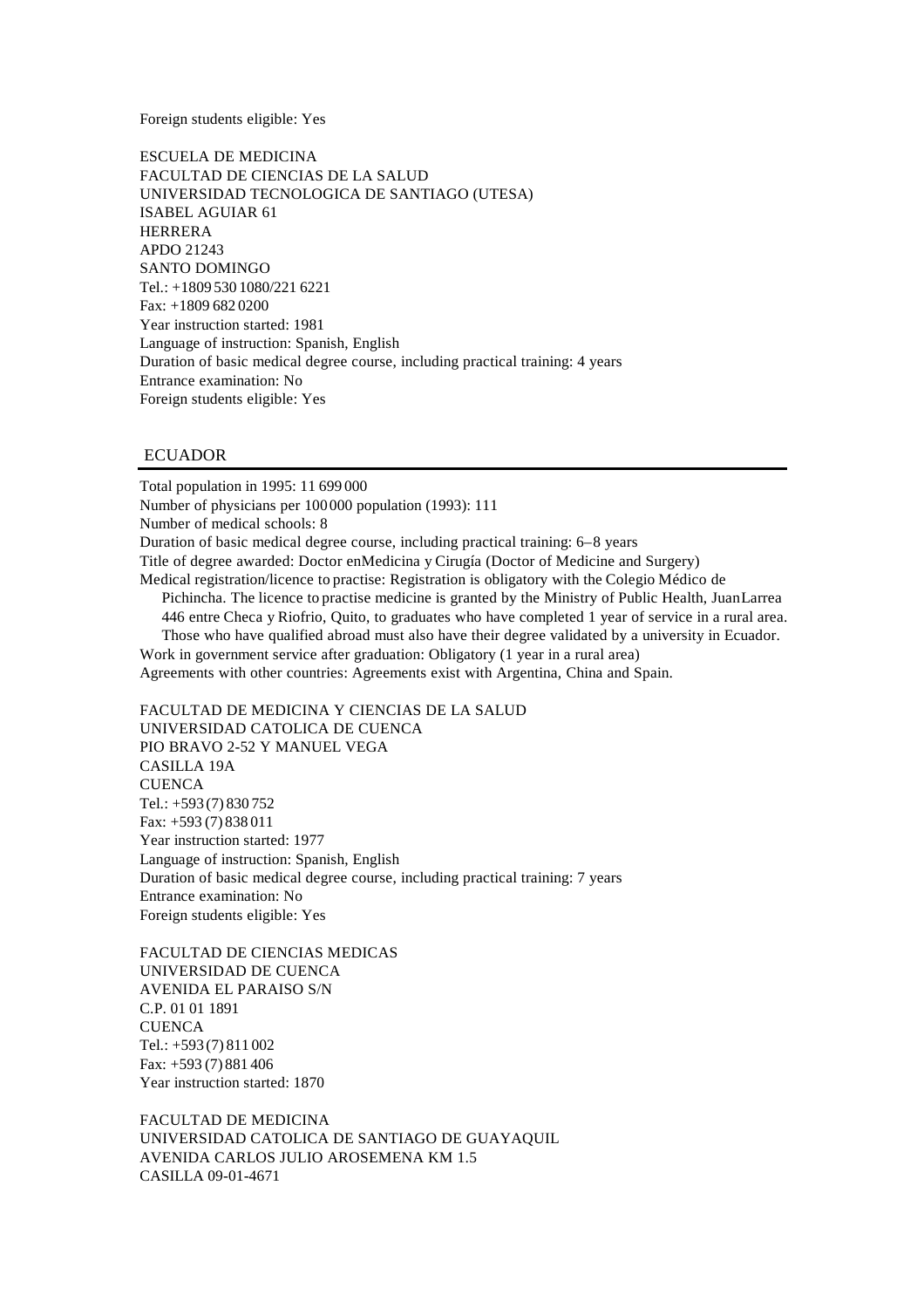Foreign students eligible: Yes

ESCUELA DE MEDICINA
FACULTAD DE CIENCIAS DE LA SALUD
UNIVERSIDAD TECNOLOGICA DE SANTIAGO (UTESA)
ISABEL AGUIAR 61
HERRERA
APDO 21243
SANTO DOMINGO
Tel.: +1809 530 1080/221 6221
Fax: +1809 682 0200
Year instruction started: 1981
Language of instruction: Spanish, English
Duration of basic medical degree course, including practical training: 4 years
Entrance examination: No
Foreign students eligible: Yes

## ECUADOR

Total population in 1995: 11 699 000
Number of physicians per 100 000 population (1993): 111
Number of medical schools: 8
Duration of basic medical degree course, including practical training: 6–8 years
Title of degree awarded: Doctor enMedicina y Cirugía (Doctor of Medicine and Surgery)
Medical registration/licence to practise: Registration is obligatory with the Colegio Médico de Pichincha. The licence to practise medicine is granted by the Ministry of Public Health, JuanLarrea 446 entre Checa y Riofrio, Quito, to graduates who have completed 1 year of service in a rural area. Those who have qualified abroad must also have their degree validated by a university in Ecuador.
Work in government service after graduation: Obligatory (1 year in a rural area)
Agreements with other countries: Agreements exist with Argentina, China and Spain.

FACULTAD DE MEDICINA Y CIENCIAS DE LA SALUD
UNIVERSIDAD CATOLICA DE CUENCA
PIO BRAVO 2-52 Y MANUEL VEGA
CASILLA 19A
CUENCA
Tel.: +593 (7) 830 752
Fax: +593 (7) 838 011
Year instruction started: 1977
Language of instruction: Spanish, English
Duration of basic medical degree course, including practical training: 7 years
Entrance examination: No
Foreign students eligible: Yes

FACULTAD DE CIENCIAS MEDICAS
UNIVERSIDAD DE CUENCA
AVENIDA EL PARAISO S/N
C.P. 01 01 1891
CUENCA
Tel.: +593 (7) 811 002
Fax: +593 (7) 881 406
Year instruction started: 1870

FACULTAD DE MEDICINA
UNIVERSIDAD CATOLICA DE SANTIAGO DE GUAYAQUIL
AVENIDA CARLOS JULIO AROSEMENA KM 1.5
CASILLA 09-01-4671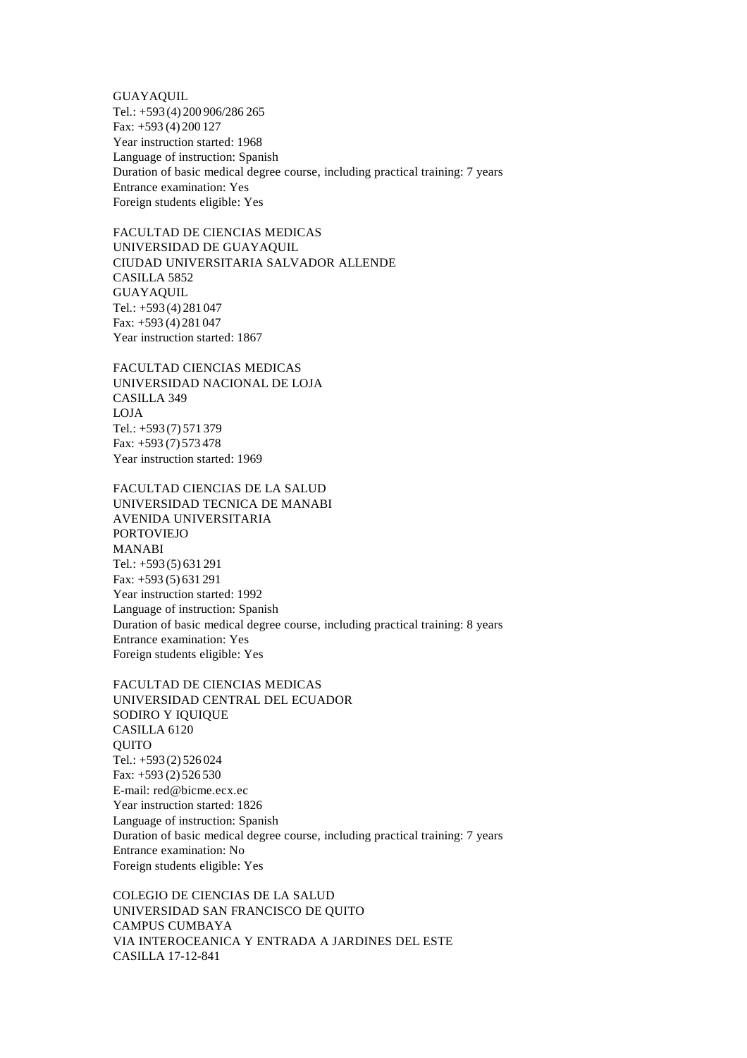GUAYAQUIL
Tel.: +593 (4) 200 906/286 265
Fax: +593 (4) 200 127
Year instruction started: 1968
Language of instruction: Spanish
Duration of basic medical degree course, including practical training: 7 years
Entrance examination: Yes
Foreign students eligible: Yes

FACULTAD DE CIENCIAS MEDICAS
UNIVERSIDAD DE GUAYAQUIL
CIUDAD UNIVERSITARIA SALVADOR ALLENDE
CASILLA 5852
GUAYAQUIL
Tel.: +593 (4) 281 047
Fax: +593 (4) 281 047
Year instruction started: 1867

FACULTAD CIENCIAS MEDICAS
UNIVERSIDAD NACIONAL DE LOJA
CASILLA 349
LOJA
Tel.: +593 (7) 571 379
Fax: +593 (7) 573 478
Year instruction started: 1969

FACULTAD CIENCIAS DE LA SALUD
UNIVERSIDAD TECNICA DE MANABI
AVENIDA UNIVERSITARIA
PORTOVIEJO
MANABI
Tel.: +593 (5) 631 291
Fax: +593 (5) 631 291
Year instruction started: 1992
Language of instruction: Spanish
Duration of basic medical degree course, including practical training: 8 years
Entrance examination: Yes
Foreign students eligible: Yes

FACULTAD DE CIENCIAS MEDICAS
UNIVERSIDAD CENTRAL DEL ECUADOR
SODIRO Y IQUIQUE
CASILLA 6120
QUITO
Tel.: +593 (2) 526 024
Fax: +593 (2) 526 530
E-mail: red@bicme.ecx.ec
Year instruction started: 1826
Language of instruction: Spanish
Duration of basic medical degree course, including practical training: 7 years
Entrance examination: No
Foreign students eligible: Yes

COLEGIO DE CIENCIAS DE LA SALUD
UNIVERSIDAD SAN FRANCISCO DE QUITO
CAMPUS CUMBAYA
VIA INTEROCEANICA Y ENTRADA A JARDINES DEL ESTE
CASILLA 17-12-841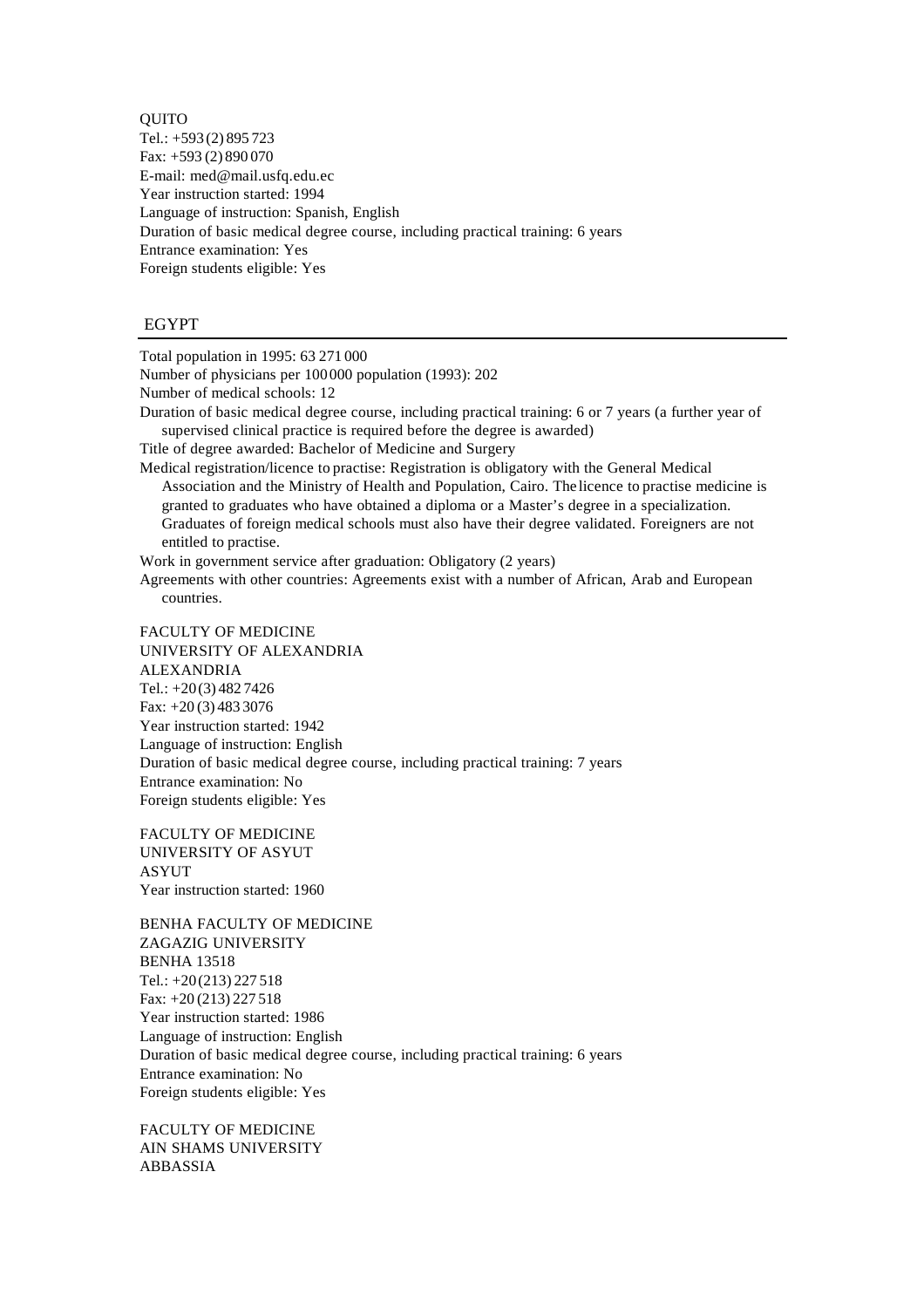QUITO
Tel.: +593 (2) 895 723
Fax: +593 (2) 890 070
E-mail: med@mail.usfq.edu.ec
Year instruction started: 1994
Language of instruction: Spanish, English
Duration of basic medical degree course, including practical training: 6 years
Entrance examination: Yes
Foreign students eligible: Yes

## EGYPT

Total population in 1995: 63 271 000
Number of physicians per 100 000 population (1993): 202
Number of medical schools: 12
Duration of basic medical degree course, including practical training: 6 or 7 years (a further year of supervised clinical practice is required before the degree is awarded)
Title of degree awarded: Bachelor of Medicine and Surgery
Medical registration/licence to practise: Registration is obligatory with the General Medical Association and the Ministry of Health and Population, Cairo. The licence to practise medicine is granted to graduates who have obtained a diploma or a Master's degree in a specialization. Graduates of foreign medical schools must also have their degree validated. Foreigners are not entitled to practise.
Work in government service after graduation: Obligatory (2 years)
Agreements with other countries: Agreements exist with a number of African, Arab and European countries.

FACULTY OF MEDICINE
UNIVERSITY OF ALEXANDRIA
ALEXANDRIA
Tel.: +20 (3) 482 7426
Fax: +20 (3) 483 3076
Year instruction started: 1942
Language of instruction: English
Duration of basic medical degree course, including practical training: 7 years
Entrance examination: No
Foreign students eligible: Yes

FACULTY OF MEDICINE
UNIVERSITY OF ASYUT
ASYUT
Year instruction started: 1960

BENHA FACULTY OF MEDICINE
ZAGAZIG UNIVERSITY
BENHA 13518
Tel.: +20 (213) 227 518
Fax: +20 (213) 227 518
Year instruction started: 1986
Language of instruction: English
Duration of basic medical degree course, including practical training: 6 years
Entrance examination: No
Foreign students eligible: Yes

FACULTY OF MEDICINE
AIN SHAMS UNIVERSITY
ABBASSIA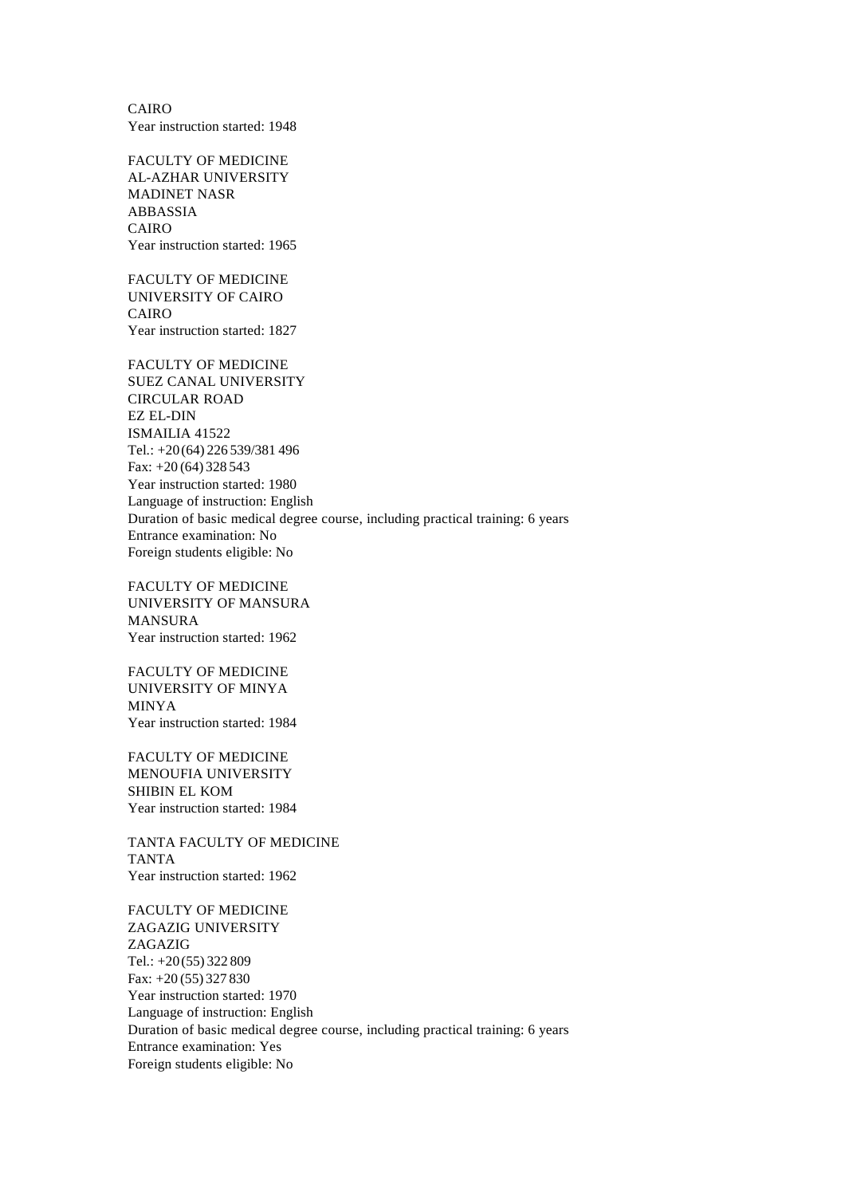CAIRO
Year instruction started: 1948

FACULTY OF MEDICINE
AL-AZHAR UNIVERSITY
MADINET NASR
ABBASSIA
CAIRO
Year instruction started: 1965

FACULTY OF MEDICINE
UNIVERSITY OF CAIRO
CAIRO
Year instruction started: 1827

FACULTY OF MEDICINE
SUEZ CANAL UNIVERSITY
CIRCULAR ROAD
EZ EL-DIN
ISMAILIA 41522
Tel.: +20 (64) 226 539/381 496
Fax: +20 (64) 328 543
Year instruction started: 1980
Language of instruction: English
Duration of basic medical degree course, including practical training: 6 years
Entrance examination: No
Foreign students eligible: No

FACULTY OF MEDICINE
UNIVERSITY OF MANSURA
MANSURA
Year instruction started: 1962

FACULTY OF MEDICINE
UNIVERSITY OF MINYA
MINYA
Year instruction started: 1984

FACULTY OF MEDICINE
MENOUFIA UNIVERSITY
SHIBIN EL KOM
Year instruction started: 1984

TANTA FACULTY OF MEDICINE
TANTA
Year instruction started: 1962

FACULTY OF MEDICINE
ZAGAZIG UNIVERSITY
ZAGAZIG
Tel.: +20 (55) 322 809
Fax: +20 (55) 327 830
Year instruction started: 1970
Language of instruction: English
Duration of basic medical degree course, including practical training: 6 years
Entrance examination: Yes
Foreign students eligible: No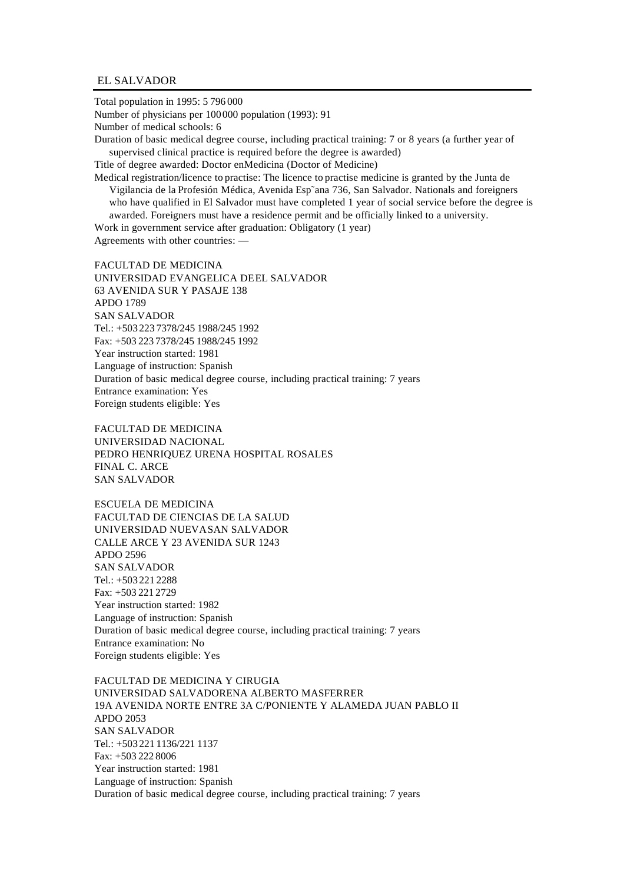## EL SALVADOR

Total population in 1995: 5 796 000
Number of physicians per 100 000 population (1993): 91
Number of medical schools: 6
Duration of basic medical degree course, including practical training: 7 or 8 years (a further year of supervised clinical practice is required before the degree is awarded)
Title of degree awarded: Doctor en Medicina (Doctor of Medicine)
Medical registration/licence to practise: The licence to practise medicine is granted by the Junta de Vigilancia de la Profesión Médica, Avenida España 736, San Salvador. Nationals and foreigners who have qualified in El Salvador must have completed 1 year of social service before the degree is awarded. Foreigners must have a residence permit and be officially linked to a university.
Work in government service after graduation: Obligatory (1 year)
Agreements with other countries: —

FACULTAD DE MEDICINA
UNIVERSIDAD EVANGELICA DE EL SALVADOR
63 AVENIDA SUR Y PASAJE 138
APDO 1789
SAN SALVADOR
Tel.: +503 223 7378/245 1988/245 1992
Fax: +503 223 7378/245 1988/245 1992
Year instruction started: 1981
Language of instruction: Spanish
Duration of basic medical degree course, including practical training: 7 years
Entrance examination: Yes
Foreign students eligible: Yes

FACULTAD DE MEDICINA
UNIVERSIDAD NACIONAL
PEDRO HENRIQUEZ URENA HOSPITAL ROSALES
FINAL C. ARCE
SAN SALVADOR

ESCUELA DE MEDICINA
FACULTAD DE CIENCIAS DE LA SALUD
UNIVERSIDAD NUEVA SAN SALVADOR
CALLE ARCE Y 23 AVENIDA SUR 1243
APDO 2596
SAN SALVADOR
Tel.: +503 221 2288
Fax: +503 221 2729
Year instruction started: 1982
Language of instruction: Spanish
Duration of basic medical degree course, including practical training: 7 years
Entrance examination: No
Foreign students eligible: Yes

FACULTAD DE MEDICINA Y CIRUGIA
UNIVERSIDAD SALVADORENA ALBERTO MASFERRER
19A AVENIDA NORTE ENTRE 3A C/PONIENTE Y ALAMEDA JUAN PABLO II
APDO 2053
SAN SALVADOR
Tel.: +503 221 1136/221 1137
Fax: +503 222 8006
Year instruction started: 1981
Language of instruction: Spanish
Duration of basic medical degree course, including practical training: 7 years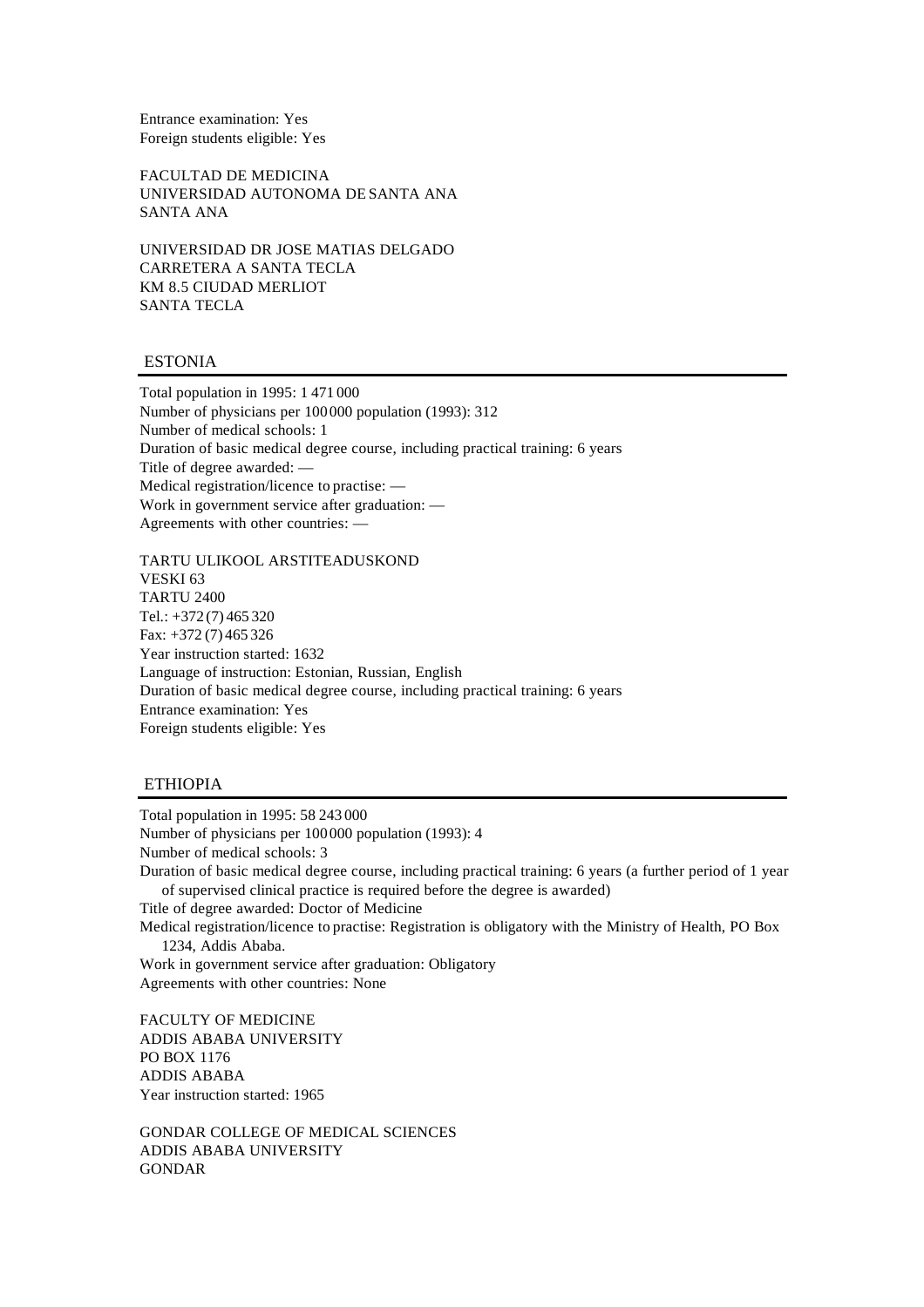Entrance examination: Yes
Foreign students eligible: Yes

FACULTAD DE MEDICINA
UNIVERSIDAD AUTONOMA DE SANTA ANA
SANTA ANA

UNIVERSIDAD DR JOSE MATIAS DELGADO
CARRETERA A SANTA TECLA
KM 8.5 CIUDAD MERLIOT
SANTA TECLA

## ESTONIA

Total population in 1995: 1 471 000
Number of physicians per 100 000 population (1993): 312
Number of medical schools: 1
Duration of basic medical degree course, including practical training: 6 years
Title of degree awarded: —
Medical registration/licence to practise: —
Work in government service after graduation: —
Agreements with other countries: —

TARTU ULIKOOL ARSTITEADUSKOND
VESKI 63
TARTU 2400
Tel.: +372 (7) 465 320
Fax: +372 (7) 465 326
Year instruction started: 1632
Language of instruction: Estonian, Russian, English
Duration of basic medical degree course, including practical training: 6 years
Entrance examination: Yes
Foreign students eligible: Yes

## ETHIOPIA

Total population in 1995: 58 243 000
Number of physicians per 100 000 population (1993): 4
Number of medical schools: 3
Duration of basic medical degree course, including practical training: 6 years (a further period of 1 year of supervised clinical practice is required before the degree is awarded)
Title of degree awarded: Doctor of Medicine
Medical registration/licence to practise: Registration is obligatory with the Ministry of Health, PO Box 1234, Addis Ababa.
Work in government service after graduation: Obligatory
Agreements with other countries: None

FACULTY OF MEDICINE
ADDIS ABABA UNIVERSITY
PO BOX 1176
ADDIS ABABA
Year instruction started: 1965

GONDAR COLLEGE OF MEDICAL SCIENCES
ADDIS ABABA UNIVERSITY
GONDAR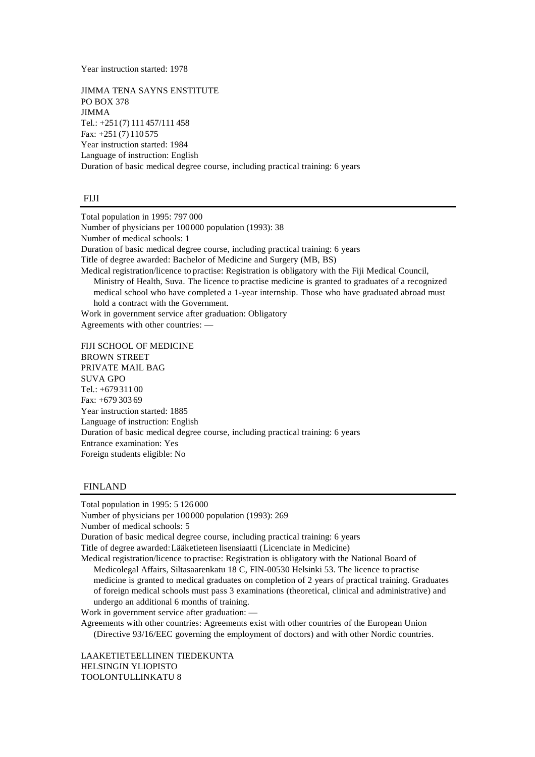Year instruction started: 1978

JIMMA TENA SAYNS ENSTITUTE
PO BOX 378
JIMMA
Tel.: +251 (7) 111 457/111 458
Fax: +251 (7) 110 575
Year instruction started: 1984
Language of instruction: English
Duration of basic medical degree course, including practical training: 6 years

## FIJI

Total population in 1995: 797 000
Number of physicians per 100 000 population (1993): 38
Number of medical schools: 1
Duration of basic medical degree course, including practical training: 6 years
Title of degree awarded: Bachelor of Medicine and Surgery (MB, BS)
Medical registration/licence to practise: Registration is obligatory with the Fiji Medical Council, Ministry of Health, Suva. The licence to practise medicine is granted to graduates of a recognized medical school who have completed a 1-year internship. Those who have graduated abroad must hold a contract with the Government.
Work in government service after graduation: Obligatory
Agreements with other countries: —

FIJI SCHOOL OF MEDICINE
BROWN STREET
PRIVATE MAIL BAG
SUVA GPO
Tel.: +679 311 00
Fax: +679 303 69
Year instruction started: 1885
Language of instruction: English
Duration of basic medical degree course, including practical training: 6 years
Entrance examination: Yes
Foreign students eligible: No

## FINLAND

Total population in 1995: 5 126 000
Number of physicians per 100 000 population (1993): 269
Number of medical schools: 5
Duration of basic medical degree course, including practical training: 6 years
Title of degree awarded: Lääketieteen lisensiaatti (Licenciate in Medicine)
Medical registration/licence to practise: Registration is obligatory with the National Board of Medicolegal Affairs, Siltasaarenkatu 18 C, FIN-00530 Helsinki 53. The licence to practise medicine is granted to medical graduates on completion of 2 years of practical training. Graduates of foreign medical schools must pass 3 examinations (theoretical, clinical and administrative) and undergo an additional 6 months of training.
Work in government service after graduation: —
Agreements with other countries: Agreements exist with other countries of the European Union (Directive 93/16/EEC governing the employment of doctors) and with other Nordic countries.

LAAKETIETEELLINEN TIEDEKUNTA
HELSINGIN YLIOPISTO
TOOLONTULLINKATU 8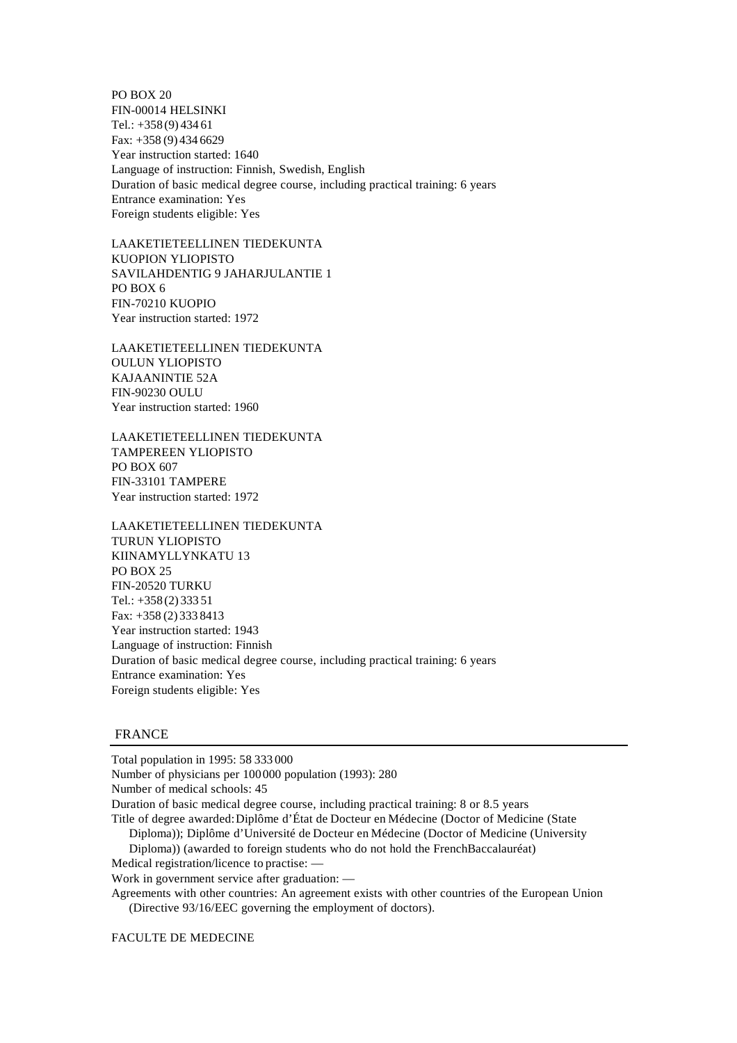PO BOX 20
FIN-00014 HELSINKI
Tel.: +358 (9) 434 61
Fax: +358 (9) 434 6629
Year instruction started: 1640
Language of instruction: Finnish, Swedish, English
Duration of basic medical degree course, including practical training: 6 years
Entrance examination: Yes
Foreign students eligible: Yes

LAAKETIETEELLINEN TIEDEKUNTA
KUOPION YLIOPISTO
SAVILAHDENTIG 9 JAHARJULANTIE 1
PO BOX 6
FIN-70210 KUOPIO
Year instruction started: 1972

LAAKETIETEELLINEN TIEDEKUNTA
OULUN YLIOPISTO
KAJAANINTIE 52A
FIN-90230 OULU
Year instruction started: 1960

LAAKETIETEELLINEN TIEDEKUNTA
TAMPEREEN YLIOPISTO
PO BOX 607
FIN-33101 TAMPERE
Year instruction started: 1972

LAAKETIETEELLINEN TIEDEKUNTA
TURUN YLIOPISTO
KIINAMYLLYNKATU 13
PO BOX 25
FIN-20520 TURKU
Tel.: +358 (2) 333 51
Fax: +358 (2) 333 8413
Year instruction started: 1943
Language of instruction: Finnish
Duration of basic medical degree course, including practical training: 6 years
Entrance examination: Yes
Foreign students eligible: Yes

## FRANCE

Total population in 1995: 58 333 000
Number of physicians per 100 000 population (1993): 280
Number of medical schools: 45
Duration of basic medical degree course, including practical training: 8 or 8.5 years
Title of degree awarded: Diplôme d'État de Docteur en Médecine (Doctor of Medicine (State Diploma)); Diplôme d'Université de Docteur en Médecine (Doctor of Medicine (University Diploma)) (awarded to foreign students who do not hold the French Baccalauréat)
Medical registration/licence to practise: —
Work in government service after graduation: —
Agreements with other countries: An agreement exists with other countries of the European Union (Directive 93/16/EEC governing the employment of doctors).

FACULTE DE MEDECINE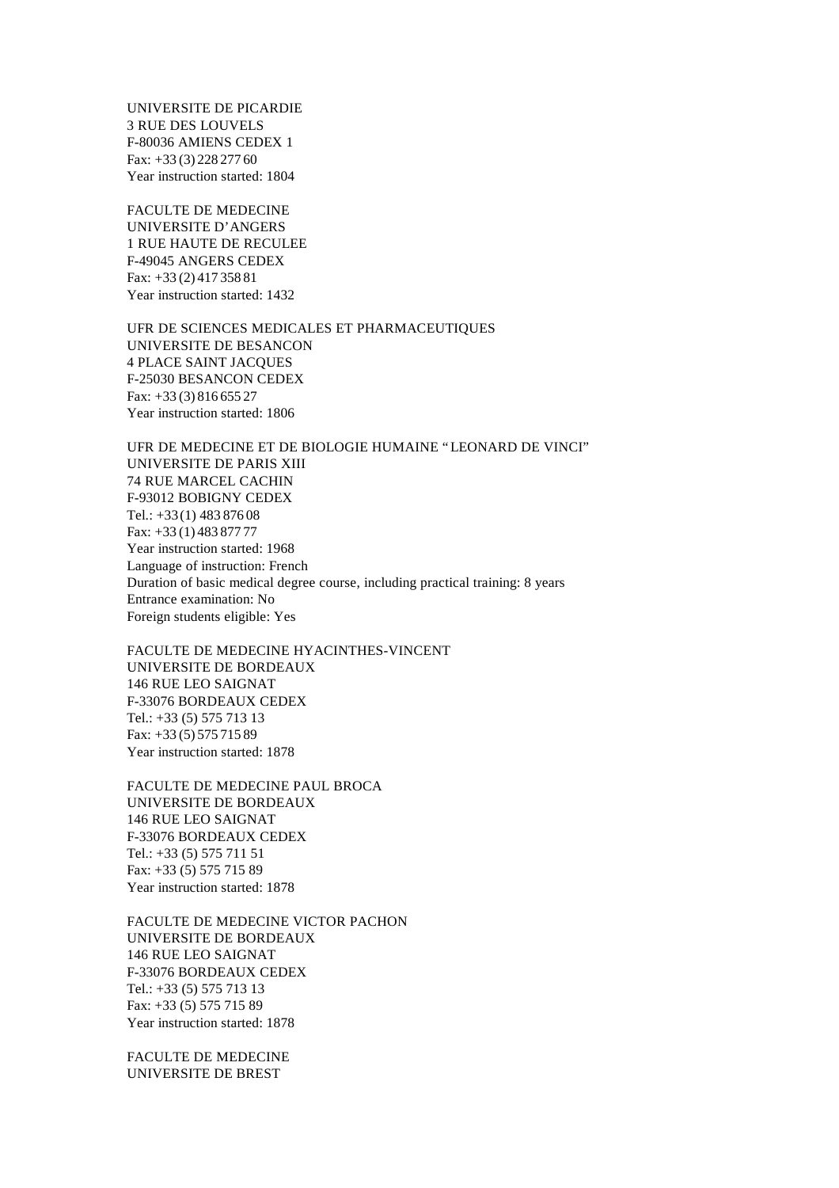UNIVERSITE DE PICARDIE
3 RUE DES LOUVELS
F-80036 AMIENS CEDEX 1
Fax: +33 (3) 228 277 60
Year instruction started: 1804

FACULTE DE MEDECINE
UNIVERSITE D'ANGERS
1 RUE HAUTE DE RECULEE
F-49045 ANGERS CEDEX
Fax: +33 (2) 417 358 81
Year instruction started: 1432

UFR DE SCIENCES MEDICALES ET PHARMACEUTIQUES
UNIVERSITE DE BESANCON
4 PLACE SAINT JACQUES
F-25030 BESANCON CEDEX
Fax: +33 (3) 816 655 27
Year instruction started: 1806

UFR DE MEDECINE ET DE BIOLOGIE HUMAINE "LEONARD DE VINCI"
UNIVERSITE DE PARIS XIII
74 RUE MARCEL CACHIN
F-93012 BOBIGNY CEDEX
Tel.: +33 (1) 483 876 08
Fax: +33 (1) 483 877 77
Year instruction started: 1968
Language of instruction: French
Duration of basic medical degree course, including practical training: 8 years
Entrance examination: No
Foreign students eligible: Yes

FACULTE DE MEDECINE HYACINTHES-VINCENT
UNIVERSITE DE BORDEAUX
146 RUE LEO SAIGNAT
F-33076 BORDEAUX CEDEX
Tel.: +33 (5) 575 713 13
Fax: +33 (5) 575 715 89
Year instruction started: 1878

FACULTE DE MEDECINE PAUL BROCA
UNIVERSITE DE BORDEAUX
146 RUE LEO SAIGNAT
F-33076 BORDEAUX CEDEX
Tel.: +33 (5) 575 711 51
Fax: +33 (5) 575 715 89
Year instruction started: 1878

FACULTE DE MEDECINE VICTOR PACHON
UNIVERSITE DE BORDEAUX
146 RUE LEO SAIGNAT
F-33076 BORDEAUX CEDEX
Tel.: +33 (5) 575 713 13
Fax: +33 (5) 575 715 89
Year instruction started: 1878

FACULTE DE MEDECINE
UNIVERSITE DE BREST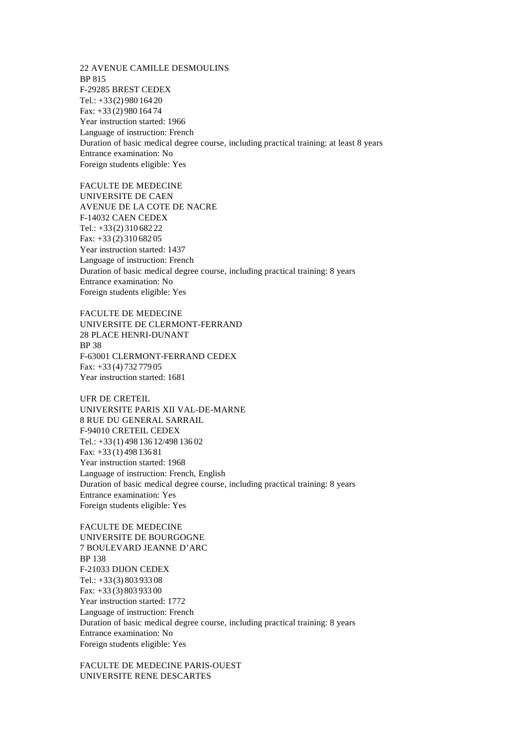22 AVENUE CAMILLE DESMOULINS
BP 815
F-29285 BREST CEDEX
Tel.: +33 (2) 980 164 20
Fax: +33 (2) 980 164 74
Year instruction started: 1966
Language of instruction: French
Duration of basic medical degree course, including practical training: at least 8 years
Entrance examination: No
Foreign students eligible: Yes

FACULTE DE MEDECINE
UNIVERSITE DE CAEN
AVENUE DE LA COTE DE NACRE
F-14032 CAEN CEDEX
Tel.: +33 (2) 310 682 22
Fax: +33 (2) 310 682 05
Year instruction started: 1437
Language of instruction: French
Duration of basic medical degree course, including practical training: 8 years
Entrance examination: No
Foreign students eligible: Yes

FACULTE DE MEDECINE
UNIVERSITE DE CLERMONT-FERRAND
28 PLACE HENRI-DUNANT
BP 38
F-63001 CLERMONT-FERRAND CEDEX
Fax: +33 (4) 732 779 05
Year instruction started: 1681

UFR DE CRETEIL
UNIVERSITE PARIS XII VAL-DE-MARNE
8 RUE DU GENERAL SARRAIL
F-94010 CRETEIL CEDEX
Tel.: +33 (1) 498 136 12/498 136 02
Fax: +33 (1) 498 136 81
Year instruction started: 1968
Language of instruction: French, English
Duration of basic medical degree course, including practical training: 8 years
Entrance examination: Yes
Foreign students eligible: Yes

FACULTE DE MEDECINE
UNIVERSITE DE BOURGOGNE
7 BOULEVARD JEANNE D'ARC
BP 138
F-21033 DIJON CEDEX
Tel.: +33 (3) 803 933 08
Fax: +33 (3) 803 933 00
Year instruction started: 1772
Language of instruction: French
Duration of basic medical degree course, including practical training: 8 years
Entrance examination: No
Foreign students eligible: Yes

FACULTE DE MEDECINE PARIS-OUEST
UNIVERSITE RENE DESCARTES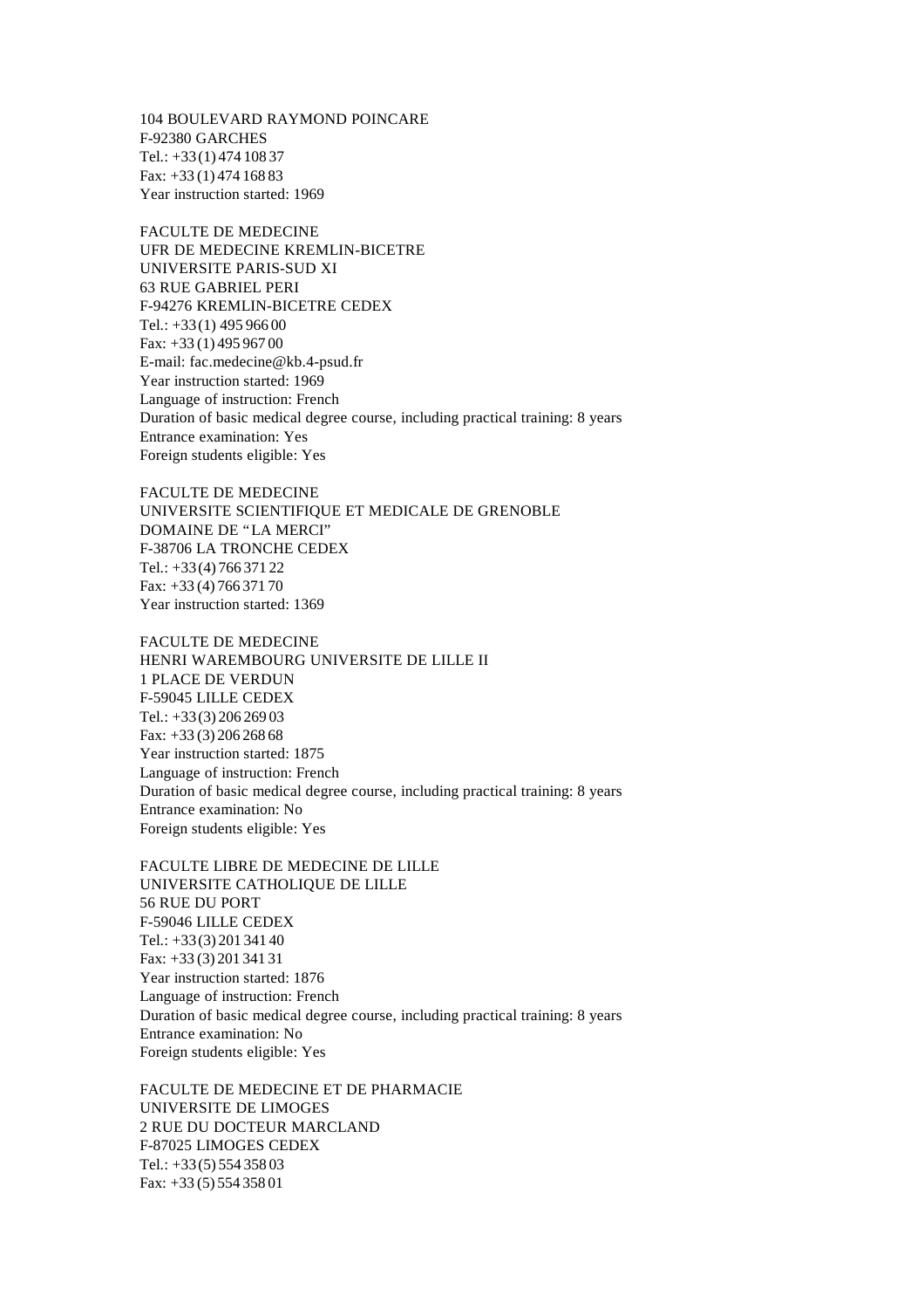104 BOULEVARD RAYMOND POINCARE
F-92380 GARCHES
Tel.: +33 (1) 474 108 37
Fax: +33 (1) 474 168 83
Year instruction started: 1969

FACULTE DE MEDECINE
UFR DE MEDECINE KREMLIN-BICETRE
UNIVERSITE PARIS-SUD XI
63 RUE GABRIEL PERI
F-94276 KREMLIN-BICETRE CEDEX
Tel.: +33 (1) 495 966 00
Fax: +33 (1) 495 967 00
E-mail: fac.medecine@kb.4-psud.fr
Year instruction started: 1969
Language of instruction: French
Duration of basic medical degree course, including practical training: 8 years
Entrance examination: Yes
Foreign students eligible: Yes

FACULTE DE MEDECINE
UNIVERSITE SCIENTIFIQUE ET MEDICALE DE GRENOBLE
DOMAINE DE "LA MERCI"
F-38706 LA TRONCHE CEDEX
Tel.: +33 (4) 766 371 22
Fax: +33 (4) 766 371 70
Year instruction started: 1369

FACULTE DE MEDECINE
HENRI WAREMBOURG UNIVERSITE DE LILLE II
1 PLACE DE VERDUN
F-59045 LILLE CEDEX
Tel.: +33 (3) 206 269 03
Fax: +33 (3) 206 268 68
Year instruction started: 1875
Language of instruction: French
Duration of basic medical degree course, including practical training: 8 years
Entrance examination: No
Foreign students eligible: Yes

FACULTE LIBRE DE MEDECINE DE LILLE
UNIVERSITE CATHOLIQUE DE LILLE
56 RUE DU PORT
F-59046 LILLE CEDEX
Tel.: +33 (3) 201 341 40
Fax: +33 (3) 201 341 31
Year instruction started: 1876
Language of instruction: French
Duration of basic medical degree course, including practical training: 8 years
Entrance examination: No
Foreign students eligible: Yes

FACULTE DE MEDECINE ET DE PHARMACIE
UNIVERSITE DE LIMOGES
2 RUE DU DOCTEUR MARCLAND
F-87025 LIMOGES CEDEX
Tel.: +33 (5) 554 358 03
Fax: +33 (5) 554 358 01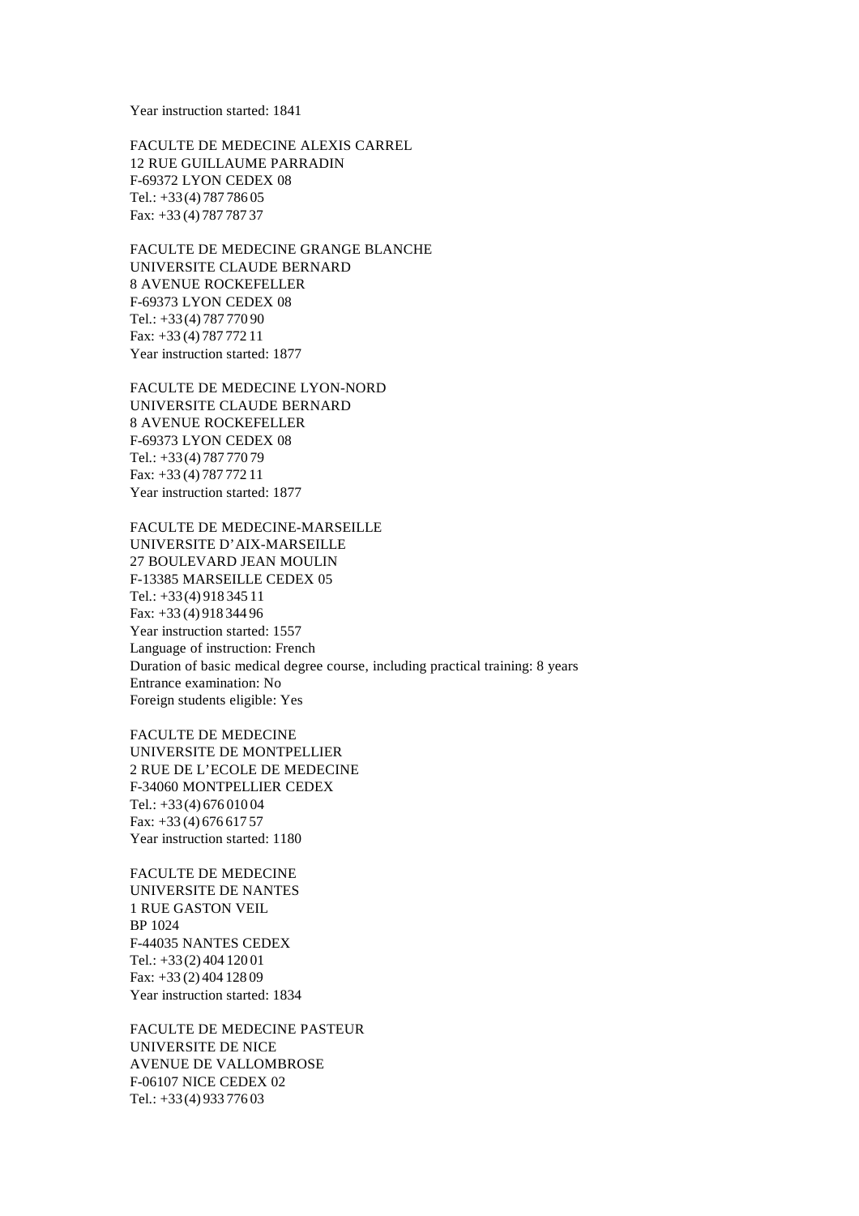Year instruction started: 1841

FACULTE DE MEDECINE ALEXIS CARREL
12 RUE GUILLAUME PARRADIN
F-69372 LYON CEDEX 08
Tel.: +33 (4) 787 786 05
Fax: +33 (4) 787 787 37

FACULTE DE MEDECINE GRANGE BLANCHE
UNIVERSITE CLAUDE BERNARD
8 AVENUE ROCKEFELLER
F-69373 LYON CEDEX 08
Tel.: +33 (4) 787 770 90
Fax: +33 (4) 787 772 11
Year instruction started: 1877

FACULTE DE MEDECINE LYON-NORD
UNIVERSITE CLAUDE BERNARD
8 AVENUE ROCKEFELLER
F-69373 LYON CEDEX 08
Tel.: +33 (4) 787 770 79
Fax: +33 (4) 787 772 11
Year instruction started: 1877

FACULTE DE MEDECINE-MARSEILLE
UNIVERSITE D'AIX-MARSEILLE
27 BOULEVARD JEAN MOULIN
F-13385 MARSEILLE CEDEX 05
Tel.: +33 (4) 918 345 11
Fax: +33 (4) 918 344 96
Year instruction started: 1557
Language of instruction: French
Duration of basic medical degree course, including practical training: 8 years
Entrance examination: No
Foreign students eligible: Yes

FACULTE DE MEDECINE
UNIVERSITE DE MONTPELLIER
2 RUE DE L'ECOLE DE MEDECINE
F-34060 MONTPELLIER CEDEX
Tel.: +33 (4) 676 010 04
Fax: +33 (4) 676 617 57
Year instruction started: 1180

FACULTE DE MEDECINE
UNIVERSITE DE NANTES
1 RUE GASTON VEIL
BP 1024
F-44035 NANTES CEDEX
Tel.: +33 (2) 404 120 01
Fax: +33 (2) 404 128 09
Year instruction started: 1834

FACULTE DE MEDECINE PASTEUR
UNIVERSITE DE NICE
AVENUE DE VALLOMBROSE
F-06107 NICE CEDEX 02
Tel.: +33 (4) 933 776 03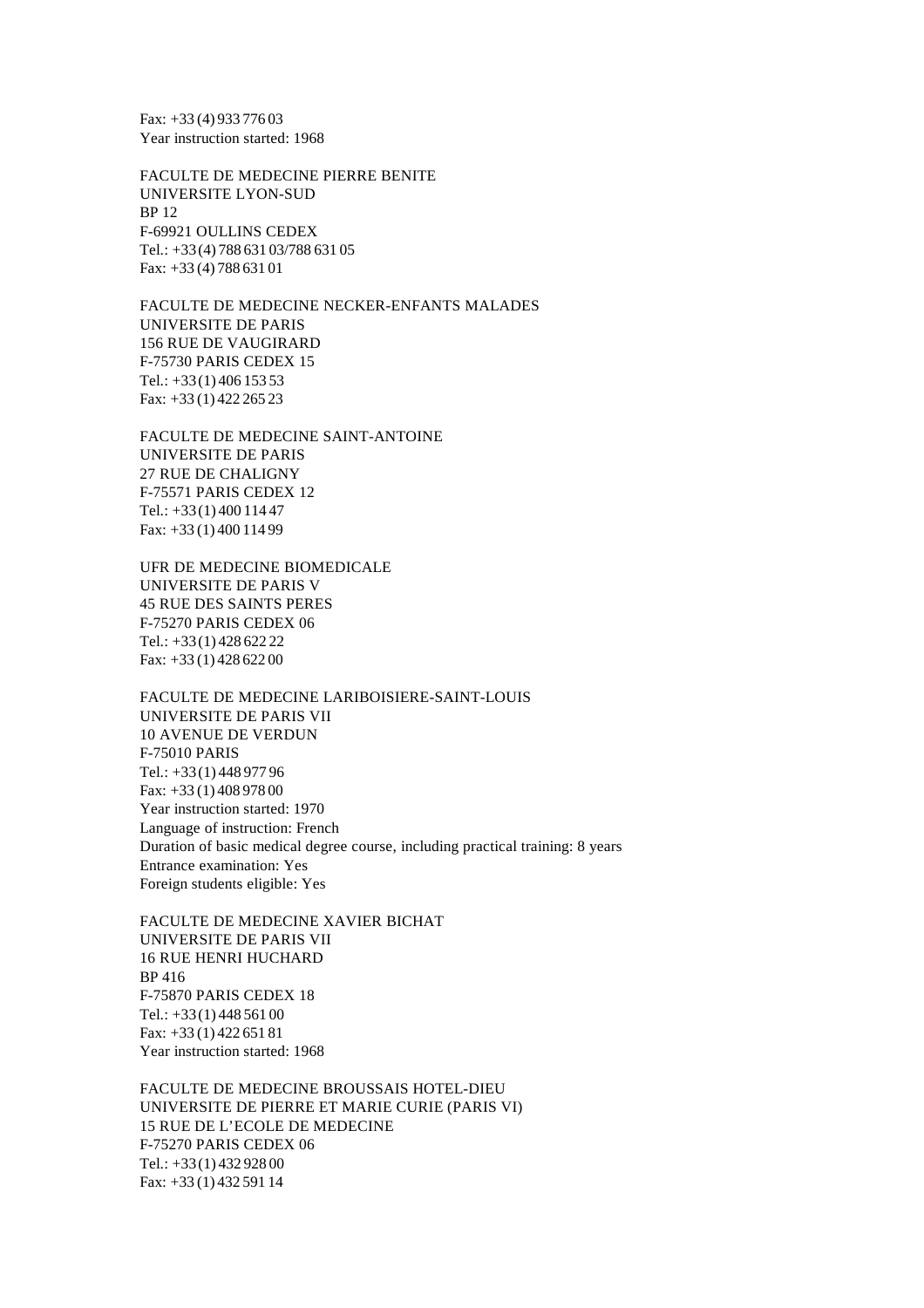Fax: +33 (4) 933 776 03
Year instruction started: 1968

FACULTE DE MEDECINE PIERRE BENITE
UNIVERSITE LYON-SUD
BP 12
F-69921 OULLINS CEDEX
Tel.: +33 (4) 788 631 03/788 631 05
Fax: +33 (4) 788 631 01

FACULTE DE MEDECINE NECKER-ENFANTS MALADES
UNIVERSITE DE PARIS
156 RUE DE VAUGIRARD
F-75730 PARIS CEDEX 15
Tel.: +33 (1) 406 153 53
Fax: +33 (1) 422 265 23

FACULTE DE MEDECINE SAINT-ANTOINE
UNIVERSITE DE PARIS
27 RUE DE CHALIGNY
F-75571 PARIS CEDEX 12
Tel.: +33 (1) 400 114 47
Fax: +33 (1) 400 114 99

UFR DE MEDECINE BIOMEDICALE
UNIVERSITE DE PARIS V
45 RUE DES SAINTS PERES
F-75270 PARIS CEDEX 06
Tel.: +33 (1) 428 622 22
Fax: +33 (1) 428 622 00

FACULTE DE MEDECINE LARIBOISIERE-SAINT-LOUIS
UNIVERSITE DE PARIS VII
10 AVENUE DE VERDUN
F-75010 PARIS
Tel.: +33 (1) 448 977 96
Fax: +33 (1) 408 978 00
Year instruction started: 1970
Language of instruction: French
Duration of basic medical degree course, including practical training: 8 years
Entrance examination: Yes
Foreign students eligible: Yes

FACULTE DE MEDECINE XAVIER BICHAT
UNIVERSITE DE PARIS VII
16 RUE HENRI HUCHARD
BP 416
F-75870 PARIS CEDEX 18
Tel.: +33 (1) 448 561 00
Fax: +33 (1) 422 651 81
Year instruction started: 1968

FACULTE DE MEDECINE BROUSSAIS HOTEL-DIEU
UNIVERSITE DE PIERRE ET MARIE CURIE (PARIS VI)
15 RUE DE L'ECOLE DE MEDECINE
F-75270 PARIS CEDEX 06
Tel.: +33 (1) 432 928 00
Fax: +33 (1) 432 591 14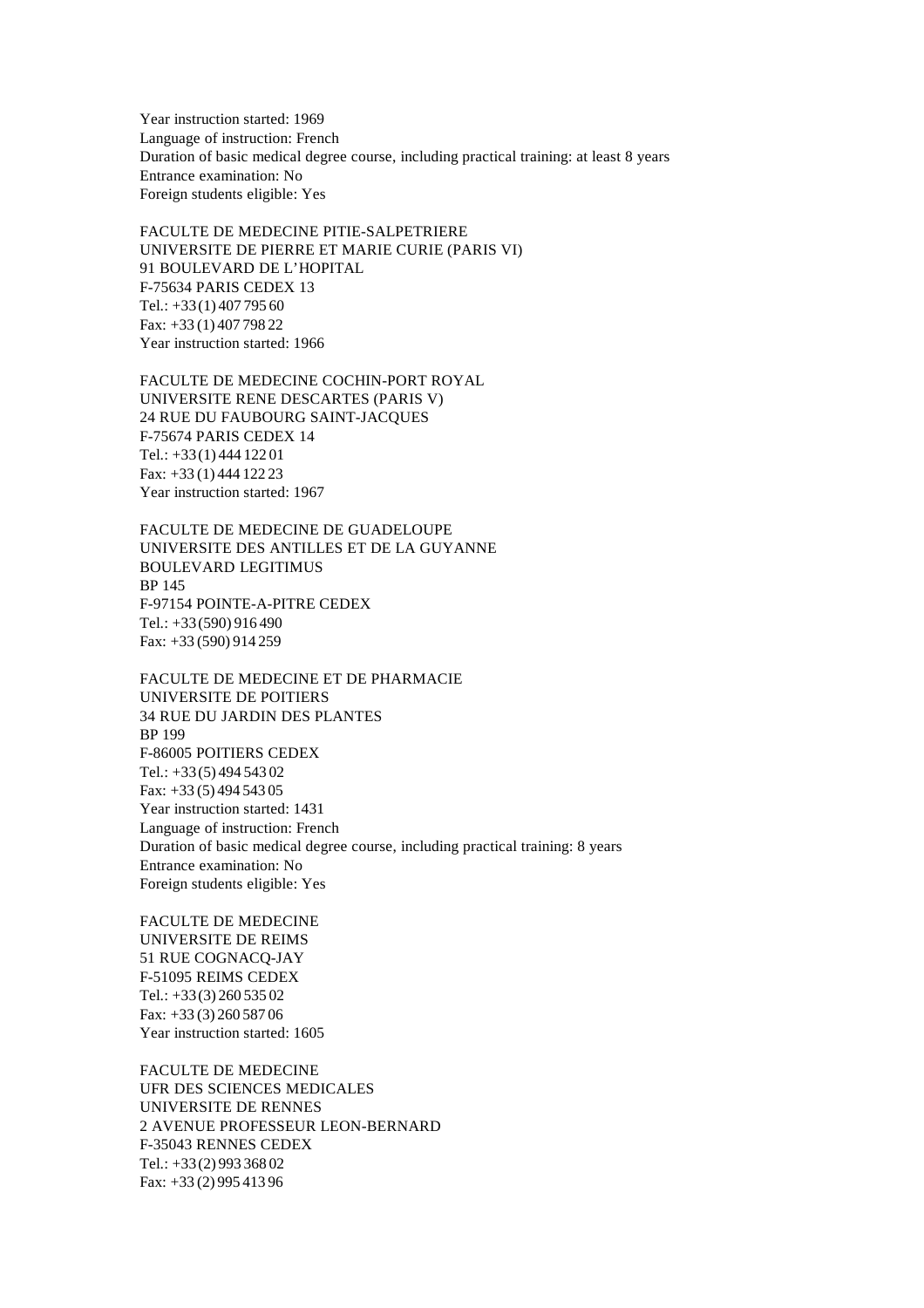Year instruction started: 1969
Language of instruction: French
Duration of basic medical degree course, including practical training: at least 8 years
Entrance examination: No
Foreign students eligible: Yes

FACULTE DE MEDECINE PITIE-SALPETRIERE
UNIVERSITE DE PIERRE ET MARIE CURIE (PARIS VI)
91 BOULEVARD DE L'HOPITAL
F-75634 PARIS CEDEX 13
Tel.: +33 (1) 407 795 60
Fax: +33 (1) 407 798 22
Year instruction started: 1966

FACULTE DE MEDECINE COCHIN-PORT ROYAL
UNIVERSITE RENE DESCARTES (PARIS V)
24 RUE DU FAUBOURG SAINT-JACQUES
F-75674 PARIS CEDEX 14
Tel.: +33 (1) 444 122 01
Fax: +33 (1) 444 122 23
Year instruction started: 1967

FACULTE DE MEDECINE DE GUADELOUPE
UNIVERSITE DES ANTILLES ET DE LA GUYANNE
BOULEVARD LEGITIMUS
BP 145
F-97154 POINTE-A-PITRE CEDEX
Tel.: +33 (590) 916 490
Fax: +33 (590) 914 259

FACULTE DE MEDECINE ET DE PHARMACIE
UNIVERSITE DE POITIERS
34 RUE DU JARDIN DES PLANTES
BP 199
F-86005 POITIERS CEDEX
Tel.: +33 (5) 494 543 02
Fax: +33 (5) 494 543 05
Year instruction started: 1431
Language of instruction: French
Duration of basic medical degree course, including practical training: 8 years
Entrance examination: No
Foreign students eligible: Yes

FACULTE DE MEDECINE
UNIVERSITE DE REIMS
51 RUE COGNACQ-JAY
F-51095 REIMS CEDEX
Tel.: +33 (3) 260 535 02
Fax: +33 (3) 260 587 06
Year instruction started: 1605

FACULTE DE MEDECINE
UFR DES SCIENCES MEDICALES
UNIVERSITE DE RENNES
2 AVENUE PROFESSEUR LEON-BERNARD
F-35043 RENNES CEDEX
Tel.: +33 (2) 993 368 02
Fax: +33 (2) 995 413 96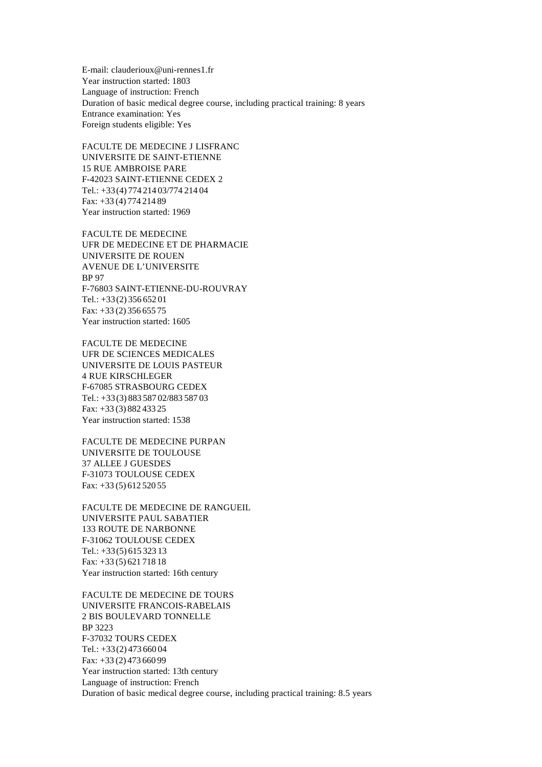E-mail: clauderioux@uni-rennes1.fr
Year instruction started: 1803
Language of instruction: French
Duration of basic medical degree course, including practical training: 8 years
Entrance examination: Yes
Foreign students eligible: Yes

FACULTE DE MEDECINE J LISFRANC
UNIVERSITE DE SAINT-ETIENNE
15 RUE AMBROISE PARE
F-42023 SAINT-ETIENNE CEDEX 2
Tel.: +33 (4) 774 214 03/774 214 04
Fax: +33 (4) 774 214 89
Year instruction started: 1969

FACULTE DE MEDECINE
UFR DE MEDECINE ET DE PHARMACIE
UNIVERSITE DE ROUEN
AVENUE DE L'UNIVERSITE
BP 97
F-76803 SAINT-ETIENNE-DU-ROUVRAY
Tel.: +33 (2) 356 652 01
Fax: +33 (2) 356 655 75
Year instruction started: 1605

FACULTE DE MEDECINE
UFR DE SCIENCES MEDICALES
UNIVERSITE DE LOUIS PASTEUR
4 RUE KIRSCHLEGER
F-67085 STRASBOURG CEDEX
Tel.: +33 (3) 883 587 02/883 587 03
Fax: +33 (3) 882 433 25
Year instruction started: 1538

FACULTE DE MEDECINE PURPAN
UNIVERSITE DE TOULOUSE
37 ALLEE J GUESDES
F-31073 TOULOUSE CEDEX
Fax: +33 (5) 612 520 55

FACULTE DE MEDECINE DE RANGUEIL
UNIVERSITE PAUL SABATIER
133 ROUTE DE NARBONNE
F-31062 TOULOUSE CEDEX
Tel.: +33 (5) 615 323 13
Fax: +33 (5) 621 718 18
Year instruction started: 16th century

FACULTE DE MEDECINE DE TOURS
UNIVERSITE FRANCOIS-RABELAIS
2 BIS BOULEVARD TONNELLE
BP 3223
F-37032 TOURS CEDEX
Tel.: +33 (2) 473 660 04
Fax: +33 (2) 473 660 99
Year instruction started: 13th century
Language of instruction: French
Duration of basic medical degree course, including practical training: 8.5 years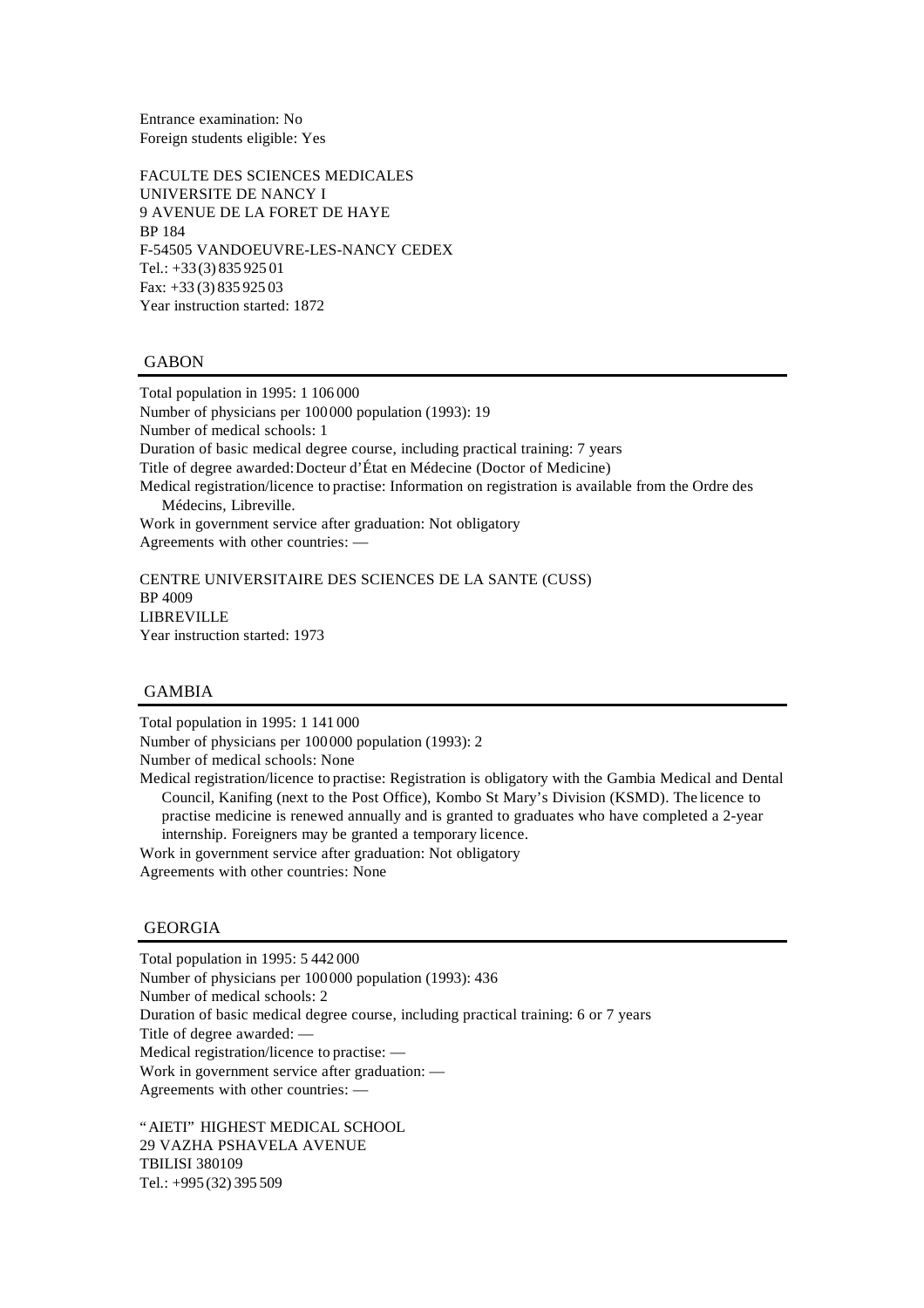Entrance examination: No
Foreign students eligible: Yes

FACULTE DES SCIENCES MEDICALES
UNIVERSITE DE NANCY I
9 AVENUE DE LA FORET DE HAYE
BP 184
F-54505 VANDOEUVRE-LES-NANCY CEDEX
Tel.: +33 (3) 835 925 01
Fax: +33 (3) 835 925 03
Year instruction started: 1872

## GABON

Total population in 1995: 1 106 000
Number of physicians per 100 000 population (1993): 19
Number of medical schools: 1
Duration of basic medical degree course, including practical training: 7 years
Title of degree awarded: Docteur d'État en Médecine (Doctor of Medicine)
Medical registration/licence to practise: Information on registration is available from the Ordre des Médecins, Libreville.
Work in government service after graduation: Not obligatory
Agreements with other countries: —

CENTRE UNIVERSITAIRE DES SCIENCES DE LA SANTE (CUSS)
BP 4009
LIBREVILLE
Year instruction started: 1973

## GAMBIA

Total population in 1995: 1 141 000
Number of physicians per 100 000 population (1993): 2
Number of medical schools: None
Medical registration/licence to practise: Registration is obligatory with the Gambia Medical and Dental Council, Kanifing (next to the Post Office), Kombo St Mary's Division (KSMD). The licence to practise medicine is renewed annually and is granted to graduates who have completed a 2-year internship. Foreigners may be granted a temporary licence.
Work in government service after graduation: Not obligatory
Agreements with other countries: None

## GEORGIA

Total population in 1995: 5 442 000
Number of physicians per 100 000 population (1993): 436
Number of medical schools: 2
Duration of basic medical degree course, including practical training: 6 or 7 years
Title of degree awarded: —
Medical registration/licence to practise: —
Work in government service after graduation: —
Agreements with other countries: —

"AIETI" HIGHEST MEDICAL SCHOOL
29 VAZHA PSHAVELA AVENUE
TBILISI 380109
Tel.: +995 (32) 395 509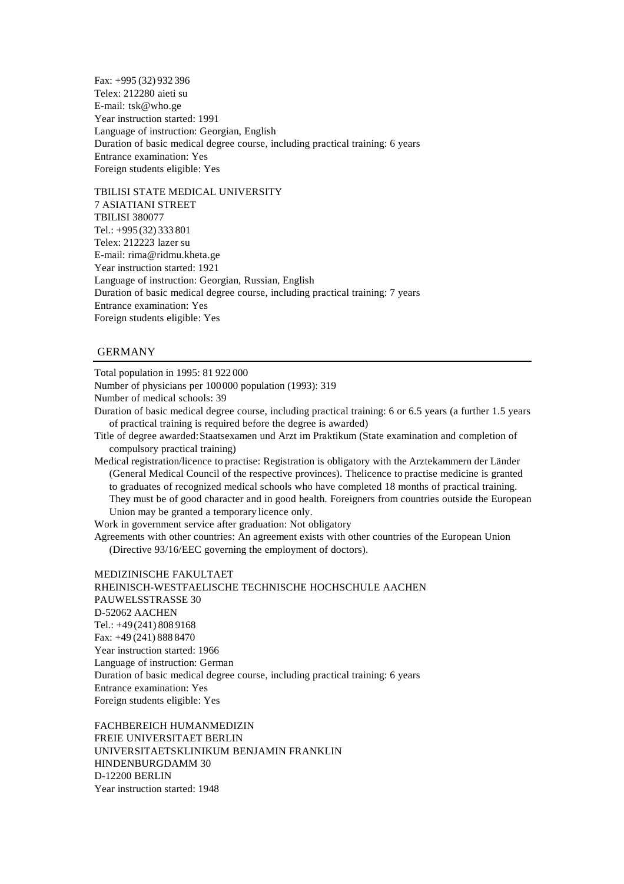Fax: +995 (32) 932 396
Telex: 212280 aieti su
E-mail: tsk@who.ge
Year instruction started: 1991
Language of instruction: Georgian, English
Duration of basic medical degree course, including practical training: 6 years
Entrance examination: Yes
Foreign students eligible: Yes

TBILISI STATE MEDICAL UNIVERSITY
7 ASIATIANI STREET
TBILISI 380077
Tel.: +995 (32) 333 801
Telex: 212223 lazer su
E-mail: rima@ridmu.kheta.ge
Year instruction started: 1921
Language of instruction: Georgian, Russian, English
Duration of basic medical degree course, including practical training: 7 years
Entrance examination: Yes
Foreign students eligible: Yes

## GERMANY

Total population in 1995: 81 922 000
Number of physicians per 100 000 population (1993): 319
Number of medical schools: 39
Duration of basic medical degree course, including practical training: 6 or 6.5 years (a further 1.5 years of practical training is required before the degree is awarded)
Title of degree awarded: Staatsexamen und Arzt im Praktikum (State examination and completion of compulsory practical training)
Medical registration/licence to practise: Registration is obligatory with the Arztekammern der Länder (General Medical Council of the respective provinces). The licence to practise medicine is granted to graduates of recognized medical schools who have completed 18 months of practical training. They must be of good character and in good health. Foreigners from countries outside the European Union may be granted a temporary licence only.
Work in government service after graduation: Not obligatory
Agreements with other countries: An agreement exists with other countries of the European Union (Directive 93/16/EEC governing the employment of doctors).

MEDIZINISCHE FAKULTAET
RHEINISCH-WESTFAELISCHE TECHNISCHE HOCHSCHULE AACHEN
PAUWELSSTRASSE 30
D-52062 AACHEN
Tel.: +49 (241) 808 9168
Fax: +49 (241) 888 8470
Year instruction started: 1966
Language of instruction: German
Duration of basic medical degree course, including practical training: 6 years
Entrance examination: Yes
Foreign students eligible: Yes

FACHBEREICH HUMANMEDIZIN
FREIE UNIVERSITAET BERLIN
UNIVERSITAETSKLINIKUM BENJAMIN FRANKLIN
HINDENBURGDAMM 30
D-12200 BERLIN
Year instruction started: 1948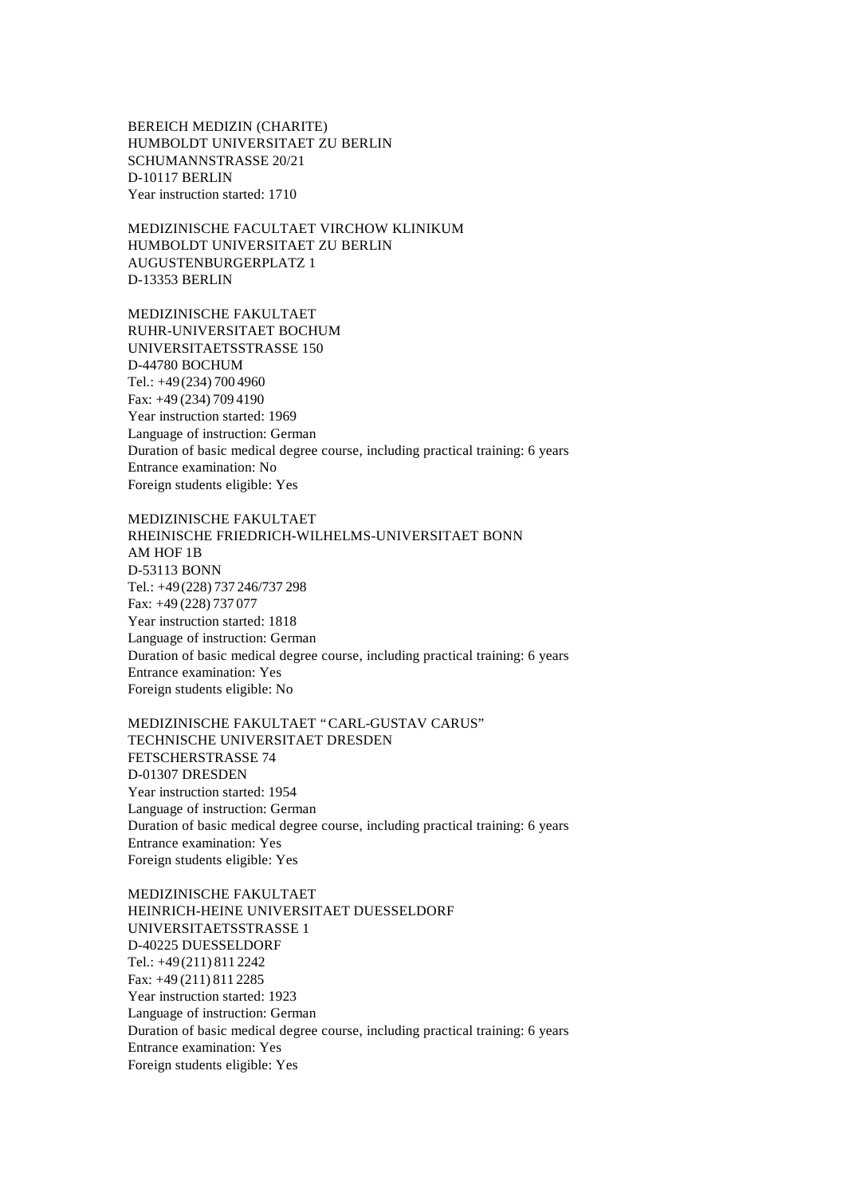BEREICH MEDIZIN (CHARITE)
HUMBOLDT UNIVERSITAET ZU BERLIN
SCHUMANNSTRASSE 20/21
D-10117 BERLIN
Year instruction started: 1710

MEDIZINISCHE FACULTAET VIRCHOW KLINIKUM
HUMBOLDT UNIVERSITAET ZU BERLIN
AUGUSTENBURGERPLATZ 1
D-13353 BERLIN

MEDIZINISCHE FAKULTAET
RUHR-UNIVERSITAET BOCHUM
UNIVERSITAETSSTRASSE 150
D-44780 BOCHUM
Tel.: +49 (234) 700 4960
Fax: +49 (234) 709 4190
Year instruction started: 1969
Language of instruction: German
Duration of basic medical degree course, including practical training: 6 years
Entrance examination: No
Foreign students eligible: Yes

MEDIZINISCHE FAKULTAET
RHEINISCHE FRIEDRICH-WILHELMS-UNIVERSITAET BONN
AM HOF 1B
D-53113 BONN
Tel.: +49 (228) 737 246/737 298
Fax: +49 (228) 737 077
Year instruction started: 1818
Language of instruction: German
Duration of basic medical degree course, including practical training: 6 years
Entrance examination: Yes
Foreign students eligible: No

MEDIZINISCHE FAKULTAET "CARL-GUSTAV CARUS"
TECHNISCHE UNIVERSITAET DRESDEN
FETSCHERSTRASSE 74
D-01307 DRESDEN
Year instruction started: 1954
Language of instruction: German
Duration of basic medical degree course, including practical training: 6 years
Entrance examination: Yes
Foreign students eligible: Yes

MEDIZINISCHE FAKULTAET
HEINRICH-HEINE UNIVERSITAET DUESSELDORF
UNIVERSITAETSSTRASSE 1
D-40225 DUESSELDORF
Tel.: +49 (211) 811 2242
Fax: +49 (211) 811 2285
Year instruction started: 1923
Language of instruction: German
Duration of basic medical degree course, including practical training: 6 years
Entrance examination: Yes
Foreign students eligible: Yes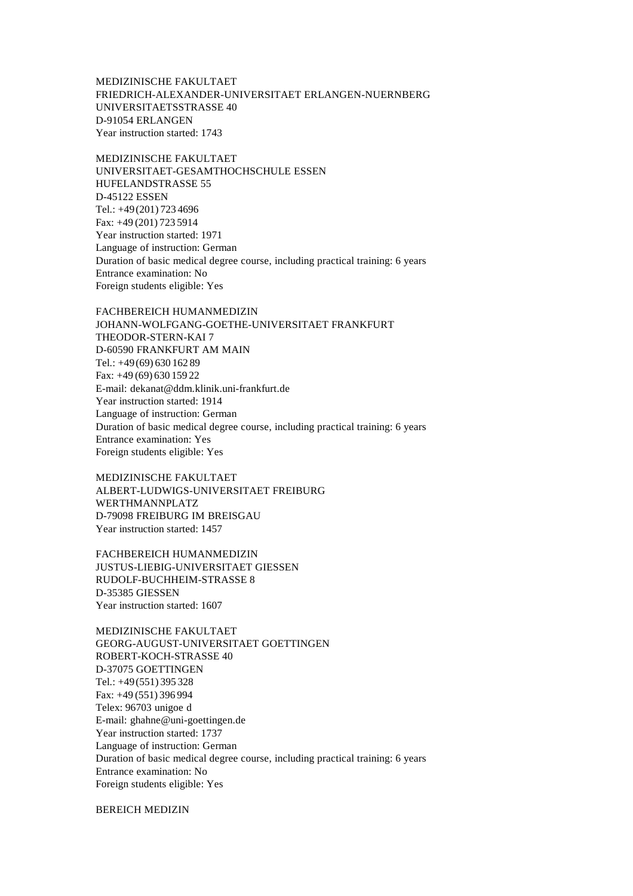MEDIZINISCHE FAKULTAET
FRIEDRICH-ALEXANDER-UNIVERSITAET ERLANGEN-NUERNBERG
UNIVERSITAETSSTRASSE 40
D-91054 ERLANGEN
Year instruction started: 1743

MEDIZINISCHE FAKULTAET
UNIVERSITAET-GESAMTHOCHSCHULE ESSEN
HUFELANDSTRASSE 55
D-45122 ESSEN
Tel.: +49 (201) 723 4696
Fax: +49 (201) 723 5914
Year instruction started: 1971
Language of instruction: German
Duration of basic medical degree course, including practical training: 6 years
Entrance examination: No
Foreign students eligible: Yes

FACHBEREICH HUMANMEDIZIN
JOHANN-WOLFGANG-GOETHE-UNIVERSITAET FRANKFURT
THEODOR-STERN-KAI 7
D-60590 FRANKFURT AM MAIN
Tel.: +49 (69) 630 162 89
Fax: +49 (69) 630 159 22
E-mail: dekanat@ddm.klinik.uni-frankfurt.de
Year instruction started: 1914
Language of instruction: German
Duration of basic medical degree course, including practical training: 6 years
Entrance examination: Yes
Foreign students eligible: Yes

MEDIZINISCHE FAKULTAET
ALBERT-LUDWIGS-UNIVERSITAET FREIBURG
WERTHMANNPLATZ
D-79098 FREIBURG IM BREISGAU
Year instruction started: 1457

FACHBEREICH HUMANMEDIZIN
JUSTUS-LIEBIG-UNIVERSITAET GIESSEN
RUDOLF-BUCHHEIM-STRASSE 8
D-35385 GIESSEN
Year instruction started: 1607

MEDIZINISCHE FAKULTAET
GEORG-AUGUST-UNIVERSITAET GOETTINGEN
ROBERT-KOCH-STRASSE 40
D-37075 GOETTINGEN
Tel.: +49 (551) 395 328
Fax: +49 (551) 396 994
Telex: 96703 unigoe d
E-mail: ghahne@uni-goettingen.de
Year instruction started: 1737
Language of instruction: German
Duration of basic medical degree course, including practical training: 6 years
Entrance examination: No
Foreign students eligible: Yes

BEREICH MEDIZIN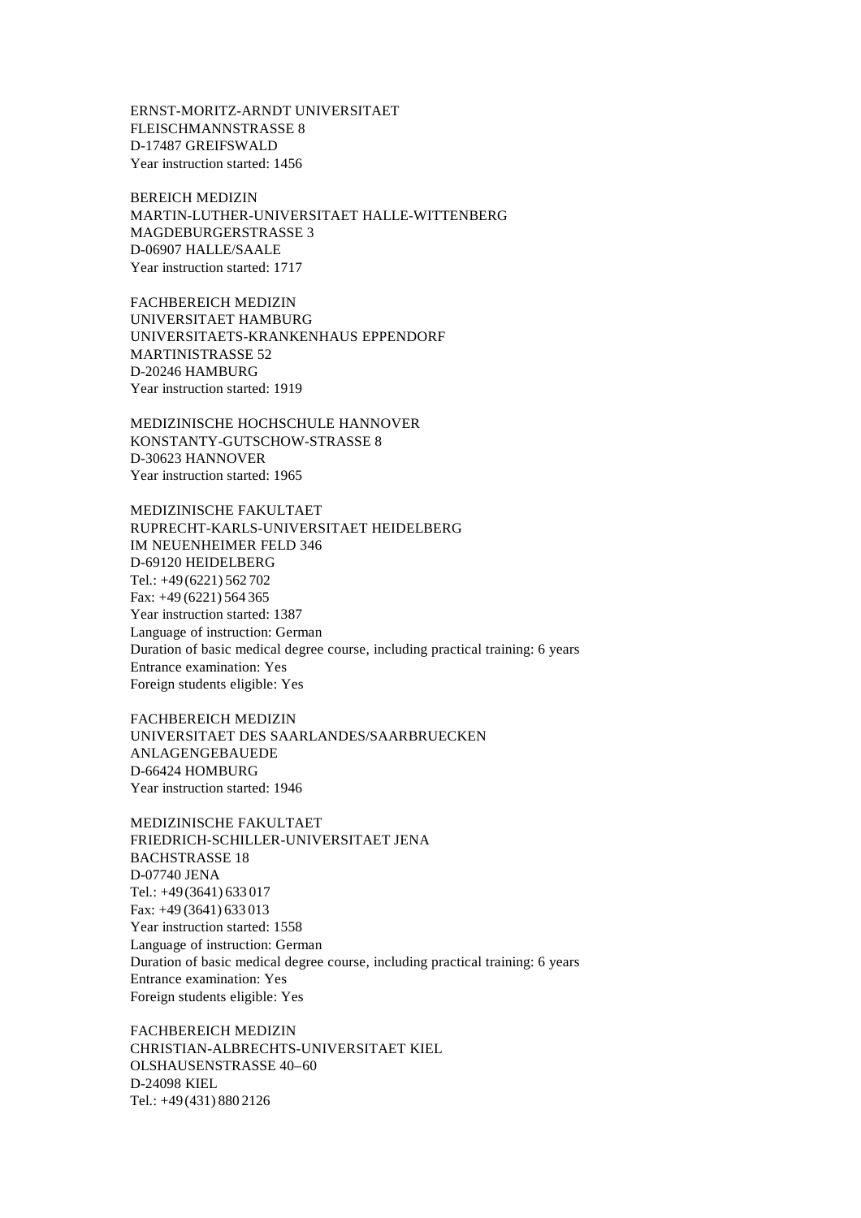ERNST-MORITZ-ARNDT UNIVERSITAET
FLEISCHMANNSTRASSE 8
D-17487 GREIFSWALD
Year instruction started: 1456

BEREICH MEDIZIN
MARTIN-LUTHER-UNIVERSITAET HALLE-WITTENBERG
MAGDEBURGERSTRASSE 3
D-06907 HALLE/SAALE
Year instruction started: 1717

FACHBEREICH MEDIZIN
UNIVERSITAET HAMBURG
UNIVERSITAETS-KRANKENHAUS EPPENDORF
MARTINISTRASSE 52
D-20246 HAMBURG
Year instruction started: 1919

MEDIZINISCHE HOCHSCHULE HANNOVER
KONSTANTY-GUTSCHOW-STRASSE 8
D-30623 HANNOVER
Year instruction started: 1965

MEDIZINISCHE FAKULTAET
RUPRECHT-KARLS-UNIVERSITAET HEIDELBERG
IM NEUENHEIMER FELD 346
D-69120 HEIDELBERG
Tel.: +49 (6221) 562 702
Fax: +49 (6221) 564 365
Year instruction started: 1387
Language of instruction: German
Duration of basic medical degree course, including practical training: 6 years
Entrance examination: Yes
Foreign students eligible: Yes

FACHBEREICH MEDIZIN
UNIVERSITAET DES SAARLANDES/SAARBRUECKEN
ANLAGENGEBAUEDE
D-66424 HOMBURG
Year instruction started: 1946

MEDIZINISCHE FAKULTAET
FRIEDRICH-SCHILLER-UNIVERSITAET JENA
BACHSTRASSE 18
D-07740 JENA
Tel.: +49 (3641) 633 017
Fax: +49 (3641) 633 013
Year instruction started: 1558
Language of instruction: German
Duration of basic medical degree course, including practical training: 6 years
Entrance examination: Yes
Foreign students eligible: Yes

FACHBEREICH MEDIZIN
CHRISTIAN-ALBRECHTS-UNIVERSITAET KIEL
OLSHAUSENSTRASSE 40–60
D-24098 KIEL
Tel.: +49 (431) 880 2126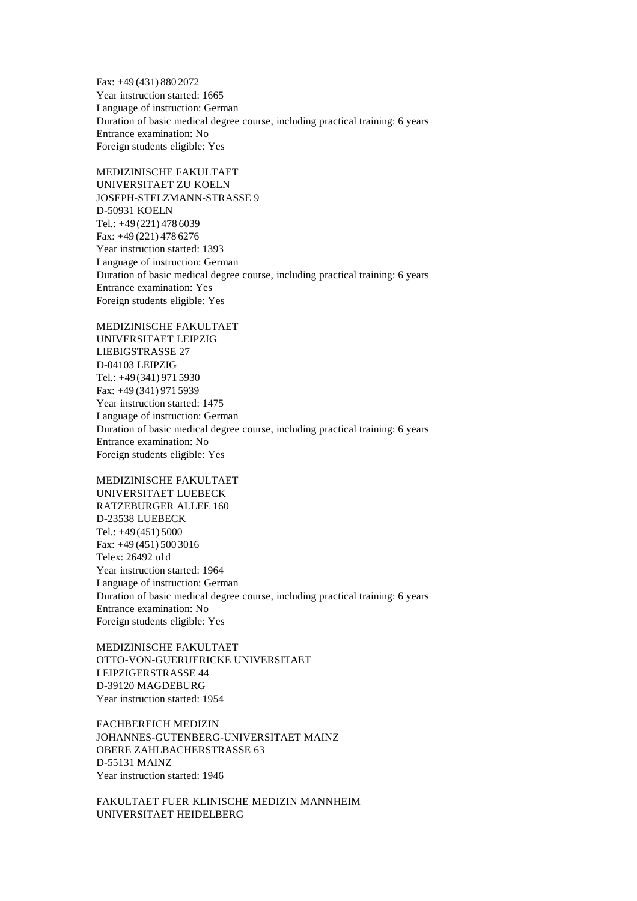Fax: +49 (431) 880 2072
Year instruction started: 1665
Language of instruction: German
Duration of basic medical degree course, including practical training: 6 years
Entrance examination: No
Foreign students eligible: Yes

MEDIZINISCHE FAKULTAET
UNIVERSITAET ZU KOELN
JOSEPH-STELZMANN-STRASSE 9
D-50931 KOELN
Tel.: +49 (221) 478 6039
Fax: +49 (221) 478 6276
Year instruction started: 1393
Language of instruction: German
Duration of basic medical degree course, including practical training: 6 years
Entrance examination: Yes
Foreign students eligible: Yes

MEDIZINISCHE FAKULTAET
UNIVERSITAET LEIPZIG
LIEBIGSTRASSE 27
D-04103 LEIPZIG
Tel.: +49 (341) 971 5930
Fax: +49 (341) 971 5939
Year instruction started: 1475
Language of instruction: German
Duration of basic medical degree course, including practical training: 6 years
Entrance examination: No
Foreign students eligible: Yes

MEDIZINISCHE FAKULTAET
UNIVERSITAET LUEBECK
RATZEBURGER ALLEE 160
D-23538 LUEBECK
Tel.: +49 (451) 5000
Fax: +49 (451) 500 3016
Telex: 26492 ul d
Year instruction started: 1964
Language of instruction: German
Duration of basic medical degree course, including practical training: 6 years
Entrance examination: No
Foreign students eligible: Yes

MEDIZINISCHE FAKULTAET
OTTO-VON-GUERUERICKE UNIVERSITAET
LEIPZIGERSTRASSE 44
D-39120 MAGDEBURG
Year instruction started: 1954

FACHBEREICH MEDIZIN
JOHANNES-GUTENBERG-UNIVERSITAET MAINZ
OBERE ZAHLBACHERSTRASSE 63
D-55131 MAINZ
Year instruction started: 1946

FAKULTAET FUER KLINISCHE MEDIZIN MANNHEIM
UNIVERSITAET HEIDELBERG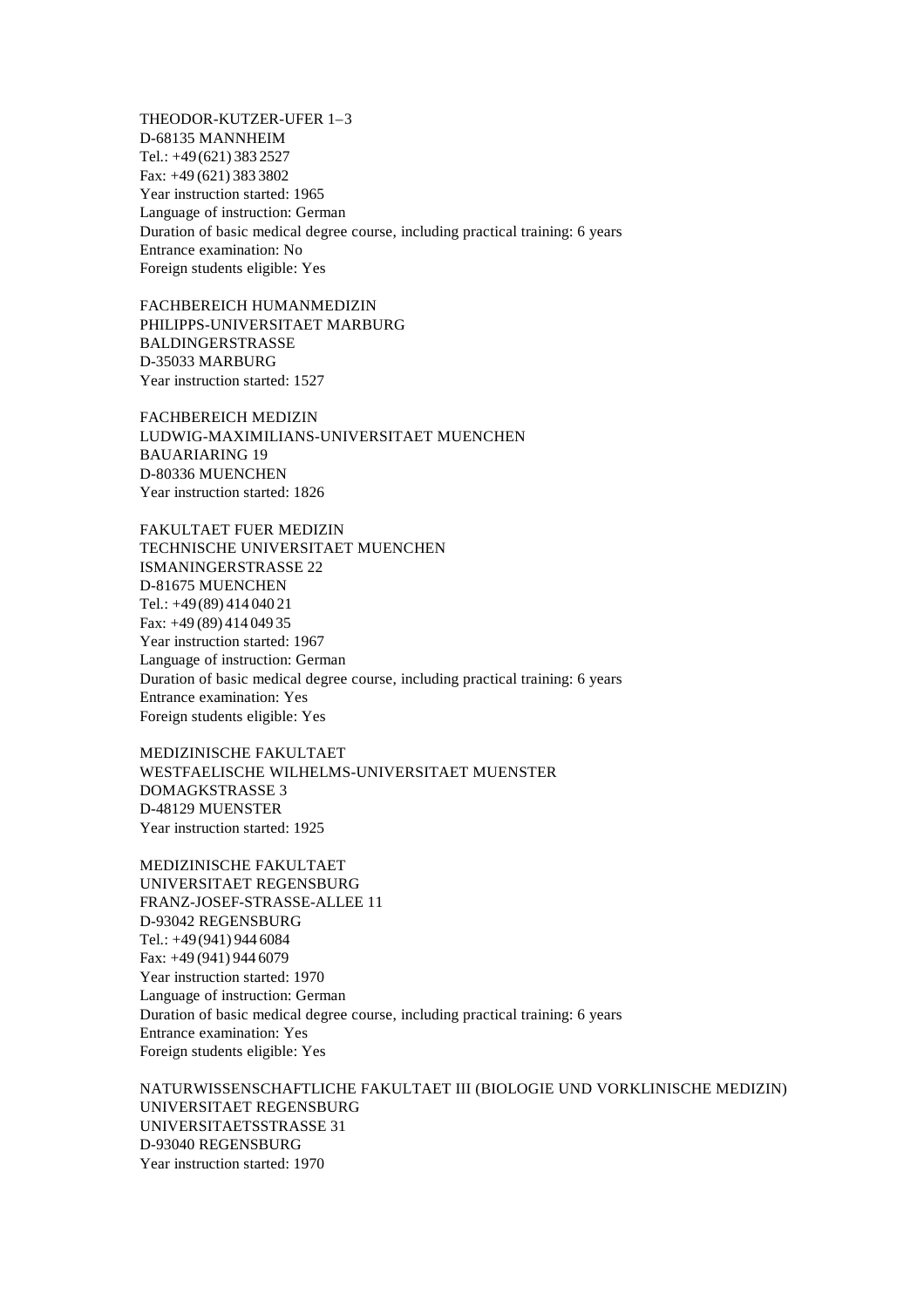THEODOR-KUTZER-UFER 1–3  
D-68135 MANNHEIM  
Tel.: +49 (621) 383 2527  
Fax: +49 (621) 383 3802  
Year instruction started: 1965  
Language of instruction: German  
Duration of basic medical degree course, including practical training: 6 years  
Entrance examination: No  
Foreign students eligible: Yes

FACHBEREICH HUMANMEDIZIN  
PHILIPPS-UNIVERSITAET MARBURG  
BALDINGERSTRASSE  
D-35033 MARBURG  
Year instruction started: 1527

FACHBEREICH MEDIZIN  
LUDWIG-MAXIMILIANS-UNIVERSITAET MUENCHEN  
BAUARIARING 19  
D-80336 MUENCHEN  
Year instruction started: 1826

FAKULTAET FUER MEDIZIN  
TECHNISCHE UNIVERSITAET MUENCHEN  
ISMANINGERSTRASSE 22  
D-81675 MUENCHEN  
Tel.: +49 (89) 414 040 21  
Fax: +49 (89) 414 049 35  
Year instruction started: 1967  
Language of instruction: German  
Duration of basic medical degree course, including practical training: 6 years  
Entrance examination: Yes  
Foreign students eligible: Yes

MEDIZINISCHE FAKULTAET  
WESTFAELISCHE WILHELMS-UNIVERSITAET MUENSTER  
DOMAGKSTRASSE 3  
D-48129 MUENSTER  
Year instruction started: 1925

MEDIZINISCHE FAKULTAET  
UNIVERSITAET REGENSBURG  
FRANZ-JOSEF-STRASSE-ALLEE 11  
D-93042 REGENSBURG  
Tel.: +49 (941) 944 6084  
Fax: +49 (941) 944 6079  
Year instruction started: 1970  
Language of instruction: German  
Duration of basic medical degree course, including practical training: 6 years  
Entrance examination: Yes  
Foreign students eligible: Yes

NATURWISSENSCHAFTLICHE FAKULTAET III (BIOLOGIE UND VORKLINISCHE MEDIZIN)  
UNIVERSITAET REGENSBURG  
UNIVERSITAETSSTRASSE 31  
D-93040 REGENSBURG  
Year instruction started: 1970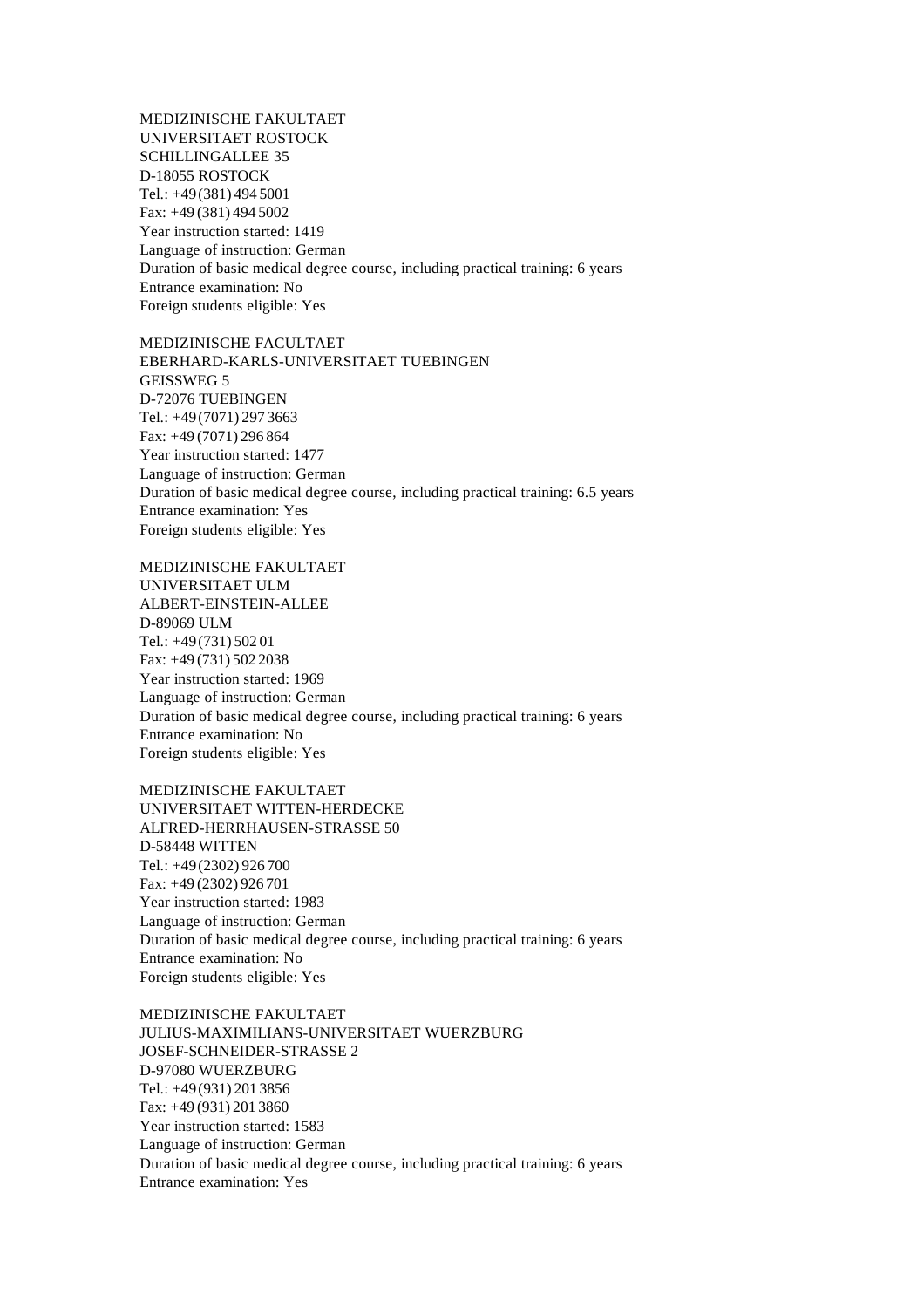MEDIZINISCHE FAKULTAET
UNIVERSITAET ROSTOCK
SCHILLINGALLEE 35
D-18055 ROSTOCK
Tel.: +49 (381) 494 5001
Fax: +49 (381) 494 5002
Year instruction started: 1419
Language of instruction: German
Duration of basic medical degree course, including practical training: 6 years
Entrance examination: No
Foreign students eligible: Yes

MEDIZINISCHE FACULTAET
EBERHARD-KARLS-UNIVERSITAET TUEBINGEN
GEISSWEG 5
D-72076 TUEBINGEN
Tel.: +49 (7071) 297 3663
Fax: +49 (7071) 296 864
Year instruction started: 1477
Language of instruction: German
Duration of basic medical degree course, including practical training: 6.5 years
Entrance examination: Yes
Foreign students eligible: Yes

MEDIZINISCHE FAKULTAET
UNIVERSITAET ULM
ALBERT-EINSTEIN-ALLEE
D-89069 ULM
Tel.: +49 (731) 502 01
Fax: +49 (731) 502 2038
Year instruction started: 1969
Language of instruction: German
Duration of basic medical degree course, including practical training: 6 years
Entrance examination: No
Foreign students eligible: Yes

MEDIZINISCHE FAKULTAET
UNIVERSITAET WITTEN-HERDECKE
ALFRED-HERRHAUSEN-STRASSE 50
D-58448 WITTEN
Tel.: +49 (2302) 926 700
Fax: +49 (2302) 926 701
Year instruction started: 1983
Language of instruction: German
Duration of basic medical degree course, including practical training: 6 years
Entrance examination: No
Foreign students eligible: Yes

MEDIZINISCHE FAKULTAET
JULIUS-MAXIMILIANS-UNIVERSITAET WUERZBURG
JOSEF-SCHNEIDER-STRASSE 2
D-97080 WUERZBURG
Tel.: +49 (931) 201 3856
Fax: +49 (931) 201 3860
Year instruction started: 1583
Language of instruction: German
Duration of basic medical degree course, including practical training: 6 years
Entrance examination: Yes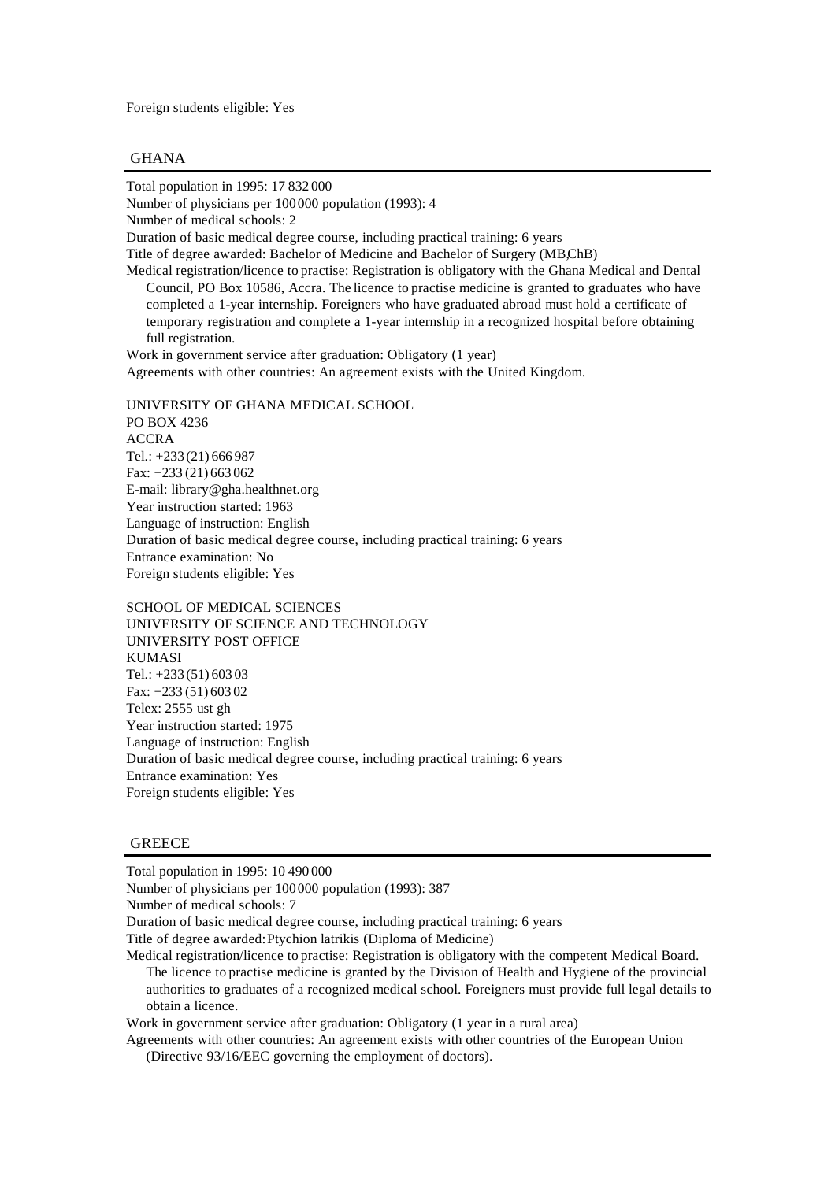Foreign students eligible: Yes

## GHANA

Total population in 1995: 17 832 000
Number of physicians per 100 000 population (1993): 4
Number of medical schools: 2
Duration of basic medical degree course, including practical training: 6 years
Title of degree awarded: Bachelor of Medicine and Bachelor of Surgery (MB,ChB)
Medical registration/licence to practise: Registration is obligatory with the Ghana Medical and Dental Council, PO Box 10586, Accra. The licence to practise medicine is granted to graduates who have completed a 1-year internship. Foreigners who have graduated abroad must hold a certificate of temporary registration and complete a 1-year internship in a recognized hospital before obtaining full registration.
Work in government service after graduation: Obligatory (1 year)
Agreements with other countries: An agreement exists with the United Kingdom.

UNIVERSITY OF GHANA MEDICAL SCHOOL
PO BOX 4236
ACCRA
Tel.: +233 (21) 666 987
Fax: +233 (21) 663 062
E-mail: library@gha.healthnet.org
Year instruction started: 1963
Language of instruction: English
Duration of basic medical degree course, including practical training: 6 years
Entrance examination: No
Foreign students eligible: Yes

SCHOOL OF MEDICAL SCIENCES
UNIVERSITY OF SCIENCE AND TECHNOLOGY
UNIVERSITY POST OFFICE
KUMASI
Tel.: +233 (51) 603 03
Fax: +233 (51) 603 02
Telex: 2555 ust gh
Year instruction started: 1975
Language of instruction: English
Duration of basic medical degree course, including practical training: 6 years
Entrance examination: Yes
Foreign students eligible: Yes

## GREECE

Total population in 1995: 10 490 000
Number of physicians per 100 000 population (1993): 387
Number of medical schools: 7
Duration of basic medical degree course, including practical training: 6 years
Title of degree awarded: Ptychion Iatrikis (Diploma of Medicine)
Medical registration/licence to practise: Registration is obligatory with the competent Medical Board. The licence to practise medicine is granted by the Division of Health and Hygiene of the provincial authorities to graduates of a recognized medical school. Foreigners must provide full legal details to obtain a licence.
Work in government service after graduation: Obligatory (1 year in a rural area)
Agreements with other countries: An agreement exists with other countries of the European Union (Directive 93/16/EEC governing the employment of doctors).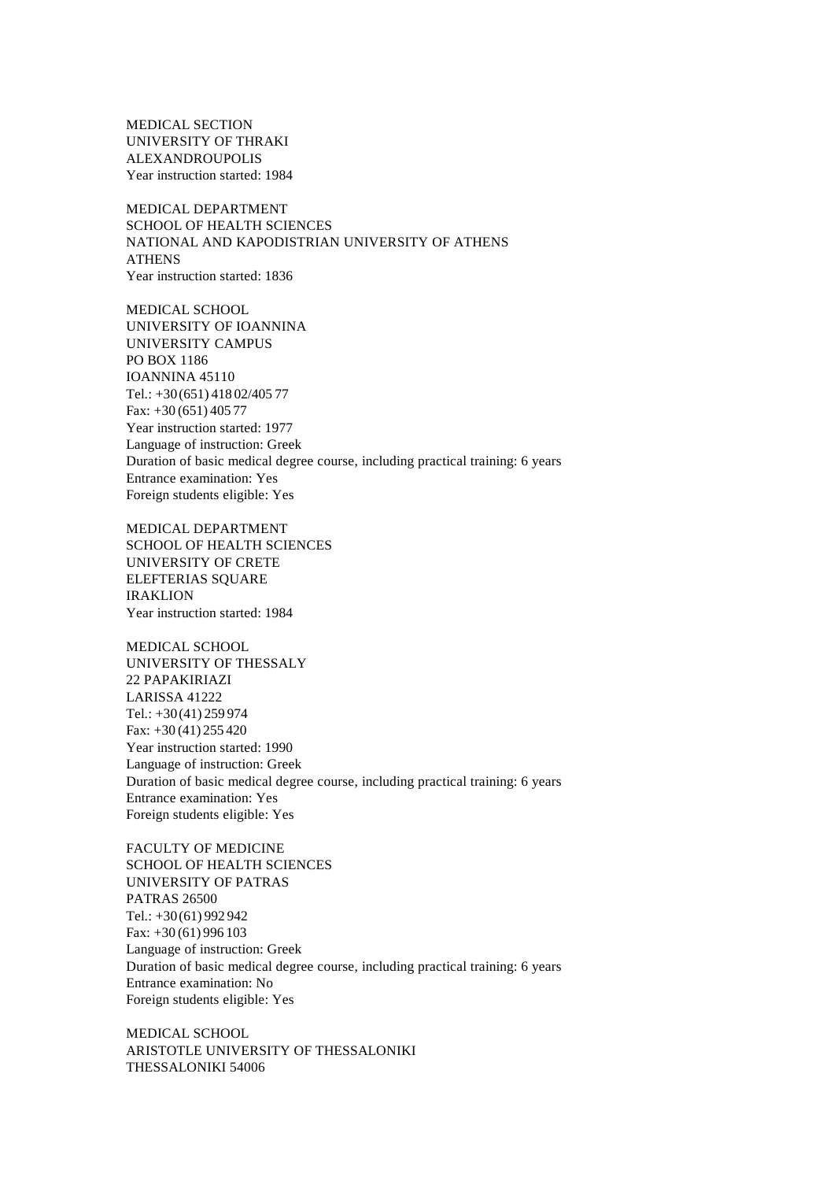MEDICAL SECTION
UNIVERSITY OF THRAKI
ALEXANDROUPOLIS
Year instruction started: 1984

MEDICAL DEPARTMENT
SCHOOL OF HEALTH SCIENCES
NATIONAL AND KAPODISTRIAN UNIVERSITY OF ATHENS
ATHENS
Year instruction started: 1836

MEDICAL SCHOOL
UNIVERSITY OF IOANNINA
UNIVERSITY CAMPUS
PO BOX 1186
IOANNINA 45110
Tel.: +30 (651) 418 02/405 77
Fax: +30 (651) 405 77
Year instruction started: 1977
Language of instruction: Greek
Duration of basic medical degree course, including practical training: 6 years
Entrance examination: Yes
Foreign students eligible: Yes

MEDICAL DEPARTMENT
SCHOOL OF HEALTH SCIENCES
UNIVERSITY OF CRETE
ELEFTERIAS SQUARE
IRAKLION
Year instruction started: 1984

MEDICAL SCHOOL
UNIVERSITY OF THESSALY
22 PAPAKIRIAZI
LARISSA 41222
Tel.: +30 (41) 259 974
Fax: +30 (41) 255 420
Year instruction started: 1990
Language of instruction: Greek
Duration of basic medical degree course, including practical training: 6 years
Entrance examination: Yes
Foreign students eligible: Yes

FACULTY OF MEDICINE
SCHOOL OF HEALTH SCIENCES
UNIVERSITY OF PATRAS
PATRAS 26500
Tel.: +30 (61) 992 942
Fax: +30 (61) 996 103
Language of instruction: Greek
Duration of basic medical degree course, including practical training: 6 years
Entrance examination: No
Foreign students eligible: Yes

MEDICAL SCHOOL
ARISTOTLE UNIVERSITY OF THESSALONIKI
THESSALONIKI 54006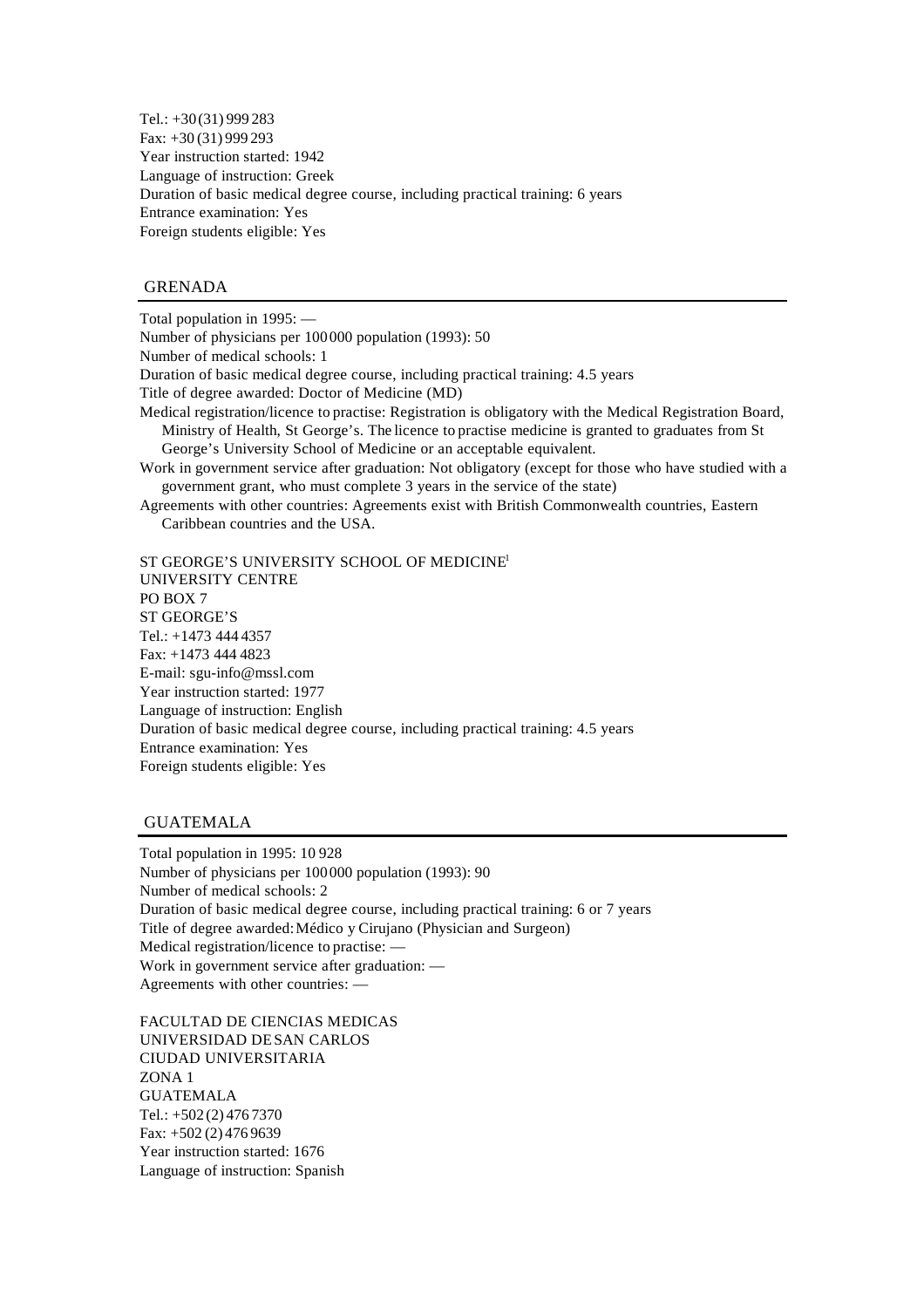Tel.: +30 (31) 999 283
Fax: +30 (31) 999 293
Year instruction started: 1942
Language of instruction: Greek
Duration of basic medical degree course, including practical training: 6 years
Entrance examination: Yes
Foreign students eligible: Yes

## GRENADA

Total population in 1995: —
Number of physicians per 100 000 population (1993): 50
Number of medical schools: 1
Duration of basic medical degree course, including practical training: 4.5 years
Title of degree awarded: Doctor of Medicine (MD)
Medical registration/licence to practise: Registration is obligatory with the Medical Registration Board, Ministry of Health, St George's. The licence to practise medicine is granted to graduates from St George's University School of Medicine or an acceptable equivalent.
Work in government service after graduation: Not obligatory (except for those who have studied with a government grant, who must complete 3 years in the service of the state)
Agreements with other countries: Agreements exist with British Commonwealth countries, Eastern Caribbean countries and the USA.

ST GEORGE'S UNIVERSITY SCHOOL OF MEDICINE[1]
UNIVERSITY CENTRE
PO BOX 7
ST GEORGE'S
Tel.: +1473 444 4357
Fax: +1473 444 4823
E-mail: sgu-info@mssl.com
Year instruction started: 1977
Language of instruction: English
Duration of basic medical degree course, including practical training: 4.5 years
Entrance examination: Yes
Foreign students eligible: Yes

## GUATEMALA

Total population in 1995: 10 928
Number of physicians per 100 000 population (1993): 90
Number of medical schools: 2
Duration of basic medical degree course, including practical training: 6 or 7 years
Title of degree awarded: Médico y Cirujano (Physician and Surgeon)
Medical registration/licence to practise: —
Work in government service after graduation: —
Agreements with other countries: —

FACULTAD DE CIENCIAS MEDICAS
UNIVERSIDAD DE SAN CARLOS
CIUDAD UNIVERSITARIA
ZONA 1
GUATEMALA
Tel.: +502 (2) 476 7370
Fax: +502 (2) 476 9639
Year instruction started: 1676
Language of instruction: Spanish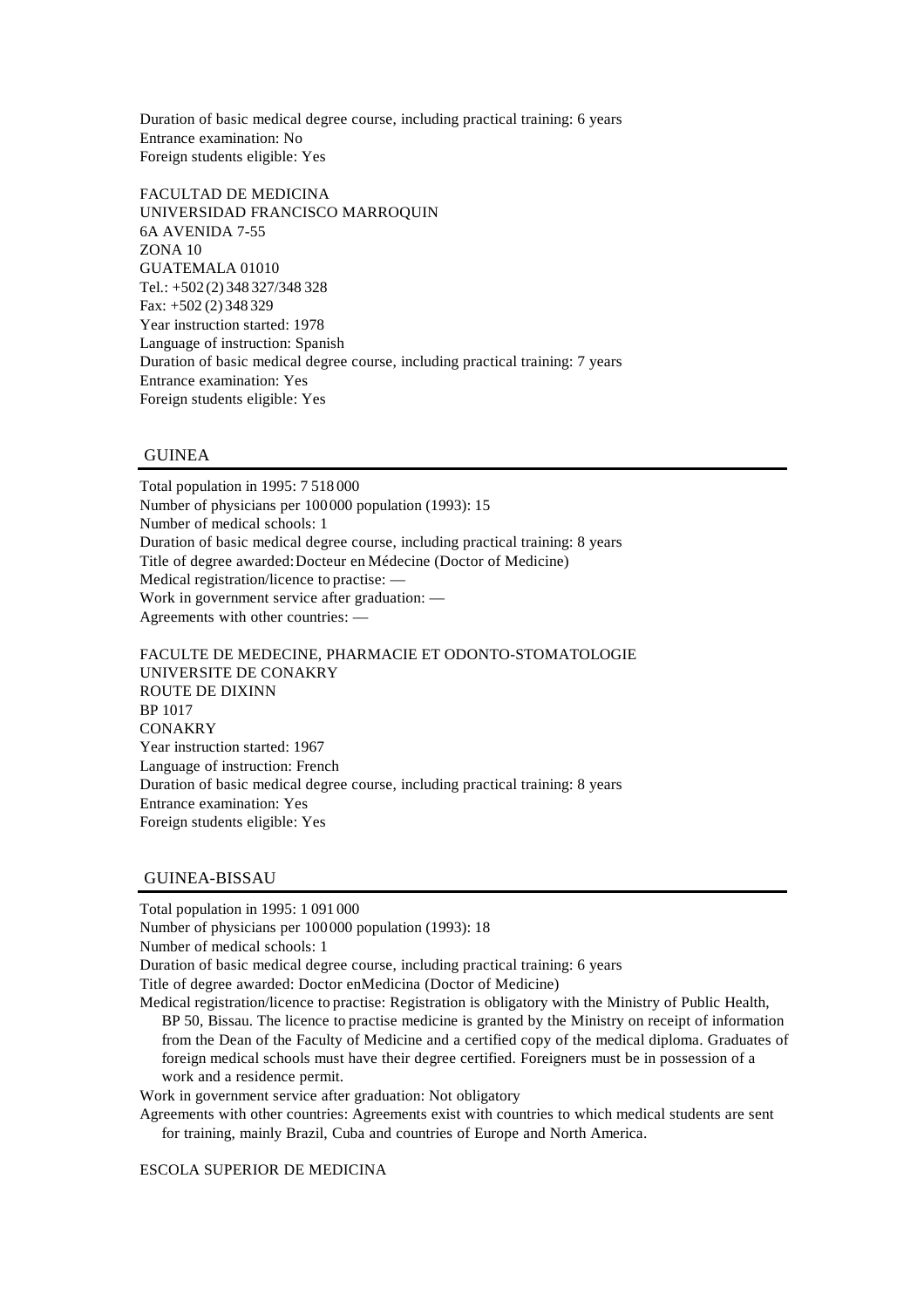Duration of basic medical degree course, including practical training: 6 years
Entrance examination: No
Foreign students eligible: Yes

FACULTAD DE MEDICINA
UNIVERSIDAD FRANCISCO MARROQUIN
6A AVENIDA 7-55
ZONA 10
GUATEMALA 01010
Tel.: +502 (2) 348 327/348 328
Fax: +502 (2) 348 329
Year instruction started: 1978
Language of instruction: Spanish
Duration of basic medical degree course, including practical training: 7 years
Entrance examination: Yes
Foreign students eligible: Yes

## GUINEA

Total population in 1995: 7 518 000
Number of physicians per 100 000 population (1993): 15
Number of medical schools: 1
Duration of basic medical degree course, including practical training: 8 years
Title of degree awarded: Docteur en Médecine (Doctor of Medicine)
Medical registration/licence to practise: —
Work in government service after graduation: —
Agreements with other countries: —

FACULTE DE MEDECINE, PHARMACIE ET ODONTO-STOMATOLOGIE
UNIVERSITE DE CONAKRY
ROUTE DE DIXINN
BP 1017
CONAKRY
Year instruction started: 1967
Language of instruction: French
Duration of basic medical degree course, including practical training: 8 years
Entrance examination: Yes
Foreign students eligible: Yes

## GUINEA-BISSAU

Total population in 1995: 1 091 000
Number of physicians per 100 000 population (1993): 18
Number of medical schools: 1
Duration of basic medical degree course, including practical training: 6 years
Title of degree awarded: Doctor enMedicina (Doctor of Medicine)
Medical registration/licence to practise: Registration is obligatory with the Ministry of Public Health, BP 50, Bissau. The licence to practise medicine is granted by the Ministry on receipt of information from the Dean of the Faculty of Medicine and a certified copy of the medical diploma. Graduates of foreign medical schools must have their degree certified. Foreigners must be in possession of a work and a residence permit.
Work in government service after graduation: Not obligatory
Agreements with other countries: Agreements exist with countries to which medical students are sent for training, mainly Brazil, Cuba and countries of Europe and North America.

ESCOLA SUPERIOR DE MEDICINA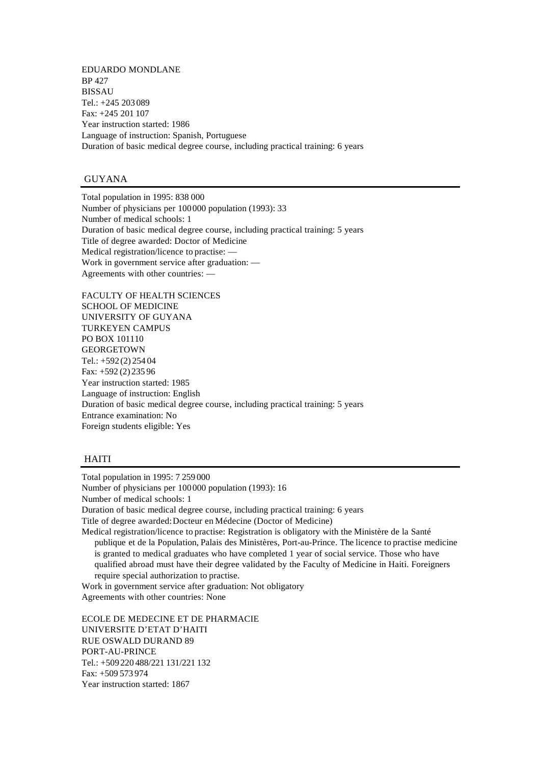EDUARDO MONDLANE
BP 427
BISSAU
Tel.: +245 203 089
Fax: +245 201 107
Year instruction started: 1986
Language of instruction: Spanish, Portuguese
Duration of basic medical degree course, including practical training: 6 years

## GUYANA

Total population in 1995: 838 000
Number of physicians per 100 000 population (1993): 33
Number of medical schools: 1
Duration of basic medical degree course, including practical training: 5 years
Title of degree awarded: Doctor of Medicine
Medical registration/licence to practise: —
Work in government service after graduation: —
Agreements with other countries: —

FACULTY OF HEALTH SCIENCES
SCHOOL OF MEDICINE
UNIVERSITY OF GUYANA
TURKEYEN CAMPUS
PO BOX 101110
GEORGETOWN
Tel.: +592 (2) 254 04
Fax: +592 (2) 235 96
Year instruction started: 1985
Language of instruction: English
Duration of basic medical degree course, including practical training: 5 years
Entrance examination: No
Foreign students eligible: Yes

## HAITI

Total population in 1995: 7 259 000
Number of physicians per 100 000 population (1993): 16
Number of medical schools: 1
Duration of basic medical degree course, including practical training: 6 years
Title of degree awarded: Docteur en Médecine (Doctor of Medicine)
Medical registration/licence to practise: Registration is obligatory with the Ministère de la Santé publique et de la Population, Palais des Ministères, Port-au-Prince. The licence to practise medicine is granted to medical graduates who have completed 1 year of social service. Those who have qualified abroad must have their degree validated by the Faculty of Medicine in Haiti. Foreigners require special authorization to practise.
Work in government service after graduation: Not obligatory
Agreements with other countries: None

ECOLE DE MEDECINE ET DE PHARMACIE
UNIVERSITE D'ETAT D'HAITI
RUE OSWALD DURAND 89
PORT-AU-PRINCE
Tel.: +509 220 488/221 131/221 132
Fax: +509 573 974
Year instruction started: 1867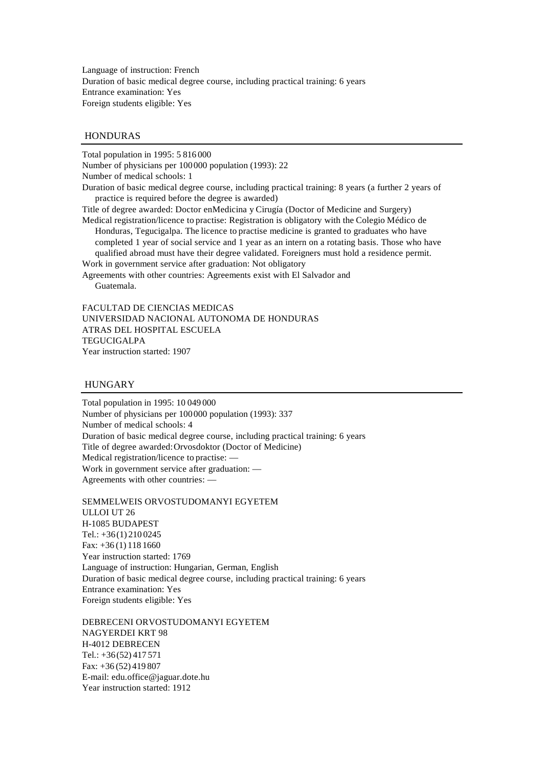Language of instruction: French
Duration of basic medical degree course, including practical training: 6 years
Entrance examination: Yes
Foreign students eligible: Yes

## HONDURAS

Total population in 1995: 5 816 000
Number of physicians per 100 000 population (1993): 22
Number of medical schools: 1
Duration of basic medical degree course, including practical training: 8 years (a further 2 years of practice is required before the degree is awarded)
Title of degree awarded: Doctor enMedicina y Cirugía (Doctor of Medicine and Surgery)
Medical registration/licence to practise: Registration is obligatory with the Colegio Médico de Honduras, Tegucigalpa. The licence to practise medicine is granted to graduates who have completed 1 year of social service and 1 year as an intern on a rotating basis. Those who have qualified abroad must have their degree validated. Foreigners must hold a residence permit.
Work in government service after graduation: Not obligatory
Agreements with other countries: Agreements exist with El Salvador and Guatemala.

FACULTAD DE CIENCIAS MEDICAS
UNIVERSIDAD NACIONAL AUTONOMA DE HONDURAS
ATRAS DEL HOSPITAL ESCUELA
TEGUCIGALPA
Year instruction started: 1907

## HUNGARY

Total population in 1995: 10 049 000
Number of physicians per 100 000 population (1993): 337
Number of medical schools: 4
Duration of basic medical degree course, including practical training: 6 years
Title of degree awarded: Orvosdoktor (Doctor of Medicine)
Medical registration/licence to practise: —
Work in government service after graduation: —
Agreements with other countries: —

SEMMELWEIS ORVOSTUDOMANYI EGYETEM
ULLOI UT 26
H-1085 BUDAPEST
Tel.: +36 (1) 210 0245
Fax: +36 (1) 118 1660
Year instruction started: 1769
Language of instruction: Hungarian, German, English
Duration of basic medical degree course, including practical training: 6 years
Entrance examination: Yes
Foreign students eligible: Yes

DEBRECENI ORVOSTUDOMANYI EGYETEM
NAGYERDEI KRT 98
H-4012 DEBRECEN
Tel.: +36 (52) 417 571
Fax: +36 (52) 419 807
E-mail: edu.office@jaguar.dote.hu
Year instruction started: 1912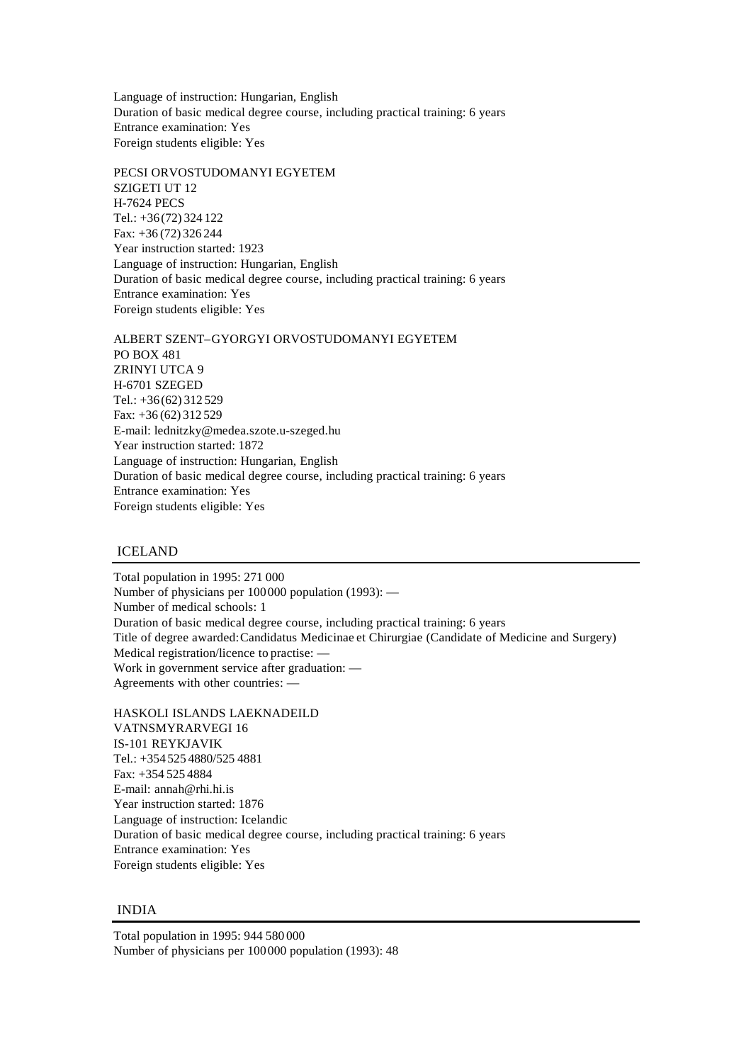Language of instruction: Hungarian, English
Duration of basic medical degree course, including practical training: 6 years
Entrance examination: Yes
Foreign students eligible: Yes

PECSI ORVOSTUDOMANYI EGYETEM
SZIGETI UT 12
H-7624 PECS
Tel.: +36 (72) 324 122
Fax: +36 (72) 326 244
Year instruction started: 1923
Language of instruction: Hungarian, English
Duration of basic medical degree course, including practical training: 6 years
Entrance examination: Yes
Foreign students eligible: Yes

ALBERT SZENT–GYORGYI ORVOSTUDOMANYI EGYETEM
PO BOX 481
ZRINYI UTCA 9
H-6701 SZEGED
Tel.: +36 (62) 312 529
Fax: +36 (62) 312 529
E-mail: lednitzky@medea.szote.u-szeged.hu
Year instruction started: 1872
Language of instruction: Hungarian, English
Duration of basic medical degree course, including practical training: 6 years
Entrance examination: Yes
Foreign students eligible: Yes

## ICELAND

Total population in 1995: 271 000
Number of physicians per 100 000 population (1993): —
Number of medical schools: 1
Duration of basic medical degree course, including practical training: 6 years
Title of degree awarded: Candidatus Medicinae et Chirurgiae (Candidate of Medicine and Surgery)
Medical registration/licence to practise: —
Work in government service after graduation: —
Agreements with other countries: —

HASKOLI ISLANDS LAEKNADEILD
VATNSMYRARVEGI 16
IS-101 REYKJAVIK
Tel.: +354 525 4880/525 4881
Fax: +354 525 4884
E-mail: annah@rhi.hi.is
Year instruction started: 1876
Language of instruction: Icelandic
Duration of basic medical degree course, including practical training: 6 years
Entrance examination: Yes
Foreign students eligible: Yes

## INDIA

Total population in 1995: 944 580 000
Number of physicians per 100 000 population (1993): 48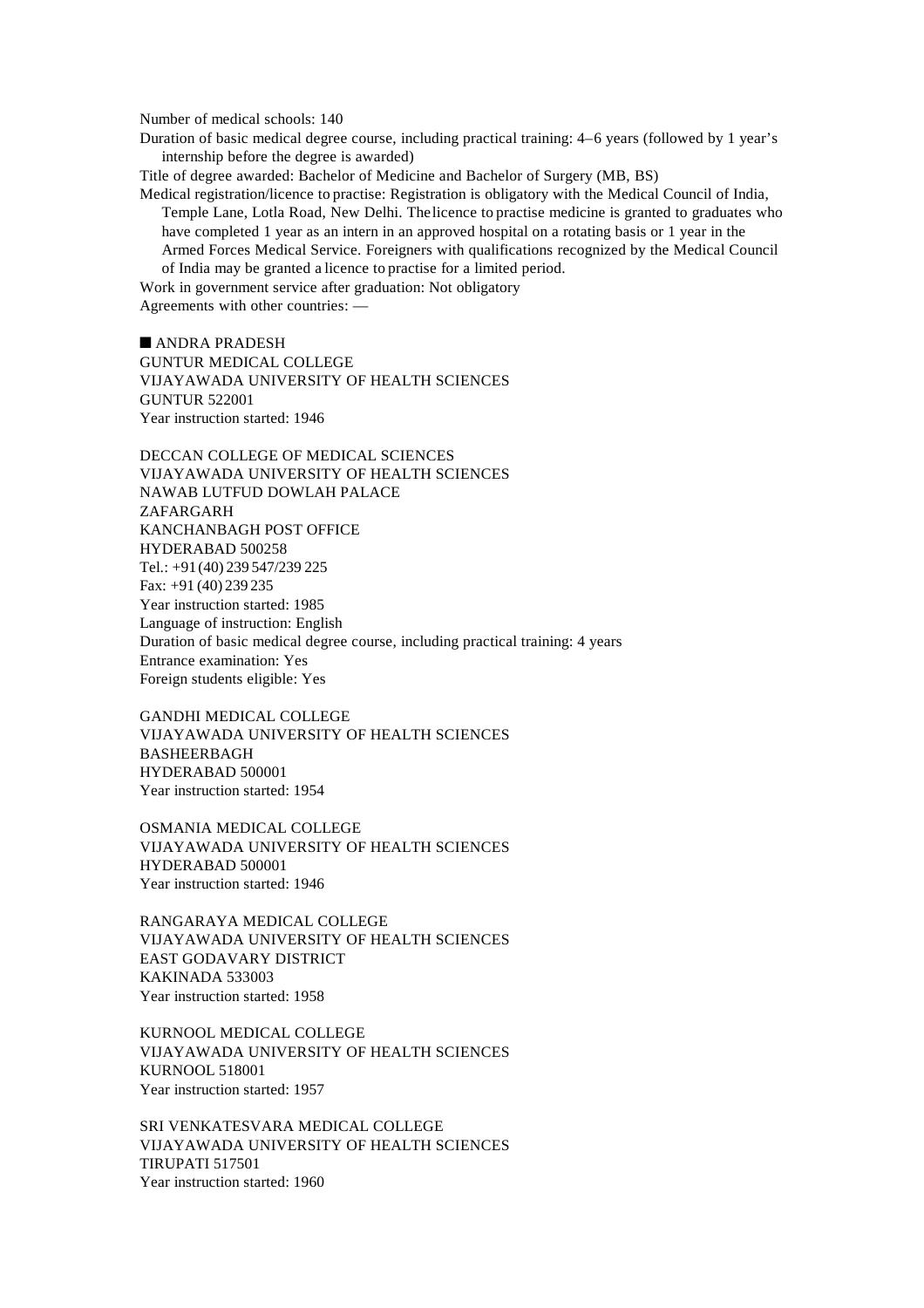Number of medical schools: 140

Duration of basic medical degree course, including practical training: 4–6 years (followed by 1 year's internship before the degree is awarded)

Title of degree awarded: Bachelor of Medicine and Bachelor of Surgery (MB, BS)

Medical registration/licence to practise: Registration is obligatory with the Medical Council of India, Temple Lane, Lotla Road, New Delhi. The licence to practise medicine is granted to graduates who have completed 1 year as an intern in an approved hospital on a rotating basis or 1 year in the Armed Forces Medical Service. Foreigners with qualifications recognized by the Medical Council of India may be granted a licence to practise for a limited period.

Work in government service after graduation: Not obligatory

Agreements with other countries: —

## ■ ANDRA PRADESH

GUNTUR MEDICAL COLLEGE
VIJAYAWADA UNIVERSITY OF HEALTH SCIENCES
GUNTUR 522001
Year instruction started: 1946

DECCAN COLLEGE OF MEDICAL SCIENCES
VIJAYAWADA UNIVERSITY OF HEALTH SCIENCES
NAWAB LUTFUD DOWLAH PALACE
ZAFARGARH
KANCHANBAGH POST OFFICE
HYDERABAD 500258
Tel.: +91 (40) 239 547/239 225
Fax: +91 (40) 239 235
Year instruction started: 1985
Language of instruction: English
Duration of basic medical degree course, including practical training: 4 years
Entrance examination: Yes
Foreign students eligible: Yes

GANDHI MEDICAL COLLEGE
VIJAYAWADA UNIVERSITY OF HEALTH SCIENCES
BASHEERBAGH
HYDERABAD 500001
Year instruction started: 1954

OSMANIA MEDICAL COLLEGE
VIJAYAWADA UNIVERSITY OF HEALTH SCIENCES
HYDERABAD 500001
Year instruction started: 1946

RANGARAYA MEDICAL COLLEGE
VIJAYAWADA UNIVERSITY OF HEALTH SCIENCES
EAST GODAVARY DISTRICT
KAKINADA 533003
Year instruction started: 1958

KURNOOL MEDICAL COLLEGE
VIJAYAWADA UNIVERSITY OF HEALTH SCIENCES
KURNOOL 518001
Year instruction started: 1957

SRI VENKATESVARA MEDICAL COLLEGE
VIJAYAWADA UNIVERSITY OF HEALTH SCIENCES
TIRUPATI 517501
Year instruction started: 1960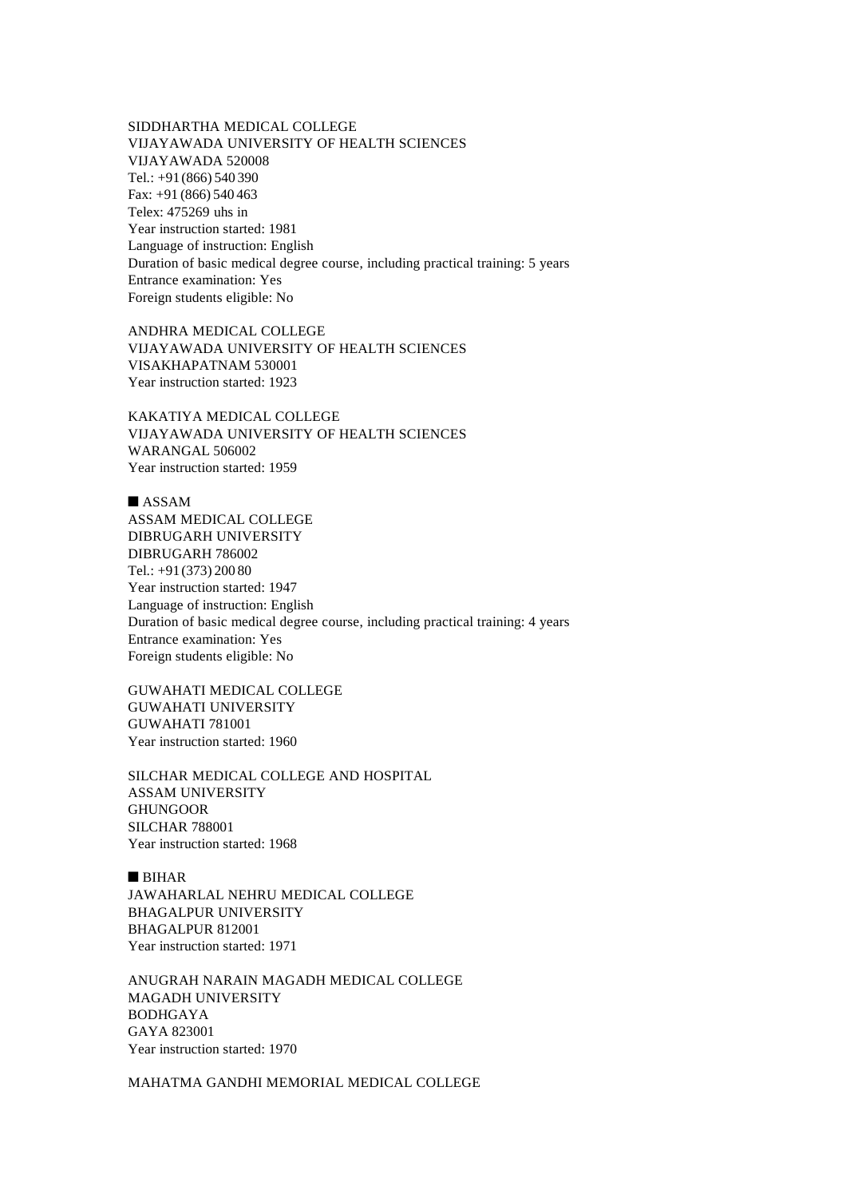SIDDHARTHA MEDICAL COLLEGE
VIJAYAWADA UNIVERSITY OF HEALTH SCIENCES
VIJAYAWADA 520008
Tel.: +91 (866) 540 390
Fax: +91 (866) 540 463
Telex: 475269 uhs in
Year instruction started: 1981
Language of instruction: English
Duration of basic medical degree course, including practical training: 5 years
Entrance examination: Yes
Foreign students eligible: No

ANDHRA MEDICAL COLLEGE
VIJAYAWADA UNIVERSITY OF HEALTH SCIENCES
VISAKHAPATNAM 530001
Year instruction started: 1923

KAKATIYA MEDICAL COLLEGE
VIJAYAWADA UNIVERSITY OF HEALTH SCIENCES
WARANGAL 506002
Year instruction started: 1959

## ■ ASSAM

ASSAM MEDICAL COLLEGE
DIBRUGARH UNIVERSITY
DIBRUGARH 786002
Tel.: +91 (373) 200 80
Year instruction started: 1947
Language of instruction: English
Duration of basic medical degree course, including practical training: 4 years
Entrance examination: Yes
Foreign students eligible: No

GUWAHATI MEDICAL COLLEGE
GUWAHATI UNIVERSITY
GUWAHATI 781001
Year instruction started: 1960

SILCHAR MEDICAL COLLEGE AND HOSPITAL
ASSAM UNIVERSITY
GHUNGOOR
SILCHAR 788001
Year instruction started: 1968

## ■ BIHAR

JAWAHARLAL NEHRU MEDICAL COLLEGE
BHAGALPUR UNIVERSITY
BHAGALPUR 812001
Year instruction started: 1971

ANUGRAH NARAIN MAGADH MEDICAL COLLEGE
MAGADH UNIVERSITY
BODHGAYA
GAYA 823001
Year instruction started: 1970

MAHATMA GANDHI MEMORIAL MEDICAL COLLEGE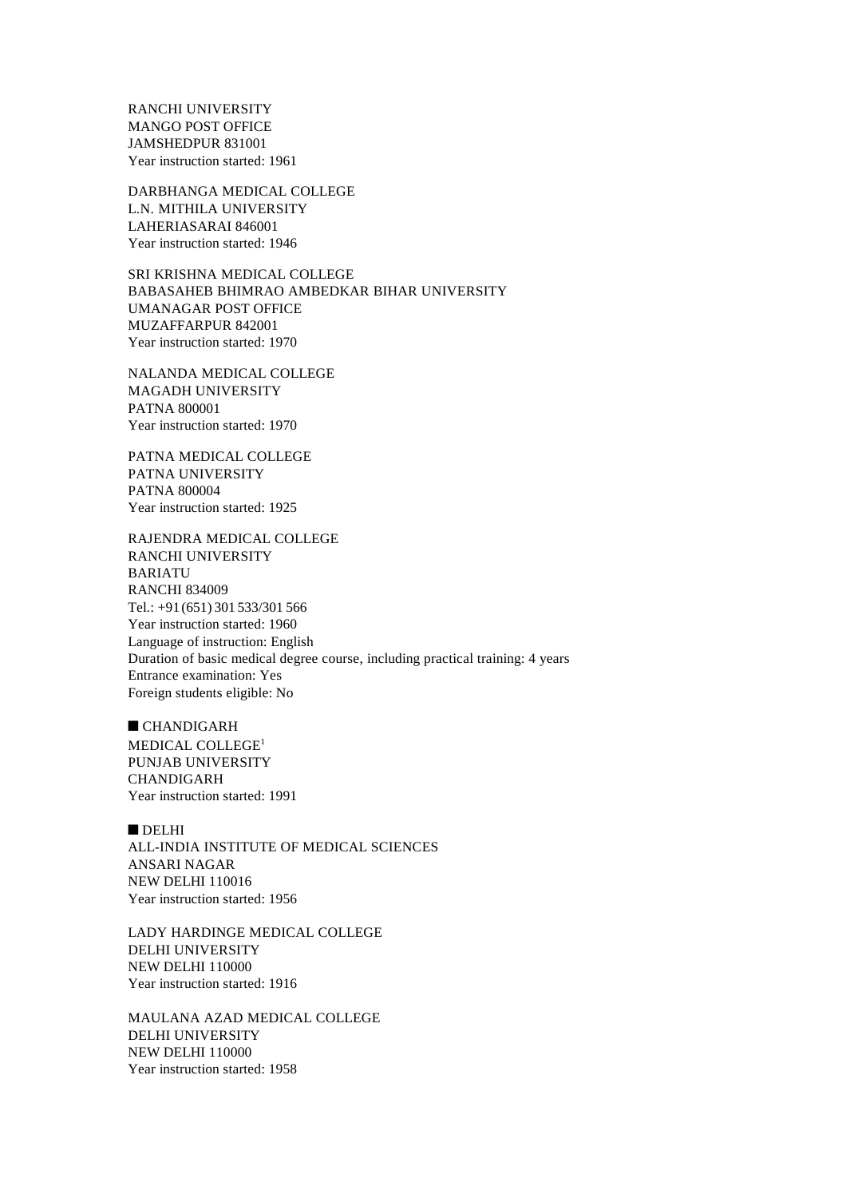RANCHI UNIVERSITY
MANGO POST OFFICE
JAMSHEDPUR 831001
Year instruction started: 1961

DARBHANGA MEDICAL COLLEGE
L.N. MITHILA UNIVERSITY
LAHERIASARAI 846001
Year instruction started: 1946

SRI KRISHNA MEDICAL COLLEGE
BABASAHEB BHIMRAO AMBEDKAR BIHAR UNIVERSITY
UMANAGAR POST OFFICE
MUZAFFARPUR 842001
Year instruction started: 1970

NALANDA MEDICAL COLLEGE
MAGADH UNIVERSITY
PATNA 800001
Year instruction started: 1970

PATNA MEDICAL COLLEGE
PATNA UNIVERSITY
PATNA 800004
Year instruction started: 1925

RAJENDRA MEDICAL COLLEGE
RANCHI UNIVERSITY
BARIATU
RANCHI 834009
Tel.: +91 (651) 301 533/301 566
Year instruction started: 1960
Language of instruction: English
Duration of basic medical degree course, including practical training: 4 years
Entrance examination: Yes
Foreign students eligible: No

■ CHANDIGARH

MEDICAL COLLEGE[1]
PUNJAB UNIVERSITY
CHANDIGARH
Year instruction started: 1991

■ DELHI

ALL-INDIA INSTITUTE OF MEDICAL SCIENCES
ANSARI NAGAR
NEW DELHI 110016
Year instruction started: 1956

LADY HARDINGE MEDICAL COLLEGE
DELHI UNIVERSITY
NEW DELHI 110000
Year instruction started: 1916

MAULANA AZAD MEDICAL COLLEGE
DELHI UNIVERSITY
NEW DELHI 110000
Year instruction started: 1958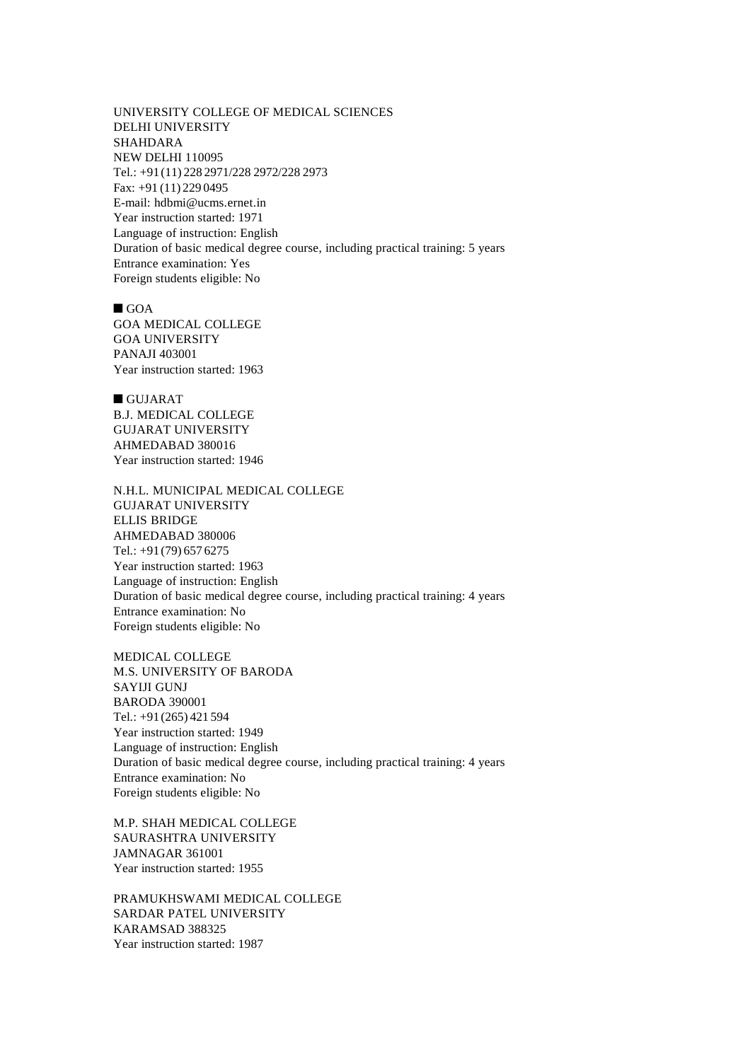UNIVERSITY COLLEGE OF MEDICAL SCIENCES
DELHI UNIVERSITY
SHAHDARA
NEW DELHI 110095
Tel.: +91 (11) 228 2971/228 2972/228 2973
Fax: +91 (11) 229 0495
E-mail: hdbmi@ucms.ernet.in
Year instruction started: 1971
Language of instruction: English
Duration of basic medical degree course, including practical training: 5 years
Entrance examination: Yes
Foreign students eligible: No

## ■ GOA

GOA MEDICAL COLLEGE
GOA UNIVERSITY
PANAJI 403001
Year instruction started: 1963

## ■ GUJARAT

B.J. MEDICAL COLLEGE
GUJARAT UNIVERSITY
AHMEDABAD 380016
Year instruction started: 1946

N.H.L. MUNICIPAL MEDICAL COLLEGE
GUJARAT UNIVERSITY
ELLIS BRIDGE
AHMEDABAD 380006
Tel.: +91 (79) 657 6275
Year instruction started: 1963
Language of instruction: English
Duration of basic medical degree course, including practical training: 4 years
Entrance examination: No
Foreign students eligible: No

MEDICAL COLLEGE
M.S. UNIVERSITY OF BARODA
SAYIJI GUNJ
BARODA 390001
Tel.: +91 (265) 421 594
Year instruction started: 1949
Language of instruction: English
Duration of basic medical degree course, including practical training: 4 years
Entrance examination: No
Foreign students eligible: No

M.P. SHAH MEDICAL COLLEGE
SAURASHTRA UNIVERSITY
JAMNAGAR 361001
Year instruction started: 1955

PRAMUKHSWAMI MEDICAL COLLEGE
SARDAR PATEL UNIVERSITY
KARAMSAD 388325
Year instruction started: 1987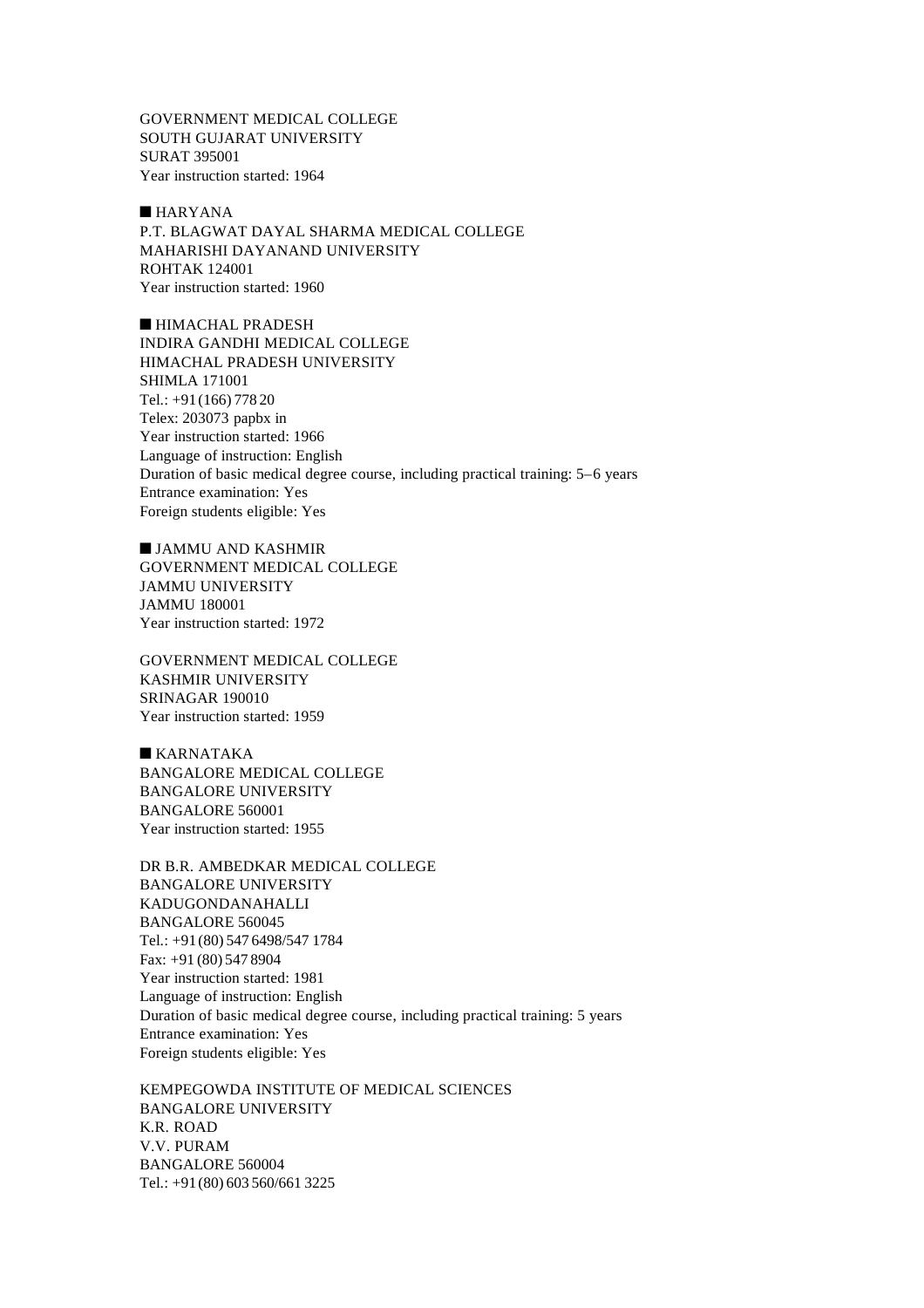GOVERNMENT MEDICAL COLLEGE
SOUTH GUJARAT UNIVERSITY
SURAT 395001
Year instruction started: 1964

## ■ HARYANA

P.T. BLAGWAT DAYAL SHARMA MEDICAL COLLEGE
MAHARISHI DAYANAND UNIVERSITY
ROHTAK 124001
Year instruction started: 1960

## ■ HIMACHAL PRADESH

INDIRA GANDHI MEDICAL COLLEGE
HIMACHAL PRADESH UNIVERSITY
SHIMLA 171001
Tel.: +91 (166) 778 20
Telex: 203073 papbx in
Year instruction started: 1966
Language of instruction: English
Duration of basic medical degree course, including practical training: 5–6 years
Entrance examination: Yes
Foreign students eligible: Yes

## ■ JAMMU AND KASHMIR

GOVERNMENT MEDICAL COLLEGE
JAMMU UNIVERSITY
JAMMU 180001
Year instruction started: 1972

GOVERNMENT MEDICAL COLLEGE
KASHMIR UNIVERSITY
SRINAGAR 190010
Year instruction started: 1959

## ■ KARNATAKA

BANGALORE MEDICAL COLLEGE
BANGALORE UNIVERSITY
BANGALORE 560001
Year instruction started: 1955

DR B.R. AMBEDKAR MEDICAL COLLEGE
BANGALORE UNIVERSITY
KADUGONDANAHALLI
BANGALORE 560045
Tel.: +91 (80) 547 6498/547 1784
Fax: +91 (80) 547 8904
Year instruction started: 1981
Language of instruction: English
Duration of basic medical degree course, including practical training: 5 years
Entrance examination: Yes
Foreign students eligible: Yes

KEMPEGOWDA INSTITUTE OF MEDICAL SCIENCES
BANGALORE UNIVERSITY
K.R. ROAD
V.V. PURAM
BANGALORE 560004
Tel.: +91 (80) 603 560/661 3225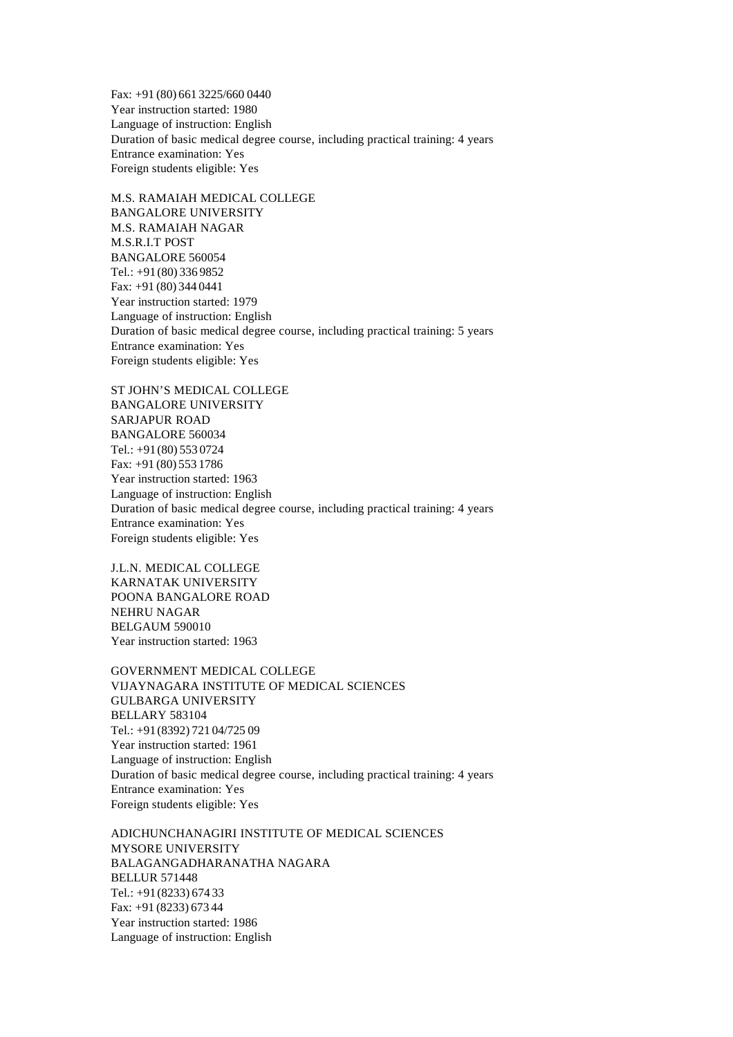Fax: +91 (80) 661 3225/660 0440
Year instruction started: 1980
Language of instruction: English
Duration of basic medical degree course, including practical training: 4 years
Entrance examination: Yes
Foreign students eligible: Yes

M.S. RAMAIAH MEDICAL COLLEGE
BANGALORE UNIVERSITY
M.S. RAMAIAH NAGAR
M.S.R.I.T POST
BANGALORE 560054
Tel.: +91 (80) 336 9852
Fax: +91 (80) 344 0441
Year instruction started: 1979
Language of instruction: English
Duration of basic medical degree course, including practical training: 5 years
Entrance examination: Yes
Foreign students eligible: Yes

ST JOHN'S MEDICAL COLLEGE
BANGALORE UNIVERSITY
SARJAPUR ROAD
BANGALORE 560034
Tel.: +91 (80) 553 0724
Fax: +91 (80) 553 1786
Year instruction started: 1963
Language of instruction: English
Duration of basic medical degree course, including practical training: 4 years
Entrance examination: Yes
Foreign students eligible: Yes

J.L.N. MEDICAL COLLEGE
KARNATAK UNIVERSITY
POONA BANGALORE ROAD
NEHRU NAGAR
BELGAUM 590010
Year instruction started: 1963

GOVERNMENT MEDICAL COLLEGE
VIJAYNAGARA INSTITUTE OF MEDICAL SCIENCES
GULBARGA UNIVERSITY
BELLARY 583104
Tel.: +91 (8392) 721 04/725 09
Year instruction started: 1961
Language of instruction: English
Duration of basic medical degree course, including practical training: 4 years
Entrance examination: Yes
Foreign students eligible: Yes

ADICHUNCHANAGIRI INSTITUTE OF MEDICAL SCIENCES
MYSORE UNIVERSITY
BALAGANGADHARANATHA NAGARA
BELLUR 571448
Tel.: +91 (8233) 674 33
Fax: +91 (8233) 673 44
Year instruction started: 1986
Language of instruction: English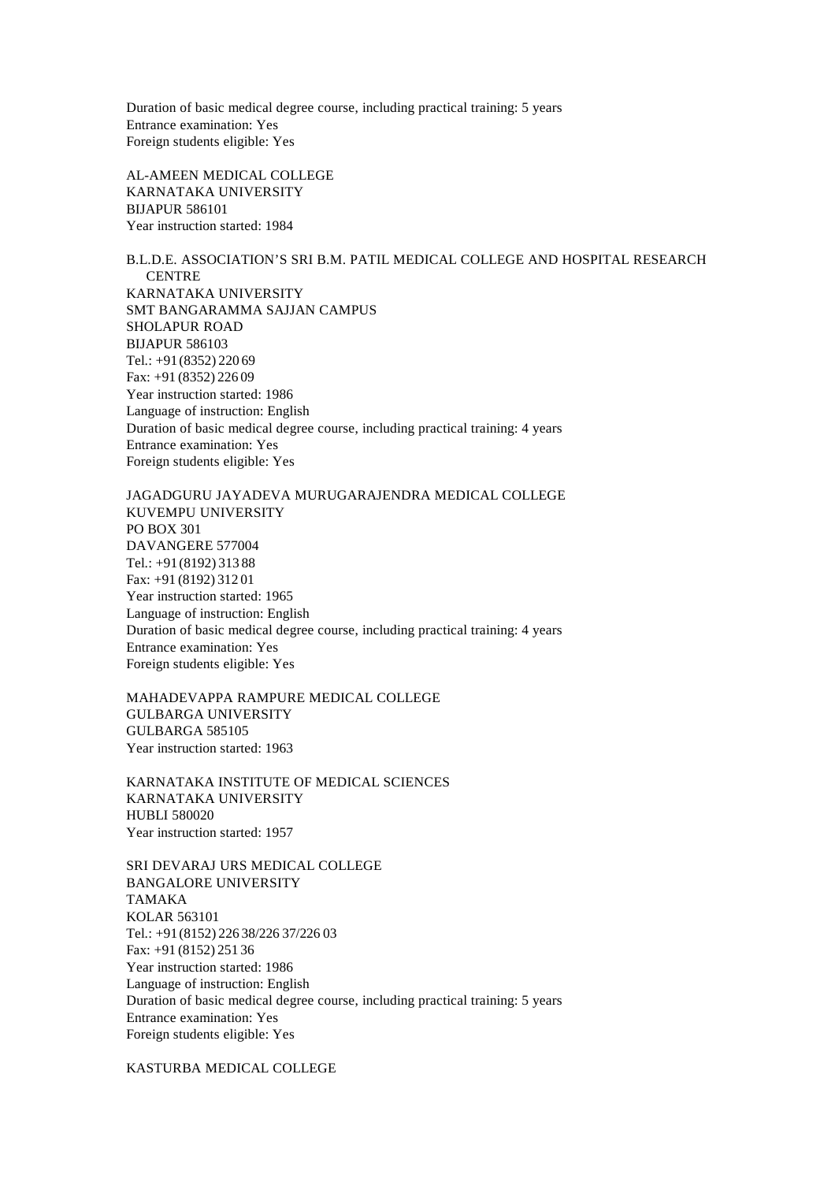Duration of basic medical degree course, including practical training: 5 years
Entrance examination: Yes
Foreign students eligible: Yes

AL-AMEEN MEDICAL COLLEGE
KARNATAKA UNIVERSITY
BIJAPUR 586101
Year instruction started: 1984

B.L.D.E. ASSOCIATION'S SRI B.M. PATIL MEDICAL COLLEGE AND HOSPITAL RESEARCH CENTRE
KARNATAKA UNIVERSITY
SMT BANGARAMMA SAJJAN CAMPUS
SHOLAPUR ROAD
BIJAPUR 586103
Tel.: +91 (8352) 220 69
Fax: +91 (8352) 226 09
Year instruction started: 1986
Language of instruction: English
Duration of basic medical degree course, including practical training: 4 years
Entrance examination: Yes
Foreign students eligible: Yes

JAGADGURU JAYADEVA MURUGARAJENDRA MEDICAL COLLEGE
KUVEMPU UNIVERSITY
PO BOX 301
DAVANGERE 577004
Tel.: +91 (8192) 313 88
Fax: +91 (8192) 312 01
Year instruction started: 1965
Language of instruction: English
Duration of basic medical degree course, including practical training: 4 years
Entrance examination: Yes
Foreign students eligible: Yes

MAHADEVAPPA RAMPURE MEDICAL COLLEGE
GULBARGA UNIVERSITY
GULBARGA 585105
Year instruction started: 1963

KARNATAKA INSTITUTE OF MEDICAL SCIENCES
KARNATAKA UNIVERSITY
HUBLI 580020
Year instruction started: 1957

SRI DEVARAJ URS MEDICAL COLLEGE
BANGALORE UNIVERSITY
TAMAKA
KOLAR 563101
Tel.: +91 (8152) 226 38/226 37/226 03
Fax: +91 (8152) 251 36
Year instruction started: 1986
Language of instruction: English
Duration of basic medical degree course, including practical training: 5 years
Entrance examination: Yes
Foreign students eligible: Yes

KASTURBA MEDICAL COLLEGE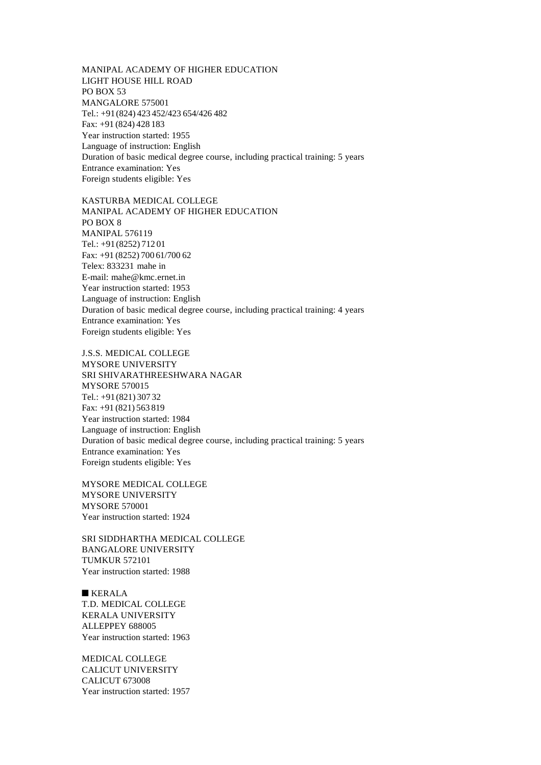MANIPAL ACADEMY OF HIGHER EDUCATION
LIGHT HOUSE HILL ROAD
PO BOX 53
MANGALORE 575001
Tel.: +91 (824) 423 452/423 654/426 482
Fax: +91 (824) 428 183
Year instruction started: 1955
Language of instruction: English
Duration of basic medical degree course, including practical training: 5 years
Entrance examination: Yes
Foreign students eligible: Yes

KASTURBA MEDICAL COLLEGE
MANIPAL ACADEMY OF HIGHER EDUCATION
PO BOX 8
MANIPAL 576119
Tel.: +91 (8252) 712 01
Fax: +91 (8252) 700 61/700 62
Telex: 833231 mahe in
E-mail: mahe@kmc.ernet.in
Year instruction started: 1953
Language of instruction: English
Duration of basic medical degree course, including practical training: 4 years
Entrance examination: Yes
Foreign students eligible: Yes

J.S.S. MEDICAL COLLEGE
MYSORE UNIVERSITY
SRI SHIVARATHREESHWARA NAGAR
MYSORE 570015
Tel.: +91 (821) 307 32
Fax: +91 (821) 563 819
Year instruction started: 1984
Language of instruction: English
Duration of basic medical degree course, including practical training: 5 years
Entrance examination: Yes
Foreign students eligible: Yes

MYSORE MEDICAL COLLEGE
MYSORE UNIVERSITY
MYSORE 570001
Year instruction started: 1924

SRI SIDDHARTHA MEDICAL COLLEGE
BANGALORE UNIVERSITY
TUMKUR 572101
Year instruction started: 1988

## ■ KERALA

T.D. MEDICAL COLLEGE
KERALA UNIVERSITY
ALLEPPEY 688005
Year instruction started: 1963

MEDICAL COLLEGE
CALICUT UNIVERSITY
CALICUT 673008
Year instruction started: 1957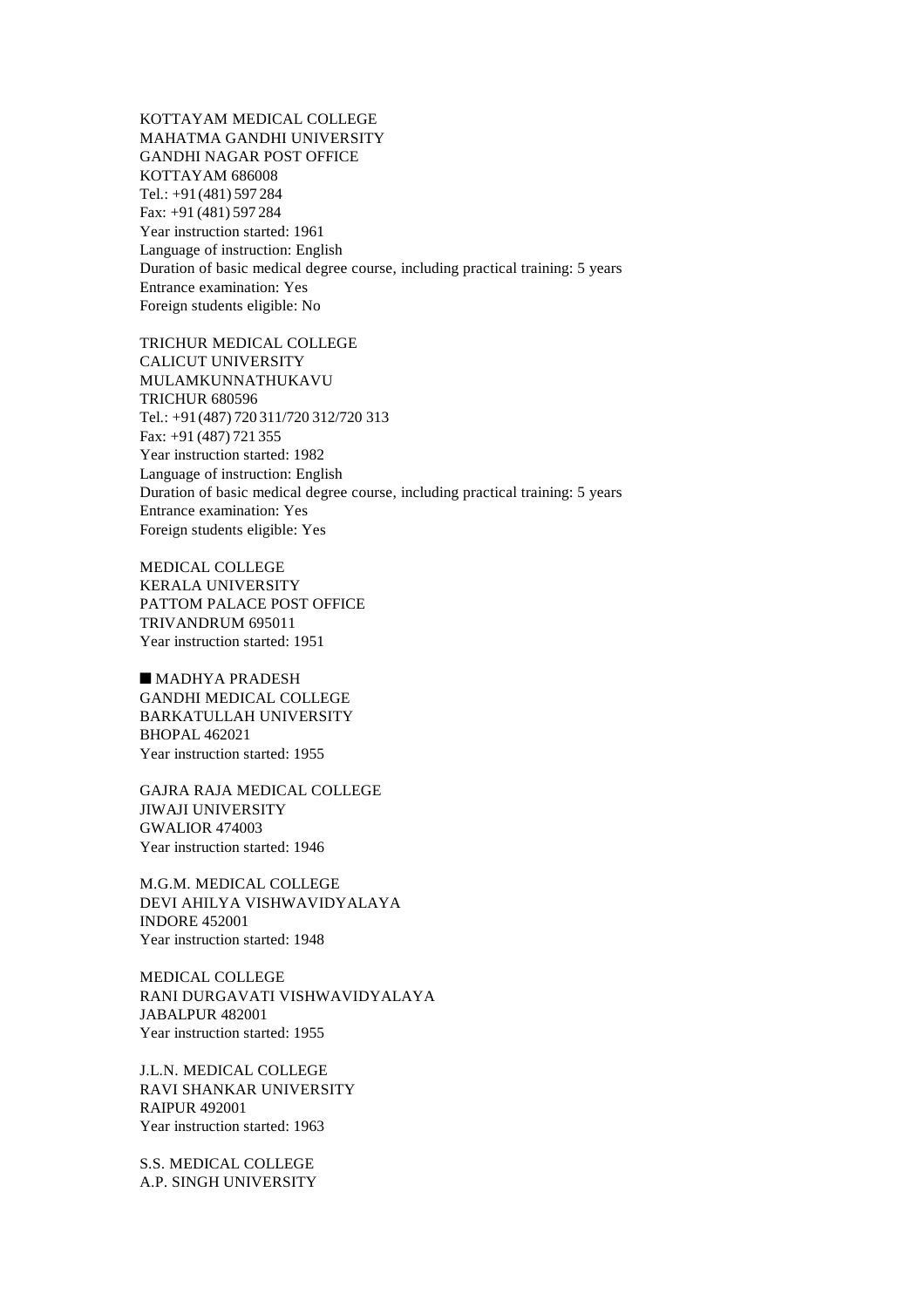KOTTAYAM MEDICAL COLLEGE
MAHATMA GANDHI UNIVERSITY
GANDHI NAGAR POST OFFICE
KOTTAYAM 686008
Tel.: +91 (481) 597 284
Fax: +91 (481) 597 284
Year instruction started: 1961
Language of instruction: English
Duration of basic medical degree course, including practical training: 5 years
Entrance examination: Yes
Foreign students eligible: No

TRICHUR MEDICAL COLLEGE
CALICUT UNIVERSITY
MULAMKUNNATHUKAVU
TRICHUR 680596
Tel.: +91 (487) 720 311/720 312/720 313
Fax: +91 (487) 721 355
Year instruction started: 1982
Language of instruction: English
Duration of basic medical degree course, including practical training: 5 years
Entrance examination: Yes
Foreign students eligible: Yes

MEDICAL COLLEGE
KERALA UNIVERSITY
PATTOM PALACE POST OFFICE
TRIVANDRUM 695011
Year instruction started: 1951

## ■ MADHYA PRADESH

GANDHI MEDICAL COLLEGE
BARKATULLAH UNIVERSITY
BHOPAL 462021
Year instruction started: 1955

GAJRA RAJA MEDICAL COLLEGE
JIWAJI UNIVERSITY
GWALIOR 474003
Year instruction started: 1946

M.G.M. MEDICAL COLLEGE
DEVI AHILYA VISHWAVIDYALAYA
INDORE 452001
Year instruction started: 1948

MEDICAL COLLEGE
RANI DURGAVATI VISHWAVIDYALAYA
JABALPUR 482001
Year instruction started: 1955

J.L.N. MEDICAL COLLEGE
RAVI SHANKAR UNIVERSITY
RAIPUR 492001
Year instruction started: 1963

S.S. MEDICAL COLLEGE
A.P. SINGH UNIVERSITY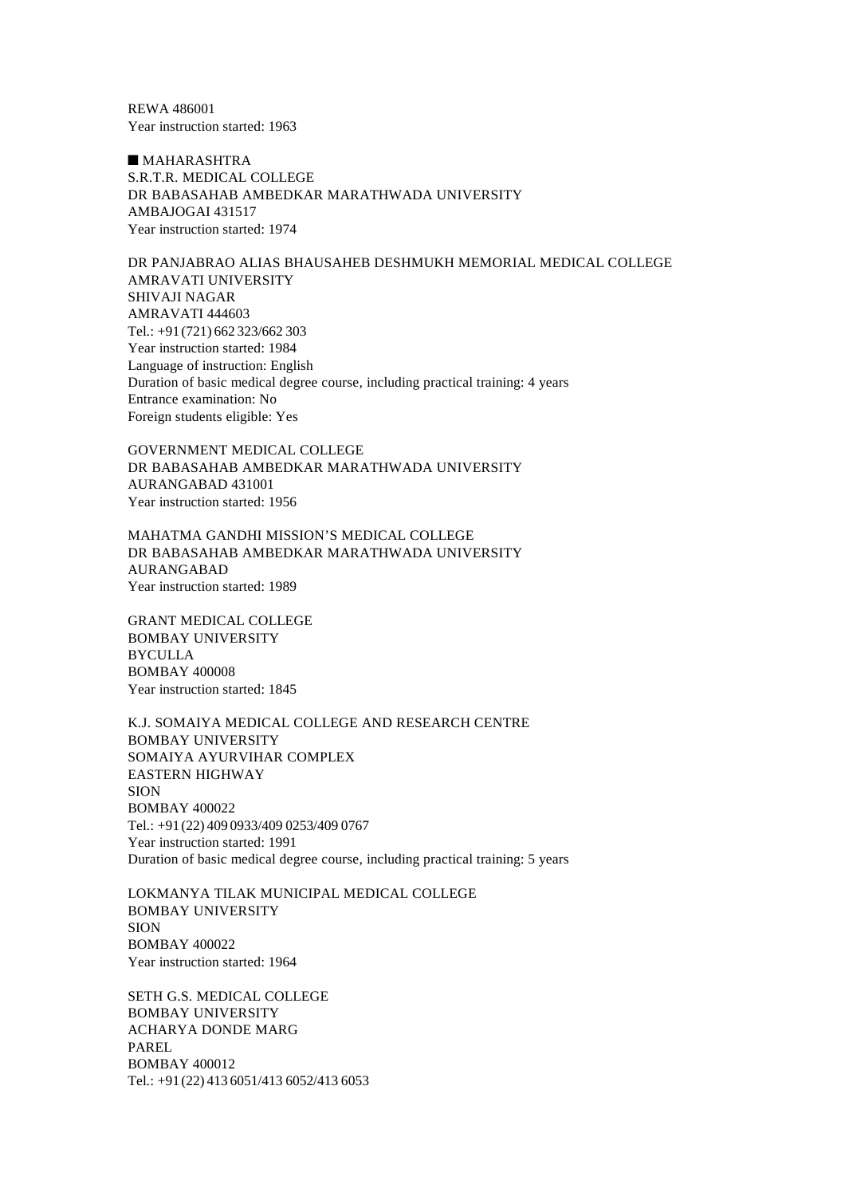REWA 486001
Year instruction started: 1963

## ■ MAHARASHTRA

S.R.T.R. MEDICAL COLLEGE
DR BABASAHAB AMBEDKAR MARATHWADA UNIVERSITY
AMBAJOGAI 431517
Year instruction started: 1974

DR PANJABRAO ALIAS BHAUSAHEB DESHMUKH MEMORIAL MEDICAL COLLEGE
AMRAVATI UNIVERSITY
SHIVAJI NAGAR
AMRAVATI 444603
Tel.: +91 (721) 662 323/662 303
Year instruction started: 1984
Language of instruction: English
Duration of basic medical degree course, including practical training: 4 years
Entrance examination: No
Foreign students eligible: Yes

GOVERNMENT MEDICAL COLLEGE
DR BABASAHAB AMBEDKAR MARATHWADA UNIVERSITY
AURANGABAD 431001
Year instruction started: 1956

MAHATMA GANDHI MISSION'S MEDICAL COLLEGE
DR BABASAHAB AMBEDKAR MARATHWADA UNIVERSITY
AURANGABAD
Year instruction started: 1989

GRANT MEDICAL COLLEGE
BOMBAY UNIVERSITY
BYCULLA
BOMBAY 400008
Year instruction started: 1845

K.J. SOMAIYA MEDICAL COLLEGE AND RESEARCH CENTRE
BOMBAY UNIVERSITY
SOMAIYA AYURVIHAR COMPLEX
EASTERN HIGHWAY
SION
BOMBAY 400022
Tel.: +91 (22) 409 0933/409 0253/409 0767
Year instruction started: 1991
Duration of basic medical degree course, including practical training: 5 years

LOKMANYA TILAK MUNICIPAL MEDICAL COLLEGE
BOMBAY UNIVERSITY
SION
BOMBAY 400022
Year instruction started: 1964

SETH G.S. MEDICAL COLLEGE
BOMBAY UNIVERSITY
ACHARYA DONDE MARG
PAREL
BOMBAY 400012
Tel.: +91 (22) 413 6051/413 6052/413 6053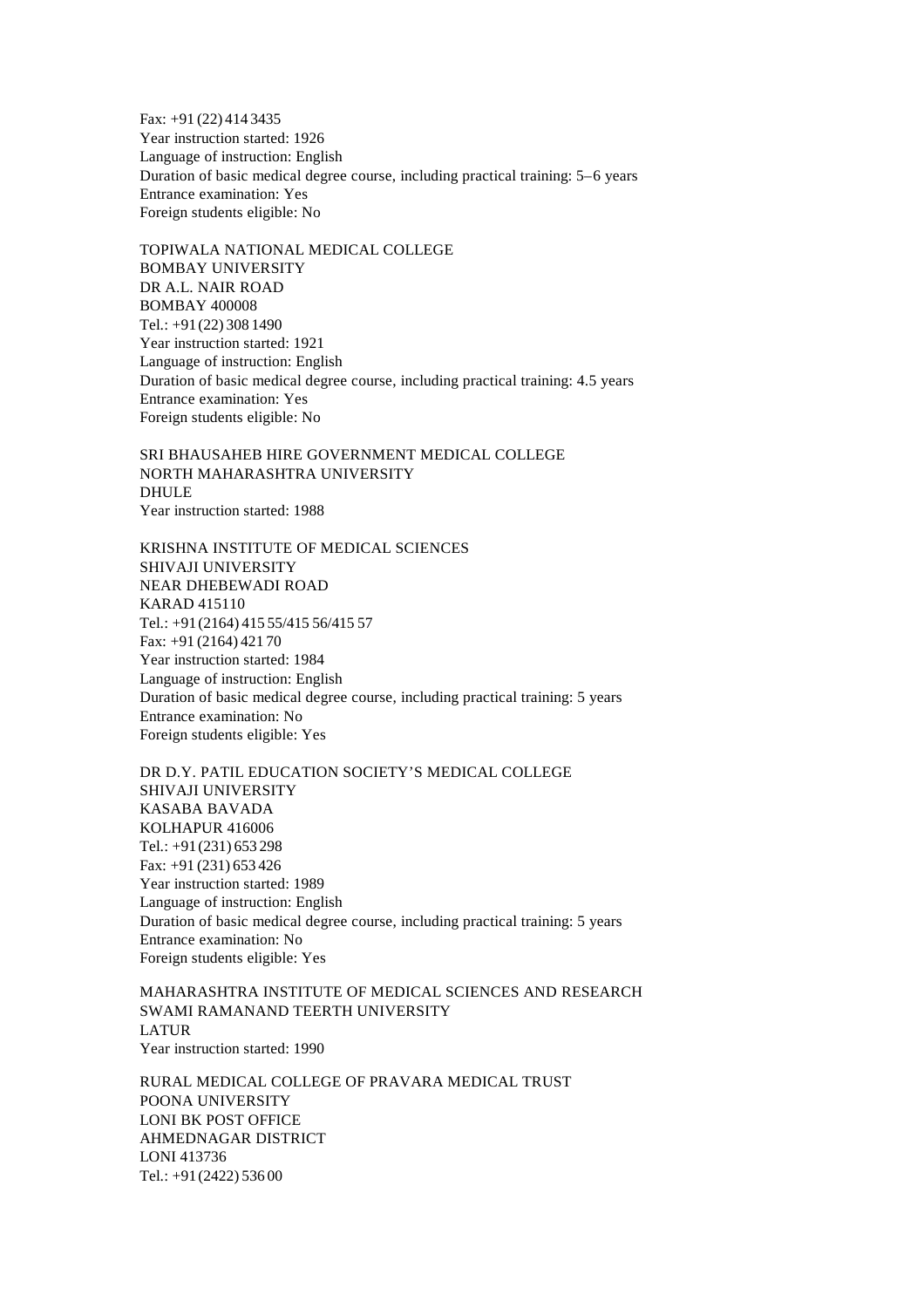Fax: +91 (22) 414 3435
Year instruction started: 1926
Language of instruction: English
Duration of basic medical degree course, including practical training: 5–6 years
Entrance examination: Yes
Foreign students eligible: No

TOPIWALA NATIONAL MEDICAL COLLEGE
BOMBAY UNIVERSITY
DR A.L. NAIR ROAD
BOMBAY 400008
Tel.: +91 (22) 308 1490
Year instruction started: 1921
Language of instruction: English
Duration of basic medical degree course, including practical training: 4.5 years
Entrance examination: Yes
Foreign students eligible: No

SRI BHAUSAHEB HIRE GOVERNMENT MEDICAL COLLEGE
NORTH MAHARASHTRA UNIVERSITY
DHULE
Year instruction started: 1988

KRISHNA INSTITUTE OF MEDICAL SCIENCES
SHIVAJI UNIVERSITY
NEAR DHEBEWADI ROAD
KARAD 415110
Tel.: +91 (2164) 415 55/415 56/415 57
Fax: +91 (2164) 421 70
Year instruction started: 1984
Language of instruction: English
Duration of basic medical degree course, including practical training: 5 years
Entrance examination: No
Foreign students eligible: Yes

DR D.Y. PATIL EDUCATION SOCIETY'S MEDICAL COLLEGE
SHIVAJI UNIVERSITY
KASABA BAVADA
KOLHAPUR 416006
Tel.: +91 (231) 653 298
Fax: +91 (231) 653 426
Year instruction started: 1989
Language of instruction: English
Duration of basic medical degree course, including practical training: 5 years
Entrance examination: No
Foreign students eligible: Yes

MAHARASHTRA INSTITUTE OF MEDICAL SCIENCES AND RESEARCH
SWAMI RAMANAND TEERTH UNIVERSITY
LATUR
Year instruction started: 1990

RURAL MEDICAL COLLEGE OF PRAVARA MEDICAL TRUST
POONA UNIVERSITY
LONI BK POST OFFICE
AHMEDNAGAR DISTRICT
LONI 413736
Tel.: +91 (2422) 536 00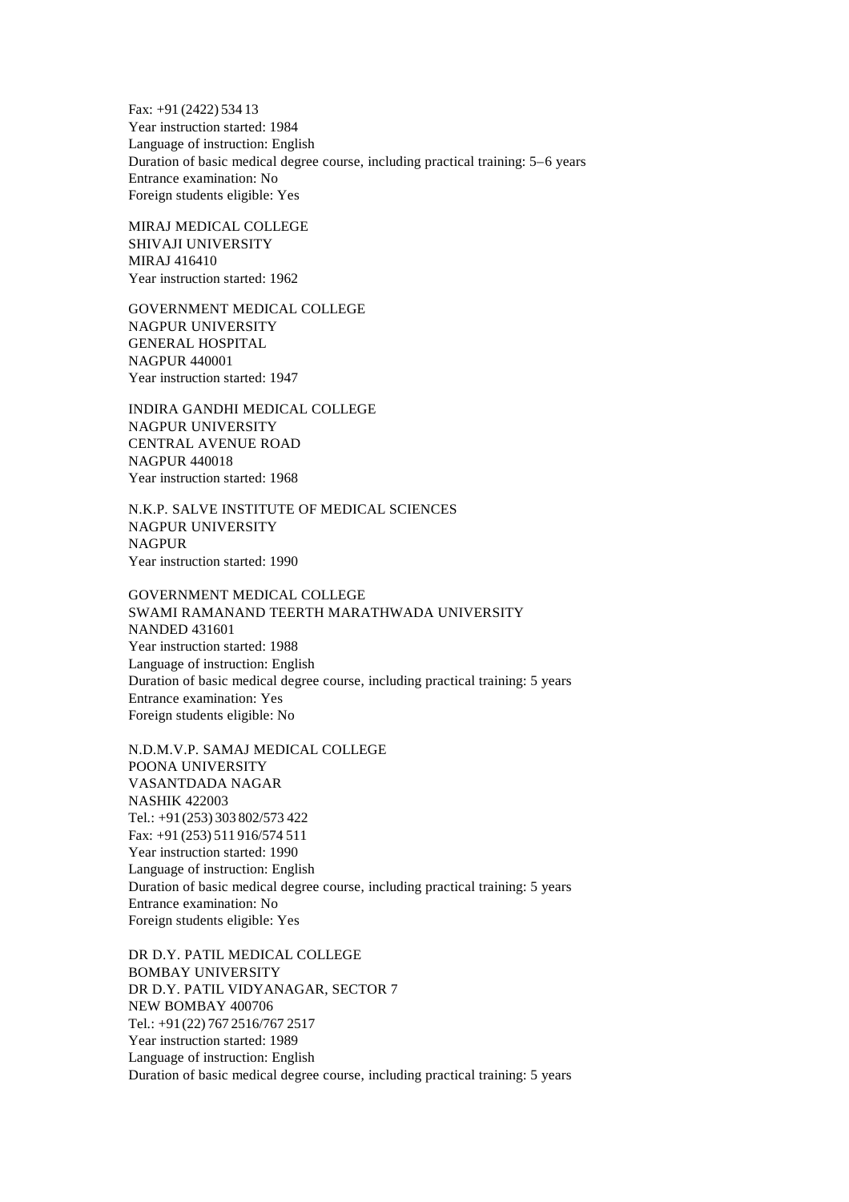Fax: +91 (2422) 534 13
Year instruction started: 1984
Language of instruction: English
Duration of basic medical degree course, including practical training: 5–6 years
Entrance examination: No
Foreign students eligible: Yes

MIRAJ MEDICAL COLLEGE
SHIVAJI UNIVERSITY
MIRAJ 416410
Year instruction started: 1962

GOVERNMENT MEDICAL COLLEGE
NAGPUR UNIVERSITY
GENERAL HOSPITAL
NAGPUR 440001
Year instruction started: 1947

INDIRA GANDHI MEDICAL COLLEGE
NAGPUR UNIVERSITY
CENTRAL AVENUE ROAD
NAGPUR 440018
Year instruction started: 1968

N.K.P. SALVE INSTITUTE OF MEDICAL SCIENCES
NAGPUR UNIVERSITY
NAGPUR
Year instruction started: 1990

GOVERNMENT MEDICAL COLLEGE
SWAMI RAMANAND TEERTH MARATHWADA UNIVERSITY
NANDED 431601
Year instruction started: 1988
Language of instruction: English
Duration of basic medical degree course, including practical training: 5 years
Entrance examination: Yes
Foreign students eligible: No

N.D.M.V.P. SAMAJ MEDICAL COLLEGE
POONA UNIVERSITY
VASANTDADA NAGAR
NASHIK 422003
Tel.: +91 (253) 303 802/573 422
Fax: +91 (253) 511 916/574 511
Year instruction started: 1990
Language of instruction: English
Duration of basic medical degree course, including practical training: 5 years
Entrance examination: No
Foreign students eligible: Yes

DR D.Y. PATIL MEDICAL COLLEGE
BOMBAY UNIVERSITY
DR D.Y. PATIL VIDYANAGAR, SECTOR 7
NEW BOMBAY 400706
Tel.: +91 (22) 767 2516/767 2517
Year instruction started: 1989
Language of instruction: English
Duration of basic medical degree course, including practical training: 5 years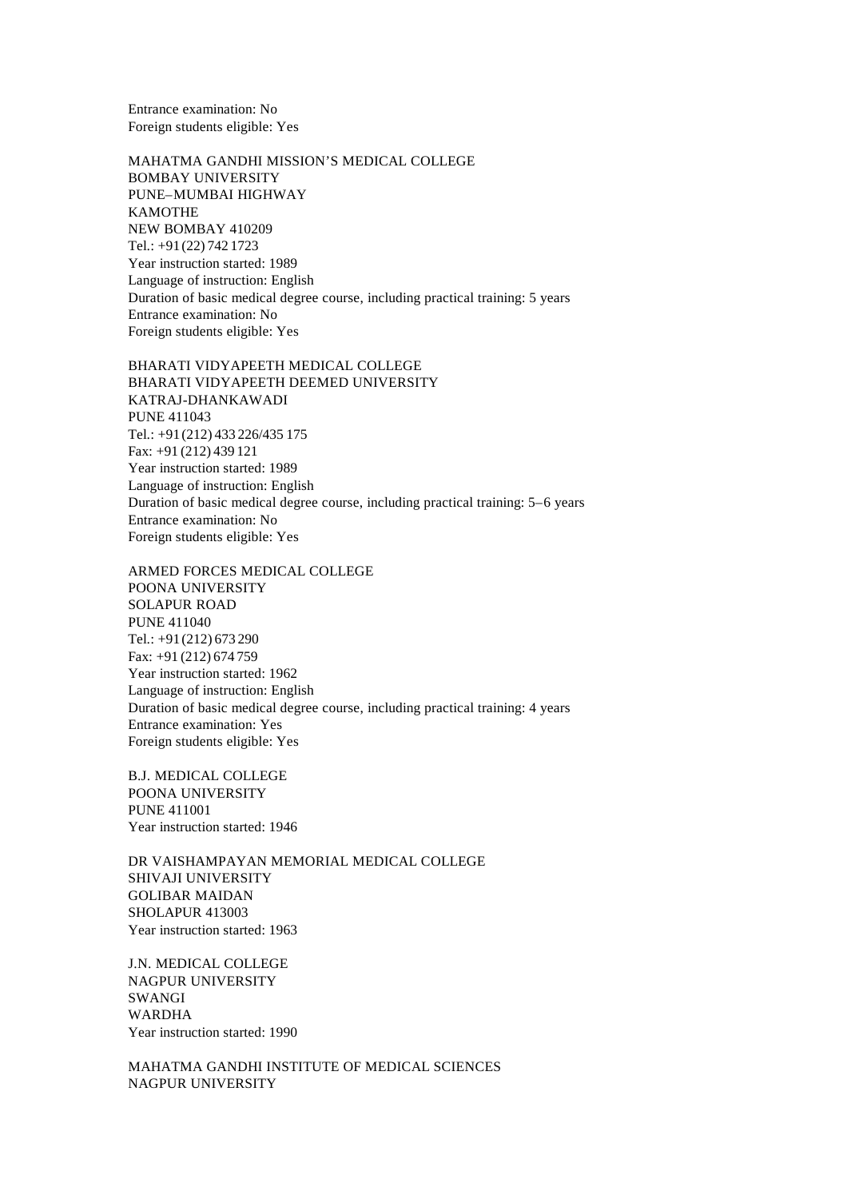Entrance examination: No
Foreign students eligible: Yes

MAHATMA GANDHI MISSION’S MEDICAL COLLEGE
BOMBAY UNIVERSITY
PUNE–MUMBAI HIGHWAY
KAMOTHE
NEW BOMBAY 410209
Tel.: +91 (22) 742 1723
Year instruction started: 1989
Language of instruction: English
Duration of basic medical degree course, including practical training: 5 years
Entrance examination: No
Foreign students eligible: Yes

BHARATI VIDYAPEETH MEDICAL COLLEGE
BHARATI VIDYAPEETH DEEMED UNIVERSITY
KATRAJ-DHANKAWADI
PUNE 411043
Tel.: +91 (212) 433 226/435 175
Fax: +91 (212) 439 121
Year instruction started: 1989
Language of instruction: English
Duration of basic medical degree course, including practical training: 5–6 years
Entrance examination: No
Foreign students eligible: Yes

ARMED FORCES MEDICAL COLLEGE
POONA UNIVERSITY
SOLAPUR ROAD
PUNE 411040
Tel.: +91 (212) 673 290
Fax: +91 (212) 674 759
Year instruction started: 1962
Language of instruction: English
Duration of basic medical degree course, including practical training: 4 years
Entrance examination: Yes
Foreign students eligible: Yes

B.J. MEDICAL COLLEGE
POONA UNIVERSITY
PUNE 411001
Year instruction started: 1946

DR VAISHAMPAYAN MEMORIAL MEDICAL COLLEGE
SHIVAJI UNIVERSITY
GOLIBAR MAIDAN
SHOLAPUR 413003
Year instruction started: 1963

J.N. MEDICAL COLLEGE
NAGPUR UNIVERSITY
SWANGI
WARDHA
Year instruction started: 1990

MAHATMA GANDHI INSTITUTE OF MEDICAL SCIENCES
NAGPUR UNIVERSITY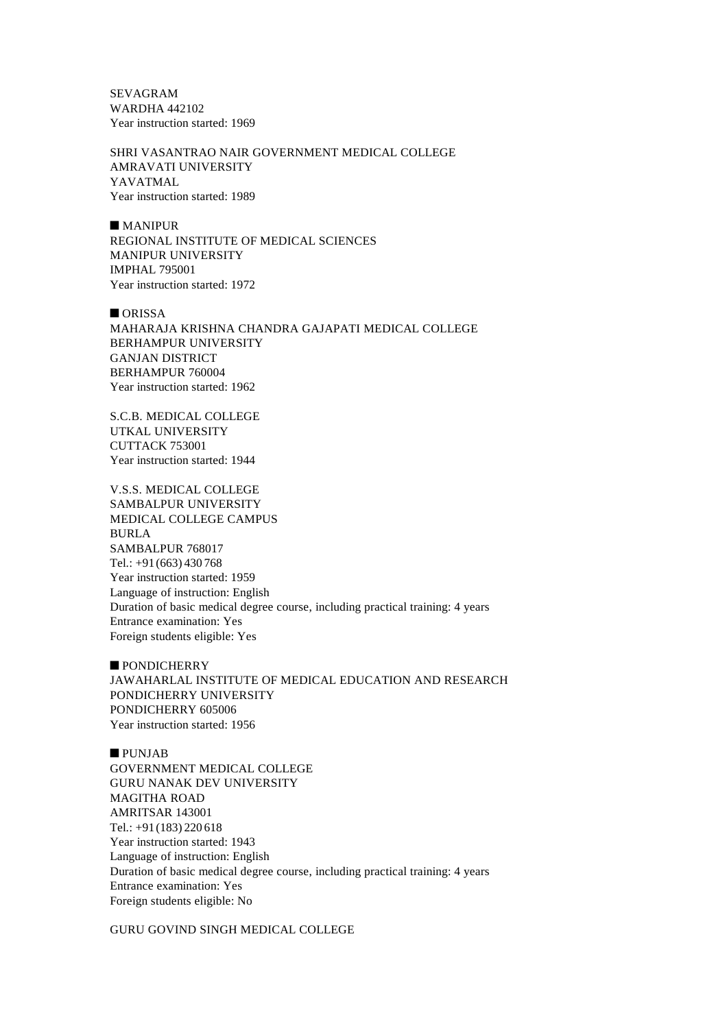SEVAGRAM
WARDHA 442102
Year instruction started: 1969

SHRI VASANTRAO NAIR GOVERNMENT MEDICAL COLLEGE
AMRAVATI UNIVERSITY
YAVATMAL
Year instruction started: 1989

## ■ MANIPUR

REGIONAL INSTITUTE OF MEDICAL SCIENCES
MANIPUR UNIVERSITY
IMPHAL 795001
Year instruction started: 1972

## ■ ORISSA

MAHARAJA KRISHNA CHANDRA GAJAPATI MEDICAL COLLEGE
BERHAMPUR UNIVERSITY
GANJAN DISTRICT
BERHAMPUR 760004
Year instruction started: 1962

S.C.B. MEDICAL COLLEGE
UTKAL UNIVERSITY
CUTTACK 753001
Year instruction started: 1944

V.S.S. MEDICAL COLLEGE
SAMBALPUR UNIVERSITY
MEDICAL COLLEGE CAMPUS
BURLA
SAMBALPUR 768017
Tel.: +91 (663) 430 768
Year instruction started: 1959
Language of instruction: English
Duration of basic medical degree course, including practical training: 4 years
Entrance examination: Yes
Foreign students eligible: Yes

## ■ PONDICHERRY

JAWAHARLAL INSTITUTE OF MEDICAL EDUCATION AND RESEARCH
PONDICHERRY UNIVERSITY
PONDICHERRY 605006
Year instruction started: 1956

## ■ PUNJAB

GOVERNMENT MEDICAL COLLEGE
GURU NANAK DEV UNIVERSITY
MAGITHA ROAD
AMRITSAR 143001
Tel.: +91 (183) 220 618
Year instruction started: 1943
Language of instruction: English
Duration of basic medical degree course, including practical training: 4 years
Entrance examination: Yes
Foreign students eligible: No

GURU GOVIND SINGH MEDICAL COLLEGE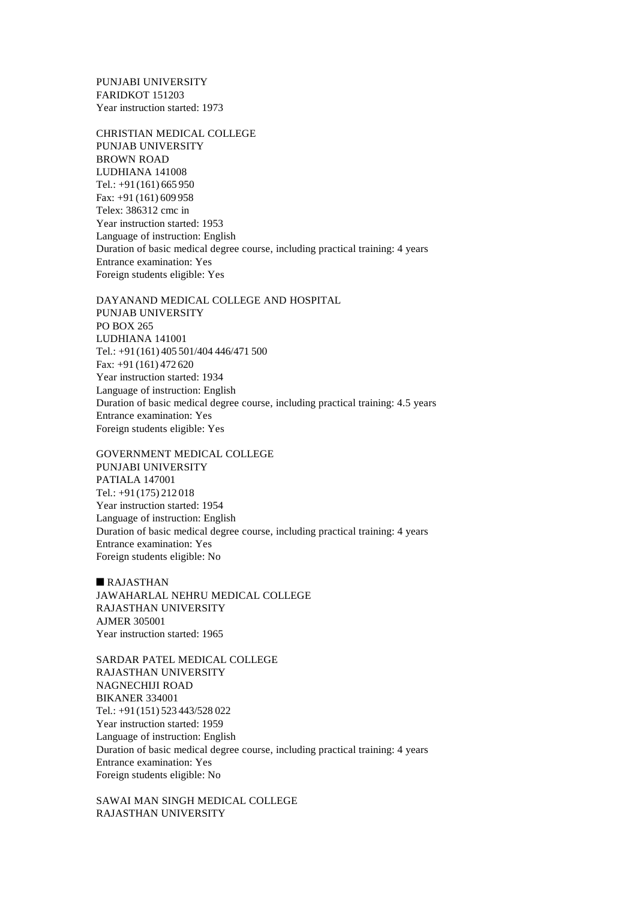PUNJABI UNIVERSITY
FARIDKOT 151203
Year instruction started: 1973

CHRISTIAN MEDICAL COLLEGE
PUNJAB UNIVERSITY
BROWN ROAD
LUDHIANA 141008
Tel.: +91 (161) 665 950
Fax: +91 (161) 609 958
Telex: 386312 cmc in
Year instruction started: 1953
Language of instruction: English
Duration of basic medical degree course, including practical training: 4 years
Entrance examination: Yes
Foreign students eligible: Yes

DAYANAND MEDICAL COLLEGE AND HOSPITAL
PUNJAB UNIVERSITY
PO BOX 265
LUDHIANA 141001
Tel.: +91 (161) 405 501/404 446/471 500
Fax: +91 (161) 472 620
Year instruction started: 1934
Language of instruction: English
Duration of basic medical degree course, including practical training: 4.5 years
Entrance examination: Yes
Foreign students eligible: Yes

GOVERNMENT MEDICAL COLLEGE
PUNJABI UNIVERSITY
PATIALA 147001
Tel.: +91 (175) 212 018
Year instruction started: 1954
Language of instruction: English
Duration of basic medical degree course, including practical training: 4 years
Entrance examination: Yes
Foreign students eligible: No

## ■ RAJASTHAN

JAWAHARLAL NEHRU MEDICAL COLLEGE
RAJASTHAN UNIVERSITY
AJMER 305001
Year instruction started: 1965

SARDAR PATEL MEDICAL COLLEGE
RAJASTHAN UNIVERSITY
NAGNECHIJI ROAD
BIKANER 334001
Tel.: +91 (151) 523 443/528 022
Year instruction started: 1959
Language of instruction: English
Duration of basic medical degree course, including practical training: 4 years
Entrance examination: Yes
Foreign students eligible: No

SAWAI MAN SINGH MEDICAL COLLEGE
RAJASTHAN UNIVERSITY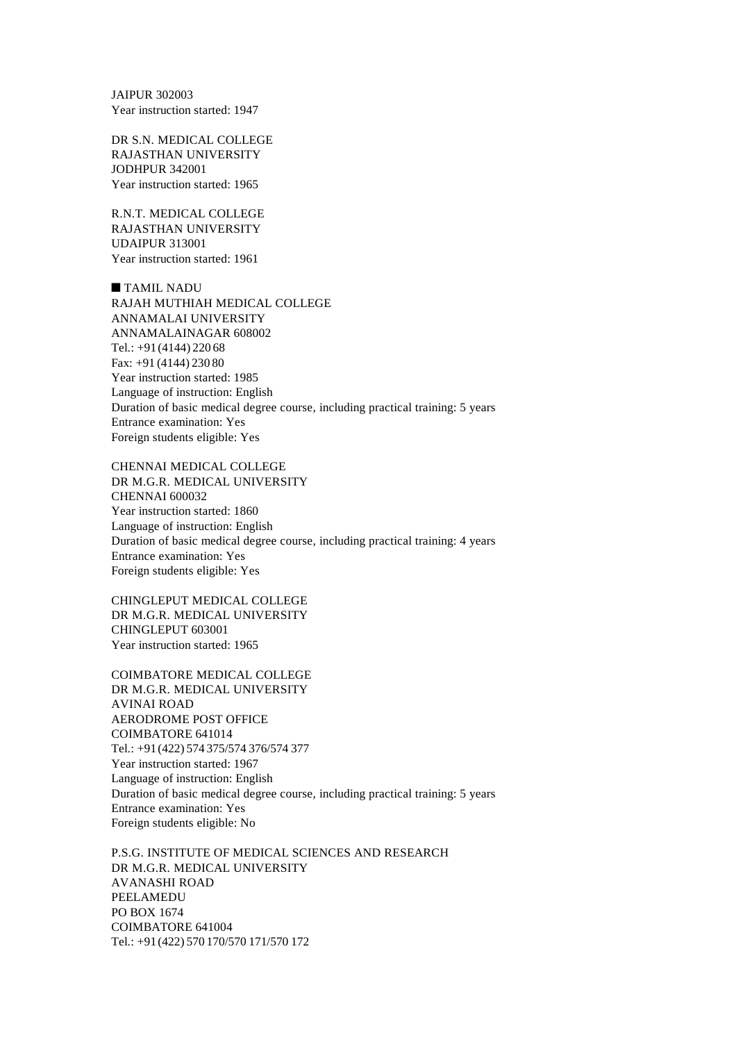JAIPUR 302003
Year instruction started: 1947

DR S.N. MEDICAL COLLEGE
RAJASTHAN UNIVERSITY
JODHPUR 342001
Year instruction started: 1965

R.N.T. MEDICAL COLLEGE
RAJASTHAN UNIVERSITY
UDAIPUR 313001
Year instruction started: 1961

## ■ TAMIL NADU

RAJAH MUTHIAH MEDICAL COLLEGE
ANNAMALAI UNIVERSITY
ANNAMALAINAGAR 608002
Tel.: +91 (4144) 220 68
Fax: +91 (4144) 230 80
Year instruction started: 1985
Language of instruction: English
Duration of basic medical degree course, including practical training: 5 years
Entrance examination: Yes
Foreign students eligible: Yes

CHENNAI MEDICAL COLLEGE
DR M.G.R. MEDICAL UNIVERSITY
CHENNAI 600032
Year instruction started: 1860
Language of instruction: English
Duration of basic medical degree course, including practical training: 4 years
Entrance examination: Yes
Foreign students eligible: Yes

CHINGLEPUT MEDICAL COLLEGE
DR M.G.R. MEDICAL UNIVERSITY
CHINGLEPUT 603001
Year instruction started: 1965

COIMBATORE MEDICAL COLLEGE
DR M.G.R. MEDICAL UNIVERSITY
AVINAI ROAD
AERODROME POST OFFICE
COIMBATORE 641014
Tel.: +91 (422) 574 375/574 376/574 377
Year instruction started: 1967
Language of instruction: English
Duration of basic medical degree course, including practical training: 5 years
Entrance examination: Yes
Foreign students eligible: No

P.S.G. INSTITUTE OF MEDICAL SCIENCES AND RESEARCH
DR M.G.R. MEDICAL UNIVERSITY
AVANASHI ROAD
PEELAMEDU
PO BOX 1674
COIMBATORE 641004
Tel.: +91 (422) 570 170/570 171/570 172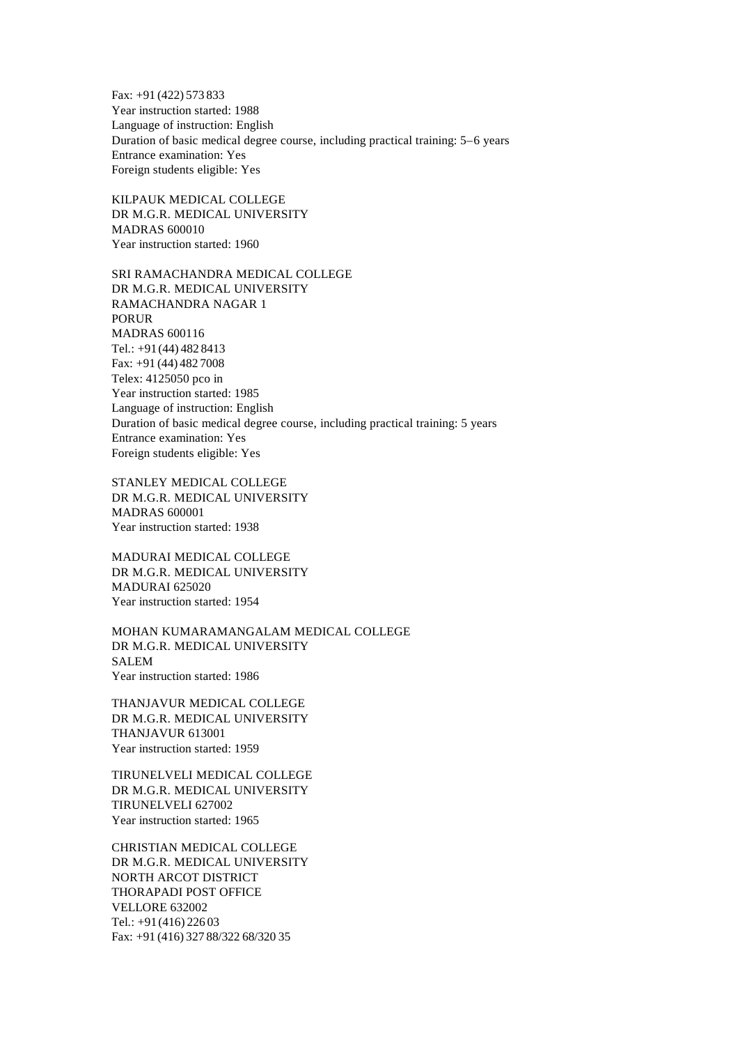Fax: +91 (422) 573 833
Year instruction started: 1988
Language of instruction: English
Duration of basic medical degree course, including practical training: 5–6 years
Entrance examination: Yes
Foreign students eligible: Yes

KILPAUK MEDICAL COLLEGE
DR M.G.R. MEDICAL UNIVERSITY
MADRAS 600010
Year instruction started: 1960

SRI RAMACHANDRA MEDICAL COLLEGE
DR M.G.R. MEDICAL UNIVERSITY
RAMACHANDRA NAGAR 1
PORUR
MADRAS 600116
Tel.: +91 (44) 482 8413
Fax: +91 (44) 482 7008
Telex: 4125050 pco in
Year instruction started: 1985
Language of instruction: English
Duration of basic medical degree course, including practical training: 5 years
Entrance examination: Yes
Foreign students eligible: Yes

STANLEY MEDICAL COLLEGE
DR M.G.R. MEDICAL UNIVERSITY
MADRAS 600001
Year instruction started: 1938

MADURAI MEDICAL COLLEGE
DR M.G.R. MEDICAL UNIVERSITY
MADURAI 625020
Year instruction started: 1954

MOHAN KUMARAMANGALAM MEDICAL COLLEGE
DR M.G.R. MEDICAL UNIVERSITY
SALEM
Year instruction started: 1986

THANJAVUR MEDICAL COLLEGE
DR M.G.R. MEDICAL UNIVERSITY
THANJAVUR 613001
Year instruction started: 1959

TIRUNELVELI MEDICAL COLLEGE
DR M.G.R. MEDICAL UNIVERSITY
TIRUNELVELI 627002
Year instruction started: 1965

CHRISTIAN MEDICAL COLLEGE
DR M.G.R. MEDICAL UNIVERSITY
NORTH ARCOT DISTRICT
THORAPADI POST OFFICE
VELLORE 632002
Tel.: +91 (416) 226 03
Fax: +91 (416) 327 88/322 68/320 35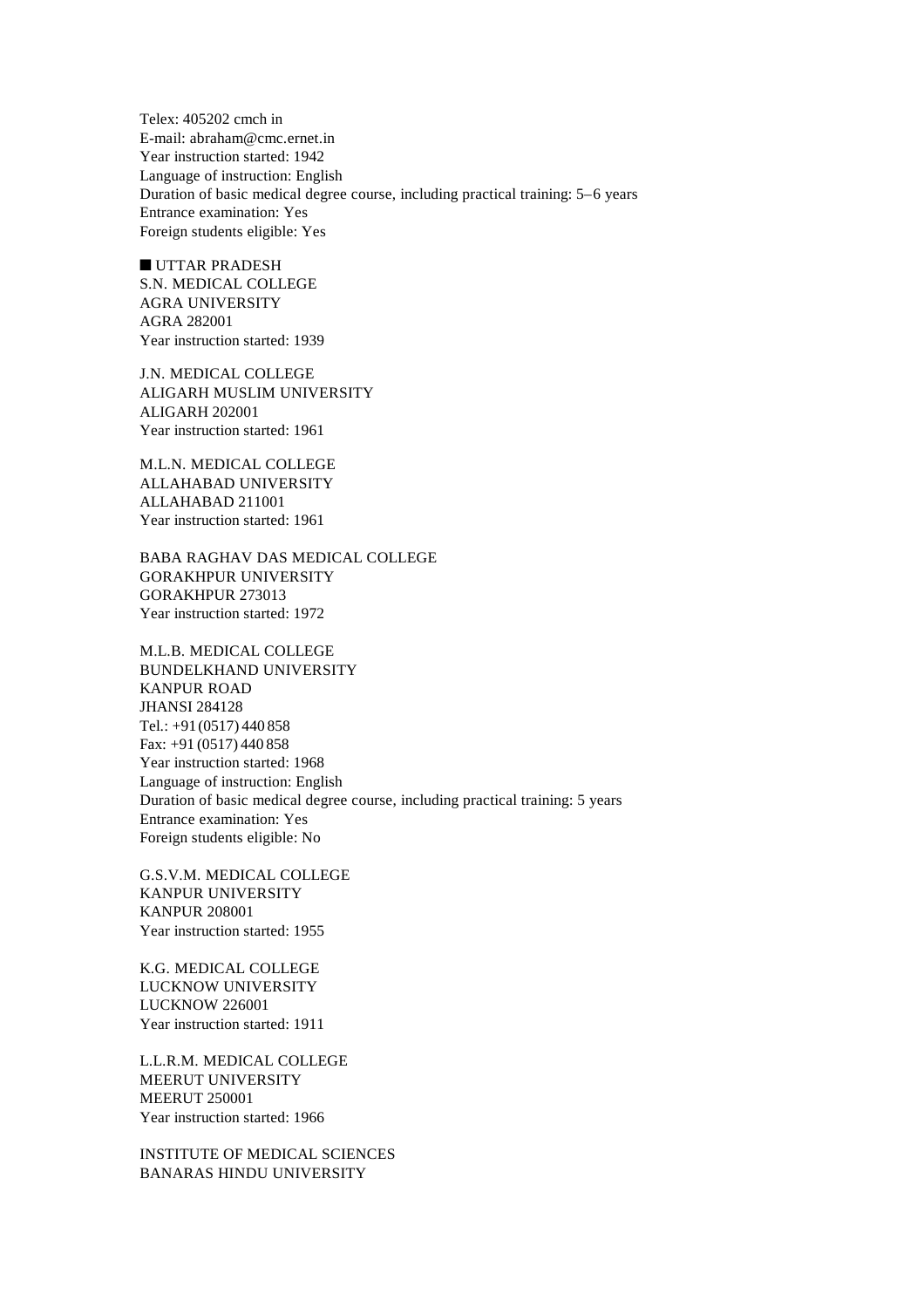Telex: 405202 cmch in
E-mail: abraham@cmc.ernet.in
Year instruction started: 1942
Language of instruction: English
Duration of basic medical degree course, including practical training: 5–6 years
Entrance examination: Yes
Foreign students eligible: Yes

## ■ UTTAR PRADESH

S.N. MEDICAL COLLEGE
AGRA UNIVERSITY
AGRA 282001
Year instruction started: 1939

J.N. MEDICAL COLLEGE
ALIGARH MUSLIM UNIVERSITY
ALIGARH 202001
Year instruction started: 1961

M.L.N. MEDICAL COLLEGE
ALLAHABAD UNIVERSITY
ALLAHABAD 211001
Year instruction started: 1961

BABA RAGHAV DAS MEDICAL COLLEGE
GORAKHPUR UNIVERSITY
GORAKHPUR 273013
Year instruction started: 1972

M.L.B. MEDICAL COLLEGE
BUNDELKHAND UNIVERSITY
KANPUR ROAD
JHANSI 284128
Tel.: +91 (0517) 440 858
Fax: +91 (0517) 440 858
Year instruction started: 1968
Language of instruction: English
Duration of basic medical degree course, including practical training: 5 years
Entrance examination: Yes
Foreign students eligible: No

G.S.V.M. MEDICAL COLLEGE
KANPUR UNIVERSITY
KANPUR 208001
Year instruction started: 1955

K.G. MEDICAL COLLEGE
LUCKNOW UNIVERSITY
LUCKNOW 226001
Year instruction started: 1911

L.L.R.M. MEDICAL COLLEGE
MEERUT UNIVERSITY
MEERUT 250001
Year instruction started: 1966

INSTITUTE OF MEDICAL SCIENCES
BANARAS HINDU UNIVERSITY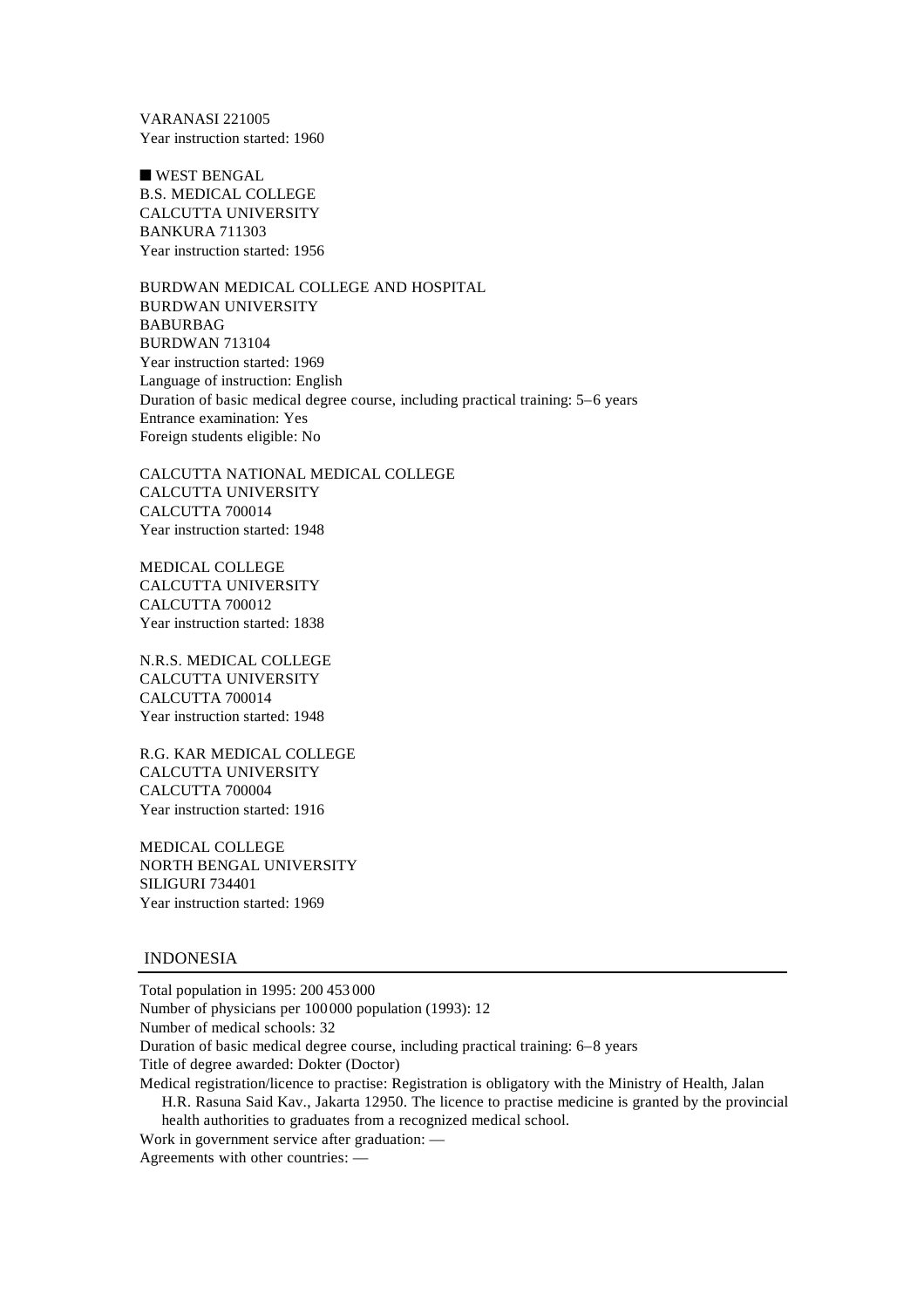VARANASI 221005
Year instruction started: 1960

■ WEST BENGAL

B.S. MEDICAL COLLEGE
CALCUTTA UNIVERSITY
BANKURA 711303
Year instruction started: 1956

BURDWAN MEDICAL COLLEGE AND HOSPITAL
BURDWAN UNIVERSITY
BABURBAG
BURDWAN 713104
Year instruction started: 1969
Language of instruction: English
Duration of basic medical degree course, including practical training: 5–6 years
Entrance examination: Yes
Foreign students eligible: No

CALCUTTA NATIONAL MEDICAL COLLEGE
CALCUTTA UNIVERSITY
CALCUTTA 700014
Year instruction started: 1948

MEDICAL COLLEGE
CALCUTTA UNIVERSITY
CALCUTTA 700012
Year instruction started: 1838

N.R.S. MEDICAL COLLEGE
CALCUTTA UNIVERSITY
CALCUTTA 700014
Year instruction started: 1948

R.G. KAR MEDICAL COLLEGE
CALCUTTA UNIVERSITY
CALCUTTA 700004
Year instruction started: 1916

MEDICAL COLLEGE
NORTH BENGAL UNIVERSITY
SILIGURI 734401
Year instruction started: 1969

## INDONESIA

Total population in 1995: 200 453 000
Number of physicians per 100 000 population (1993): 12
Number of medical schools: 32
Duration of basic medical degree course, including practical training: 6–8 years
Title of degree awarded: Dokter (Doctor)
Medical registration/licence to practise: Registration is obligatory with the Ministry of Health, Jalan H.R. Rasuna Said Kav., Jakarta 12950. The licence to practise medicine is granted by the provincial health authorities to graduates from a recognized medical school.
Work in government service after graduation: —
Agreements with other countries: —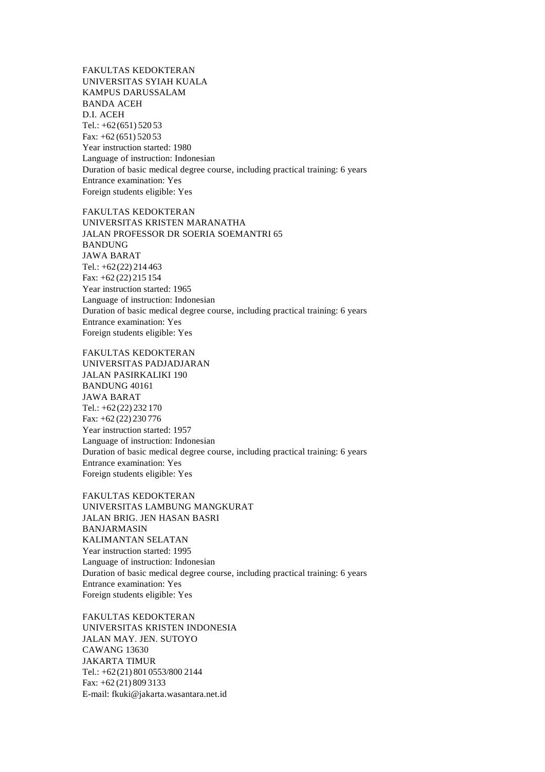FAKULTAS KEDOKTERAN
UNIVERSITAS SYIAH KUALA
KAMPUS DARUSSALAM
BANDA ACEH
D.I. ACEH
Tel.: +62 (651) 520 53
Fax: +62 (651) 520 53
Year instruction started: 1980
Language of instruction: Indonesian
Duration of basic medical degree course, including practical training: 6 years
Entrance examination: Yes
Foreign students eligible: Yes

FAKULTAS KEDOKTERAN
UNIVERSITAS KRISTEN MARANATHA
JALAN PROFESSOR DR SOERIA SOEMANTRI 65
BANDUNG
JAWA BARAT
Tel.: +62 (22) 214 463
Fax: +62 (22) 215 154
Year instruction started: 1965
Language of instruction: Indonesian
Duration of basic medical degree course, including practical training: 6 years
Entrance examination: Yes
Foreign students eligible: Yes

FAKULTAS KEDOKTERAN
UNIVERSITAS PADJADJARAN
JALAN PASIRKALIKI 190
BANDUNG 40161
JAWA BARAT
Tel.: +62 (22) 232 170
Fax: +62 (22) 230 776
Year instruction started: 1957
Language of instruction: Indonesian
Duration of basic medical degree course, including practical training: 6 years
Entrance examination: Yes
Foreign students eligible: Yes

FAKULTAS KEDOKTERAN
UNIVERSITAS LAMBUNG MANGKURAT
JALAN BRIG. JEN HASAN BASRI
BANJARMASIN
KALIMANTAN SELATAN
Year instruction started: 1995
Language of instruction: Indonesian
Duration of basic medical degree course, including practical training: 6 years
Entrance examination: Yes
Foreign students eligible: Yes

FAKULTAS KEDOKTERAN
UNIVERSITAS KRISTEN INDONESIA
JALAN MAY. JEN. SUTOYO
CAWANG 13630
JAKARTA TIMUR
Tel.: +62 (21) 801 0553/800 2144
Fax: +62 (21) 809 3133
E-mail: fkuki@jakarta.wasantara.net.id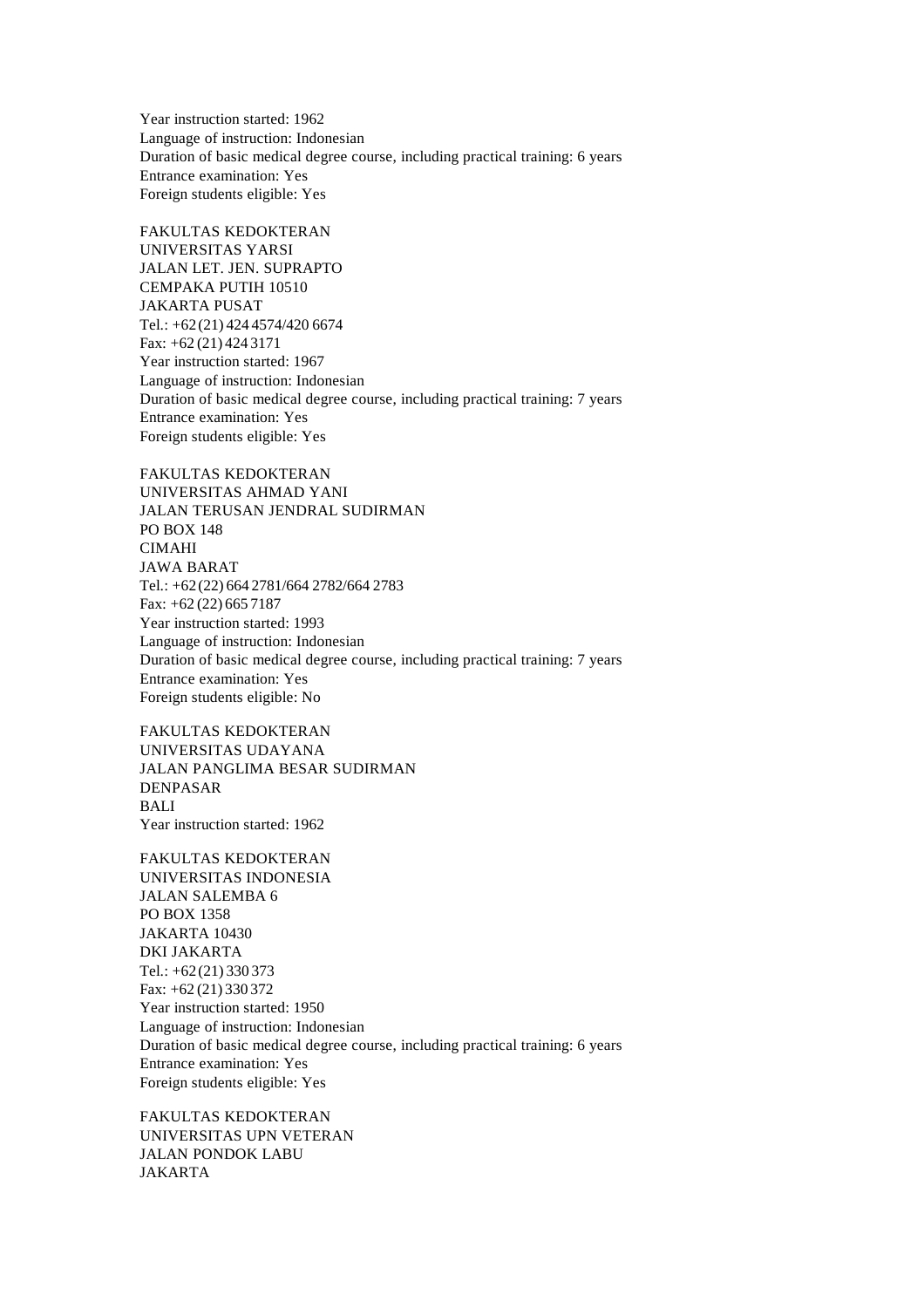Year instruction started: 1962
Language of instruction: Indonesian
Duration of basic medical degree course, including practical training: 6 years
Entrance examination: Yes
Foreign students eligible: Yes

FAKULTAS KEDOKTERAN
UNIVERSITAS YARSI
JALAN LET. JEN. SUPRAPTO
CEMPAKA PUTIH 10510
JAKARTA PUSAT
Tel.: +62 (21) 424 4574/420 6674
Fax: +62 (21) 424 3171
Year instruction started: 1967
Language of instruction: Indonesian
Duration of basic medical degree course, including practical training: 7 years
Entrance examination: Yes
Foreign students eligible: Yes

FAKULTAS KEDOKTERAN
UNIVERSITAS AHMAD YANI
JALAN TERUSAN JENDRAL SUDIRMAN
PO BOX 148
CIMAHI
JAWA BARAT
Tel.: +62 (22) 664 2781/664 2782/664 2783
Fax: +62 (22) 665 7187
Year instruction started: 1993
Language of instruction: Indonesian
Duration of basic medical degree course, including practical training: 7 years
Entrance examination: Yes
Foreign students eligible: No

FAKULTAS KEDOKTERAN
UNIVERSITAS UDAYANA
JALAN PANGLIMA BESAR SUDIRMAN
DENPASAR
BALI
Year instruction started: 1962

FAKULTAS KEDOKTERAN
UNIVERSITAS INDONESIA
JALAN SALEMBA 6
PO BOX 1358
JAKARTA 10430
DKI JAKARTA
Tel.: +62 (21) 330 373
Fax: +62 (21) 330 372
Year instruction started: 1950
Language of instruction: Indonesian
Duration of basic medical degree course, including practical training: 6 years
Entrance examination: Yes
Foreign students eligible: Yes

FAKULTAS KEDOKTERAN
UNIVERSITAS UPN VETERAN
JALAN PONDOK LABU
JAKARTA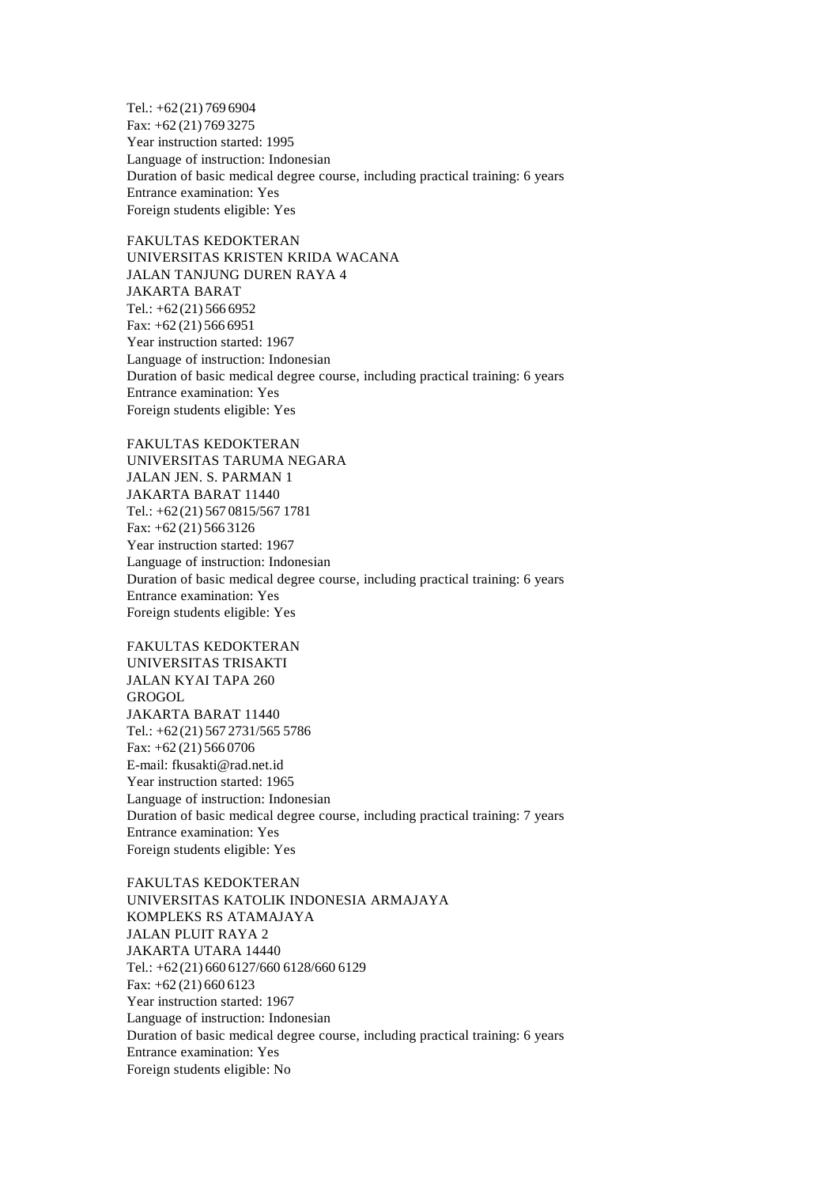Tel.: +62 (21) 769 6904
Fax: +62 (21) 769 3275
Year instruction started: 1995
Language of instruction: Indonesian
Duration of basic medical degree course, including practical training: 6 years
Entrance examination: Yes
Foreign students eligible: Yes

FAKULTAS KEDOKTERAN
UNIVERSITAS KRISTEN KRIDA WACANA
JALAN TANJUNG DUREN RAYA 4
JAKARTA BARAT
Tel.: +62 (21) 566 6952
Fax: +62 (21) 566 6951
Year instruction started: 1967
Language of instruction: Indonesian
Duration of basic medical degree course, including practical training: 6 years
Entrance examination: Yes
Foreign students eligible: Yes

FAKULTAS KEDOKTERAN
UNIVERSITAS TARUMA NEGARA
JALAN JEN. S. PARMAN 1
JAKARTA BARAT 11440
Tel.: +62 (21) 567 0815/567 1781
Fax: +62 (21) 566 3126
Year instruction started: 1967
Language of instruction: Indonesian
Duration of basic medical degree course, including practical training: 6 years
Entrance examination: Yes
Foreign students eligible: Yes

FAKULTAS KEDOKTERAN
UNIVERSITAS TRISAKTI
JALAN KYAI TAPA 260
GROGOL
JAKARTA BARAT 11440
Tel.: +62 (21) 567 2731/565 5786
Fax: +62 (21) 566 0706
E-mail: fkusakti@rad.net.id
Year instruction started: 1965
Language of instruction: Indonesian
Duration of basic medical degree course, including practical training: 7 years
Entrance examination: Yes
Foreign students eligible: Yes

FAKULTAS KEDOKTERAN
UNIVERSITAS KATOLIK INDONESIA ARMAJAYA
KOMPLEKS RS ATAMAJAYA
JALAN PLUIT RAYA 2
JAKARTA UTARA 14440
Tel.: +62 (21) 660 6127/660 6128/660 6129
Fax: +62 (21) 660 6123
Year instruction started: 1967
Language of instruction: Indonesian
Duration of basic medical degree course, including practical training: 6 years
Entrance examination: Yes
Foreign students eligible: No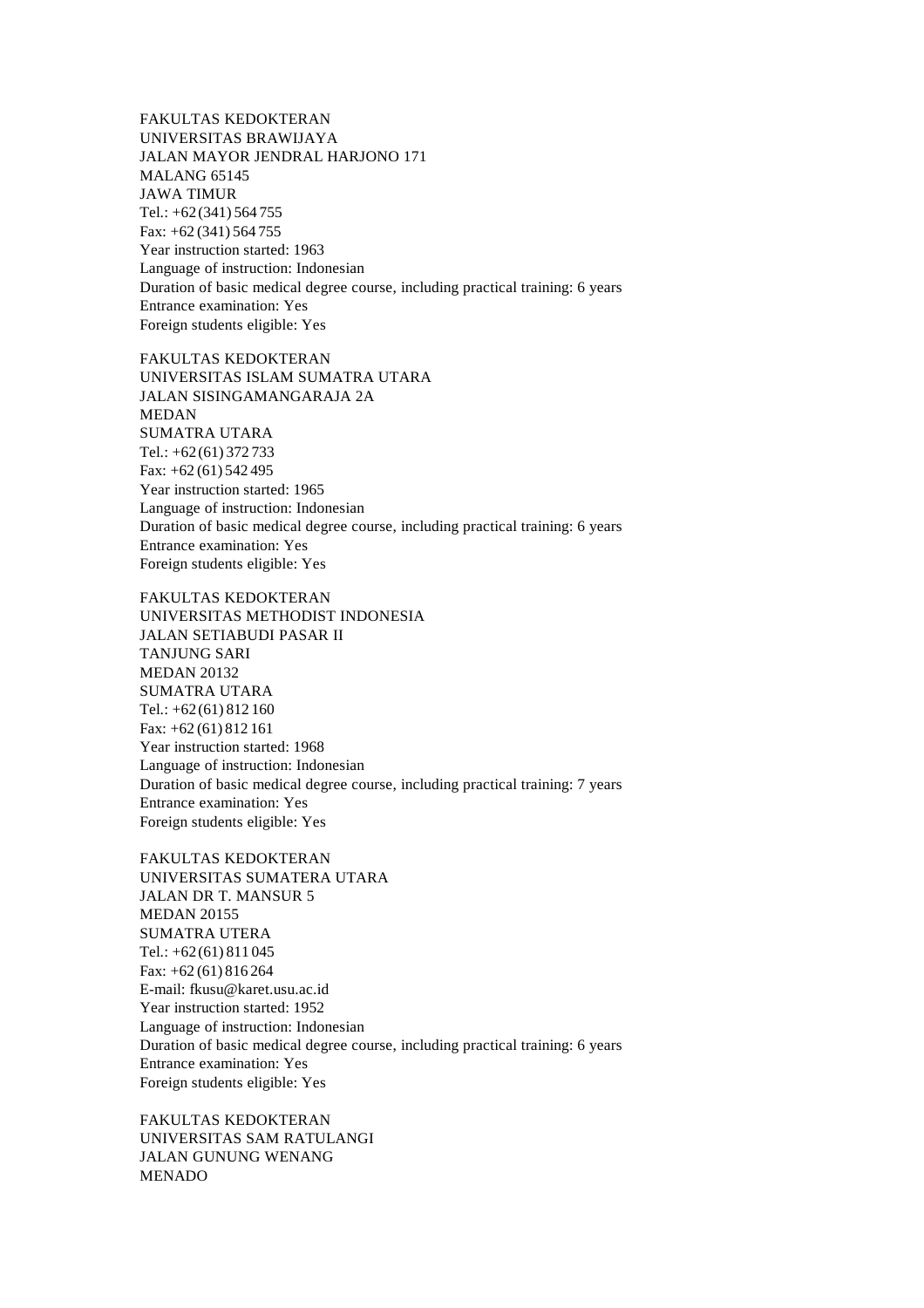FAKULTAS KEDOKTERAN
UNIVERSITAS BRAWIJAYA
JALAN MAYOR JENDRAL HARJONO 171
MALANG 65145
JAWA TIMUR
Tel.: +62 (341) 564 755
Fax: +62 (341) 564 755
Year instruction started: 1963
Language of instruction: Indonesian
Duration of basic medical degree course, including practical training: 6 years
Entrance examination: Yes
Foreign students eligible: Yes

FAKULTAS KEDOKTERAN
UNIVERSITAS ISLAM SUMATRA UTARA
JALAN SISINGAMANGARAJA 2A
MEDAN
SUMATRA UTARA
Tel.: +62 (61) 372 733
Fax: +62 (61) 542 495
Year instruction started: 1965
Language of instruction: Indonesian
Duration of basic medical degree course, including practical training: 6 years
Entrance examination: Yes
Foreign students eligible: Yes

FAKULTAS KEDOKTERAN
UNIVERSITAS METHODIST INDONESIA
JALAN SETIABUDI PASAR II
TANJUNG SARI
MEDAN 20132
SUMATRA UTARA
Tel.: +62 (61) 812 160
Fax: +62 (61) 812 161
Year instruction started: 1968
Language of instruction: Indonesian
Duration of basic medical degree course, including practical training: 7 years
Entrance examination: Yes
Foreign students eligible: Yes

FAKULTAS KEDOKTERAN
UNIVERSITAS SUMATERA UTARA
JALAN DR T. MANSUR 5
MEDAN 20155
SUMATRA UTERA
Tel.: +62 (61) 811 045
Fax: +62 (61) 816 264
E-mail: fkusu@karet.usu.ac.id
Year instruction started: 1952
Language of instruction: Indonesian
Duration of basic medical degree course, including practical training: 6 years
Entrance examination: Yes
Foreign students eligible: Yes

FAKULTAS KEDOKTERAN
UNIVERSITAS SAM RATULANGI
JALAN GUNUNG WENANG
MENADO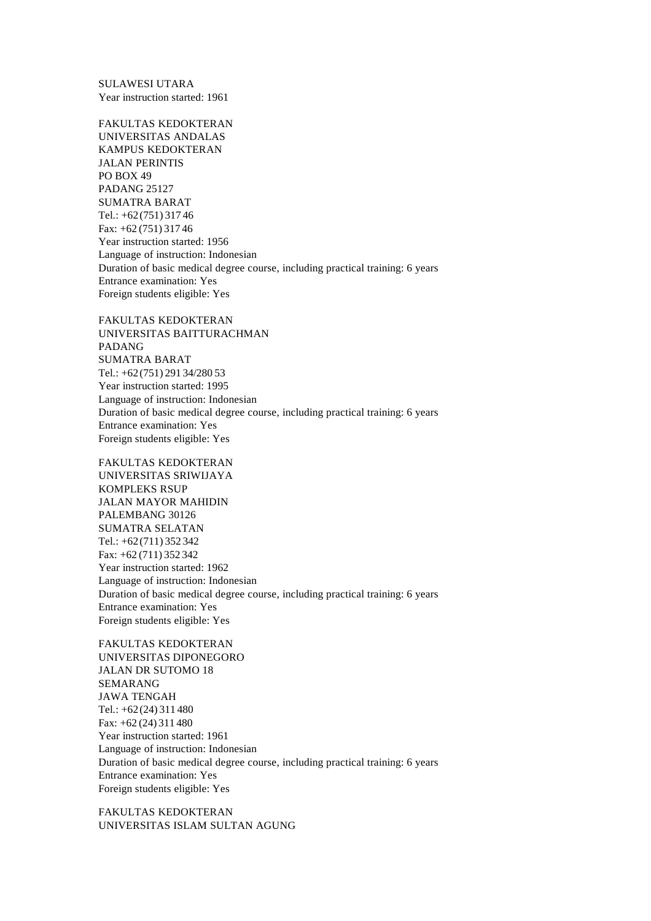SULAWESI UTARA
Year instruction started: 1961

FAKULTAS KEDOKTERAN
UNIVERSITAS ANDALAS
KAMPUS KEDOKTERAN
JALAN PERINTIS
PO BOX 49
PADANG 25127
SUMATRA BARAT
Tel.: +62 (751) 317 46
Fax: +62 (751) 317 46
Year instruction started: 1956
Language of instruction: Indonesian
Duration of basic medical degree course, including practical training: 6 years
Entrance examination: Yes
Foreign students eligible: Yes

FAKULTAS KEDOKTERAN
UNIVERSITAS BAITTURACHMAN
PADANG
SUMATRA BARAT
Tel.: +62 (751) 291 34/280 53
Year instruction started: 1995
Language of instruction: Indonesian
Duration of basic medical degree course, including practical training: 6 years
Entrance examination: Yes
Foreign students eligible: Yes

FAKULTAS KEDOKTERAN
UNIVERSITAS SRIWIJAYA
KOMPLEKS RSUP
JALAN MAYOR MAHIDIN
PALEMBANG 30126
SUMATRA SELATAN
Tel.: +62 (711) 352 342
Fax: +62 (711) 352 342
Year instruction started: 1962
Language of instruction: Indonesian
Duration of basic medical degree course, including practical training: 6 years
Entrance examination: Yes
Foreign students eligible: Yes

FAKULTAS KEDOKTERAN
UNIVERSITAS DIPONEGORO
JALAN DR SUTOMO 18
SEMARANG
JAWA TENGAH
Tel.: +62 (24) 311 480
Fax: +62 (24) 311 480
Year instruction started: 1961
Language of instruction: Indonesian
Duration of basic medical degree course, including practical training: 6 years
Entrance examination: Yes
Foreign students eligible: Yes

FAKULTAS KEDOKTERAN
UNIVERSITAS ISLAM SULTAN AGUNG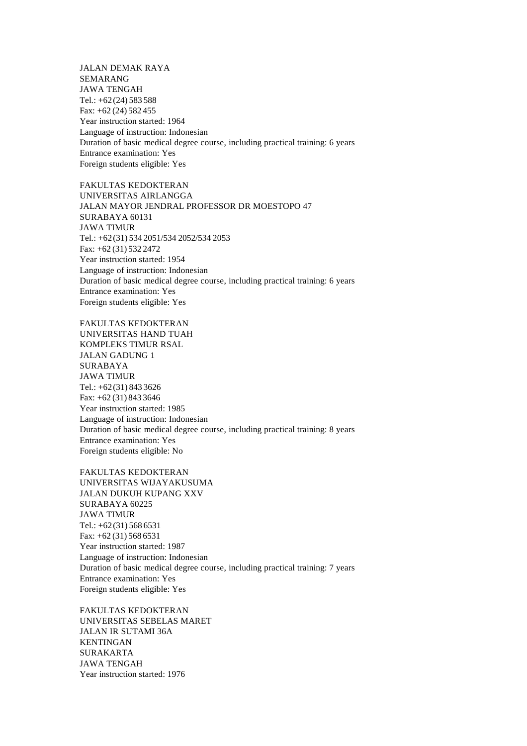JALAN DEMAK RAYA
SEMARANG
JAWA TENGAH
Tel.: +62 (24) 583 588
Fax: +62 (24) 582 455
Year instruction started: 1964
Language of instruction: Indonesian
Duration of basic medical degree course, including practical training: 6 years
Entrance examination: Yes
Foreign students eligible: Yes

FAKULTAS KEDOKTERAN
UNIVERSITAS AIRLANGGA
JALAN MAYOR JENDRAL PROFESSOR DR MOESTOPO 47
SURABAYA 60131
JAWA TIMUR
Tel.: +62 (31) 534 2051/534 2052/534 2053
Fax: +62 (31) 532 2472
Year instruction started: 1954
Language of instruction: Indonesian
Duration of basic medical degree course, including practical training: 6 years
Entrance examination: Yes
Foreign students eligible: Yes

FAKULTAS KEDOKTERAN
UNIVERSITAS HAND TUAH
KOMPLEKS TIMUR RSAL
JALAN GADUNG 1
SURABAYA
JAWA TIMUR
Tel.: +62 (31) 843 3626
Fax: +62 (31) 843 3646
Year instruction started: 1985
Language of instruction: Indonesian
Duration of basic medical degree course, including practical training: 8 years
Entrance examination: Yes
Foreign students eligible: No

FAKULTAS KEDOKTERAN
UNIVERSITAS WIJAYAKUSUMA
JALAN DUKUH KUPANG XXV
SURABAYA 60225
JAWA TIMUR
Tel.: +62 (31) 568 6531
Fax: +62 (31) 568 6531
Year instruction started: 1987
Language of instruction: Indonesian
Duration of basic medical degree course, including practical training: 7 years
Entrance examination: Yes
Foreign students eligible: Yes

FAKULTAS KEDOKTERAN
UNIVERSITAS SEBELAS MARET
JALAN IR SUTAMI 36A
KENTINGAN
SURAKARTA
JAWA TENGAH
Year instruction started: 1976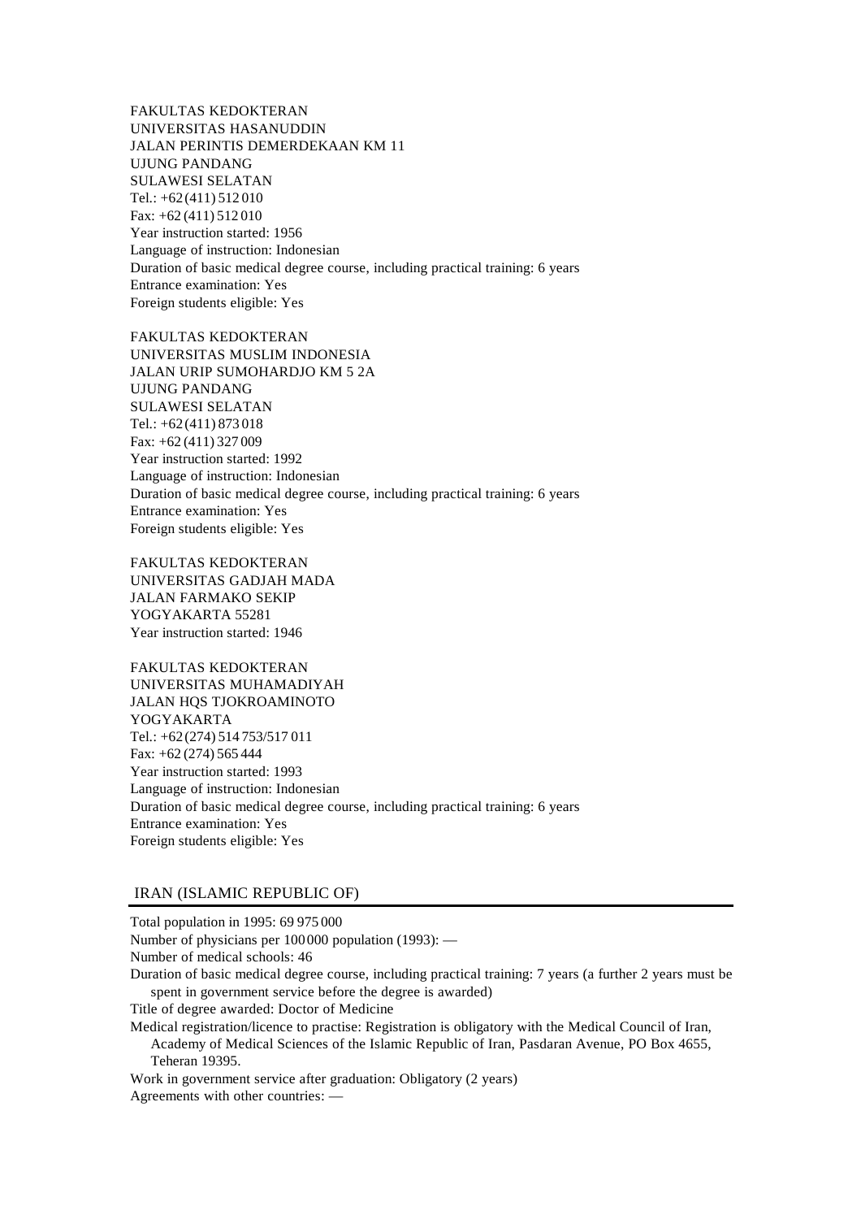FAKULTAS KEDOKTERAN
UNIVERSITAS HASANUDDIN
JALAN PERINTIS DEMERDEKAAN KM 11
UJUNG PANDANG
SULAWESI SELATAN
Tel.: +62 (411) 512 010
Fax: +62 (411) 512 010
Year instruction started: 1956
Language of instruction: Indonesian
Duration of basic medical degree course, including practical training: 6 years
Entrance examination: Yes
Foreign students eligible: Yes

FAKULTAS KEDOKTERAN
UNIVERSITAS MUSLIM INDONESIA
JALAN URIP SUMOHARDJO KM 5 2A
UJUNG PANDANG
SULAWESI SELATAN
Tel.: +62 (411) 873 018
Fax: +62 (411) 327 009
Year instruction started: 1992
Language of instruction: Indonesian
Duration of basic medical degree course, including practical training: 6 years
Entrance examination: Yes
Foreign students eligible: Yes

FAKULTAS KEDOKTERAN
UNIVERSITAS GADJAH MADA
JALAN FARMAKO SEKIP
YOGYAKARTA 55281
Year instruction started: 1946

FAKULTAS KEDOKTERAN
UNIVERSITAS MUHAMADIYAH
JALAN HQS TJOKROAMINOTO
YOGYAKARTA
Tel.: +62 (274) 514 753/517 011
Fax: +62 (274) 565 444
Year instruction started: 1993
Language of instruction: Indonesian
Duration of basic medical degree course, including practical training: 6 years
Entrance examination: Yes
Foreign students eligible: Yes

## IRAN (ISLAMIC REPUBLIC OF)

Total population in 1995: 69 975 000
Number of physicians per 100 000 population (1993): —
Number of medical schools: 46
Duration of basic medical degree course, including practical training: 7 years (a further 2 years must be spent in government service before the degree is awarded)
Title of degree awarded: Doctor of Medicine
Medical registration/licence to practise: Registration is obligatory with the Medical Council of Iran, Academy of Medical Sciences of the Islamic Republic of Iran, Pasdaran Avenue, PO Box 4655, Teheran 19395.
Work in government service after graduation: Obligatory (2 years)
Agreements with other countries: —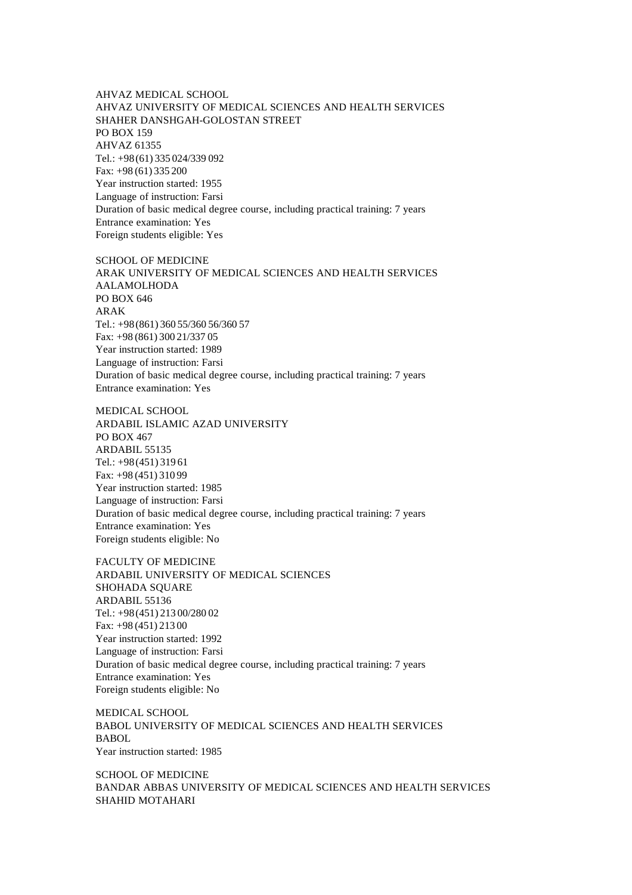AHVAZ MEDICAL SCHOOL
AHVAZ UNIVERSITY OF MEDICAL SCIENCES AND HEALTH SERVICES
SHAHER DANSHGAH-GOLOSTAN STREET
PO BOX 159
AHVAZ 61355
Tel.: +98 (61) 335 024/339 092
Fax: +98 (61) 335 200
Year instruction started: 1955
Language of instruction: Farsi
Duration of basic medical degree course, including practical training: 7 years
Entrance examination: Yes
Foreign students eligible: Yes

SCHOOL OF MEDICINE
ARAK UNIVERSITY OF MEDICAL SCIENCES AND HEALTH SERVICES
AALAMOLHODA
PO BOX 646
ARAK
Tel.: +98 (861) 360 55/360 56/360 57
Fax: +98 (861) 300 21/337 05
Year instruction started: 1989
Language of instruction: Farsi
Duration of basic medical degree course, including practical training: 7 years
Entrance examination: Yes

MEDICAL SCHOOL
ARDABIL ISLAMIC AZAD UNIVERSITY
PO BOX 467
ARDABIL 55135
Tel.: +98 (451) 319 61
Fax: +98 (451) 310 99
Year instruction started: 1985
Language of instruction: Farsi
Duration of basic medical degree course, including practical training: 7 years
Entrance examination: Yes
Foreign students eligible: No

FACULTY OF MEDICINE
ARDABIL UNIVERSITY OF MEDICAL SCIENCES
SHOHADA SQUARE
ARDABIL 55136
Tel.: +98 (451) 213 00/280 02
Fax: +98 (451) 213 00
Year instruction started: 1992
Language of instruction: Farsi
Duration of basic medical degree course, including practical training: 7 years
Entrance examination: Yes
Foreign students eligible: No

MEDICAL SCHOOL
BABOL UNIVERSITY OF MEDICAL SCIENCES AND HEALTH SERVICES
BABOL
Year instruction started: 1985

SCHOOL OF MEDICINE
BANDAR ABBAS UNIVERSITY OF MEDICAL SCIENCES AND HEALTH SERVICES
SHAHID MOTAHARI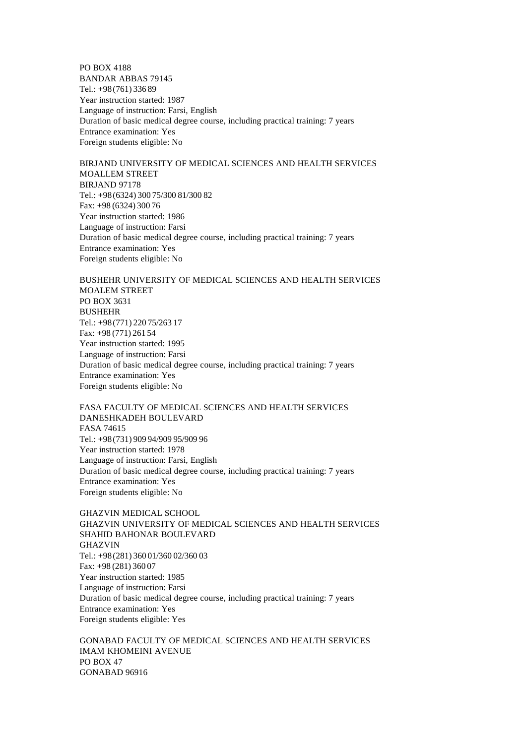PO BOX 4188
BANDAR ABBAS 79145
Tel.: +98 (761) 336 89
Year instruction started: 1987
Language of instruction: Farsi, English
Duration of basic medical degree course, including practical training: 7 years
Entrance examination: Yes
Foreign students eligible: No

BIRJAND UNIVERSITY OF MEDICAL SCIENCES AND HEALTH SERVICES
MOALLEM STREET
BIRJAND 97178
Tel.: +98 (6324) 300 75/300 81/300 82
Fax: +98 (6324) 300 76
Year instruction started: 1986
Language of instruction: Farsi
Duration of basic medical degree course, including practical training: 7 years
Entrance examination: Yes
Foreign students eligible: No

BUSHEHR UNIVERSITY OF MEDICAL SCIENCES AND HEALTH SERVICES
MOALEM STREET
PO BOX 3631
BUSHEHR
Tel.: +98 (771) 220 75/263 17
Fax: +98 (771) 261 54
Year instruction started: 1995
Language of instruction: Farsi
Duration of basic medical degree course, including practical training: 7 years
Entrance examination: Yes
Foreign students eligible: No

FASA FACULTY OF MEDICAL SCIENCES AND HEALTH SERVICES
DANESHKADEH BOULEVARD
FASA 74615
Tel.: +98 (731) 909 94/909 95/909 96
Year instruction started: 1978
Language of instruction: Farsi, English
Duration of basic medical degree course, including practical training: 7 years
Entrance examination: Yes
Foreign students eligible: No

GHAZVIN MEDICAL SCHOOL
GHAZVIN UNIVERSITY OF MEDICAL SCIENCES AND HEALTH SERVICES
SHAHID BAHONAR BOULEVARD
GHAZVIN
Tel.: +98 (281) 360 01/360 02/360 03
Fax: +98 (281) 360 07
Year instruction started: 1985
Language of instruction: Farsi
Duration of basic medical degree course, including practical training: 7 years
Entrance examination: Yes
Foreign students eligible: Yes

GONABAD FACULTY OF MEDICAL SCIENCES AND HEALTH SERVICES
IMAM KHOMEINI AVENUE
PO BOX 47
GONABAD 96916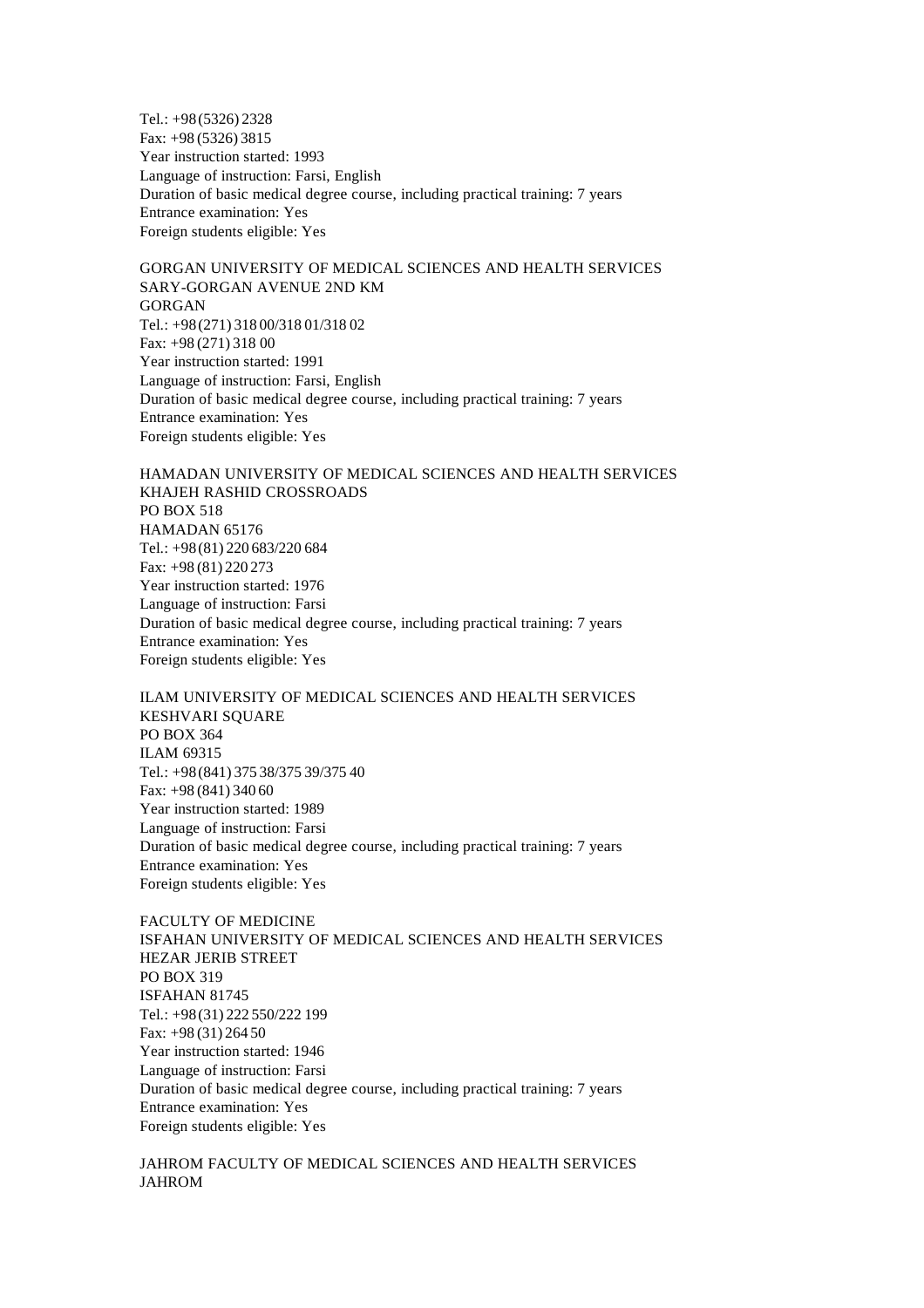Tel.: +98 (5326) 2328
Fax: +98 (5326) 3815
Year instruction started: 1993
Language of instruction: Farsi, English
Duration of basic medical degree course, including practical training: 7 years
Entrance examination: Yes
Foreign students eligible: Yes

GORGAN UNIVERSITY OF MEDICAL SCIENCES AND HEALTH SERVICES
SARY-GORGAN AVENUE 2ND KM
GORGAN
Tel.: +98 (271) 318 00/318 01/318 02
Fax: +98 (271) 318 00
Year instruction started: 1991
Language of instruction: Farsi, English
Duration of basic medical degree course, including practical training: 7 years
Entrance examination: Yes
Foreign students eligible: Yes

HAMADAN UNIVERSITY OF MEDICAL SCIENCES AND HEALTH SERVICES
KHAJEH RASHID CROSSROADS
PO BOX 518
HAMADAN 65176
Tel.: +98 (81) 220 683/220 684
Fax: +98 (81) 220 273
Year instruction started: 1976
Language of instruction: Farsi
Duration of basic medical degree course, including practical training: 7 years
Entrance examination: Yes
Foreign students eligible: Yes

ILAM UNIVERSITY OF MEDICAL SCIENCES AND HEALTH SERVICES
KESHVARI SQUARE
PO BOX 364
ILAM 69315
Tel.: +98 (841) 375 38/375 39/375 40
Fax: +98 (841) 340 60
Year instruction started: 1989
Language of instruction: Farsi
Duration of basic medical degree course, including practical training: 7 years
Entrance examination: Yes
Foreign students eligible: Yes

FACULTY OF MEDICINE
ISFAHAN UNIVERSITY OF MEDICAL SCIENCES AND HEALTH SERVICES
HEZAR JERIB STREET
PO BOX 319
ISFAHAN 81745
Tel.: +98 (31) 222 550/222 199
Fax: +98 (31) 264 50
Year instruction started: 1946
Language of instruction: Farsi
Duration of basic medical degree course, including practical training: 7 years
Entrance examination: Yes
Foreign students eligible: Yes

JAHROM FACULTY OF MEDICAL SCIENCES AND HEALTH SERVICES
JAHROM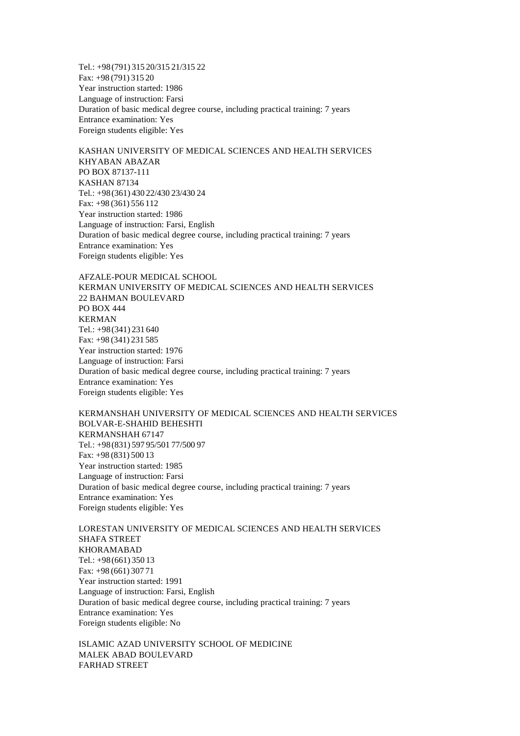Tel.: +98 (791) 315 20/315 21/315 22
Fax: +98 (791) 315 20
Year instruction started: 1986
Language of instruction: Farsi
Duration of basic medical degree course, including practical training: 7 years
Entrance examination: Yes
Foreign students eligible: Yes

KASHAN UNIVERSITY OF MEDICAL SCIENCES AND HEALTH SERVICES
KHYABAN ABAZAR
PO BOX 87137-111
KASHAN 87134
Tel.: +98 (361) 430 22/430 23/430 24
Fax: +98 (361) 556 112
Year instruction started: 1986
Language of instruction: Farsi, English
Duration of basic medical degree course, including practical training: 7 years
Entrance examination: Yes
Foreign students eligible: Yes

AFZALE-POUR MEDICAL SCHOOL
KERMAN UNIVERSITY OF MEDICAL SCIENCES AND HEALTH SERVICES
22 BAHMAN BOULEVARD
PO BOX 444
KERMAN
Tel.: +98 (341) 231 640
Fax: +98 (341) 231 585
Year instruction started: 1976
Language of instruction: Farsi
Duration of basic medical degree course, including practical training: 7 years
Entrance examination: Yes
Foreign students eligible: Yes

KERMANSHAH UNIVERSITY OF MEDICAL SCIENCES AND HEALTH SERVICES
BOLVAR-E-SHAHID BEHESHTI
KERMANSHAH 67147
Tel.: +98 (831) 597 95/501 77/500 97
Fax: +98 (831) 500 13
Year instruction started: 1985
Language of instruction: Farsi
Duration of basic medical degree course, including practical training: 7 years
Entrance examination: Yes
Foreign students eligible: Yes

LORESTAN UNIVERSITY OF MEDICAL SCIENCES AND HEALTH SERVICES
SHAFA STREET
KHORAMABAD
Tel.: +98 (661) 350 13
Fax: +98 (661) 307 71
Year instruction started: 1991
Language of instruction: Farsi, English
Duration of basic medical degree course, including practical training: 7 years
Entrance examination: Yes
Foreign students eligible: No

ISLAMIC AZAD UNIVERSITY SCHOOL OF MEDICINE
MALEK ABAD BOULEVARD
FARHAD STREET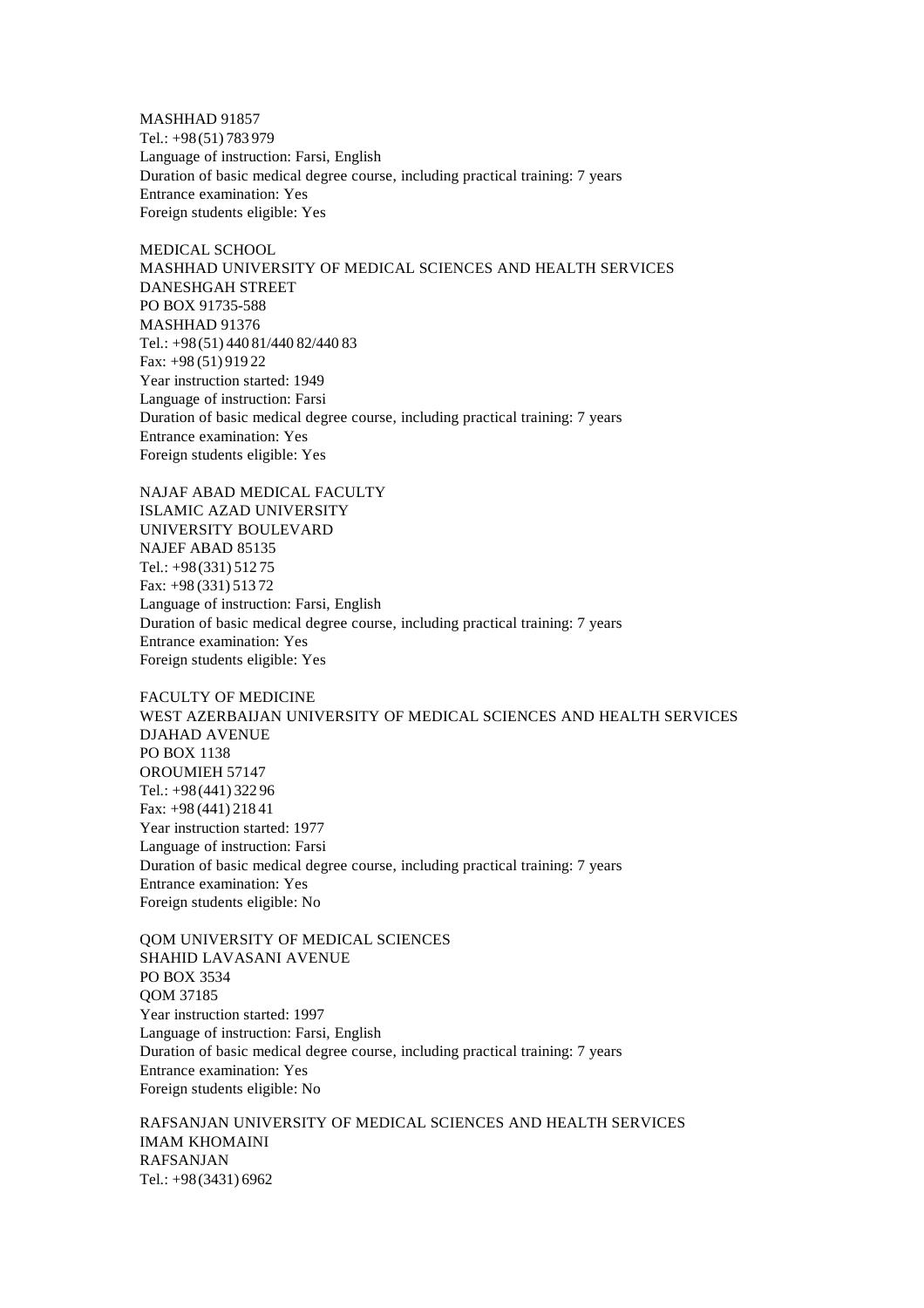MASHHAD 91857
Tel.: +98 (51) 783 979
Language of instruction: Farsi, English
Duration of basic medical degree course, including practical training: 7 years
Entrance examination: Yes
Foreign students eligible: Yes

MEDICAL SCHOOL
MASHHAD UNIVERSITY OF MEDICAL SCIENCES AND HEALTH SERVICES
DANESHGAH STREET
PO BOX 91735-588
MASHHAD 91376
Tel.: +98 (51) 440 81/440 82/440 83
Fax: +98 (51) 919 22
Year instruction started: 1949
Language of instruction: Farsi
Duration of basic medical degree course, including practical training: 7 years
Entrance examination: Yes
Foreign students eligible: Yes

NAJAF ABAD MEDICAL FACULTY
ISLAMIC AZAD UNIVERSITY
UNIVERSITY BOULEVARD
NAJEF ABAD 85135
Tel.: +98 (331) 512 75
Fax: +98 (331) 513 72
Language of instruction: Farsi, English
Duration of basic medical degree course, including practical training: 7 years
Entrance examination: Yes
Foreign students eligible: Yes

FACULTY OF MEDICINE
WEST AZERBAIJAN UNIVERSITY OF MEDICAL SCIENCES AND HEALTH SERVICES
DJAHAD AVENUE
PO BOX 1138
OROUMIEH 57147
Tel.: +98 (441) 322 96
Fax: +98 (441) 218 41
Year instruction started: 1977
Language of instruction: Farsi
Duration of basic medical degree course, including practical training: 7 years
Entrance examination: Yes
Foreign students eligible: No

QOM UNIVERSITY OF MEDICAL SCIENCES
SHAHID LAVASANI AVENUE
PO BOX 3534
QOM 37185
Year instruction started: 1997
Language of instruction: Farsi, English
Duration of basic medical degree course, including practical training: 7 years
Entrance examination: Yes
Foreign students eligible: No

RAFSANJAN UNIVERSITY OF MEDICAL SCIENCES AND HEALTH SERVICES
IMAM KHOMAINI
RAFSANJAN
Tel.: +98 (3431) 6962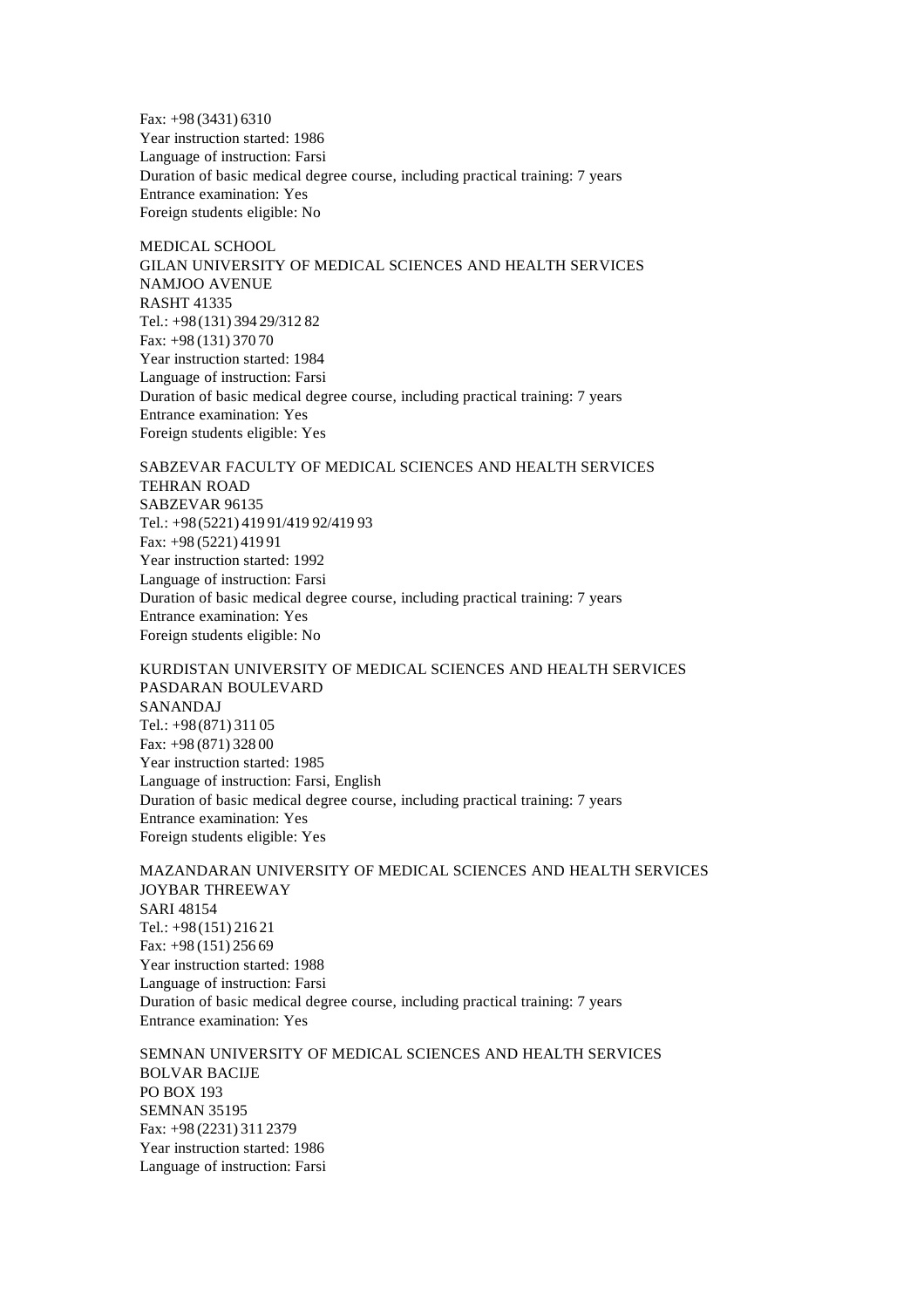Fax: +98 (3431) 6310
Year instruction started: 1986
Language of instruction: Farsi
Duration of basic medical degree course, including practical training: 7 years
Entrance examination: Yes
Foreign students eligible: No

MEDICAL SCHOOL
GILAN UNIVERSITY OF MEDICAL SCIENCES AND HEALTH SERVICES
NAMJOO AVENUE
RASHT 41335
Tel.: +98 (131) 394 29/312 82
Fax: +98 (131) 370 70
Year instruction started: 1984
Language of instruction: Farsi
Duration of basic medical degree course, including practical training: 7 years
Entrance examination: Yes
Foreign students eligible: Yes

SABZEVAR FACULTY OF MEDICAL SCIENCES AND HEALTH SERVICES
TEHRAN ROAD
SABZEVAR 96135
Tel.: +98 (5221) 419 91/419 92/419 93
Fax: +98 (5221) 419 91
Year instruction started: 1992
Language of instruction: Farsi
Duration of basic medical degree course, including practical training: 7 years
Entrance examination: Yes
Foreign students eligible: No

KURDISTAN UNIVERSITY OF MEDICAL SCIENCES AND HEALTH SERVICES
PASDARAN BOULEVARD
SANANDAJ
Tel.: +98 (871) 311 05
Fax: +98 (871) 328 00
Year instruction started: 1985
Language of instruction: Farsi, English
Duration of basic medical degree course, including practical training: 7 years
Entrance examination: Yes
Foreign students eligible: Yes

MAZANDARAN UNIVERSITY OF MEDICAL SCIENCES AND HEALTH SERVICES
JOYBAR THREEWAY
SARI 48154
Tel.: +98 (151) 216 21
Fax: +98 (151) 256 69
Year instruction started: 1988
Language of instruction: Farsi
Duration of basic medical degree course, including practical training: 7 years
Entrance examination: Yes

SEMNAN UNIVERSITY OF MEDICAL SCIENCES AND HEALTH SERVICES
BOLVAR BACIJE
PO BOX 193
SEMNAN 35195
Fax: +98 (2231) 311 2379
Year instruction started: 1986
Language of instruction: Farsi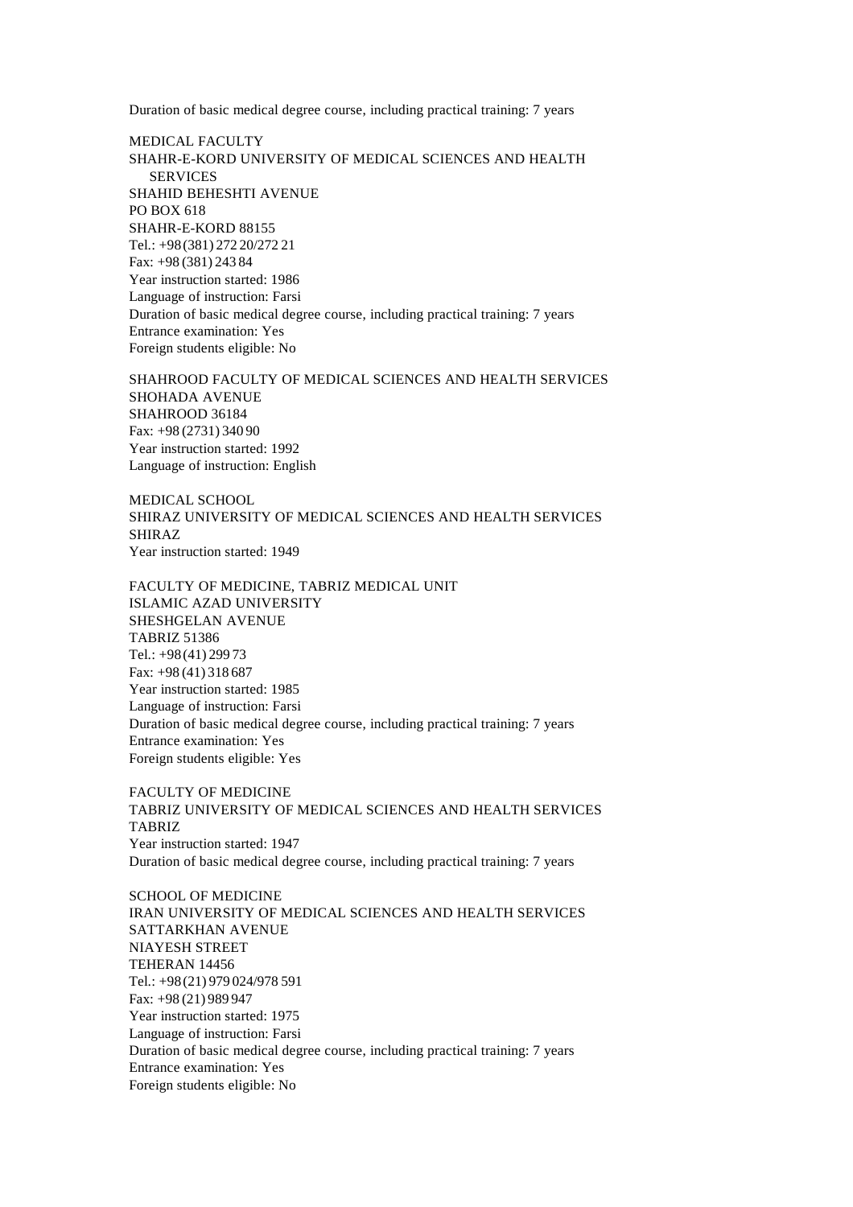Duration of basic medical degree course, including practical training: 7 years

MEDICAL FACULTY
SHAHR-E-KORD UNIVERSITY OF MEDICAL SCIENCES AND HEALTH SERVICES
SHAHID BEHESHTI AVENUE
PO BOX 618
SHAHR-E-KORD 88155
Tel.: +98 (381) 272 20/272 21
Fax: +98 (381) 243 84
Year instruction started: 1986
Language of instruction: Farsi
Duration of basic medical degree course, including practical training: 7 years
Entrance examination: Yes
Foreign students eligible: No

SHAHROOD FACULTY OF MEDICAL SCIENCES AND HEALTH SERVICES
SHOHADA AVENUE
SHAHROOD 36184
Fax: +98 (2731) 340 90
Year instruction started: 1992
Language of instruction: English

MEDICAL SCHOOL
SHIRAZ UNIVERSITY OF MEDICAL SCIENCES AND HEALTH SERVICES
SHIRAZ
Year instruction started: 1949

FACULTY OF MEDICINE, TABRIZ MEDICAL UNIT
ISLAMIC AZAD UNIVERSITY
SHESHGELAN AVENUE
TABRIZ 51386
Tel.: +98 (41) 299 73
Fax: +98 (41) 318 687
Year instruction started: 1985
Language of instruction: Farsi
Duration of basic medical degree course, including practical training: 7 years
Entrance examination: Yes
Foreign students eligible: Yes

FACULTY OF MEDICINE
TABRIZ UNIVERSITY OF MEDICAL SCIENCES AND HEALTH SERVICES
TABRIZ
Year instruction started: 1947
Duration of basic medical degree course, including practical training: 7 years

SCHOOL OF MEDICINE
IRAN UNIVERSITY OF MEDICAL SCIENCES AND HEALTH SERVICES
SATTARKHAN AVENUE
NIAYESH STREET
TEHERAN 14456
Tel.: +98 (21) 979 024/978 591
Fax: +98 (21) 989 947
Year instruction started: 1975
Language of instruction: Farsi
Duration of basic medical degree course, including practical training: 7 years
Entrance examination: Yes
Foreign students eligible: No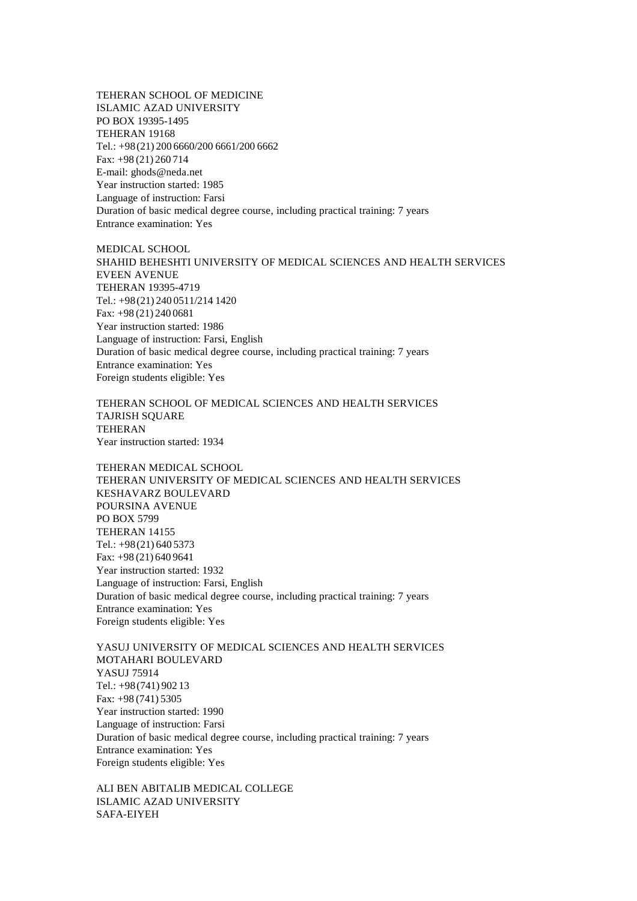TEHERAN SCHOOL OF MEDICINE
ISLAMIC AZAD UNIVERSITY
PO BOX 19395-1495
TEHERAN 19168
Tel.: +98 (21) 200 6660/200 6661/200 6662
Fax: +98 (21) 260 714
E-mail: ghods@neda.net
Year instruction started: 1985
Language of instruction: Farsi
Duration of basic medical degree course, including practical training: 7 years
Entrance examination: Yes

MEDICAL SCHOOL
SHAHID BEHESHTI UNIVERSITY OF MEDICAL SCIENCES AND HEALTH SERVICES
EVEEN AVENUE
TEHERAN 19395-4719
Tel.: +98 (21) 240 0511/214 1420
Fax: +98 (21) 240 0681
Year instruction started: 1986
Language of instruction: Farsi, English
Duration of basic medical degree course, including practical training: 7 years
Entrance examination: Yes
Foreign students eligible: Yes

TEHERAN SCHOOL OF MEDICAL SCIENCES AND HEALTH SERVICES
TAJRISH SQUARE
TEHERAN
Year instruction started: 1934

TEHERAN MEDICAL SCHOOL
TEHERAN UNIVERSITY OF MEDICAL SCIENCES AND HEALTH SERVICES
KESHAVARZ BOULEVARD
POURSINA AVENUE
PO BOX 5799
TEHERAN 14155
Tel.: +98 (21) 640 5373
Fax: +98 (21) 640 9641
Year instruction started: 1932
Language of instruction: Farsi, English
Duration of basic medical degree course, including practical training: 7 years
Entrance examination: Yes
Foreign students eligible: Yes

YASUJ UNIVERSITY OF MEDICAL SCIENCES AND HEALTH SERVICES
MOTAHARI BOULEVARD
YASUJ 75914
Tel.: +98 (741) 902 13
Fax: +98 (741) 5305
Year instruction started: 1990
Language of instruction: Farsi
Duration of basic medical degree course, including practical training: 7 years
Entrance examination: Yes
Foreign students eligible: Yes

ALI BEN ABITALIB MEDICAL COLLEGE
ISLAMIC AZAD UNIVERSITY
SAFA-EIYEH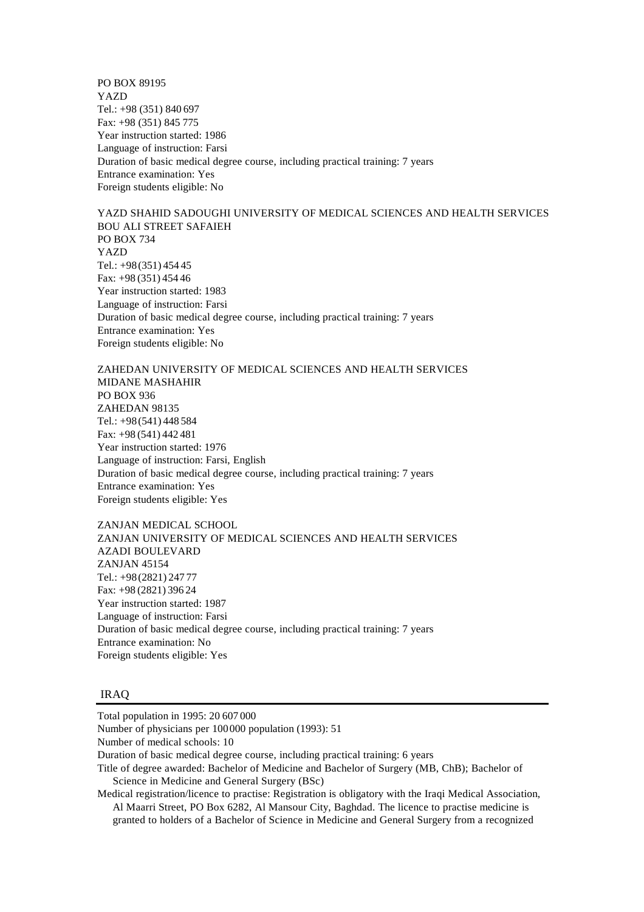PO BOX 89195
YAZD
Tel.: +98 (351) 840 697
Fax: +98 (351) 845 775
Year instruction started: 1986
Language of instruction: Farsi
Duration of basic medical degree course, including practical training: 7 years
Entrance examination: Yes
Foreign students eligible: No

YAZD SHAHID SADOUGHI UNIVERSITY OF MEDICAL SCIENCES AND HEALTH SERVICES
BOU ALI STREET SAFAIEH
PO BOX 734
YAZD
Tel.: +98 (351) 454 45
Fax: +98 (351) 454 46
Year instruction started: 1983
Language of instruction: Farsi
Duration of basic medical degree course, including practical training: 7 years
Entrance examination: Yes
Foreign students eligible: No

ZAHEDAN UNIVERSITY OF MEDICAL SCIENCES AND HEALTH SERVICES
MIDANE MASHAHIR
PO BOX 936
ZAHEDAN 98135
Tel.: +98 (541) 448 584
Fax: +98 (541) 442 481
Year instruction started: 1976
Language of instruction: Farsi, English
Duration of basic medical degree course, including practical training: 7 years
Entrance examination: Yes
Foreign students eligible: Yes

ZANJAN MEDICAL SCHOOL
ZANJAN UNIVERSITY OF MEDICAL SCIENCES AND HEALTH SERVICES
AZADI BOULEVARD
ZANJAN 45154
Tel.: +98 (2821) 247 77
Fax: +98 (2821) 396 24
Year instruction started: 1987
Language of instruction: Farsi
Duration of basic medical degree course, including practical training: 7 years
Entrance examination: No
Foreign students eligible: Yes

## IRAQ

Total population in 1995: 20 607 000
Number of physicians per 100 000 population (1993): 51
Number of medical schools: 10
Duration of basic medical degree course, including practical training: 6 years
Title of degree awarded: Bachelor of Medicine and Bachelor of Surgery (MB, ChB); Bachelor of Science in Medicine and General Surgery (BSc)
Medical registration/licence to practise: Registration is obligatory with the Iraqi Medical Association, Al Maarri Street, PO Box 6282, Al Mansour City, Baghdad. The licence to practise medicine is granted to holders of a Bachelor of Science in Medicine and General Surgery from a recognized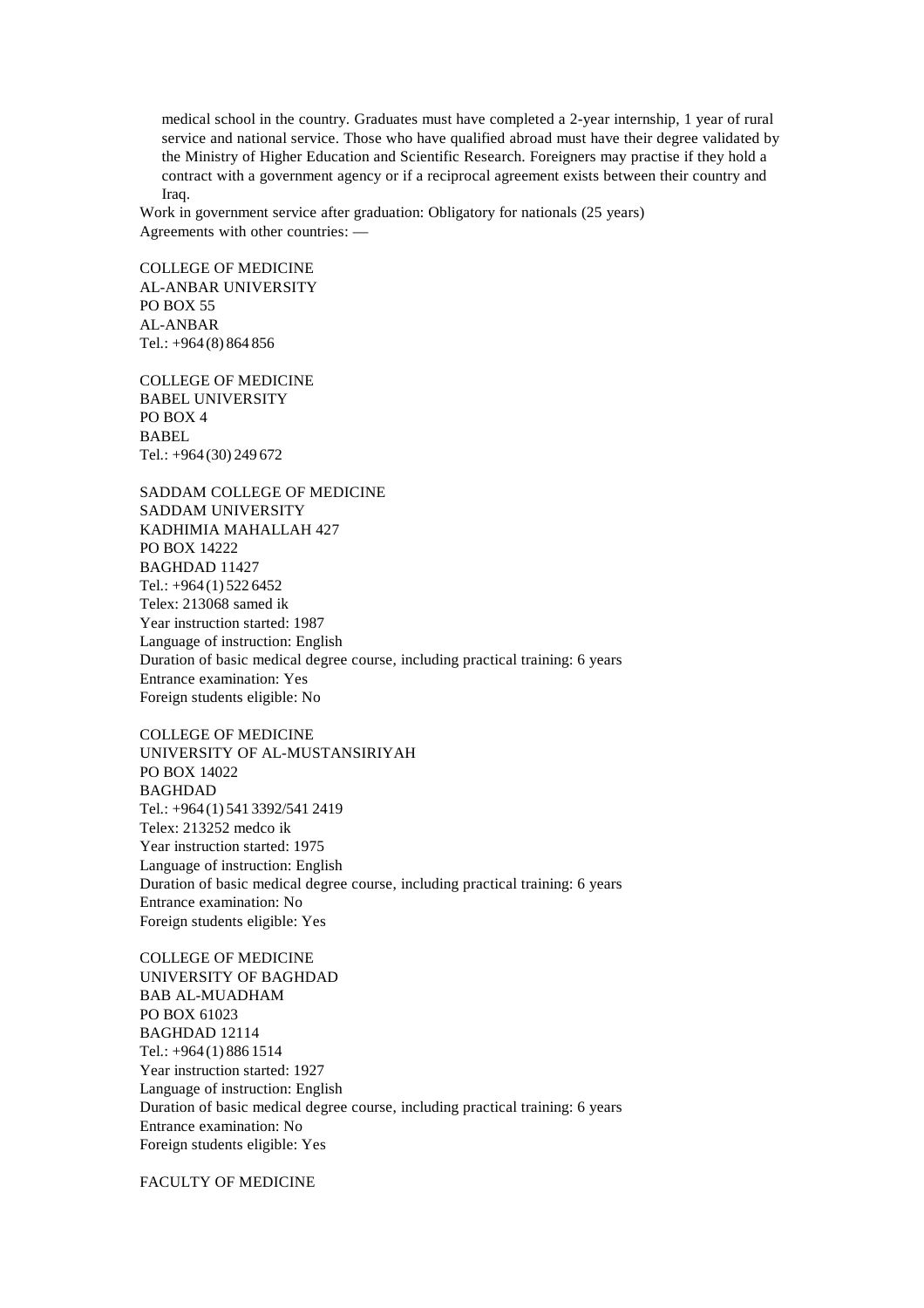medical school in the country. Graduates must have completed a 2-year internship, 1 year of rural service and national service. Those who have qualified abroad must have their degree validated by the Ministry of Higher Education and Scientific Research. Foreigners may practise if they hold a contract with a government agency or if a reciprocal agreement exists between their country and Iraq.

Work in government service after graduation: Obligatory for nationals (25 years)
Agreements with other countries: —

COLLEGE OF MEDICINE
AL-ANBAR UNIVERSITY
PO BOX 55
AL-ANBAR
Tel.: +964 (8) 864 856

COLLEGE OF MEDICINE
BABEL UNIVERSITY
PO BOX 4
BABEL
Tel.: +964 (30) 249 672

SADDAM COLLEGE OF MEDICINE
SADDAM UNIVERSITY
KADHIMIA MAHALLAH 427
PO BOX 14222
BAGHDAD 11427
Tel.: +964 (1) 522 6452
Telex: 213068 samed ik
Year instruction started: 1987
Language of instruction: English
Duration of basic medical degree course, including practical training: 6 years
Entrance examination: Yes
Foreign students eligible: No

COLLEGE OF MEDICINE
UNIVERSITY OF AL-MUSTANSIRIYAH
PO BOX 14022
BAGHDAD
Tel.: +964 (1) 541 3392/541 2419
Telex: 213252 medco ik
Year instruction started: 1975
Language of instruction: English
Duration of basic medical degree course, including practical training: 6 years
Entrance examination: No
Foreign students eligible: Yes

COLLEGE OF MEDICINE
UNIVERSITY OF BAGHDAD
BAB AL-MUADHAM
PO BOX 61023
BAGHDAD 12114
Tel.: +964 (1) 886 1514
Year instruction started: 1927
Language of instruction: English
Duration of basic medical degree course, including practical training: 6 years
Entrance examination: No
Foreign students eligible: Yes

FACULTY OF MEDICINE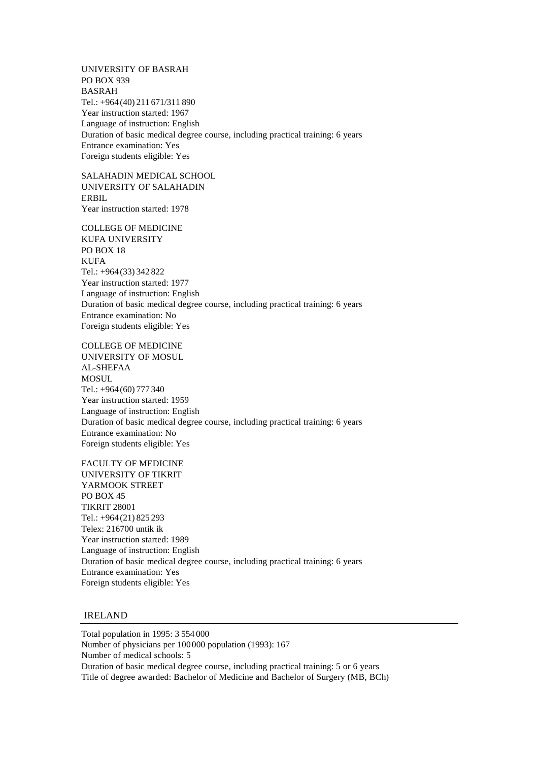UNIVERSITY OF BASRAH
PO BOX 939
BASRAH
Tel.: +964 (40) 211 671/311 890
Year instruction started: 1967
Language of instruction: English
Duration of basic medical degree course, including practical training: 6 years
Entrance examination: Yes
Foreign students eligible: Yes

SALAHADIN MEDICAL SCHOOL
UNIVERSITY OF SALAHADIN
ERBIL
Year instruction started: 1978

COLLEGE OF MEDICINE
KUFA UNIVERSITY
PO BOX 18
KUFA
Tel.: +964 (33) 342 822
Year instruction started: 1977
Language of instruction: English
Duration of basic medical degree course, including practical training: 6 years
Entrance examination: No
Foreign students eligible: Yes

COLLEGE OF MEDICINE
UNIVERSITY OF MOSUL
AL-SHEFAA
MOSUL
Tel.: +964 (60) 777 340
Year instruction started: 1959
Language of instruction: English
Duration of basic medical degree course, including practical training: 6 years
Entrance examination: No
Foreign students eligible: Yes

FACULTY OF MEDICINE
UNIVERSITY OF TIKRIT
YARMOOK STREET
PO BOX 45
TIKRIT 28001
Tel.: +964 (21) 825 293
Telex: 216700 untik ik
Year instruction started: 1989
Language of instruction: English
Duration of basic medical degree course, including practical training: 6 years
Entrance examination: Yes
Foreign students eligible: Yes

## IRELAND

Total population in 1995: 3 554 000
Number of physicians per 100 000 population (1993): 167
Number of medical schools: 5
Duration of basic medical degree course, including practical training: 5 or 6 years
Title of degree awarded: Bachelor of Medicine and Bachelor of Surgery (MB, BCh)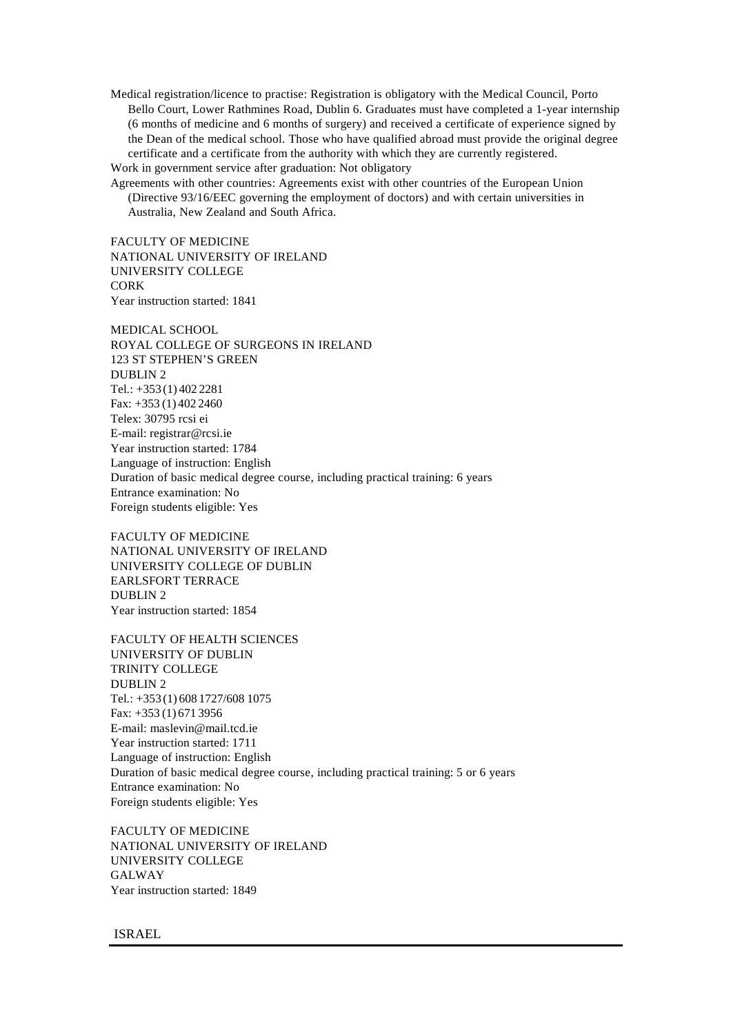Medical registration/licence to practise: Registration is obligatory with the Medical Council, Porto Bello Court, Lower Rathmines Road, Dublin 6. Graduates must have completed a 1-year internship (6 months of medicine and 6 months of surgery) and received a certificate of experience signed by the Dean of the medical school. Those who have qualified abroad must provide the original degree certificate and a certificate from the authority with which they are currently registered.

Work in government service after graduation: Not obligatory

Agreements with other countries: Agreements exist with other countries of the European Union (Directive 93/16/EEC governing the employment of doctors) and with certain universities in Australia, New Zealand and South Africa.

FACULTY OF MEDICINE
NATIONAL UNIVERSITY OF IRELAND
UNIVERSITY COLLEGE
CORK
Year instruction started: 1841

MEDICAL SCHOOL
ROYAL COLLEGE OF SURGEONS IN IRELAND
123 ST STEPHEN'S GREEN
DUBLIN 2
Tel.: +353 (1) 402 2281
Fax: +353 (1) 402 2460
Telex: 30795 rcsi ei
E-mail: registrar@rcsi.ie
Year instruction started: 1784
Language of instruction: English
Duration of basic medical degree course, including practical training: 6 years
Entrance examination: No
Foreign students eligible: Yes

FACULTY OF MEDICINE
NATIONAL UNIVERSITY OF IRELAND
UNIVERSITY COLLEGE OF DUBLIN
EARLSFORT TERRACE
DUBLIN 2
Year instruction started: 1854

FACULTY OF HEALTH SCIENCES
UNIVERSITY OF DUBLIN
TRINITY COLLEGE
DUBLIN 2
Tel.: +353 (1) 608 1727/608 1075
Fax: +353 (1) 671 3956
E-mail: maslevin@mail.tcd.ie
Year instruction started: 1711
Language of instruction: English
Duration of basic medical degree course, including practical training: 5 or 6 years
Entrance examination: No
Foreign students eligible: Yes

FACULTY OF MEDICINE
NATIONAL UNIVERSITY OF IRELAND
UNIVERSITY COLLEGE
GALWAY
Year instruction started: 1849

## ISRAEL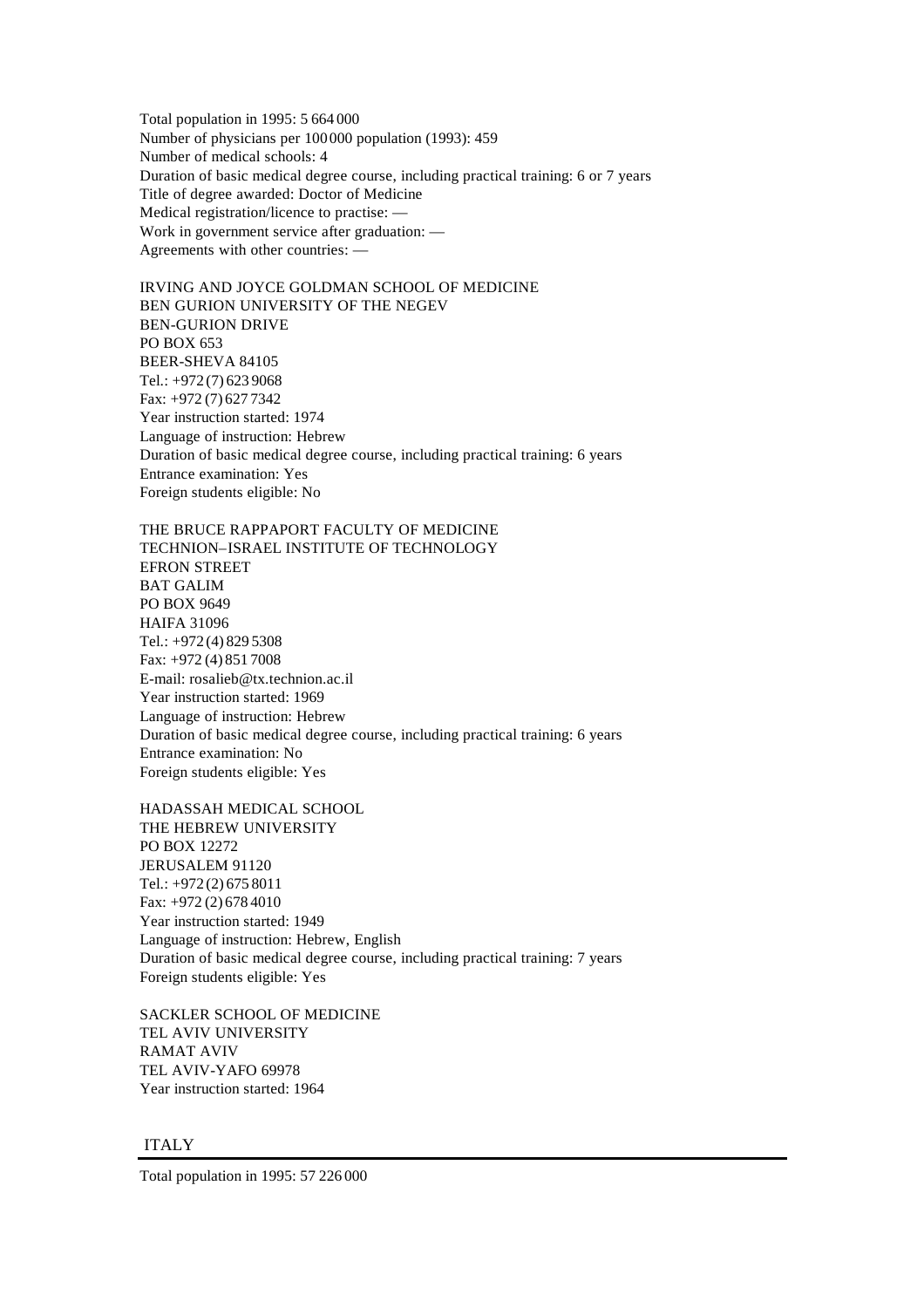Total population in 1995: 5 664 000
Number of physicians per 100 000 population (1993): 459
Number of medical schools: 4
Duration of basic medical degree course, including practical training: 6 or 7 years
Title of degree awarded: Doctor of Medicine
Medical registration/licence to practise: —
Work in government service after graduation: —
Agreements with other countries: —

IRVING AND JOYCE GOLDMAN SCHOOL OF MEDICINE
BEN GURION UNIVERSITY OF THE NEGEV
BEN-GURION DRIVE
PO BOX 653
BEER-SHEVA 84105
Tel.: +972 (7) 623 9068
Fax: +972 (7) 627 7342
Year instruction started: 1974
Language of instruction: Hebrew
Duration of basic medical degree course, including practical training: 6 years
Entrance examination: Yes
Foreign students eligible: No

THE BRUCE RAPPAPORT FACULTY OF MEDICINE
TECHNION–ISRAEL INSTITUTE OF TECHNOLOGY
EFRON STREET
BAT GALIM
PO BOX 9649
HAIFA 31096
Tel.: +972 (4) 829 5308
Fax: +972 (4) 851 7008
E-mail: rosalieb@tx.technion.ac.il
Year instruction started: 1969
Language of instruction: Hebrew
Duration of basic medical degree course, including practical training: 6 years
Entrance examination: No
Foreign students eligible: Yes

HADASSAH MEDICAL SCHOOL
THE HEBREW UNIVERSITY
PO BOX 12272
JERUSALEM 91120
Tel.: +972 (2) 675 8011
Fax: +972 (2) 678 4010
Year instruction started: 1949
Language of instruction: Hebrew, English
Duration of basic medical degree course, including practical training: 7 years
Foreign students eligible: Yes

SACKLER SCHOOL OF MEDICINE
TEL AVIV UNIVERSITY
RAMAT AVIV
TEL AVIV-YAFO 69978
Year instruction started: 1964

## ITALY

Total population in 1995: 57 226 000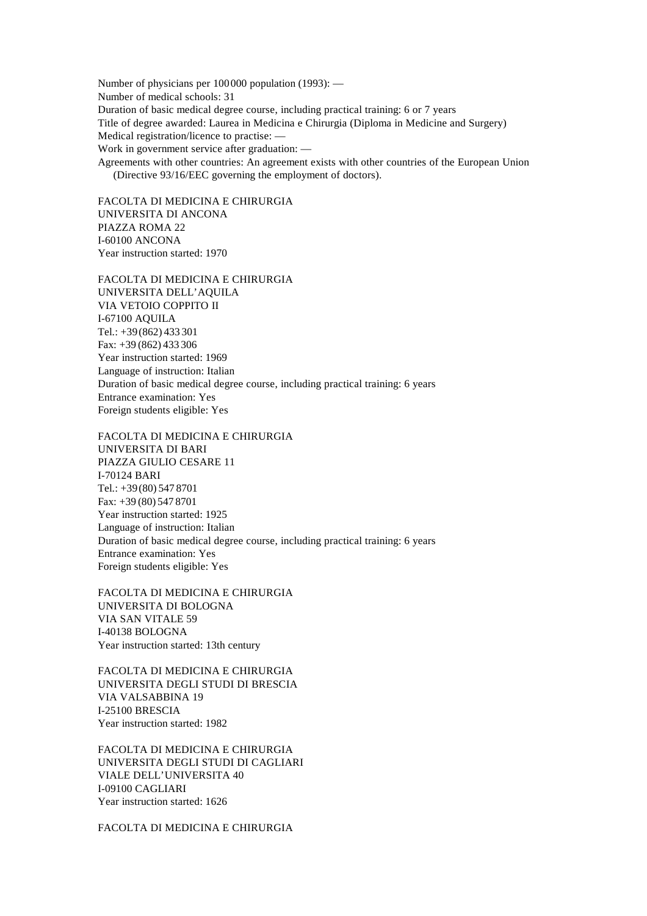Number of physicians per 100 000 population (1993): —
Number of medical schools: 31
Duration of basic medical degree course, including practical training: 6 or 7 years
Title of degree awarded: Laurea in Medicina e Chirurgia (Diploma in Medicine and Surgery)
Medical registration/licence to practise: —
Work in government service after graduation: —
Agreements with other countries: An agreement exists with other countries of the European Union (Directive 93/16/EEC governing the employment of doctors).

FACOLTA DI MEDICINA E CHIRURGIA
UNIVERSITA DI ANCONA
PIAZZA ROMA 22
I-60100 ANCONA
Year instruction started: 1970

FACOLTA DI MEDICINA E CHIRURGIA
UNIVERSITA DELL'AQUILA
VIA VETOIO COPPITO II
I-67100 AQUILA
Tel.: +39 (862) 433 301
Fax: +39 (862) 433 306
Year instruction started: 1969
Language of instruction: Italian
Duration of basic medical degree course, including practical training: 6 years
Entrance examination: Yes
Foreign students eligible: Yes

FACOLTA DI MEDICINA E CHIRURGIA
UNIVERSITA DI BARI
PIAZZA GIULIO CESARE 11
I-70124 BARI
Tel.: +39 (80) 547 8701
Fax: +39 (80) 547 8701
Year instruction started: 1925
Language of instruction: Italian
Duration of basic medical degree course, including practical training: 6 years
Entrance examination: Yes
Foreign students eligible: Yes

FACOLTA DI MEDICINA E CHIRURGIA
UNIVERSITA DI BOLOGNA
VIA SAN VITALE 59
I-40138 BOLOGNA
Year instruction started: 13th century

FACOLTA DI MEDICINA E CHIRURGIA
UNIVERSITA DEGLI STUDI DI BRESCIA
VIA VALSABBINA 19
I-25100 BRESCIA
Year instruction started: 1982

FACOLTA DI MEDICINA E CHIRURGIA
UNIVERSITA DEGLI STUDI DI CAGLIARI
VIALE DELL'UNIVERSITA 40
I-09100 CAGLIARI
Year instruction started: 1626

FACOLTA DI MEDICINA E CHIRURGIA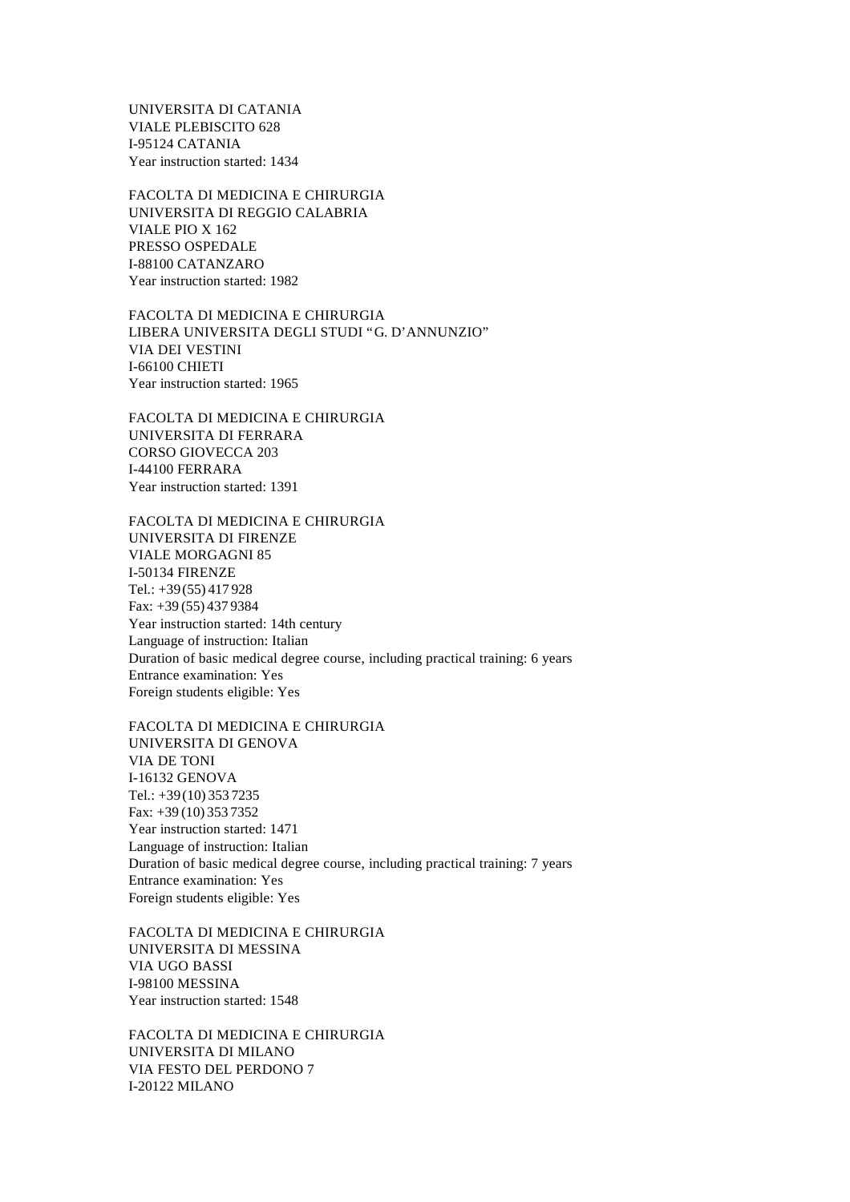UNIVERSITA DI CATANIA
VIALE PLEBISCITO 628
I-95124 CATANIA
Year instruction started: 1434

FACOLTA DI MEDICINA E CHIRURGIA
UNIVERSITA DI REGGIO CALABRIA
VIALE PIO X 162
PRESSO OSPEDALE
I-88100 CATANZARO
Year instruction started: 1982

FACOLTA DI MEDICINA E CHIRURGIA
LIBERA UNIVERSITA DEGLI STUDI "G. D'ANNUNZIO"
VIA DEI VESTINI
I-66100 CHIETI
Year instruction started: 1965

FACOLTA DI MEDICINA E CHIRURGIA
UNIVERSITA DI FERRARA
CORSO GIOVECCA 203
I-44100 FERRARA
Year instruction started: 1391

FACOLTA DI MEDICINA E CHIRURGIA
UNIVERSITA DI FIRENZE
VIALE MORGAGNI 85
I-50134 FIRENZE
Tel.: +39 (55) 417 928
Fax: +39 (55) 437 9384
Year instruction started: 14th century
Language of instruction: Italian
Duration of basic medical degree course, including practical training: 6 years
Entrance examination: Yes
Foreign students eligible: Yes

FACOLTA DI MEDICINA E CHIRURGIA
UNIVERSITA DI GENOVA
VIA DE TONI
I-16132 GENOVA
Tel.: +39 (10) 353 7235
Fax: +39 (10) 353 7352
Year instruction started: 1471
Language of instruction: Italian
Duration of basic medical degree course, including practical training: 7 years
Entrance examination: Yes
Foreign students eligible: Yes

FACOLTA DI MEDICINA E CHIRURGIA
UNIVERSITA DI MESSINA
VIA UGO BASSI
I-98100 MESSINA
Year instruction started: 1548

FACOLTA DI MEDICINA E CHIRURGIA
UNIVERSITA DI MILANO
VIA FESTO DEL PERDONO 7
I-20122 MILANO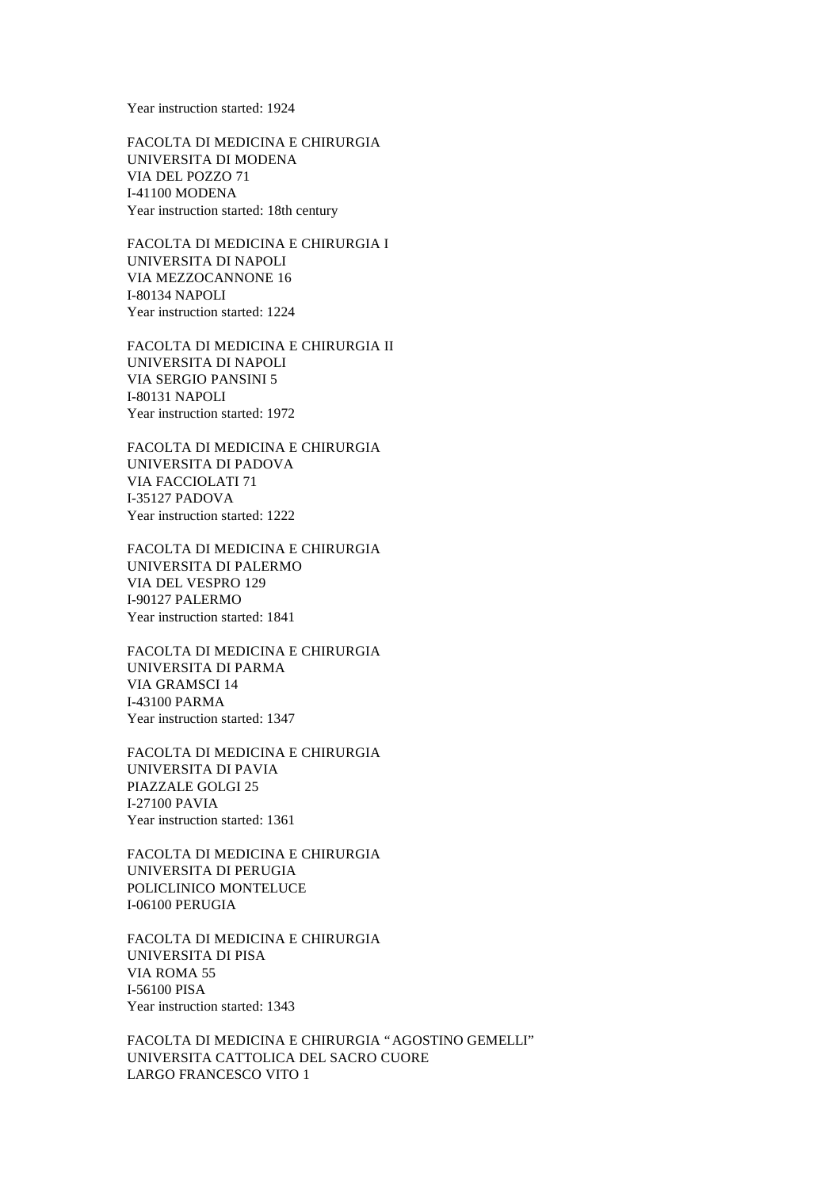Year instruction started: 1924

FACOLTA DI MEDICINA E CHIRURGIA
UNIVERSITA DI MODENA
VIA DEL POZZO 71
I-41100 MODENA
Year instruction started: 18th century

FACOLTA DI MEDICINA E CHIRURGIA I
UNIVERSITA DI NAPOLI
VIA MEZZOCANNONE 16
I-80134 NAPOLI
Year instruction started: 1224

FACOLTA DI MEDICINA E CHIRURGIA II
UNIVERSITA DI NAPOLI
VIA SERGIO PANSINI 5
I-80131 NAPOLI
Year instruction started: 1972

FACOLTA DI MEDICINA E CHIRURGIA
UNIVERSITA DI PADOVA
VIA FACCIOLATI 71
I-35127 PADOVA
Year instruction started: 1222

FACOLTA DI MEDICINA E CHIRURGIA
UNIVERSITA DI PALERMO
VIA DEL VESPRO 129
I-90127 PALERMO
Year instruction started: 1841

FACOLTA DI MEDICINA E CHIRURGIA
UNIVERSITA DI PARMA
VIA GRAMSCI 14
I-43100 PARMA
Year instruction started: 1347

FACOLTA DI MEDICINA E CHIRURGIA
UNIVERSITA DI PAVIA
PIAZZALE GOLGI 25
I-27100 PAVIA
Year instruction started: 1361

FACOLTA DI MEDICINA E CHIRURGIA
UNIVERSITA DI PERUGIA
POLICLINICO MONTELUCE
I-06100 PERUGIA

FACOLTA DI MEDICINA E CHIRURGIA
UNIVERSITA DI PISA
VIA ROMA 55
I-56100 PISA
Year instruction started: 1343

FACOLTA DI MEDICINA E CHIRURGIA "AGOSTINO GEMELLI"
UNIVERSITA CATTOLICA DEL SACRO CUORE
LARGO FRANCESCO VITO 1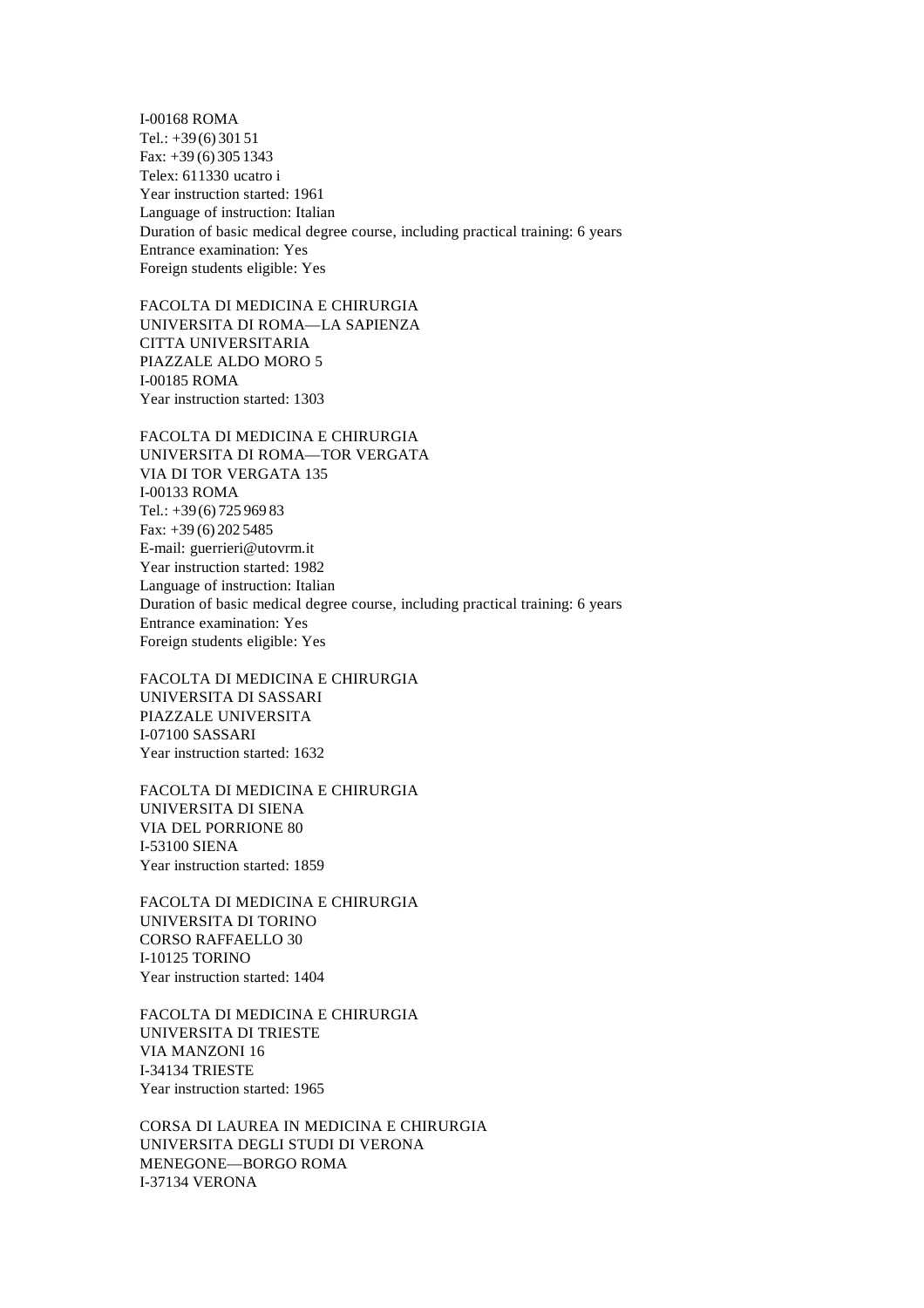I-00168 ROMA
Tel.: +39 (6) 301 51
Fax: +39 (6) 305 1343
Telex: 611330 ucatro i
Year instruction started: 1961
Language of instruction: Italian
Duration of basic medical degree course, including practical training: 6 years
Entrance examination: Yes
Foreign students eligible: Yes

FACOLTA DI MEDICINA E CHIRURGIA
UNIVERSITA DI ROMA—LA SAPIENZA
CITTA UNIVERSITARIA
PIAZZALE ALDO MORO 5
I-00185 ROMA
Year instruction started: 1303

FACOLTA DI MEDICINA E CHIRURGIA
UNIVERSITA DI ROMA—TOR VERGATA
VIA DI TOR VERGATA 135
I-00133 ROMA
Tel.: +39 (6) 725 969 83
Fax: +39 (6) 202 5485
E-mail: guerrieri@utovrm.it
Year instruction started: 1982
Language of instruction: Italian
Duration of basic medical degree course, including practical training: 6 years
Entrance examination: Yes
Foreign students eligible: Yes

FACOLTA DI MEDICINA E CHIRURGIA
UNIVERSITA DI SASSARI
PIAZZALE UNIVERSITA
I-07100 SASSARI
Year instruction started: 1632

FACOLTA DI MEDICINA E CHIRURGIA
UNIVERSITA DI SIENA
VIA DEL PORRIONE 80
I-53100 SIENA
Year instruction started: 1859

FACOLTA DI MEDICINA E CHIRURGIA
UNIVERSITA DI TORINO
CORSO RAFFAELLO 30
I-10125 TORINO
Year instruction started: 1404

FACOLTA DI MEDICINA E CHIRURGIA
UNIVERSITA DI TRIESTE
VIA MANZONI 16
I-34134 TRIESTE
Year instruction started: 1965

CORSA DI LAUREA IN MEDICINA E CHIRURGIA
UNIVERSITA DEGLI STUDI DI VERONA
MENEGONE—BORGO ROMA
I-37134 VERONA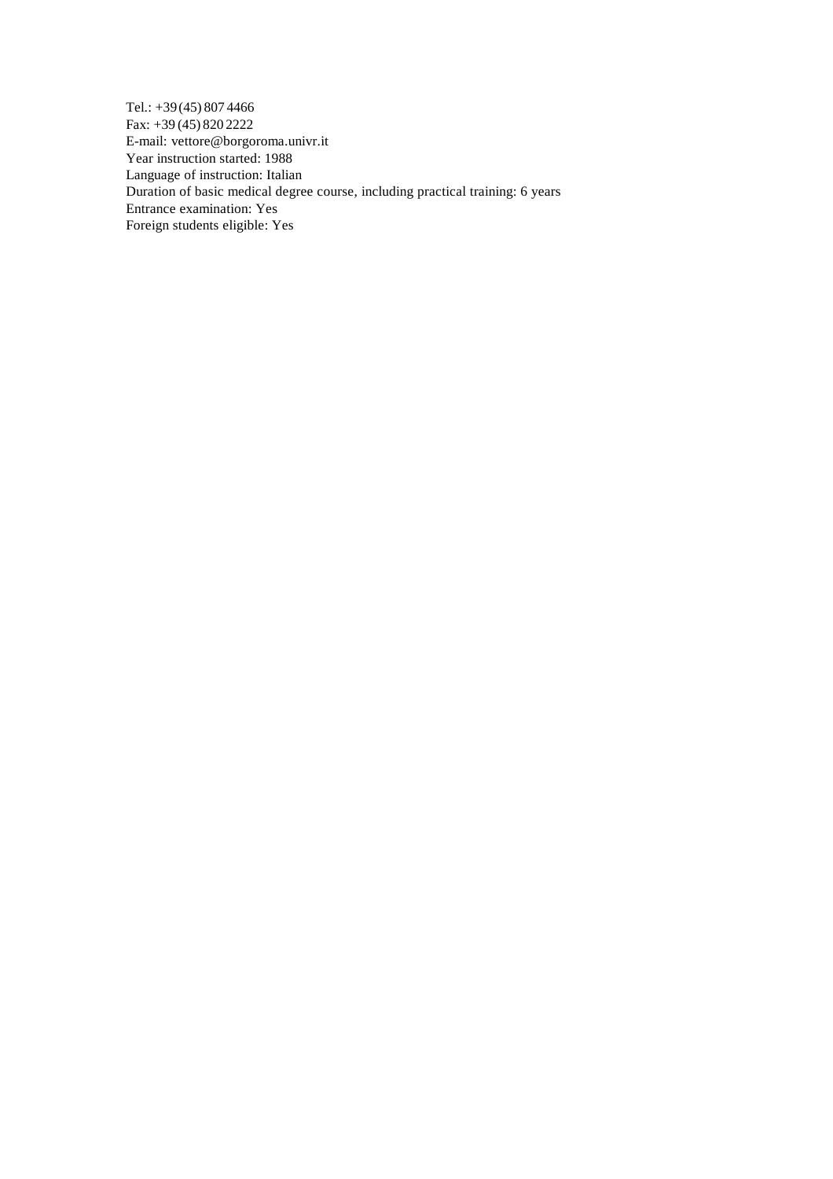Tel.: +39 (45) 807 4466
Fax: +39 (45) 820 2222
E-mail: vettore@borgoroma.univr.it
Year instruction started: 1988
Language of instruction: Italian
Duration of basic medical degree course, including practical training: 6 years
Entrance examination: Yes
Foreign students eligible: Yes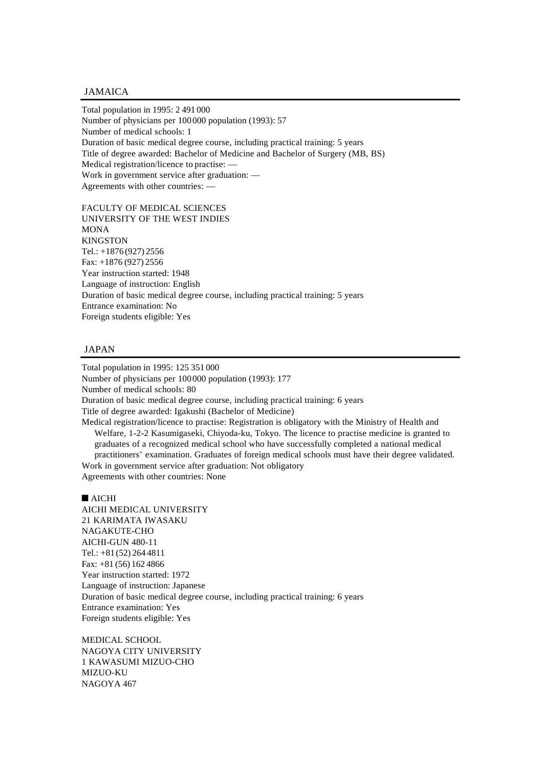## JAMAICA

Total population in 1995: 2 491 000
Number of physicians per 100 000 population (1993): 57
Number of medical schools: 1
Duration of basic medical degree course, including practical training: 5 years
Title of degree awarded: Bachelor of Medicine and Bachelor of Surgery (MB, BS)
Medical registration/licence to practise: —
Work in government service after graduation: —
Agreements with other countries: —

FACULTY OF MEDICAL SCIENCES
UNIVERSITY OF THE WEST INDIES
MONA
KINGSTON
Tel.: +1876 (927) 2556
Fax: +1876 (927) 2556
Year instruction started: 1948
Language of instruction: English
Duration of basic medical degree course, including practical training: 5 years
Entrance examination: No
Foreign students eligible: Yes

## JAPAN

Total population in 1995: 125 351 000
Number of physicians per 100 000 population (1993): 177
Number of medical schools: 80
Duration of basic medical degree course, including practical training: 6 years
Title of degree awarded: Igakushi (Bachelor of Medicine)
Medical registration/licence to practise: Registration is obligatory with the Ministry of Health and Welfare, 1-2-2 Kasumigaseki, Chiyoda-ku, Tokyo. The licence to practise medicine is granted to graduates of a recognized medical school who have successfully completed a national medical practitioners' examination. Graduates of foreign medical schools must have their degree validated.
Work in government service after graduation: Not obligatory
Agreements with other countries: None

### ■ AICHI

AICHI MEDICAL UNIVERSITY
21 KARIMATA IWASAKU
NAGAKUTE-CHO
AICHI-GUN 480-11
Tel.: +81 (52) 264 4811
Fax: +81 (56) 162 4866
Year instruction started: 1972
Language of instruction: Japanese
Duration of basic medical degree course, including practical training: 6 years
Entrance examination: Yes
Foreign students eligible: Yes

MEDICAL SCHOOL
NAGOYA CITY UNIVERSITY
1 KAWASUMI MIZUO-CHO
MIZUO-KU
NAGOYA 467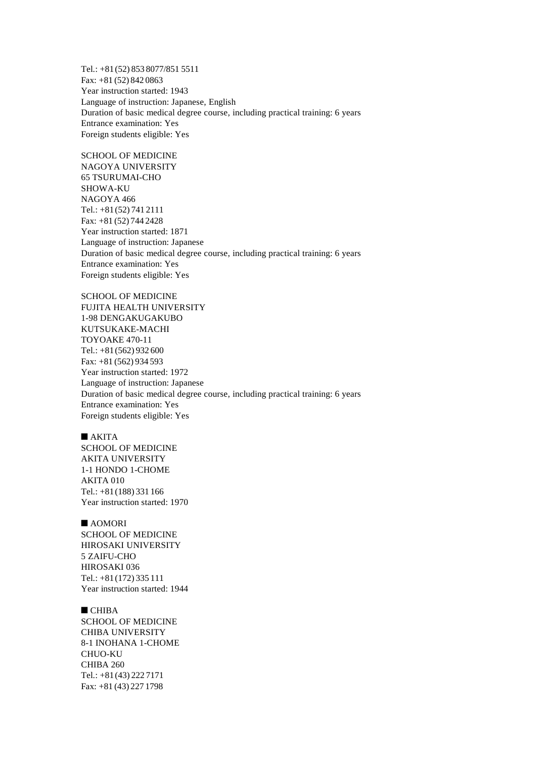Tel.: +81 (52) 853 8077/851 5511
Fax: +81 (52) 842 0863
Year instruction started: 1943
Language of instruction: Japanese, English
Duration of basic medical degree course, including practical training: 6 years
Entrance examination: Yes
Foreign students eligible: Yes

SCHOOL OF MEDICINE
NAGOYA UNIVERSITY
65 TSURUMAI-CHO
SHOWA-KU
NAGOYA 466
Tel.: +81 (52) 741 2111
Fax: +81 (52) 744 2428
Year instruction started: 1871
Language of instruction: Japanese
Duration of basic medical degree course, including practical training: 6 years
Entrance examination: Yes
Foreign students eligible: Yes

SCHOOL OF MEDICINE
FUJITA HEALTH UNIVERSITY
1-98 DENGAKUGAKUBO
KUTSUKAKE-MACHI
TOYOAKE 470-11
Tel.: +81 (562) 932 600
Fax: +81 (562) 934 593
Year instruction started: 1972
Language of instruction: Japanese
Duration of basic medical degree course, including practical training: 6 years
Entrance examination: Yes
Foreign students eligible: Yes

## ■ AKITA

SCHOOL OF MEDICINE
AKITA UNIVERSITY
1-1 HONDO 1-CHOME
AKITA 010
Tel.: +81 (188) 331 166
Year instruction started: 1970

## ■ AOMORI

SCHOOL OF MEDICINE
HIROSAKI UNIVERSITY
5 ZAIFU-CHO
HIROSAKI 036
Tel.: +81 (172) 335 111
Year instruction started: 1944

## ■ CHIBA

SCHOOL OF MEDICINE
CHIBA UNIVERSITY
8-1 INOHANA 1-CHOME
CHUO-KU
CHIBA 260
Tel.: +81 (43) 222 7171
Fax: +81 (43) 227 1798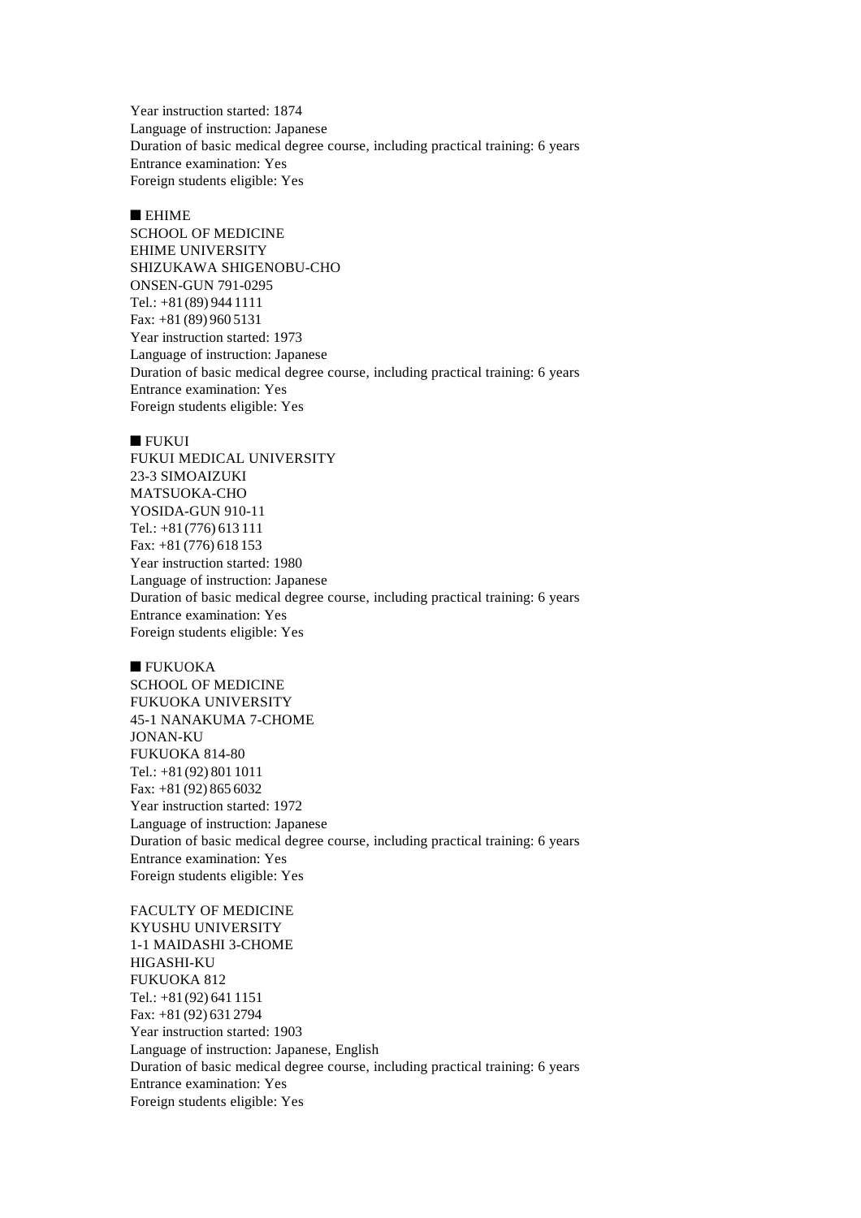Year instruction started: 1874
Language of instruction: Japanese
Duration of basic medical degree course, including practical training: 6 years
Entrance examination: Yes
Foreign students eligible: Yes

■ EHIME

SCHOOL OF MEDICINE
EHIME UNIVERSITY
SHIZUKAWA SHIGENOBU-CHO
ONSEN-GUN 791-0295
Tel.: +81 (89) 944 1111
Fax: +81 (89) 960 5131
Year instruction started: 1973
Language of instruction: Japanese
Duration of basic medical degree course, including practical training: 6 years
Entrance examination: Yes
Foreign students eligible: Yes

■ FUKUI

FUKUI MEDICAL UNIVERSITY
23-3 SIMOAIZUKI
MATSUOKA-CHO
YOSIDA-GUN 910-11
Tel.: +81 (776) 613 111
Fax: +81 (776) 618 153
Year instruction started: 1980
Language of instruction: Japanese
Duration of basic medical degree course, including practical training: 6 years
Entrance examination: Yes
Foreign students eligible: Yes

■ FUKUOKA

SCHOOL OF MEDICINE
FUKUOKA UNIVERSITY
45-1 NANAKUMA 7-CHOME
JONAN-KU
FUKUOKA 814-80
Tel.: +81 (92) 801 1011
Fax: +81 (92) 865 6032
Year instruction started: 1972
Language of instruction: Japanese
Duration of basic medical degree course, including practical training: 6 years
Entrance examination: Yes
Foreign students eligible: Yes

FACULTY OF MEDICINE
KYUSHU UNIVERSITY
1-1 MAIDASHI 3-CHOME
HIGASHI-KU
FUKUOKA 812
Tel.: +81 (92) 641 1151
Fax: +81 (92) 631 2794
Year instruction started: 1903
Language of instruction: Japanese, English
Duration of basic medical degree course, including practical training: 6 years
Entrance examination: Yes
Foreign students eligible: Yes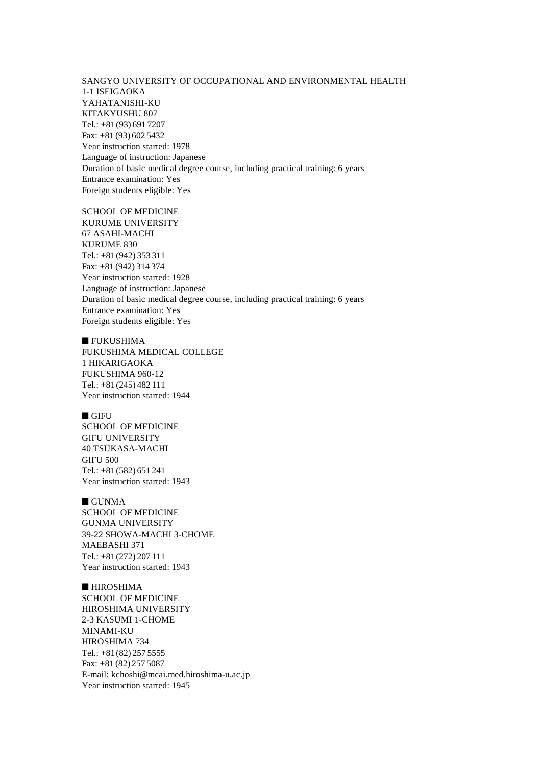SANGYO UNIVERSITY OF OCCUPATIONAL AND ENVIRONMENTAL HEALTH
1-1 ISEIGAOKA
YAHATANISHI-KU
KITAKYUSHU 807
Tel.: +81 (93) 691 7207
Fax: +81 (93) 602 5432
Year instruction started: 1978
Language of instruction: Japanese
Duration of basic medical degree course, including practical training: 6 years
Entrance examination: Yes
Foreign students eligible: Yes

SCHOOL OF MEDICINE
KURUME UNIVERSITY
67 ASAHI-MACHI
KURUME 830
Tel.: +81 (942) 353 311
Fax: +81 (942) 314 374
Year instruction started: 1928
Language of instruction: Japanese
Duration of basic medical degree course, including practical training: 6 years
Entrance examination: Yes
Foreign students eligible: Yes

## ■ FUKUSHIMA

FUKUSHIMA MEDICAL COLLEGE
1 HIKARIGAOKA
FUKUSHIMA 960-12
Tel.: +81 (245) 482 111
Year instruction started: 1944

## ■ GIFU

SCHOOL OF MEDICINE
GIFU UNIVERSITY
40 TSUKASA-MACHI
GIFU 500
Tel.: +81 (582) 651 241
Year instruction started: 1943

## ■ GUNMA

SCHOOL OF MEDICINE
GUNMA UNIVERSITY
39-22 SHOWA-MACHI 3-CHOME
MAEBASHI 371
Tel.: +81 (272) 207 111
Year instruction started: 1943

## ■ HIROSHIMA

SCHOOL OF MEDICINE
HIROSHIMA UNIVERSITY
2-3 KASUMI 1-CHOME
MINAMI-KU
HIROSHIMA 734
Tel.: +81 (82) 257 5555
Fax: +81 (82) 257 5087
E-mail: kchoshi@mcai.med.hiroshima-u.ac.jp
Year instruction started: 1945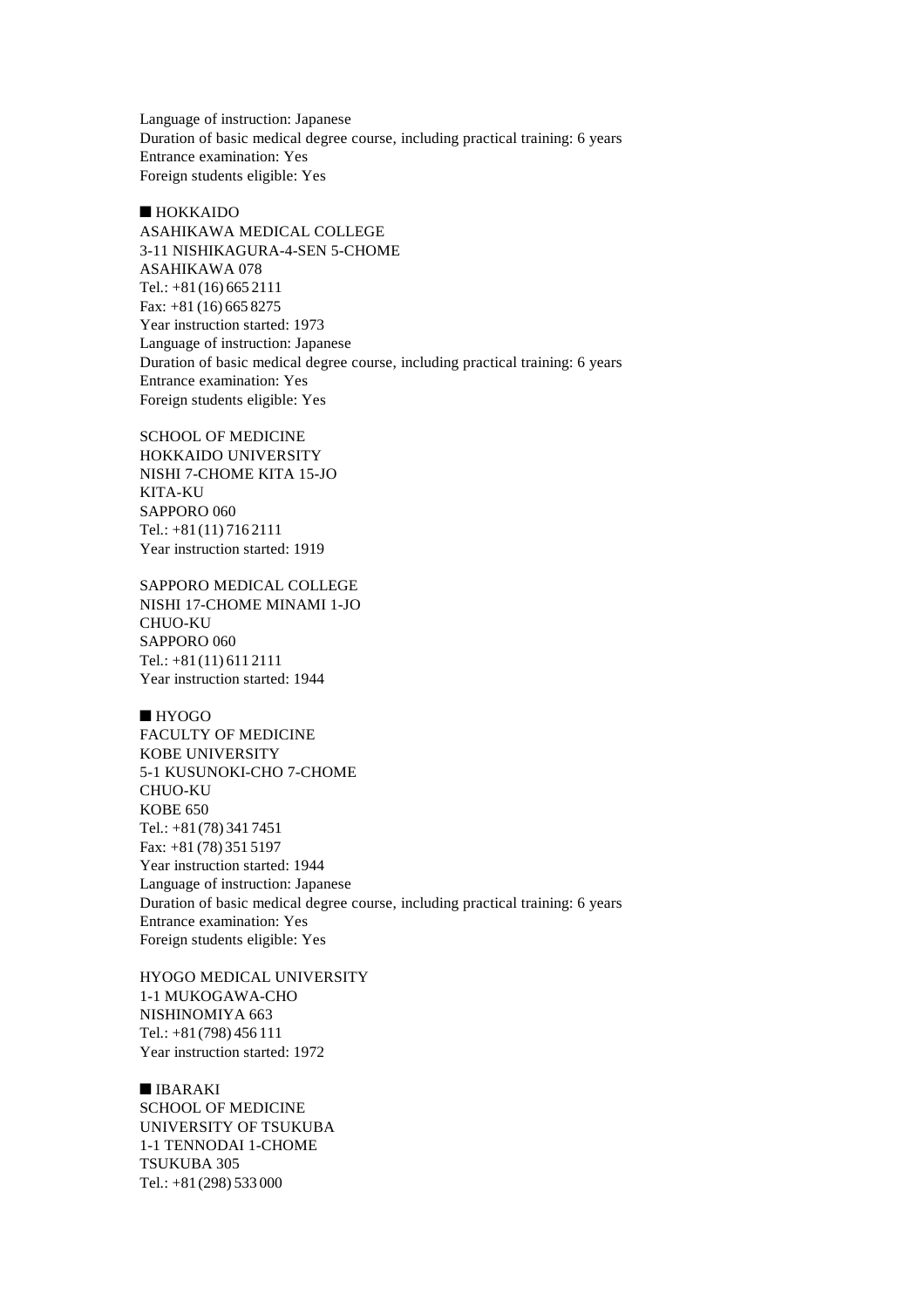Language of instruction: Japanese
Duration of basic medical degree course, including practical training: 6 years
Entrance examination: Yes
Foreign students eligible: Yes

## ■ HOKKAIDO

ASAHIKAWA MEDICAL COLLEGE
3-11 NISHIKAGURA-4-SEN 5-CHOME
ASAHIKAWA 078
Tel.: +81 (16) 665 2111
Fax: +81 (16) 665 8275
Year instruction started: 1973
Language of instruction: Japanese
Duration of basic medical degree course, including practical training: 6 years
Entrance examination: Yes
Foreign students eligible: Yes

SCHOOL OF MEDICINE
HOKKAIDO UNIVERSITY
NISHI 7-CHOME KITA 15-JO
KITA-KU
SAPPORO 060
Tel.: +81 (11) 716 2111
Year instruction started: 1919

SAPPORO MEDICAL COLLEGE
NISHI 17-CHOME MINAMI 1-JO
CHUO-KU
SAPPORO 060
Tel.: +81 (11) 611 2111
Year instruction started: 1944

## ■ HYOGO

FACULTY OF MEDICINE
KOBE UNIVERSITY
5-1 KUSUNOKI-CHO 7-CHOME
CHUO-KU
KOBE 650
Tel.: +81 (78) 341 7451
Fax: +81 (78) 351 5197
Year instruction started: 1944
Language of instruction: Japanese
Duration of basic medical degree course, including practical training: 6 years
Entrance examination: Yes
Foreign students eligible: Yes

HYOGO MEDICAL UNIVERSITY
1-1 MUKOGAWA-CHO
NISHINOMIYA 663
Tel.: +81 (798) 456 111
Year instruction started: 1972

## ■ IBARAKI

SCHOOL OF MEDICINE
UNIVERSITY OF TSUKUBA
1-1 TENNODAI 1-CHOME
TSUKUBA 305
Tel.: +81 (298) 533 000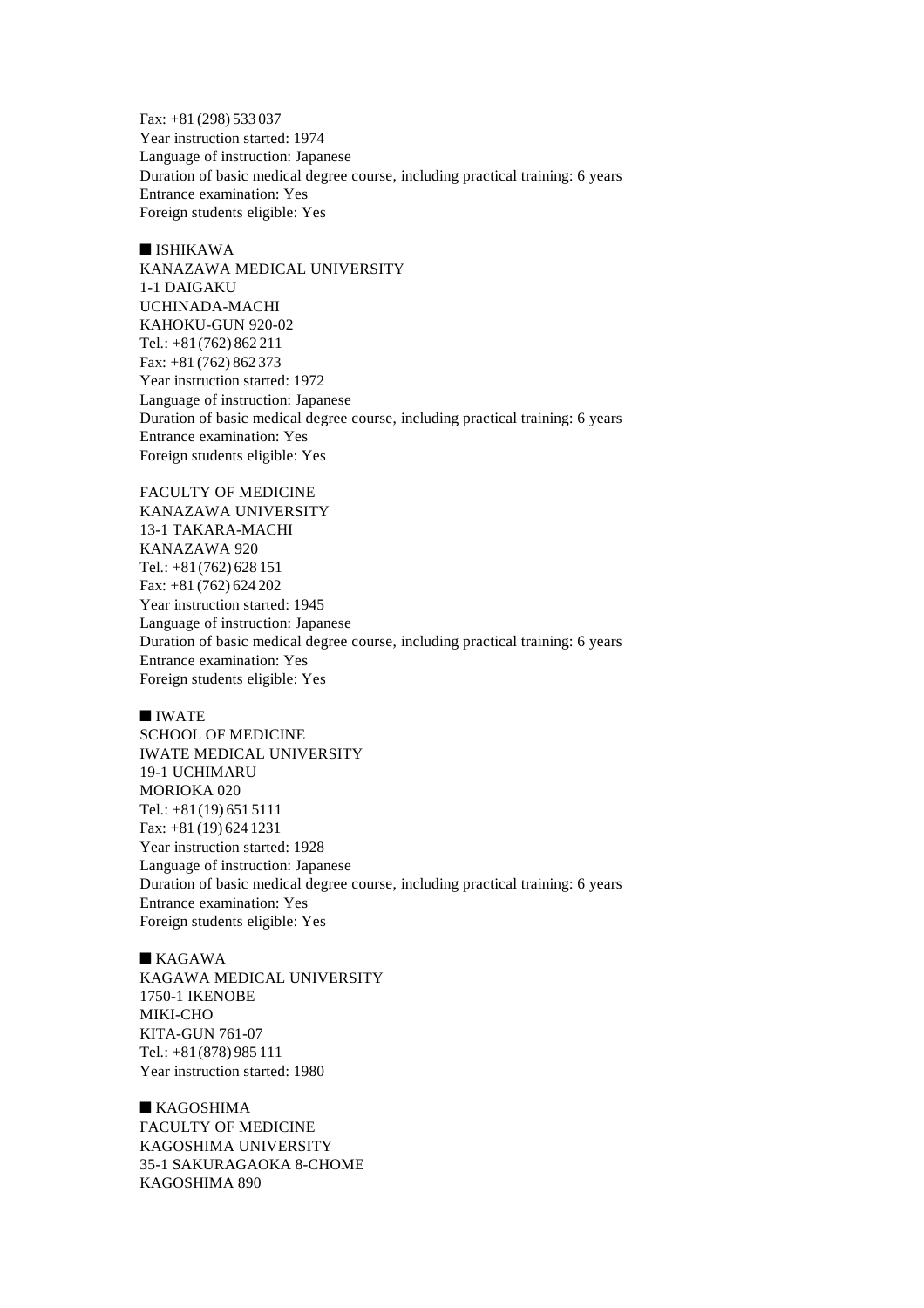Fax: +81 (298) 533 037
Year instruction started: 1974
Language of instruction: Japanese
Duration of basic medical degree course, including practical training: 6 years
Entrance examination: Yes
Foreign students eligible: Yes

## ■ ISHIKAWA

KANAZAWA MEDICAL UNIVERSITY
1-1 DAIGAKU
UCHINADA-MACHI
KAHOKU-GUN 920-02
Tel.: +81 (762) 862 211
Fax: +81 (762) 862 373
Year instruction started: 1972
Language of instruction: Japanese
Duration of basic medical degree course, including practical training: 6 years
Entrance examination: Yes
Foreign students eligible: Yes

FACULTY OF MEDICINE
KANAZAWA UNIVERSITY
13-1 TAKARA-MACHI
KANAZAWA 920
Tel.: +81 (762) 628 151
Fax: +81 (762) 624 202
Year instruction started: 1945
Language of instruction: Japanese
Duration of basic medical degree course, including practical training: 6 years
Entrance examination: Yes
Foreign students eligible: Yes

## ■ IWATE

SCHOOL OF MEDICINE
IWATE MEDICAL UNIVERSITY
19-1 UCHIMARU
MORIOKA 020
Tel.: +81 (19) 651 5111
Fax: +81 (19) 624 1231
Year instruction started: 1928
Language of instruction: Japanese
Duration of basic medical degree course, including practical training: 6 years
Entrance examination: Yes
Foreign students eligible: Yes

## ■ KAGAWA

KAGAWA MEDICAL UNIVERSITY
1750-1 IKENOBE
MIKI-CHO
KITA-GUN 761-07
Tel.: +81 (878) 985 111
Year instruction started: 1980

## ■ KAGOSHIMA

FACULTY OF MEDICINE
KAGOSHIMA UNIVERSITY
35-1 SAKURAGAOKA 8-CHOME
KAGOSHIMA 890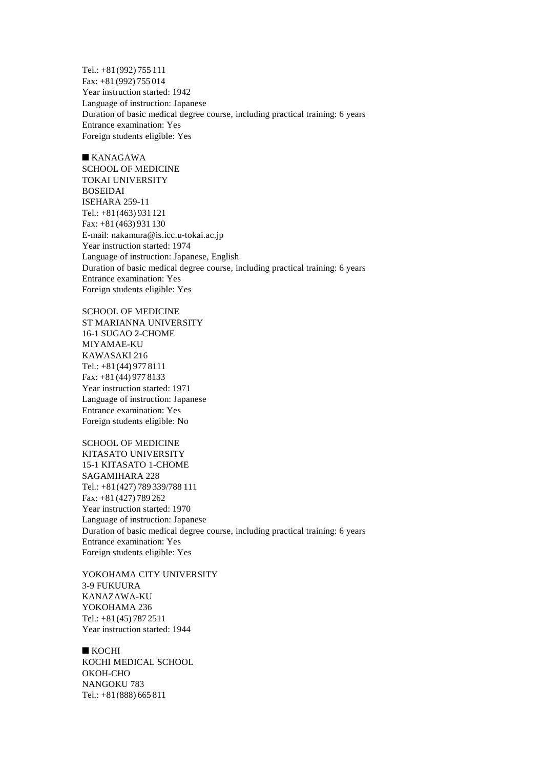Tel.: +81 (992) 755 111
Fax: +81 (992) 755 014
Year instruction started: 1942
Language of instruction: Japanese
Duration of basic medical degree course, including practical training: 6 years
Entrance examination: Yes
Foreign students eligible: Yes

## ■ KANAGAWA

SCHOOL OF MEDICINE
TOKAI UNIVERSITY
BOSEIDAI
ISEHARA 259-11
Tel.: +81 (463) 931 121
Fax: +81 (463) 931 130
E-mail: nakamura@is.icc.u-tokai.ac.jp
Year instruction started: 1974
Language of instruction: Japanese, English
Duration of basic medical degree course, including practical training: 6 years
Entrance examination: Yes
Foreign students eligible: Yes

SCHOOL OF MEDICINE
ST MARIANNA UNIVERSITY
16-1 SUGAO 2-CHOME
MIYAMAE-KU
KAWASAKI 216
Tel.: +81 (44) 977 8111
Fax: +81 (44) 977 8133
Year instruction started: 1971
Language of instruction: Japanese
Entrance examination: Yes
Foreign students eligible: No

SCHOOL OF MEDICINE
KITASATO UNIVERSITY
15-1 KITASATO 1-CHOME
SAGAMIHARA 228
Tel.: +81 (427) 789 339/788 111
Fax: +81 (427) 789 262
Year instruction started: 1970
Language of instruction: Japanese
Duration of basic medical degree course, including practical training: 6 years
Entrance examination: Yes
Foreign students eligible: Yes

YOKOHAMA CITY UNIVERSITY
3-9 FUKUURA
KANAZAWA-KU
YOKOHAMA 236
Tel.: +81 (45) 787 2511
Year instruction started: 1944

## ■ KOCHI

KOCHI MEDICAL SCHOOL
OKOH-CHO
NANGOKU 783
Tel.: +81 (888) 665 811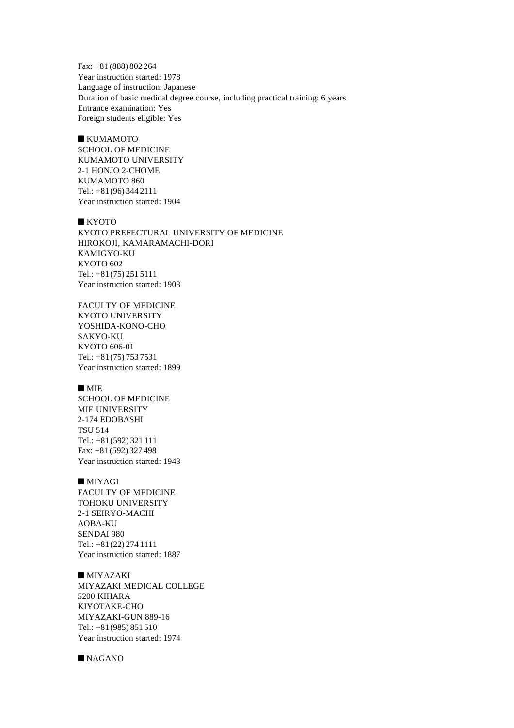Fax: +81 (888) 802 264
Year instruction started: 1978
Language of instruction: Japanese
Duration of basic medical degree course, including practical training: 6 years
Entrance examination: Yes
Foreign students eligible: Yes

■ KUMAMOTO
SCHOOL OF MEDICINE
KUMAMOTO UNIVERSITY
2-1 HONJO 2-CHOME
KUMAMOTO 860
Tel.: +81 (96) 344 2111
Year instruction started: 1904

■ KYOTO
KYOTO PREFECTURAL UNIVERSITY OF MEDICINE
HIROKOJI, KAMARAMACHI-DORI
KAMIGYO-KU
KYOTO 602
Tel.: +81 (75) 251 5111
Year instruction started: 1903

FACULTY OF MEDICINE
KYOTO UNIVERSITY
YOSHIDA-KONO-CHO
SAKYO-KU
KYOTO 606-01
Tel.: +81 (75) 753 7531
Year instruction started: 1899

■ MIE
SCHOOL OF MEDICINE
MIE UNIVERSITY
2-174 EDOBASHI
TSU 514
Tel.: +81 (592) 321 111
Fax: +81 (592) 327 498
Year instruction started: 1943

■ MIYAGI
FACULTY OF MEDICINE
TOHOKU UNIVERSITY
2-1 SEIRYO-MACHI
AOBA-KU
SENDAI 980
Tel.: +81 (22) 274 1111
Year instruction started: 1887

■ MIYAZAKI
MIYAZAKI MEDICAL COLLEGE
5200 KIHARA
KIYOTAKE-CHO
MIYAZAKI-GUN 889-16
Tel.: +81 (985) 851 510
Year instruction started: 1974

■ NAGANO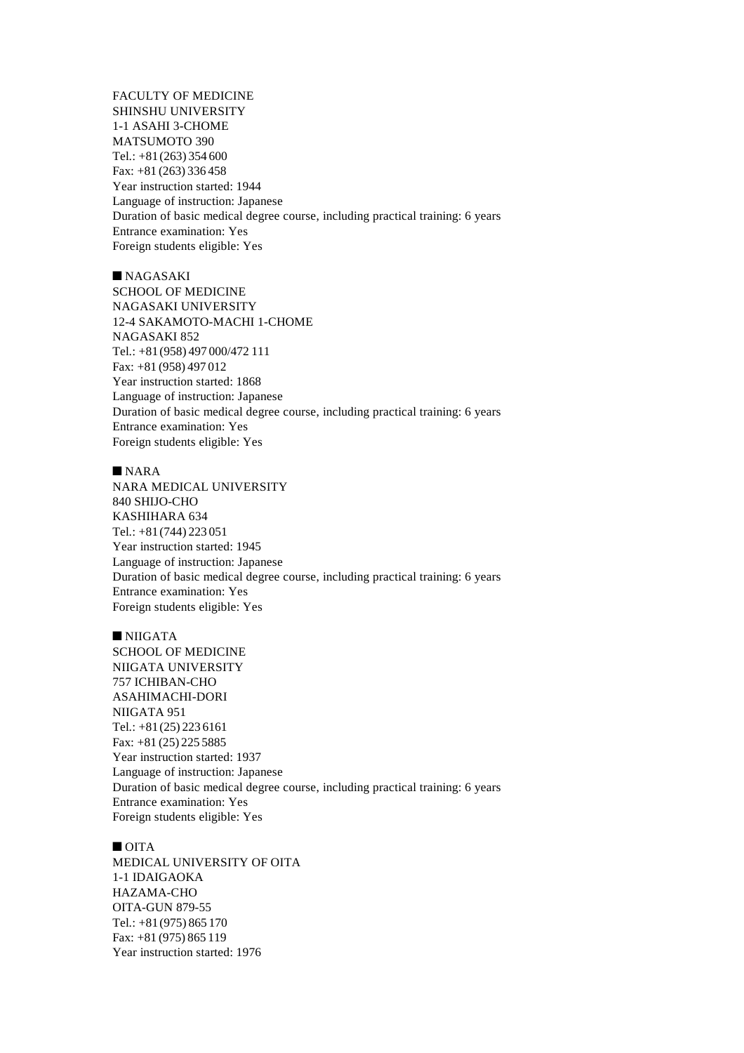FACULTY OF MEDICINE
SHINSHU UNIVERSITY
1-1 ASAHI 3-CHOME
MATSUMOTO 390
Tel.: +81 (263) 354 600
Fax: +81 (263) 336 458
Year instruction started: 1944
Language of instruction: Japanese
Duration of basic medical degree course, including practical training: 6 years
Entrance examination: Yes
Foreign students eligible: Yes

■ NAGASAKI

SCHOOL OF MEDICINE
NAGASAKI UNIVERSITY
12-4 SAKAMOTO-MACHI 1-CHOME
NAGASAKI 852
Tel.: +81 (958) 497 000/472 111
Fax: +81 (958) 497 012
Year instruction started: 1868
Language of instruction: Japanese
Duration of basic medical degree course, including practical training: 6 years
Entrance examination: Yes
Foreign students eligible: Yes

■ NARA

NARA MEDICAL UNIVERSITY
840 SHIJO-CHO
KASHIHARA 634
Tel.: +81 (744) 223 051
Year instruction started: 1945
Language of instruction: Japanese
Duration of basic medical degree course, including practical training: 6 years
Entrance examination: Yes
Foreign students eligible: Yes

■ NIIGATA

SCHOOL OF MEDICINE
NIIGATA UNIVERSITY
757 ICHIBAN-CHO
ASAHIMACHI-DORI
NIIGATA 951
Tel.: +81 (25) 223 6161
Fax: +81 (25) 225 5885
Year instruction started: 1937
Language of instruction: Japanese
Duration of basic medical degree course, including practical training: 6 years
Entrance examination: Yes
Foreign students eligible: Yes

■ OITA

MEDICAL UNIVERSITY OF OITA
1-1 IDAIGAOKA
HAZAMA-CHO
OITA-GUN 879-55
Tel.: +81 (975) 865 170
Fax: +81 (975) 865 119
Year instruction started: 1976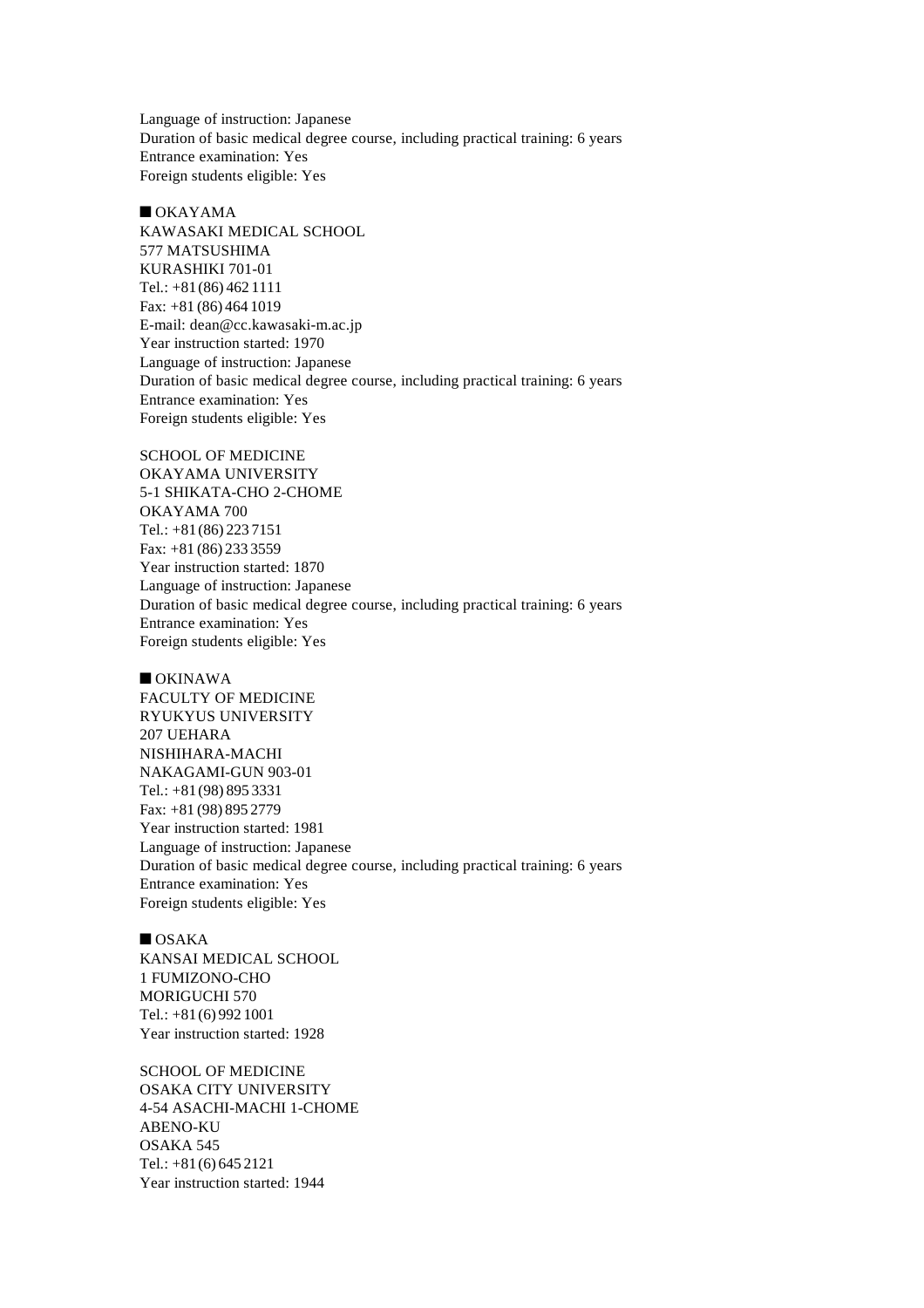Language of instruction: Japanese
Duration of basic medical degree course, including practical training: 6 years
Entrance examination: Yes
Foreign students eligible: Yes

## ■ OKAYAMA

KAWASAKI MEDICAL SCHOOL
577 MATSUSHIMA
KURASHIKI 701-01
Tel.: +81 (86) 462 1111
Fax: +81 (86) 464 1019
E-mail: dean@cc.kawasaki-m.ac.jp
Year instruction started: 1970
Language of instruction: Japanese
Duration of basic medical degree course, including practical training: 6 years
Entrance examination: Yes
Foreign students eligible: Yes

SCHOOL OF MEDICINE
OKAYAMA UNIVERSITY
5-1 SHIKATA-CHO 2-CHOME
OKAYAMA 700
Tel.: +81 (86) 223 7151
Fax: +81 (86) 233 3559
Year instruction started: 1870
Language of instruction: Japanese
Duration of basic medical degree course, including practical training: 6 years
Entrance examination: Yes
Foreign students eligible: Yes

## ■ OKINAWA

FACULTY OF MEDICINE
RYUKYUS UNIVERSITY
207 UEHARA
NISHIHARA-MACHI
NAKAGAMI-GUN 903-01
Tel.: +81 (98) 895 3331
Fax: +81 (98) 895 2779
Year instruction started: 1981
Language of instruction: Japanese
Duration of basic medical degree course, including practical training: 6 years
Entrance examination: Yes
Foreign students eligible: Yes

## ■ OSAKA

KANSAI MEDICAL SCHOOL
1 FUMIZONO-CHO
MORIGUCHI 570
Tel.: +81 (6) 992 1001
Year instruction started: 1928

SCHOOL OF MEDICINE
OSAKA CITY UNIVERSITY
4-54 ASACHI-MACHI 1-CHOME
ABENO-KU
OSAKA 545
Tel.: +81 (6) 645 2121
Year instruction started: 1944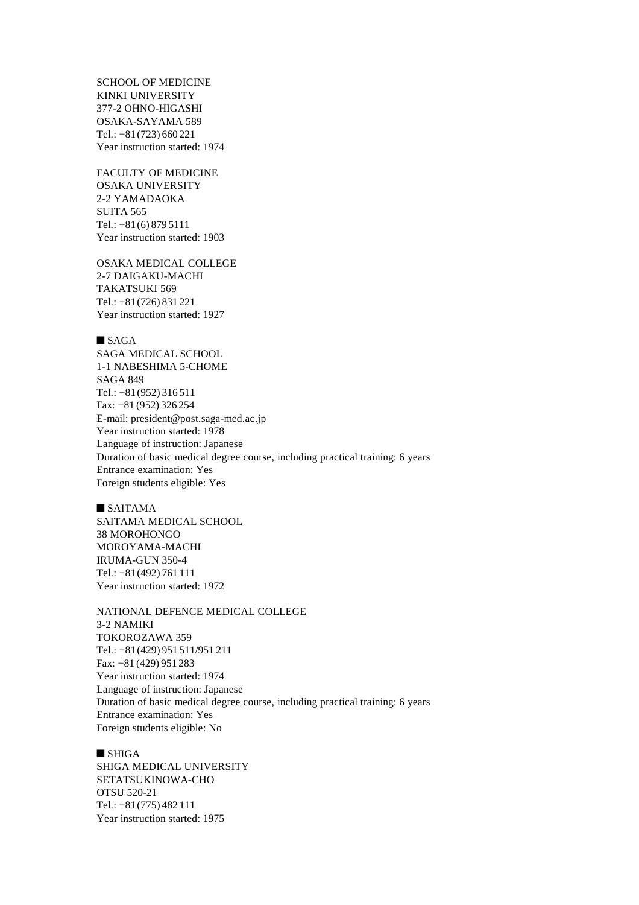SCHOOL OF MEDICINE
KINKI UNIVERSITY
377-2 OHNO-HIGASHI
OSAKA-SAYAMA 589
Tel.: +81 (723) 660 221
Year instruction started: 1974

FACULTY OF MEDICINE
OSAKA UNIVERSITY
2-2 YAMADAOKA
SUITA 565
Tel.: +81 (6) 879 5111
Year instruction started: 1903

OSAKA MEDICAL COLLEGE
2-7 DAIGAKU-MACHI
TAKATSUKI 569
Tel.: +81 (726) 831 221
Year instruction started: 1927

## ■ SAGA

SAGA MEDICAL SCHOOL
1-1 NABESHIMA 5-CHOME
SAGA 849
Tel.: +81 (952) 316 511
Fax: +81 (952) 326 254
E-mail: president@post.saga-med.ac.jp
Year instruction started: 1978
Language of instruction: Japanese
Duration of basic medical degree course, including practical training: 6 years
Entrance examination: Yes
Foreign students eligible: Yes

## ■ SAITAMA

SAITAMA MEDICAL SCHOOL
38 MOROHONGO
MOROYAMA-MACHI
IRUMA-GUN 350-4
Tel.: +81 (492) 761 111
Year instruction started: 1972

NATIONAL DEFENCE MEDICAL COLLEGE
3-2 NAMIKI
TOKOROZAWA 359
Tel.: +81 (429) 951 511/951 211
Fax: +81 (429) 951 283
Year instruction started: 1974
Language of instruction: Japanese
Duration of basic medical degree course, including practical training: 6 years
Entrance examination: Yes
Foreign students eligible: No

## ■ SHIGA

SHIGA MEDICAL UNIVERSITY
SETATSUKINOWA-CHO
OTSU 520-21
Tel.: +81 (775) 482 111
Year instruction started: 1975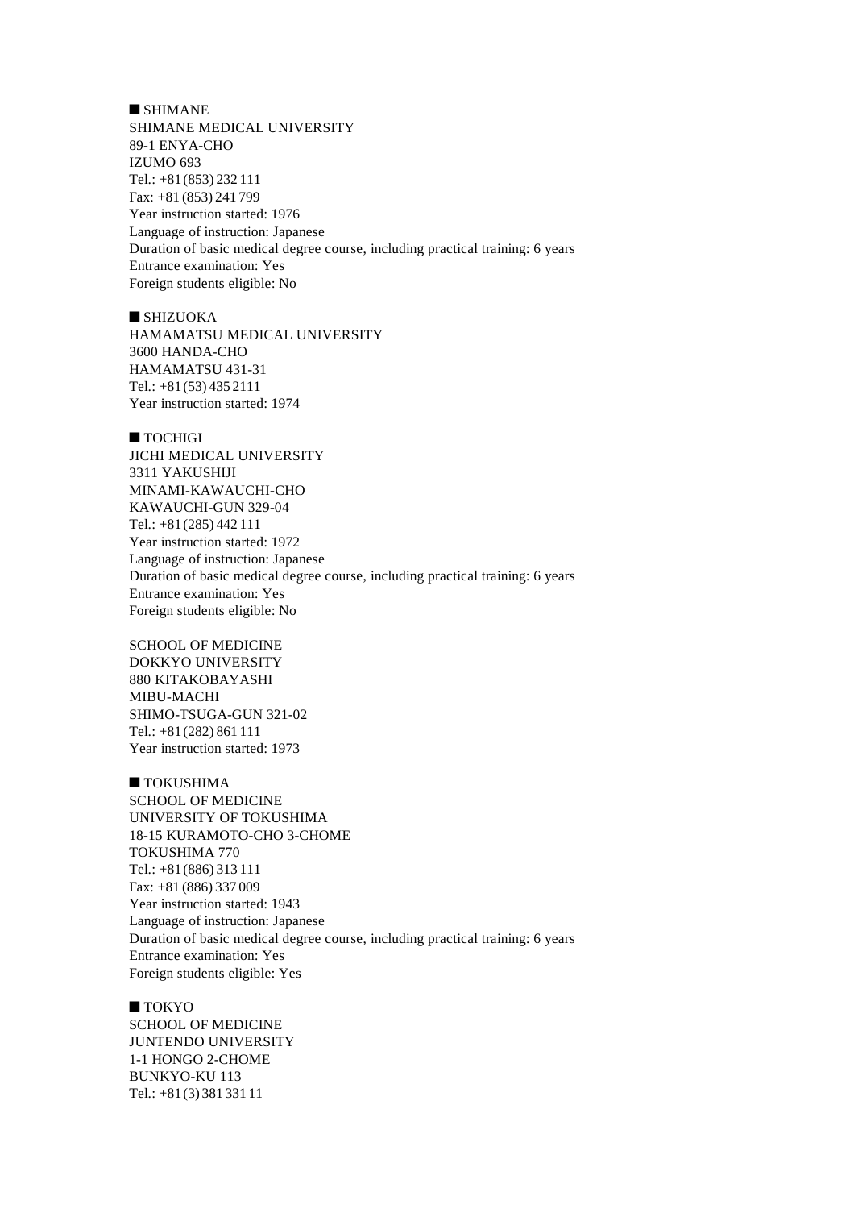■ SHIMANE

SHIMANE MEDICAL UNIVERSITY
89-1 ENYA-CHO
IZUMO 693
Tel.: +81 (853) 232 111
Fax: +81 (853) 241 799
Year instruction started: 1976
Language of instruction: Japanese
Duration of basic medical degree course, including practical training: 6 years
Entrance examination: Yes
Foreign students eligible: No

■ SHIZUOKA

HAMAMATSU MEDICAL UNIVERSITY
3600 HANDA-CHO
HAMAMATSU 431-31
Tel.: +81 (53) 435 2111
Year instruction started: 1974

■ TOCHIGI

JICHI MEDICAL UNIVERSITY
3311 YAKUSHIJI
MINAMI-KAWAUCHI-CHO
KAWAUCHI-GUN 329-04
Tel.: +81 (285) 442 111
Year instruction started: 1972
Language of instruction: Japanese
Duration of basic medical degree course, including practical training: 6 years
Entrance examination: Yes
Foreign students eligible: No

SCHOOL OF MEDICINE
DOKKYO UNIVERSITY
880 KITAKOBAYASHI
MIBU-MACHI
SHIMO-TSUGA-GUN 321-02
Tel.: +81 (282) 861 111
Year instruction started: 1973

■ TOKUSHIMA

SCHOOL OF MEDICINE
UNIVERSITY OF TOKUSHIMA
18-15 KURAMOTO-CHO 3-CHOME
TOKUSHIMA 770
Tel.: +81 (886) 313 111
Fax: +81 (886) 337 009
Year instruction started: 1943
Language of instruction: Japanese
Duration of basic medical degree course, including practical training: 6 years
Entrance examination: Yes
Foreign students eligible: Yes

■ TOKYO

SCHOOL OF MEDICINE
JUNTENDO UNIVERSITY
1-1 HONGO 2-CHOME
BUNKYO-KU 113
Tel.: +81 (3) 381 331 11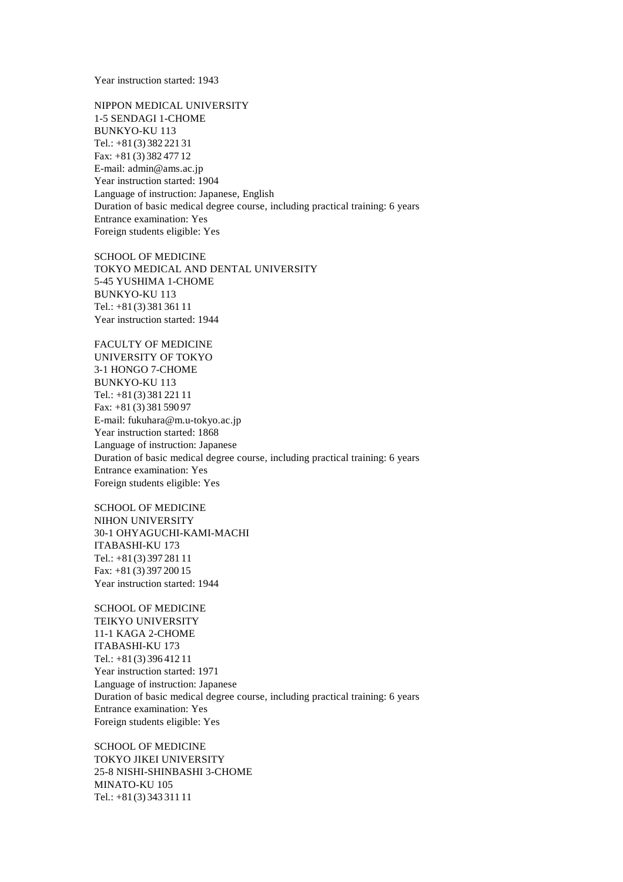Year instruction started: 1943

NIPPON MEDICAL UNIVERSITY
1-5 SENDAGI 1-CHOME
BUNKYO-KU 113
Tel.: +81 (3) 382 221 31
Fax: +81 (3) 382 477 12
E-mail: admin@ams.ac.jp
Year instruction started: 1904
Language of instruction: Japanese, English
Duration of basic medical degree course, including practical training: 6 years
Entrance examination: Yes
Foreign students eligible: Yes

SCHOOL OF MEDICINE
TOKYO MEDICAL AND DENTAL UNIVERSITY
5-45 YUSHIMA 1-CHOME
BUNKYO-KU 113
Tel.: +81 (3) 381 361 11
Year instruction started: 1944

FACULTY OF MEDICINE
UNIVERSITY OF TOKYO
3-1 HONGO 7-CHOME
BUNKYO-KU 113
Tel.: +81 (3) 381 221 11
Fax: +81 (3) 381 590 97
E-mail: fukuhara@m.u-tokyo.ac.jp
Year instruction started: 1868
Language of instruction: Japanese
Duration of basic medical degree course, including practical training: 6 years
Entrance examination: Yes
Foreign students eligible: Yes

SCHOOL OF MEDICINE
NIHON UNIVERSITY
30-1 OHYAGUCHI-KAMI-MACHI
ITABASHI-KU 173
Tel.: +81 (3) 397 281 11
Fax: +81 (3) 397 200 15
Year instruction started: 1944

SCHOOL OF MEDICINE
TEIKYO UNIVERSITY
11-1 KAGA 2-CHOME
ITABASHI-KU 173
Tel.: +81 (3) 396 412 11
Year instruction started: 1971
Language of instruction: Japanese
Duration of basic medical degree course, including practical training: 6 years
Entrance examination: Yes
Foreign students eligible: Yes

SCHOOL OF MEDICINE
TOKYO JIKEI UNIVERSITY
25-8 NISHI-SHINBASHI 3-CHOME
MINATO-KU 105
Tel.: +81 (3) 343 311 11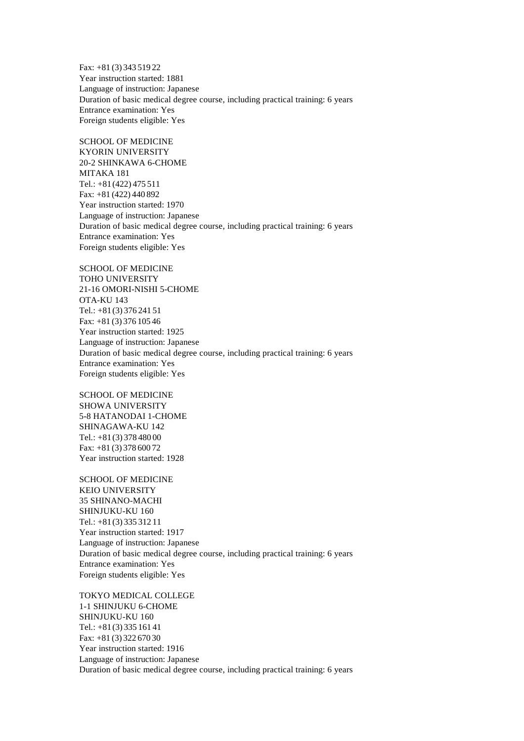Fax: +81 (3) 343 519 22
Year instruction started: 1881
Language of instruction: Japanese
Duration of basic medical degree course, including practical training: 6 years
Entrance examination: Yes
Foreign students eligible: Yes

SCHOOL OF MEDICINE
KYORIN UNIVERSITY
20-2 SHINKAWA 6-CHOME
MITAKA 181
Tel.: +81 (422) 475 511
Fax: +81 (422) 440 892
Year instruction started: 1970
Language of instruction: Japanese
Duration of basic medical degree course, including practical training: 6 years
Entrance examination: Yes
Foreign students eligible: Yes

SCHOOL OF MEDICINE
TOHO UNIVERSITY
21-16 OMORI-NISHI 5-CHOME
OTA-KU 143
Tel.: +81 (3) 376 241 51
Fax: +81 (3) 376 105 46
Year instruction started: 1925
Language of instruction: Japanese
Duration of basic medical degree course, including practical training: 6 years
Entrance examination: Yes
Foreign students eligible: Yes

SCHOOL OF MEDICINE
SHOWA UNIVERSITY
5-8 HATANODAI 1-CHOME
SHINAGAWA-KU 142
Tel.: +81 (3) 378 480 00
Fax: +81 (3) 378 600 72
Year instruction started: 1928

SCHOOL OF MEDICINE
KEIO UNIVERSITY
35 SHINANO-MACHI
SHINJUKU-KU 160
Tel.: +81 (3) 335 312 11
Year instruction started: 1917
Language of instruction: Japanese
Duration of basic medical degree course, including practical training: 6 years
Entrance examination: Yes
Foreign students eligible: Yes

TOKYO MEDICAL COLLEGE
1-1 SHINJUKU 6-CHOME
SHINJUKU-KU 160
Tel.: +81 (3) 335 161 41
Fax: +81 (3) 322 670 30
Year instruction started: 1916
Language of instruction: Japanese
Duration of basic medical degree course, including practical training: 6 years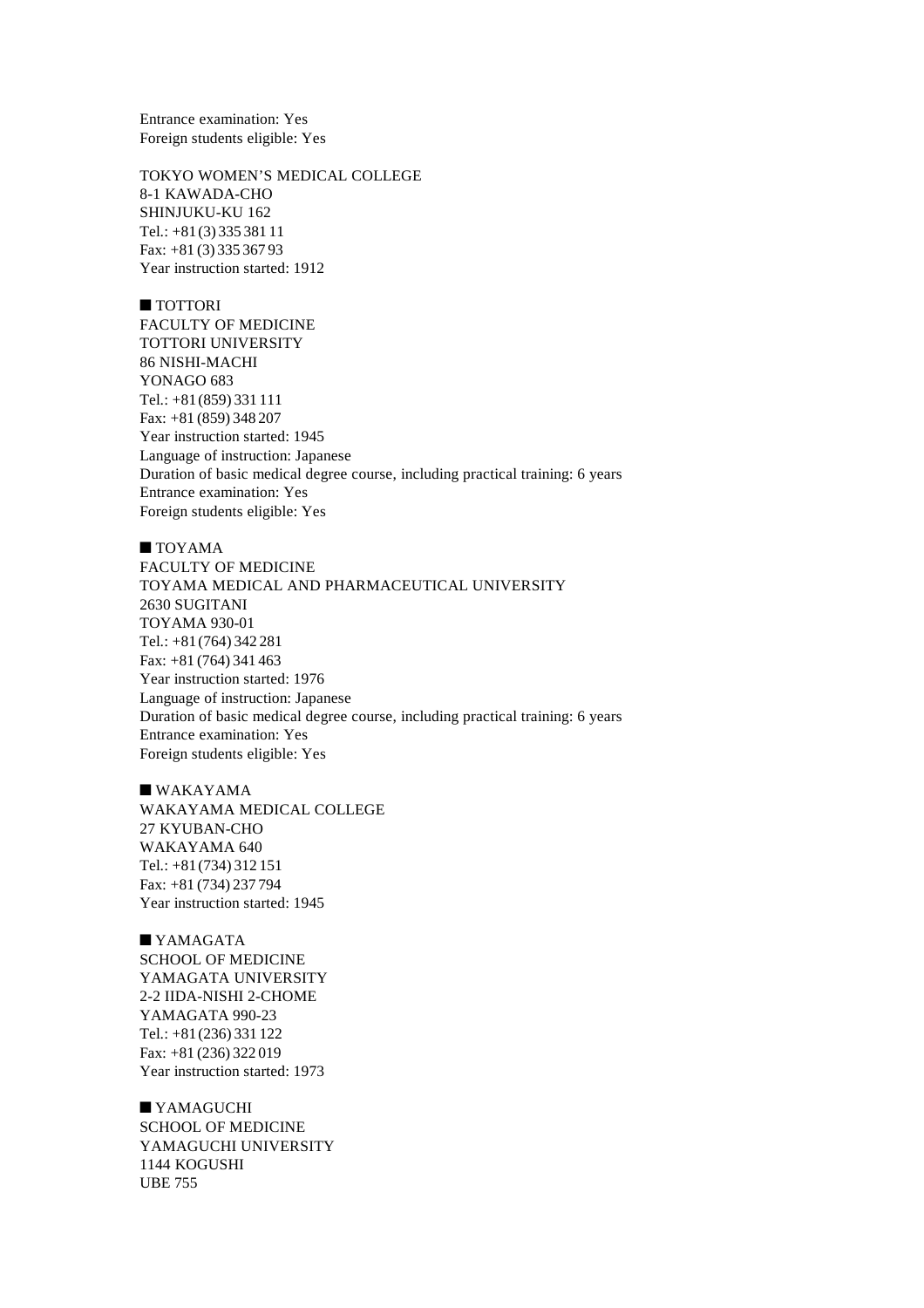Entrance examination: Yes
Foreign students eligible: Yes

TOKYO WOMEN'S MEDICAL COLLEGE
8-1 KAWADA-CHO
SHINJUKU-KU 162
Tel.: +81 (3) 335 381 11
Fax: +81 (3) 335 367 93
Year instruction started: 1912

■ TOTTORI
FACULTY OF MEDICINE
TOTTORI UNIVERSITY
86 NISHI-MACHI
YONAGO 683
Tel.: +81 (859) 331 111
Fax: +81 (859) 348 207
Year instruction started: 1945
Language of instruction: Japanese
Duration of basic medical degree course, including practical training: 6 years
Entrance examination: Yes
Foreign students eligible: Yes

■ TOYAMA
FACULTY OF MEDICINE
TOYAMA MEDICAL AND PHARMACEUTICAL UNIVERSITY
2630 SUGITANI
TOYAMA 930-01
Tel.: +81 (764) 342 281
Fax: +81 (764) 341 463
Year instruction started: 1976
Language of instruction: Japanese
Duration of basic medical degree course, including practical training: 6 years
Entrance examination: Yes
Foreign students eligible: Yes

■ WAKAYAMA
WAKAYAMA MEDICAL COLLEGE
27 KYUBAN-CHO
WAKAYAMA 640
Tel.: +81 (734) 312 151
Fax: +81 (734) 237 794
Year instruction started: 1945

■ YAMAGATA
SCHOOL OF MEDICINE
YAMAGATA UNIVERSITY
2-2 IIDA-NISHI 2-CHOME
YAMAGATA 990-23
Tel.: +81 (236) 331 122
Fax: +81 (236) 322 019
Year instruction started: 1973

■ YAMAGUCHI
SCHOOL OF MEDICINE
YAMAGUCHI UNIVERSITY
1144 KOGUSHI
UBE 755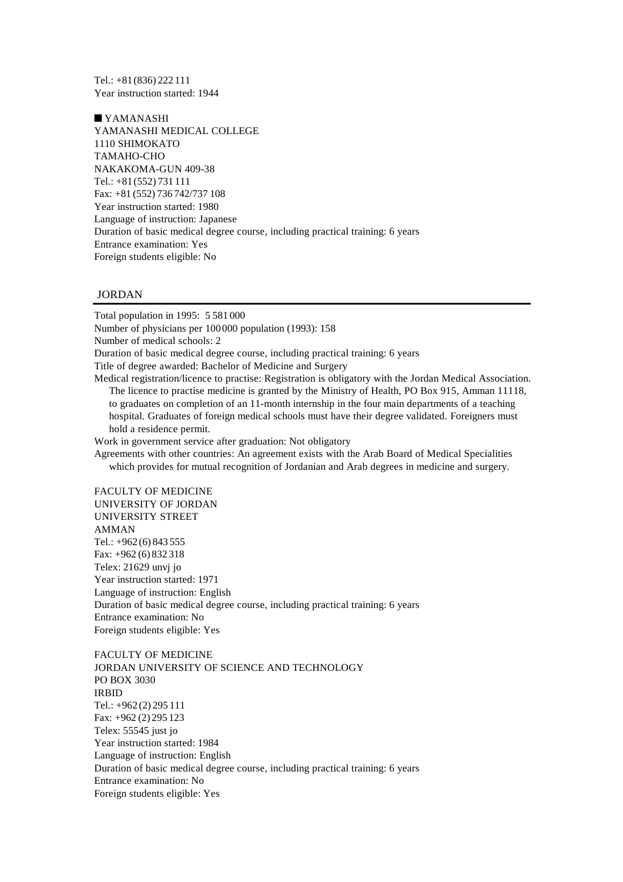Tel.: +81 (836) 222 111
Year instruction started: 1944

■ YAMANASHI

YAMANASHI MEDICAL COLLEGE
1110 SHIMOKATO
TAMAHO-CHO
NAKAKOMA-GUN 409-38
Tel.: +81 (552) 731 111
Fax: +81 (552) 736 742/737 108
Year instruction started: 1980
Language of instruction: Japanese
Duration of basic medical degree course, including practical training: 6 years
Entrance examination: Yes
Foreign students eligible: No

## JORDAN

Total population in 1995: 5 581 000
Number of physicians per 100 000 population (1993): 158
Number of medical schools: 2
Duration of basic medical degree course, including practical training: 6 years
Title of degree awarded: Bachelor of Medicine and Surgery
Medical registration/licence to practise: Registration is obligatory with the Jordan Medical Association. The licence to practise medicine is granted by the Ministry of Health, PO Box 915, Amman 11118, to graduates on completion of an 11-month internship in the four main departments of a teaching hospital. Graduates of foreign medical schools must have their degree validated. Foreigners must hold a residence permit.
Work in government service after graduation: Not obligatory
Agreements with other countries: An agreement exists with the Arab Board of Medical Specialities which provides for mutual recognition of Jordanian and Arab degrees in medicine and surgery.

FACULTY OF MEDICINE
UNIVERSITY OF JORDAN
UNIVERSITY STREET
AMMAN
Tel.: +962 (6) 843 555
Fax: +962 (6) 832 318
Telex: 21629 unvj jo
Year instruction started: 1971
Language of instruction: English
Duration of basic medical degree course, including practical training: 6 years
Entrance examination: No
Foreign students eligible: Yes

FACULTY OF MEDICINE
JORDAN UNIVERSITY OF SCIENCE AND TECHNOLOGY
PO BOX 3030
IRBID
Tel.: +962 (2) 295 111
Fax: +962 (2) 295 123
Telex: 55545 just jo
Year instruction started: 1984
Language of instruction: English
Duration of basic medical degree course, including practical training: 6 years
Entrance examination: No
Foreign students eligible: Yes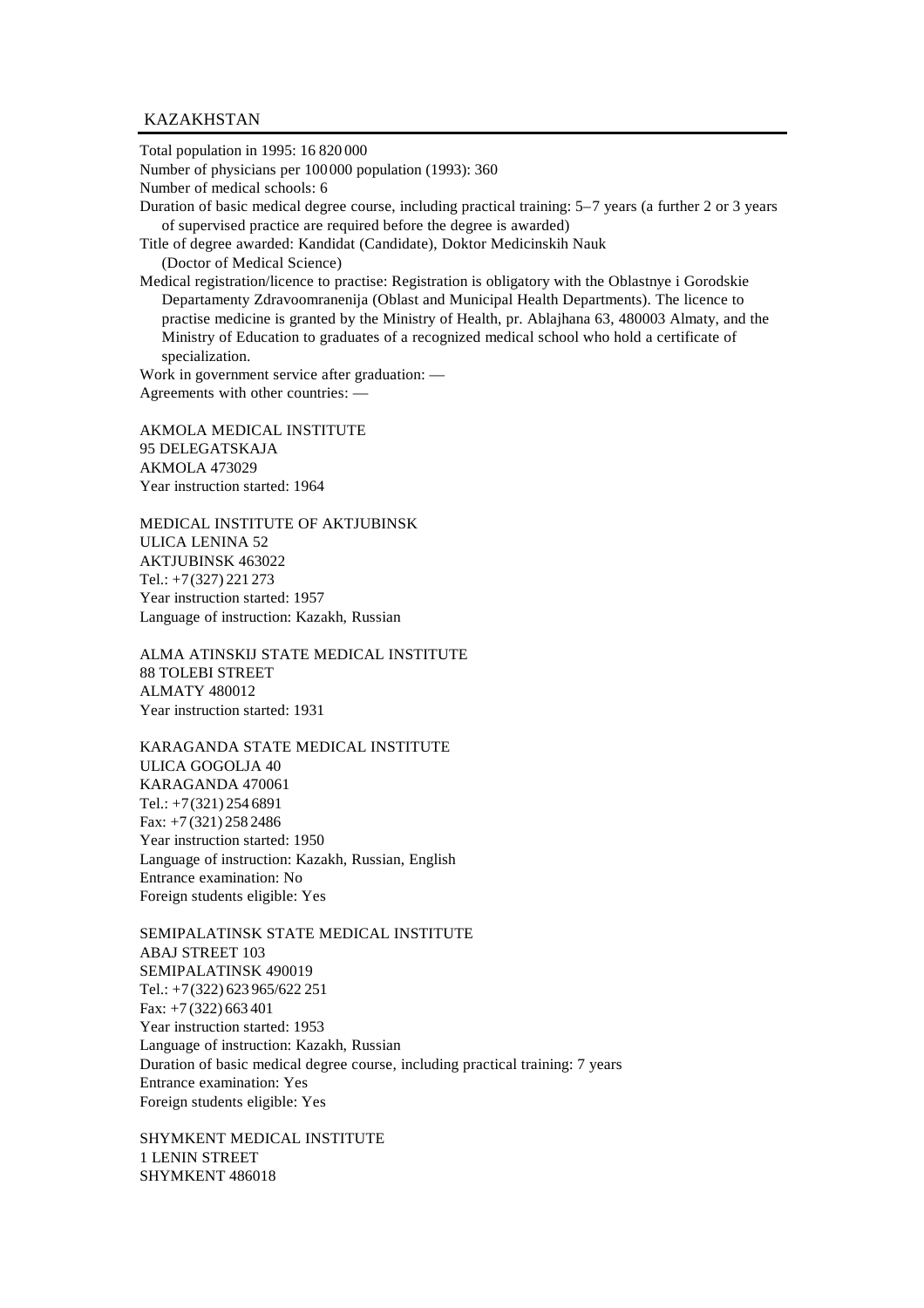## KAZAKHSTAN

Total population in 1995: 16 820 000
Number of physicians per 100 000 population (1993): 360
Number of medical schools: 6
Duration of basic medical degree course, including practical training: 5–7 years (a further 2 or 3 years of supervised practice are required before the degree is awarded)
Title of degree awarded: Kandidat (Candidate), Doktor Medicinskih Nauk (Doctor of Medical Science)
Medical registration/licence to practise: Registration is obligatory with the Oblastnye i Gorodskie Departamenty Zdravoomranenija (Oblast and Municipal Health Departments). The licence to practise medicine is granted by the Ministry of Health, pr. Ablajhana 63, 480003 Almaty, and the Ministry of Education to graduates of a recognized medical school who hold a certificate of specialization.
Work in government service after graduation: —
Agreements with other countries: —

AKMOLA MEDICAL INSTITUTE
95 DELEGATSKAJA
AKMOLA 473029
Year instruction started: 1964

MEDICAL INSTITUTE OF AKTJUBINSK
ULICA LENINA 52
AKTJUBINSK 463022
Tel.: +7 (327) 221 273
Year instruction started: 1957
Language of instruction: Kazakh, Russian

ALMA ATINSKIJ STATE MEDICAL INSTITUTE
88 TOLEBI STREET
ALMATY 480012
Year instruction started: 1931

KARAGANDA STATE MEDICAL INSTITUTE
ULICA GOGOLJA 40
KARAGANDA 470061
Tel.: +7 (321) 254 6891
Fax: +7 (321) 258 2486
Year instruction started: 1950
Language of instruction: Kazakh, Russian, English
Entrance examination: No
Foreign students eligible: Yes

SEMIPALATINSK STATE MEDICAL INSTITUTE
ABAJ STREET 103
SEMIPALATINSK 490019
Tel.: +7 (322) 623 965/622 251
Fax: +7 (322) 663 401
Year instruction started: 1953
Language of instruction: Kazakh, Russian
Duration of basic medical degree course, including practical training: 7 years
Entrance examination: Yes
Foreign students eligible: Yes

SHYMKENT MEDICAL INSTITUTE
1 LENIN STREET
SHYMKENT 486018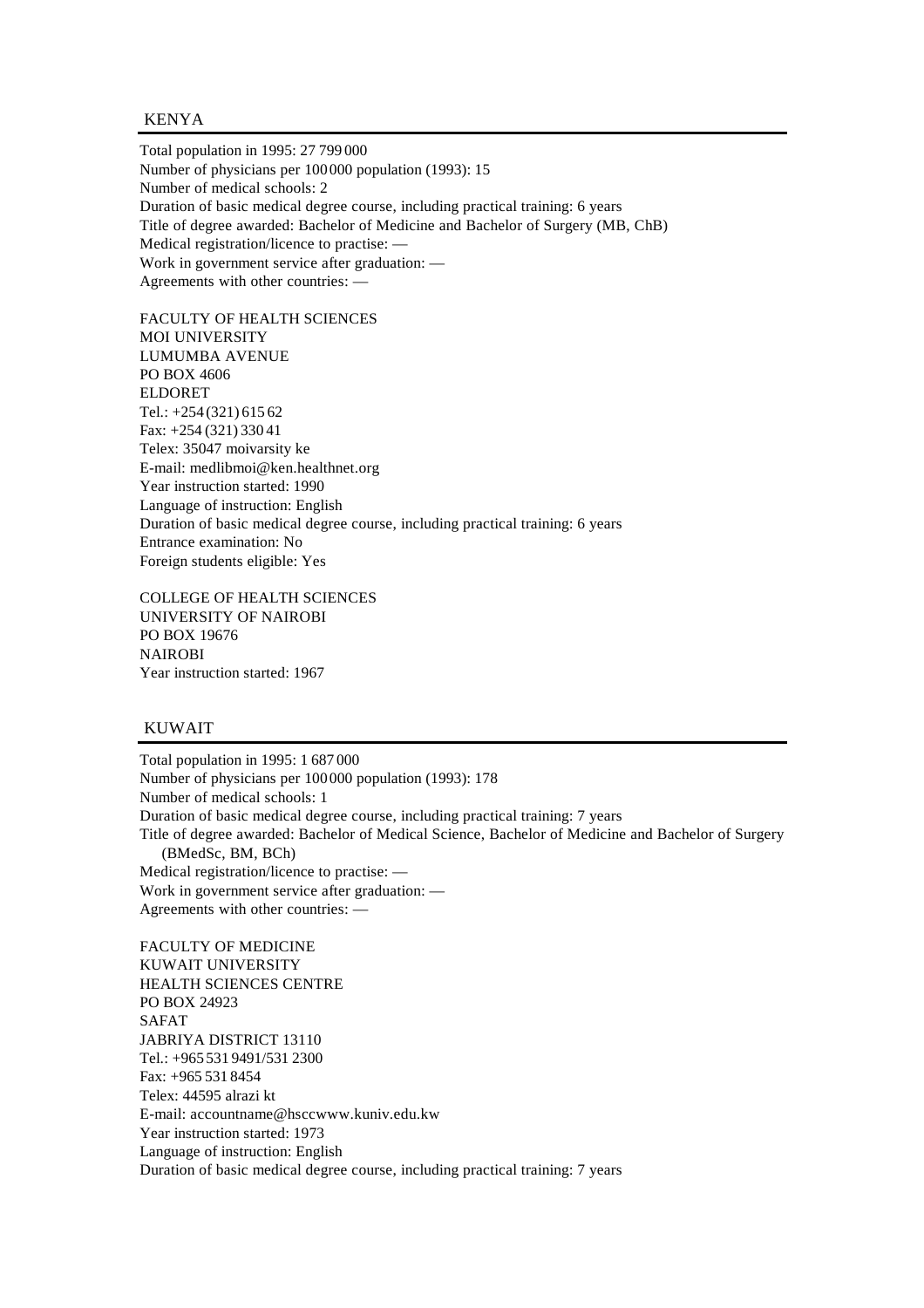## KENYA

Total population in 1995: 27 799 000
Number of physicians per 100 000 population (1993): 15
Number of medical schools: 2
Duration of basic medical degree course, including practical training: 6 years
Title of degree awarded: Bachelor of Medicine and Bachelor of Surgery (MB, ChB)
Medical registration/licence to practise: —
Work in government service after graduation: —
Agreements with other countries: —

FACULTY OF HEALTH SCIENCES
MOI UNIVERSITY
LUMUMBA AVENUE
PO BOX 4606
ELDORET
Tel.: +254 (321) 615 62
Fax: +254 (321) 330 41
Telex: 35047 moivarsity ke
E-mail: medlibmoi@ken.healthnet.org
Year instruction started: 1990
Language of instruction: English
Duration of basic medical degree course, including practical training: 6 years
Entrance examination: No
Foreign students eligible: Yes

COLLEGE OF HEALTH SCIENCES
UNIVERSITY OF NAIROBI
PO BOX 19676
NAIROBI
Year instruction started: 1967

## KUWAIT

Total population in 1995: 1 687 000
Number of physicians per 100 000 population (1993): 178
Number of medical schools: 1
Duration of basic medical degree course, including practical training: 7 years
Title of degree awarded: Bachelor of Medical Science, Bachelor of Medicine and Bachelor of Surgery (BMedSc, BM, BCh)
Medical registration/licence to practise: —
Work in government service after graduation: —
Agreements with other countries: —

FACULTY OF MEDICINE
KUWAIT UNIVERSITY
HEALTH SCIENCES CENTRE
PO BOX 24923
SAFAT
JABRIYA DISTRICT 13110
Tel.: +965 531 9491/531 2300
Fax: +965 531 8454
Telex: 44595 alrazi kt
E-mail: accountname@hsccwww.kuniv.edu.kw
Year instruction started: 1973
Language of instruction: English
Duration of basic medical degree course, including practical training: 7 years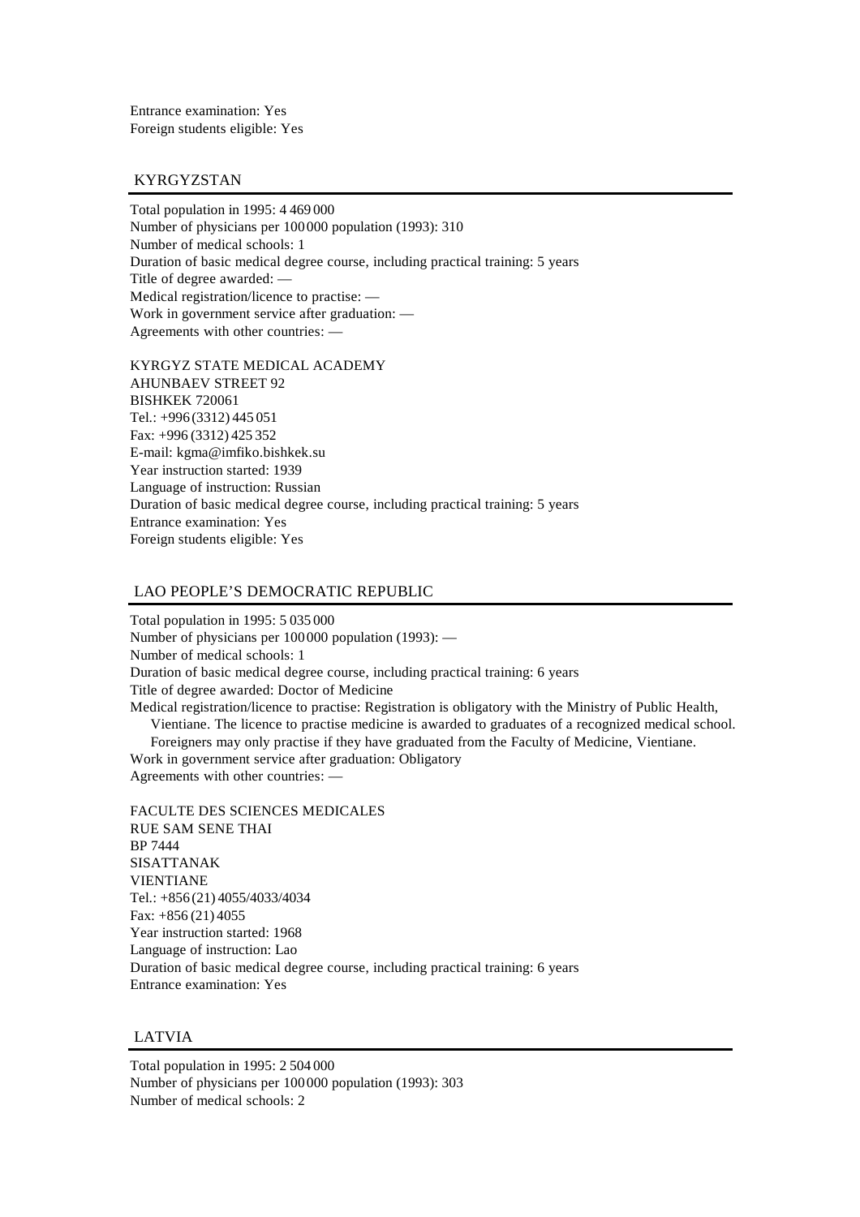Entrance examination: Yes
Foreign students eligible: Yes

## KYRGYZSTAN

Total population in 1995: 4 469 000
Number of physicians per 100 000 population (1993): 310
Number of medical schools: 1
Duration of basic medical degree course, including practical training: 5 years
Title of degree awarded: —
Medical registration/licence to practise: —
Work in government service after graduation: —
Agreements with other countries: —

KYRGYZ STATE MEDICAL ACADEMY
AHUNBAEV STREET 92
BISHKEK 720061
Tel.: +996 (3312) 445 051
Fax: +996 (3312) 425 352
E-mail: kgma@imfiko.bishkek.su
Year instruction started: 1939
Language of instruction: Russian
Duration of basic medical degree course, including practical training: 5 years
Entrance examination: Yes
Foreign students eligible: Yes

## LAO PEOPLE'S DEMOCRATIC REPUBLIC

Total population in 1995: 5 035 000
Number of physicians per 100 000 population (1993): —
Number of medical schools: 1
Duration of basic medical degree course, including practical training: 6 years
Title of degree awarded: Doctor of Medicine
Medical registration/licence to practise: Registration is obligatory with the Ministry of Public Health, Vientiane. The licence to practise medicine is awarded to graduates of a recognized medical school. Foreigners may only practise if they have graduated from the Faculty of Medicine, Vientiane.
Work in government service after graduation: Obligatory
Agreements with other countries: —

FACULTE DES SCIENCES MEDICALES
RUE SAM SENE THAI
BP 7444
SISATTANAK
VIENTIANE
Tel.: +856 (21) 4055/4033/4034
Fax: +856 (21) 4055
Year instruction started: 1968
Language of instruction: Lao
Duration of basic medical degree course, including practical training: 6 years
Entrance examination: Yes

## LATVIA

Total population in 1995: 2 504 000
Number of physicians per 100 000 population (1993): 303
Number of medical schools: 2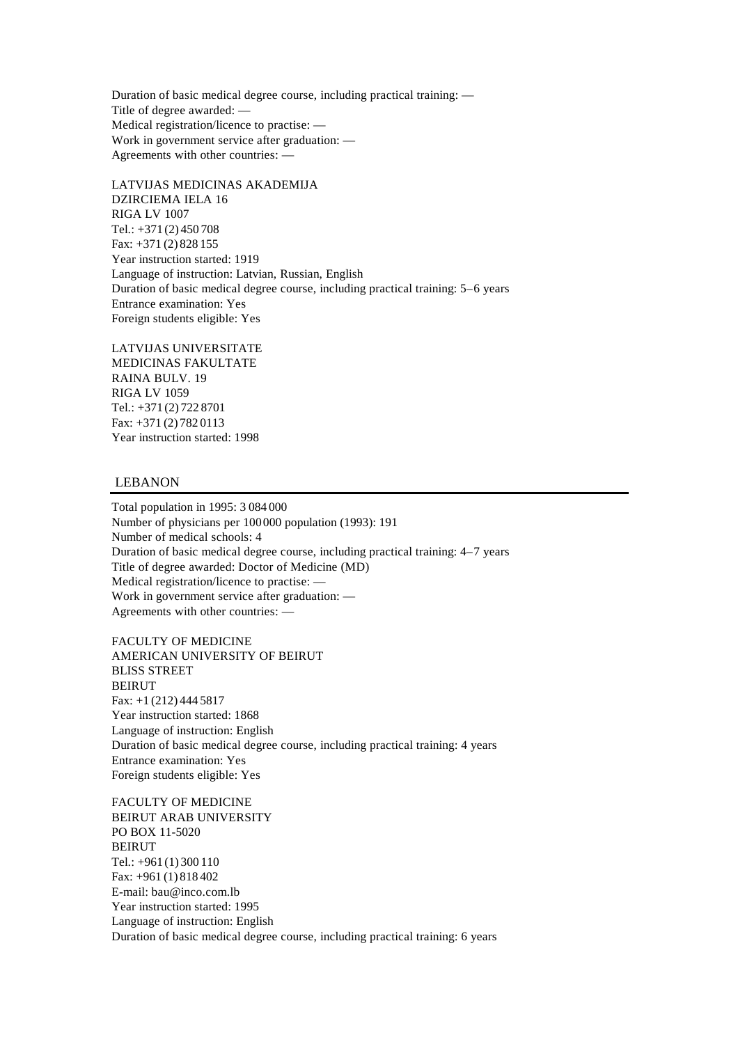Duration of basic medical degree course, including practical training: —
Title of degree awarded: —
Medical registration/licence to practise: —
Work in government service after graduation: —
Agreements with other countries: —

LATVIJAS MEDICINAS AKADEMIJA
DZIRCIEMA IELA 16
RIGA LV 1007
Tel.: +371 (2) 450 708
Fax: +371 (2) 828 155
Year instruction started: 1919
Language of instruction: Latvian, Russian, English
Duration of basic medical degree course, including practical training: 5–6 years
Entrance examination: Yes
Foreign students eligible: Yes

LATVIJAS UNIVERSITATE
MEDICINAS FAKULTATE
RAINA BULV. 19
RIGA LV 1059
Tel.: +371 (2) 722 8701
Fax: +371 (2) 782 0113
Year instruction started: 1998

## LEBANON

Total population in 1995: 3 084 000
Number of physicians per 100 000 population (1993): 191
Number of medical schools: 4
Duration of basic medical degree course, including practical training: 4–7 years
Title of degree awarded: Doctor of Medicine (MD)
Medical registration/licence to practise: —
Work in government service after graduation: —
Agreements with other countries: —

FACULTY OF MEDICINE
AMERICAN UNIVERSITY OF BEIRUT
BLISS STREET
BEIRUT
Fax: +1 (212) 444 5817
Year instruction started: 1868
Language of instruction: English
Duration of basic medical degree course, including practical training: 4 years
Entrance examination: Yes
Foreign students eligible: Yes

FACULTY OF MEDICINE
BEIRUT ARAB UNIVERSITY
PO BOX 11-5020
BEIRUT
Tel.: +961 (1) 300 110
Fax: +961 (1) 818 402
E-mail: bau@inco.com.lb
Year instruction started: 1995
Language of instruction: English
Duration of basic medical degree course, including practical training: 6 years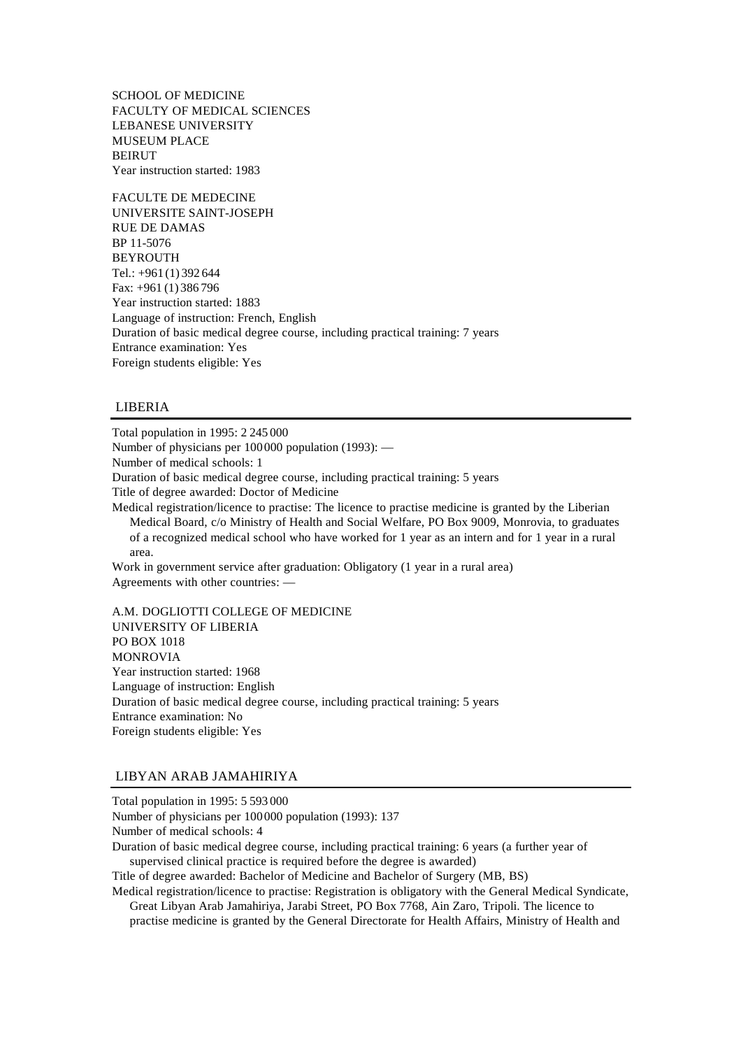SCHOOL OF MEDICINE
FACULTY OF MEDICAL SCIENCES
LEBANESE UNIVERSITY
MUSEUM PLACE
BEIRUT
Year instruction started: 1983

FACULTE DE MEDECINE
UNIVERSITE SAINT-JOSEPH
RUE DE DAMAS
BP 11-5076
BEYROUTH
Tel.: +961 (1) 392 644
Fax: +961 (1) 386 796
Year instruction started: 1883
Language of instruction: French, English
Duration of basic medical degree course, including practical training: 7 years
Entrance examination: Yes
Foreign students eligible: Yes

## LIBERIA

Total population in 1995: 2 245 000
Number of physicians per 100 000 population (1993): —
Number of medical schools: 1
Duration of basic medical degree course, including practical training: 5 years
Title of degree awarded: Doctor of Medicine
Medical registration/licence to practise: The licence to practise medicine is granted by the Liberian Medical Board, c/o Ministry of Health and Social Welfare, PO Box 9009, Monrovia, to graduates of a recognized medical school who have worked for 1 year as an intern and for 1 year in a rural area.
Work in government service after graduation: Obligatory (1 year in a rural area)
Agreements with other countries: —

A.M. DOGLIOTTI COLLEGE OF MEDICINE
UNIVERSITY OF LIBERIA
PO BOX 1018
MONROVIA
Year instruction started: 1968
Language of instruction: English
Duration of basic medical degree course, including practical training: 5 years
Entrance examination: No
Foreign students eligible: Yes

## LIBYAN ARAB JAMAHIRIYA

Total population in 1995: 5 593 000
Number of physicians per 100 000 population (1993): 137
Number of medical schools: 4
Duration of basic medical degree course, including practical training: 6 years (a further year of supervised clinical practice is required before the degree is awarded)
Title of degree awarded: Bachelor of Medicine and Bachelor of Surgery (MB, BS)
Medical registration/licence to practise: Registration is obligatory with the General Medical Syndicate, Great Libyan Arab Jamahiriya, Jarabi Street, PO Box 7768, Ain Zaro, Tripoli. The licence to practise medicine is granted by the General Directorate for Health Affairs, Ministry of Health and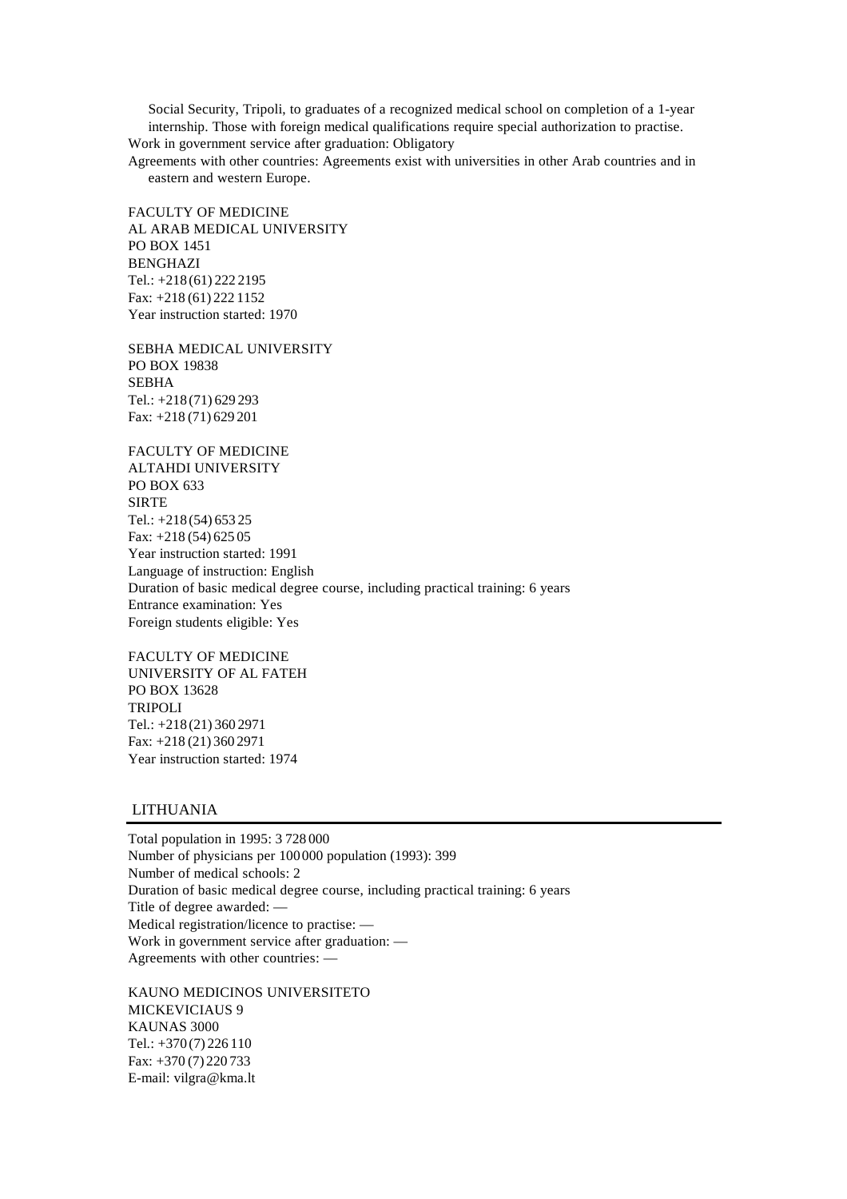Social Security, Tripoli, to graduates of a recognized medical school on completion of a 1-year internship. Those with foreign medical qualifications require special authorization to practise.

Work in government service after graduation: Obligatory

Agreements with other countries: Agreements exist with universities in other Arab countries and in eastern and western Europe.

FACULTY OF MEDICINE
AL ARAB MEDICAL UNIVERSITY
PO BOX 1451
BENGHAZI
Tel.: +218 (61) 222 2195
Fax: +218 (61) 222 1152
Year instruction started: 1970

SEBHA MEDICAL UNIVERSITY
PO BOX 19838
SEBHA
Tel.: +218 (71) 629 293
Fax: +218 (71) 629 201

FACULTY OF MEDICINE
ALTAHDI UNIVERSITY
PO BOX 633
SIRTE
Tel.: +218 (54) 653 25
Fax: +218 (54) 625 05
Year instruction started: 1991
Language of instruction: English
Duration of basic medical degree course, including practical training: 6 years
Entrance examination: Yes
Foreign students eligible: Yes

FACULTY OF MEDICINE
UNIVERSITY OF AL FATEH
PO BOX 13628
TRIPOLI
Tel.: +218 (21) 360 2971
Fax: +218 (21) 360 2971
Year instruction started: 1974

## LITHUANIA

Total population in 1995: 3 728 000
Number of physicians per 100 000 population (1993): 399
Number of medical schools: 2
Duration of basic medical degree course, including practical training: 6 years
Title of degree awarded: —
Medical registration/licence to practise: —
Work in government service after graduation: —
Agreements with other countries: —

KAUNO MEDICINOS UNIVERSITETO
MICKEVICIAUS 9
KAUNAS 3000
Tel.: +370 (7) 226 110
Fax: +370 (7) 220 733
E-mail: vilgra@kma.lt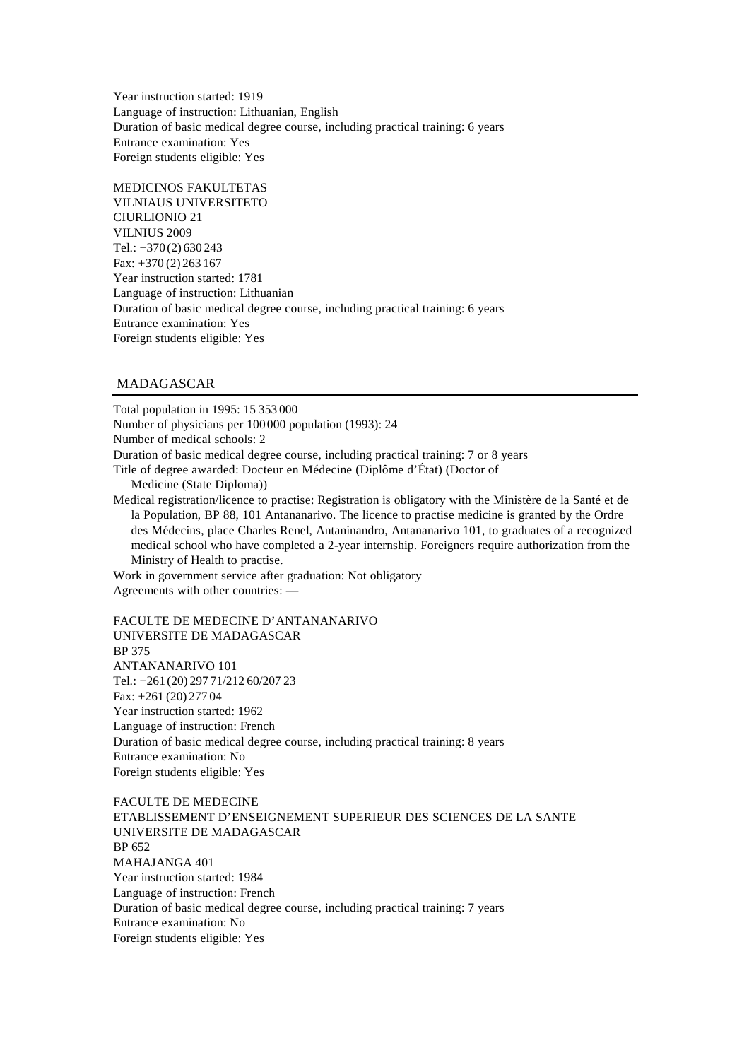Year instruction started: 1919
Language of instruction: Lithuanian, English
Duration of basic medical degree course, including practical training: 6 years
Entrance examination: Yes
Foreign students eligible: Yes

MEDICINOS FAKULTETAS
VILNIAUS UNIVERSITETO
CIURLIONIO 21
VILNIUS 2009
Tel.: +370 (2) 630 243
Fax: +370 (2) 263 167
Year instruction started: 1781
Language of instruction: Lithuanian
Duration of basic medical degree course, including practical training: 6 years
Entrance examination: Yes
Foreign students eligible: Yes

## MADAGASCAR

Total population in 1995: 15 353 000
Number of physicians per 100 000 population (1993): 24
Number of medical schools: 2
Duration of basic medical degree course, including practical training: 7 or 8 years
Title of degree awarded: Docteur en Médecine (Diplôme d'État) (Doctor of Medicine (State Diploma))
Medical registration/licence to practise: Registration is obligatory with the Ministère de la Santé et de la Population, BP 88, 101 Antananarivo. The licence to practise medicine is granted by the Ordre des Médecins, place Charles Renel, Antaninandro, Antananarivo 101, to graduates of a recognized medical school who have completed a 2-year internship. Foreigners require authorization from the Ministry of Health to practise.
Work in government service after graduation: Not obligatory
Agreements with other countries: —

FACULTE DE MEDECINE D'ANTANANARIVO
UNIVERSITE DE MADAGASCAR
BP 375
ANTANANARIVO 101
Tel.: +261 (20) 297 71/212 60/207 23
Fax: +261 (20) 277 04
Year instruction started: 1962
Language of instruction: French
Duration of basic medical degree course, including practical training: 8 years
Entrance examination: No
Foreign students eligible: Yes

FACULTE DE MEDECINE
ETABLISSEMENT D'ENSEIGNEMENT SUPERIEUR DES SCIENCES DE LA SANTE
UNIVERSITE DE MADAGASCAR
BP 652
MAHAJANGA 401
Year instruction started: 1984
Language of instruction: French
Duration of basic medical degree course, including practical training: 7 years
Entrance examination: No
Foreign students eligible: Yes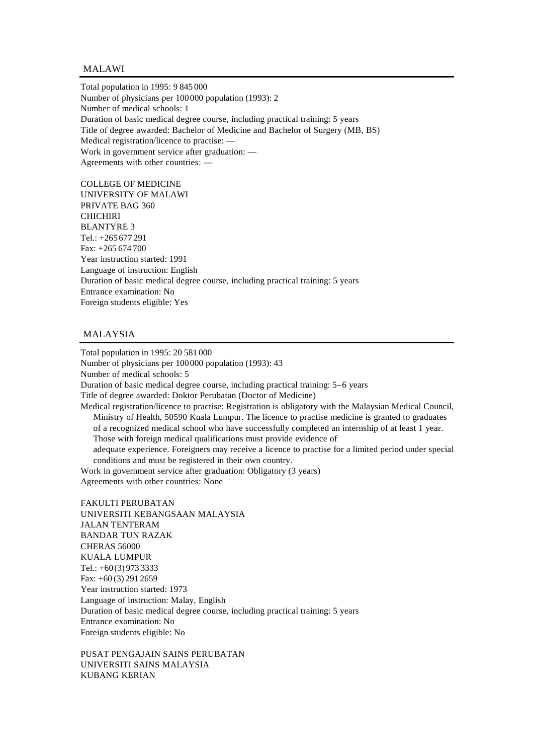## MALAWI

Total population in 1995: 9 845 000
Number of physicians per 100 000 population (1993): 2
Number of medical schools: 1
Duration of basic medical degree course, including practical training: 5 years
Title of degree awarded: Bachelor of Medicine and Bachelor of Surgery (MB, BS)
Medical registration/licence to practise: —
Work in government service after graduation: —
Agreements with other countries: —

COLLEGE OF MEDICINE
UNIVERSITY OF MALAWI
PRIVATE BAG 360
CHICHIRI
BLANTYRE 3
Tel.: +265 677 291
Fax: +265 674 700
Year instruction started: 1991
Language of instruction: English
Duration of basic medical degree course, including practical training: 5 years
Entrance examination: No
Foreign students eligible: Yes

## MALAYSIA

Total population in 1995: 20 581 000
Number of physicians per 100 000 population (1993): 43
Number of medical schools: 5
Duration of basic medical degree course, including practical training: 5–6 years
Title of degree awarded: Doktor Perubatan (Doctor of Medicine)
Medical registration/licence to practise: Registration is obligatory with the Malaysian Medical Council, Ministry of Health, 50590 Kuala Lumpur. The licence to practise medicine is granted to graduates of a recognized medical school who have successfully completed an internship of at least 1 year. Those with foreign medical qualifications must provide evidence of adequate experience. Foreigners may receive a licence to practise for a limited period under special conditions and must be registered in their own country.
Work in government service after graduation: Obligatory (3 years)
Agreements with other countries: None

FAKULTI PERUBATAN
UNIVERSITI KEBANGSAAN MALAYSIA
JALAN TENTERAM
BANDAR TUN RAZAK
CHERAS 56000
KUALA LUMPUR
Tel.: +60 (3) 973 3333
Fax: +60 (3) 291 2659
Year instruction started: 1973
Language of instruction: Malay, English
Duration of basic medical degree course, including practical training: 5 years
Entrance examination: No
Foreign students eligible: No

PUSAT PENGAJAIN SAINS PERUBATAN
UNIVERSITI SAINS MALAYSIA
KUBANG KERIAN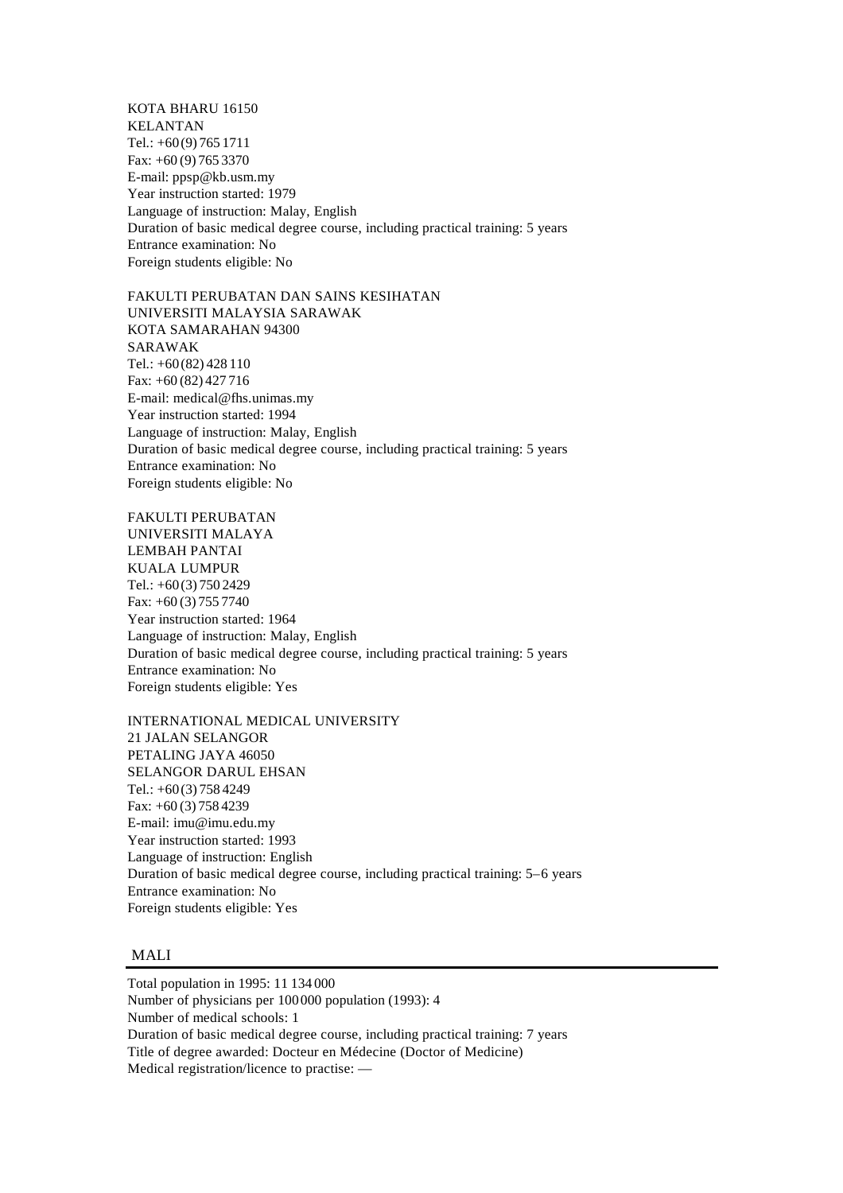KOTA BHARU 16150
KELANTAN
Tel.: +60 (9) 765 1711
Fax: +60 (9) 765 3370
E-mail: ppsp@kb.usm.my
Year instruction started: 1979
Language of instruction: Malay, English
Duration of basic medical degree course, including practical training: 5 years
Entrance examination: No
Foreign students eligible: No

FAKULTI PERUBATAN DAN SAINS KESIHATAN
UNIVERSITI MALAYSIA SARAWAK
KOTA SAMARAHAN 94300
SARAWAK
Tel.: +60 (82) 428 110
Fax: +60 (82) 427 716
E-mail: medical@fhs.unimas.my
Year instruction started: 1994
Language of instruction: Malay, English
Duration of basic medical degree course, including practical training: 5 years
Entrance examination: No
Foreign students eligible: No

FAKULTI PERUBATAN
UNIVERSITI MALAYA
LEMBAH PANTAI
KUALA LUMPUR
Tel.: +60 (3) 750 2429
Fax: +60 (3) 755 7740
Year instruction started: 1964
Language of instruction: Malay, English
Duration of basic medical degree course, including practical training: 5 years
Entrance examination: No
Foreign students eligible: Yes

INTERNATIONAL MEDICAL UNIVERSITY
21 JALAN SELANGOR
PETALING JAYA 46050
SELANGOR DARUL EHSAN
Tel.: +60 (3) 758 4249
Fax: +60 (3) 758 4239
E-mail: imu@imu.edu.my
Year instruction started: 1993
Language of instruction: English
Duration of basic medical degree course, including practical training: 5–6 years
Entrance examination: No
Foreign students eligible: Yes

## MALI

Total population in 1995: 11 134 000
Number of physicians per 100 000 population (1993): 4
Number of medical schools: 1
Duration of basic medical degree course, including practical training: 7 years
Title of degree awarded: Docteur en Médecine (Doctor of Medicine)
Medical registration/licence to practise: —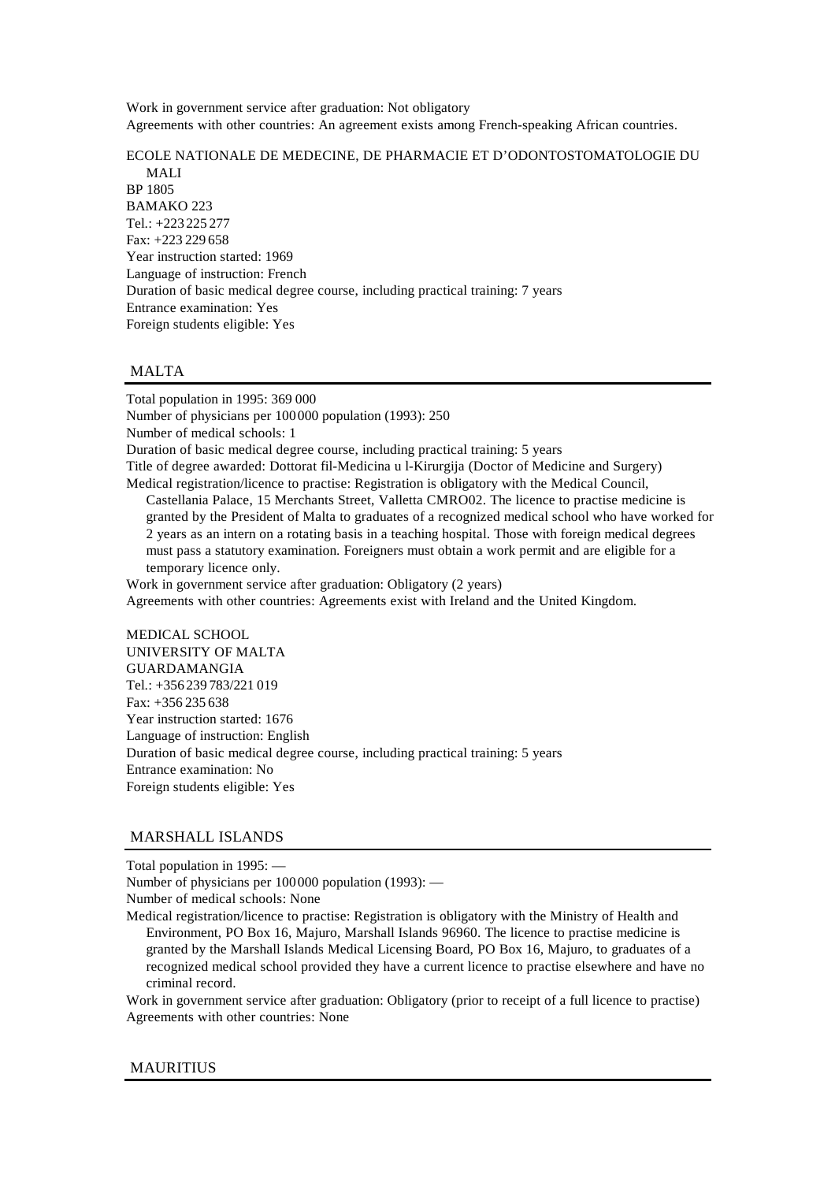Work in government service after graduation: Not obligatory
Agreements with other countries: An agreement exists among French-speaking African countries.

ECOLE NATIONALE DE MEDECINE, DE PHARMACIE ET D'ODONTOSTOMATOLOGIE DU MALI
BP 1805
BAMAKO 223
Tel.: +223 225 277
Fax: +223 229 658
Year instruction started: 1969
Language of instruction: French
Duration of basic medical degree course, including practical training: 7 years
Entrance examination: Yes
Foreign students eligible: Yes

## MALTA

Total population in 1995: 369 000
Number of physicians per 100 000 population (1993): 250
Number of medical schools: 1
Duration of basic medical degree course, including practical training: 5 years
Title of degree awarded: Dottorat fil-Medicina u l-Kirurgija (Doctor of Medicine and Surgery)
Medical registration/licence to practise: Registration is obligatory with the Medical Council, Castellania Palace, 15 Merchants Street, Valletta CMRO02. The licence to practise medicine is granted by the President of Malta to graduates of a recognized medical school who have worked for 2 years as an intern on a rotating basis in a teaching hospital. Those with foreign medical degrees must pass a statutory examination. Foreigners must obtain a work permit and are eligible for a temporary licence only.
Work in government service after graduation: Obligatory (2 years)
Agreements with other countries: Agreements exist with Ireland and the United Kingdom.

MEDICAL SCHOOL
UNIVERSITY OF MALTA
GUARDAMANGIA
Tel.: +356 239 783/221 019
Fax: +356 235 638
Year instruction started: 1676
Language of instruction: English
Duration of basic medical degree course, including practical training: 5 years
Entrance examination: No
Foreign students eligible: Yes

## MARSHALL ISLANDS

Total population in 1995: —
Number of physicians per 100 000 population (1993): —
Number of medical schools: None
Medical registration/licence to practise: Registration is obligatory with the Ministry of Health and Environment, PO Box 16, Majuro, Marshall Islands 96960. The licence to practise medicine is granted by the Marshall Islands Medical Licensing Board, PO Box 16, Majuro, to graduates of a recognized medical school provided they have a current licence to practise elsewhere and have no criminal record.
Work in government service after graduation: Obligatory (prior to receipt of a full licence to practise)
Agreements with other countries: None

## MAURITIUS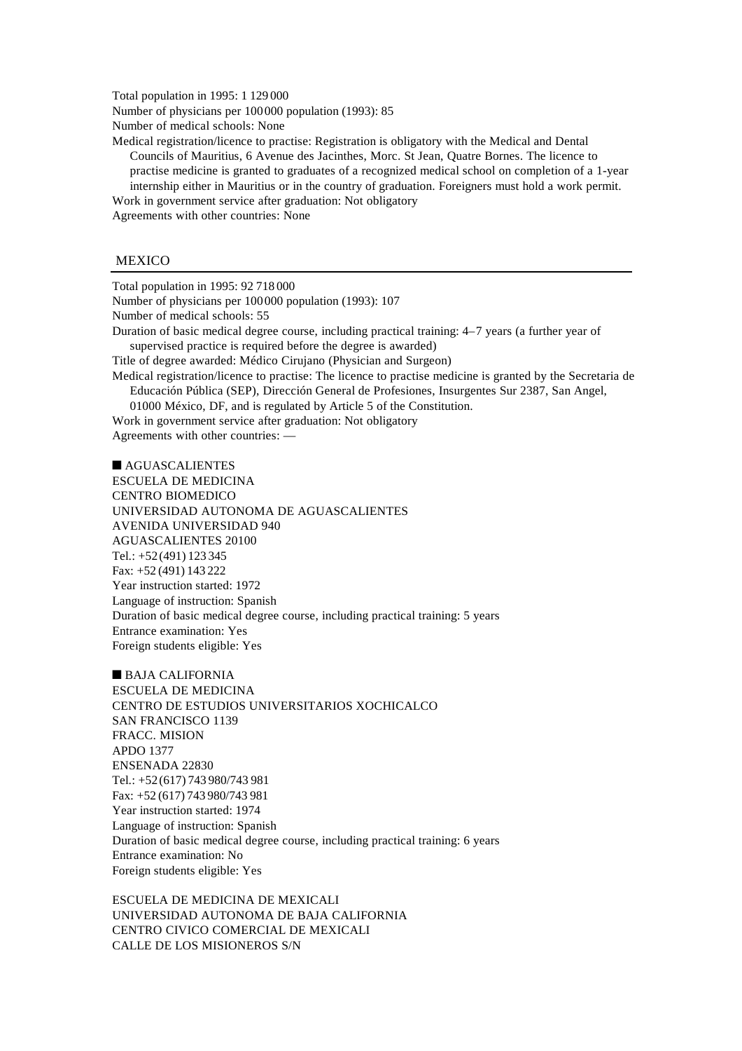Total population in 1995: 1 129 000
Number of physicians per 100 000 population (1993): 85
Number of medical schools: None
Medical registration/licence to practise: Registration is obligatory with the Medical and Dental Councils of Mauritius, 6 Avenue des Jacinthes, Morc. St Jean, Quatre Bornes. The licence to practise medicine is granted to graduates of a recognized medical school on completion of a 1-year internship either in Mauritius or in the country of graduation. Foreigners must hold a work permit.
Work in government service after graduation: Not obligatory
Agreements with other countries: None

## MEXICO

Total population in 1995: 92 718 000
Number of physicians per 100 000 population (1993): 107
Number of medical schools: 55
Duration of basic medical degree course, including practical training: 4–7 years (a further year of supervised practice is required before the degree is awarded)
Title of degree awarded: Médico Cirujano (Physician and Surgeon)
Medical registration/licence to practise: The licence to practise medicine is granted by the Secretaria de Educación Pública (SEP), Dirección General de Profesiones, Insurgentes Sur 2387, San Angel, 01000 México, DF, and is regulated by Article 5 of the Constitution.
Work in government service after graduation: Not obligatory
Agreements with other countries: —

■ AGUASCALIENTES
ESCUELA DE MEDICINA
CENTRO BIOMEDICO
UNIVERSIDAD AUTONOMA DE AGUASCALIENTES
AVENIDA UNIVERSIDAD 940
AGUASCALIENTES 20100
Tel.: +52 (491) 123 345
Fax: +52 (491) 143 222
Year instruction started: 1972
Language of instruction: Spanish
Duration of basic medical degree course, including practical training: 5 years
Entrance examination: Yes
Foreign students eligible: Yes

■ BAJA CALIFORNIA
ESCUELA DE MEDICINA
CENTRO DE ESTUDIOS UNIVERSITARIOS XOCHICALCO
SAN FRANCISCO 1139
FRACC. MISION
APDO 1377
ENSENADA 22830
Tel.: +52 (617) 743 980/743 981
Fax: +52 (617) 743 980/743 981
Year instruction started: 1974
Language of instruction: Spanish
Duration of basic medical degree course, including practical training: 6 years
Entrance examination: No
Foreign students eligible: Yes

ESCUELA DE MEDICINA DE MEXICALI
UNIVERSIDAD AUTONOMA DE BAJA CALIFORNIA
CENTRO CIVICO COMERCIAL DE MEXICALI
CALLE DE LOS MISIONEROS S/N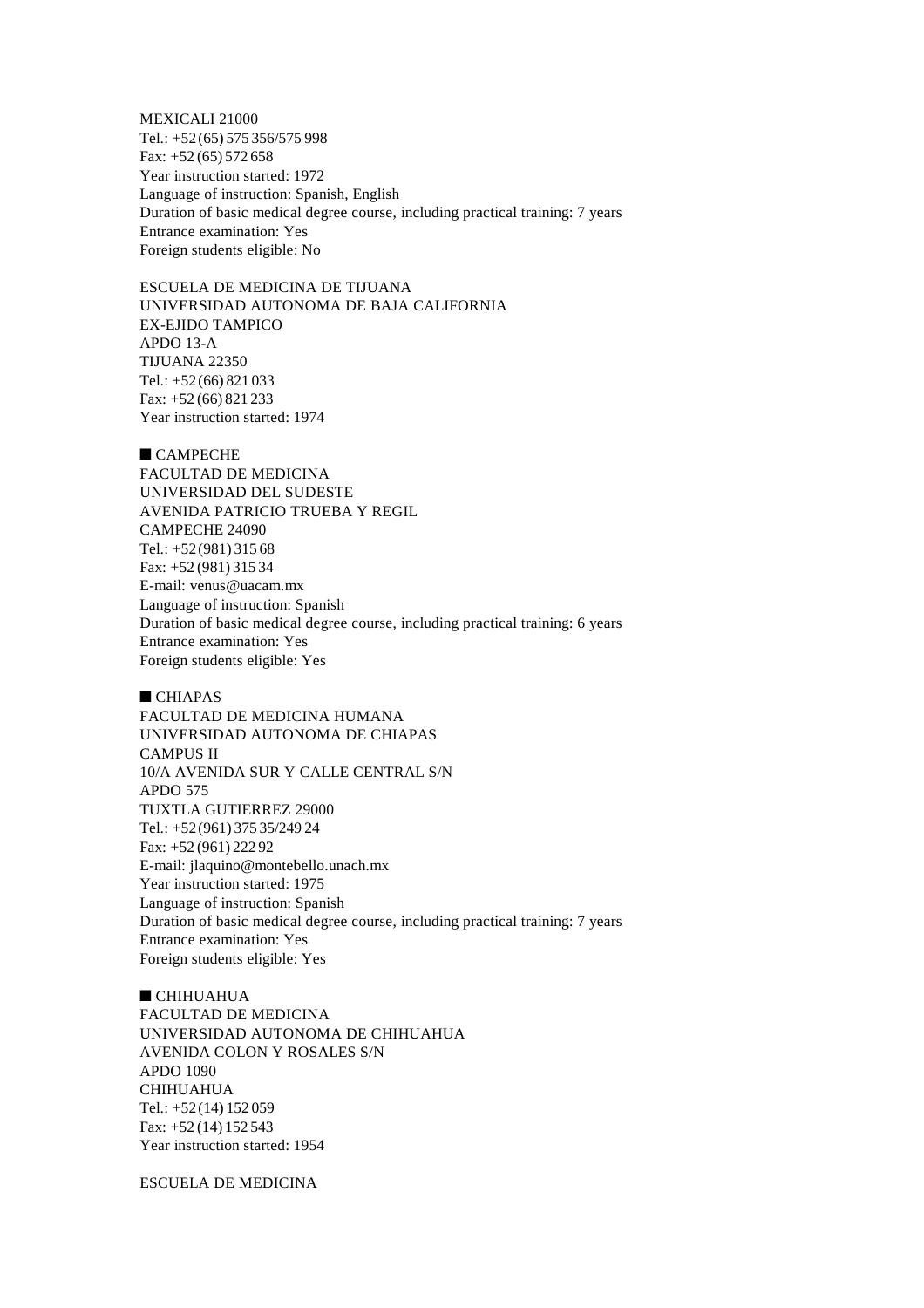MEXICALI 21000
Tel.: +52 (65) 575 356/575 998
Fax: +52 (65) 572 658
Year instruction started: 1972
Language of instruction: Spanish, English
Duration of basic medical degree course, including practical training: 7 years
Entrance examination: Yes
Foreign students eligible: No

ESCUELA DE MEDICINA DE TIJUANA
UNIVERSIDAD AUTONOMA DE BAJA CALIFORNIA
EX-EJIDO TAMPICO
APDO 13-A
TIJUANA 22350
Tel.: +52 (66) 821 033
Fax: +52 (66) 821 233
Year instruction started: 1974

## ■ CAMPECHE

FACULTAD DE MEDICINA
UNIVERSIDAD DEL SUDESTE
AVENIDA PATRICIO TRUEBA Y REGIL
CAMPECHE 24090
Tel.: +52 (981) 315 68
Fax: +52 (981) 315 34
E-mail: venus@uacam.mx
Language of instruction: Spanish
Duration of basic medical degree course, including practical training: 6 years
Entrance examination: Yes
Foreign students eligible: Yes

## ■ CHIAPAS

FACULTAD DE MEDICINA HUMANA
UNIVERSIDAD AUTONOMA DE CHIAPAS
CAMPUS II
10/A AVENIDA SUR Y CALLE CENTRAL S/N
APDO 575
TUXTLA GUTIERREZ 29000
Tel.: +52 (961) 375 35/249 24
Fax: +52 (961) 222 92
E-mail: jlaquino@montebello.unach.mx
Year instruction started: 1975
Language of instruction: Spanish
Duration of basic medical degree course, including practical training: 7 years
Entrance examination: Yes
Foreign students eligible: Yes

## ■ CHIHUAHUA

FACULTAD DE MEDICINA
UNIVERSIDAD AUTONOMA DE CHIHUAHUA
AVENIDA COLON Y ROSALES S/N
APDO 1090
CHIHUAHUA
Tel.: +52 (14) 152 059
Fax: +52 (14) 152 543
Year instruction started: 1954

ESCUELA DE MEDICINA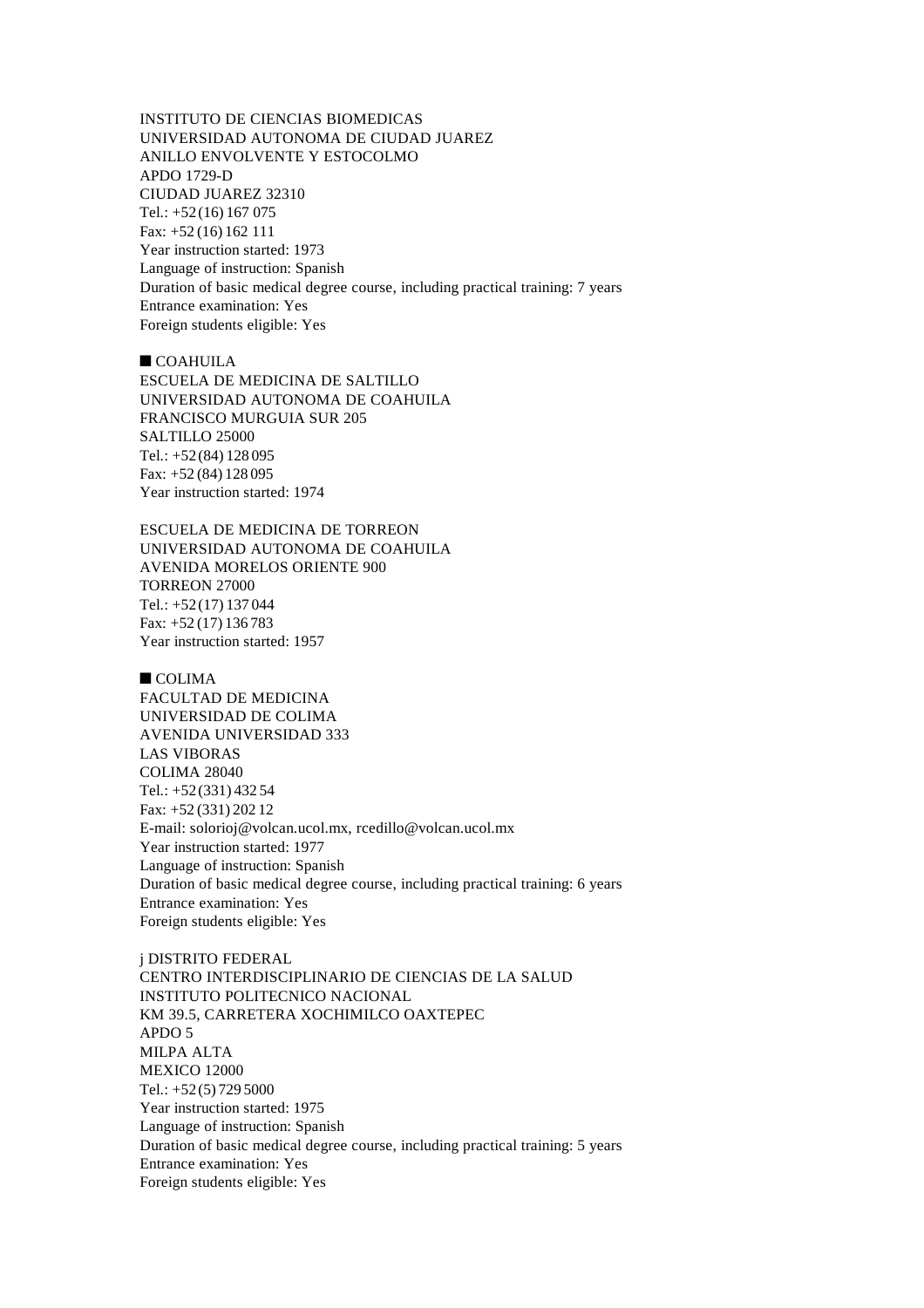INSTITUTO DE CIENCIAS BIOMEDICAS
UNIVERSIDAD AUTONOMA DE CIUDAD JUAREZ
ANILLO ENVOLVENTE Y ESTOCOLMO
APDO 1729-D
CIUDAD JUAREZ 32310
Tel.: +52 (16) 167 075
Fax: +52 (16) 162 111
Year instruction started: 1973
Language of instruction: Spanish
Duration of basic medical degree course, including practical training: 7 years
Entrance examination: Yes
Foreign students eligible: Yes

## ■ COAHUILA

ESCUELA DE MEDICINA DE SALTILLO
UNIVERSIDAD AUTONOMA DE COAHUILA
FRANCISCO MURGUIA SUR 205
SALTILLO 25000
Tel.: +52 (84) 128 095
Fax: +52 (84) 128 095
Year instruction started: 1974

ESCUELA DE MEDICINA DE TORREON
UNIVERSIDAD AUTONOMA DE COAHUILA
AVENIDA MORELOS ORIENTE 900
TORREON 27000
Tel.: +52 (17) 137 044
Fax: +52 (17) 136 783
Year instruction started: 1957

## ■ COLIMA

FACULTAD DE MEDICINA
UNIVERSIDAD DE COLIMA
AVENIDA UNIVERSIDAD 333
LAS VIBORAS
COLIMA 28040
Tel.: +52 (331) 432 54
Fax: +52 (331) 202 12
E-mail: solorioj@volcan.ucol.mx, rcedillo@volcan.ucol.mx
Year instruction started: 1977
Language of instruction: Spanish
Duration of basic medical degree course, including practical training: 6 years
Entrance examination: Yes
Foreign students eligible: Yes

## j DISTRITO FEDERAL

CENTRO INTERDISCIPLINARIO DE CIENCIAS DE LA SALUD
INSTITUTO POLITECNICO NACIONAL
KM 39.5, CARRETERA XOCHIMILCO OAXTEPEC
APDO 5
MILPA ALTA
MEXICO 12000
Tel.: +52 (5) 729 5000
Year instruction started: 1975
Language of instruction: Spanish
Duration of basic medical degree course, including practical training: 5 years
Entrance examination: Yes
Foreign students eligible: Yes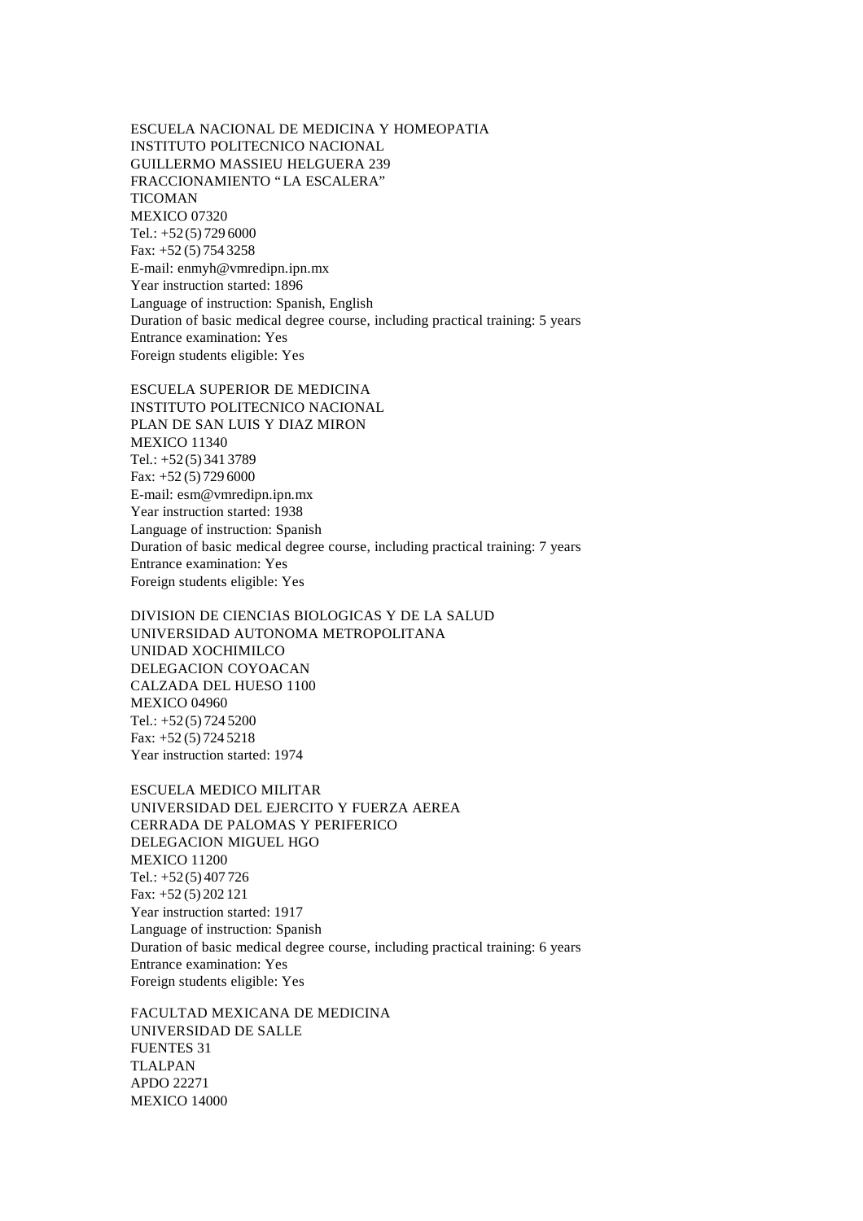ESCUELA NACIONAL DE MEDICINA Y HOMEOPATIA
INSTITUTO POLITECNICO NACIONAL
GUILLERMO MASSIEU HELGUERA 239
FRACCIONAMIENTO "LA ESCALERA"
TICOMAN
MEXICO 07320
Tel.: +52 (5) 729 6000
Fax: +52 (5) 754 3258
E-mail: enmyh@vmredipn.ipn.mx
Year instruction started: 1896
Language of instruction: Spanish, English
Duration of basic medical degree course, including practical training: 5 years
Entrance examination: Yes
Foreign students eligible: Yes

ESCUELA SUPERIOR DE MEDICINA
INSTITUTO POLITECNICO NACIONAL
PLAN DE SAN LUIS Y DIAZ MIRON
MEXICO 11340
Tel.: +52 (5) 341 3789
Fax: +52 (5) 729 6000
E-mail: esm@vmredipn.ipn.mx
Year instruction started: 1938
Language of instruction: Spanish
Duration of basic medical degree course, including practical training: 7 years
Entrance examination: Yes
Foreign students eligible: Yes

DIVISION DE CIENCIAS BIOLOGICAS Y DE LA SALUD
UNIVERSIDAD AUTONOMA METROPOLITANA
UNIDAD XOCHIMILCO
DELEGACION COYOACAN
CALZADA DEL HUESO 1100
MEXICO 04960
Tel.: +52 (5) 724 5200
Fax: +52 (5) 724 5218
Year instruction started: 1974

ESCUELA MEDICO MILITAR
UNIVERSIDAD DEL EJERCITO Y FUERZA AEREA
CERRADA DE PALOMAS Y PERIFERICO
DELEGACION MIGUEL HGO
MEXICO 11200
Tel.: +52 (5) 407 726
Fax: +52 (5) 202 121
Year instruction started: 1917
Language of instruction: Spanish
Duration of basic medical degree course, including practical training: 6 years
Entrance examination: Yes
Foreign students eligible: Yes

FACULTAD MEXICANA DE MEDICINA
UNIVERSIDAD DE SALLE
FUENTES 31
TLALPAN
APDO 22271
MEXICO 14000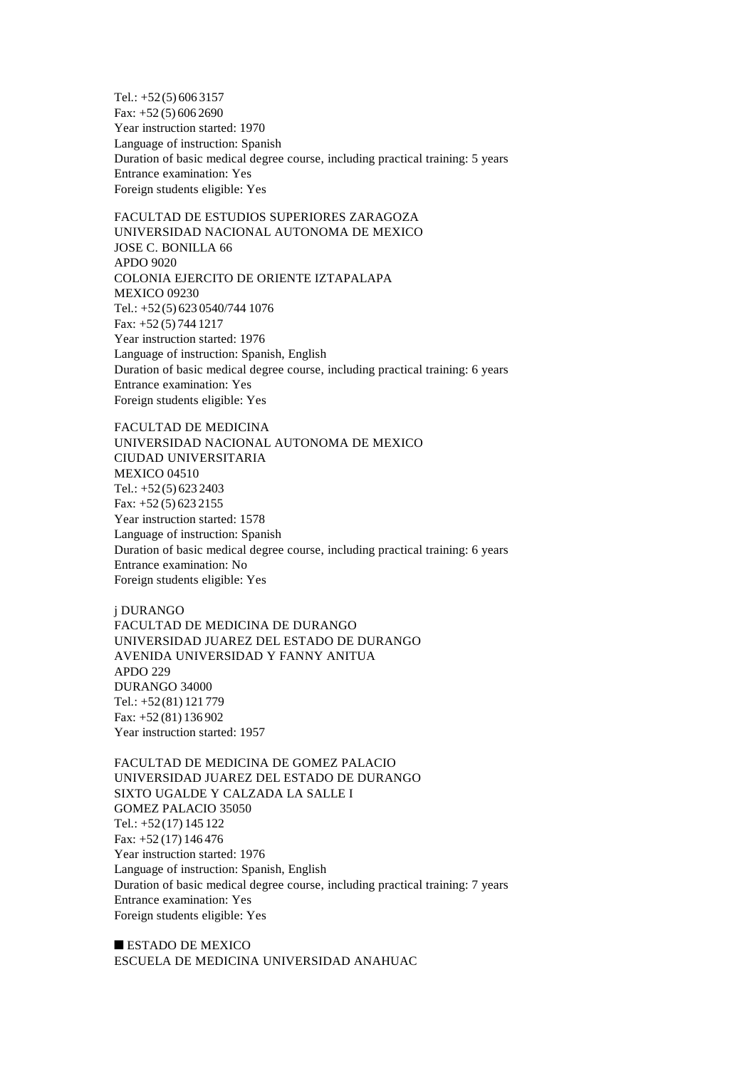Tel.: +52 (5) 606 3157
Fax: +52 (5) 606 2690
Year instruction started: 1970
Language of instruction: Spanish
Duration of basic medical degree course, including practical training: 5 years
Entrance examination: Yes
Foreign students eligible: Yes

FACULTAD DE ESTUDIOS SUPERIORES ZARAGOZA
UNIVERSIDAD NACIONAL AUTONOMA DE MEXICO
JOSE C. BONILLA 66
APDO 9020
COLONIA EJERCITO DE ORIENTE IZTAPALAPA
MEXICO 09230
Tel.: +52 (5) 623 0540/744 1076
Fax: +52 (5) 744 1217
Year instruction started: 1976
Language of instruction: Spanish, English
Duration of basic medical degree course, including practical training: 6 years
Entrance examination: Yes
Foreign students eligible: Yes

FACULTAD DE MEDICINA
UNIVERSIDAD NACIONAL AUTONOMA DE MEXICO
CIUDAD UNIVERSITARIA
MEXICO 04510
Tel.: +52 (5) 623 2403
Fax: +52 (5) 623 2155
Year instruction started: 1578
Language of instruction: Spanish
Duration of basic medical degree course, including practical training: 6 years
Entrance examination: No
Foreign students eligible: Yes

j DURANGO
FACULTAD DE MEDICINA DE DURANGO
UNIVERSIDAD JUAREZ DEL ESTADO DE DURANGO
AVENIDA UNIVERSIDAD Y FANNY ANITUA
APDO 229
DURANGO 34000
Tel.: +52 (81) 121 779
Fax: +52 (81) 136 902
Year instruction started: 1957

FACULTAD DE MEDICINA DE GOMEZ PALACIO
UNIVERSIDAD JUAREZ DEL ESTADO DE DURANGO
SIXTO UGALDE Y CALZADA LA SALLE I
GOMEZ PALACIO 35050
Tel.: +52 (17) 145 122
Fax: +52 (17) 146 476
Year instruction started: 1976
Language of instruction: Spanish, English
Duration of basic medical degree course, including practical training: 7 years
Entrance examination: Yes
Foreign students eligible: Yes

■ ESTADO DE MEXICO
ESCUELA DE MEDICINA UNIVERSIDAD ANAHUAC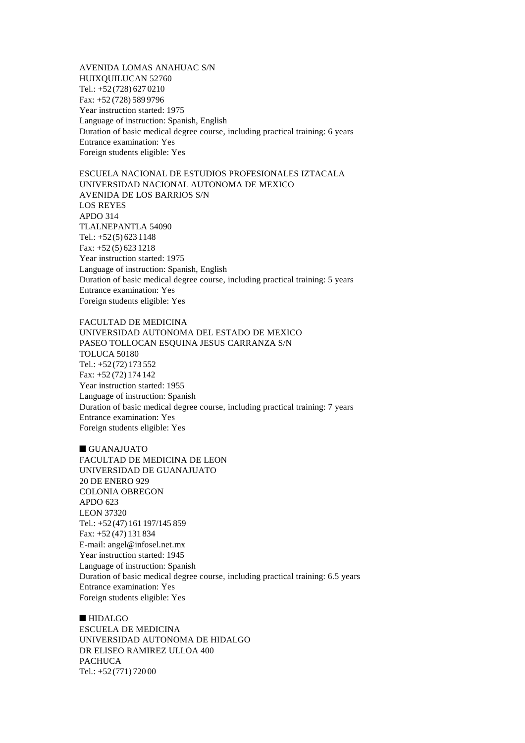AVENIDA LOMAS ANAHUAC S/N
HUIXQUILUCAN 52760
Tel.: +52 (728) 627 0210
Fax: +52 (728) 589 9796
Year instruction started: 1975
Language of instruction: Spanish, English
Duration of basic medical degree course, including practical training: 6 years
Entrance examination: Yes
Foreign students eligible: Yes

ESCUELA NACIONAL DE ESTUDIOS PROFESIONALES IZTACALA
UNIVERSIDAD NACIONAL AUTONOMA DE MEXICO
AVENIDA DE LOS BARRIOS S/N
LOS REYES
APDO 314
TLALNEPANTLA 54090
Tel.: +52 (5) 623 1148
Fax: +52 (5) 623 1218
Year instruction started: 1975
Language of instruction: Spanish, English
Duration of basic medical degree course, including practical training: 5 years
Entrance examination: Yes
Foreign students eligible: Yes

FACULTAD DE MEDICINA
UNIVERSIDAD AUTONOMA DEL ESTADO DE MEXICO
PASEO TOLLOCAN ESQUINA JESUS CARRANZA S/N
TOLUCA 50180
Tel.: +52 (72) 173 552
Fax: +52 (72) 174 142
Year instruction started: 1955
Language of instruction: Spanish
Duration of basic medical degree course, including practical training: 7 years
Entrance examination: Yes
Foreign students eligible: Yes

## ■ GUANAJUATO

FACULTAD DE MEDICINA DE LEON
UNIVERSIDAD DE GUANAJUATO
20 DE ENERO 929
COLONIA OBREGON
APDO 623
LEON 37320
Tel.: +52 (47) 161 197/145 859
Fax: +52 (47) 131 834
E-mail: angel@infosel.net.mx
Year instruction started: 1945
Language of instruction: Spanish
Duration of basic medical degree course, including practical training: 6.5 years
Entrance examination: Yes
Foreign students eligible: Yes

## ■ HIDALGO

ESCUELA DE MEDICINA
UNIVERSIDAD AUTONOMA DE HIDALGO
DR ELISEO RAMIREZ ULLOA 400
PACHUCA
Tel.: +52 (771) 720 00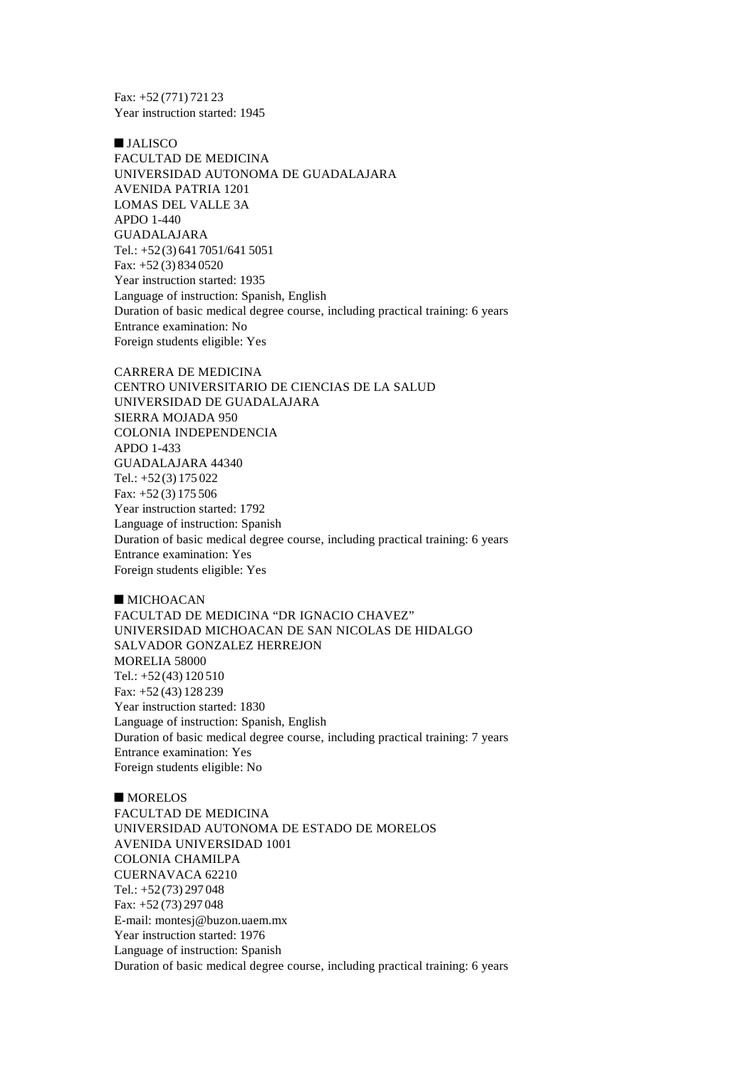Fax: +52 (771) 721 23
Year instruction started: 1945

■ JALISCO
FACULTAD DE MEDICINA
UNIVERSIDAD AUTONOMA DE GUADALAJARA
AVENIDA PATRIA 1201
LOMAS DEL VALLE 3A
APDO 1-440
GUADALAJARA
Tel.: +52 (3) 641 7051/641 5051
Fax: +52 (3) 834 0520
Year instruction started: 1935
Language of instruction: Spanish, English
Duration of basic medical degree course, including practical training: 6 years
Entrance examination: No
Foreign students eligible: Yes

CARRERA DE MEDICINA
CENTRO UNIVERSITARIO DE CIENCIAS DE LA SALUD
UNIVERSIDAD DE GUADALAJARA
SIERRA MOJADA 950
COLONIA INDEPENDENCIA
APDO 1-433
GUADALAJARA 44340
Tel.: +52 (3) 175 022
Fax: +52 (3) 175 506
Year instruction started: 1792
Language of instruction: Spanish
Duration of basic medical degree course, including practical training: 6 years
Entrance examination: Yes
Foreign students eligible: Yes

■ MICHOACAN
FACULTAD DE MEDICINA “DR IGNACIO CHAVEZ”
UNIVERSIDAD MICHOACAN DE SAN NICOLAS DE HIDALGO
SALVADOR GONZALEZ HERREJON
MORELIA 58000
Tel.: +52 (43) 120 510
Fax: +52 (43) 128 239
Year instruction started: 1830
Language of instruction: Spanish, English
Duration of basic medical degree course, including practical training: 7 years
Entrance examination: Yes
Foreign students eligible: No

■ MORELOS
FACULTAD DE MEDICINA
UNIVERSIDAD AUTONOMA DE ESTADO DE MORELOS
AVENIDA UNIVERSIDAD 1001
COLONIA CHAMILPA
CUERNAVACA 62210
Tel.: +52 (73) 297 048
Fax: +52 (73) 297 048
E-mail: montesj@buzon.uaem.mx
Year instruction started: 1976
Language of instruction: Spanish
Duration of basic medical degree course, including practical training: 6 years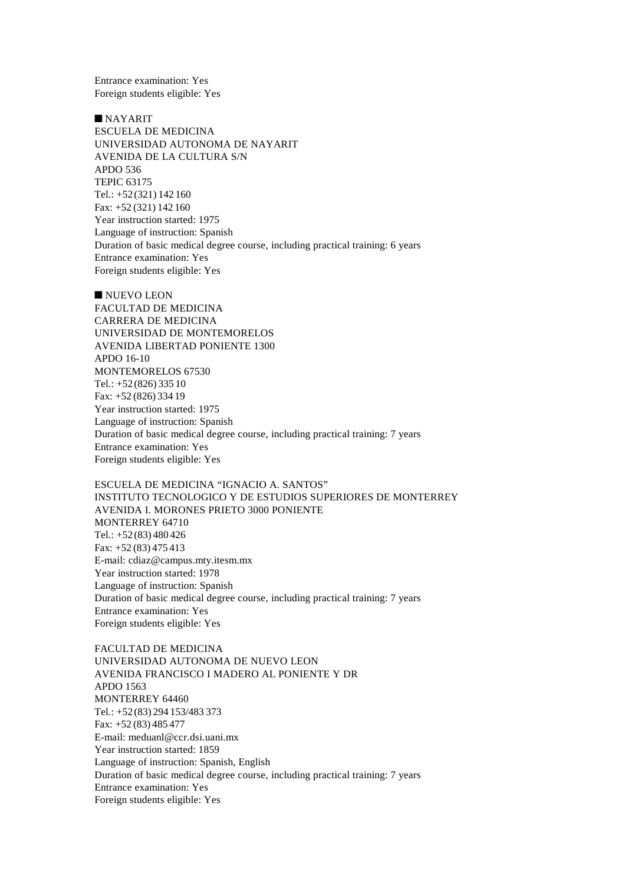Entrance examination: Yes
Foreign students eligible: Yes

## ■ NAYARIT

ESCUELA DE MEDICINA
UNIVERSIDAD AUTONOMA DE NAYARIT
AVENIDA DE LA CULTURA S/N
APDO 536
TEPIC 63175
Tel.: +52 (321) 142 160
Fax: +52 (321) 142 160
Year instruction started: 1975
Language of instruction: Spanish
Duration of basic medical degree course, including practical training: 6 years
Entrance examination: Yes
Foreign students eligible: Yes

## ■ NUEVO LEON

FACULTAD DE MEDICINA
CARRERA DE MEDICINA
UNIVERSIDAD DE MONTEMORELOS
AVENIDA LIBERTAD PONIENTE 1300
APDO 16-10
MONTEMORELOS 67530
Tel.: +52 (826) 335 10
Fax: +52 (826) 334 19
Year instruction started: 1975
Language of instruction: Spanish
Duration of basic medical degree course, including practical training: 7 years
Entrance examination: Yes
Foreign students eligible: Yes

ESCUELA DE MEDICINA “IGNACIO A. SANTOS”
INSTITUTO TECNOLOGICO Y DE ESTUDIOS SUPERIORES DE MONTERREY
AVENIDA I. MORONES PRIETO 3000 PONIENTE
MONTERREY 64710
Tel.: +52 (83) 480 426
Fax: +52 (83) 475 413
E-mail: cdiaz@campus.mty.itesm.mx
Year instruction started: 1978
Language of instruction: Spanish
Duration of basic medical degree course, including practical training: 7 years
Entrance examination: Yes
Foreign students eligible: Yes

FACULTAD DE MEDICINA
UNIVERSIDAD AUTONOMA DE NUEVO LEON
AVENIDA FRANCISCO I MADERO AL PONIENTE Y DR
APDO 1563
MONTERREY 64460
Tel.: +52 (83) 294 153/483 373
Fax: +52 (83) 485 477
E-mail: meduanl@ccr.dsi.uani.mx
Year instruction started: 1859
Language of instruction: Spanish, English
Duration of basic medical degree course, including practical training: 7 years
Entrance examination: Yes
Foreign students eligible: Yes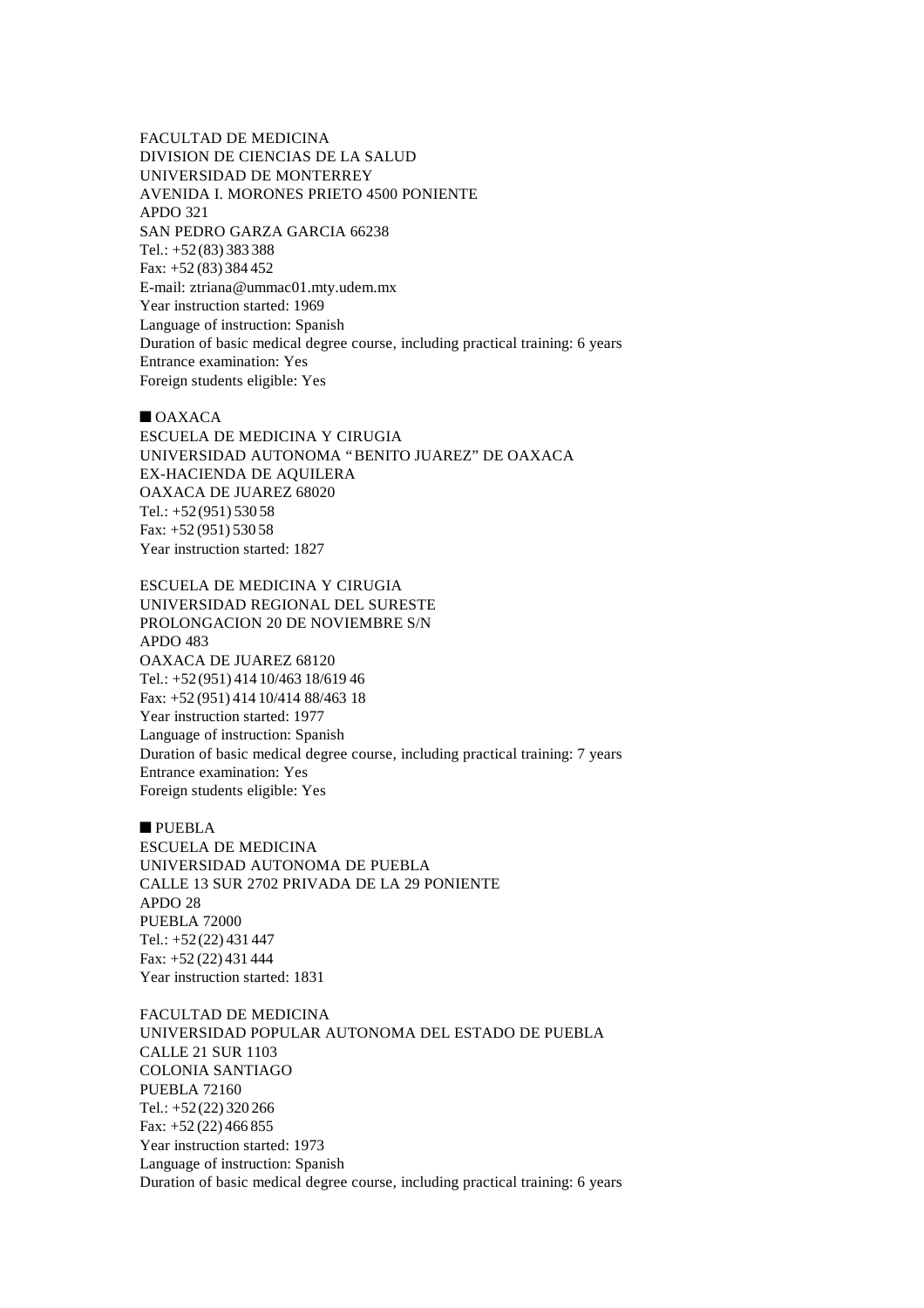FACULTAD DE MEDICINA
DIVISION DE CIENCIAS DE LA SALUD
UNIVERSIDAD DE MONTERREY
AVENIDA I. MORONES PRIETO 4500 PONIENTE
APDO 321
SAN PEDRO GARZA GARCIA 66238
Tel.: +52 (83) 383 388
Fax: +52 (83) 384 452
E-mail: ztriana@ummac01.mty.udem.mx
Year instruction started: 1969
Language of instruction: Spanish
Duration of basic medical degree course, including practical training: 6 years
Entrance examination: Yes
Foreign students eligible: Yes

## ■ OAXACA

ESCUELA DE MEDICINA Y CIRUGIA
UNIVERSIDAD AUTONOMA "BENITO JUAREZ" DE OAXACA
EX-HACIENDA DE AQUILERA
OAXACA DE JUAREZ 68020
Tel.: +52 (951) 530 58
Fax: +52 (951) 530 58
Year instruction started: 1827

ESCUELA DE MEDICINA Y CIRUGIA
UNIVERSIDAD REGIONAL DEL SURESTE
PROLONGACION 20 DE NOVIEMBRE S/N
APDO 483
OAXACA DE JUAREZ 68120
Tel.: +52 (951) 414 10/463 18/619 46
Fax: +52 (951) 414 10/414 88/463 18
Year instruction started: 1977
Language of instruction: Spanish
Duration of basic medical degree course, including practical training: 7 years
Entrance examination: Yes
Foreign students eligible: Yes

## ■ PUEBLA

ESCUELA DE MEDICINA
UNIVERSIDAD AUTONOMA DE PUEBLA
CALLE 13 SUR 2702 PRIVADA DE LA 29 PONIENTE
APDO 28
PUEBLA 72000
Tel.: +52 (22) 431 447
Fax: +52 (22) 431 444
Year instruction started: 1831

FACULTAD DE MEDICINA
UNIVERSIDAD POPULAR AUTONOMA DEL ESTADO DE PUEBLA
CALLE 21 SUR 1103
COLONIA SANTIAGO
PUEBLA 72160
Tel.: +52 (22) 320 266
Fax: +52 (22) 466 855
Year instruction started: 1973
Language of instruction: Spanish
Duration of basic medical degree course, including practical training: 6 years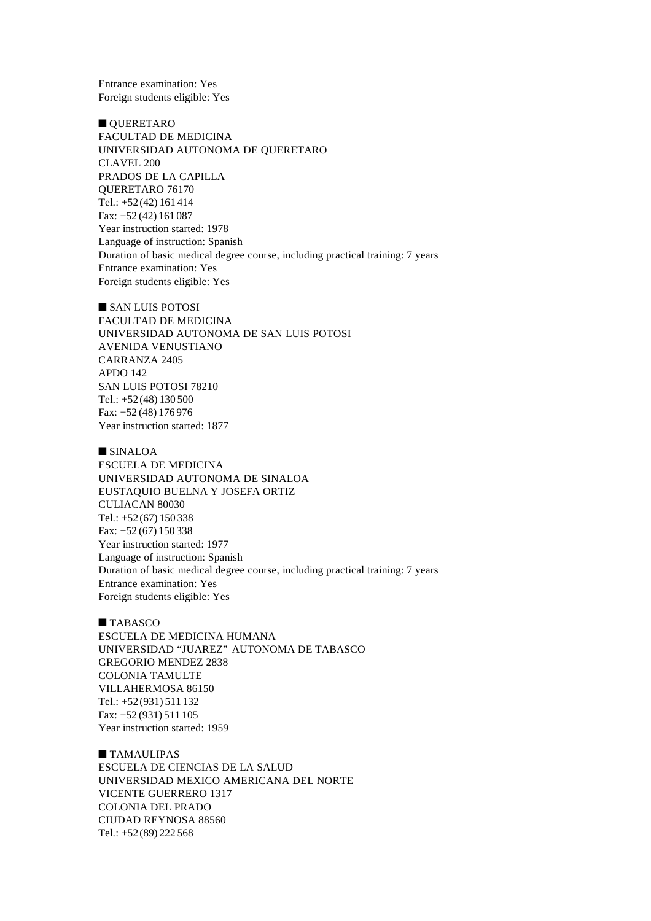Entrance examination: Yes
Foreign students eligible: Yes

■ QUERETARO
FACULTAD DE MEDICINA
UNIVERSIDAD AUTONOMA DE QUERETARO
CLAVEL 200
PRADOS DE LA CAPILLA
QUERETARO 76170
Tel.: +52 (42) 161 414
Fax: +52 (42) 161 087
Year instruction started: 1978
Language of instruction: Spanish
Duration of basic medical degree course, including practical training: 7 years
Entrance examination: Yes
Foreign students eligible: Yes

■ SAN LUIS POTOSI
FACULTAD DE MEDICINA
UNIVERSIDAD AUTONOMA DE SAN LUIS POTOSI
AVENIDA VENUSTIANO
CARRANZA 2405
APDO 142
SAN LUIS POTOSI 78210
Tel.: +52 (48) 130 500
Fax: +52 (48) 176 976
Year instruction started: 1877

■ SINALOA
ESCUELA DE MEDICINA
UNIVERSIDAD AUTONOMA DE SINALOA
EUSTAQUIO BUELNA Y JOSEFA ORTIZ
CULIACAN 80030
Tel.: +52 (67) 150 338
Fax: +52 (67) 150 338
Year instruction started: 1977
Language of instruction: Spanish
Duration of basic medical degree course, including practical training: 7 years
Entrance examination: Yes
Foreign students eligible: Yes

■ TABASCO
ESCUELA DE MEDICINA HUMANA
UNIVERSIDAD "JUAREZ" AUTONOMA DE TABASCO
GREGORIO MENDEZ 2838
COLONIA TAMULTE
VILLAHERMOSA 86150
Tel.: +52 (931) 511 132
Fax: +52 (931) 511 105
Year instruction started: 1959

■ TAMAULIPAS
ESCUELA DE CIENCIAS DE LA SALUD
UNIVERSIDAD MEXICO AMERICANA DEL NORTE
VICENTE GUERRERO 1317
COLONIA DEL PRADO
CIUDAD REYNOSA 88560
Tel.: +52 (89) 222 568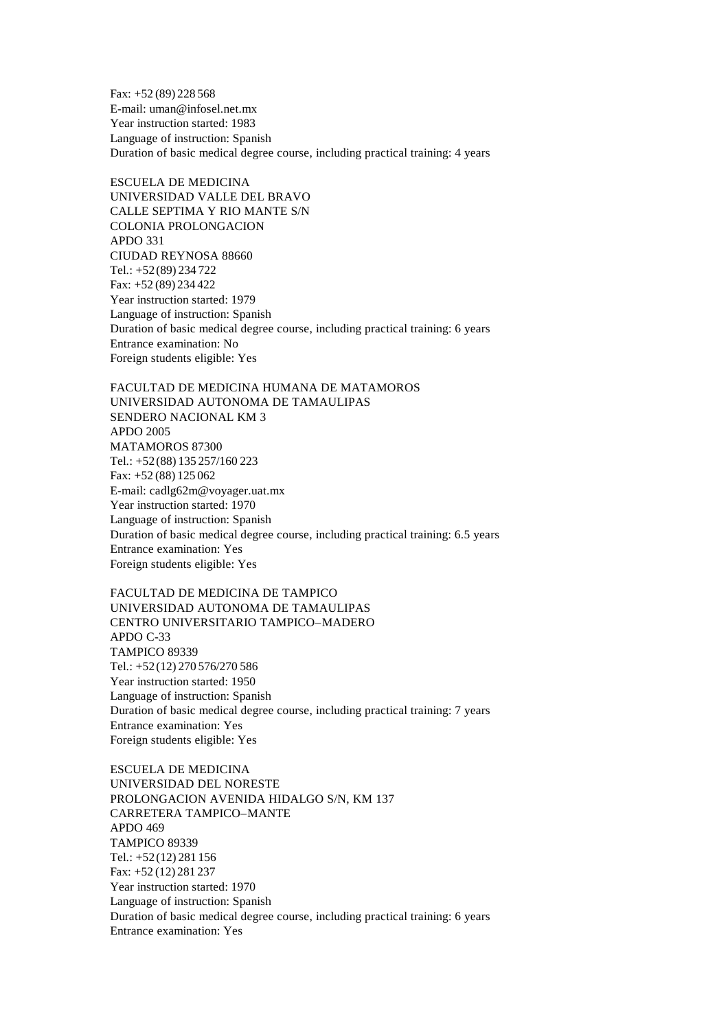Fax: +52 (89) 228 568
E-mail: uman@infosel.net.mx
Year instruction started: 1983
Language of instruction: Spanish
Duration of basic medical degree course, including practical training: 4 years

ESCUELA DE MEDICINA
UNIVERSIDAD VALLE DEL BRAVO
CALLE SEPTIMA Y RIO MANTE S/N
COLONIA PROLONGACION
APDO 331
CIUDAD REYNOSA 88660
Tel.: +52 (89) 234 722
Fax: +52 (89) 234 422
Year instruction started: 1979
Language of instruction: Spanish
Duration of basic medical degree course, including practical training: 6 years
Entrance examination: No
Foreign students eligible: Yes

FACULTAD DE MEDICINA HUMANA DE MATAMOROS
UNIVERSIDAD AUTONOMA DE TAMAULIPAS
SENDERO NACIONAL KM 3
APDO 2005
MATAMOROS 87300
Tel.: +52 (88) 135 257/160 223
Fax: +52 (88) 125 062
E-mail: cadlg62m@voyager.uat.mx
Year instruction started: 1970
Language of instruction: Spanish
Duration of basic medical degree course, including practical training: 6.5 years
Entrance examination: Yes
Foreign students eligible: Yes

FACULTAD DE MEDICINA DE TAMPICO
UNIVERSIDAD AUTONOMA DE TAMAULIPAS
CENTRO UNIVERSITARIO TAMPICO–MADERO
APDO C-33
TAMPICO 89339
Tel.: +52 (12) 270 576/270 586
Year instruction started: 1950
Language of instruction: Spanish
Duration of basic medical degree course, including practical training: 7 years
Entrance examination: Yes
Foreign students eligible: Yes

ESCUELA DE MEDICINA
UNIVERSIDAD DEL NORESTE
PROLONGACION AVENIDA HIDALGO S/N, KM 137
CARRETERA TAMPICO–MANTE
APDO 469
TAMPICO 89339
Tel.: +52 (12) 281 156
Fax: +52 (12) 281 237
Year instruction started: 1970
Language of instruction: Spanish
Duration of basic medical degree course, including practical training: 6 years
Entrance examination: Yes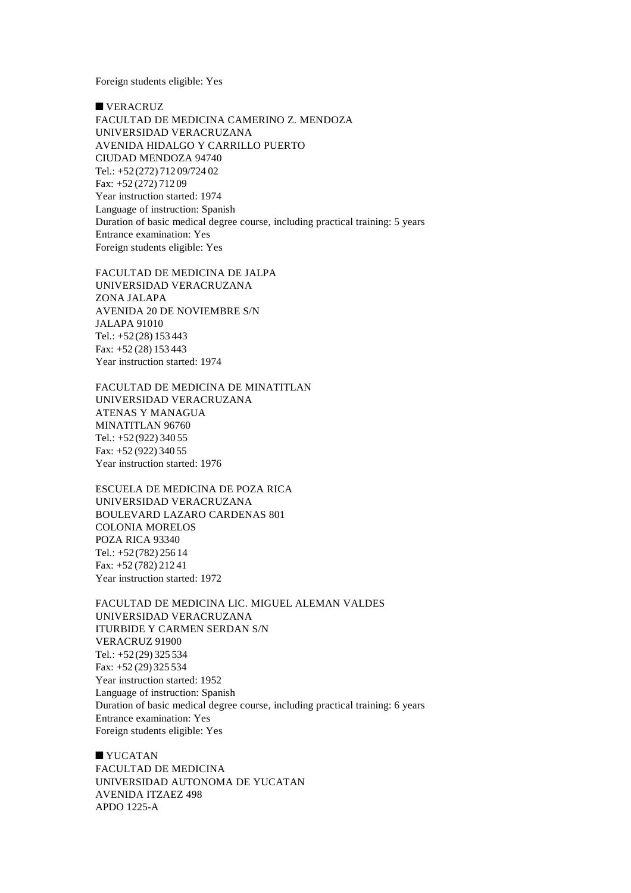Foreign students eligible: Yes

## ■ VERACRUZ

FACULTAD DE MEDICINA CAMERINO Z. MENDOZA
UNIVERSIDAD VERACRUZANA
AVENIDA HIDALGO Y CARRILLO PUERTO
CIUDAD MENDOZA 94740
Tel.: +52 (272) 712 09/724 02
Fax: +52 (272) 712 09
Year instruction started: 1974
Language of instruction: Spanish
Duration of basic medical degree course, including practical training: 5 years
Entrance examination: Yes
Foreign students eligible: Yes

FACULTAD DE MEDICINA DE JALPA
UNIVERSIDAD VERACRUZANA
ZONA JALAPA
AVENIDA 20 DE NOVIEMBRE S/N
JALAPA 91010
Tel.: +52 (28) 153 443
Fax: +52 (28) 153 443
Year instruction started: 1974

FACULTAD DE MEDICINA DE MINATITLAN
UNIVERSIDAD VERACRUZANA
ATENAS Y MANAGUA
MINATITLAN 96760
Tel.: +52 (922) 340 55
Fax: +52 (922) 340 55
Year instruction started: 1976

ESCUELA DE MEDICINA DE POZA RICA
UNIVERSIDAD VERACRUZANA
BOULEVARD LAZARO CARDENAS 801
COLONIA MORELOS
POZA RICA 93340
Tel.: +52 (782) 256 14
Fax: +52 (782) 212 41
Year instruction started: 1972

FACULTAD DE MEDICINA LIC. MIGUEL ALEMAN VALDES
UNIVERSIDAD VERACRUZANA
ITURBIDE Y CARMEN SERDAN S/N
VERACRUZ 91900
Tel.: +52 (29) 325 534
Fax: +52 (29) 325 534
Year instruction started: 1952
Language of instruction: Spanish
Duration of basic medical degree course, including practical training: 6 years
Entrance examination: Yes
Foreign students eligible: Yes

## ■ YUCATAN

FACULTAD DE MEDICINA
UNIVERSIDAD AUTONOMA DE YUCATAN
AVENIDA ITZAEZ 498
APDO 1225-A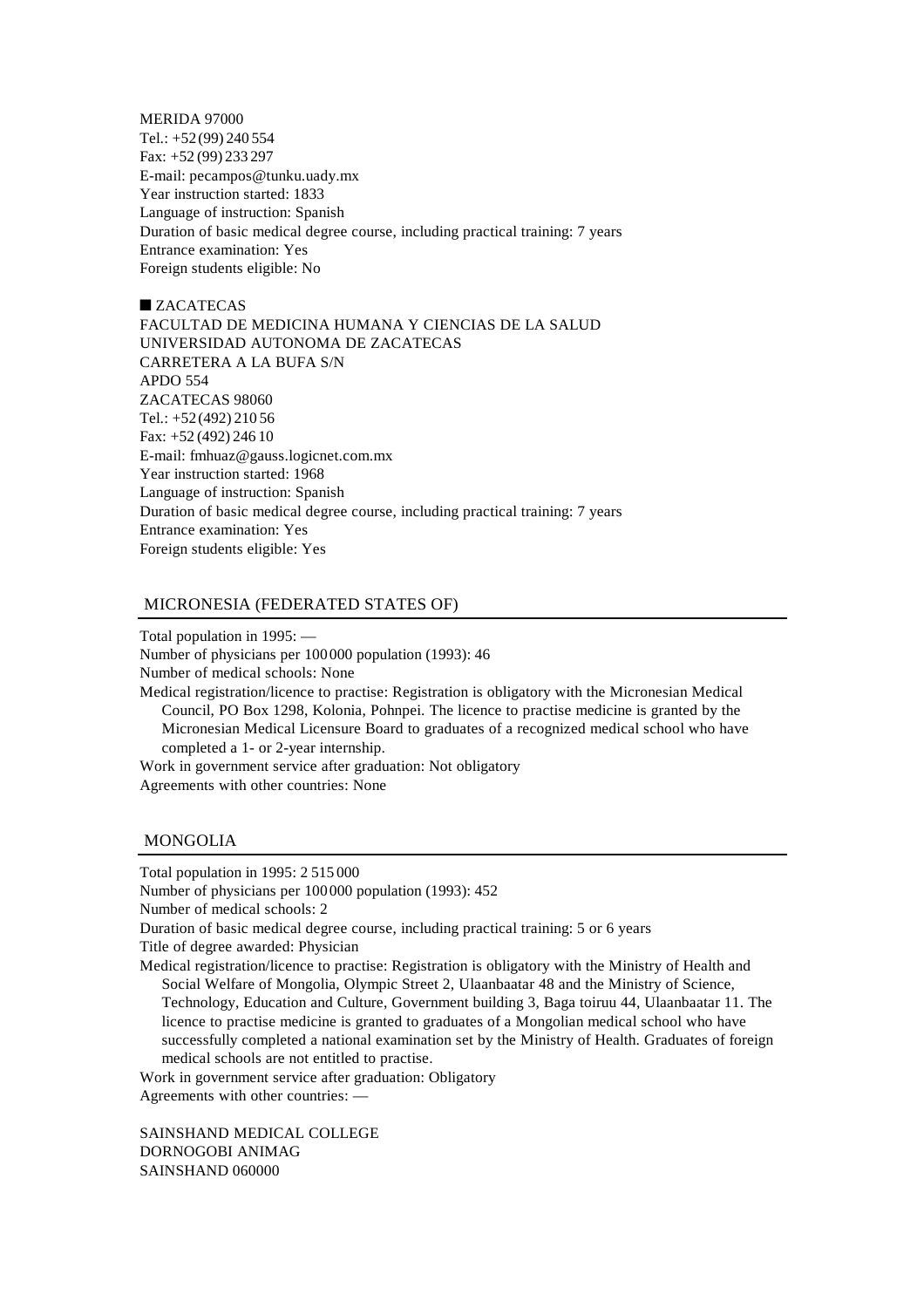MERIDA 97000
Tel.: +52 (99) 240 554
Fax: +52 (99) 233 297
E-mail: pecampos@tunku.uady.mx
Year instruction started: 1833
Language of instruction: Spanish
Duration of basic medical degree course, including practical training: 7 years
Entrance examination: Yes
Foreign students eligible: No

■ ZACATECAS

FACULTAD DE MEDICINA HUMANA Y CIENCIAS DE LA SALUD
UNIVERSIDAD AUTONOMA DE ZACATECAS
CARRETERA A LA BUFA S/N
APDO 554
ZACATECAS 98060
Tel.: +52 (492) 210 56
Fax: +52 (492) 246 10
E-mail: fmhuaz@gauss.logicnet.com.mx
Year instruction started: 1968
Language of instruction: Spanish
Duration of basic medical degree course, including practical training: 7 years
Entrance examination: Yes
Foreign students eligible: Yes

## MICRONESIA (FEDERATED STATES OF)

Total population in 1995: —
Number of physicians per 100 000 population (1993): 46
Number of medical schools: None
Medical registration/licence to practise: Registration is obligatory with the Micronesian Medical Council, PO Box 1298, Kolonia, Pohnpei. The licence to practise medicine is granted by the Micronesian Medical Licensure Board to graduates of a recognized medical school who have completed a 1- or 2-year internship.
Work in government service after graduation: Not obligatory
Agreements with other countries: None

## MONGOLIA

Total population in 1995: 2 515 000
Number of physicians per 100 000 population (1993): 452
Number of medical schools: 2
Duration of basic medical degree course, including practical training: 5 or 6 years
Title of degree awarded: Physician
Medical registration/licence to practise: Registration is obligatory with the Ministry of Health and Social Welfare of Mongolia, Olympic Street 2, Ulaanbaatar 48 and the Ministry of Science, Technology, Education and Culture, Government building 3, Baga toiruu 44, Ulaanbaatar 11. The licence to practise medicine is granted to graduates of a Mongolian medical school who have successfully completed a national examination set by the Ministry of Health. Graduates of foreign medical schools are not entitled to practise.
Work in government service after graduation: Obligatory
Agreements with other countries: —

SAINSHAND MEDICAL COLLEGE
DORNOGOBI ANIMAG
SAINSHAND 060000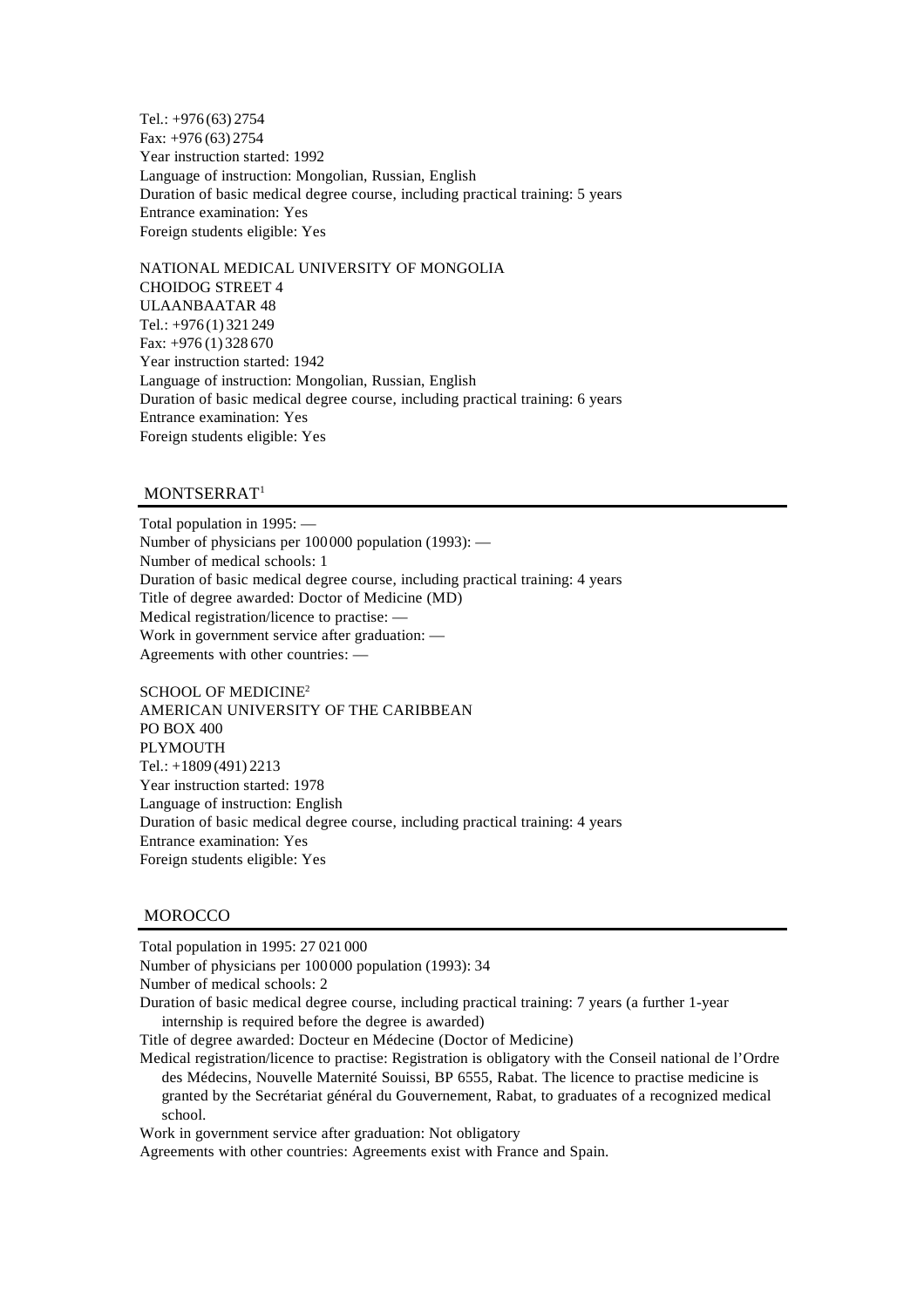Tel.: +976 (63) 2754
Fax: +976 (63) 2754
Year instruction started: 1992
Language of instruction: Mongolian, Russian, English
Duration of basic medical degree course, including practical training: 5 years
Entrance examination: Yes
Foreign students eligible: Yes

NATIONAL MEDICAL UNIVERSITY OF MONGOLIA
CHOIDOG STREET 4
ULAANBAATAR 48
Tel.: +976 (1) 321 249
Fax: +976 (1) 328 670
Year instruction started: 1942
Language of instruction: Mongolian, Russian, English
Duration of basic medical degree course, including practical training: 6 years
Entrance examination: Yes
Foreign students eligible: Yes

## MONTSERRAT[1]

Total population in 1995: —
Number of physicians per 100 000 population (1993): —
Number of medical schools: 1
Duration of basic medical degree course, including practical training: 4 years
Title of degree awarded: Doctor of Medicine (MD)
Medical registration/licence to practise: —
Work in government service after graduation: —
Agreements with other countries: —

SCHOOL OF MEDICINE[2]
AMERICAN UNIVERSITY OF THE CARIBBEAN
PO BOX 400
PLYMOUTH
Tel.: +1809 (491) 2213
Year instruction started: 1978
Language of instruction: English
Duration of basic medical degree course, including practical training: 4 years
Entrance examination: Yes
Foreign students eligible: Yes

## MOROCCO

Total population in 1995: 27 021 000
Number of physicians per 100 000 population (1993): 34
Number of medical schools: 2
Duration of basic medical degree course, including practical training: 7 years (a further 1-year internship is required before the degree is awarded)
Title of degree awarded: Docteur en Médecine (Doctor of Medicine)
Medical registration/licence to practise: Registration is obligatory with the Conseil national de l'Ordre des Médecins, Nouvelle Maternité Souissi, BP 6555, Rabat. The licence to practise medicine is granted by the Secrétariat général du Gouvernement, Rabat, to graduates of a recognized medical school.
Work in government service after graduation: Not obligatory
Agreements with other countries: Agreements exist with France and Spain.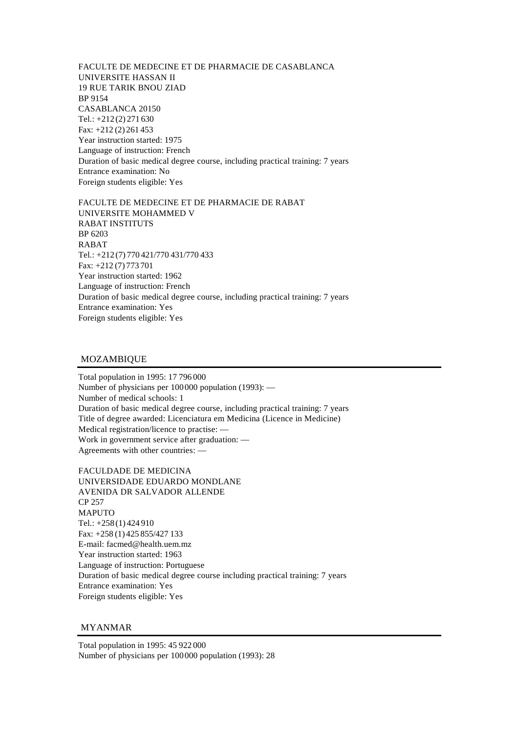FACULTE DE MEDECINE ET DE PHARMACIE DE CASABLANCA
UNIVERSITE HASSAN II
19 RUE TARIK BNOU ZIAD
BP 9154
CASABLANCA 20150
Tel.: +212 (2) 271 630
Fax: +212 (2) 261 453
Year instruction started: 1975
Language of instruction: French
Duration of basic medical degree course, including practical training: 7 years
Entrance examination: No
Foreign students eligible: Yes

FACULTE DE MEDECINE ET DE PHARMACIE DE RABAT
UNIVERSITE MOHAMMED V
RABAT INSTITUTS
BP 6203
RABAT
Tel.: +212 (7) 770 421/770 431/770 433
Fax: +212 (7) 773 701
Year instruction started: 1962
Language of instruction: French
Duration of basic medical degree course, including practical training: 7 years
Entrance examination: Yes
Foreign students eligible: Yes

## MOZAMBIQUE

Total population in 1995: 17 796 000
Number of physicians per 100 000 population (1993): —
Number of medical schools: 1
Duration of basic medical degree course, including practical training: 7 years
Title of degree awarded: Licenciatura em Medicina (Licence in Medicine)
Medical registration/licence to practise: —
Work in government service after graduation: —
Agreements with other countries: —

FACULDADE DE MEDICINA
UNIVERSIDADE EDUARDO MONDLANE
AVENIDA DR SALVADOR ALLENDE
CP 257
MAPUTO
Tel.: +258 (1) 424 910
Fax: +258 (1) 425 855/427 133
E-mail: facmed@health.uem.mz
Year instruction started: 1963
Language of instruction: Portuguese
Duration of basic medical degree course including practical training: 7 years
Entrance examination: Yes
Foreign students eligible: Yes

## MYANMAR

Total population in 1995: 45 922 000
Number of physicians per 100 000 population (1993): 28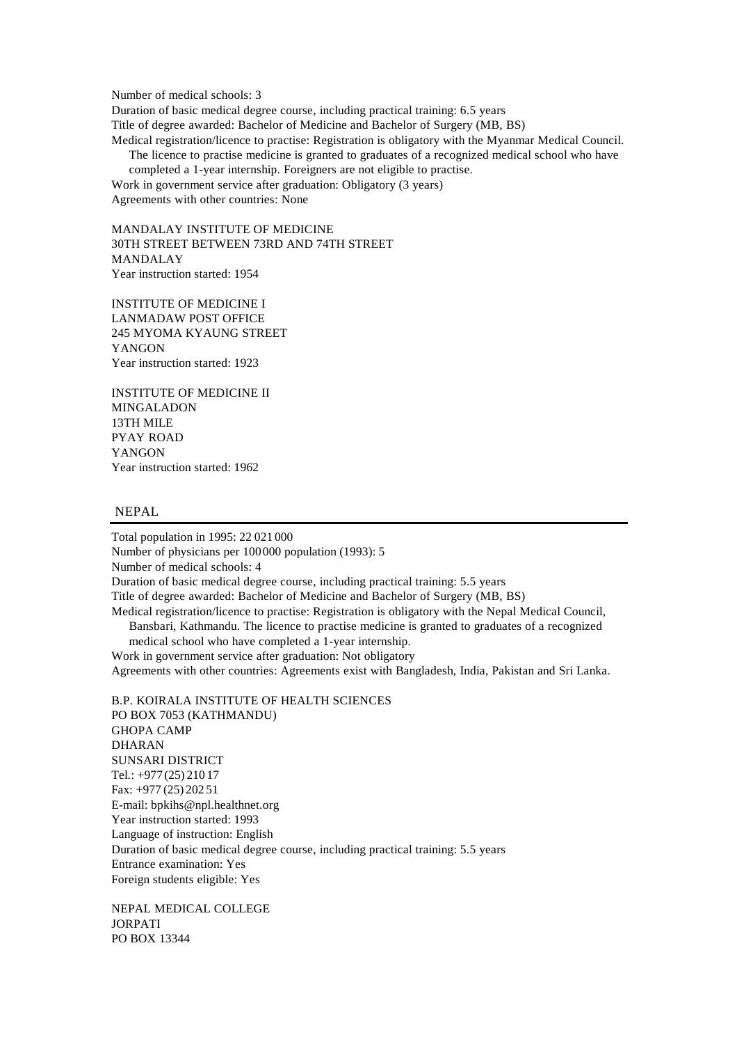Number of medical schools: 3
Duration of basic medical degree course, including practical training: 6.5 years
Title of degree awarded: Bachelor of Medicine and Bachelor of Surgery (MB, BS)
Medical registration/licence to practise: Registration is obligatory with the Myanmar Medical Council. The licence to practise medicine is granted to graduates of a recognized medical school who have completed a 1-year internship. Foreigners are not eligible to practise.
Work in government service after graduation: Obligatory (3 years)
Agreements with other countries: None

MANDALAY INSTITUTE OF MEDICINE
30TH STREET BETWEEN 73RD AND 74TH STREET
MANDALAY
Year instruction started: 1954

INSTITUTE OF MEDICINE I
LANMADAW POST OFFICE
245 MYOMA KYAUNG STREET
YANGON
Year instruction started: 1923

INSTITUTE OF MEDICINE II
MINGALADON
13TH MILE
PYAY ROAD
YANGON
Year instruction started: 1962

## NEPAL

Total population in 1995: 22 021 000
Number of physicians per 100 000 population (1993): 5
Number of medical schools: 4
Duration of basic medical degree course, including practical training: 5.5 years
Title of degree awarded: Bachelor of Medicine and Bachelor of Surgery (MB, BS)
Medical registration/licence to practise: Registration is obligatory with the Nepal Medical Council, Bansbari, Kathmandu. The licence to practise medicine is granted to graduates of a recognized medical school who have completed a 1-year internship.
Work in government service after graduation: Not obligatory
Agreements with other countries: Agreements exist with Bangladesh, India, Pakistan and Sri Lanka.

B.P. KOIRALA INSTITUTE OF HEALTH SCIENCES
PO BOX 7053 (KATHMANDU)
GHOPA CAMP
DHARAN
SUNSARI DISTRICT
Tel.: +977 (25) 210 17
Fax: +977 (25) 202 51
E-mail: bpkihs@npl.healthnet.org
Year instruction started: 1993
Language of instruction: English
Duration of basic medical degree course, including practical training: 5.5 years
Entrance examination: Yes
Foreign students eligible: Yes

NEPAL MEDICAL COLLEGE
JORPATI
PO BOX 13344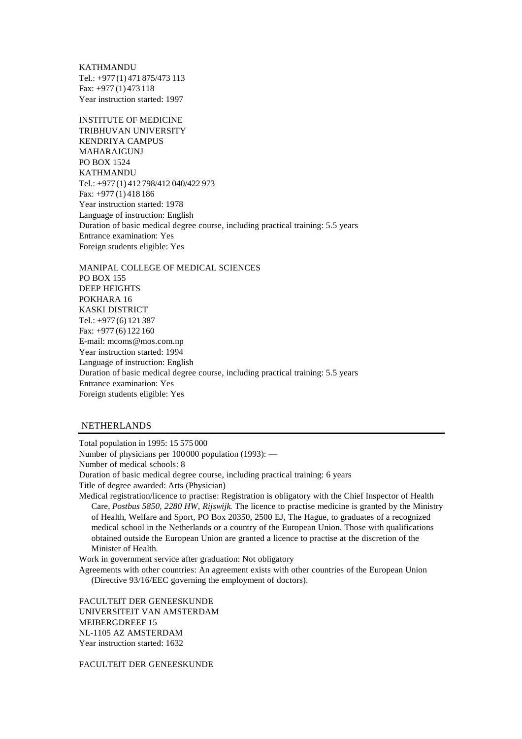KATHMANDU
Tel.: +977 (1) 471 875/473 113
Fax: +977 (1) 473 118
Year instruction started: 1997

INSTITUTE OF MEDICINE
TRIBHUVAN UNIVERSITY
KENDRIYA CAMPUS
MAHARAJGUNJ
PO BOX 1524
KATHMANDU
Tel.: +977 (1) 412 798/412 040/422 973
Fax: +977 (1) 418 186
Year instruction started: 1978
Language of instruction: English
Duration of basic medical degree course, including practical training: 5.5 years
Entrance examination: Yes
Foreign students eligible: Yes

MANIPAL COLLEGE OF MEDICAL SCIENCES
PO BOX 155
DEEP HEIGHTS
POKHARA 16
KASKI DISTRICT
Tel.: +977 (6) 121 387
Fax: +977 (6) 122 160
E-mail: mcoms@mos.com.np
Year instruction started: 1994
Language of instruction: English
Duration of basic medical degree course, including practical training: 5.5 years
Entrance examination: Yes
Foreign students eligible: Yes

## NETHERLANDS

Total population in 1995: 15 575 000
Number of physicians per 100 000 population (1993): —
Number of medical schools: 8
Duration of basic medical degree course, including practical training: 6 years
Title of degree awarded: Arts (Physician)
Medical registration/licence to practise: Registration is obligatory with the Chief Inspector of Health Care, *Postbus 5850, 2280 HW, Rijswijk*. The licence to practise medicine is granted by the Ministry of Health, Welfare and Sport, PO Box 20350, 2500 EJ, The Hague, to graduates of a recognized medical school in the Netherlands or a country of the European Union. Those with qualifications obtained outside the European Union are granted a licence to practise at the discretion of the Minister of Health.
Work in government service after graduation: Not obligatory
Agreements with other countries: An agreement exists with other countries of the European Union (Directive 93/16/EEC governing the employment of doctors).

FACULTEIT DER GENEESKUNDE
UNIVERSITEIT VAN AMSTERDAM
MEIBERGDREEF 15
NL-1105 AZ AMSTERDAM
Year instruction started: 1632

FACULTEIT DER GENEESKUNDE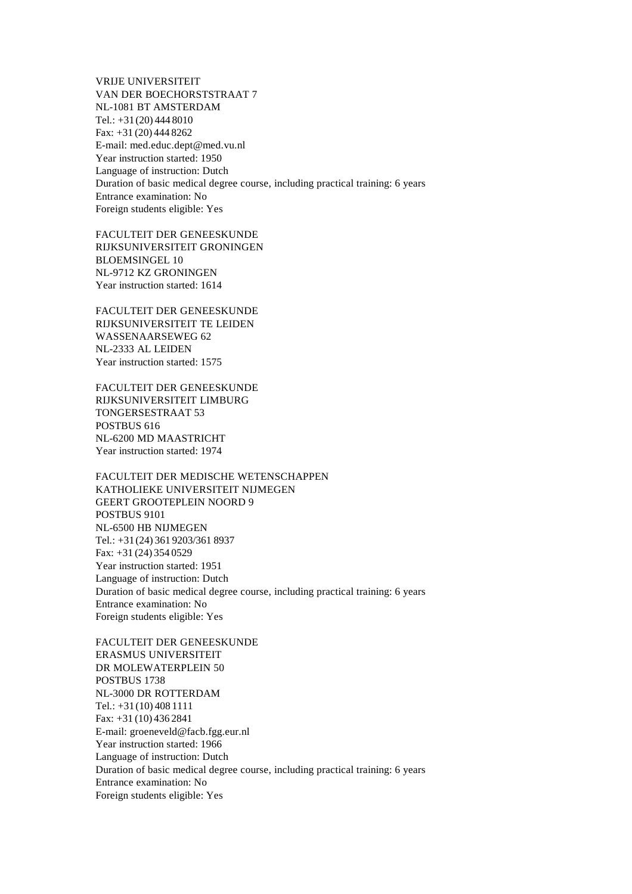VRIJE UNIVERSITEIT
VAN DER BOECHORSTSTRAAT 7
NL-1081 BT AMSTERDAM
Tel.: +31 (20) 444 8010
Fax: +31 (20) 444 8262
E-mail: med.educ.dept@med.vu.nl
Year instruction started: 1950
Language of instruction: Dutch
Duration of basic medical degree course, including practical training: 6 years
Entrance examination: No
Foreign students eligible: Yes

FACULTEIT DER GENEESKUNDE
RIJKSUNIVERSITEIT GRONINGEN
BLOEMSINGEL 10
NL-9712 KZ GRONINGEN
Year instruction started: 1614

FACULTEIT DER GENEESKUNDE
RIJKSUNIVERSITEIT TE LEIDEN
WASSENAARSEWEG 62
NL-2333 AL LEIDEN
Year instruction started: 1575

FACULTEIT DER GENEESKUNDE
RIJKSUNIVERSITEIT LIMBURG
TONGERSESTRAAT 53
POSTBUS 616
NL-6200 MD MAASTRICHT
Year instruction started: 1974

FACULTEIT DER MEDISCHE WETENSCHAPPEN
KATHOLIEKE UNIVERSITEIT NIJMEGEN
GEERT GROOTEPLEIN NOORD 9
POSTBUS 9101
NL-6500 HB NIJMEGEN
Tel.: +31 (24) 361 9203/361 8937
Fax: +31 (24) 354 0529
Year instruction started: 1951
Language of instruction: Dutch
Duration of basic medical degree course, including practical training: 6 years
Entrance examination: No
Foreign students eligible: Yes

FACULTEIT DER GENEESKUNDE
ERASMUS UNIVERSITEIT
DR MOLEWATERPLEIN 50
POSTBUS 1738
NL-3000 DR ROTTERDAM
Tel.: +31 (10) 408 1111
Fax: +31 (10) 436 2841
E-mail: groeneveld@facb.fgg.eur.nl
Year instruction started: 1966
Language of instruction: Dutch
Duration of basic medical degree course, including practical training: 6 years
Entrance examination: No
Foreign students eligible: Yes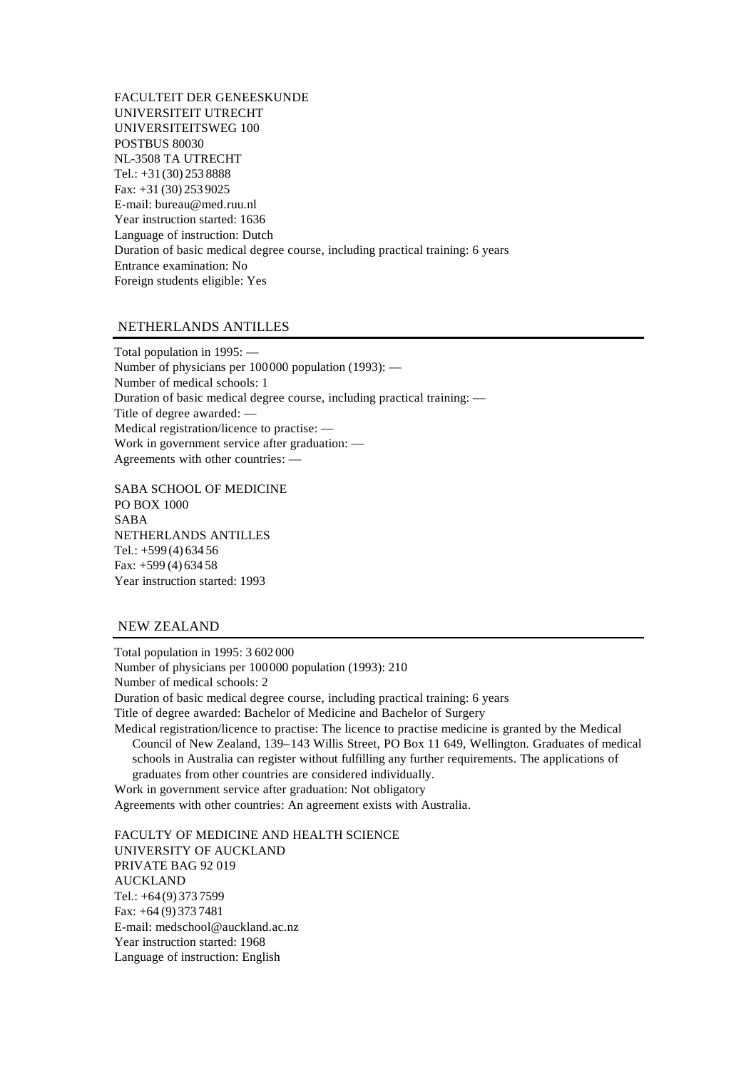FACULTEIT DER GENEESKUNDE
UNIVERSITEIT UTRECHT
UNIVERSITEITSWEG 100
POSTBUS 80030
NL-3508 TA UTRECHT
Tel.: +31 (30) 253 8888
Fax: +31 (30) 253 9025
E-mail: bureau@med.ruu.nl
Year instruction started: 1636
Language of instruction: Dutch
Duration of basic medical degree course, including practical training: 6 years
Entrance examination: No
Foreign students eligible: Yes

## NETHERLANDS ANTILLES

Total population in 1995: —
Number of physicians per 100 000 population (1993): —
Number of medical schools: 1
Duration of basic medical degree course, including practical training: —
Title of degree awarded: —
Medical registration/licence to practise: —
Work in government service after graduation: —
Agreements with other countries: —

SABA SCHOOL OF MEDICINE
PO BOX 1000
SABA
NETHERLANDS ANTILLES
Tel.: +599 (4) 634 56
Fax: +599 (4) 634 58
Year instruction started: 1993

## NEW ZEALAND

Total population in 1995: 3 602 000
Number of physicians per 100 000 population (1993): 210
Number of medical schools: 2
Duration of basic medical degree course, including practical training: 6 years
Title of degree awarded: Bachelor of Medicine and Bachelor of Surgery
Medical registration/licence to practise: The licence to practise medicine is granted by the Medical Council of New Zealand, 139–143 Willis Street, PO Box 11 649, Wellington. Graduates of medical schools in Australia can register without fulfilling any further requirements. The applications of graduates from other countries are considered individually.
Work in government service after graduation: Not obligatory
Agreements with other countries: An agreement exists with Australia.

FACULTY OF MEDICINE AND HEALTH SCIENCE
UNIVERSITY OF AUCKLAND
PRIVATE BAG 92 019
AUCKLAND
Tel.: +64 (9) 373 7599
Fax: +64 (9) 373 7481
E-mail: medschool@auckland.ac.nz
Year instruction started: 1968
Language of instruction: English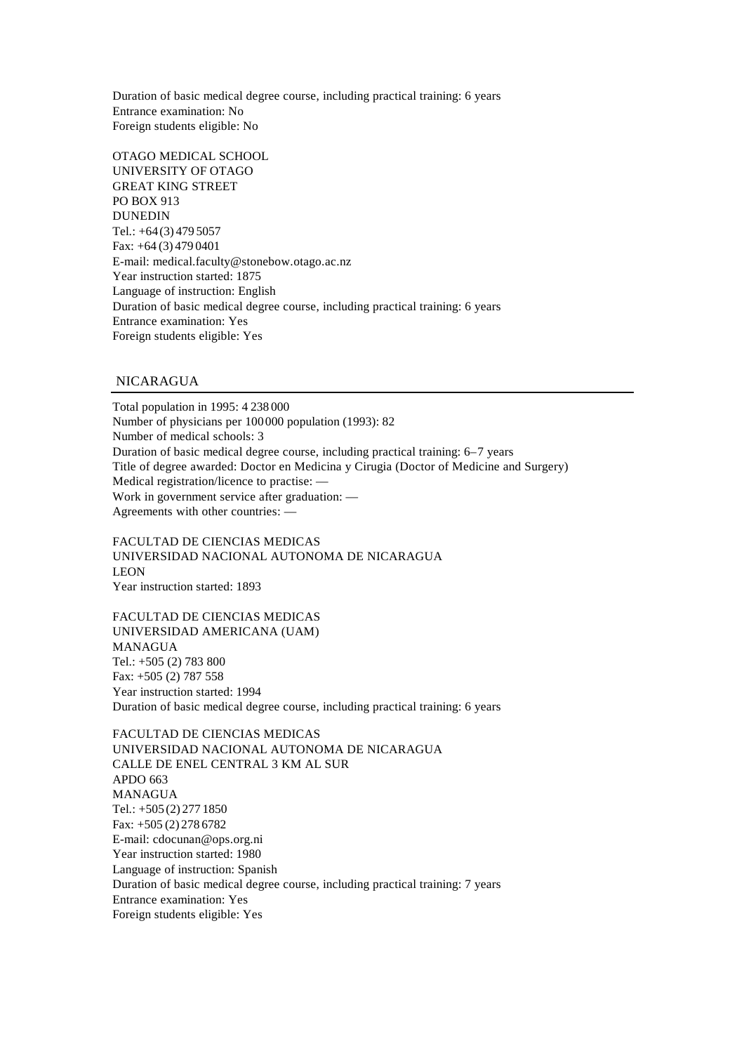Duration of basic medical degree course, including practical training: 6 years
Entrance examination: No
Foreign students eligible: No

OTAGO MEDICAL SCHOOL
UNIVERSITY OF OTAGO
GREAT KING STREET
PO BOX 913
DUNEDIN
Tel.: +64 (3) 479 5057
Fax: +64 (3) 479 0401
E-mail: medical.faculty@stonebow.otago.ac.nz
Year instruction started: 1875
Language of instruction: English
Duration of basic medical degree course, including practical training: 6 years
Entrance examination: Yes
Foreign students eligible: Yes

## NICARAGUA

Total population in 1995: 4 238 000
Number of physicians per 100 000 population (1993): 82
Number of medical schools: 3
Duration of basic medical degree course, including practical training: 6–7 years
Title of degree awarded: Doctor en Medicina y Cirugia (Doctor of Medicine and Surgery)
Medical registration/licence to practise: —
Work in government service after graduation: —
Agreements with other countries: —

FACULTAD DE CIENCIAS MEDICAS
UNIVERSIDAD NACIONAL AUTONOMA DE NICARAGUA
LEON
Year instruction started: 1893

FACULTAD DE CIENCIAS MEDICAS
UNIVERSIDAD AMERICANA (UAM)
MANAGUA
Tel.: +505 (2) 783 800
Fax: +505 (2) 787 558
Year instruction started: 1994
Duration of basic medical degree course, including practical training: 6 years

FACULTAD DE CIENCIAS MEDICAS
UNIVERSIDAD NACIONAL AUTONOMA DE NICARAGUA
CALLE DE ENEL CENTRAL 3 KM AL SUR
APDO 663
MANAGUA
Tel.: +505 (2) 277 1850
Fax: +505 (2) 278 6782
E-mail: cdocunan@ops.org.ni
Year instruction started: 1980
Language of instruction: Spanish
Duration of basic medical degree course, including practical training: 7 years
Entrance examination: Yes
Foreign students eligible: Yes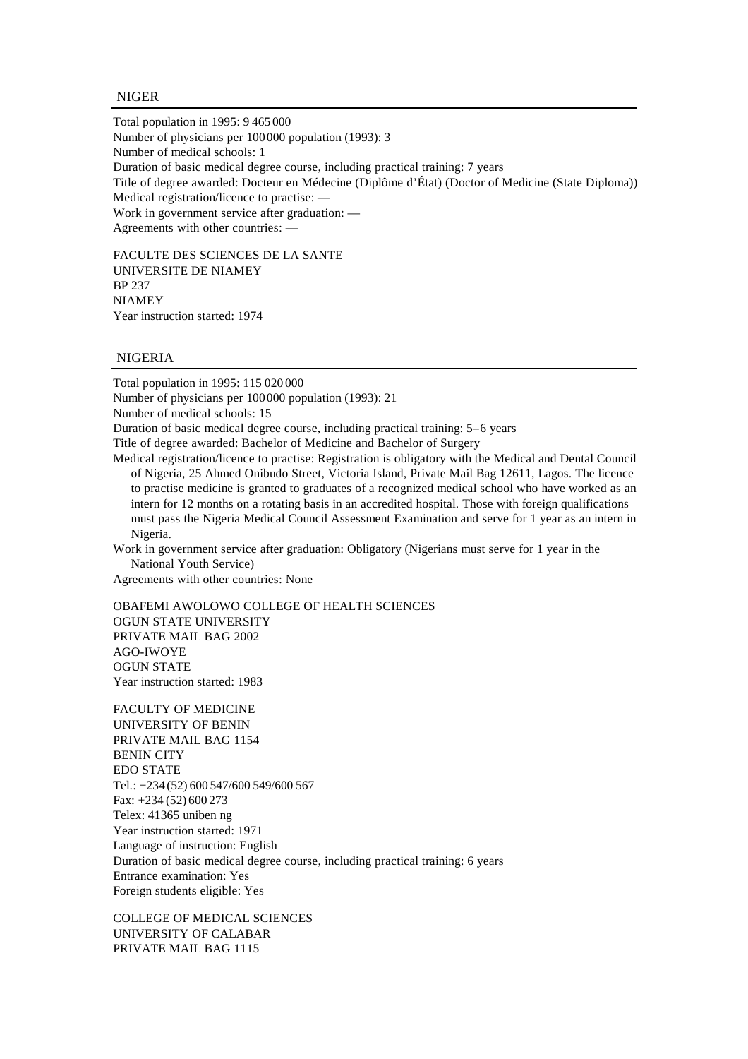## NIGER

Total population in 1995: 9 465 000
Number of physicians per 100 000 population (1993): 3
Number of medical schools: 1
Duration of basic medical degree course, including practical training: 7 years
Title of degree awarded: Docteur en Médecine (Diplôme d'État) (Doctor of Medicine (State Diploma))
Medical registration/licence to practise: —
Work in government service after graduation: —
Agreements with other countries: —

FACULTE DES SCIENCES DE LA SANTE
UNIVERSITE DE NIAMEY
BP 237
NIAMEY
Year instruction started: 1974

## NIGERIA

Total population in 1995: 115 020 000
Number of physicians per 100 000 population (1993): 21
Number of medical schools: 15
Duration of basic medical degree course, including practical training: 5–6 years
Title of degree awarded: Bachelor of Medicine and Bachelor of Surgery
Medical registration/licence to practise: Registration is obligatory with the Medical and Dental Council of Nigeria, 25 Ahmed Onibudo Street, Victoria Island, Private Mail Bag 12611, Lagos. The licence to practise medicine is granted to graduates of a recognized medical school who have worked as an intern for 12 months on a rotating basis in an accredited hospital. Those with foreign qualifications must pass the Nigeria Medical Council Assessment Examination and serve for 1 year as an intern in Nigeria.
Work in government service after graduation: Obligatory (Nigerians must serve for 1 year in the National Youth Service)
Agreements with other countries: None

OBAFEMI AWOLOWO COLLEGE OF HEALTH SCIENCES
OGUN STATE UNIVERSITY
PRIVATE MAIL BAG 2002
AGO-IWOYE
OGUN STATE
Year instruction started: 1983

FACULTY OF MEDICINE
UNIVERSITY OF BENIN
PRIVATE MAIL BAG 1154
BENIN CITY
EDO STATE
Tel.: +234 (52) 600 547/600 549/600 567
Fax: +234 (52) 600 273
Telex: 41365 uniben ng
Year instruction started: 1971
Language of instruction: English
Duration of basic medical degree course, including practical training: 6 years
Entrance examination: Yes
Foreign students eligible: Yes

COLLEGE OF MEDICAL SCIENCES
UNIVERSITY OF CALABAR
PRIVATE MAIL BAG 1115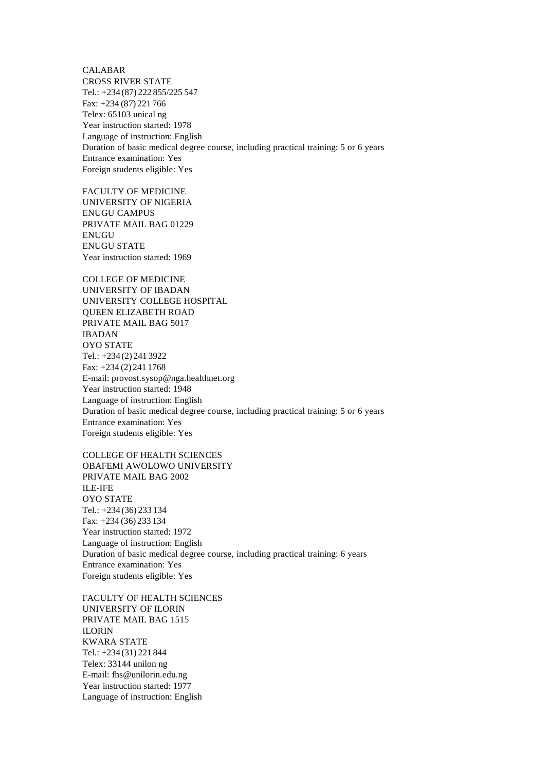CALABAR
CROSS RIVER STATE
Tel.: +234 (87) 222 855/225 547
Fax: +234 (87) 221 766
Telex: 65103 unical ng
Year instruction started: 1978
Language of instruction: English
Duration of basic medical degree course, including practical training: 5 or 6 years
Entrance examination: Yes
Foreign students eligible: Yes

FACULTY OF MEDICINE
UNIVERSITY OF NIGERIA
ENUGU CAMPUS
PRIVATE MAIL BAG 01229
ENUGU
ENUGU STATE
Year instruction started: 1969

COLLEGE OF MEDICINE
UNIVERSITY OF IBADAN
UNIVERSITY COLLEGE HOSPITAL
QUEEN ELIZABETH ROAD
PRIVATE MAIL BAG 5017
IBADAN
OYO STATE
Tel.: +234 (2) 241 3922
Fax: +234 (2) 241 1768
E-mail: provost.sysop@nga.healthnet.org
Year instruction started: 1948
Language of instruction: English
Duration of basic medical degree course, including practical training: 5 or 6 years
Entrance examination: Yes
Foreign students eligible: Yes

COLLEGE OF HEALTH SCIENCES
OBAFEMI AWOLOWO UNIVERSITY
PRIVATE MAIL BAG 2002
ILE-IFE
OYO STATE
Tel.: +234 (36) 233 134
Fax: +234 (36) 233 134
Year instruction started: 1972
Language of instruction: English
Duration of basic medical degree course, including practical training: 6 years
Entrance examination: Yes
Foreign students eligible: Yes

FACULTY OF HEALTH SCIENCES
UNIVERSITY OF ILORIN
PRIVATE MAIL BAG 1515
ILORIN
KWARA STATE
Tel.: +234 (31) 221 844
Telex: 33144 unilon ng
E-mail: fhs@unilorin.edu.ng
Year instruction started: 1977
Language of instruction: English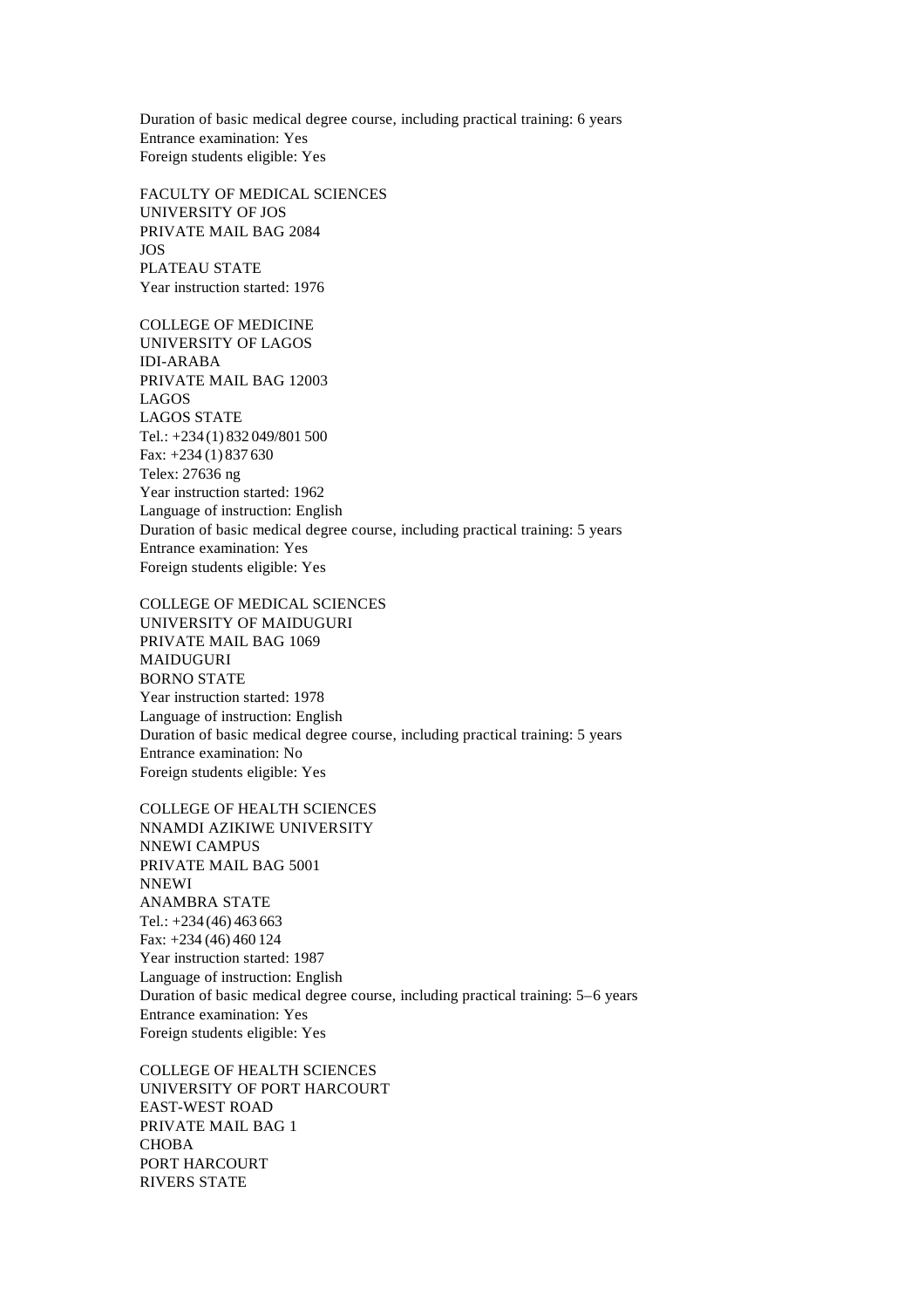Duration of basic medical degree course, including practical training: 6 years
Entrance examination: Yes
Foreign students eligible: Yes

FACULTY OF MEDICAL SCIENCES
UNIVERSITY OF JOS
PRIVATE MAIL BAG 2084
JOS
PLATEAU STATE
Year instruction started: 1976

COLLEGE OF MEDICINE
UNIVERSITY OF LAGOS
IDI-ARABA
PRIVATE MAIL BAG 12003
LAGOS
LAGOS STATE
Tel.: +234 (1) 832 049/801 500
Fax: +234 (1) 837 630
Telex: 27636 ng
Year instruction started: 1962
Language of instruction: English
Duration of basic medical degree course, including practical training: 5 years
Entrance examination: Yes
Foreign students eligible: Yes

COLLEGE OF MEDICAL SCIENCES
UNIVERSITY OF MAIDUGURI
PRIVATE MAIL BAG 1069
MAIDUGURI
BORNO STATE
Year instruction started: 1978
Language of instruction: English
Duration of basic medical degree course, including practical training: 5 years
Entrance examination: No
Foreign students eligible: Yes

COLLEGE OF HEALTH SCIENCES
NNAMDI AZIKIWE UNIVERSITY
NNEWI CAMPUS
PRIVATE MAIL BAG 5001
NNEWI
ANAMBRA STATE
Tel.: +234 (46) 463 663
Fax: +234 (46) 460 124
Year instruction started: 1987
Language of instruction: English
Duration of basic medical degree course, including practical training: 5–6 years
Entrance examination: Yes
Foreign students eligible: Yes

COLLEGE OF HEALTH SCIENCES
UNIVERSITY OF PORT HARCOURT
EAST-WEST ROAD
PRIVATE MAIL BAG 1
CHOBA
PORT HARCOURT
RIVERS STATE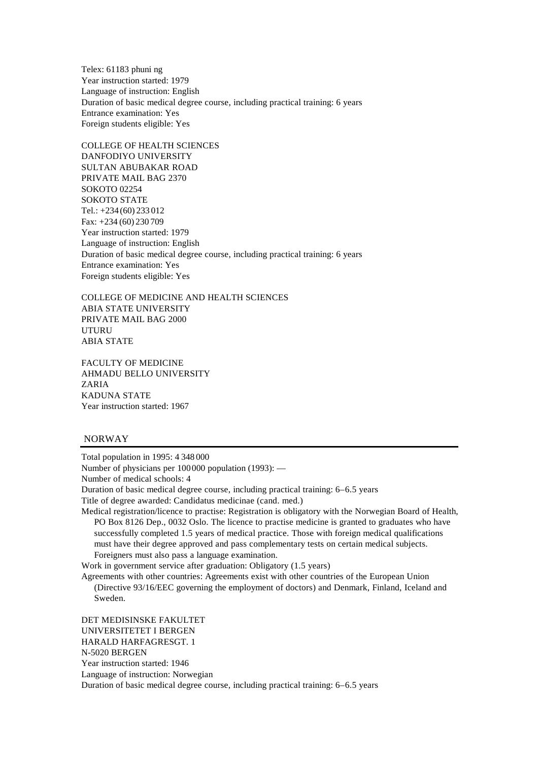Telex: 61183 phuni ng
Year instruction started: 1979
Language of instruction: English
Duration of basic medical degree course, including practical training: 6 years
Entrance examination: Yes
Foreign students eligible: Yes

COLLEGE OF HEALTH SCIENCES
DANFODIYO UNIVERSITY
SULTAN ABUBAKAR ROAD
PRIVATE MAIL BAG 2370
SOKOTO 02254
SOKOTO STATE
Tel.: +234 (60) 233 012
Fax: +234 (60) 230 709
Year instruction started: 1979
Language of instruction: English
Duration of basic medical degree course, including practical training: 6 years
Entrance examination: Yes
Foreign students eligible: Yes

COLLEGE OF MEDICINE AND HEALTH SCIENCES
ABIA STATE UNIVERSITY
PRIVATE MAIL BAG 2000
UTURU
ABIA STATE

FACULTY OF MEDICINE
AHMADU BELLO UNIVERSITY
ZARIA
KADUNA STATE
Year instruction started: 1967

## NORWAY

Total population in 1995: 4 348 000
Number of physicians per 100 000 population (1993): —
Number of medical schools: 4
Duration of basic medical degree course, including practical training: 6–6.5 years
Title of degree awarded: Candidatus medicinae (cand. med.)
Medical registration/licence to practise: Registration is obligatory with the Norwegian Board of Health, PO Box 8126 Dep., 0032 Oslo. The licence to practise medicine is granted to graduates who have successfully completed 1.5 years of medical practice. Those with foreign medical qualifications must have their degree approved and pass complementary tests on certain medical subjects. Foreigners must also pass a language examination.
Work in government service after graduation: Obligatory (1.5 years)
Agreements with other countries: Agreements exist with other countries of the European Union (Directive 93/16/EEC governing the employment of doctors) and Denmark, Finland, Iceland and Sweden.

DET MEDISINSKE FAKULTET
UNIVERSITETET I BERGEN
HARALD HARFAGRESGT. 1
N-5020 BERGEN
Year instruction started: 1946
Language of instruction: Norwegian
Duration of basic medical degree course, including practical training: 6–6.5 years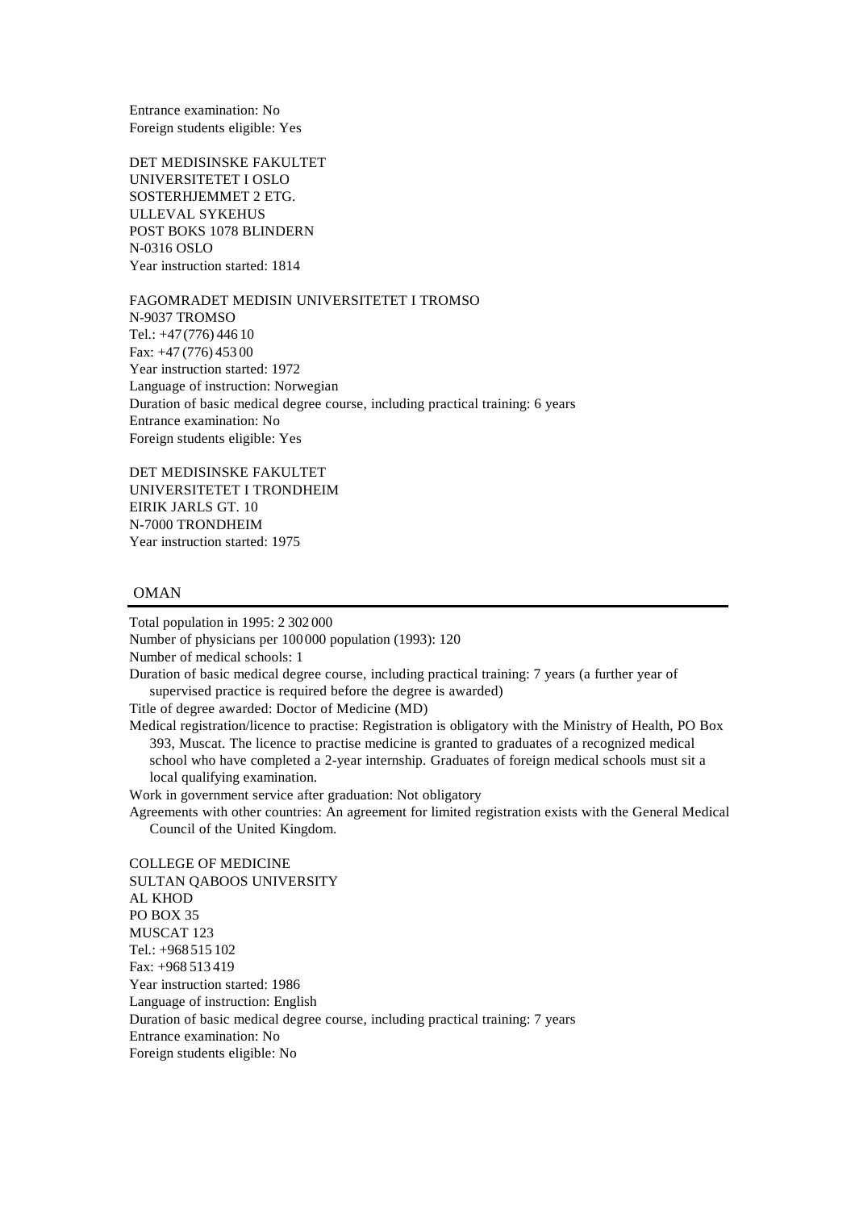Entrance examination: No
Foreign students eligible: Yes

DET MEDISINSKE FAKULTET
UNIVERSITETET I OSLO
SOSTERHJEMMET 2 ETG.
ULLEVAL SYKEHUS
POST BOKS 1078 BLINDERN
N-0316 OSLO
Year instruction started: 1814

FAGOMRADET MEDISIN UNIVERSITETET I TROMSO
N-9037 TROMSO
Tel.: +47 (776) 446 10
Fax: +47 (776) 453 00
Year instruction started: 1972
Language of instruction: Norwegian
Duration of basic medical degree course, including practical training: 6 years
Entrance examination: No
Foreign students eligible: Yes

DET MEDISINSKE FAKULTET
UNIVERSITETET I TRONDHEIM
EIRIK JARLS GT. 10
N-7000 TRONDHEIM
Year instruction started: 1975

## OMAN

Total population in 1995: 2 302 000
Number of physicians per 100 000 population (1993): 120
Number of medical schools: 1
Duration of basic medical degree course, including practical training: 7 years (a further year of supervised practice is required before the degree is awarded)
Title of degree awarded: Doctor of Medicine (MD)
Medical registration/licence to practise: Registration is obligatory with the Ministry of Health, PO Box 393, Muscat. The licence to practise medicine is granted to graduates of a recognized medical school who have completed a 2-year internship. Graduates of foreign medical schools must sit a local qualifying examination.
Work in government service after graduation: Not obligatory
Agreements with other countries: An agreement for limited registration exists with the General Medical Council of the United Kingdom.

COLLEGE OF MEDICINE
SULTAN QABOOS UNIVERSITY
AL KHOD
PO BOX 35
MUSCAT 123
Tel.: +968 515 102
Fax: +968 513 419
Year instruction started: 1986
Language of instruction: English
Duration of basic medical degree course, including practical training: 7 years
Entrance examination: No
Foreign students eligible: No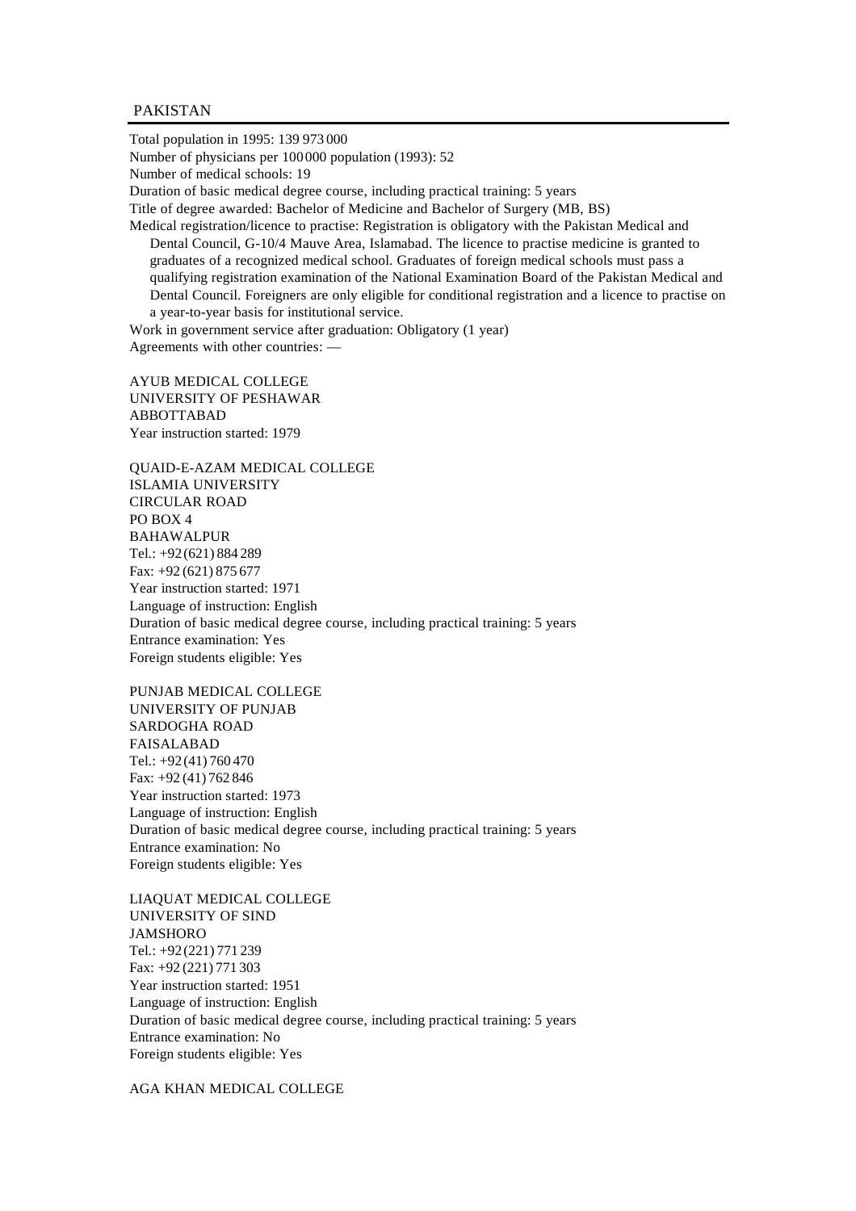## PAKISTAN

Total population in 1995: 139 973 000
Number of physicians per 100 000 population (1993): 52
Number of medical schools: 19
Duration of basic medical degree course, including practical training: 5 years
Title of degree awarded: Bachelor of Medicine and Bachelor of Surgery (MB, BS)
Medical registration/licence to practise: Registration is obligatory with the Pakistan Medical and Dental Council, G-10/4 Mauve Area, Islamabad. The licence to practise medicine is granted to graduates of a recognized medical school. Graduates of foreign medical schools must pass a qualifying registration examination of the National Examination Board of the Pakistan Medical and Dental Council. Foreigners are only eligible for conditional registration and a licence to practise on a year-to-year basis for institutional service.
Work in government service after graduation: Obligatory (1 year)
Agreements with other countries: —

AYUB MEDICAL COLLEGE
UNIVERSITY OF PESHAWAR
ABBOTTABAD
Year instruction started: 1979

QUAID-E-AZAM MEDICAL COLLEGE
ISLAMIA UNIVERSITY
CIRCULAR ROAD
PO BOX 4
BAHAWALPUR
Tel.: +92 (621) 884 289
Fax: +92 (621) 875 677
Year instruction started: 1971
Language of instruction: English
Duration of basic medical degree course, including practical training: 5 years
Entrance examination: Yes
Foreign students eligible: Yes

PUNJAB MEDICAL COLLEGE
UNIVERSITY OF PUNJAB
SARDOGHA ROAD
FAISALABAD
Tel.: +92 (41) 760 470
Fax: +92 (41) 762 846
Year instruction started: 1973
Language of instruction: English
Duration of basic medical degree course, including practical training: 5 years
Entrance examination: No
Foreign students eligible: Yes

LIAQUAT MEDICAL COLLEGE
UNIVERSITY OF SIND
JAMSHORO
Tel.: +92 (221) 771 239
Fax: +92 (221) 771 303
Year instruction started: 1951
Language of instruction: English
Duration of basic medical degree course, including practical training: 5 years
Entrance examination: No
Foreign students eligible: Yes

AGA KHAN MEDICAL COLLEGE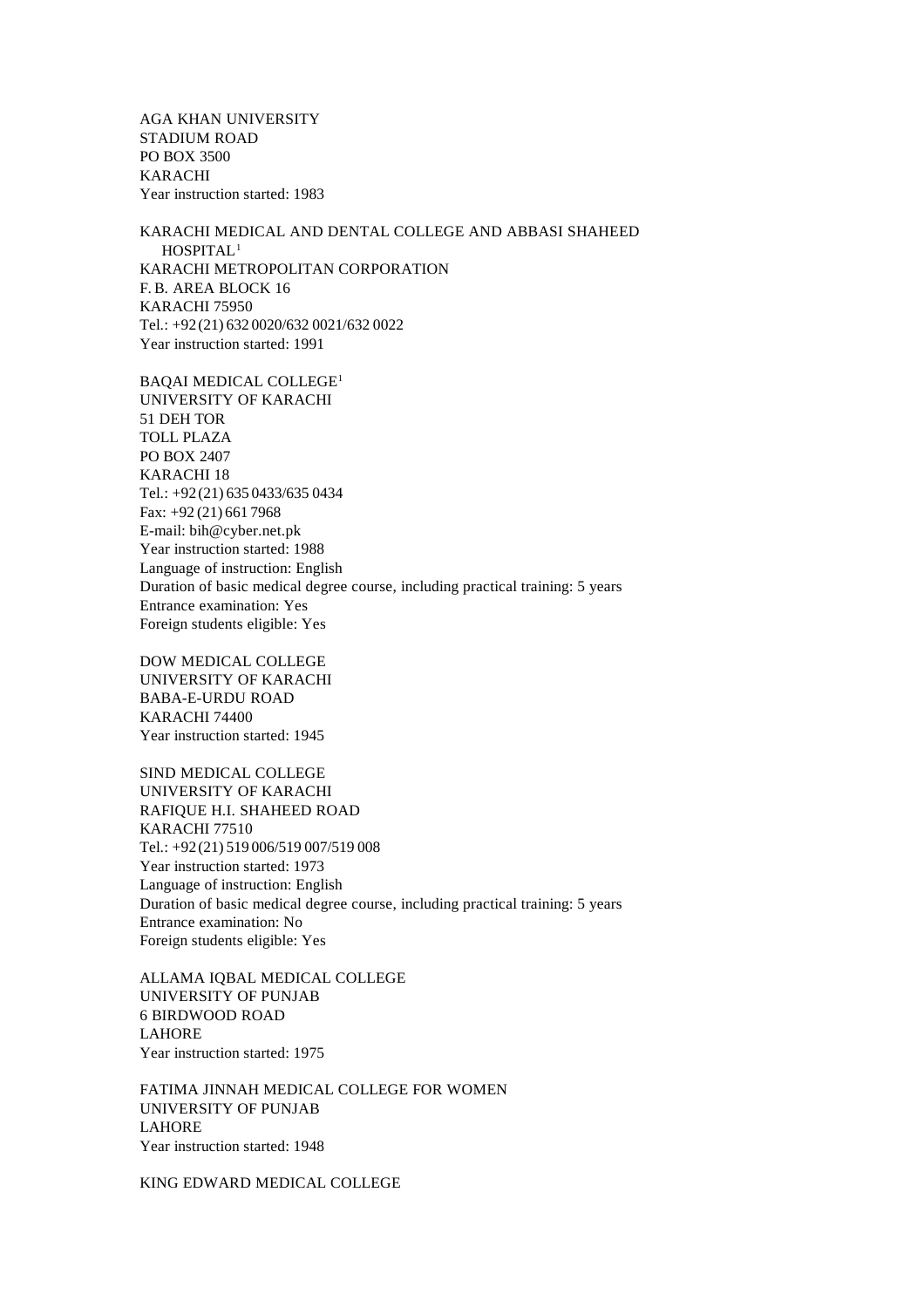AGA KHAN UNIVERSITY
STADIUM ROAD
PO BOX 3500
KARACHI
Year instruction started: 1983

KARACHI MEDICAL AND DENTAL COLLEGE AND ABBASI SHAHEED HOSPITAL[1]
KARACHI METROPOLITAN CORPORATION
F. B. AREA BLOCK 16
KARACHI 75950
Tel.: +92 (21) 632 0020/632 0021/632 0022
Year instruction started: 1991

BAQAI MEDICAL COLLEGE[1]
UNIVERSITY OF KARACHI
51 DEH TOR
TOLL PLAZA
PO BOX 2407
KARACHI 18
Tel.: +92 (21) 635 0433/635 0434
Fax: +92 (21) 661 7968
E-mail: bih@cyber.net.pk
Year instruction started: 1988
Language of instruction: English
Duration of basic medical degree course, including practical training: 5 years
Entrance examination: Yes
Foreign students eligible: Yes

DOW MEDICAL COLLEGE
UNIVERSITY OF KARACHI
BABA-E-URDU ROAD
KARACHI 74400
Year instruction started: 1945

SIND MEDICAL COLLEGE
UNIVERSITY OF KARACHI
RAFIQUE H.I. SHAHEED ROAD
KARACHI 77510
Tel.: +92 (21) 519 006/519 007/519 008
Year instruction started: 1973
Language of instruction: English
Duration of basic medical degree course, including practical training: 5 years
Entrance examination: No
Foreign students eligible: Yes

ALLAMA IQBAL MEDICAL COLLEGE
UNIVERSITY OF PUNJAB
6 BIRDWOOD ROAD
LAHORE
Year instruction started: 1975

FATIMA JINNAH MEDICAL COLLEGE FOR WOMEN
UNIVERSITY OF PUNJAB
LAHORE
Year instruction started: 1948

KING EDWARD MEDICAL COLLEGE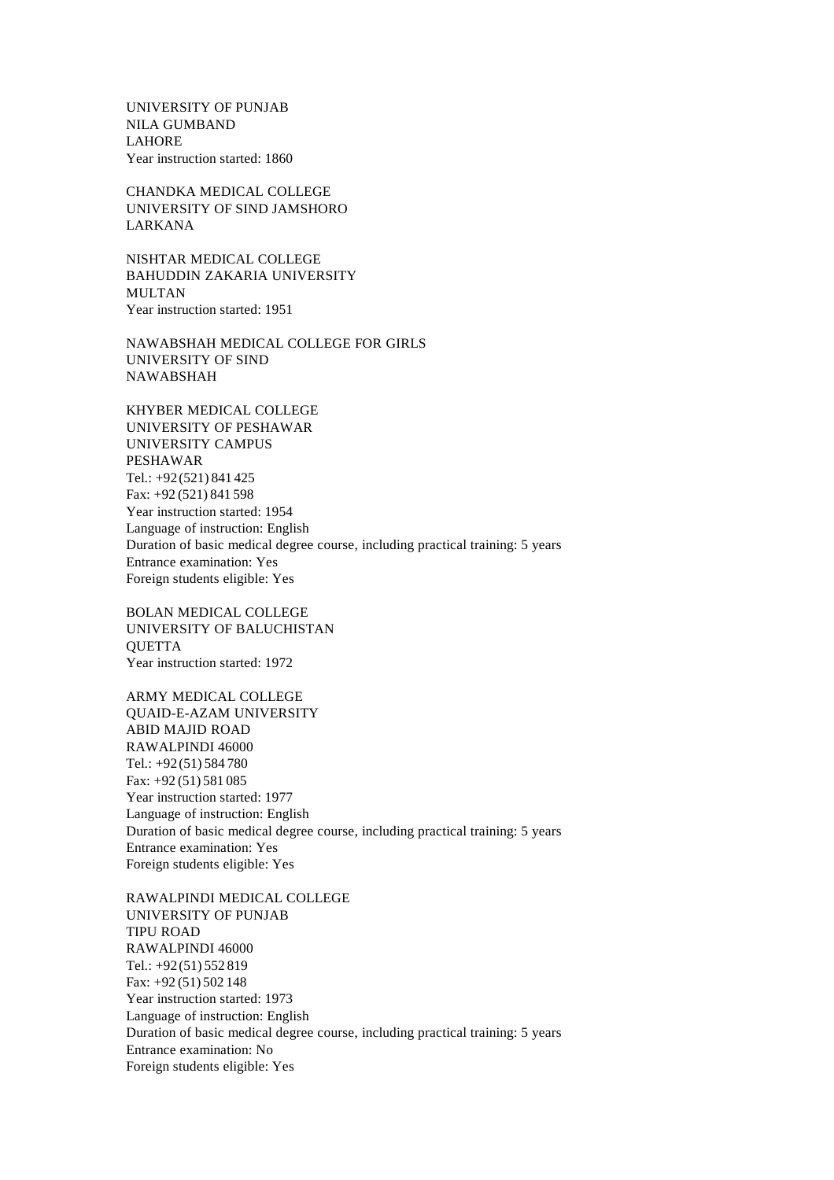UNIVERSITY OF PUNJAB
NILA GUMBAND
LAHORE
Year instruction started: 1860

CHANDKA MEDICAL COLLEGE
UNIVERSITY OF SIND JAMSHORO
LARKANA

NISHTAR MEDICAL COLLEGE
BAHUDDIN ZAKARIA UNIVERSITY
MULTAN
Year instruction started: 1951

NAWABSHAH MEDICAL COLLEGE FOR GIRLS
UNIVERSITY OF SIND
NAWABSHAH

KHYBER MEDICAL COLLEGE
UNIVERSITY OF PESHAWAR
UNIVERSITY CAMPUS
PESHAWAR
Tel.: +92 (521) 841 425
Fax: +92 (521) 841 598
Year instruction started: 1954
Language of instruction: English
Duration of basic medical degree course, including practical training: 5 years
Entrance examination: Yes
Foreign students eligible: Yes

BOLAN MEDICAL COLLEGE
UNIVERSITY OF BALUCHISTAN
QUETTA
Year instruction started: 1972

ARMY MEDICAL COLLEGE
QUAID-E-AZAM UNIVERSITY
ABID MAJID ROAD
RAWALPINDI 46000
Tel.: +92 (51) 584 780
Fax: +92 (51) 581 085
Year instruction started: 1977
Language of instruction: English
Duration of basic medical degree course, including practical training: 5 years
Entrance examination: Yes
Foreign students eligible: Yes

RAWALPINDI MEDICAL COLLEGE
UNIVERSITY OF PUNJAB
TIPU ROAD
RAWALPINDI 46000
Tel.: +92 (51) 552 819
Fax: +92 (51) 502 148
Year instruction started: 1973
Language of instruction: English
Duration of basic medical degree course, including practical training: 5 years
Entrance examination: No
Foreign students eligible: Yes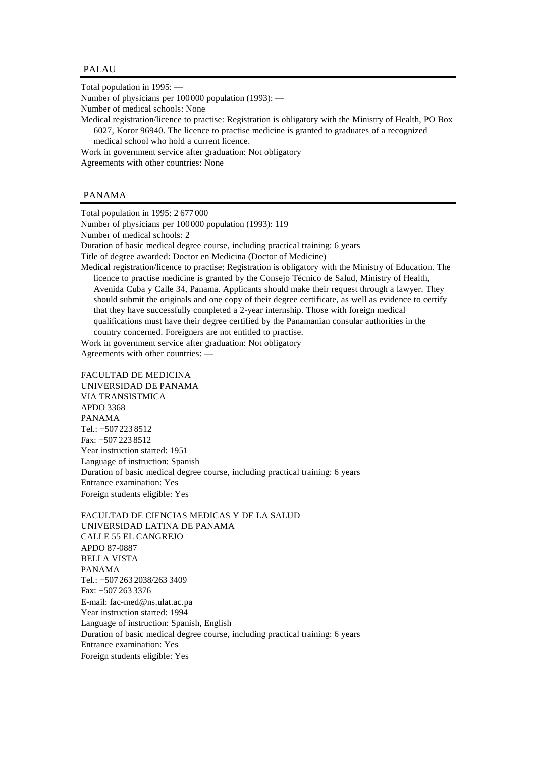## PALAU

Total population in 1995: —
Number of physicians per 100 000 population (1993): —
Number of medical schools: None
Medical registration/licence to practise: Registration is obligatory with the Ministry of Health, PO Box 6027, Koror 96940. The licence to practise medicine is granted to graduates of a recognized medical school who hold a current licence.
Work in government service after graduation: Not obligatory
Agreements with other countries: None

## PANAMA

Total population in 1995: 2 677 000
Number of physicians per 100 000 population (1993): 119
Number of medical schools: 2
Duration of basic medical degree course, including practical training: 6 years
Title of degree awarded: Doctor en Medicina (Doctor of Medicine)
Medical registration/licence to practise: Registration is obligatory with the Ministry of Education. The licence to practise medicine is granted by the Consejo Técnico de Salud, Ministry of Health, Avenida Cuba y Calle 34, Panama. Applicants should make their request through a lawyer. They should submit the originals and one copy of their degree certificate, as well as evidence to certify that they have successfully completed a 2-year internship. Those with foreign medical qualifications must have their degree certified by the Panamanian consular authorities in the country concerned. Foreigners are not entitled to practise.
Work in government service after graduation: Not obligatory
Agreements with other countries: —

FACULTAD DE MEDICINA
UNIVERSIDAD DE PANAMA
VIA TRANSISTMICA
APDO 3368
PANAMA
Tel.: +507 223 8512
Fax: +507 223 8512
Year instruction started: 1951
Language of instruction: Spanish
Duration of basic medical degree course, including practical training: 6 years
Entrance examination: Yes
Foreign students eligible: Yes

FACULTAD DE CIENCIAS MEDICAS Y DE LA SALUD
UNIVERSIDAD LATINA DE PANAMA
CALLE 55 EL CANGREJO
APDO 87-0887
BELLA VISTA
PANAMA
Tel.: +507 263 2038/263 3409
Fax: +507 263 3376
E-mail: fac-med@ns.ulat.ac.pa
Year instruction started: 1994
Language of instruction: Spanish, English
Duration of basic medical degree course, including practical training: 6 years
Entrance examination: Yes
Foreign students eligible: Yes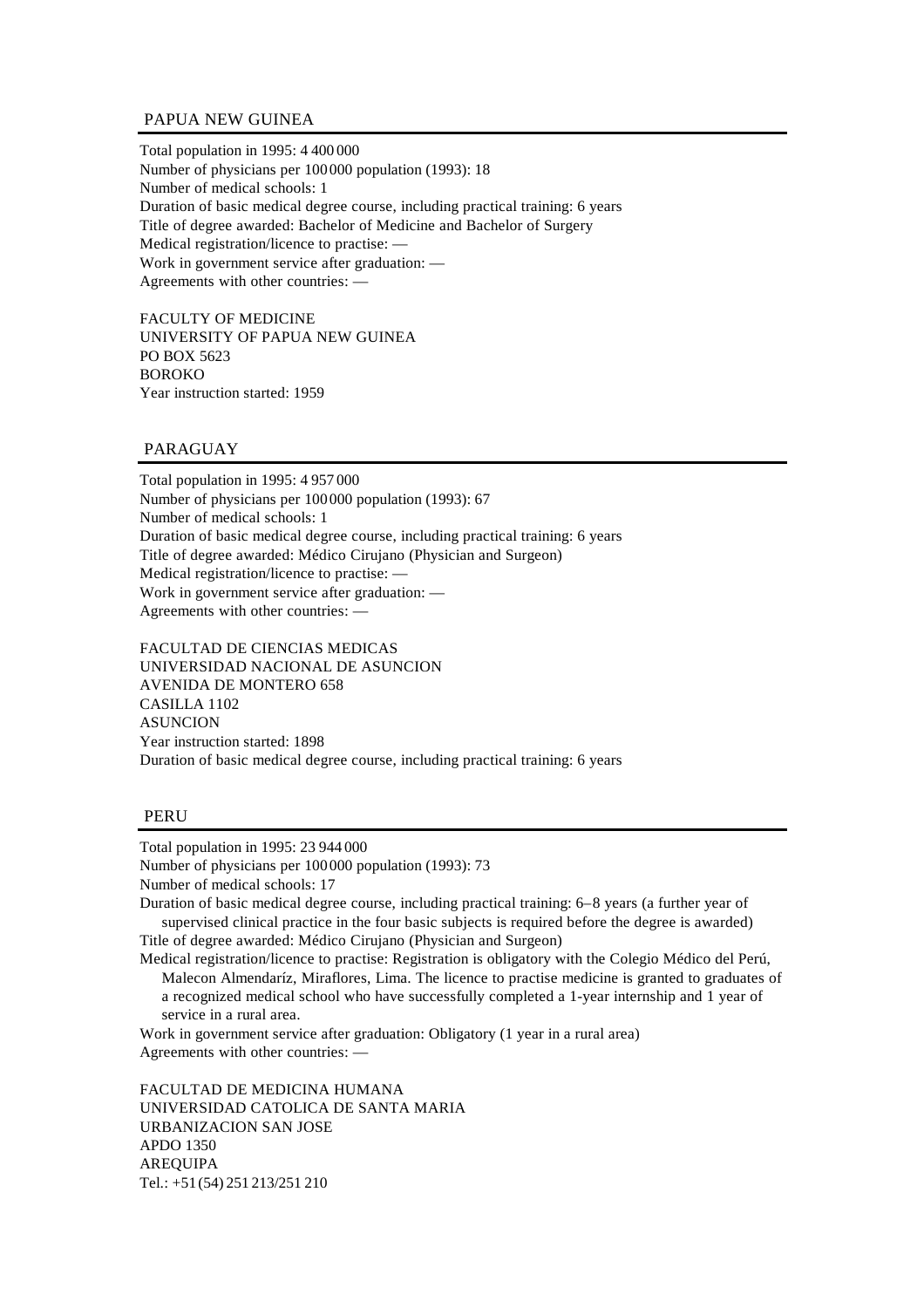## PAPUA NEW GUINEA

Total population in 1995: 4 400 000
Number of physicians per 100 000 population (1993): 18
Number of medical schools: 1
Duration of basic medical degree course, including practical training: 6 years
Title of degree awarded: Bachelor of Medicine and Bachelor of Surgery
Medical registration/licence to practise: —
Work in government service after graduation: —
Agreements with other countries: —

FACULTY OF MEDICINE
UNIVERSITY OF PAPUA NEW GUINEA
PO BOX 5623
BOROKO
Year instruction started: 1959

## PARAGUAY

Total population in 1995: 4 957 000
Number of physicians per 100 000 population (1993): 67
Number of medical schools: 1
Duration of basic medical degree course, including practical training: 6 years
Title of degree awarded: Médico Cirujano (Physician and Surgeon)
Medical registration/licence to practise: —
Work in government service after graduation: —
Agreements with other countries: —

FACULTAD DE CIENCIAS MEDICAS
UNIVERSIDAD NACIONAL DE ASUNCION
AVENIDA DE MONTERO 658
CASILLA 1102
ASUNCION
Year instruction started: 1898
Duration of basic medical degree course, including practical training: 6 years

## PERU

Total population in 1995: 23 944 000
Number of physicians per 100 000 population (1993): 73
Number of medical schools: 17
Duration of basic medical degree course, including practical training: 6–8 years (a further year of supervised clinical practice in the four basic subjects is required before the degree is awarded)
Title of degree awarded: Médico Cirujano (Physician and Surgeon)
Medical registration/licence to practise: Registration is obligatory with the Colegio Médico del Perú, Malecon Almendaríz, Miraflores, Lima. The licence to practise medicine is granted to graduates of a recognized medical school who have successfully completed a 1-year internship and 1 year of service in a rural area.
Work in government service after graduation: Obligatory (1 year in a rural area)
Agreements with other countries: —

FACULTAD DE MEDICINA HUMANA
UNIVERSIDAD CATOLICA DE SANTA MARIA
URBANIZACION SAN JOSE
APDO 1350
AREQUIPA
Tel.: +51 (54) 251 213/251 210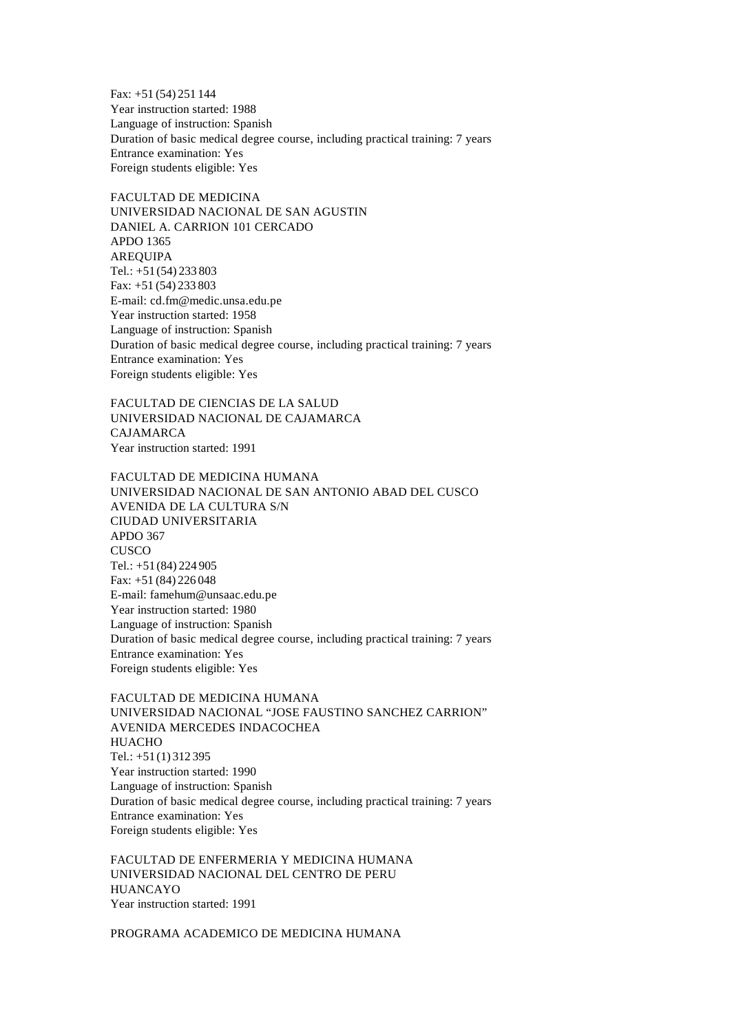Fax: +51 (54) 251 144
Year instruction started: 1988
Language of instruction: Spanish
Duration of basic medical degree course, including practical training: 7 years
Entrance examination: Yes
Foreign students eligible: Yes

FACULTAD DE MEDICINA
UNIVERSIDAD NACIONAL DE SAN AGUSTIN
DANIEL A. CARRION 101 CERCADO
APDO 1365
AREQUIPA
Tel.: +51 (54) 233 803
Fax: +51 (54) 233 803
E-mail: cd.fm@medic.unsa.edu.pe
Year instruction started: 1958
Language of instruction: Spanish
Duration of basic medical degree course, including practical training: 7 years
Entrance examination: Yes
Foreign students eligible: Yes

FACULTAD DE CIENCIAS DE LA SALUD
UNIVERSIDAD NACIONAL DE CAJAMARCA
CAJAMARCA
Year instruction started: 1991

FACULTAD DE MEDICINA HUMANA
UNIVERSIDAD NACIONAL DE SAN ANTONIO ABAD DEL CUSCO
AVENIDA DE LA CULTURA S/N
CIUDAD UNIVERSITARIA
APDO 367
CUSCO
Tel.: +51 (84) 224 905
Fax: +51 (84) 226 048
E-mail: famehum@unsaac.edu.pe
Year instruction started: 1980
Language of instruction: Spanish
Duration of basic medical degree course, including practical training: 7 years
Entrance examination: Yes
Foreign students eligible: Yes

FACULTAD DE MEDICINA HUMANA
UNIVERSIDAD NACIONAL "JOSE FAUSTINO SANCHEZ CARRION"
AVENIDA MERCEDES INDACOCHEA
HUACHO
Tel.: +51 (1) 312 395
Year instruction started: 1990
Language of instruction: Spanish
Duration of basic medical degree course, including practical training: 7 years
Entrance examination: Yes
Foreign students eligible: Yes

FACULTAD DE ENFERMERIA Y MEDICINA HUMANA
UNIVERSIDAD NACIONAL DEL CENTRO DE PERU
HUANCAYO
Year instruction started: 1991

PROGRAMA ACADEMICO DE MEDICINA HUMANA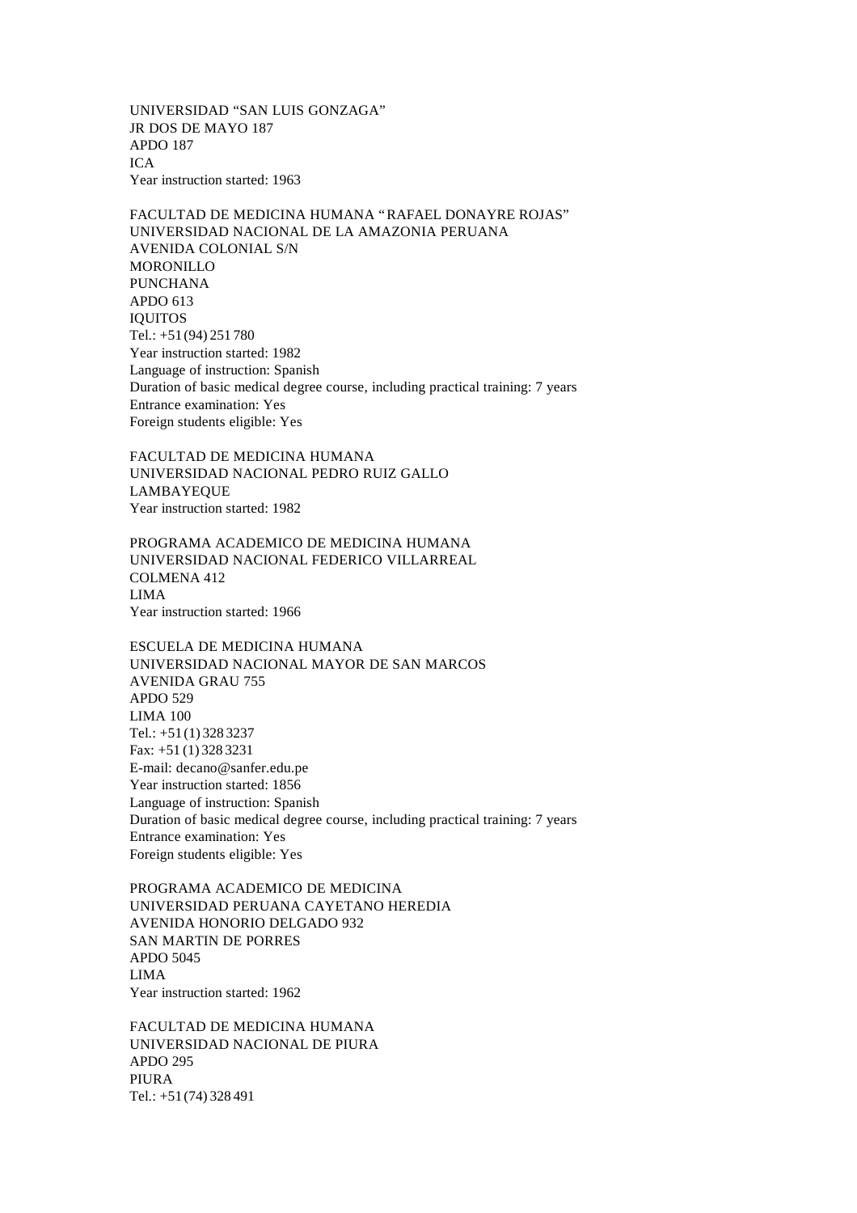UNIVERSIDAD “SAN LUIS GONZAGA”
JR DOS DE MAYO 187
APDO 187
ICA
Year instruction started: 1963

FACULTAD DE MEDICINA HUMANA “RAFAEL DONAYRE ROJAS”
UNIVERSIDAD NACIONAL DE LA AMAZONIA PERUANA
AVENIDA COLONIAL S/N
MORONILLO
PUNCHANA
APDO 613
IQUITOS
Tel.: +51 (94) 251 780
Year instruction started: 1982
Language of instruction: Spanish
Duration of basic medical degree course, including practical training: 7 years
Entrance examination: Yes
Foreign students eligible: Yes

FACULTAD DE MEDICINA HUMANA
UNIVERSIDAD NACIONAL PEDRO RUIZ GALLO
LAMBAYEQUE
Year instruction started: 1982

PROGRAMA ACADEMICO DE MEDICINA HUMANA
UNIVERSIDAD NACIONAL FEDERICO VILLARREAL
COLMENA 412
LIMA
Year instruction started: 1966

ESCUELA DE MEDICINA HUMANA
UNIVERSIDAD NACIONAL MAYOR DE SAN MARCOS
AVENIDA GRAU 755
APDO 529
LIMA 100
Tel.: +51 (1) 328 3237
Fax: +51 (1) 328 3231
E-mail: decano@sanfer.edu.pe
Year instruction started: 1856
Language of instruction: Spanish
Duration of basic medical degree course, including practical training: 7 years
Entrance examination: Yes
Foreign students eligible: Yes

PROGRAMA ACADEMICO DE MEDICINA
UNIVERSIDAD PERUANA CAYETANO HEREDIA
AVENIDA HONORIO DELGADO 932
SAN MARTIN DE PORRES
APDO 5045
LIMA
Year instruction started: 1962

FACULTAD DE MEDICINA HUMANA
UNIVERSIDAD NACIONAL DE PIURA
APDO 295
PIURA
Tel.: +51 (74) 328 491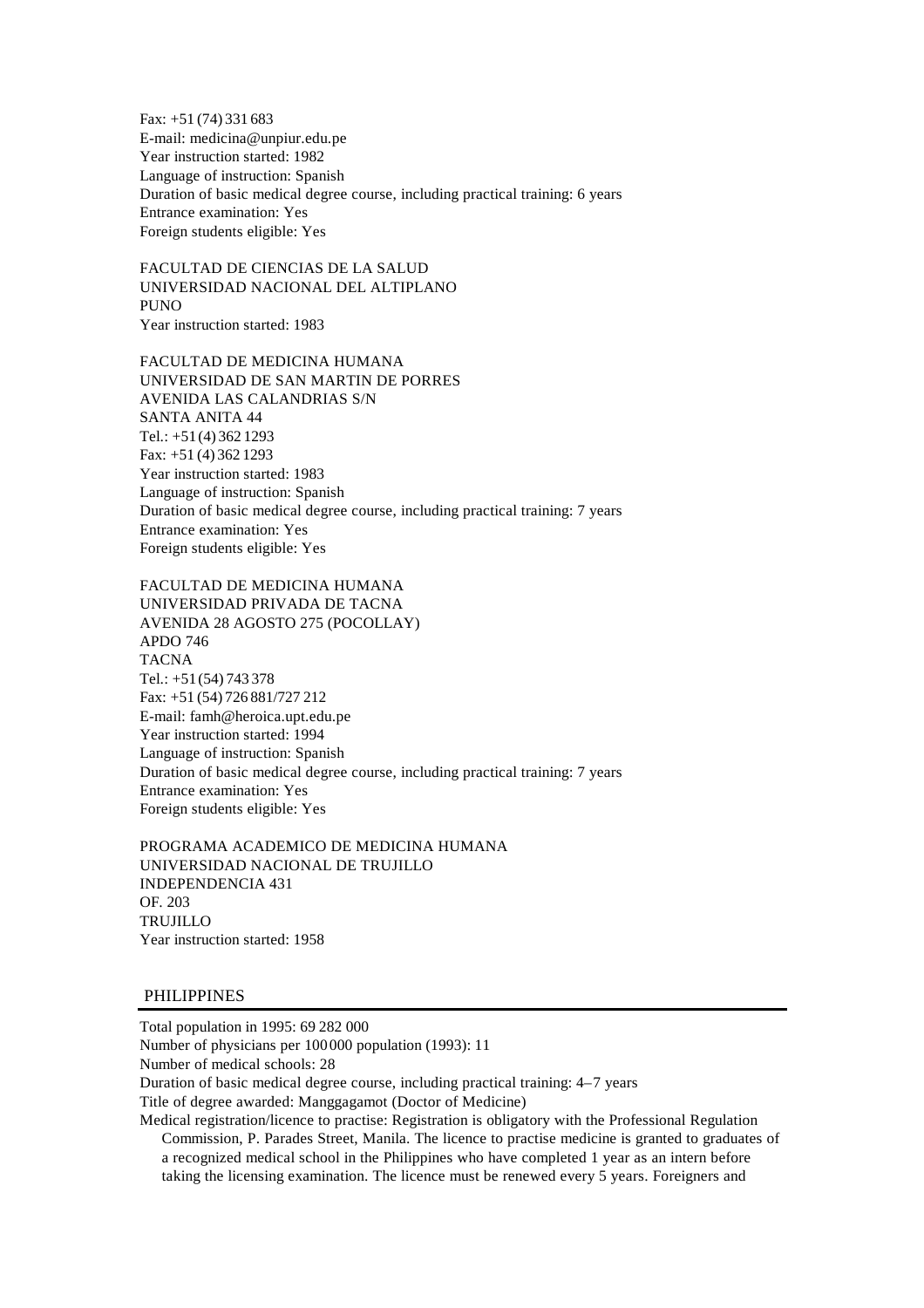Fax: +51 (74) 331 683
E-mail: medicina@unpiur.edu.pe
Year instruction started: 1982
Language of instruction: Spanish
Duration of basic medical degree course, including practical training: 6 years
Entrance examination: Yes
Foreign students eligible: Yes

FACULTAD DE CIENCIAS DE LA SALUD
UNIVERSIDAD NACIONAL DEL ALTIPLANO
PUNO
Year instruction started: 1983

FACULTAD DE MEDICINA HUMANA
UNIVERSIDAD DE SAN MARTIN DE PORRES
AVENIDA LAS CALANDRIAS S/N
SANTA ANITA 44
Tel.: +51 (4) 362 1293
Fax: +51 (4) 362 1293
Year instruction started: 1983
Language of instruction: Spanish
Duration of basic medical degree course, including practical training: 7 years
Entrance examination: Yes
Foreign students eligible: Yes

FACULTAD DE MEDICINA HUMANA
UNIVERSIDAD PRIVADA DE TACNA
AVENIDA 28 AGOSTO 275 (POCOLLAY)
APDO 746
TACNA
Tel.: +51 (54) 743 378
Fax: +51 (54) 726 881/727 212
E-mail: famh@heroica.upt.edu.pe
Year instruction started: 1994
Language of instruction: Spanish
Duration of basic medical degree course, including practical training: 7 years
Entrance examination: Yes
Foreign students eligible: Yes

PROGRAMA ACADEMICO DE MEDICINA HUMANA
UNIVERSIDAD NACIONAL DE TRUJILLO
INDEPENDENCIA 431
OF. 203
TRUJILLO
Year instruction started: 1958

## PHILIPPINES

Total population in 1995: 69 282 000
Number of physicians per 100 000 population (1993): 11
Number of medical schools: 28
Duration of basic medical degree course, including practical training: 4–7 years
Title of degree awarded: Manggagamot (Doctor of Medicine)
Medical registration/licence to practise: Registration is obligatory with the Professional Regulation Commission, P. Parades Street, Manila. The licence to practise medicine is granted to graduates of a recognized medical school in the Philippines who have completed 1 year as an intern before taking the licensing examination. The licence must be renewed every 5 years. Foreigners and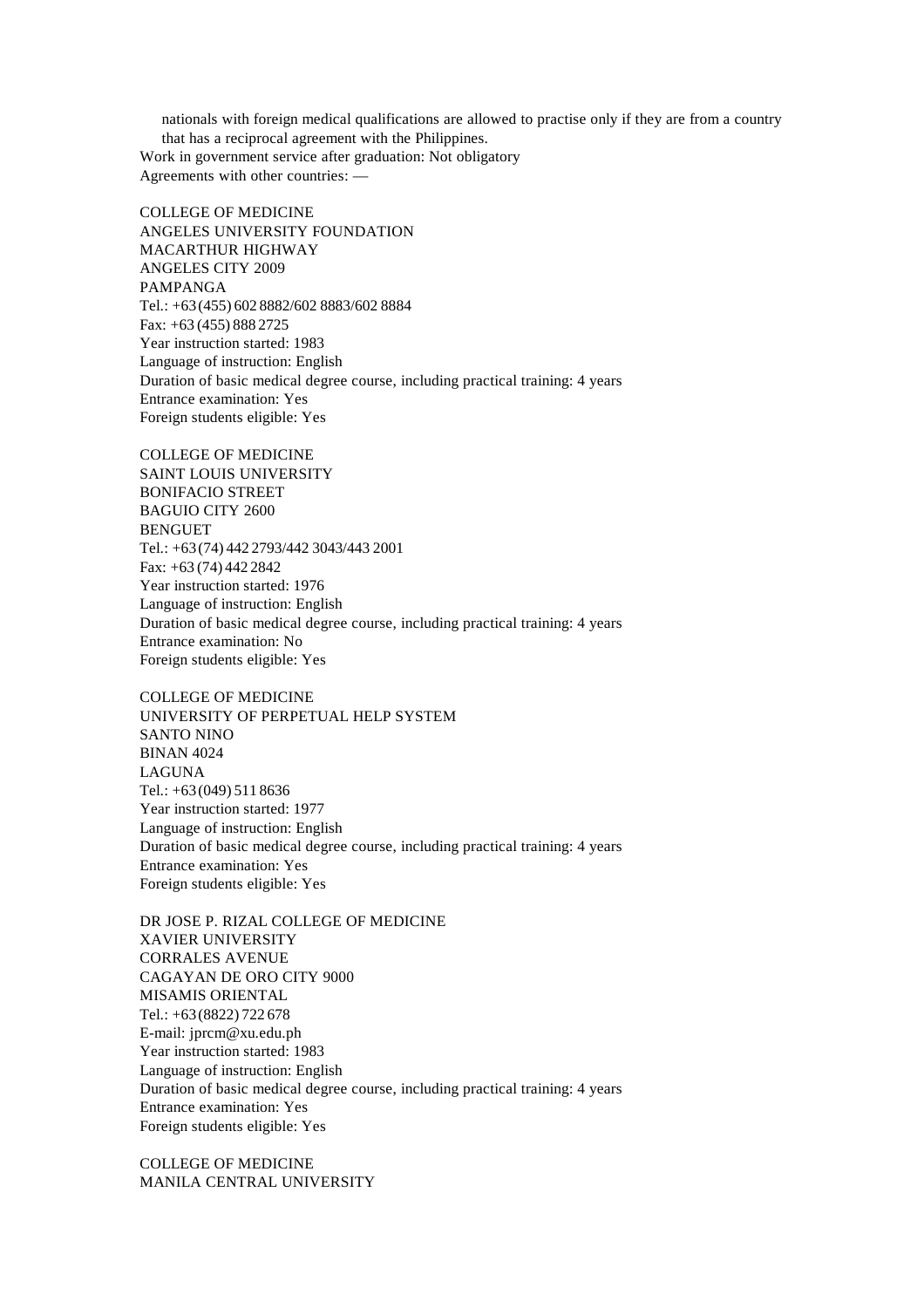nationals with foreign medical qualifications are allowed to practise only if they are from a country that has a reciprocal agreement with the Philippines.

Work in government service after graduation: Not obligatory
Agreements with other countries: —

COLLEGE OF MEDICINE
ANGELES UNIVERSITY FOUNDATION
MACARTHUR HIGHWAY
ANGELES CITY 2009
PAMPANGA
Tel.: +63 (455) 602 8882/602 8883/602 8884
Fax: +63 (455) 888 2725
Year instruction started: 1983
Language of instruction: English
Duration of basic medical degree course, including practical training: 4 years
Entrance examination: Yes
Foreign students eligible: Yes

COLLEGE OF MEDICINE
SAINT LOUIS UNIVERSITY
BONIFACIO STREET
BAGUIO CITY 2600
BENGUET
Tel.: +63 (74) 442 2793/442 3043/443 2001
Fax: +63 (74) 442 2842
Year instruction started: 1976
Language of instruction: English
Duration of basic medical degree course, including practical training: 4 years
Entrance examination: No
Foreign students eligible: Yes

COLLEGE OF MEDICINE
UNIVERSITY OF PERPETUAL HELP SYSTEM
SANTO NINO
BINAN 4024
LAGUNA
Tel.: +63 (049) 511 8636
Year instruction started: 1977
Language of instruction: English
Duration of basic medical degree course, including practical training: 4 years
Entrance examination: Yes
Foreign students eligible: Yes

DR JOSE P. RIZAL COLLEGE OF MEDICINE
XAVIER UNIVERSITY
CORRALES AVENUE
CAGAYAN DE ORO CITY 9000
MISAMIS ORIENTAL
Tel.: +63 (8822) 722 678
E-mail: jprcm@xu.edu.ph
Year instruction started: 1983
Language of instruction: English
Duration of basic medical degree course, including practical training: 4 years
Entrance examination: Yes
Foreign students eligible: Yes

COLLEGE OF MEDICINE
MANILA CENTRAL UNIVERSITY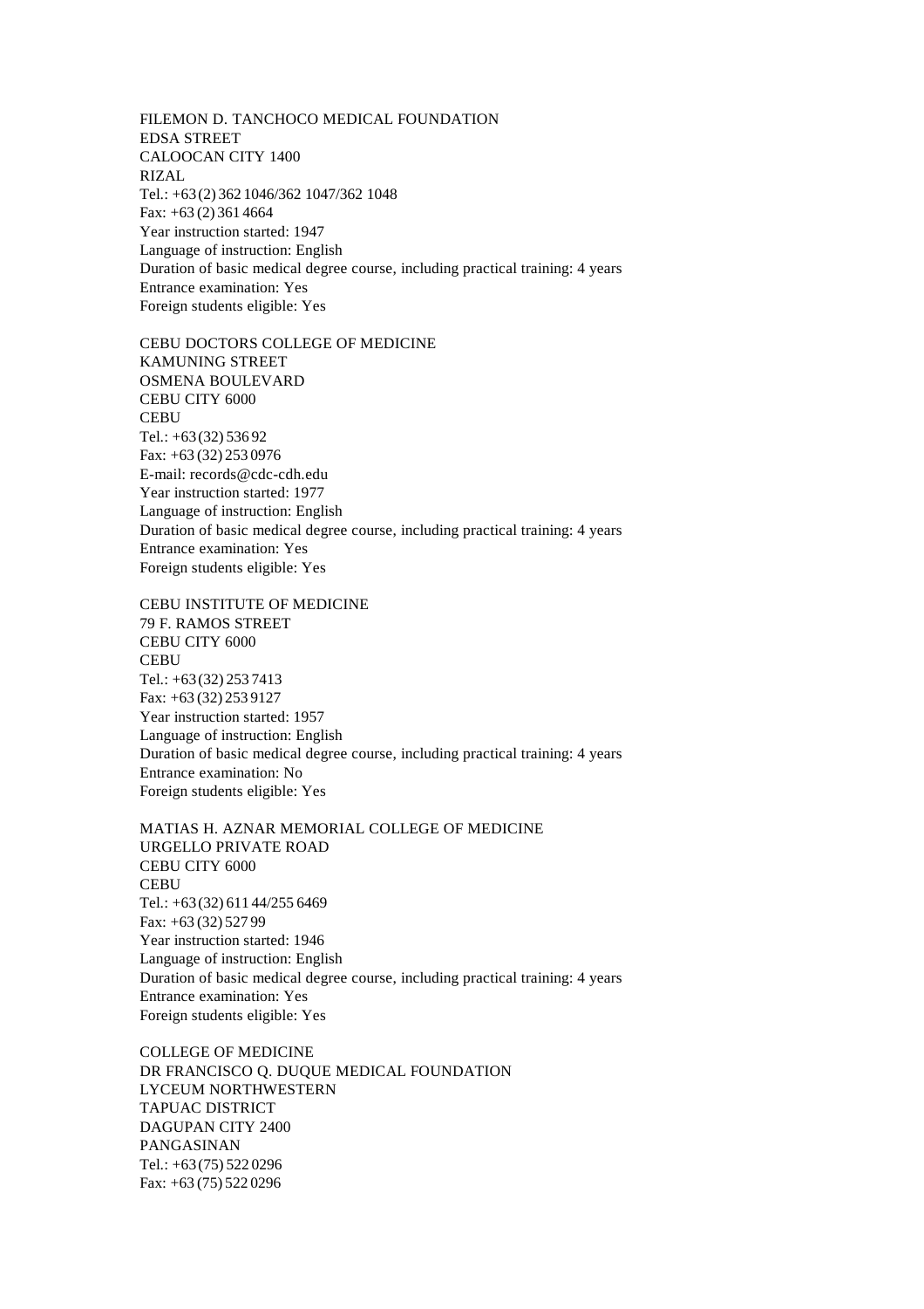FILEMON D. TANCHOCO MEDICAL FOUNDATION
EDSA STREET
CALOOCAN CITY 1400
RIZAL
Tel.: +63 (2) 362 1046/362 1047/362 1048
Fax: +63 (2) 361 4664
Year instruction started: 1947
Language of instruction: English
Duration of basic medical degree course, including practical training: 4 years
Entrance examination: Yes
Foreign students eligible: Yes

CEBU DOCTORS COLLEGE OF MEDICINE
KAMUNING STREET
OSMENA BOULEVARD
CEBU CITY 6000
CEBU
Tel.: +63 (32) 536 92
Fax: +63 (32) 253 0976
E-mail: records@cdc-cdh.edu
Year instruction started: 1977
Language of instruction: English
Duration of basic medical degree course, including practical training: 4 years
Entrance examination: Yes
Foreign students eligible: Yes

CEBU INSTITUTE OF MEDICINE
79 F. RAMOS STREET
CEBU CITY 6000
CEBU
Tel.: +63 (32) 253 7413
Fax: +63 (32) 253 9127
Year instruction started: 1957
Language of instruction: English
Duration of basic medical degree course, including practical training: 4 years
Entrance examination: No
Foreign students eligible: Yes

MATIAS H. AZNAR MEMORIAL COLLEGE OF MEDICINE
URGELLO PRIVATE ROAD
CEBU CITY 6000
CEBU
Tel.: +63 (32) 611 44/255 6469
Fax: +63 (32) 527 99
Year instruction started: 1946
Language of instruction: English
Duration of basic medical degree course, including practical training: 4 years
Entrance examination: Yes
Foreign students eligible: Yes

COLLEGE OF MEDICINE
DR FRANCISCO Q. DUQUE MEDICAL FOUNDATION
LYCEUM NORTHWESTERN
TAPUAC DISTRICT
DAGUPAN CITY 2400
PANGASINAN
Tel.: +63 (75) 522 0296
Fax: +63 (75) 522 0296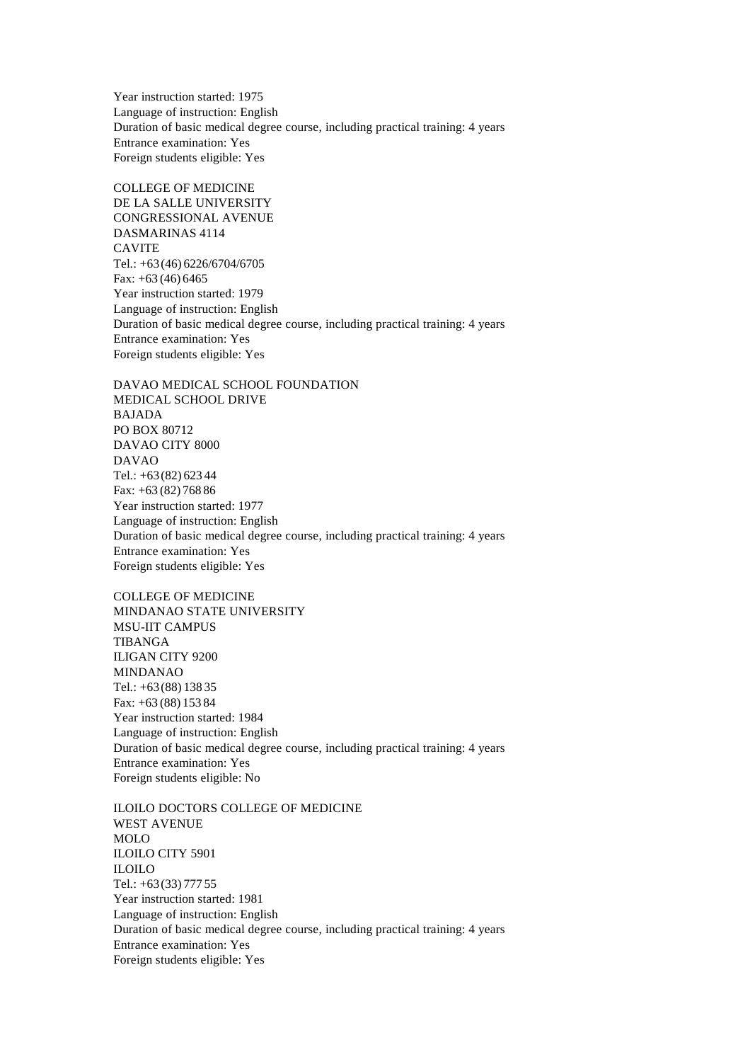Year instruction started: 1975
Language of instruction: English
Duration of basic medical degree course, including practical training: 4 years
Entrance examination: Yes
Foreign students eligible: Yes

COLLEGE OF MEDICINE
DE LA SALLE UNIVERSITY
CONGRESSIONAL AVENUE
DASMARINAS 4114
CAVITE
Tel.: +63 (46) 6226/6704/6705
Fax: +63 (46) 6465
Year instruction started: 1979
Language of instruction: English
Duration of basic medical degree course, including practical training: 4 years
Entrance examination: Yes
Foreign students eligible: Yes

DAVAO MEDICAL SCHOOL FOUNDATION
MEDICAL SCHOOL DRIVE
BAJADA
PO BOX 80712
DAVAO CITY 8000
DAVAO
Tel.: +63 (82) 623 44
Fax: +63 (82) 768 86
Year instruction started: 1977
Language of instruction: English
Duration of basic medical degree course, including practical training: 4 years
Entrance examination: Yes
Foreign students eligible: Yes

COLLEGE OF MEDICINE
MINDANAO STATE UNIVERSITY
MSU-IIT CAMPUS
TIBANGA
ILIGAN CITY 9200
MINDANAO
Tel.: +63 (88) 138 35
Fax: +63 (88) 153 84
Year instruction started: 1984
Language of instruction: English
Duration of basic medical degree course, including practical training: 4 years
Entrance examination: Yes
Foreign students eligible: No

ILOILO DOCTORS COLLEGE OF MEDICINE
WEST AVENUE
MOLO
ILOILO CITY 5901
ILOILO
Tel.: +63 (33) 777 55
Year instruction started: 1981
Language of instruction: English
Duration of basic medical degree course, including practical training: 4 years
Entrance examination: Yes
Foreign students eligible: Yes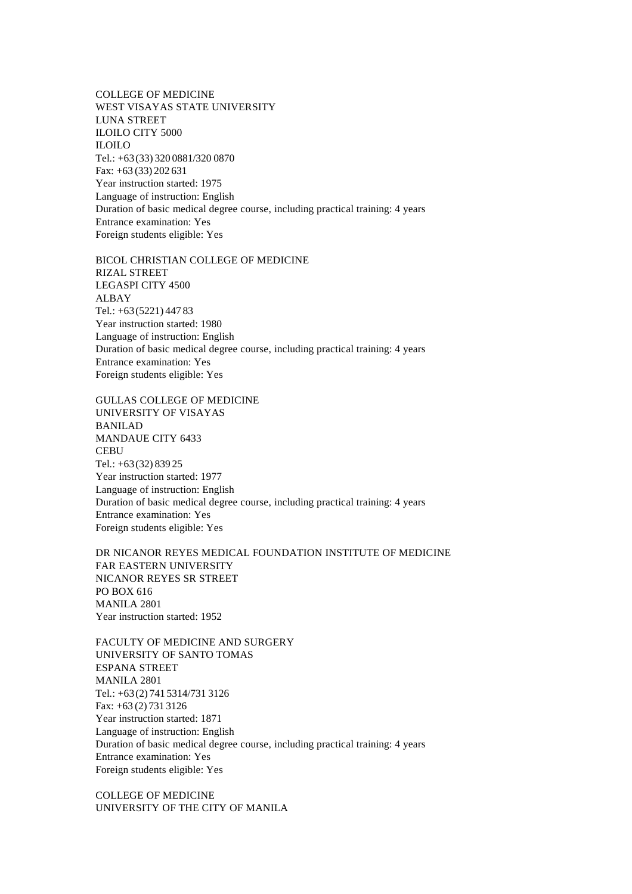COLLEGE OF MEDICINE
WEST VISAYAS STATE UNIVERSITY
LUNA STREET
ILOILO CITY 5000
ILOILO
Tel.: +63 (33) 320 0881/320 0870
Fax: +63 (33) 202 631
Year instruction started: 1975
Language of instruction: English
Duration of basic medical degree course, including practical training: 4 years
Entrance examination: Yes
Foreign students eligible: Yes

BICOL CHRISTIAN COLLEGE OF MEDICINE
RIZAL STREET
LEGASPI CITY 4500
ALBAY
Tel.: +63 (5221) 447 83
Year instruction started: 1980
Language of instruction: English
Duration of basic medical degree course, including practical training: 4 years
Entrance examination: Yes
Foreign students eligible: Yes

GULLAS COLLEGE OF MEDICINE
UNIVERSITY OF VISAYAS
BANILAD
MANDAUE CITY 6433
CEBU
Tel.: +63 (32) 839 25
Year instruction started: 1977
Language of instruction: English
Duration of basic medical degree course, including practical training: 4 years
Entrance examination: Yes
Foreign students eligible: Yes

DR NICANOR REYES MEDICAL FOUNDATION INSTITUTE OF MEDICINE
FAR EASTERN UNIVERSITY
NICANOR REYES SR STREET
PO BOX 616
MANILA 2801
Year instruction started: 1952

FACULTY OF MEDICINE AND SURGERY
UNIVERSITY OF SANTO TOMAS
ESPANA STREET
MANILA 2801
Tel.: +63 (2) 741 5314/731 3126
Fax: +63 (2) 731 3126
Year instruction started: 1871
Language of instruction: English
Duration of basic medical degree course, including practical training: 4 years
Entrance examination: Yes
Foreign students eligible: Yes

COLLEGE OF MEDICINE
UNIVERSITY OF THE CITY OF MANILA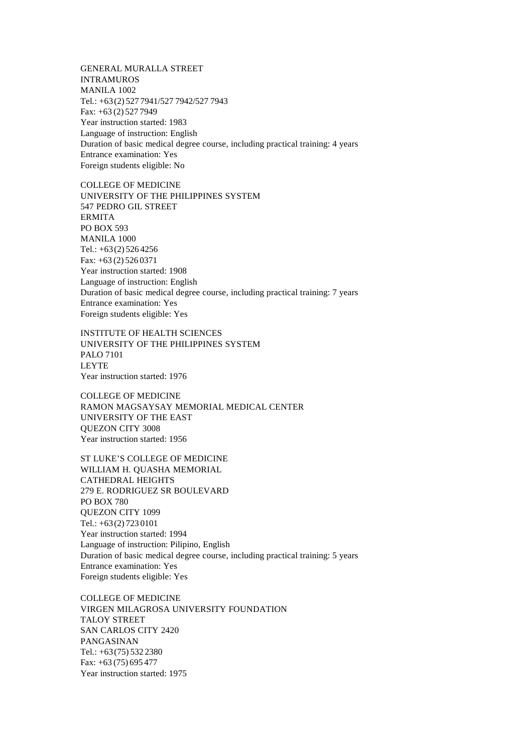GENERAL MURALLA STREET
INTRAMUROS
MANILA 1002
Tel.: +63 (2) 527 7941/527 7942/527 7943
Fax: +63 (2) 527 7949
Year instruction started: 1983
Language of instruction: English
Duration of basic medical degree course, including practical training: 4 years
Entrance examination: Yes
Foreign students eligible: No

COLLEGE OF MEDICINE
UNIVERSITY OF THE PHILIPPINES SYSTEM
547 PEDRO GIL STREET
ERMITA
PO BOX 593
MANILA 1000
Tel.: +63 (2) 526 4256
Fax: +63 (2) 526 0371
Year instruction started: 1908
Language of instruction: English
Duration of basic medical degree course, including practical training: 7 years
Entrance examination: Yes
Foreign students eligible: Yes

INSTITUTE OF HEALTH SCIENCES
UNIVERSITY OF THE PHILIPPINES SYSTEM
PALO 7101
LEYTE
Year instruction started: 1976

COLLEGE OF MEDICINE
RAMON MAGSAYSAY MEMORIAL MEDICAL CENTER
UNIVERSITY OF THE EAST
QUEZON CITY 3008
Year instruction started: 1956

ST LUKE'S COLLEGE OF MEDICINE
WILLIAM H. QUASHA MEMORIAL
CATHEDRAL HEIGHTS
279 E. RODRIGUEZ SR BOULEVARD
PO BOX 780
QUEZON CITY 1099
Tel.: +63 (2) 723 0101
Year instruction started: 1994
Language of instruction: Pilipino, English
Duration of basic medical degree course, including practical training: 5 years
Entrance examination: Yes
Foreign students eligible: Yes

COLLEGE OF MEDICINE
VIRGEN MILAGROSA UNIVERSITY FOUNDATION
TALOY STREET
SAN CARLOS CITY 2420
PANGASINAN
Tel.: +63 (75) 532 2380
Fax: +63 (75) 695 477
Year instruction started: 1975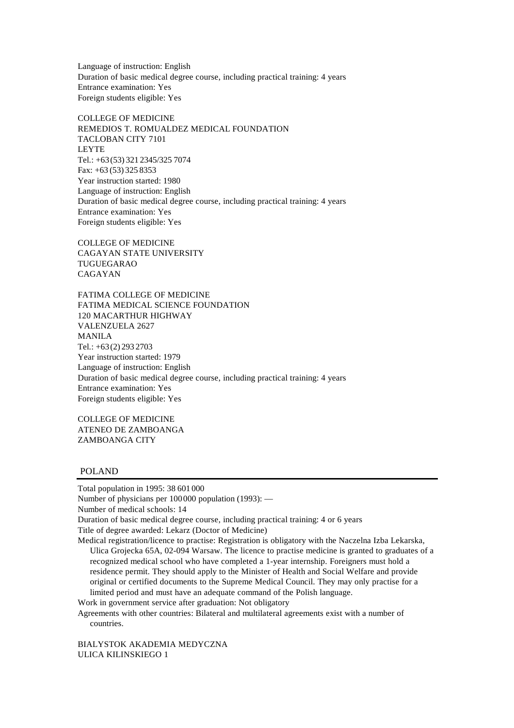Language of instruction: English
Duration of basic medical degree course, including practical training: 4 years
Entrance examination: Yes
Foreign students eligible: Yes

COLLEGE OF MEDICINE
REMEDIOS T. ROMUALDEZ MEDICAL FOUNDATION
TACLOBAN CITY 7101
LEYTE
Tel.: +63 (53) 321 2345/325 7074
Fax: +63 (53) 325 8353
Year instruction started: 1980
Language of instruction: English
Duration of basic medical degree course, including practical training: 4 years
Entrance examination: Yes
Foreign students eligible: Yes

COLLEGE OF MEDICINE
CAGAYAN STATE UNIVERSITY
TUGUEGARAO
CAGAYAN

FATIMA COLLEGE OF MEDICINE
FATIMA MEDICAL SCIENCE FOUNDATION
120 MACARTHUR HIGHWAY
VALENZUELA 2627
MANILA
Tel.: +63 (2) 293 2703
Year instruction started: 1979
Language of instruction: English
Duration of basic medical degree course, including practical training: 4 years
Entrance examination: Yes
Foreign students eligible: Yes

COLLEGE OF MEDICINE
ATENEO DE ZAMBOANGA
ZAMBOANGA CITY

## POLAND

Total population in 1995: 38 601 000
Number of physicians per 100 000 population (1993): —
Number of medical schools: 14
Duration of basic medical degree course, including practical training: 4 or 6 years
Title of degree awarded: Lekarz (Doctor of Medicine)
Medical registration/licence to practise: Registration is obligatory with the Naczelna Izba Lekarska, Ulica Grojecka 65A, 02-094 Warsaw. The licence to practise medicine is granted to graduates of a recognized medical school who have completed a 1-year internship. Foreigners must hold a residence permit. They should apply to the Minister of Health and Social Welfare and provide original or certified documents to the Supreme Medical Council. They may only practise for a limited period and must have an adequate command of the Polish language.
Work in government service after graduation: Not obligatory
Agreements with other countries: Bilateral and multilateral agreements exist with a number of countries.

BIALYSTOK AKADEMIA MEDYCZNA
ULICA KILINSKIEGO 1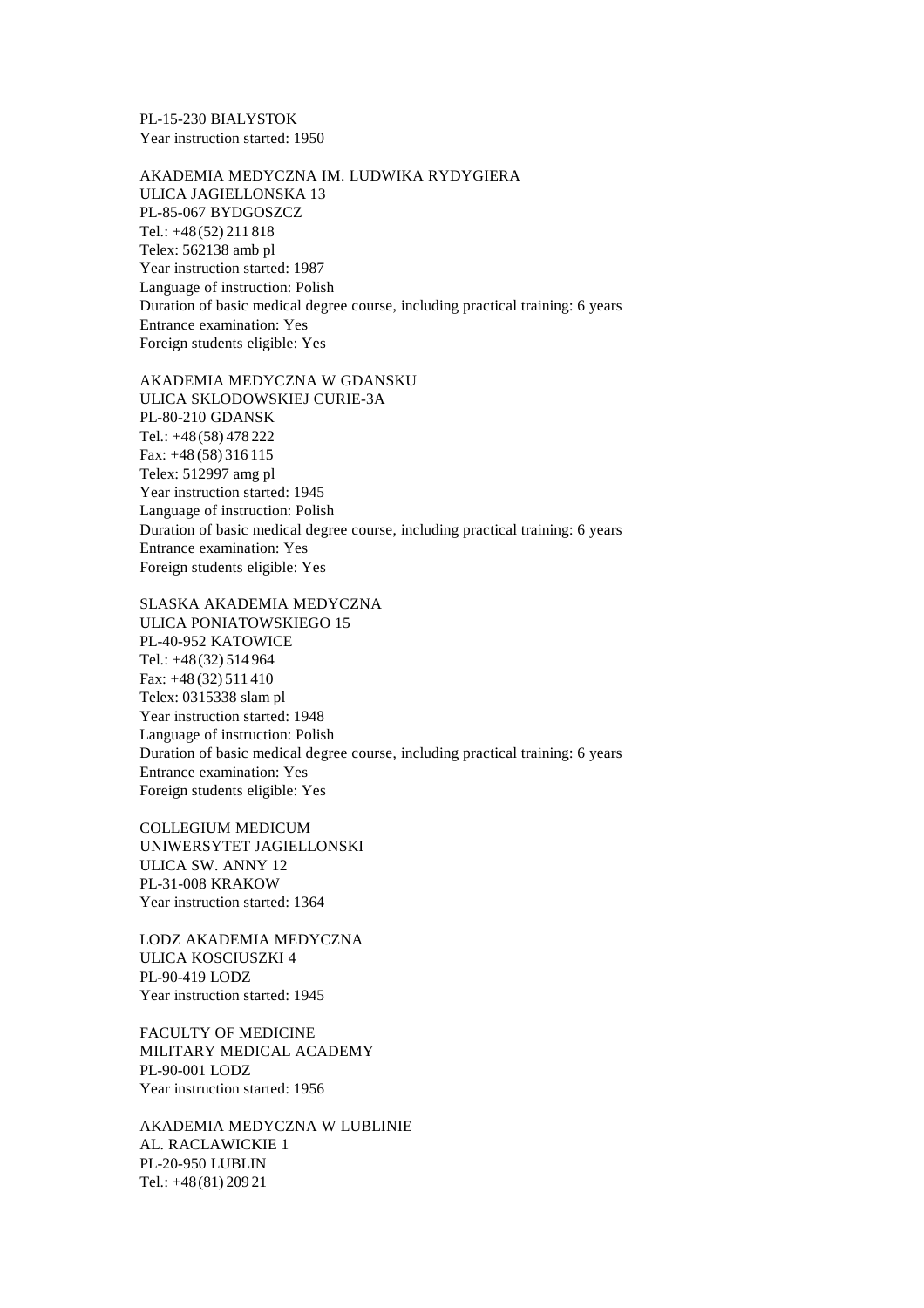PL-15-230 BIALYSTOK
Year instruction started: 1950

AKADEMIA MEDYCZNA IM. LUDWIKA RYDYGIERA
ULICA JAGIELLONSKA 13
PL-85-067 BYDGOSZCZ
Tel.: +48 (52) 211 818
Telex: 562138 amb pl
Year instruction started: 1987
Language of instruction: Polish
Duration of basic medical degree course, including practical training: 6 years
Entrance examination: Yes
Foreign students eligible: Yes

AKADEMIA MEDYCZNA W GDANSKU
ULICA SKLODOWSKIEJ CURIE-3A
PL-80-210 GDANSK
Tel.: +48 (58) 478 222
Fax: +48 (58) 316 115
Telex: 512997 amg pl
Year instruction started: 1945
Language of instruction: Polish
Duration of basic medical degree course, including practical training: 6 years
Entrance examination: Yes
Foreign students eligible: Yes

SLASKA AKADEMIA MEDYCZNA
ULICA PONIATOWSKIEGO 15
PL-40-952 KATOWICE
Tel.: +48 (32) 514 964
Fax: +48 (32) 511 410
Telex: 0315338 slam pl
Year instruction started: 1948
Language of instruction: Polish
Duration of basic medical degree course, including practical training: 6 years
Entrance examination: Yes
Foreign students eligible: Yes

COLLEGIUM MEDICUM
UNIWERSYTET JAGIELLONSKI
ULICA SW. ANNY 12
PL-31-008 KRAKOW
Year instruction started: 1364

LODZ AKADEMIA MEDYCZNA
ULICA KOSCIUSZKI 4
PL-90-419 LODZ
Year instruction started: 1945

FACULTY OF MEDICINE
MILITARY MEDICAL ACADEMY
PL-90-001 LODZ
Year instruction started: 1956

AKADEMIA MEDYCZNA W LUBLINIE
AL. RACLAWICKIE 1
PL-20-950 LUBLIN
Tel.: +48 (81) 209 21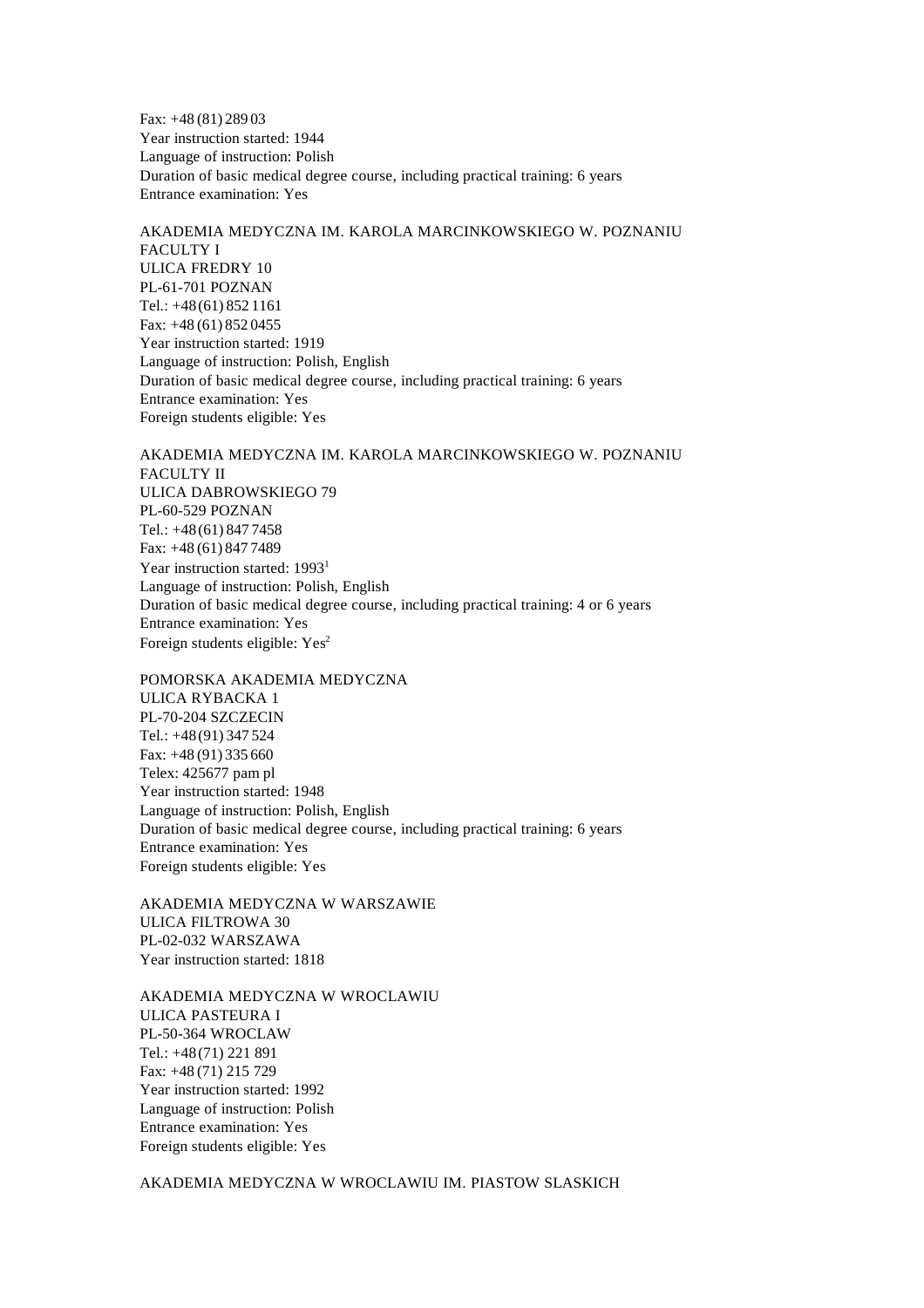Fax: +48 (81) 289 03
Year instruction started: 1944
Language of instruction: Polish
Duration of basic medical degree course, including practical training: 6 years
Entrance examination: Yes

AKADEMIA MEDYCZNA IM. KAROLA MARCINKOWSKIEGO W. POZNANIU
FACULTY I
ULICA FREDRY 10
PL-61-701 POZNAN
Tel.: +48 (61) 852 1161
Fax: +48 (61) 852 0455
Year instruction started: 1919
Language of instruction: Polish, English
Duration of basic medical degree course, including practical training: 6 years
Entrance examination: Yes
Foreign students eligible: Yes

AKADEMIA MEDYCZNA IM. KAROLA MARCINKOWSKIEGO W. POZNANIU
FACULTY II
ULICA DABROWSKIEGO 79
PL-60-529 POZNAN
Tel.: +48 (61) 847 7458
Fax: +48 (61) 847 7489
Year instruction started: 1993[1]
Language of instruction: Polish, English
Duration of basic medical degree course, including practical training: 4 or 6 years
Entrance examination: Yes
Foreign students eligible: Yes[2]

POMORSKA AKADEMIA MEDYCZNA
ULICA RYBACKA 1
PL-70-204 SZCZECIN
Tel.: +48 (91) 347 524
Fax: +48 (91) 335 660
Telex: 425677 pam pl
Year instruction started: 1948
Language of instruction: Polish, English
Duration of basic medical degree course, including practical training: 6 years
Entrance examination: Yes
Foreign students eligible: Yes

AKADEMIA MEDYCZNA W WARSZAWIE
ULICA FILTROWA 30
PL-02-032 WARSZAWA
Year instruction started: 1818

AKADEMIA MEDYCZNA W WROCLAWIU
ULICA PASTEURA I
PL-50-364 WROCLAW
Tel.: +48 (71) 221 891
Fax: +48 (71) 215 729
Year instruction started: 1992
Language of instruction: Polish
Entrance examination: Yes
Foreign students eligible: Yes

AKADEMIA MEDYCZNA W WROCLAWIU IM. PIASTOW SLASKICH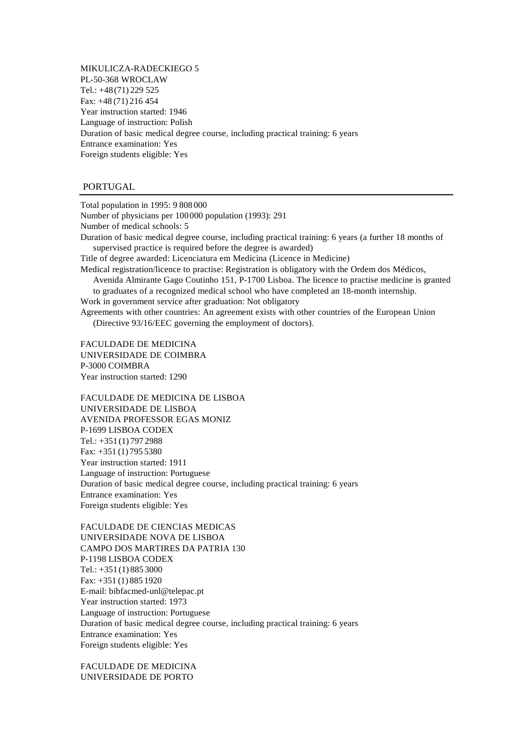MIKULICZA-RADECKIEGO 5
PL-50-368 WROCLAW
Tel.: +48 (71) 229 525
Fax: +48 (71) 216 454
Year instruction started: 1946
Language of instruction: Polish
Duration of basic medical degree course, including practical training: 6 years
Entrance examination: Yes
Foreign students eligible: Yes

## PORTUGAL

Total population in 1995: 9 808 000
Number of physicians per 100 000 population (1993): 291
Number of medical schools: 5
Duration of basic medical degree course, including practical training: 6 years (a further 18 months of supervised practice is required before the degree is awarded)
Title of degree awarded: Licenciatura em Medicina (Licence in Medicine)
Medical registration/licence to practise: Registration is obligatory with the Ordem dos Médicos, Avenida Almirante Gago Coutinho 151, P-1700 Lisboa. The licence to practise medicine is granted to graduates of a recognized medical school who have completed an 18-month internship.
Work in government service after graduation: Not obligatory
Agreements with other countries: An agreement exists with other countries of the European Union (Directive 93/16/EEC governing the employment of doctors).

FACULDADE DE MEDICINA
UNIVERSIDADE DE COIMBRA
P-3000 COIMBRA
Year instruction started: 1290

FACULDADE DE MEDICINA DE LISBOA
UNIVERSIDADE DE LISBOA
AVENIDA PROFESSOR EGAS MONIZ
P-1699 LISBOA CODEX
Tel.: +351 (1) 797 2988
Fax: +351 (1) 795 5380
Year instruction started: 1911
Language of instruction: Portuguese
Duration of basic medical degree course, including practical training: 6 years
Entrance examination: Yes
Foreign students eligible: Yes

FACULDADE DE CIENCIAS MEDICAS
UNIVERSIDADE NOVA DE LISBOA
CAMPO DOS MARTIRES DA PATRIA 130
P-1198 LISBOA CODEX
Tel.: +351 (1) 885 3000
Fax: +351 (1) 885 1920
E-mail: bibfacmed-unl@telepac.pt
Year instruction started: 1973
Language of instruction: Portuguese
Duration of basic medical degree course, including practical training: 6 years
Entrance examination: Yes
Foreign students eligible: Yes

FACULDADE DE MEDICINA
UNIVERSIDADE DE PORTO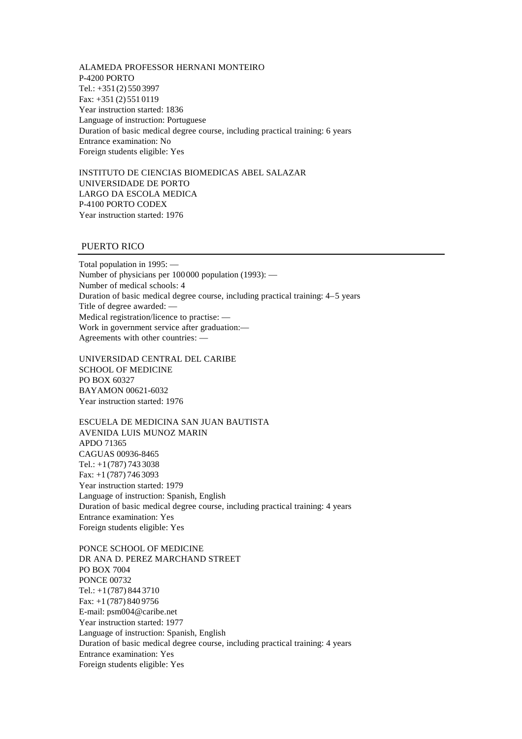ALAMEDA PROFESSOR HERNANI MONTEIRO
P-4200 PORTO
Tel.: +351 (2) 550 3997
Fax: +351 (2) 551 0119
Year instruction started: 1836
Language of instruction: Portuguese
Duration of basic medical degree course, including practical training: 6 years
Entrance examination: No
Foreign students eligible: Yes

INSTITUTO DE CIENCIAS BIOMEDICAS ABEL SALAZAR
UNIVERSIDADE DE PORTO
LARGO DA ESCOLA MEDICA
P-4100 PORTO CODEX
Year instruction started: 1976

## PUERTO RICO

Total population in 1995: —
Number of physicians per 100 000 population (1993): —
Number of medical schools: 4
Duration of basic medical degree course, including practical training: 4–5 years
Title of degree awarded: —
Medical registration/licence to practise: —
Work in government service after graduation:—
Agreements with other countries: —

UNIVERSIDAD CENTRAL DEL CARIBE
SCHOOL OF MEDICINE
PO BOX 60327
BAYAMON 00621-6032
Year instruction started: 1976

ESCUELA DE MEDICINA SAN JUAN BAUTISTA
AVENIDA LUIS MUNOZ MARIN
APDO 71365
CAGUAS 00936-8465
Tel.: +1 (787) 743 3038
Fax: +1 (787) 746 3093
Year instruction started: 1979
Language of instruction: Spanish, English
Duration of basic medical degree course, including practical training: 4 years
Entrance examination: Yes
Foreign students eligible: Yes

PONCE SCHOOL OF MEDICINE
DR ANA D. PEREZ MARCHAND STREET
PO BOX 7004
PONCE 00732
Tel.: +1 (787) 844 3710
Fax: +1 (787) 840 9756
E-mail: psm004@caribe.net
Year instruction started: 1977
Language of instruction: Spanish, English
Duration of basic medical degree course, including practical training: 4 years
Entrance examination: Yes
Foreign students eligible: Yes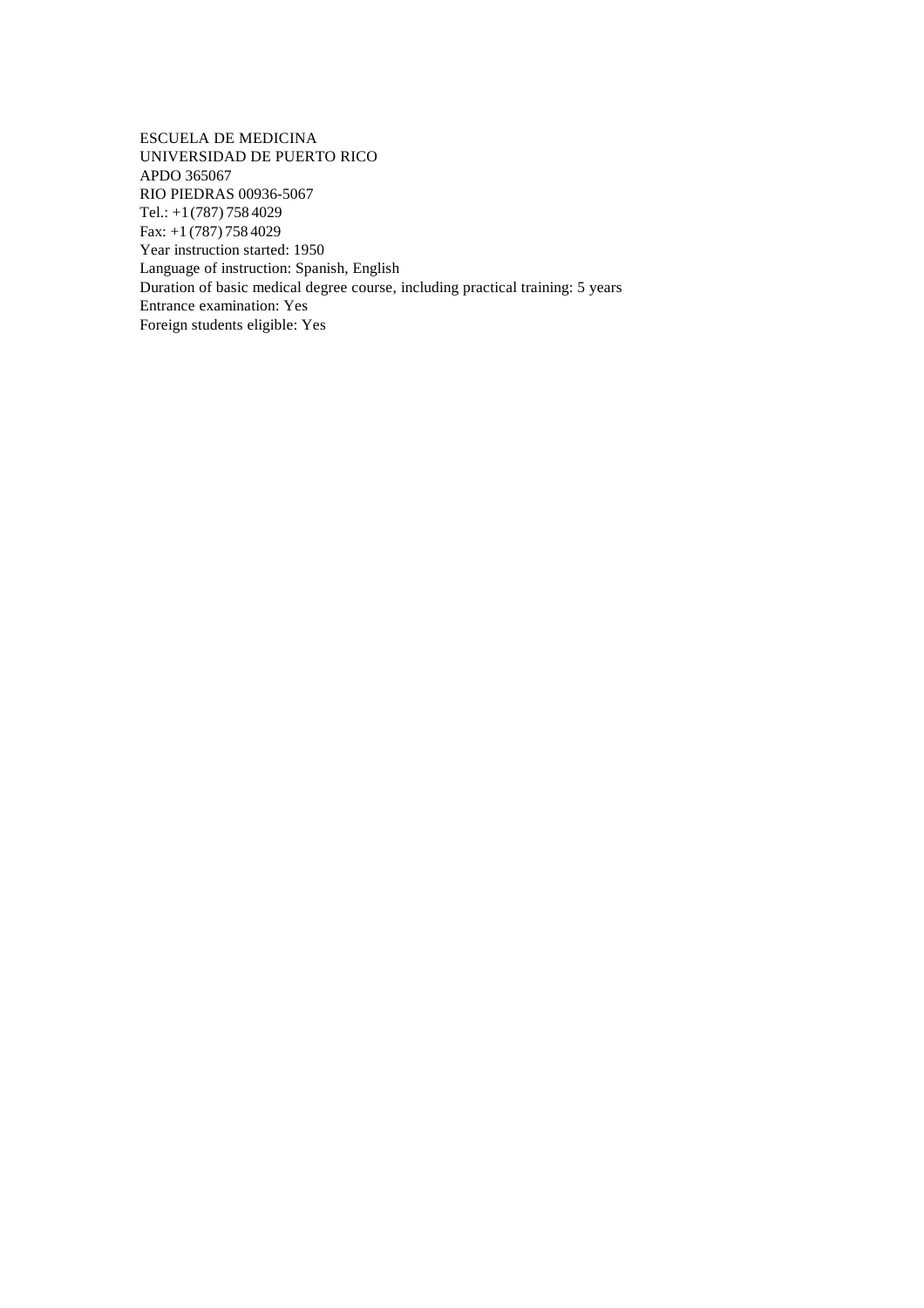ESCUELA DE MEDICINA
UNIVERSIDAD DE PUERTO RICO
APDO 365067
RIO PIEDRAS 00936-5067
Tel.: +1 (787) 758 4029
Fax: +1 (787) 758 4029
Year instruction started: 1950
Language of instruction: Spanish, English
Duration of basic medical degree course, including practical training: 5 years
Entrance examination: Yes
Foreign students eligible: Yes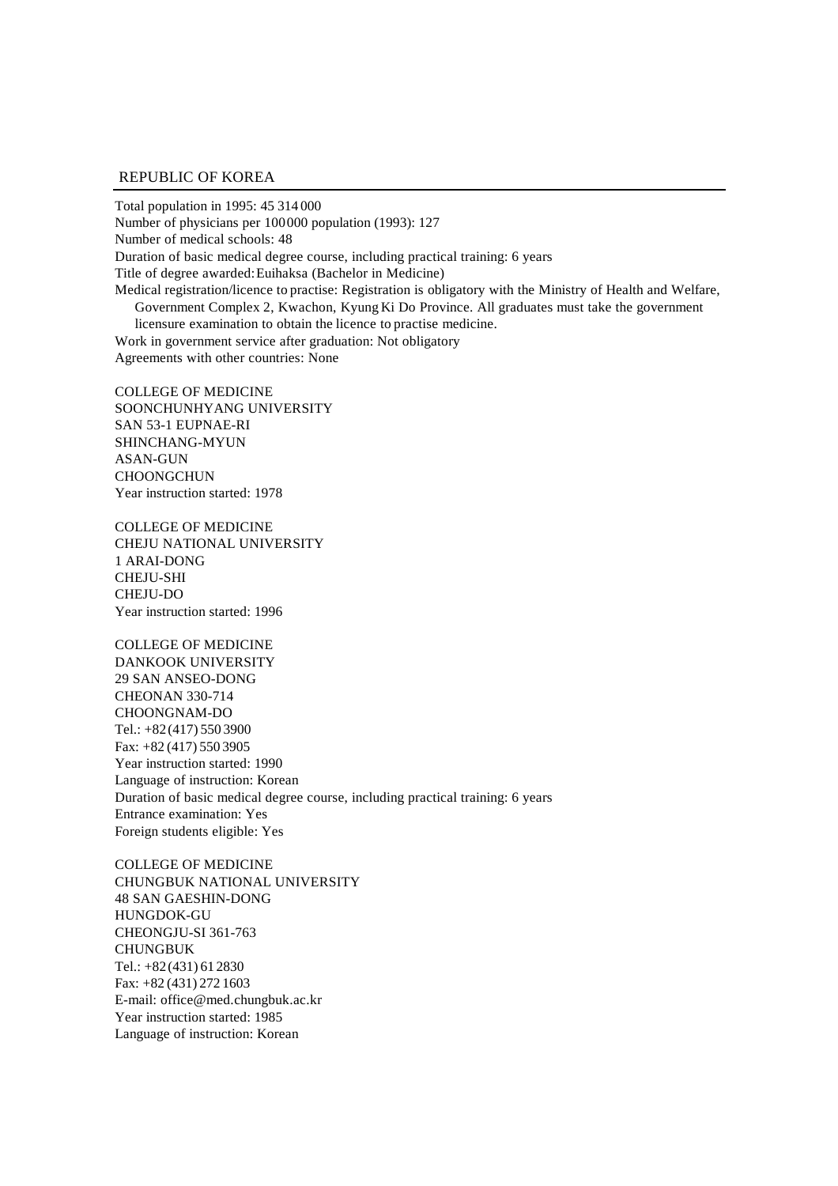## REPUBLIC OF KOREA

Total population in 1995: 45 314 000
Number of physicians per 100 000 population (1993): 127
Number of medical schools: 48
Duration of basic medical degree course, including practical training: 6 years
Title of degree awarded: Euihaksa (Bachelor in Medicine)
Medical registration/licence to practise: Registration is obligatory with the Ministry of Health and Welfare, Government Complex 2, Kwachon, Kyung Ki Do Province. All graduates must take the government licensure examination to obtain the licence to practise medicine.
Work in government service after graduation: Not obligatory
Agreements with other countries: None

COLLEGE OF MEDICINE
SOONCHUNHYANG UNIVERSITY
SAN 53-1 EUPNAE-RI
SHINCHANG-MYUN
ASAN-GUN
CHOONGCHUN
Year instruction started: 1978

COLLEGE OF MEDICINE
CHEJU NATIONAL UNIVERSITY
1 ARAI-DONG
CHEJU-SHI
CHEJU-DO
Year instruction started: 1996

COLLEGE OF MEDICINE
DANKOOK UNIVERSITY
29 SAN ANSEO-DONG
CHEONAN 330-714
CHOONGNAM-DO
Tel.: +82 (417) 550 3900
Fax: +82 (417) 550 3905
Year instruction started: 1990
Language of instruction: Korean
Duration of basic medical degree course, including practical training: 6 years
Entrance examination: Yes
Foreign students eligible: Yes

COLLEGE OF MEDICINE
CHUNGBUK NATIONAL UNIVERSITY
48 SAN GAESHIN-DONG
HUNGDOK-GU
CHEONGJU-SI 361-763
CHUNGBUK
Tel.: +82 (431) 61 2830
Fax: +82 (431) 272 1603
E-mail: office@med.chungbuk.ac.kr
Year instruction started: 1985
Language of instruction: Korean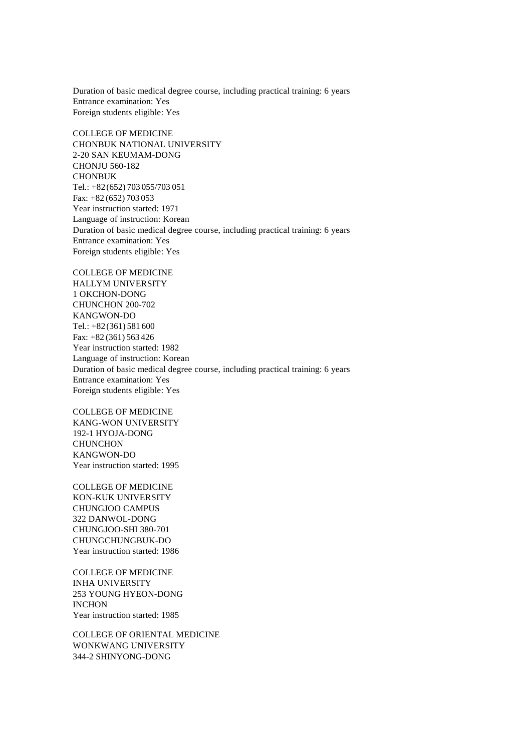Duration of basic medical degree course, including practical training: 6 years
Entrance examination: Yes
Foreign students eligible: Yes

COLLEGE OF MEDICINE
CHONBUK NATIONAL UNIVERSITY
2-20 SAN KEUMAM-DONG
CHONJU 560-182
CHONBUK
Tel.: +82 (652) 703 055/703 051
Fax: +82 (652) 703 053
Year instruction started: 1971
Language of instruction: Korean
Duration of basic medical degree course, including practical training: 6 years
Entrance examination: Yes
Foreign students eligible: Yes

COLLEGE OF MEDICINE
HALLYM UNIVERSITY
1 OKCHON-DONG
CHUNCHON 200-702
KANGWON-DO
Tel.: +82 (361) 581 600
Fax: +82 (361) 563 426
Year instruction started: 1982
Language of instruction: Korean
Duration of basic medical degree course, including practical training: 6 years
Entrance examination: Yes
Foreign students eligible: Yes

COLLEGE OF MEDICINE
KANG-WON UNIVERSITY
192-1 HYOJA-DONG
CHUNCHON
KANGWON-DO
Year instruction started: 1995

COLLEGE OF MEDICINE
KON-KUK UNIVERSITY
CHUNGJOO CAMPUS
322 DANWOL-DONG
CHUNGJOO-SHI 380-701
CHUNGCHUNGBUK-DO
Year instruction started: 1986

COLLEGE OF MEDICINE
INHA UNIVERSITY
253 YOUNG HYEON-DONG
INCHON
Year instruction started: 1985

COLLEGE OF ORIENTAL MEDICINE
WONKWANG UNIVERSITY
344-2 SHINYONG-DONG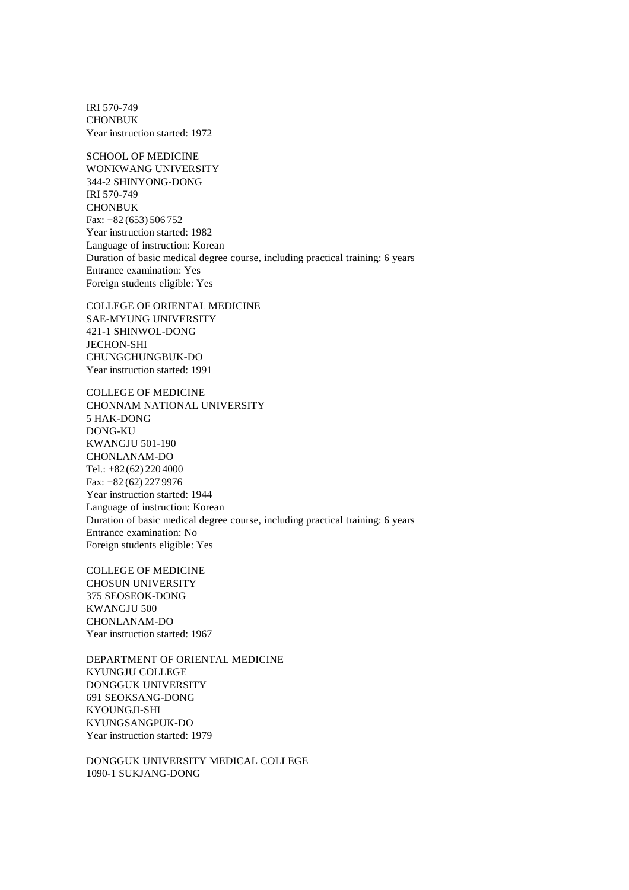IRI 570-749
CHONBUK
Year instruction started: 1972

SCHOOL OF MEDICINE
WONKWANG UNIVERSITY
344-2 SHINYONG-DONG
IRI 570-749
CHONBUK
Fax: +82 (653) 506 752
Year instruction started: 1982
Language of instruction: Korean
Duration of basic medical degree course, including practical training: 6 years
Entrance examination: Yes
Foreign students eligible: Yes

COLLEGE OF ORIENTAL MEDICINE
SAE-MYUNG UNIVERSITY
421-1 SHINWOL-DONG
JECHON-SHI
CHUNGCHUNGBUK-DO
Year instruction started: 1991

COLLEGE OF MEDICINE
CHONNAM NATIONAL UNIVERSITY
5 HAK-DONG
DONG-KU
KWANGJU 501-190
CHONLANAM-DO
Tel.: +82 (62) 220 4000
Fax: +82 (62) 227 9976
Year instruction started: 1944
Language of instruction: Korean
Duration of basic medical degree course, including practical training: 6 years
Entrance examination: No
Foreign students eligible: Yes

COLLEGE OF MEDICINE
CHOSUN UNIVERSITY
375 SEOSEOK-DONG
KWANGJU 500
CHONLANAM-DO
Year instruction started: 1967

DEPARTMENT OF ORIENTAL MEDICINE
KYUNGJU COLLEGE
DONGGUK UNIVERSITY
691 SEOKSANG-DONG
KYOUNGJI-SHI
KYUNGSANGPUK-DO
Year instruction started: 1979

DONGGUK UNIVERSITY MEDICAL COLLEGE
1090-1 SUKJANG-DONG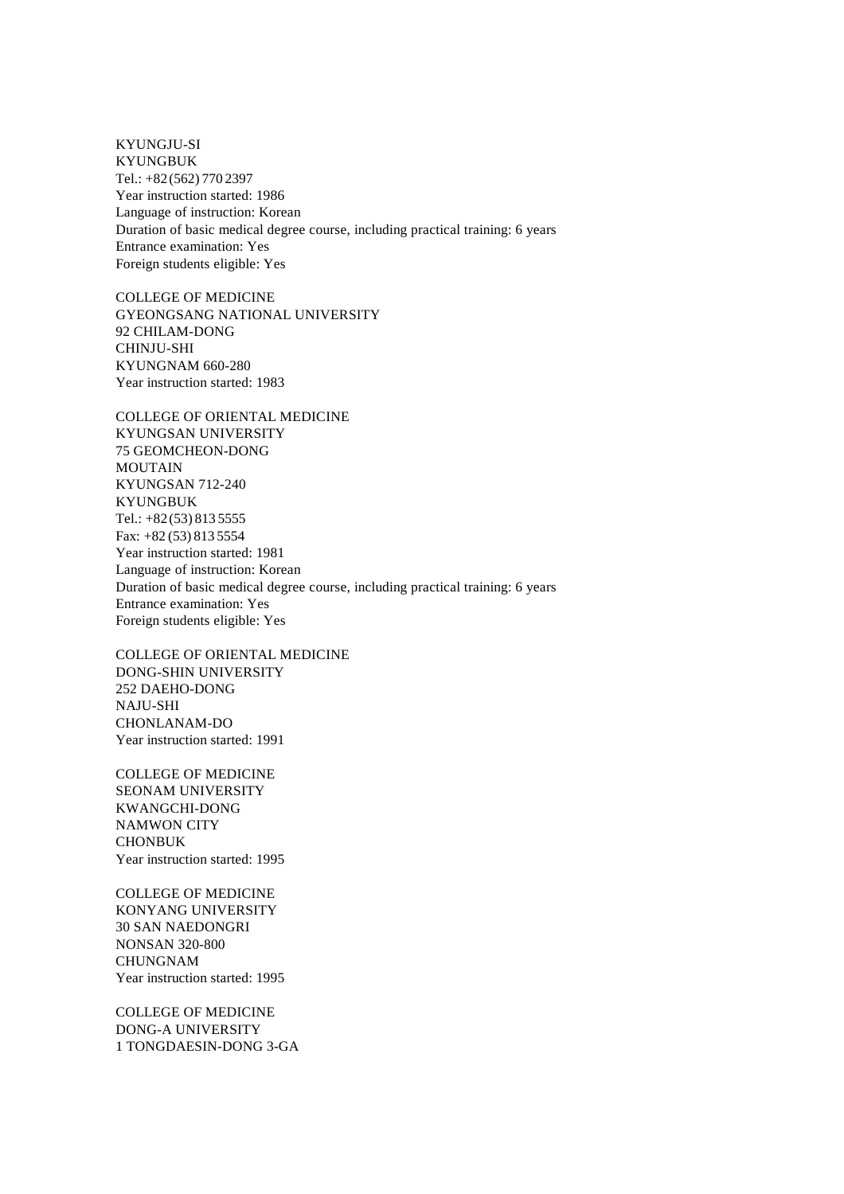KYUNGJU-SI
KYUNGBUK
Tel.: +82 (562) 770 2397
Year instruction started: 1986
Language of instruction: Korean
Duration of basic medical degree course, including practical training: 6 years
Entrance examination: Yes
Foreign students eligible: Yes

COLLEGE OF MEDICINE
GYEONGSANG NATIONAL UNIVERSITY
92 CHILAM-DONG
CHINJU-SHI
KYUNGNAM 660-280
Year instruction started: 1983

COLLEGE OF ORIENTAL MEDICINE
KYUNGSAN UNIVERSITY
75 GEOMCHEON-DONG
MOUTAIN
KYUNGSAN 712-240
KYUNGBUK
Tel.: +82 (53) 813 5555
Fax: +82 (53) 813 5554
Year instruction started: 1981
Language of instruction: Korean
Duration of basic medical degree course, including practical training: 6 years
Entrance examination: Yes
Foreign students eligible: Yes

COLLEGE OF ORIENTAL MEDICINE
DONG-SHIN UNIVERSITY
252 DAEHO-DONG
NAJU-SHI
CHONLANAM-DO
Year instruction started: 1991

COLLEGE OF MEDICINE
SEONAM UNIVERSITY
KWANGCHI-DONG
NAMWON CITY
CHONBUK
Year instruction started: 1995

COLLEGE OF MEDICINE
KONYANG UNIVERSITY
30 SAN NAEDONGRI
NONSAN 320-800
CHUNGNAM
Year instruction started: 1995

COLLEGE OF MEDICINE
DONG-A UNIVERSITY
1 TONGDAESIN-DONG 3-GA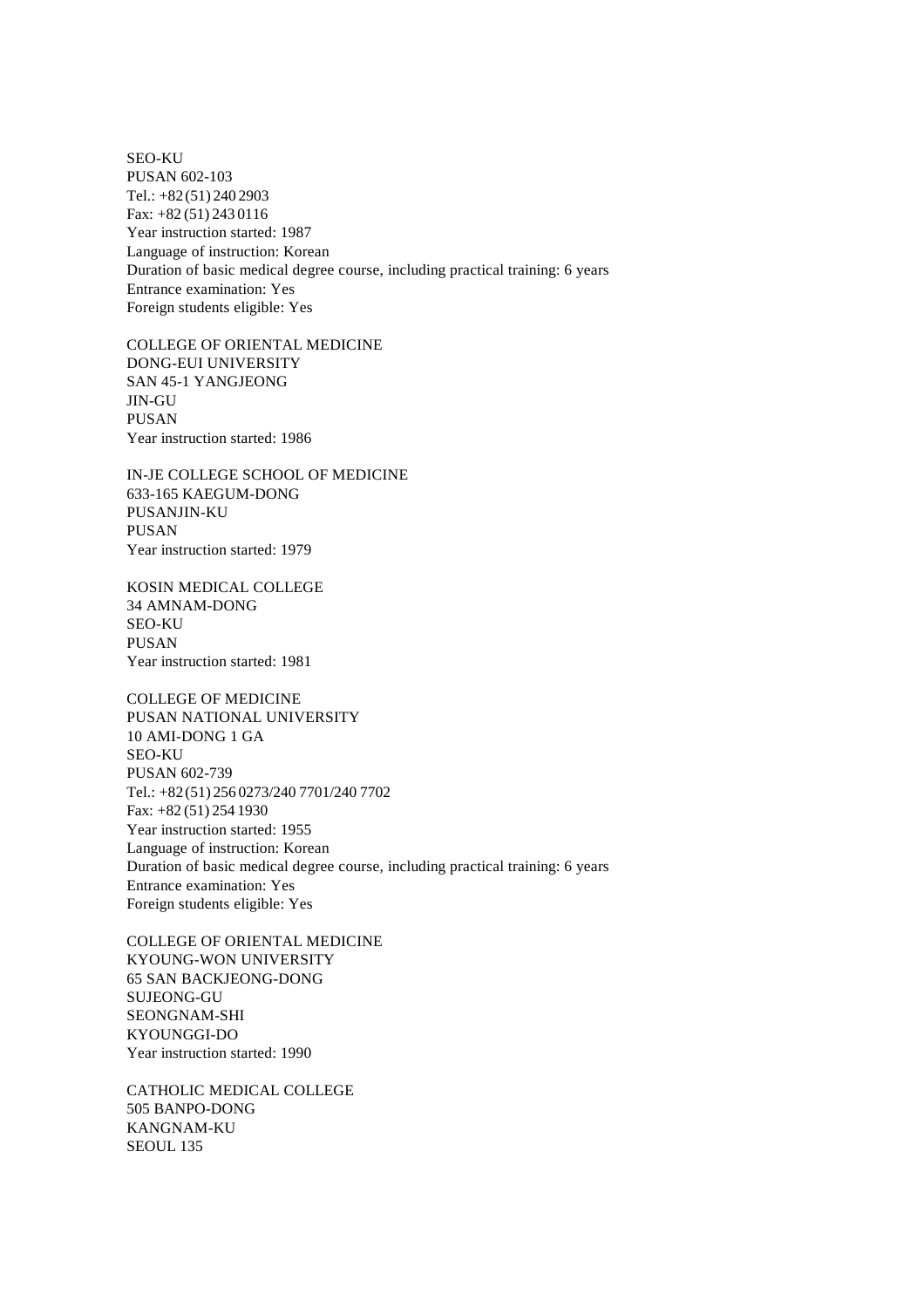SEO-KU
PUSAN 602-103
Tel.: +82 (51) 240 2903
Fax: +82 (51) 243 0116
Year instruction started: 1987
Language of instruction: Korean
Duration of basic medical degree course, including practical training: 6 years
Entrance examination: Yes
Foreign students eligible: Yes

COLLEGE OF ORIENTAL MEDICINE
DONG-EUI UNIVERSITY
SAN 45-1 YANGJEONG
JIN-GU
PUSAN
Year instruction started: 1986

IN-JE COLLEGE SCHOOL OF MEDICINE
633-165 KAEGUM-DONG
PUSANJIN-KU
PUSAN
Year instruction started: 1979

KOSIN MEDICAL COLLEGE
34 AMNAM-DONG
SEO-KU
PUSAN
Year instruction started: 1981

COLLEGE OF MEDICINE
PUSAN NATIONAL UNIVERSITY
10 AMI-DONG 1 GA
SEO-KU
PUSAN 602-739
Tel.: +82 (51) 256 0273/240 7701/240 7702
Fax: +82 (51) 254 1930
Year instruction started: 1955
Language of instruction: Korean
Duration of basic medical degree course, including practical training: 6 years
Entrance examination: Yes
Foreign students eligible: Yes

COLLEGE OF ORIENTAL MEDICINE
KYOUNG-WON UNIVERSITY
65 SAN BACKJEONG-DONG
SUJEONG-GU
SEONGNAM-SHI
KYOUNGGI-DO
Year instruction started: 1990

CATHOLIC MEDICAL COLLEGE
505 BANPO-DONG
KANGNAM-KU
SEOUL 135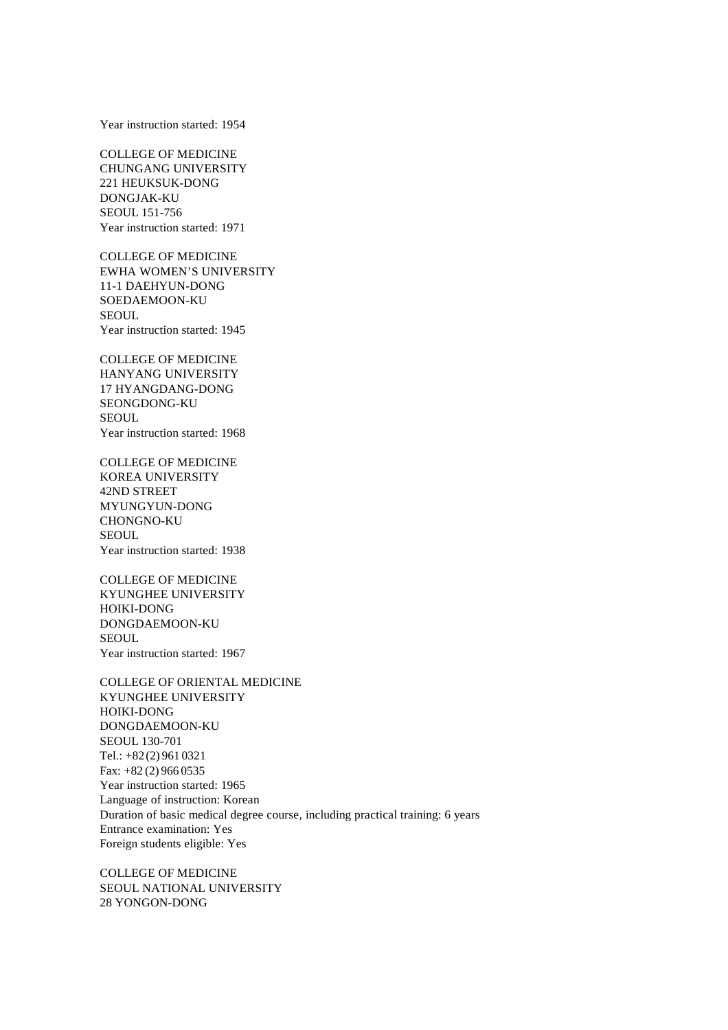Year instruction started: 1954

COLLEGE OF MEDICINE
CHUNGANG UNIVERSITY
221 HEUKSUK-DONG
DONGJAK-KU
SEOUL 151-756
Year instruction started: 1971

COLLEGE OF MEDICINE
EWHA WOMEN'S UNIVERSITY
11-1 DAEHYUN-DONG
SOEDAEMOON-KU
SEOUL
Year instruction started: 1945

COLLEGE OF MEDICINE
HANYANG UNIVERSITY
17 HYANGDANG-DONG
SEONGDONG-KU
SEOUL
Year instruction started: 1968

COLLEGE OF MEDICINE
KOREA UNIVERSITY
42ND STREET
MYUNGYUN-DONG
CHONGNO-KU
SEOUL
Year instruction started: 1938

COLLEGE OF MEDICINE
KYUNGHEE UNIVERSITY
HOIKI-DONG
DONGDAEMOON-KU
SEOUL
Year instruction started: 1967

COLLEGE OF ORIENTAL MEDICINE
KYUNGHEE UNIVERSITY
HOIKI-DONG
DONGDAEMOON-KU
SEOUL 130-701
Tel.: +82 (2) 961 0321
Fax: +82 (2) 966 0535
Year instruction started: 1965
Language of instruction: Korean
Duration of basic medical degree course, including practical training: 6 years
Entrance examination: Yes
Foreign students eligible: Yes

COLLEGE OF MEDICINE
SEOUL NATIONAL UNIVERSITY
28 YONGON-DONG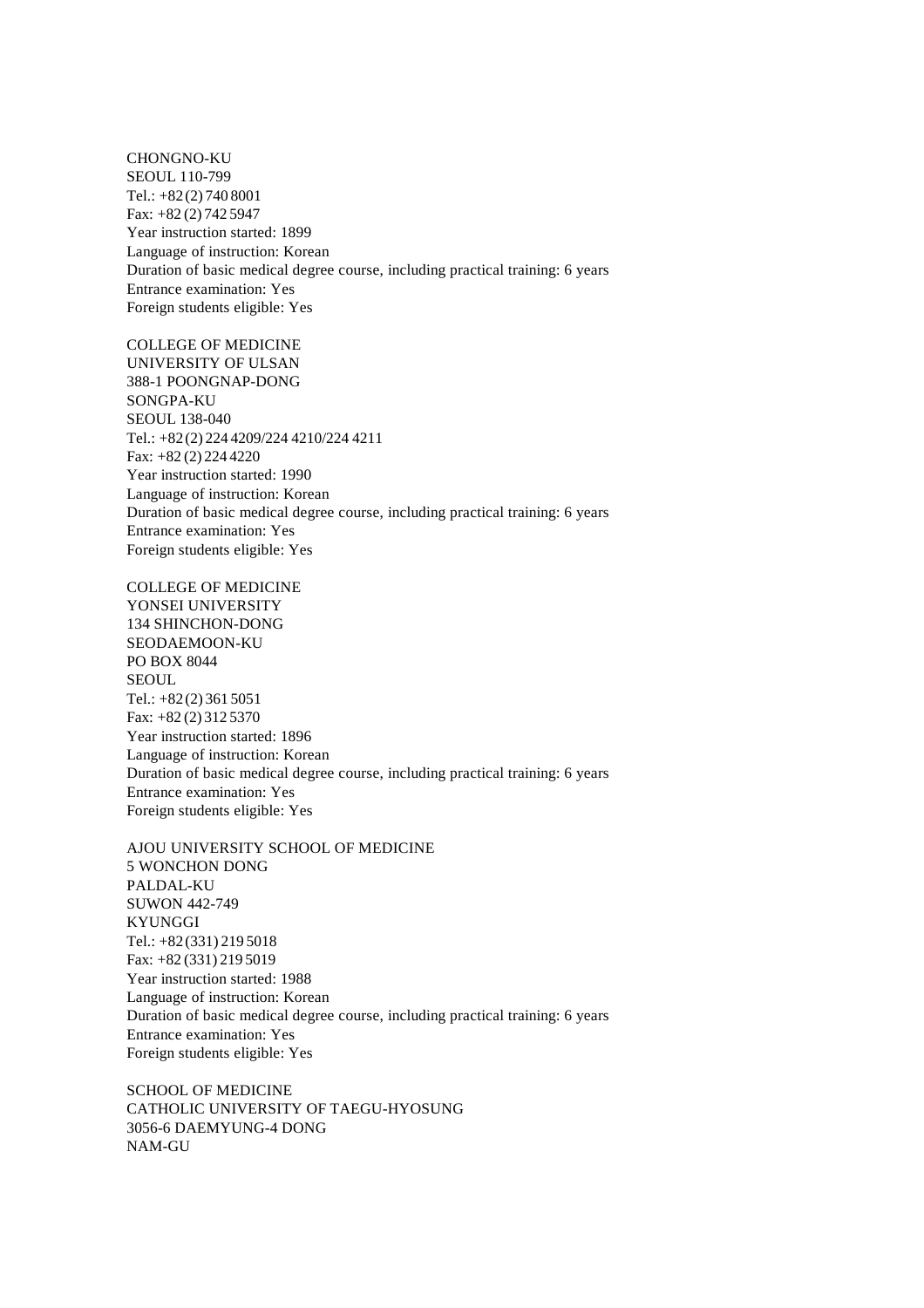CHONGNO-KU
SEOUL 110-799
Tel.: +82 (2) 740 8001
Fax: +82 (2) 742 5947
Year instruction started: 1899
Language of instruction: Korean
Duration of basic medical degree course, including practical training: 6 years
Entrance examination: Yes
Foreign students eligible: Yes

COLLEGE OF MEDICINE
UNIVERSITY OF ULSAN
388-1 POONGNAP-DONG
SONGPA-KU
SEOUL 138-040
Tel.: +82 (2) 224 4209/224 4210/224 4211
Fax: +82 (2) 224 4220
Year instruction started: 1990
Language of instruction: Korean
Duration of basic medical degree course, including practical training: 6 years
Entrance examination: Yes
Foreign students eligible: Yes

COLLEGE OF MEDICINE
YONSEI UNIVERSITY
134 SHINCHON-DONG
SEODAEMOON-KU
PO BOX 8044
SEOUL
Tel.: +82 (2) 361 5051
Fax: +82 (2) 312 5370
Year instruction started: 1896
Language of instruction: Korean
Duration of basic medical degree course, including practical training: 6 years
Entrance examination: Yes
Foreign students eligible: Yes

AJOU UNIVERSITY SCHOOL OF MEDICINE
5 WONCHON DONG
PALDAL-KU
SUWON 442-749
KYUNGGI
Tel.: +82 (331) 219 5018
Fax: +82 (331) 219 5019
Year instruction started: 1988
Language of instruction: Korean
Duration of basic medical degree course, including practical training: 6 years
Entrance examination: Yes
Foreign students eligible: Yes

SCHOOL OF MEDICINE
CATHOLIC UNIVERSITY OF TAEGU-HYOSUNG
3056-6 DAEMYUNG-4 DONG
NAM-GU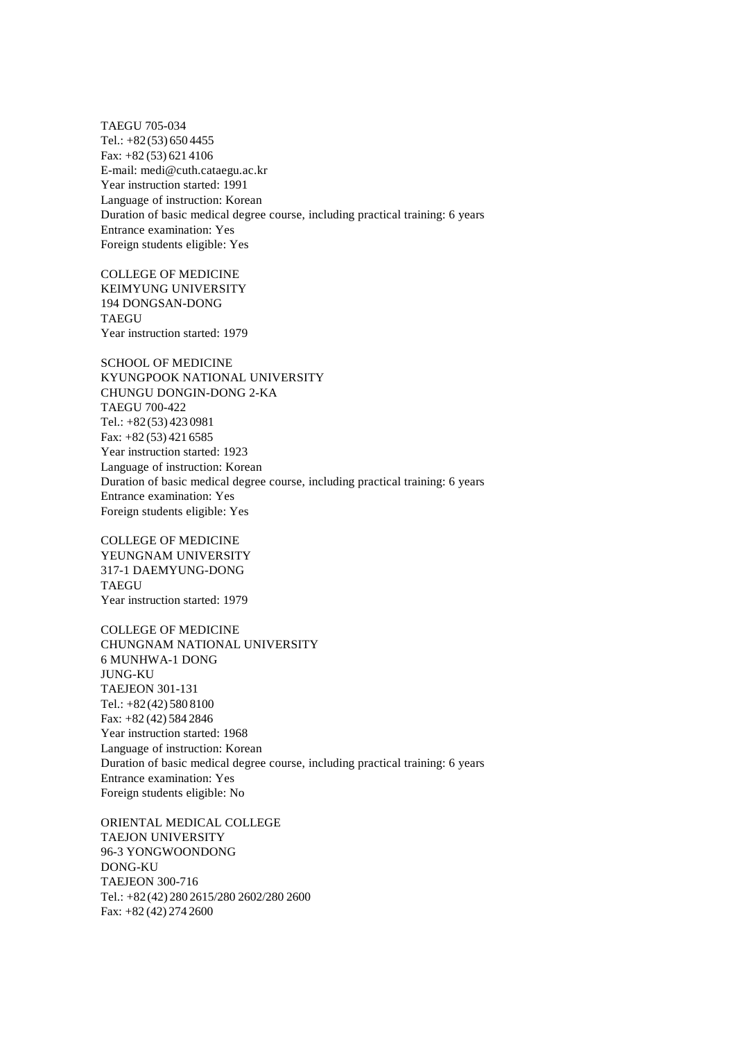TAEGU 705-034
Tel.: +82 (53) 650 4455
Fax: +82 (53) 621 4106
E-mail: medi@cuth.cataegu.ac.kr
Year instruction started: 1991
Language of instruction: Korean
Duration of basic medical degree course, including practical training: 6 years
Entrance examination: Yes
Foreign students eligible: Yes

COLLEGE OF MEDICINE
KEIMYUNG UNIVERSITY
194 DONGSAN-DONG
TAEGU
Year instruction started: 1979

SCHOOL OF MEDICINE
KYUNGPOOK NATIONAL UNIVERSITY
CHUNGU DONGIN-DONG 2-KA
TAEGU 700-422
Tel.: +82 (53) 423 0981
Fax: +82 (53) 421 6585
Year instruction started: 1923
Language of instruction: Korean
Duration of basic medical degree course, including practical training: 6 years
Entrance examination: Yes
Foreign students eligible: Yes

COLLEGE OF MEDICINE
YEUNGNAM UNIVERSITY
317-1 DAEMYUNG-DONG
TAEGU
Year instruction started: 1979

COLLEGE OF MEDICINE
CHUNGNAM NATIONAL UNIVERSITY
6 MUNHWA-1 DONG
JUNG-KU
TAEJEON 301-131
Tel.: +82 (42) 580 8100
Fax: +82 (42) 584 2846
Year instruction started: 1968
Language of instruction: Korean
Duration of basic medical degree course, including practical training: 6 years
Entrance examination: Yes
Foreign students eligible: No

ORIENTAL MEDICAL COLLEGE
TAEJON UNIVERSITY
96-3 YONGWOONDONG
DONG-KU
TAEJEON 300-716
Tel.: +82 (42) 280 2615/280 2602/280 2600
Fax: +82 (42) 274 2600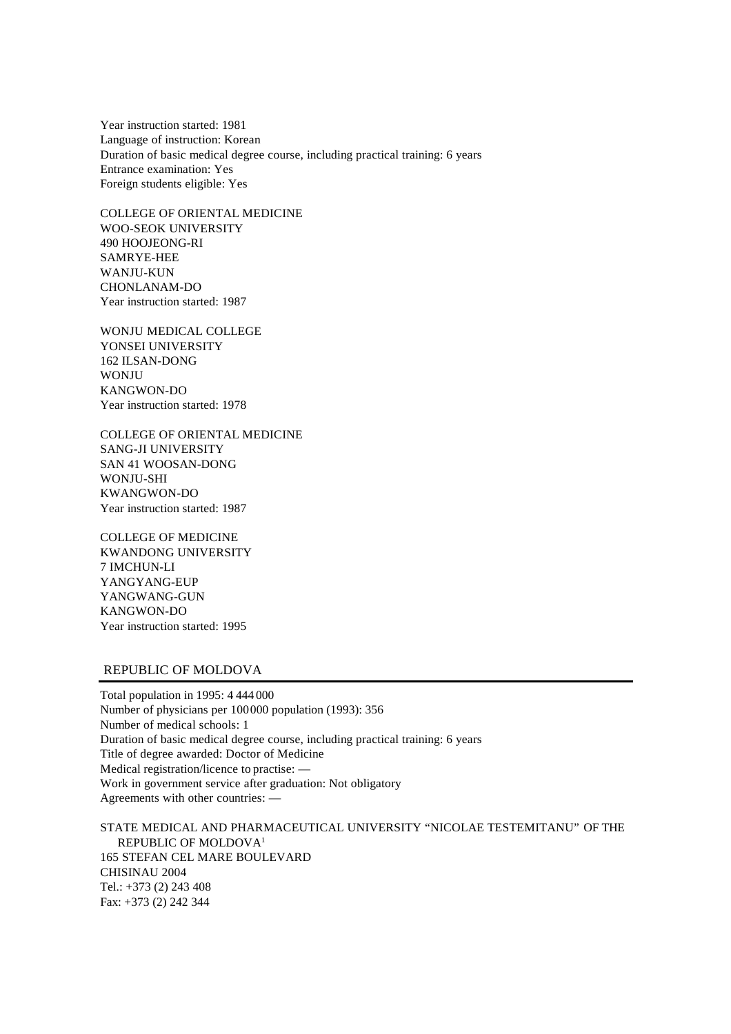Year instruction started: 1981
Language of instruction: Korean
Duration of basic medical degree course, including practical training: 6 years
Entrance examination: Yes
Foreign students eligible: Yes

COLLEGE OF ORIENTAL MEDICINE
WOO-SEOK UNIVERSITY
490 HOOJEONG-RI
SAMRYE-HEE
WANJU-KUN
CHONLANAM-DO
Year instruction started: 1987

WONJU MEDICAL COLLEGE
YONSEI UNIVERSITY
162 ILSAN-DONG
WONJU
KANGWON-DO
Year instruction started: 1978

COLLEGE OF ORIENTAL MEDICINE
SANG-JI UNIVERSITY
SAN 41 WOOSAN-DONG
WONJU-SHI
KWANGWON-DO
Year instruction started: 1987

COLLEGE OF MEDICINE
KWANDONG UNIVERSITY
7 IMCHUN-LI
YANGYANG-EUP
YANGWANG-GUN
KANGWON-DO
Year instruction started: 1995

## REPUBLIC OF MOLDOVA

Total population in 1995: 4 444 000
Number of physicians per 100 000 population (1993): 356
Number of medical schools: 1
Duration of basic medical degree course, including practical training: 6 years
Title of degree awarded: Doctor of Medicine
Medical registration/licence to practise: —
Work in government service after graduation: Not obligatory
Agreements with other countries: —

STATE MEDICAL AND PHARMACEUTICAL UNIVERSITY "NICOLAE TESTEMITANU" OF THE REPUBLIC OF MOLDOVA[1]
165 STEFAN CEL MARE BOULEVARD
CHISINAU 2004
Tel.: +373 (2) 243 408
Fax: +373 (2) 242 344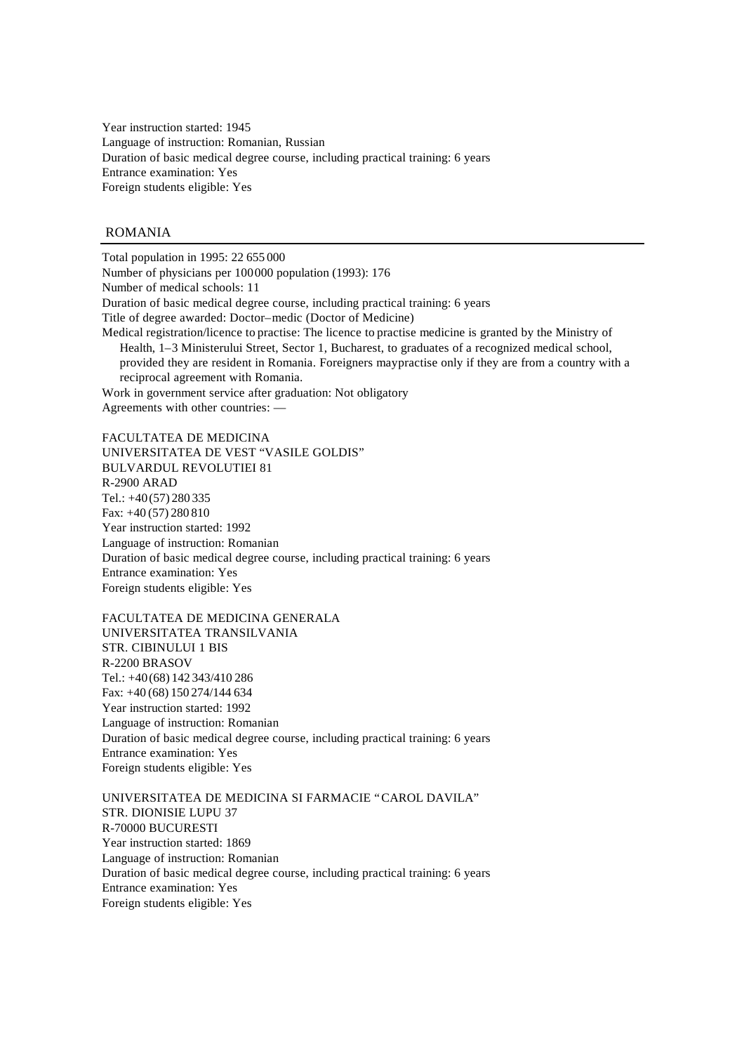Year instruction started: 1945
Language of instruction: Romanian, Russian
Duration of basic medical degree course, including practical training: 6 years
Entrance examination: Yes
Foreign students eligible: Yes

## ROMANIA

Total population in 1995: 22 655 000
Number of physicians per 100 000 population (1993): 176
Number of medical schools: 11
Duration of basic medical degree course, including practical training: 6 years
Title of degree awarded: Doctor–medic (Doctor of Medicine)
Medical registration/licence to practise: The licence to practise medicine is granted by the Ministry of Health, 1–3 Ministerului Street, Sector 1, Bucharest, to graduates of a recognized medical school, provided they are resident in Romania. Foreigners maypractise only if they are from a country with a reciprocal agreement with Romania.
Work in government service after graduation: Not obligatory
Agreements with other countries: —

FACULTATEA DE MEDICINA
UNIVERSITATEA DE VEST "VASILE GOLDIS"
BULVARDUL REVOLUTIEI 81
R-2900 ARAD
Tel.: +40 (57) 280 335
Fax: +40 (57) 280 810
Year instruction started: 1992
Language of instruction: Romanian
Duration of basic medical degree course, including practical training: 6 years
Entrance examination: Yes
Foreign students eligible: Yes

FACULTATEA DE MEDICINA GENERALA
UNIVERSITATEA TRANSILVANIA
STR. CIBINULUI 1 BIS
R-2200 BRASOV
Tel.: +40 (68) 142 343/410 286
Fax: +40 (68) 150 274/144 634
Year instruction started: 1992
Language of instruction: Romanian
Duration of basic medical degree course, including practical training: 6 years
Entrance examination: Yes
Foreign students eligible: Yes

UNIVERSITATEA DE MEDICINA SI FARMACIE "CAROL DAVILA"
STR. DIONISIE LUPU 37
R-70000 BUCURESTI
Year instruction started: 1869
Language of instruction: Romanian
Duration of basic medical degree course, including practical training: 6 years
Entrance examination: Yes
Foreign students eligible: Yes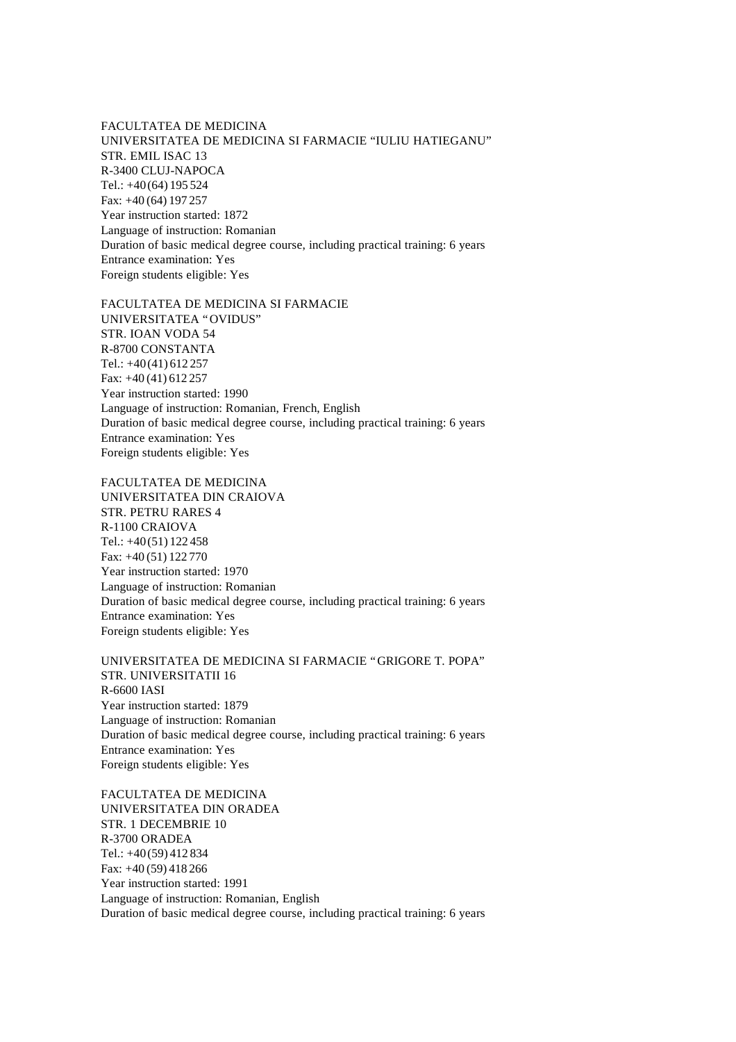FACULTATEA DE MEDICINA
UNIVERSITATEA DE MEDICINA SI FARMACIE “IULIU HATIEGANU”
STR. EMIL ISAC 13
R-3400 CLUJ-NAPOCA
Tel.: +40 (64) 195 524
Fax: +40 (64) 197 257
Year instruction started: 1872
Language of instruction: Romanian
Duration of basic medical degree course, including practical training: 6 years
Entrance examination: Yes
Foreign students eligible: Yes

FACULTATEA DE MEDICINA SI FARMACIE
UNIVERSITATEA “OVIDUS”
STR. IOAN VODA 54
R-8700 CONSTANTA
Tel.: +40 (41) 612 257
Fax: +40 (41) 612 257
Year instruction started: 1990
Language of instruction: Romanian, French, English
Duration of basic medical degree course, including practical training: 6 years
Entrance examination: Yes
Foreign students eligible: Yes

FACULTATEA DE MEDICINA
UNIVERSITATEA DIN CRAIOVA
STR. PETRU RARES 4
R-1100 CRAIOVA
Tel.: +40 (51) 122 458
Fax: +40 (51) 122 770
Year instruction started: 1970
Language of instruction: Romanian
Duration of basic medical degree course, including practical training: 6 years
Entrance examination: Yes
Foreign students eligible: Yes

UNIVERSITATEA DE MEDICINA SI FARMACIE “GRIGORE T. POPA”
STR. UNIVERSITATII 16
R-6600 IASI
Year instruction started: 1879
Language of instruction: Romanian
Duration of basic medical degree course, including practical training: 6 years
Entrance examination: Yes
Foreign students eligible: Yes

FACULTATEA DE MEDICINA
UNIVERSITATEA DIN ORADEA
STR. 1 DECEMBRIE 10
R-3700 ORADEA
Tel.: +40 (59) 412 834
Fax: +40 (59) 418 266
Year instruction started: 1991
Language of instruction: Romanian, English
Duration of basic medical degree course, including practical training: 6 years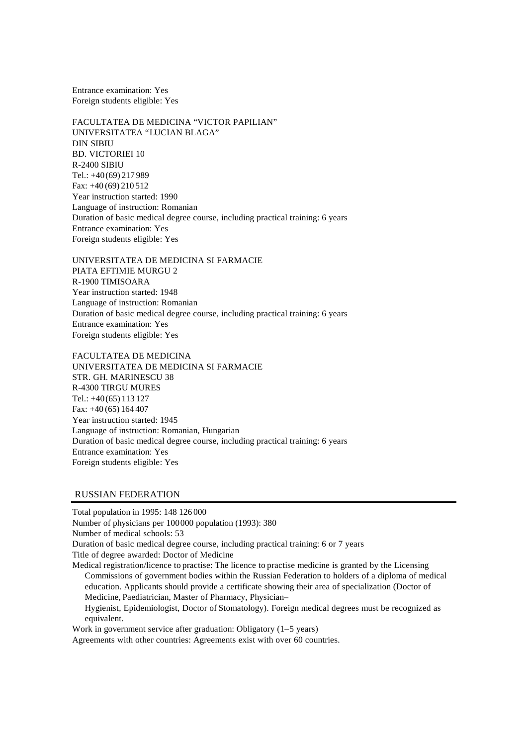Entrance examination: Yes
Foreign students eligible: Yes

FACULTATEA DE MEDICINA "VICTOR PAPILIAN"
UNIVERSITATEA "LUCIAN BLAGA"
DIN SIBIU
BD. VICTORIEI 10
R-2400 SIBIU
Tel.: +40 (69) 217 989
Fax: +40 (69) 210 512
Year instruction started: 1990
Language of instruction: Romanian
Duration of basic medical degree course, including practical training: 6 years
Entrance examination: Yes
Foreign students eligible: Yes

UNIVERSITATEA DE MEDICINA SI FARMACIE
PIATA EFTIMIE MURGU 2
R-1900 TIMISOARA
Year instruction started: 1948
Language of instruction: Romanian
Duration of basic medical degree course, including practical training: 6 years
Entrance examination: Yes
Foreign students eligible: Yes

FACULTATEA DE MEDICINA
UNIVERSITATEA DE MEDICINA SI FARMACIE
STR. GH. MARINESCU 38
R-4300 TIRGU MURES
Tel.: +40 (65) 113 127
Fax: +40 (65) 164 407
Year instruction started: 1945
Language of instruction: Romanian, Hungarian
Duration of basic medical degree course, including practical training: 6 years
Entrance examination: Yes
Foreign students eligible: Yes

## RUSSIAN FEDERATION

Total population in 1995: 148 126 000
Number of physicians per 100 000 population (1993): 380
Number of medical schools: 53
Duration of basic medical degree course, including practical training: 6 or 7 years
Title of degree awarded: Doctor of Medicine
Medical registration/licence to practise: The licence to practise medicine is granted by the Licensing Commissions of government bodies within the Russian Federation to holders of a diploma of medical education. Applicants should provide a certificate showing their area of specialization (Doctor of Medicine, Paediatrician, Master of Pharmacy, Physician–Hygienist, Epidemiologist, Doctor of Stomatology). Foreign medical degrees must be recognized as equivalent.
Work in government service after graduation: Obligatory (1–5 years)
Agreements with other countries: Agreements exist with over 60 countries.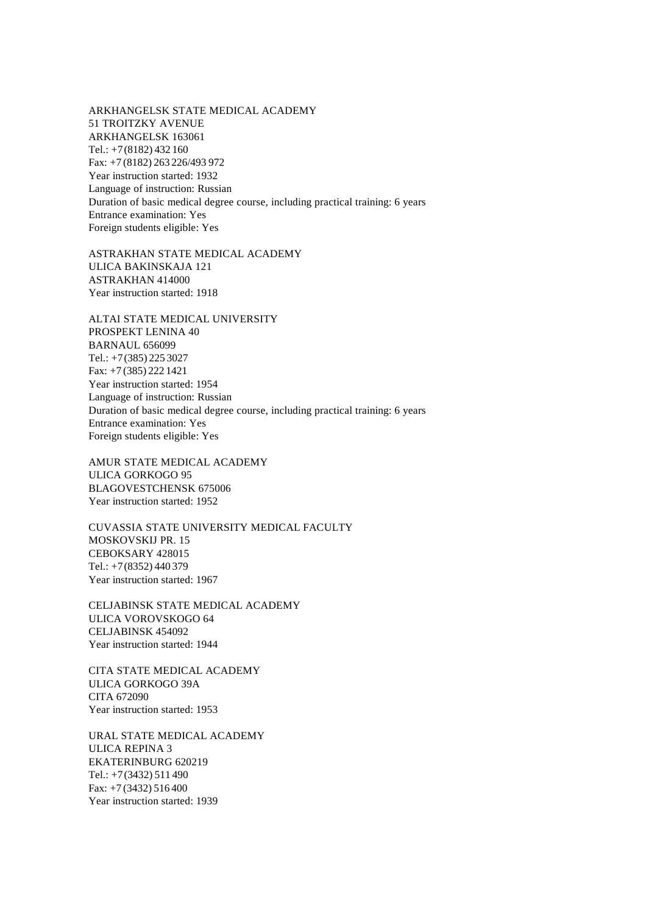ARKHANGELSK STATE MEDICAL ACADEMY
51 TROITZKY AVENUE
ARKHANGELSK 163061
Tel.: +7 (8182) 432 160
Fax: +7 (8182) 263 226/493 972
Year instruction started: 1932
Language of instruction: Russian
Duration of basic medical degree course, including practical training: 6 years
Entrance examination: Yes
Foreign students eligible: Yes

ASTRAKHAN STATE MEDICAL ACADEMY
ULICA BAKINSKAJA 121
ASTRAKHAN 414000
Year instruction started: 1918

ALTAI STATE MEDICAL UNIVERSITY
PROSPEKT LENINA 40
BARNAUL 656099
Tel.: +7 (385) 225 3027
Fax: +7 (385) 222 1421
Year instruction started: 1954
Language of instruction: Russian
Duration of basic medical degree course, including practical training: 6 years
Entrance examination: Yes
Foreign students eligible: Yes

AMUR STATE MEDICAL ACADEMY
ULICA GORKOGO 95
BLAGOVESTCHENSK 675006
Year instruction started: 1952

CUVASSIA STATE UNIVERSITY MEDICAL FACULTY
MOSKOVSKIJ PR. 15
CEBOKSARY 428015
Tel.: +7 (8352) 440 379
Year instruction started: 1967

CELJABINSK STATE MEDICAL ACADEMY
ULICA VOROVSKOGO 64
CELJABINSK 454092
Year instruction started: 1944

CITA STATE MEDICAL ACADEMY
ULICA GORKOGO 39A
CITA 672090
Year instruction started: 1953

URAL STATE MEDICAL ACADEMY
ULICA REPINA 3
EKATERINBURG 620219
Tel.: +7 (3432) 511 490
Fax: +7 (3432) 516 400
Year instruction started: 1939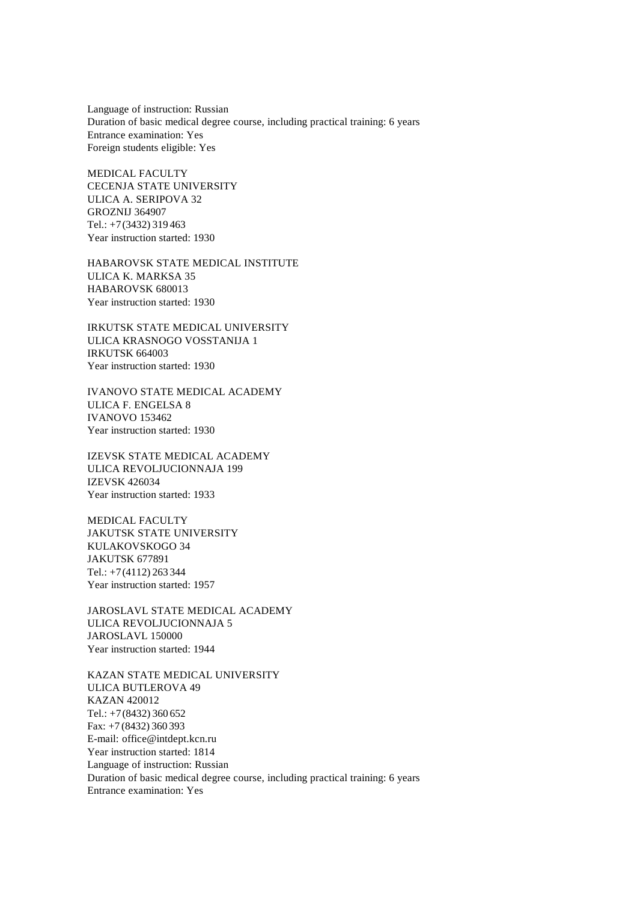Language of instruction: Russian
Duration of basic medical degree course, including practical training: 6 years
Entrance examination: Yes
Foreign students eligible: Yes

MEDICAL FACULTY
CECENJA STATE UNIVERSITY
ULICA A. SERIPOVA 32
GROZNIJ 364907
Tel.: +7 (3432) 319 463
Year instruction started: 1930

HABAROVSK STATE MEDICAL INSTITUTE
ULICA K. MARKSA 35
HABAROVSK 680013
Year instruction started: 1930

IRKUTSK STATE MEDICAL UNIVERSITY
ULICA KRASNOGO VOSSTANIJA 1
IRKUTSK 664003
Year instruction started: 1930

IVANOVO STATE MEDICAL ACADEMY
ULICA F. ENGELSA 8
IVANOVO 153462
Year instruction started: 1930

IZEVSK STATE MEDICAL ACADEMY
ULICA REVOLJUCIONNAJA 199
IZEVSK 426034
Year instruction started: 1933

MEDICAL FACULTY
JAKUTSK STATE UNIVERSITY
KULAKOVSKOGO 34
JAKUTSK 677891
Tel.: +7 (4112) 263 344
Year instruction started: 1957

JAROSLAVL STATE MEDICAL ACADEMY
ULICA REVOLJUCIONNAJA 5
JAROSLAVL 150000
Year instruction started: 1944

KAZAN STATE MEDICAL UNIVERSITY
ULICA BUTLEROVA 49
KAZAN 420012
Tel.: +7 (8432) 360 652
Fax: +7 (8432) 360 393
E-mail: office@intdept.kcn.ru
Year instruction started: 1814
Language of instruction: Russian
Duration of basic medical degree course, including practical training: 6 years
Entrance examination: Yes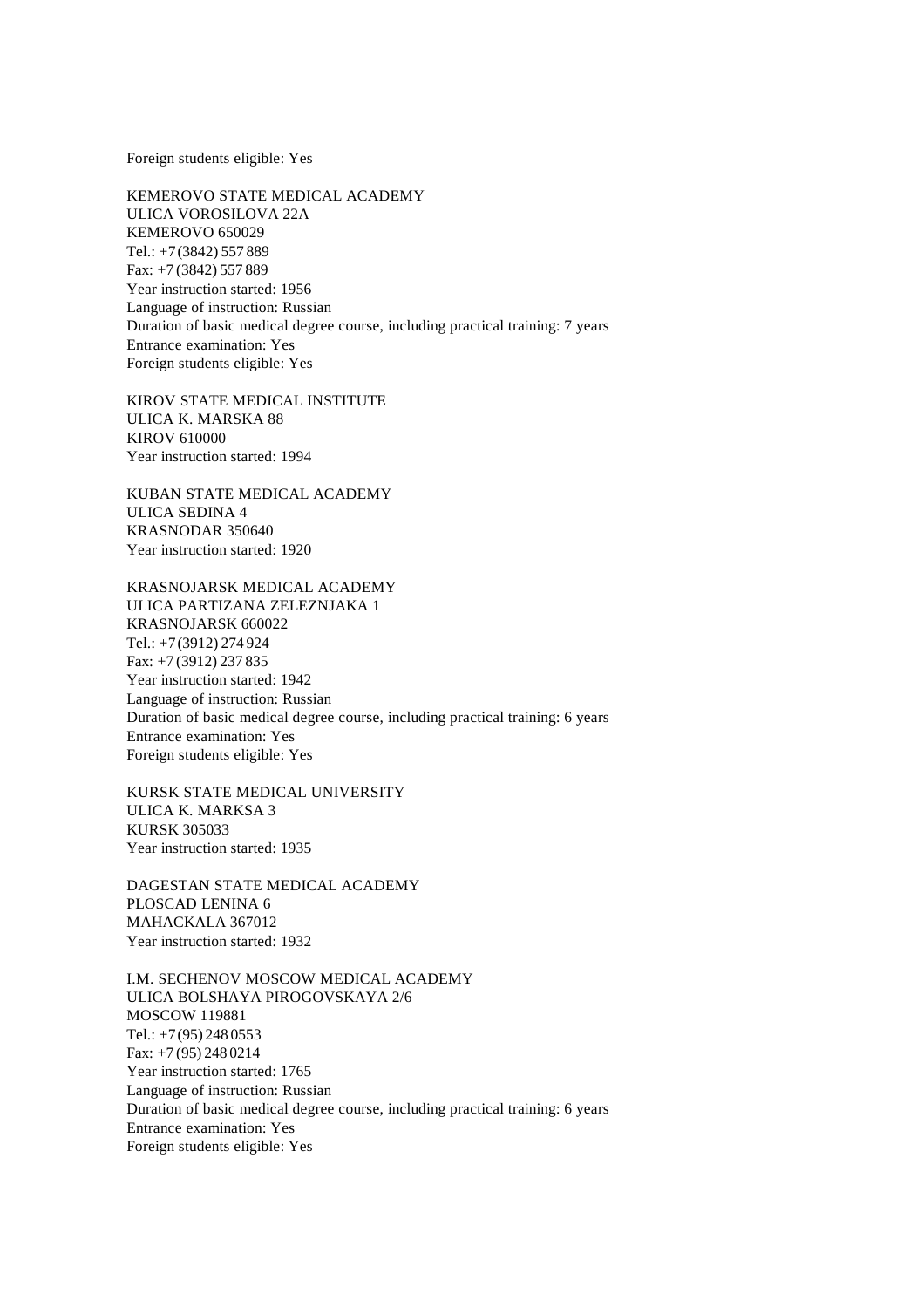Foreign students eligible: Yes

KEMEROVO STATE MEDICAL ACADEMY
ULICA VOROSILOVA 22A
KEMEROVO 650029
Tel.: +7 (3842) 557 889
Fax: +7 (3842) 557 889
Year instruction started: 1956
Language of instruction: Russian
Duration of basic medical degree course, including practical training: 7 years
Entrance examination: Yes
Foreign students eligible: Yes

KIROV STATE MEDICAL INSTITUTE
ULICA K. MARSKA 88
KIROV 610000
Year instruction started: 1994

KUBAN STATE MEDICAL ACADEMY
ULICA SEDINA 4
KRASNODAR 350640
Year instruction started: 1920

KRASNOJARSK MEDICAL ACADEMY
ULICA PARTIZANA ZELEZNJAKA 1
KRASNOJARSK 660022
Tel.: +7 (3912) 274 924
Fax: +7 (3912) 237 835
Year instruction started: 1942
Language of instruction: Russian
Duration of basic medical degree course, including practical training: 6 years
Entrance examination: Yes
Foreign students eligible: Yes

KURSK STATE MEDICAL UNIVERSITY
ULICA K. MARKSA 3
KURSK 305033
Year instruction started: 1935

DAGESTAN STATE MEDICAL ACADEMY
PLOSCAD LENINA 6
MAHACKALA 367012
Year instruction started: 1932

I.M. SECHENOV MOSCOW MEDICAL ACADEMY
ULICA BOLSHAYA PIROGOVSKAYA 2/6
MOSCOW 119881
Tel.: +7 (95) 248 0553
Fax: +7 (95) 248 0214
Year instruction started: 1765
Language of instruction: Russian
Duration of basic medical degree course, including practical training: 6 years
Entrance examination: Yes
Foreign students eligible: Yes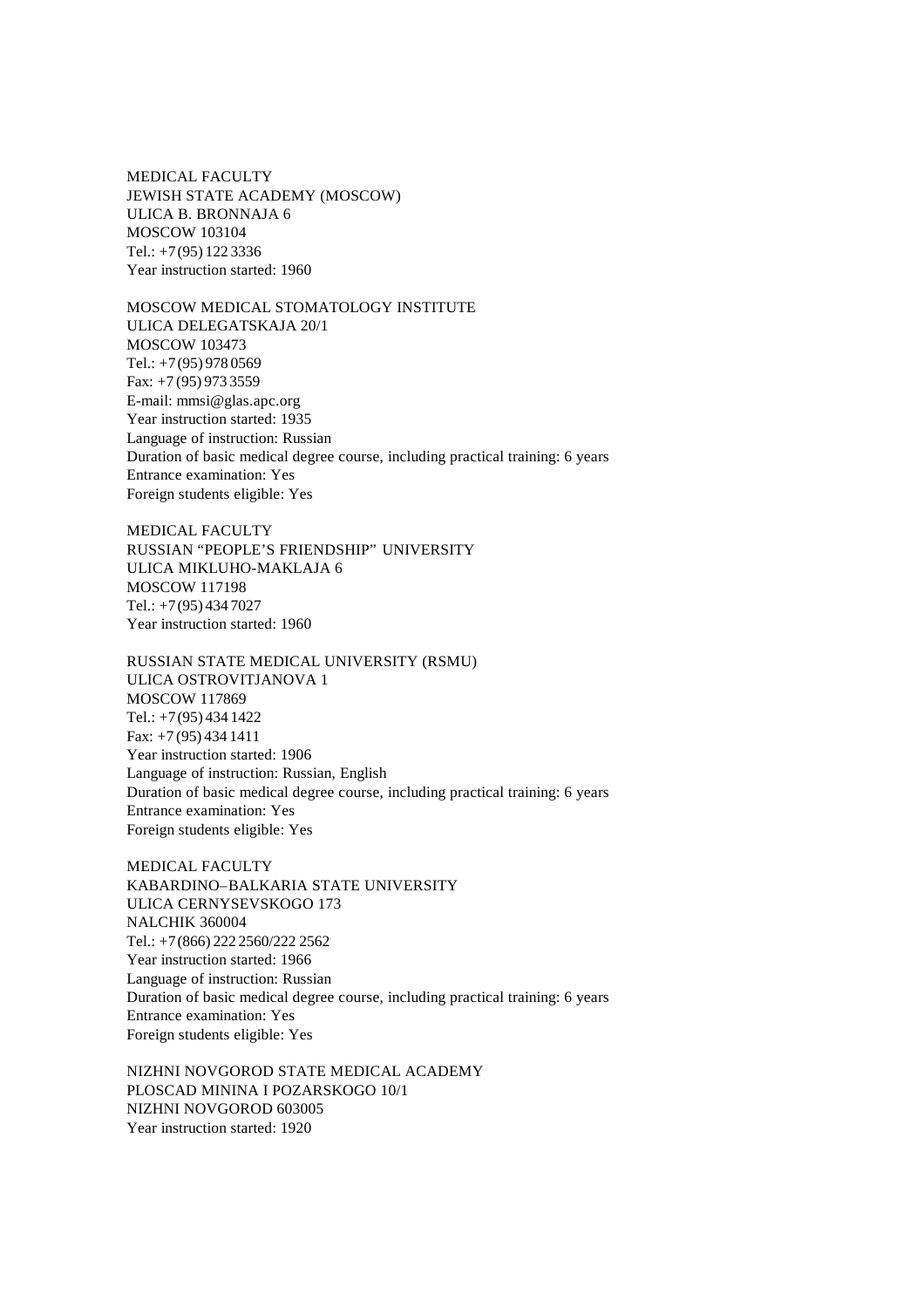MEDICAL FACULTY
JEWISH STATE ACADEMY (MOSCOW)
ULICA B. BRONNAJA 6
MOSCOW 103104
Tel.: +7 (95) 122 3336
Year instruction started: 1960

MOSCOW MEDICAL STOMATOLOGY INSTITUTE
ULICA DELEGATSKAJA 20/1
MOSCOW 103473
Tel.: +7 (95) 978 0569
Fax: +7 (95) 973 3559
E-mail: mmsi@glas.apc.org
Year instruction started: 1935
Language of instruction: Russian
Duration of basic medical degree course, including practical training: 6 years
Entrance examination: Yes
Foreign students eligible: Yes

MEDICAL FACULTY
RUSSIAN "PEOPLE'S FRIENDSHIP" UNIVERSITY
ULICA MIKLUHO-MAKLAJA 6
MOSCOW 117198
Tel.: +7 (95) 434 7027
Year instruction started: 1960

RUSSIAN STATE MEDICAL UNIVERSITY (RSMU)
ULICA OSTROVITJANOVA 1
MOSCOW 117869
Tel.: +7 (95) 434 1422
Fax: +7 (95) 434 1411
Year instruction started: 1906
Language of instruction: Russian, English
Duration of basic medical degree course, including practical training: 6 years
Entrance examination: Yes
Foreign students eligible: Yes

MEDICAL FACULTY
KABARDINO–BALKARIA STATE UNIVERSITY
ULICA CERNYSEVSKOGO 173
NALCHIK 360004
Tel.: +7 (866) 222 2560/222 2562
Year instruction started: 1966
Language of instruction: Russian
Duration of basic medical degree course, including practical training: 6 years
Entrance examination: Yes
Foreign students eligible: Yes

NIZHNI NOVGOROD STATE MEDICAL ACADEMY
PLOSCAD MININA I POZARSKOGO 10/1
NIZHNI NOVGOROD 603005
Year instruction started: 1920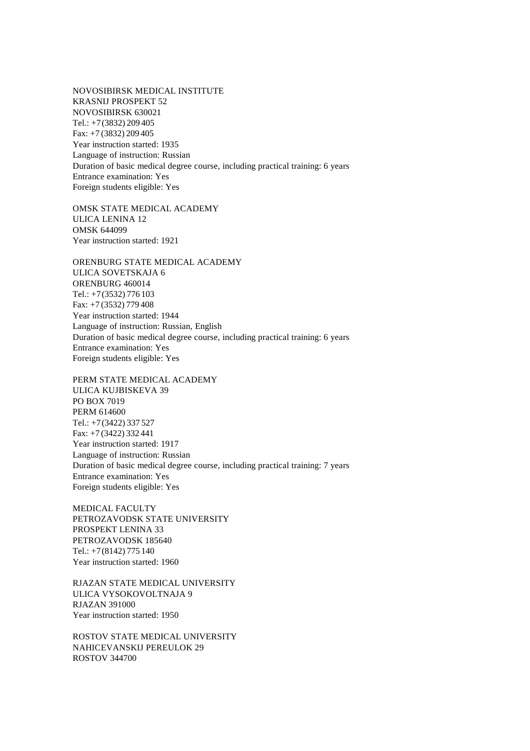NOVOSIBIRSK MEDICAL INSTITUTE
KRASNIJ PROSPEKT 52
NOVOSIBIRSK 630021
Tel.: +7 (3832) 209 405
Fax: +7 (3832) 209 405
Year instruction started: 1935
Language of instruction: Russian
Duration of basic medical degree course, including practical training: 6 years
Entrance examination: Yes
Foreign students eligible: Yes

OMSK STATE MEDICAL ACADEMY
ULICA LENINA 12
OMSK 644099
Year instruction started: 1921

ORENBURG STATE MEDICAL ACADEMY
ULICA SOVETSKAJA 6
ORENBURG 460014
Tel.: +7 (3532) 776 103
Fax: +7 (3532) 779 408
Year instruction started: 1944
Language of instruction: Russian, English
Duration of basic medical degree course, including practical training: 6 years
Entrance examination: Yes
Foreign students eligible: Yes

PERM STATE MEDICAL ACADEMY
ULICA KUJBISKEVA 39
PO BOX 7019
PERM 614600
Tel.: +7 (3422) 337 527
Fax: +7 (3422) 332 441
Year instruction started: 1917
Language of instruction: Russian
Duration of basic medical degree course, including practical training: 7 years
Entrance examination: Yes
Foreign students eligible: Yes

MEDICAL FACULTY
PETROZAVODSK STATE UNIVERSITY
PROSPEKT LENINA 33
PETROZAVODSK 185640
Tel.: +7 (8142) 775 140
Year instruction started: 1960

RJAZAN STATE MEDICAL UNIVERSITY
ULICA VYSOKOVOLTNAJA 9
RJAZAN 391000
Year instruction started: 1950

ROSTOV STATE MEDICAL UNIVERSITY
NAHICEVANSKIJ PEREULOK 29
ROSTOV 344700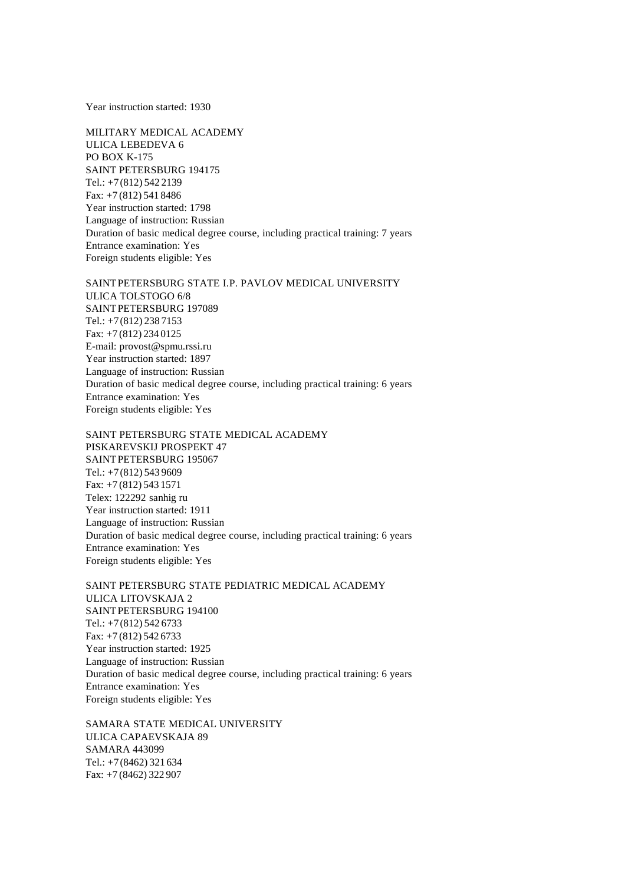Year instruction started: 1930

MILITARY MEDICAL ACADEMY
ULICA LEBEDEVA 6
PO BOX K-175
SAINT PETERSBURG 194175
Tel.: +7 (812) 542 2139
Fax: +7 (812) 541 8486
Year instruction started: 1798
Language of instruction: Russian
Duration of basic medical degree course, including practical training: 7 years
Entrance examination: Yes
Foreign students eligible: Yes

SAINT PETERSBURG STATE I.P. PAVLOV MEDICAL UNIVERSITY
ULICA TOLSTOGO 6/8
SAINT PETERSBURG 197089
Tel.: +7 (812) 238 7153
Fax: +7 (812) 234 0125
E-mail: provost@spmu.rssi.ru
Year instruction started: 1897
Language of instruction: Russian
Duration of basic medical degree course, including practical training: 6 years
Entrance examination: Yes
Foreign students eligible: Yes

SAINT PETERSBURG STATE MEDICAL ACADEMY
PISKAREVSKIJ PROSPEKT 47
SAINT PETERSBURG 195067
Tel.: +7 (812) 543 9609
Fax: +7 (812) 543 1571
Telex: 122292 sanhig ru
Year instruction started: 1911
Language of instruction: Russian
Duration of basic medical degree course, including practical training: 6 years
Entrance examination: Yes
Foreign students eligible: Yes

SAINT PETERSBURG STATE PEDIATRIC MEDICAL ACADEMY
ULICA LITOVSKAJA 2
SAINT PETERSBURG 194100
Tel.: +7 (812) 542 6733
Fax: +7 (812) 542 6733
Year instruction started: 1925
Language of instruction: Russian
Duration of basic medical degree course, including practical training: 6 years
Entrance examination: Yes
Foreign students eligible: Yes

SAMARA STATE MEDICAL UNIVERSITY
ULICA CAPAEVSKAJA 89
SAMARA 443099
Tel.: +7 (8462) 321 634
Fax: +7 (8462) 322 907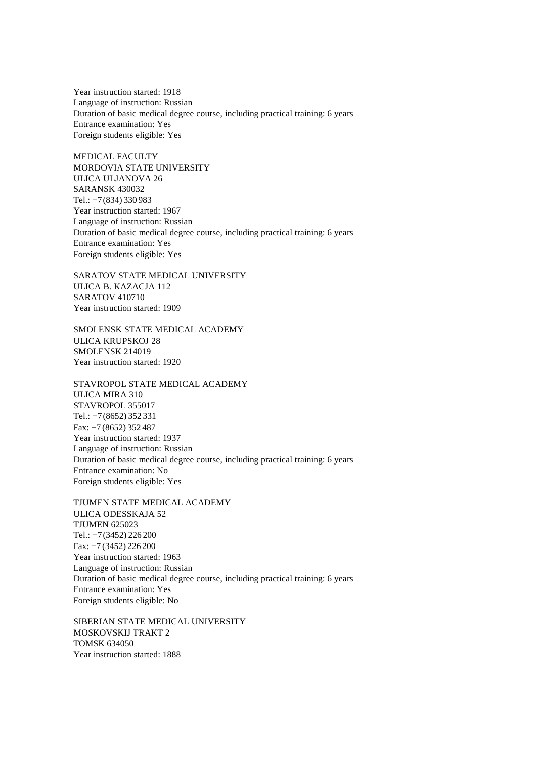Year instruction started: 1918
Language of instruction: Russian
Duration of basic medical degree course, including practical training: 6 years
Entrance examination: Yes
Foreign students eligible: Yes

MEDICAL FACULTY
MORDOVIA STATE UNIVERSITY
ULICA ULJANOVA 26
SARANSK 430032
Tel.: +7 (834) 330 983
Year instruction started: 1967
Language of instruction: Russian
Duration of basic medical degree course, including practical training: 6 years
Entrance examination: Yes
Foreign students eligible: Yes

SARATOV STATE MEDICAL UNIVERSITY
ULICA B. KAZACJA 112
SARATOV 410710
Year instruction started: 1909

SMOLENSK STATE MEDICAL ACADEMY
ULICA KRUPSKOJ 28
SMOLENSK 214019
Year instruction started: 1920

STAVROPOL STATE MEDICAL ACADEMY
ULICA MIRA 310
STAVROPOL 355017
Tel.: +7 (8652) 352 331
Fax: +7 (8652) 352 487
Year instruction started: 1937
Language of instruction: Russian
Duration of basic medical degree course, including practical training: 6 years
Entrance examination: No
Foreign students eligible: Yes

TJUMEN STATE MEDICAL ACADEMY
ULICA ODESSKAJA 52
TJUMEN 625023
Tel.: +7 (3452) 226 200
Fax: +7 (3452) 226 200
Year instruction started: 1963
Language of instruction: Russian
Duration of basic medical degree course, including practical training: 6 years
Entrance examination: Yes
Foreign students eligible: No

SIBERIAN STATE MEDICAL UNIVERSITY
MOSKOVSKIJ TRAKT 2
TOMSK 634050
Year instruction started: 1888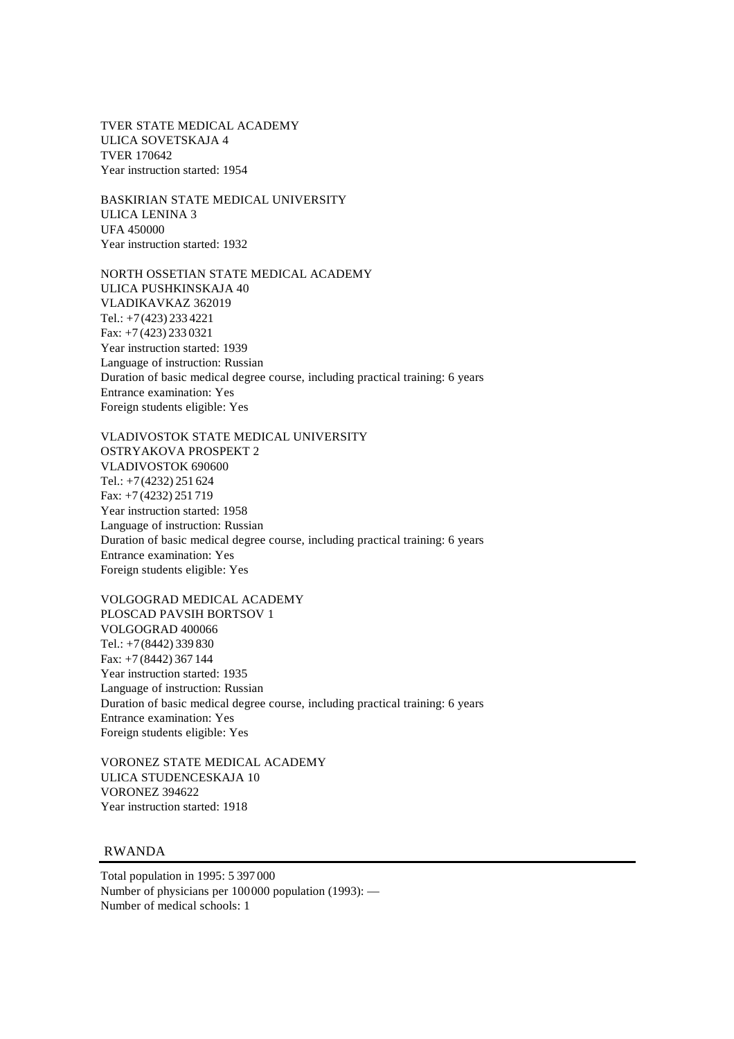TVER STATE MEDICAL ACADEMY
ULICA SOVETSKAJA 4
TVER 170642
Year instruction started: 1954

BASKIRIAN STATE MEDICAL UNIVERSITY
ULICA LENINA 3
UFA 450000
Year instruction started: 1932

NORTH OSSETIAN STATE MEDICAL ACADEMY
ULICA PUSHKINSKAJA 40
VLADIKAVKAZ 362019
Tel.: +7 (423) 233 4221
Fax: +7 (423) 233 0321
Year instruction started: 1939
Language of instruction: Russian
Duration of basic medical degree course, including practical training: 6 years
Entrance examination: Yes
Foreign students eligible: Yes

VLADIVOSTOK STATE MEDICAL UNIVERSITY
OSTRYAKOVA PROSPEKT 2
VLADIVOSTOK 690600
Tel.: +7 (4232) 251 624
Fax: +7 (4232) 251 719
Year instruction started: 1958
Language of instruction: Russian
Duration of basic medical degree course, including practical training: 6 years
Entrance examination: Yes
Foreign students eligible: Yes

VOLGOGRAD MEDICAL ACADEMY
PLOSCAD PAVSIH BORTSOV 1
VOLGOGRAD 400066
Tel.: +7 (8442) 339 830
Fax: +7 (8442) 367 144
Year instruction started: 1935
Language of instruction: Russian
Duration of basic medical degree course, including practical training: 6 years
Entrance examination: Yes
Foreign students eligible: Yes

VORONEZ STATE MEDICAL ACADEMY
ULICA STUDENCESKAJA 10
VORONEZ 394622
Year instruction started: 1918

## RWANDA

Total population in 1995: 5 397 000
Number of physicians per 100 000 population (1993): —
Number of medical schools: 1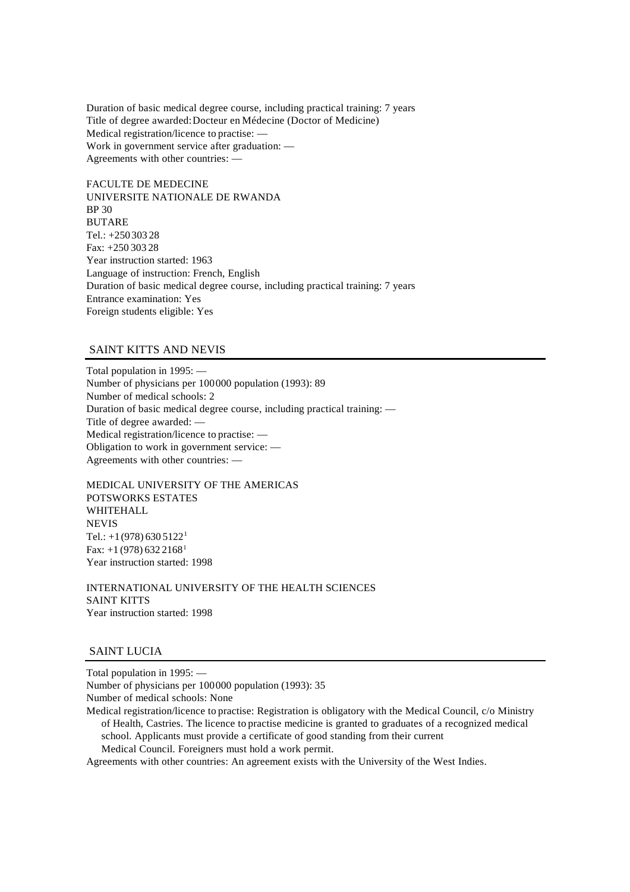Duration of basic medical degree course, including practical training: 7 years
Title of degree awarded: Docteur en Médecine (Doctor of Medicine)
Medical registration/licence to practise: —
Work in government service after graduation: —
Agreements with other countries: —

FACULTE DE MEDECINE
UNIVERSITE NATIONALE DE RWANDA
BP 30
BUTARE
Tel.: +250 303 28
Fax: +250 303 28
Year instruction started: 1963
Language of instruction: French, English
Duration of basic medical degree course, including practical training: 7 years
Entrance examination: Yes
Foreign students eligible: Yes

## SAINT KITTS AND NEVIS

Total population in 1995: —
Number of physicians per 100 000 population (1993): 89
Number of medical schools: 2
Duration of basic medical degree course, including practical training: —
Title of degree awarded: —
Medical registration/licence to practise: —
Obligation to work in government service: —
Agreements with other countries: —

MEDICAL UNIVERSITY OF THE AMERICAS
POTSWORKS ESTATES
WHITEHALL
NEVIS
Tel.: +1 (978) 630 5122[1]
Fax: +1 (978) 632 2168[1]
Year instruction started: 1998

INTERNATIONAL UNIVERSITY OF THE HEALTH SCIENCES
SAINT KITTS
Year instruction started: 1998

## SAINT LUCIA

Total population in 1995: —
Number of physicians per 100 000 population (1993): 35
Number of medical schools: None
Medical registration/licence to practise: Registration is obligatory with the Medical Council, c/o Ministry of Health, Castries. The licence to practise medicine is granted to graduates of a recognized medical school. Applicants must provide a certificate of good standing from their current Medical Council. Foreigners must hold a work permit.
Agreements with other countries: An agreement exists with the University of the West Indies.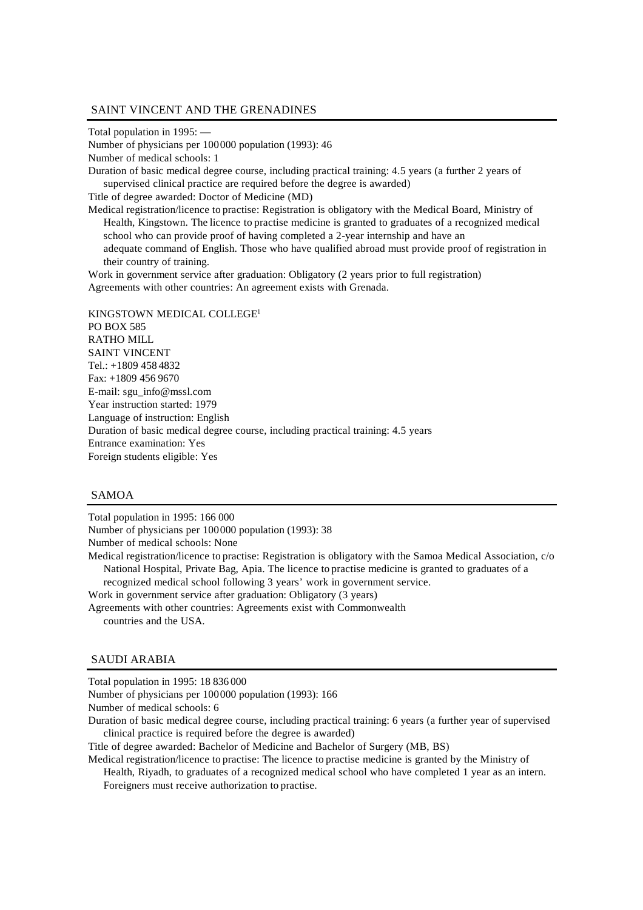## SAINT VINCENT AND THE GRENADINES

Total population in 1995: —

Number of physicians per 100 000 population (1993): 46

Number of medical schools: 1

Duration of basic medical degree course, including practical training: 4.5 years (a further 2 years of supervised clinical practice are required before the degree is awarded)

Title of degree awarded: Doctor of Medicine (MD)

Medical registration/licence to practise: Registration is obligatory with the Medical Board, Ministry of Health, Kingstown. The licence to practise medicine is granted to graduates of a recognized medical school who can provide proof of having completed a 2-year internship and have an adequate command of English. Those who have qualified abroad must provide proof of registration in their country of training.

Work in government service after graduation: Obligatory (2 years prior to full registration)

Agreements with other countries: An agreement exists with Grenada.

KINGSTOWN MEDICAL COLLEGE[1]
PO BOX 585
RATHO MILL
SAINT VINCENT
Tel.: +1809 458 4832
Fax: +1809 456 9670
E-mail: sgu_info@mssl.com
Year instruction started: 1979
Language of instruction: English
Duration of basic medical degree course, including practical training: 4.5 years
Entrance examination: Yes
Foreign students eligible: Yes

## SAMOA

Total population in 1995: 166 000

Number of physicians per 100 000 population (1993): 38

Number of medical schools: None

Medical registration/licence to practise: Registration is obligatory with the Samoa Medical Association, c/o National Hospital, Private Bag, Apia. The licence to practise medicine is granted to graduates of a recognized medical school following 3 years' work in government service.

Work in government service after graduation: Obligatory (3 years)

Agreements with other countries: Agreements exist with Commonwealth countries and the USA.

## SAUDI ARABIA

Total population in 1995: 18 836 000

Number of physicians per 100 000 population (1993): 166

Number of medical schools: 6

Duration of basic medical degree course, including practical training: 6 years (a further year of supervised clinical practice is required before the degree is awarded)

Title of degree awarded: Bachelor of Medicine and Bachelor of Surgery (MB, BS)

Medical registration/licence to practise: The licence to practise medicine is granted by the Ministry of Health, Riyadh, to graduates of a recognized medical school who have completed 1 year as an intern. Foreigners must receive authorization to practise.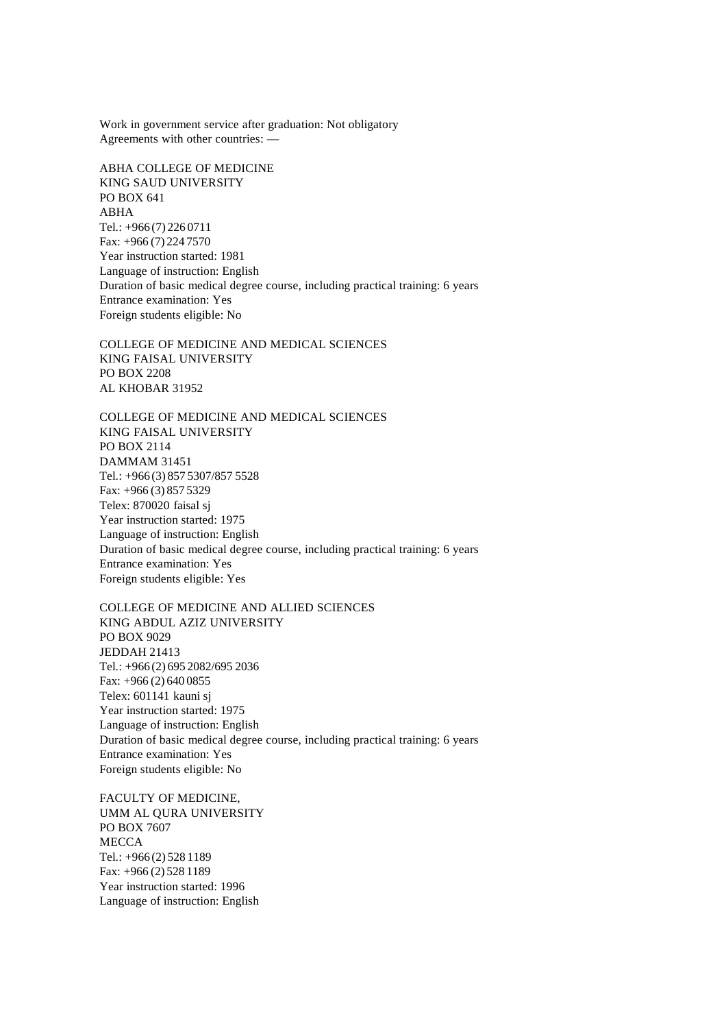Work in government service after graduation: Not obligatory
Agreements with other countries: —

ABHA COLLEGE OF MEDICINE
KING SAUD UNIVERSITY
PO BOX 641
ABHA
Tel.: +966 (7) 226 0711
Fax: +966 (7) 224 7570
Year instruction started: 1981
Language of instruction: English
Duration of basic medical degree course, including practical training: 6 years
Entrance examination: Yes
Foreign students eligible: No

COLLEGE OF MEDICINE AND MEDICAL SCIENCES
KING FAISAL UNIVERSITY
PO BOX 2208
AL KHOBAR 31952

COLLEGE OF MEDICINE AND MEDICAL SCIENCES
KING FAISAL UNIVERSITY
PO BOX 2114
DAMMAM 31451
Tel.: +966 (3) 857 5307/857 5528
Fax: +966 (3) 857 5329
Telex: 870020 faisal sj
Year instruction started: 1975
Language of instruction: English
Duration of basic medical degree course, including practical training: 6 years
Entrance examination: Yes
Foreign students eligible: Yes

COLLEGE OF MEDICINE AND ALLIED SCIENCES
KING ABDUL AZIZ UNIVERSITY
PO BOX 9029
JEDDAH 21413
Tel.: +966 (2) 695 2082/695 2036
Fax: +966 (2) 640 0855
Telex: 601141 kauni sj
Year instruction started: 1975
Language of instruction: English
Duration of basic medical degree course, including practical training: 6 years
Entrance examination: Yes
Foreign students eligible: No

FACULTY OF MEDICINE,
UMM AL QURA UNIVERSITY
PO BOX 7607
MECCA
Tel.: +966 (2) 528 1189
Fax: +966 (2) 528 1189
Year instruction started: 1996
Language of instruction: English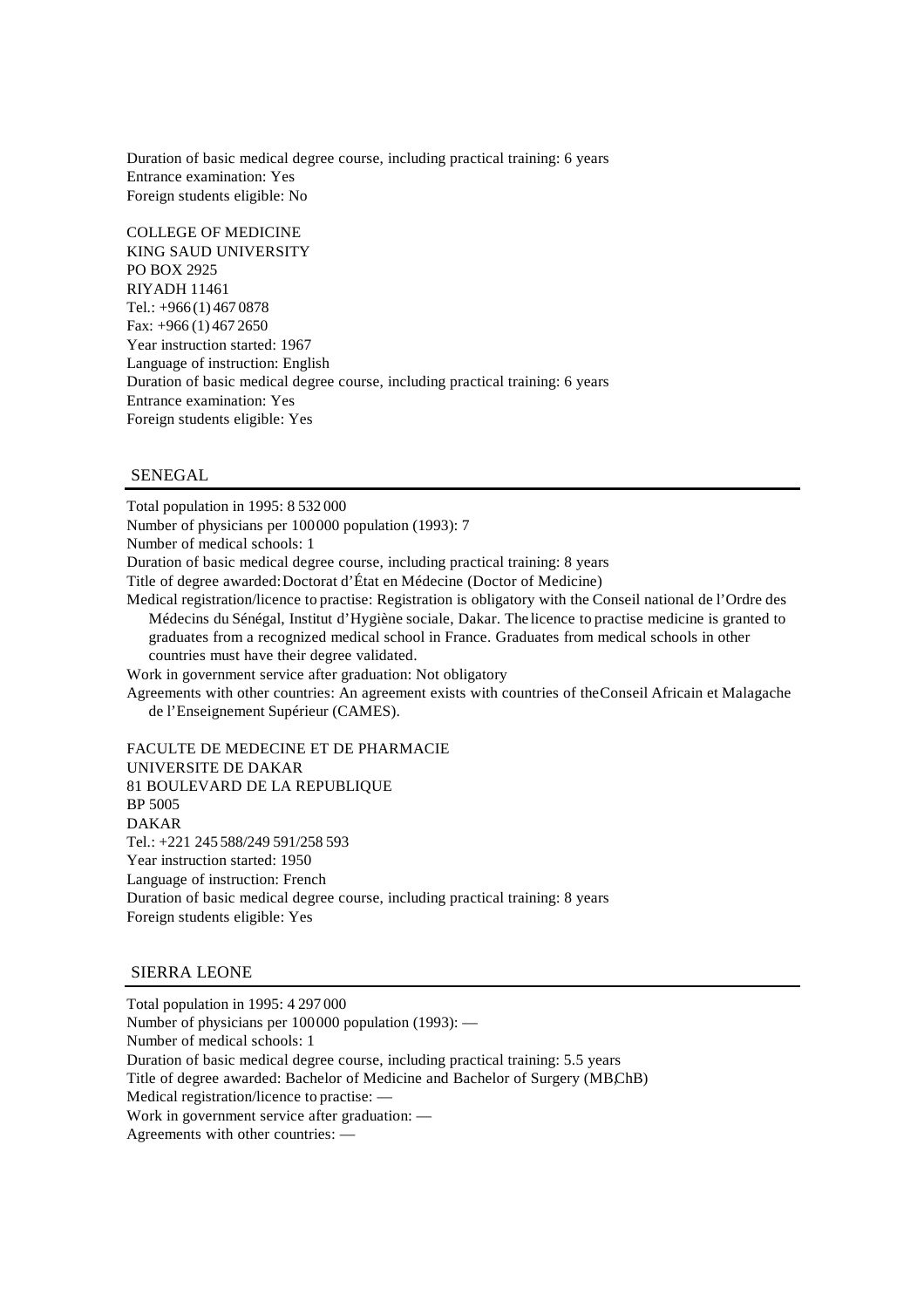Duration of basic medical degree course, including practical training: 6 years
Entrance examination: Yes
Foreign students eligible: No

COLLEGE OF MEDICINE
KING SAUD UNIVERSITY
PO BOX 2925
RIYADH 11461
Tel.: +966 (1) 467 0878
Fax: +966 (1) 467 2650
Year instruction started: 1967
Language of instruction: English
Duration of basic medical degree course, including practical training: 6 years
Entrance examination: Yes
Foreign students eligible: Yes

## SENEGAL

Total population in 1995: 8 532 000
Number of physicians per 100 000 population (1993): 7
Number of medical schools: 1
Duration of basic medical degree course, including practical training: 8 years
Title of degree awarded: Doctorat d'État en Médecine (Doctor of Medicine)
Medical registration/licence to practise: Registration is obligatory with the Conseil national de l'Ordre des Médecins du Sénégal, Institut d'Hygiène sociale, Dakar. The licence to practise medicine is granted to graduates from a recognized medical school in France. Graduates from medical schools in other countries must have their degree validated.
Work in government service after graduation: Not obligatory
Agreements with other countries: An agreement exists with countries of the Conseil Africain et Malagache de l'Enseignement Supérieur (CAMES).

FACULTE DE MEDECINE ET DE PHARMACIE
UNIVERSITE DE DAKAR
81 BOULEVARD DE LA REPUBLIQUE
BP 5005
DAKAR
Tel.: +221 245 588/249 591/258 593
Year instruction started: 1950
Language of instruction: French
Duration of basic medical degree course, including practical training: 8 years
Foreign students eligible: Yes

## SIERRA LEONE

Total population in 1995: 4 297 000
Number of physicians per 100 000 population (1993): —
Number of medical schools: 1
Duration of basic medical degree course, including practical training: 5.5 years
Title of degree awarded: Bachelor of Medicine and Bachelor of Surgery (MB,ChB)
Medical registration/licence to practise: —
Work in government service after graduation: —
Agreements with other countries: —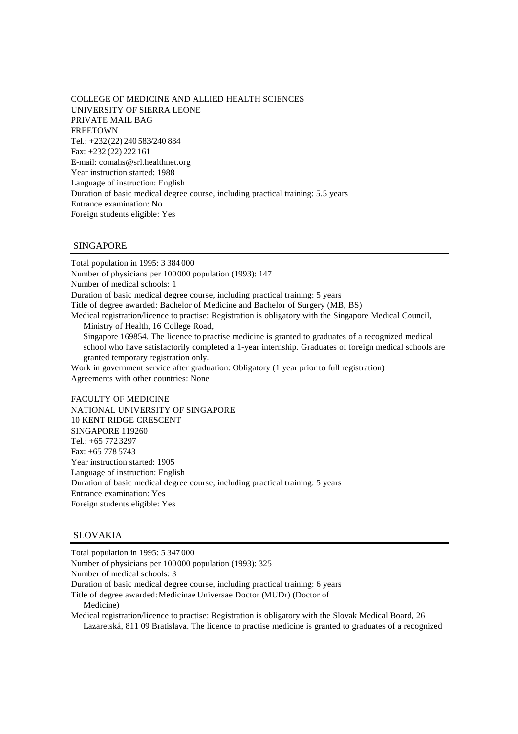COLLEGE OF MEDICINE AND ALLIED HEALTH SCIENCES
UNIVERSITY OF SIERRA LEONE
PRIVATE MAIL BAG
FREETOWN
Tel.: +232 (22) 240 583/240 884
Fax: +232 (22) 222 161
E-mail: comahs@srl.healthnet.org
Year instruction started: 1988
Language of instruction: English
Duration of basic medical degree course, including practical training: 5.5 years
Entrance examination: No
Foreign students eligible: Yes

## SINGAPORE

Total population in 1995: 3 384 000
Number of physicians per 100 000 population (1993): 147
Number of medical schools: 1
Duration of basic medical degree course, including practical training: 5 years
Title of degree awarded: Bachelor of Medicine and Bachelor of Surgery (MB, BS)
Medical registration/licence to practise: Registration is obligatory with the Singapore Medical Council, Ministry of Health, 16 College Road, Singapore 169854. The licence to practise medicine is granted to graduates of a recognized medical school who have satisfactorily completed a 1-year internship. Graduates of foreign medical schools are granted temporary registration only.
Work in government service after graduation: Obligatory (1 year prior to full registration)
Agreements with other countries: None

FACULTY OF MEDICINE
NATIONAL UNIVERSITY OF SINGAPORE
10 KENT RIDGE CRESCENT
SINGAPORE 119260
Tel.: +65 772 3297
Fax: +65 778 5743
Year instruction started: 1905
Language of instruction: English
Duration of basic medical degree course, including practical training: 5 years
Entrance examination: Yes
Foreign students eligible: Yes

## SLOVAKIA

Total population in 1995: 5 347 000
Number of physicians per 100 000 population (1993): 325
Number of medical schools: 3
Duration of basic medical degree course, including practical training: 6 years
Title of degree awarded: Medicinae Universae Doctor (MUDr) (Doctor of Medicine)
Medical registration/licence to practise: Registration is obligatory with the Slovak Medical Board, 26 Lazaretská, 811 09 Bratislava. The licence to practise medicine is granted to graduates of a recognized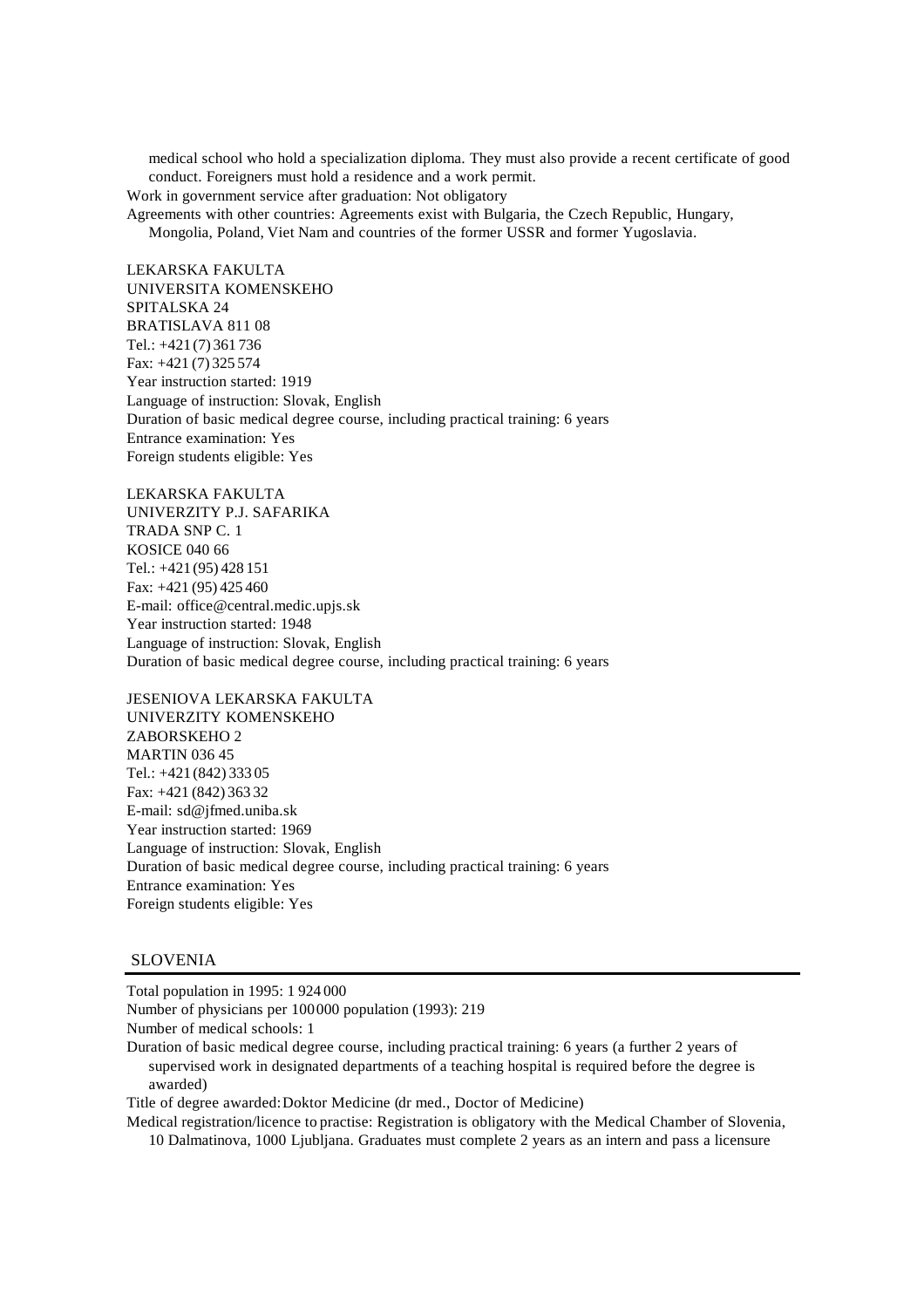medical school who hold a specialization diploma. They must also provide a recent certificate of good conduct. Foreigners must hold a residence and a work permit.

Work in government service after graduation: Not obligatory

Agreements with other countries: Agreements exist with Bulgaria, the Czech Republic, Hungary, Mongolia, Poland, Viet Nam and countries of the former USSR and former Yugoslavia.

LEKARSKA FAKULTA
UNIVERSITA KOMENSKEHO
SPITALSKA 24
BRATISLAVA 811 08
Tel.: +421 (7) 361 736
Fax: +421 (7) 325 574
Year instruction started: 1919
Language of instruction: Slovak, English
Duration of basic medical degree course, including practical training: 6 years
Entrance examination: Yes
Foreign students eligible: Yes

LEKARSKA FAKULTA
UNIVERZITY P.J. SAFARIKA
TRADA SNP C. 1
KOSICE 040 66
Tel.: +421 (95) 428 151
Fax: +421 (95) 425 460
E-mail: office@central.medic.upjs.sk
Year instruction started: 1948
Language of instruction: Slovak, English
Duration of basic medical degree course, including practical training: 6 years

JESENIOVA LEKARSKA FAKULTA
UNIVERZITY KOMENSKEHO
ZABORSKEHO 2
MARTIN 036 45
Tel.: +421 (842) 333 05
Fax: +421 (842) 363 32
E-mail: sd@jfmed.uniba.sk
Year instruction started: 1969
Language of instruction: Slovak, English
Duration of basic medical degree course, including practical training: 6 years
Entrance examination: Yes
Foreign students eligible: Yes

## SLOVENIA

Total population in 1995: 1 924 000

Number of physicians per 100 000 population (1993): 219

Number of medical schools: 1

Duration of basic medical degree course, including practical training: 6 years (a further 2 years of supervised work in designated departments of a teaching hospital is required before the degree is awarded)

Title of degree awarded: Doktor Medicine (dr med., Doctor of Medicine)

Medical registration/licence to practise: Registration is obligatory with the Medical Chamber of Slovenia, 10 Dalmatinova, 1000 Ljubljana. Graduates must complete 2 years as an intern and pass a licensure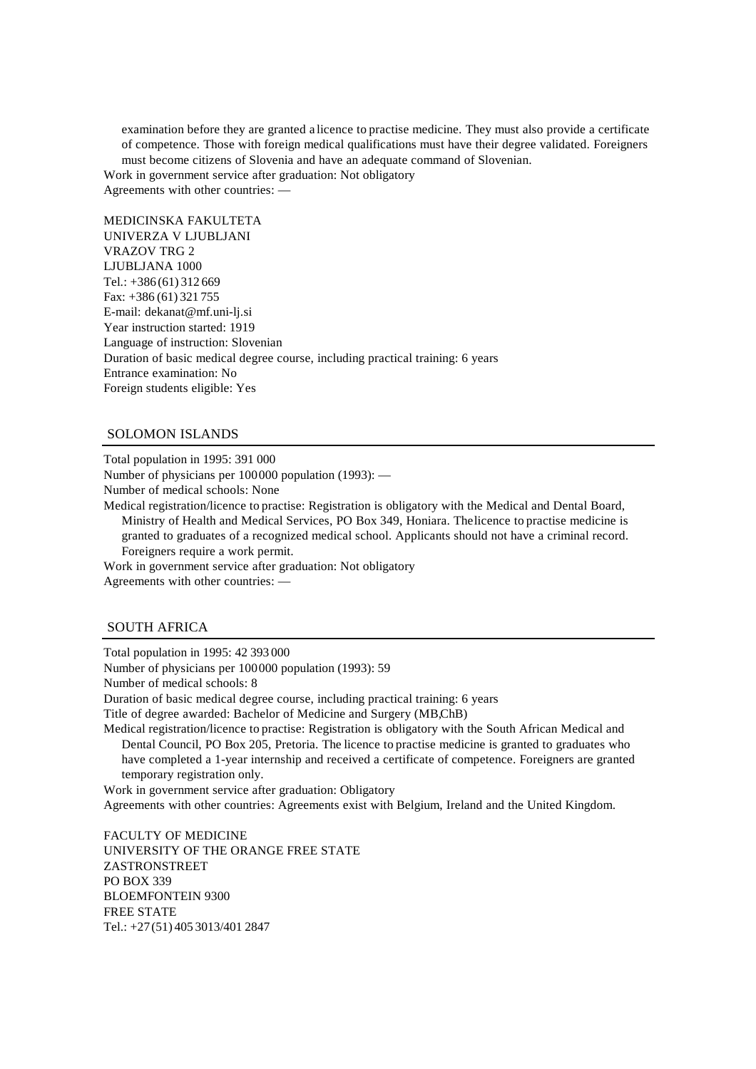examination before they are granted a licence to practise medicine. They must also provide a certificate of competence. Those with foreign medical qualifications must have their degree validated. Foreigners must become citizens of Slovenia and have an adequate command of Slovenian.

Work in government service after graduation: Not obligatory

Agreements with other countries: —

MEDICINSKA FAKULTETA
UNIVERZA V LJUBLJANI
VRAZOV TRG 2
LJUBLJANA 1000
Tel.: +386 (61) 312 669
Fax: +386 (61) 321 755
E-mail: dekanat@mf.uni-lj.si
Year instruction started: 1919
Language of instruction: Slovenian
Duration of basic medical degree course, including practical training: 6 years
Entrance examination: No
Foreign students eligible: Yes

## SOLOMON ISLANDS

Total population in 1995: 391 000

Number of physicians per 100 000 population (1993): —

Number of medical schools: None

Medical registration/licence to practise: Registration is obligatory with the Medical and Dental Board, Ministry of Health and Medical Services, PO Box 349, Honiara. The licence to practise medicine is granted to graduates of a recognized medical school. Applicants should not have a criminal record. Foreigners require a work permit.

Work in government service after graduation: Not obligatory

Agreements with other countries: —

## SOUTH AFRICA

Total population in 1995: 42 393 000

Number of physicians per 100 000 population (1993): 59

Number of medical schools: 8

Duration of basic medical degree course, including practical training: 6 years

Title of degree awarded: Bachelor of Medicine and Surgery (MB,ChB)

Medical registration/licence to practise: Registration is obligatory with the South African Medical and Dental Council, PO Box 205, Pretoria. The licence to practise medicine is granted to graduates who have completed a 1-year internship and received a certificate of competence. Foreigners are granted temporary registration only.

Work in government service after graduation: Obligatory

Agreements with other countries: Agreements exist with Belgium, Ireland and the United Kingdom.

FACULTY OF MEDICINE
UNIVERSITY OF THE ORANGE FREE STATE
ZASTRONSTREET
PO BOX 339
BLOEMFONTEIN 9300
FREE STATE
Tel.: +27 (51) 405 3013/401 2847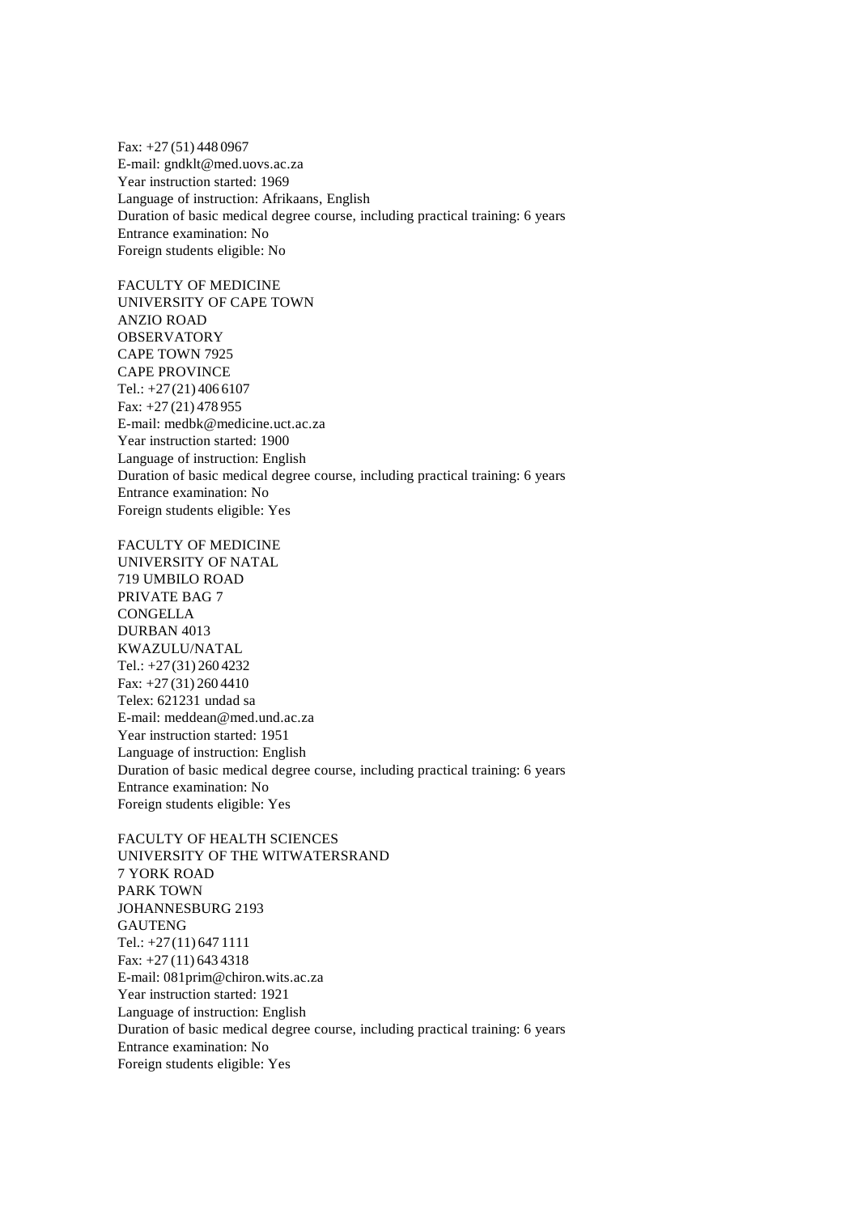Fax: +27 (51) 448 0967
E-mail: gndklt@med.uovs.ac.za
Year instruction started: 1969
Language of instruction: Afrikaans, English
Duration of basic medical degree course, including practical training: 6 years
Entrance examination: No
Foreign students eligible: No

FACULTY OF MEDICINE
UNIVERSITY OF CAPE TOWN
ANZIO ROAD
OBSERVATORY
CAPE TOWN 7925
CAPE PROVINCE
Tel.: +27 (21) 406 6107
Fax: +27 (21) 478 955
E-mail: medbk@medicine.uct.ac.za
Year instruction started: 1900
Language of instruction: English
Duration of basic medical degree course, including practical training: 6 years
Entrance examination: No
Foreign students eligible: Yes

FACULTY OF MEDICINE
UNIVERSITY OF NATAL
719 UMBILO ROAD
PRIVATE BAG 7
CONGELLA
DURBAN 4013
KWAZULU/NATAL
Tel.: +27 (31) 260 4232
Fax: +27 (31) 260 4410
Telex: 621231 undad sa
E-mail: meddean@med.und.ac.za
Year instruction started: 1951
Language of instruction: English
Duration of basic medical degree course, including practical training: 6 years
Entrance examination: No
Foreign students eligible: Yes

FACULTY OF HEALTH SCIENCES
UNIVERSITY OF THE WITWATERSRAND
7 YORK ROAD
PARK TOWN
JOHANNESBURG 2193
GAUTENG
Tel.: +27 (11) 647 1111
Fax: +27 (11) 643 4318
E-mail: 081prim@chiron.wits.ac.za
Year instruction started: 1921
Language of instruction: English
Duration of basic medical degree course, including practical training: 6 years
Entrance examination: No
Foreign students eligible: Yes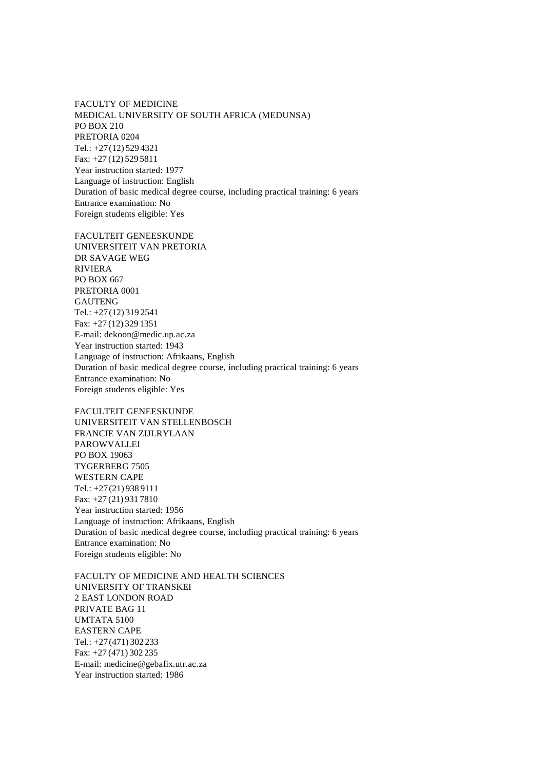FACULTY OF MEDICINE
MEDICAL UNIVERSITY OF SOUTH AFRICA (MEDUNSA)
PO BOX 210
PRETORIA 0204
Tel.: +27 (12) 529 4321
Fax: +27 (12) 529 5811
Year instruction started: 1977
Language of instruction: English
Duration of basic medical degree course, including practical training: 6 years
Entrance examination: No
Foreign students eligible: Yes

FACULTEIT GENEESKUNDE
UNIVERSITEIT VAN PRETORIA
DR SAVAGE WEG
RIVIERA
PO BOX 667
PRETORIA 0001
GAUTENG
Tel.: +27 (12) 319 2541
Fax: +27 (12) 329 1351
E-mail: dekoon@medic.up.ac.za
Year instruction started: 1943
Language of instruction: Afrikaans, English
Duration of basic medical degree course, including practical training: 6 years
Entrance examination: No
Foreign students eligible: Yes

FACULTEIT GENEESKUNDE
UNIVERSITEIT VAN STELLENBOSCH
FRANCIE VAN ZIJLRYLAAN
PAROWVALLEI
PO BOX 19063
TYGERBERG 7505
WESTERN CAPE
Tel.: +27 (21) 938 9111
Fax: +27 (21) 931 7810
Year instruction started: 1956
Language of instruction: Afrikaans, English
Duration of basic medical degree course, including practical training: 6 years
Entrance examination: No
Foreign students eligible: No

FACULTY OF MEDICINE AND HEALTH SCIENCES
UNIVERSITY OF TRANSKEI
2 EAST LONDON ROAD
PRIVATE BAG 11
UMTATA 5100
EASTERN CAPE
Tel.: +27 (471) 302 233
Fax: +27 (471) 302 235
E-mail: medicine@gebafix.utr.ac.za
Year instruction started: 1986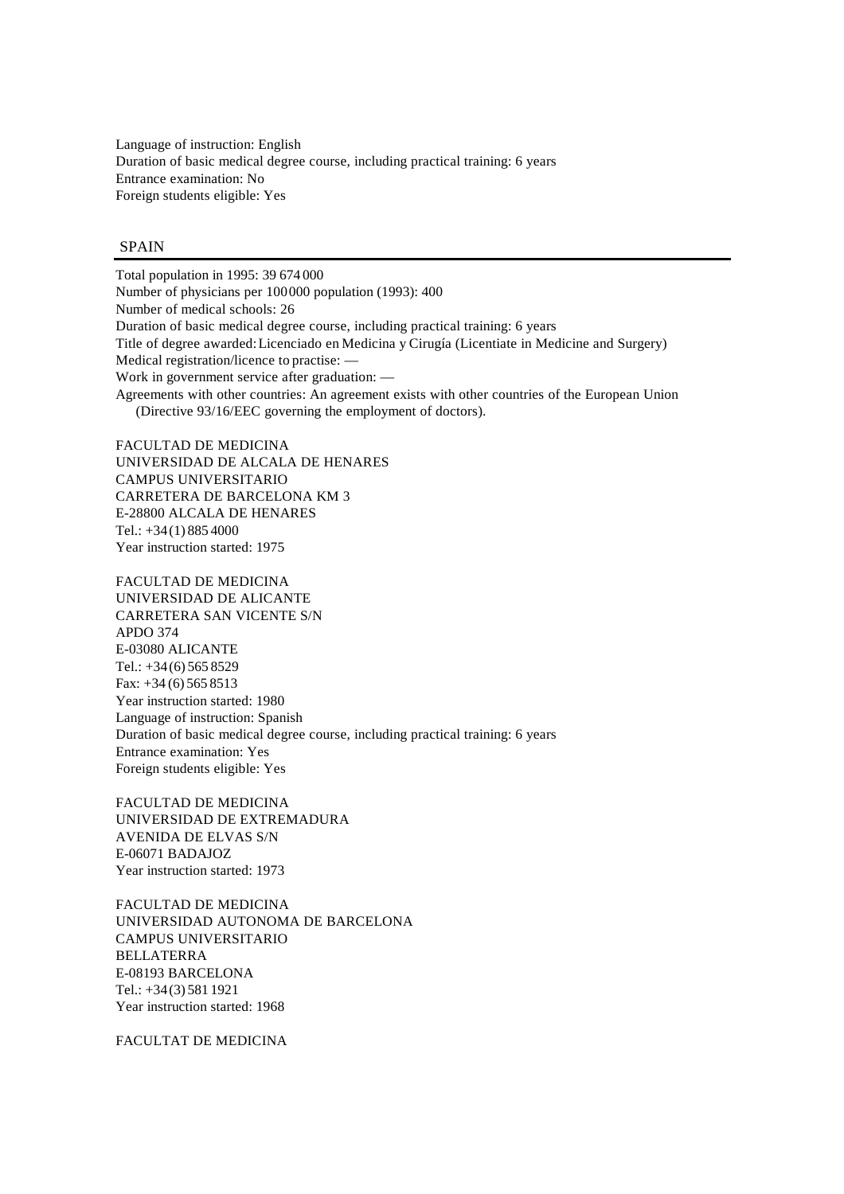Language of instruction: English
Duration of basic medical degree course, including practical training: 6 years
Entrance examination: No
Foreign students eligible: Yes

## SPAIN

Total population in 1995: 39 674 000
Number of physicians per 100 000 population (1993): 400
Number of medical schools: 26
Duration of basic medical degree course, including practical training: 6 years
Title of degree awarded: Licenciado en Medicina y Cirugía (Licentiate in Medicine and Surgery)
Medical registration/licence to practise: —
Work in government service after graduation: —
Agreements with other countries: An agreement exists with other countries of the European Union (Directive 93/16/EEC governing the employment of doctors).

FACULTAD DE MEDICINA
UNIVERSIDAD DE ALCALA DE HENARES
CAMPUS UNIVERSITARIO
CARRETERA DE BARCELONA KM 3
E-28800 ALCALA DE HENARES
Tel.: +34 (1) 885 4000
Year instruction started: 1975

FACULTAD DE MEDICINA
UNIVERSIDAD DE ALICANTE
CARRETERA SAN VICENTE S/N
APDO 374
E-03080 ALICANTE
Tel.: +34 (6) 565 8529
Fax: +34 (6) 565 8513
Year instruction started: 1980
Language of instruction: Spanish
Duration of basic medical degree course, including practical training: 6 years
Entrance examination: Yes
Foreign students eligible: Yes

FACULTAD DE MEDICINA
UNIVERSIDAD DE EXTREMADURA
AVENIDA DE ELVAS S/N
E-06071 BADAJOZ
Year instruction started: 1973

FACULTAD DE MEDICINA
UNIVERSIDAD AUTONOMA DE BARCELONA
CAMPUS UNIVERSITARIO
BELLATERRA
E-08193 BARCELONA
Tel.: +34 (3) 581 1921
Year instruction started: 1968

FACULTAT DE MEDICINA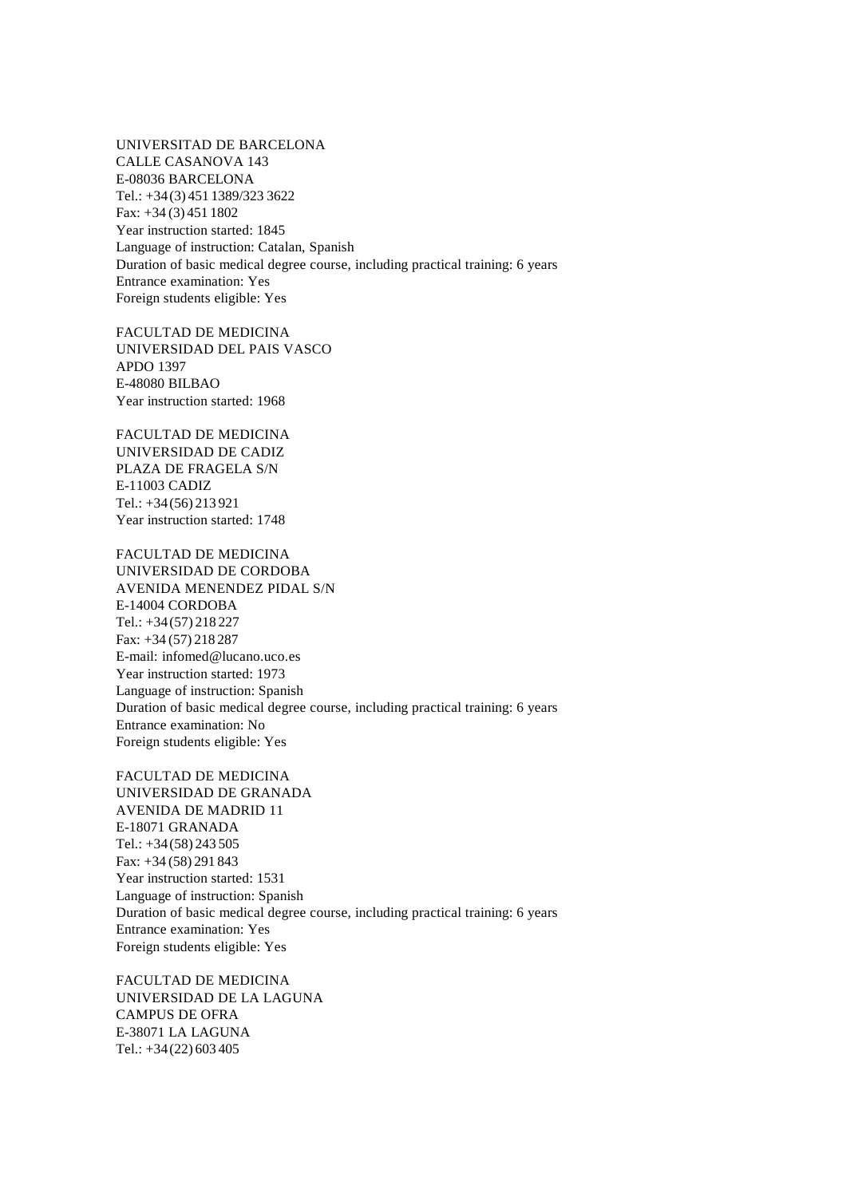UNIVERSITAD DE BARCELONA
CALLE CASANOVA 143
E-08036 BARCELONA
Tel.: +34 (3) 451 1389/323 3622
Fax: +34 (3) 451 1802
Year instruction started: 1845
Language of instruction: Catalan, Spanish
Duration of basic medical degree course, including practical training: 6 years
Entrance examination: Yes
Foreign students eligible: Yes

FACULTAD DE MEDICINA
UNIVERSIDAD DEL PAIS VASCO
APDO 1397
E-48080 BILBAO
Year instruction started: 1968

FACULTAD DE MEDICINA
UNIVERSIDAD DE CADIZ
PLAZA DE FRAGELA S/N
E-11003 CADIZ
Tel.: +34 (56) 213 921
Year instruction started: 1748

FACULTAD DE MEDICINA
UNIVERSIDAD DE CORDOBA
AVENIDA MENENDEZ PIDAL S/N
E-14004 CORDOBA
Tel.: +34 (57) 218 227
Fax: +34 (57) 218 287
E-mail: infomed@lucano.uco.es
Year instruction started: 1973
Language of instruction: Spanish
Duration of basic medical degree course, including practical training: 6 years
Entrance examination: No
Foreign students eligible: Yes

FACULTAD DE MEDICINA
UNIVERSIDAD DE GRANADA
AVENIDA DE MADRID 11
E-18071 GRANADA
Tel.: +34 (58) 243 505
Fax: +34 (58) 291 843
Year instruction started: 1531
Language of instruction: Spanish
Duration of basic medical degree course, including practical training: 6 years
Entrance examination: Yes
Foreign students eligible: Yes

FACULTAD DE MEDICINA
UNIVERSIDAD DE LA LAGUNA
CAMPUS DE OFRA
E-38071 LA LAGUNA
Tel.: +34 (22) 603 405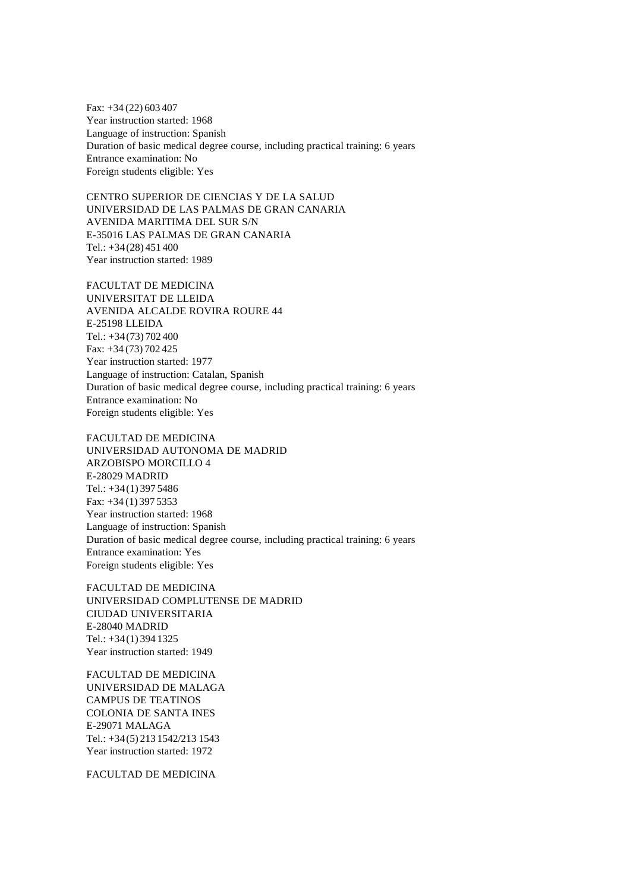Fax: +34 (22) 603 407
Year instruction started: 1968
Language of instruction: Spanish
Duration of basic medical degree course, including practical training: 6 years
Entrance examination: No
Foreign students eligible: Yes

CENTRO SUPERIOR DE CIENCIAS Y DE LA SALUD
UNIVERSIDAD DE LAS PALMAS DE GRAN CANARIA
AVENIDA MARITIMA DEL SUR S/N
E-35016 LAS PALMAS DEL GRAN CANARIA
Tel.: +34 (28) 451 400
Year instruction started: 1989

FACULTAT DE MEDICINA
UNIVERSITAT DE LLEIDA
AVENIDA ALCALDE ROVIRA ROURE 44
E-25198 LLEIDA
Tel.: +34 (73) 702 400
Fax: +34 (73) 702 425
Year instruction started: 1977
Language of instruction: Catalan, Spanish
Duration of basic medical degree course, including practical training: 6 years
Entrance examination: No
Foreign students eligible: Yes

FACULTAD DE MEDICINA
UNIVERSIDAD AUTONOMA DE MADRID
ARZOBISPO MORCILLO 4
E-28029 MADRID
Tel.: +34 (1) 397 5486
Fax: +34 (1) 397 5353
Year instruction started: 1968
Language of instruction: Spanish
Duration of basic medical degree course, including practical training: 6 years
Entrance examination: Yes
Foreign students eligible: Yes

FACULTAD DE MEDICINA
UNIVERSIDAD COMPLUTENSE DE MADRID
CIUDAD UNIVERSITARIA
E-28040 MADRID
Tel.: +34 (1) 394 1325
Year instruction started: 1949

FACULTAD DE MEDICINA
UNIVERSIDAD DE MALAGA
CAMPUS DE TEATINOS
COLONIA DE SANTA INES
E-29071 MALAGA
Tel.: +34 (5) 213 1542/213 1543
Year instruction started: 1972

FACULTAD DE MEDICINA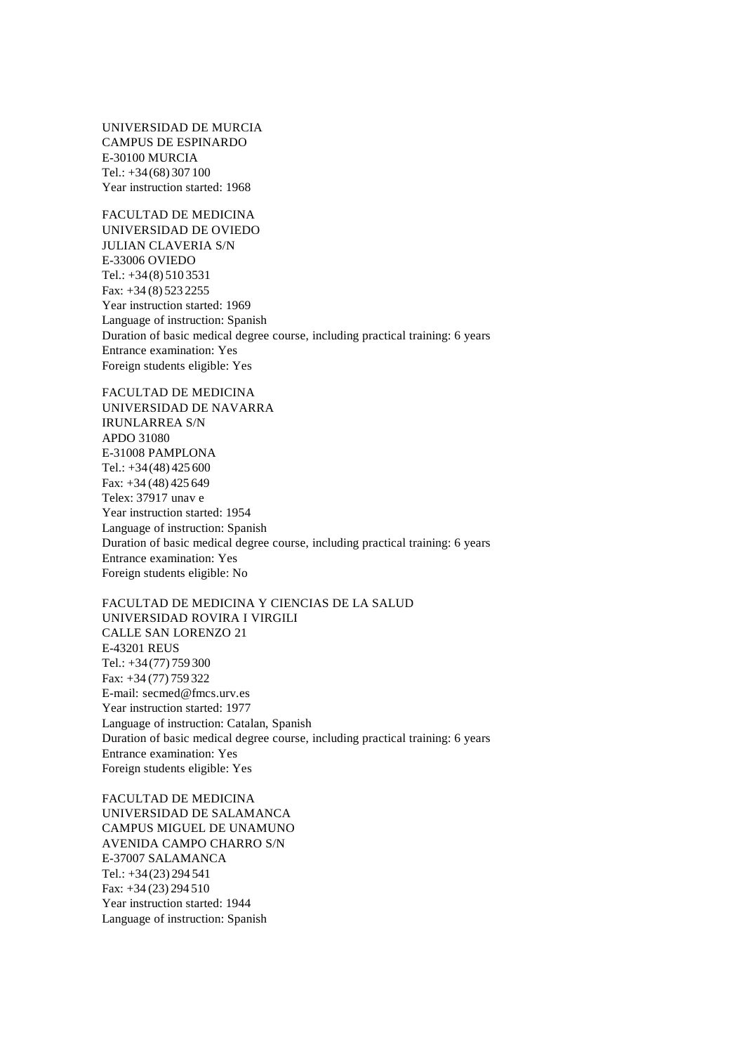UNIVERSIDAD DE MURCIA
CAMPUS DE ESPINARDO
E-30100 MURCIA
Tel.: +34 (68) 307 100
Year instruction started: 1968

FACULTAD DE MEDICINA
UNIVERSIDAD DE OVIEDO
JULIAN CLAVERIA S/N
E-33006 OVIEDO
Tel.: +34 (8) 510 3531
Fax: +34 (8) 523 2255
Year instruction started: 1969
Language of instruction: Spanish
Duration of basic medical degree course, including practical training: 6 years
Entrance examination: Yes
Foreign students eligible: Yes

FACULTAD DE MEDICINA
UNIVERSIDAD DE NAVARRA
IRUNLARREA S/N
APDO 31080
E-31008 PAMPLONA
Tel.: +34 (48) 425 600
Fax: +34 (48) 425 649
Telex: 37917 unav e
Year instruction started: 1954
Language of instruction: Spanish
Duration of basic medical degree course, including practical training: 6 years
Entrance examination: Yes
Foreign students eligible: No

FACULTAD DE MEDICINA Y CIENCIAS DE LA SALUD
UNIVERSIDAD ROVIRA I VIRGILI
CALLE SAN LORENZO 21
E-43201 REUS
Tel.: +34 (77) 759 300
Fax: +34 (77) 759 322
E-mail: secmed@fmcs.urv.es
Year instruction started: 1977
Language of instruction: Catalan, Spanish
Duration of basic medical degree course, including practical training: 6 years
Entrance examination: Yes
Foreign students eligible: Yes

FACULTAD DE MEDICINA
UNIVERSIDAD DE SALAMANCA
CAMPUS MIGUEL DE UNAMUNO
AVENIDA CAMPO CHARRO S/N
E-37007 SALAMANCA
Tel.: +34 (23) 294 541
Fax: +34 (23) 294 510
Year instruction started: 1944
Language of instruction: Spanish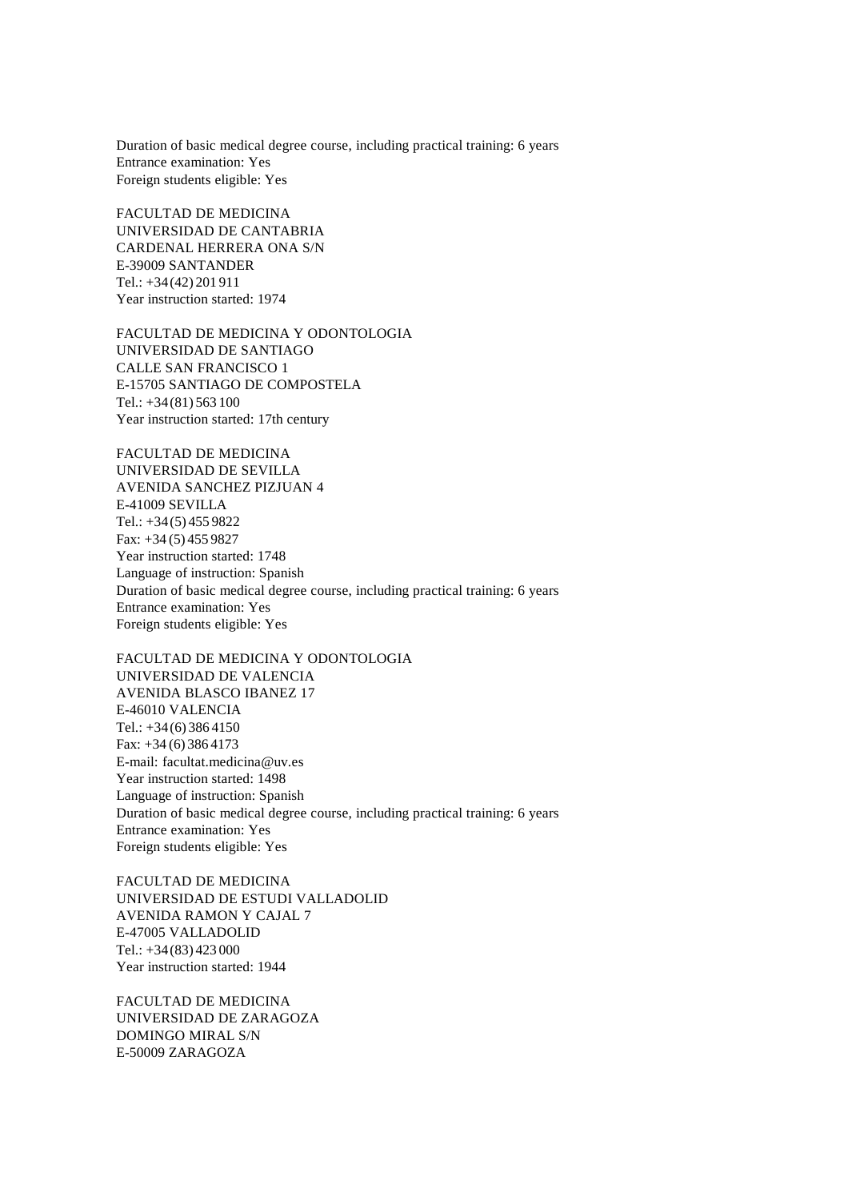Duration of basic medical degree course, including practical training: 6 years
Entrance examination: Yes
Foreign students eligible: Yes

FACULTAD DE MEDICINA
UNIVERSIDAD DE CANTABRIA
CARDENAL HERRERA ONA S/N
E-39009 SANTANDER
Tel.: +34 (42) 201 911
Year instruction started: 1974

FACULTAD DE MEDICINA Y ODONTOLOGIA
UNIVERSIDAD DE SANTIAGO
CALLE SAN FRANCISCO 1
E-15705 SANTIAGO DE COMPOSTELA
Tel.: +34 (81) 563 100
Year instruction started: 17th century

FACULTAD DE MEDICINA
UNIVERSIDAD DE SEVILLA
AVENIDA SANCHEZ PIZJUAN 4
E-41009 SEVILLA
Tel.: +34 (5) 455 9822
Fax: +34 (5) 455 9827
Year instruction started: 1748
Language of instruction: Spanish
Duration of basic medical degree course, including practical training: 6 years
Entrance examination: Yes
Foreign students eligible: Yes

FACULTAD DE MEDICINA Y ODONTOLOGIA
UNIVERSIDAD DE VALENCIA
AVENIDA BLASCO IBANEZ 17
E-46010 VALENCIA
Tel.: +34 (6) 386 4150
Fax: +34 (6) 386 4173
E-mail: facultat.medicina@uv.es
Year instruction started: 1498
Language of instruction: Spanish
Duration of basic medical degree course, including practical training: 6 years
Entrance examination: Yes
Foreign students eligible: Yes

FACULTAD DE MEDICINA
UNIVERSIDAD DE ESTUDI VALLADOLID
AVENIDA RAMON Y CAJAL 7
E-47005 VALLADOLID
Tel.: +34 (83) 423 000
Year instruction started: 1944

FACULTAD DE MEDICINA
UNIVERSIDAD DE ZARAGOZA
DOMINGO MIRAL S/N
E-50009 ZARAGOZA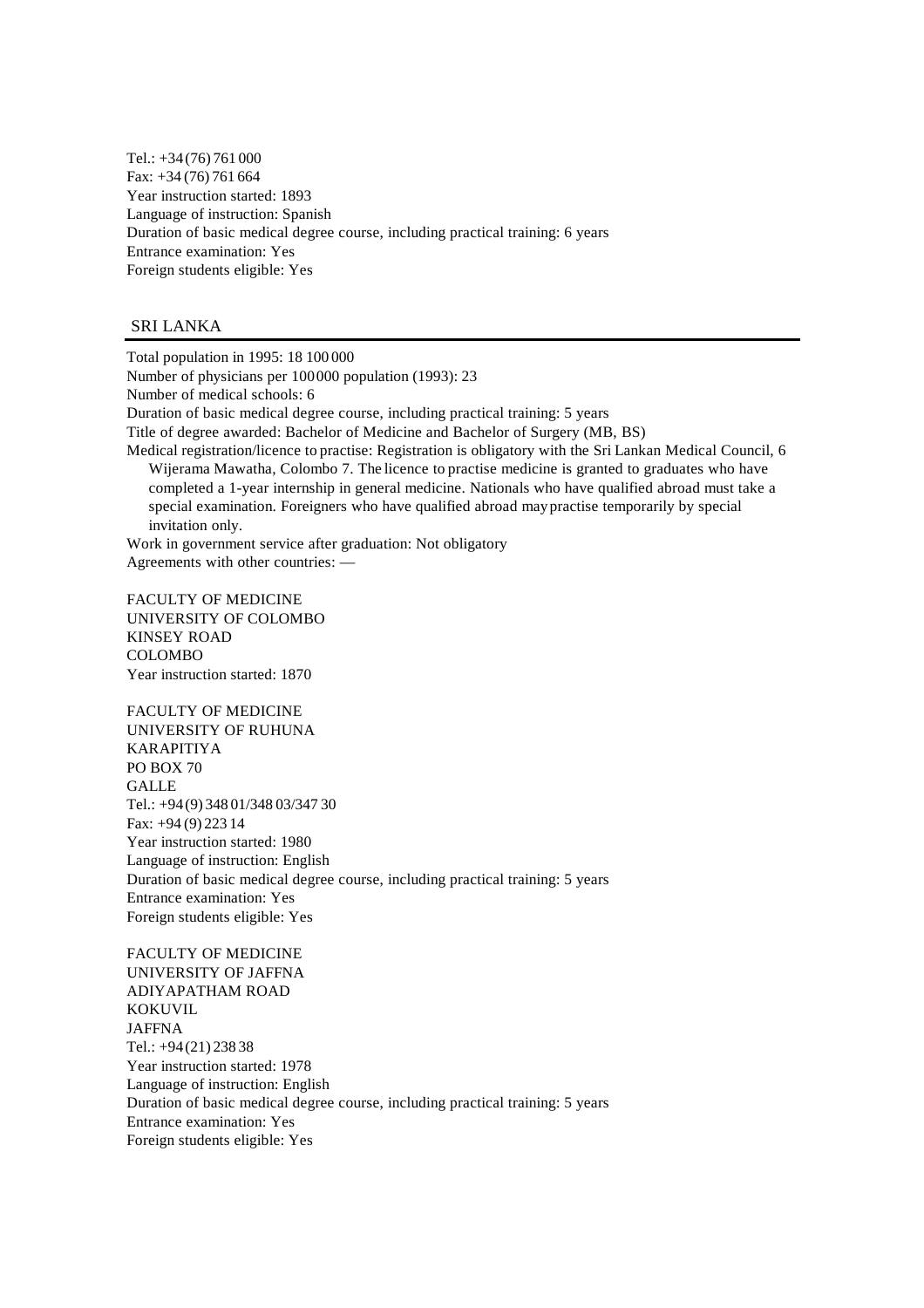Tel.: +34 (76) 761 000
Fax: +34 (76) 761 664
Year instruction started: 1893
Language of instruction: Spanish
Duration of basic medical degree course, including practical training: 6 years
Entrance examination: Yes
Foreign students eligible: Yes

## SRI LANKA

Total population in 1995: 18 100 000
Number of physicians per 100 000 population (1993): 23
Number of medical schools: 6
Duration of basic medical degree course, including practical training: 5 years
Title of degree awarded: Bachelor of Medicine and Bachelor of Surgery (MB, BS)
Medical registration/licence to practise: Registration is obligatory with the Sri Lankan Medical Council, 6 Wijerama Mawatha, Colombo 7. The licence to practise medicine is granted to graduates who have completed a 1-year internship in general medicine. Nationals who have qualified abroad must take a special examination. Foreigners who have qualified abroad may practise temporarily by special invitation only.
Work in government service after graduation: Not obligatory
Agreements with other countries: —

FACULTY OF MEDICINE
UNIVERSITY OF COLOMBO
KINSEY ROAD
COLOMBO
Year instruction started: 1870

FACULTY OF MEDICINE
UNIVERSITY OF RUHUNA
KARAPITIYA
PO BOX 70
GALLE
Tel.: +94 (9) 348 01/348 03/347 30
Fax: +94 (9) 223 14
Year instruction started: 1980
Language of instruction: English
Duration of basic medical degree course, including practical training: 5 years
Entrance examination: Yes
Foreign students eligible: Yes

FACULTY OF MEDICINE
UNIVERSITY OF JAFFNA
ADIYAPATHAM ROAD
KOKUVIL
JAFFNA
Tel.: +94 (21) 238 38
Year instruction started: 1978
Language of instruction: English
Duration of basic medical degree course, including practical training: 5 years
Entrance examination: Yes
Foreign students eligible: Yes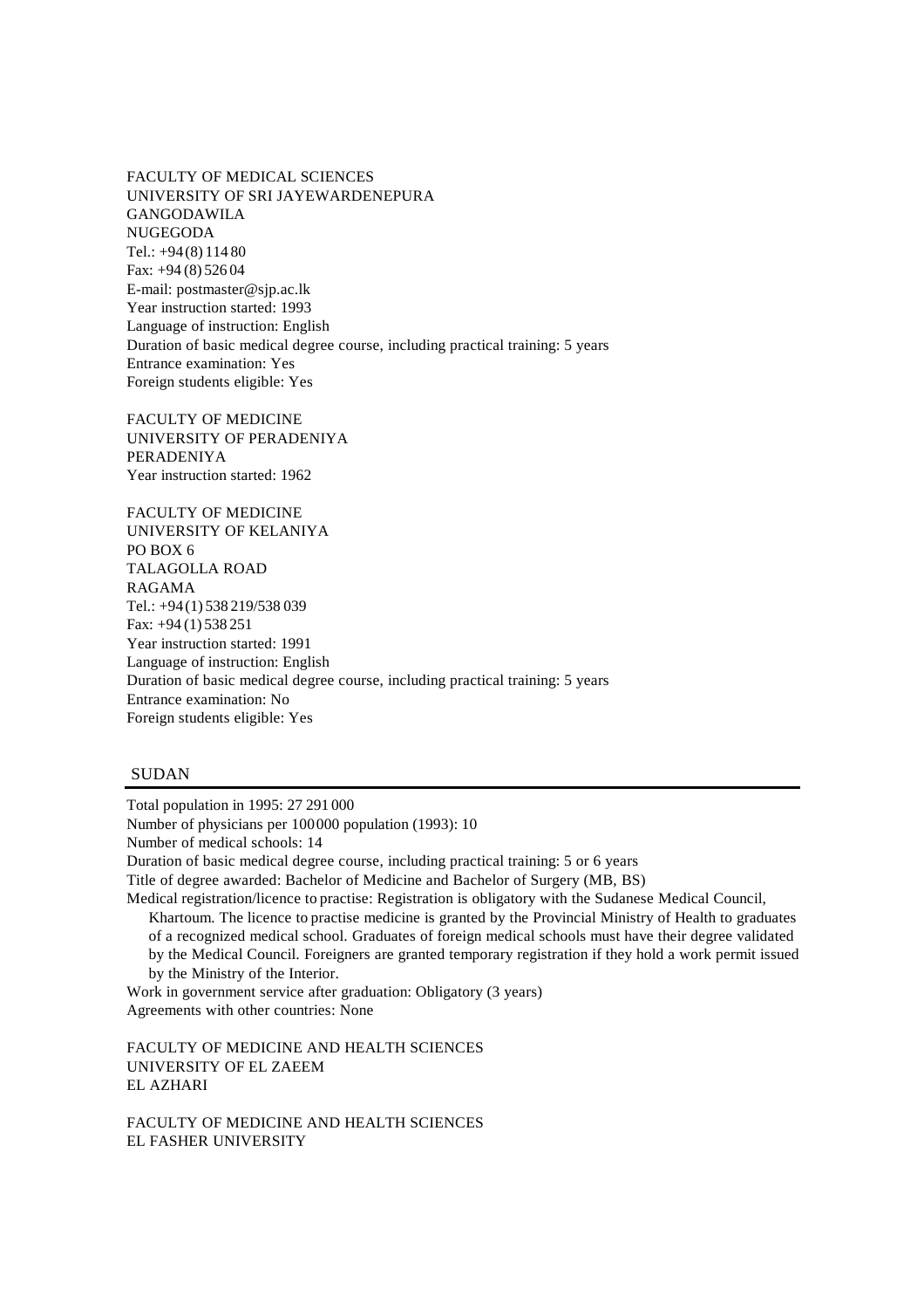FACULTY OF MEDICAL SCIENCES
UNIVERSITY OF SRI JAYEWARDENEPURA
GANGODAWILA
NUGEGODA
Tel.: +94 (8) 114 80
Fax: +94 (8) 526 04
E-mail: postmaster@sjp.ac.lk
Year instruction started: 1993
Language of instruction: English
Duration of basic medical degree course, including practical training: 5 years
Entrance examination: Yes
Foreign students eligible: Yes

FACULTY OF MEDICINE
UNIVERSITY OF PERADENIYA
PERADENIYA
Year instruction started: 1962

FACULTY OF MEDICINE
UNIVERSITY OF KELANIYA
PO BOX 6
TALAGOLLA ROAD
RAGAMA
Tel.: +94 (1) 538 219/538 039
Fax: +94 (1) 538 251
Year instruction started: 1991
Language of instruction: English
Duration of basic medical degree course, including practical training: 5 years
Entrance examination: No
Foreign students eligible: Yes

## SUDAN

Total population in 1995: 27 291 000
Number of physicians per 100 000 population (1993): 10
Number of medical schools: 14
Duration of basic medical degree course, including practical training: 5 or 6 years
Title of degree awarded: Bachelor of Medicine and Bachelor of Surgery (MB, BS)
Medical registration/licence to practise: Registration is obligatory with the Sudanese Medical Council, Khartoum. The licence to practise medicine is granted by the Provincial Ministry of Health to graduates of a recognized medical school. Graduates of foreign medical schools must have their degree validated by the Medical Council. Foreigners are granted temporary registration if they hold a work permit issued by the Ministry of the Interior.
Work in government service after graduation: Obligatory (3 years)
Agreements with other countries: None

FACULTY OF MEDICINE AND HEALTH SCIENCES
UNIVERSITY OF EL ZAEEM
EL AZHARI

FACULTY OF MEDICINE AND HEALTH SCIENCES
EL FASHER UNIVERSITY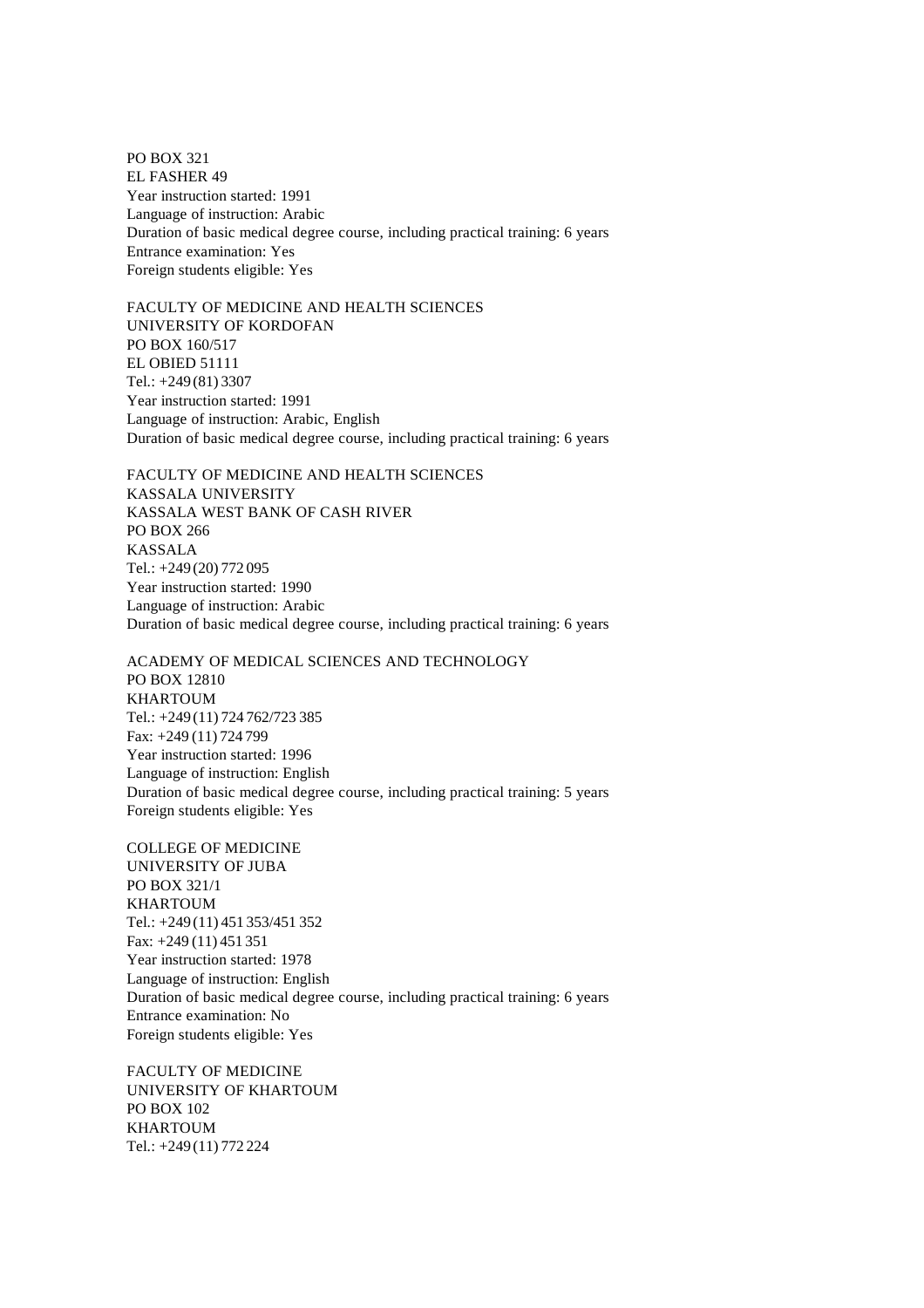PO BOX 321
EL FASHER 49
Year instruction started: 1991
Language of instruction: Arabic
Duration of basic medical degree course, including practical training: 6 years
Entrance examination: Yes
Foreign students eligible: Yes

FACULTY OF MEDICINE AND HEALTH SCIENCES
UNIVERSITY OF KORDOFAN
PO BOX 160/517
EL OBIED 51111
Tel.: +249 (81) 3307
Year instruction started: 1991
Language of instruction: Arabic, English
Duration of basic medical degree course, including practical training: 6 years

FACULTY OF MEDICINE AND HEALTH SCIENCES
KASSALA UNIVERSITY
KASSALA WEST BANK OF CASH RIVER
PO BOX 266
KASSALA
Tel.: +249 (20) 772 095
Year instruction started: 1990
Language of instruction: Arabic
Duration of basic medical degree course, including practical training: 6 years

ACADEMY OF MEDICAL SCIENCES AND TECHNOLOGY
PO BOX 12810
KHARTOUM
Tel.: +249 (11) 724 762/723 385
Fax: +249 (11) 724 799
Year instruction started: 1996
Language of instruction: English
Duration of basic medical degree course, including practical training: 5 years
Foreign students eligible: Yes

COLLEGE OF MEDICINE
UNIVERSITY OF JUBA
PO BOX 321/1
KHARTOUM
Tel.: +249 (11) 451 353/451 352
Fax: +249 (11) 451 351
Year instruction started: 1978
Language of instruction: English
Duration of basic medical degree course, including practical training: 6 years
Entrance examination: No
Foreign students eligible: Yes

FACULTY OF MEDICINE
UNIVERSITY OF KHARTOUM
PO BOX 102
KHARTOUM
Tel.: +249 (11) 772 224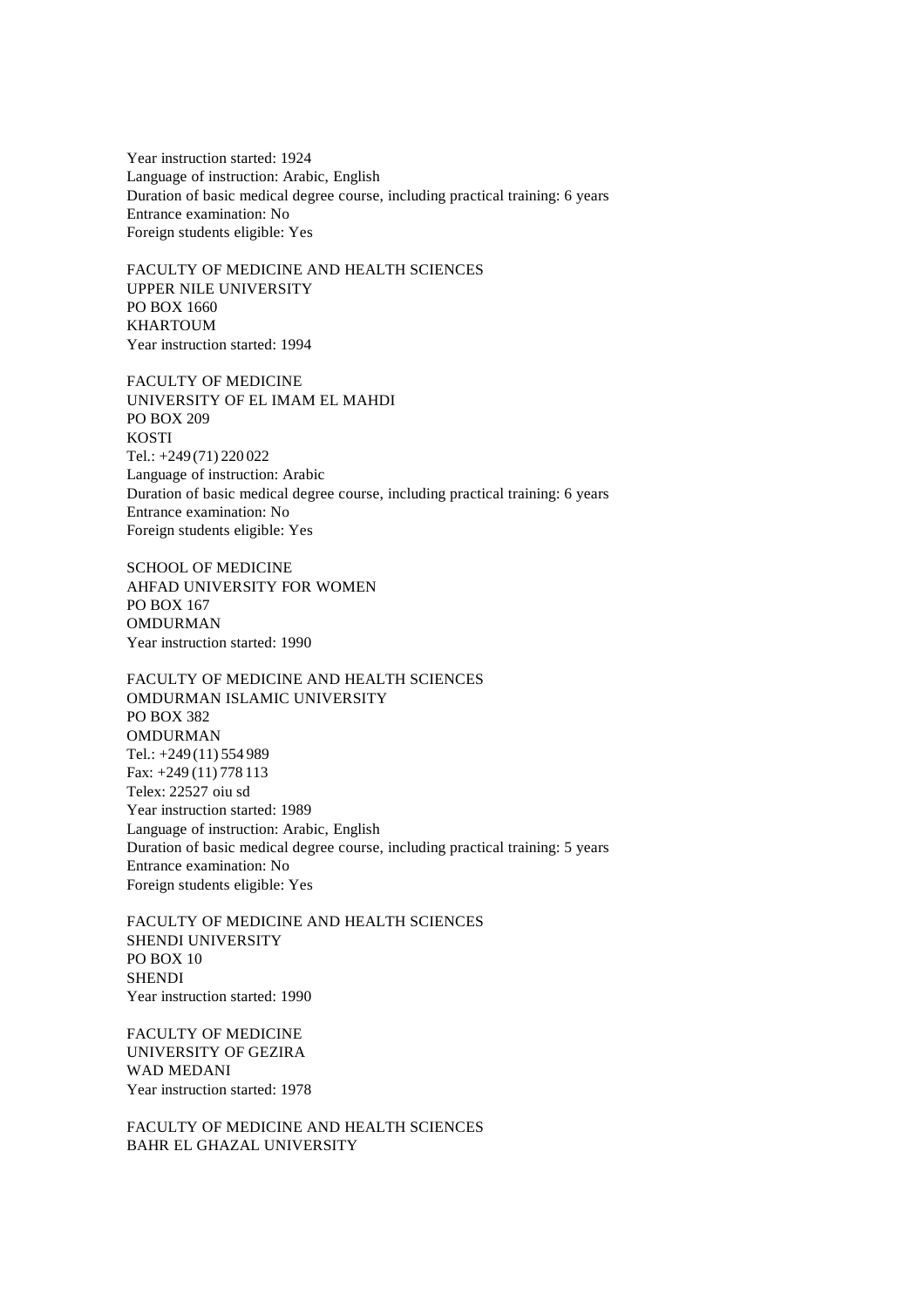Year instruction started: 1924
Language of instruction: Arabic, English
Duration of basic medical degree course, including practical training: 6 years
Entrance examination: No
Foreign students eligible: Yes

FACULTY OF MEDICINE AND HEALTH SCIENCES
UPPER NILE UNIVERSITY
PO BOX 1660
KHARTOUM
Year instruction started: 1994

FACULTY OF MEDICINE
UNIVERSITY OF EL IMAM EL MAHDI
PO BOX 209
KOSTI
Tel.: +249 (71) 220 022
Language of instruction: Arabic
Duration of basic medical degree course, including practical training: 6 years
Entrance examination: No
Foreign students eligible: Yes

SCHOOL OF MEDICINE
AHFAD UNIVERSITY FOR WOMEN
PO BOX 167
OMDURMAN
Year instruction started: 1990

FACULTY OF MEDICINE AND HEALTH SCIENCES
OMDURMAN ISLAMIC UNIVERSITY
PO BOX 382
OMDURMAN
Tel.: +249 (11) 554 989
Fax: +249 (11) 778 113
Telex: 22527 oiu sd
Year instruction started: 1989
Language of instruction: Arabic, English
Duration of basic medical degree course, including practical training: 5 years
Entrance examination: No
Foreign students eligible: Yes

FACULTY OF MEDICINE AND HEALTH SCIENCES
SHENDI UNIVERSITY
PO BOX 10
SHENDI
Year instruction started: 1990

FACULTY OF MEDICINE
UNIVERSITY OF GEZIRA
WAD MEDANI
Year instruction started: 1978

FACULTY OF MEDICINE AND HEALTH SCIENCES
BAHR EL GHAZAL UNIVERSITY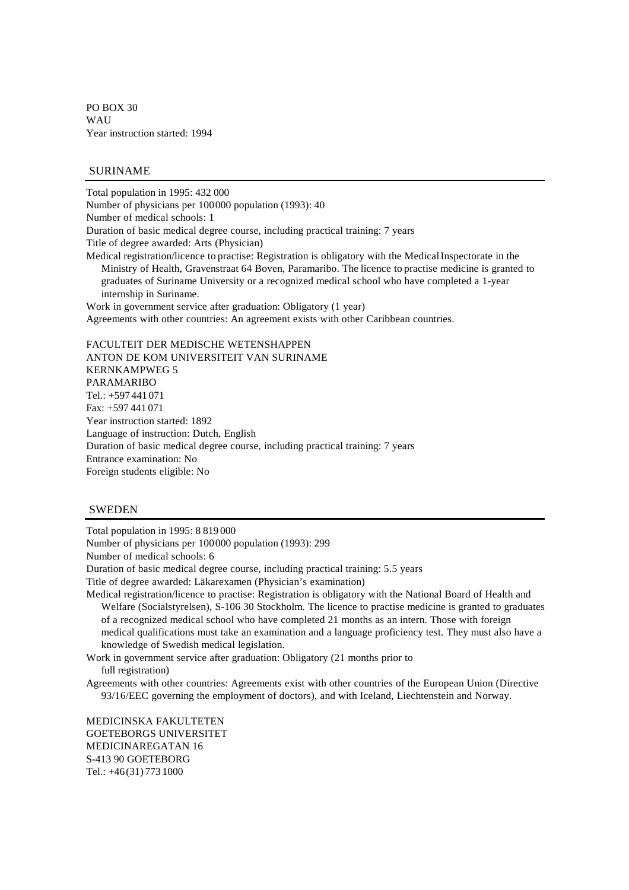PO BOX 30
WAU
Year instruction started: 1994

## SURINAME

Total population in 1995: 432 000
Number of physicians per 100 000 population (1993): 40
Number of medical schools: 1
Duration of basic medical degree course, including practical training: 7 years
Title of degree awarded: Arts (Physician)
Medical registration/licence to practise: Registration is obligatory with the Medical Inspectorate in the Ministry of Health, Gravenstraat 64 Boven, Paramaribo. The licence to practise medicine is granted to graduates of Suriname University or a recognized medical school who have completed a 1-year internship in Suriname.
Work in government service after graduation: Obligatory (1 year)
Agreements with other countries: An agreement exists with other Caribbean countries.

FACULTEIT DER MEDISCHE WETENSHAPPEN
ANTON DE KOM UNIVERSITEIT VAN SURINAME
KERNKAMPWEG 5
PARAMARIBO
Tel.: +597 441 071
Fax: +597 441 071
Year instruction started: 1892
Language of instruction: Dutch, English
Duration of basic medical degree course, including practical training: 7 years
Entrance examination: No
Foreign students eligible: No

## SWEDEN

Total population in 1995: 8 819 000
Number of physicians per 100 000 population (1993): 299
Number of medical schools: 6
Duration of basic medical degree course, including practical training: 5.5 years
Title of degree awarded: Läkarexamen (Physician's examination)
Medical registration/licence to practise: Registration is obligatory with the National Board of Health and Welfare (Socialstyrelsen), S-106 30 Stockholm. The licence to practise medicine is granted to graduates of a recognized medical school who have completed 21 months as an intern. Those with foreign medical qualifications must take an examination and a language proficiency test. They must also have a knowledge of Swedish medical legislation.
Work in government service after graduation: Obligatory (21 months prior to full registration)
Agreements with other countries: Agreements exist with other countries of the European Union (Directive 93/16/EEC governing the employment of doctors), and with Iceland, Liechtenstein and Norway.

MEDICINSKA FAKULTETEN
GOETEBORGS UNIVERSITET
MEDICINAREGATAN 16
S-413 90 GOETEBORG
Tel.: +46 (31) 773 1000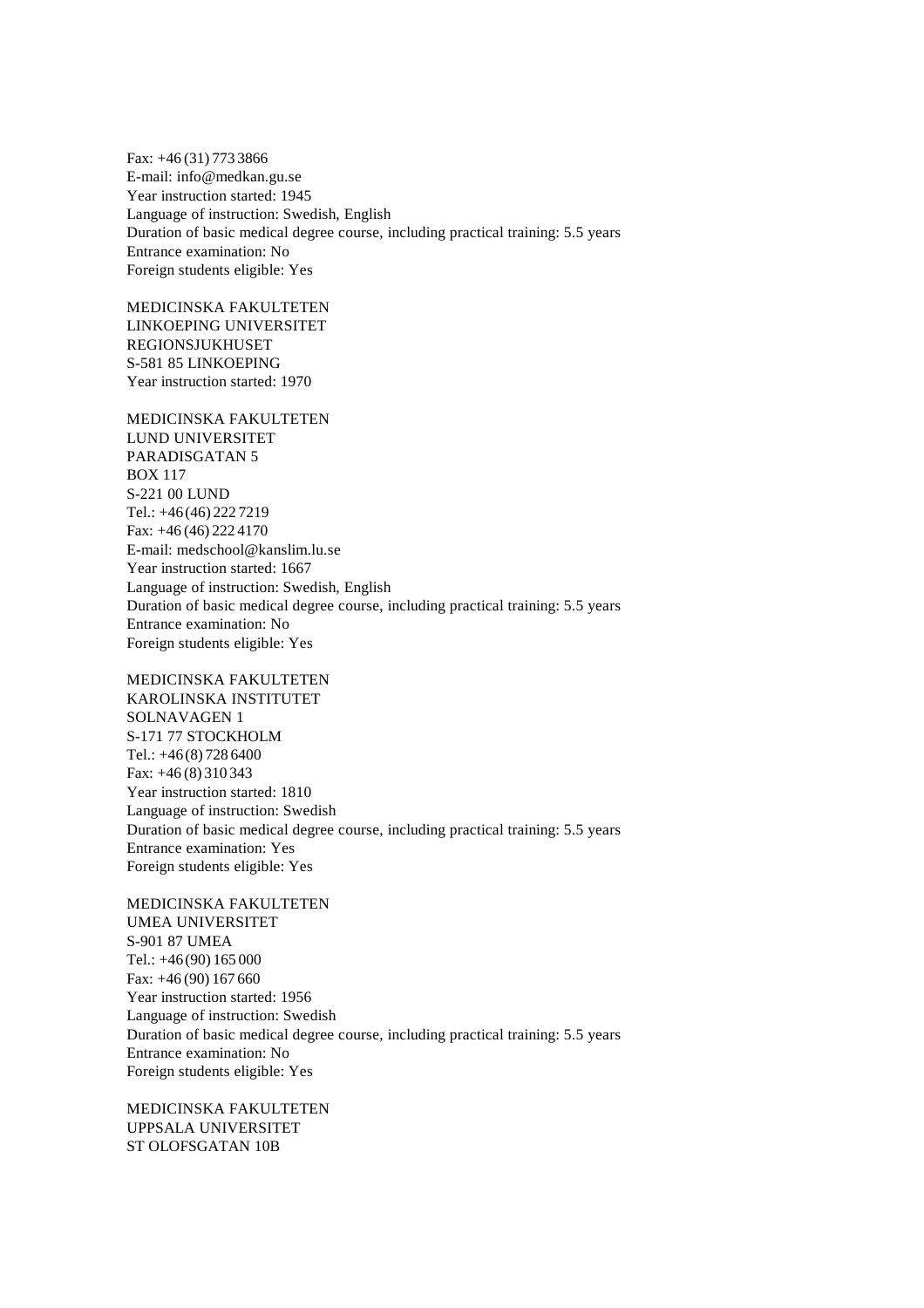Fax: +46 (31) 773 3866
E-mail: info@medkan.gu.se
Year instruction started: 1945
Language of instruction: Swedish, English
Duration of basic medical degree course, including practical training: 5.5 years
Entrance examination: No
Foreign students eligible: Yes

MEDICINSKA FAKULTETEN
LINKOEPING UNIVERSITET
REGIONSJUKHUSET
S-581 85 LINKOEPING
Year instruction started: 1970

MEDICINSKA FAKULTETEN
LUND UNIVERSITET
PARADISGATAN 5
BOX 117
S-221 00 LUND
Tel.: +46 (46) 222 7219
Fax: +46 (46) 222 4170
E-mail: medschool@kanslim.lu.se
Year instruction started: 1667
Language of instruction: Swedish, English
Duration of basic medical degree course, including practical training: 5.5 years
Entrance examination: No
Foreign students eligible: Yes

MEDICINSKA FAKULTETEN
KAROLINSKA INSTITUTET
SOLNAVAGEN 1
S-171 77 STOCKHOLM
Tel.: +46 (8) 728 6400
Fax: +46 (8) 310 343
Year instruction started: 1810
Language of instruction: Swedish
Duration of basic medical degree course, including practical training: 5.5 years
Entrance examination: Yes
Foreign students eligible: Yes

MEDICINSKA FAKULTETEN
UMEA UNIVERSITET
S-901 87 UMEA
Tel.: +46 (90) 165 000
Fax: +46 (90) 167 660
Year instruction started: 1956
Language of instruction: Swedish
Duration of basic medical degree course, including practical training: 5.5 years
Entrance examination: No
Foreign students eligible: Yes

MEDICINSKA FAKULTETEN
UPPSALA UNIVERSITET
ST OLOFSGATAN 10B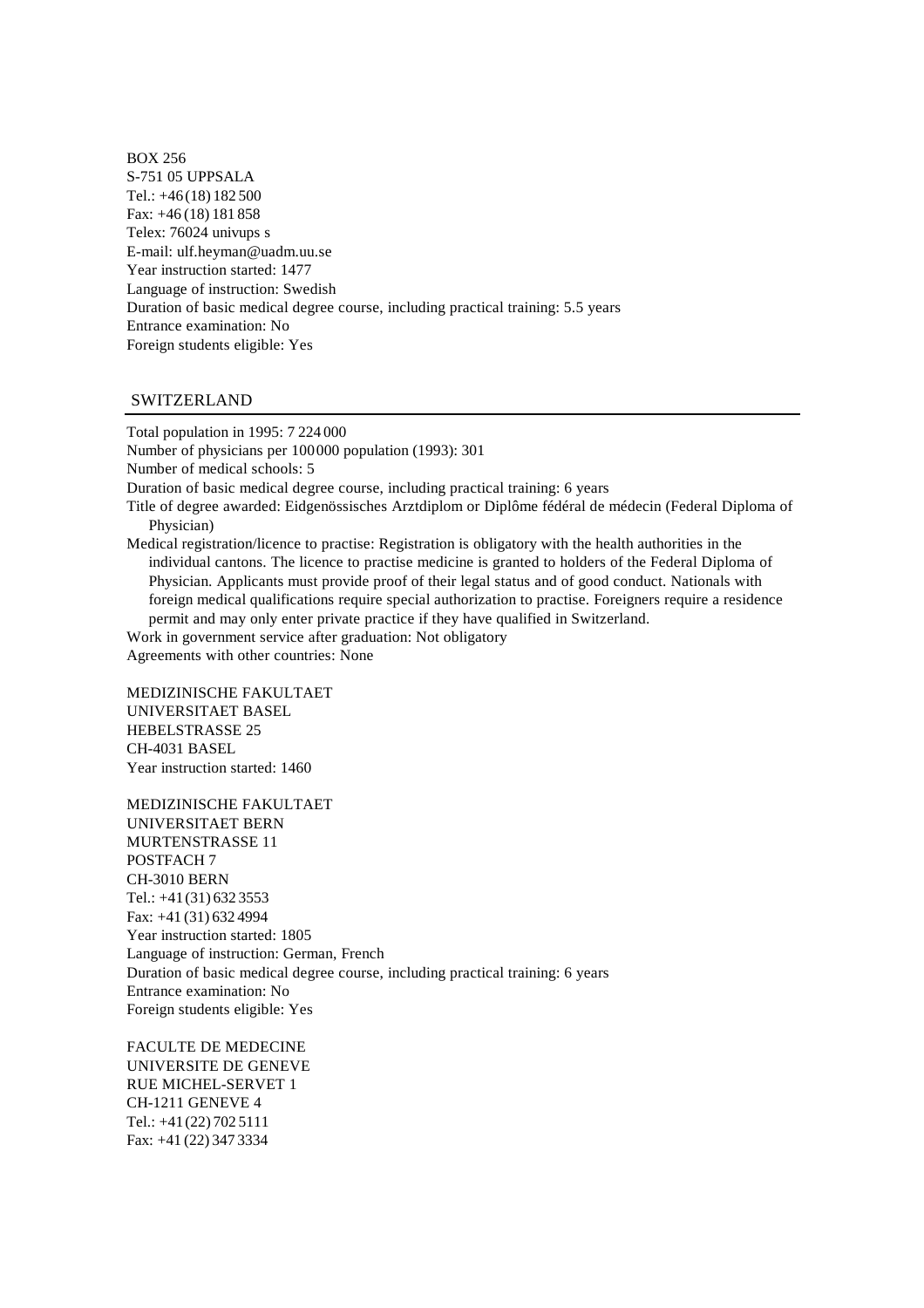BOX 256
S-751 05 UPPSALA
Tel.: +46 (18) 182 500
Fax: +46 (18) 181 858
Telex: 76024 univups s
E-mail: ulf.heyman@uadm.uu.se
Year instruction started: 1477
Language of instruction: Swedish
Duration of basic medical degree course, including practical training: 5.5 years
Entrance examination: No
Foreign students eligible: Yes

## SWITZERLAND

Total population in 1995: 7 224 000
Number of physicians per 100 000 population (1993): 301
Number of medical schools: 5
Duration of basic medical degree course, including practical training: 6 years
Title of degree awarded: Eidgenössisches Arztdiplom or Diplôme fédéral de médecin (Federal Diploma of Physician)
Medical registration/licence to practise: Registration is obligatory with the health authorities in the individual cantons. The licence to practise medicine is granted to holders of the Federal Diploma of Physician. Applicants must provide proof of their legal status and of good conduct. Nationals with foreign medical qualifications require special authorization to practise. Foreigners require a residence permit and may only enter private practice if they have qualified in Switzerland.
Work in government service after graduation: Not obligatory
Agreements with other countries: None

MEDIZINISCHE FAKULTAET
UNIVERSITAET BASEL
HEBELSTRASSE 25
CH-4031 BASEL
Year instruction started: 1460

MEDIZINISCHE FAKULTAET
UNIVERSITAET BERN
MURTENSTRASSE 11
POSTFACH 7
CH-3010 BERN
Tel.: +41 (31) 632 3553
Fax: +41 (31) 632 4994
Year instruction started: 1805
Language of instruction: German, French
Duration of basic medical degree course, including practical training: 6 years
Entrance examination: No
Foreign students eligible: Yes

FACULTE DE MEDECINE
UNIVERSITE DE GENEVE
RUE MICHEL-SERVET 1
CH-1211 GENEVE 4
Tel.: +41 (22) 702 5111
Fax: +41 (22) 347 3334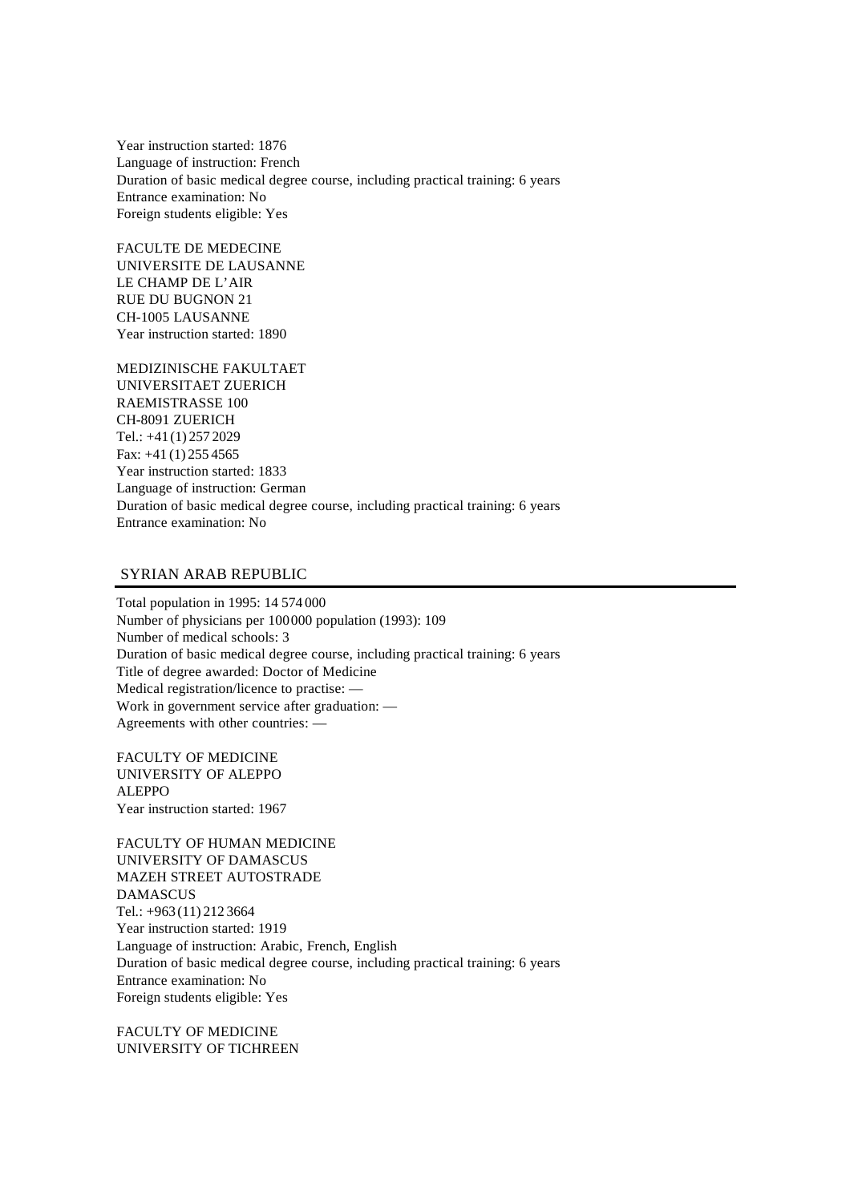Year instruction started: 1876
Language of instruction: French
Duration of basic medical degree course, including practical training: 6 years
Entrance examination: No
Foreign students eligible: Yes

FACULTE DE MEDECINE
UNIVERSITE DE LAUSANNE
LE CHAMP DE L'AIR
RUE DU BUGNON 21
CH-1005 LAUSANNE
Year instruction started: 1890

MEDIZINISCHE FAKULTAET
UNIVERSITAET ZUERICH
RAEMISTRASSE 100
CH-8091 ZUERICH
Tel.: +41 (1) 257 2029
Fax: +41 (1) 255 4565
Year instruction started: 1833
Language of instruction: German
Duration of basic medical degree course, including practical training: 6 years
Entrance examination: No

## SYRIAN ARAB REPUBLIC

Total population in 1995: 14 574 000
Number of physicians per 100 000 population (1993): 109
Number of medical schools: 3
Duration of basic medical degree course, including practical training: 6 years
Title of degree awarded: Doctor of Medicine
Medical registration/licence to practise: —
Work in government service after graduation: —
Agreements with other countries: —

FACULTY OF MEDICINE
UNIVERSITY OF ALEPPO
ALEPPO
Year instruction started: 1967

FACULTY OF HUMAN MEDICINE
UNIVERSITY OF DAMASCUS
MAZEH STREET AUTOSTRADE
DAMASCUS
Tel.: +963 (11) 212 3664
Year instruction started: 1919
Language of instruction: Arabic, French, English
Duration of basic medical degree course, including practical training: 6 years
Entrance examination: No
Foreign students eligible: Yes

FACULTY OF MEDICINE
UNIVERSITY OF TICHREEN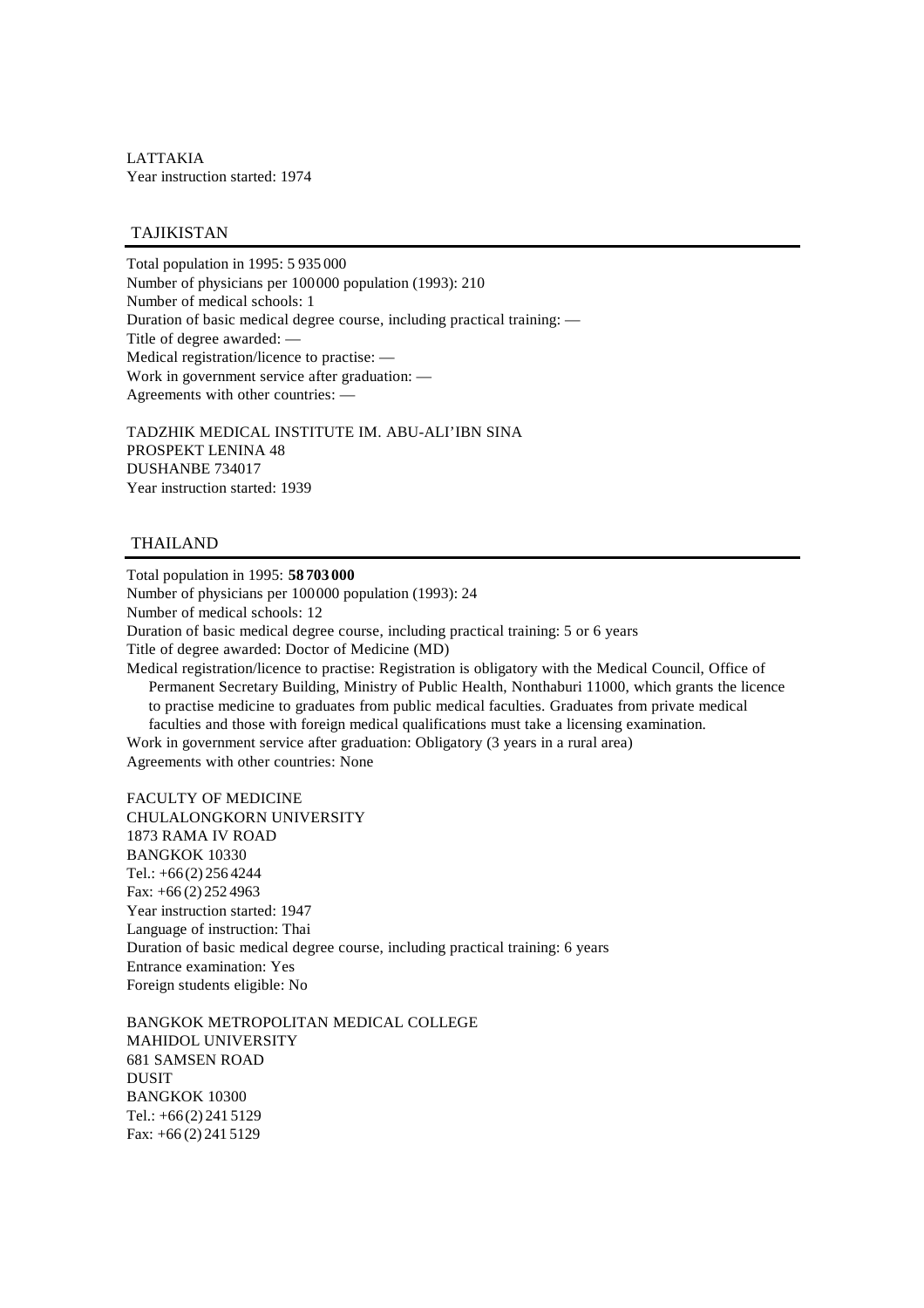LATTAKIA
Year instruction started: 1974

## TAJIKISTAN

Total population in 1995: 5 935 000
Number of physicians per 100 000 population (1993): 210
Number of medical schools: 1
Duration of basic medical degree course, including practical training: —
Title of degree awarded: —
Medical registration/licence to practise: —
Work in government service after graduation: —
Agreements with other countries: —

TADZHIK MEDICAL INSTITUTE IM. ABU-ALI’IBN SINA
PROSPEKT LENINA 48
DUSHANBE 734017
Year instruction started: 1939

## THAILAND

Total population in 1995: **58 703 000**
Number of physicians per 100 000 population (1993): 24
Number of medical schools: 12
Duration of basic medical degree course, including practical training: 5 or 6 years
Title of degree awarded: Doctor of Medicine (MD)
Medical registration/licence to practise: Registration is obligatory with the Medical Council, Office of Permanent Secretary Building, Ministry of Public Health, Nonthaburi 11000, which grants the licence to practise medicine to graduates from public medical faculties. Graduates from private medical faculties and those with foreign medical qualifications must take a licensing examination.
Work in government service after graduation: Obligatory (3 years in a rural area)
Agreements with other countries: None

FACULTY OF MEDICINE
CHULALONGKORN UNIVERSITY
1873 RAMA IV ROAD
BANGKOK 10330
Tel.: +66 (2) 256 4244
Fax: +66 (2) 252 4963
Year instruction started: 1947
Language of instruction: Thai
Duration of basic medical degree course, including practical training: 6 years
Entrance examination: Yes
Foreign students eligible: No

BANGKOK METROPOLITAN MEDICAL COLLEGE
MAHIDOL UNIVERSITY
681 SAMSEN ROAD
DUSIT
BANGKOK 10300
Tel.: +66 (2) 241 5129
Fax: +66 (2) 241 5129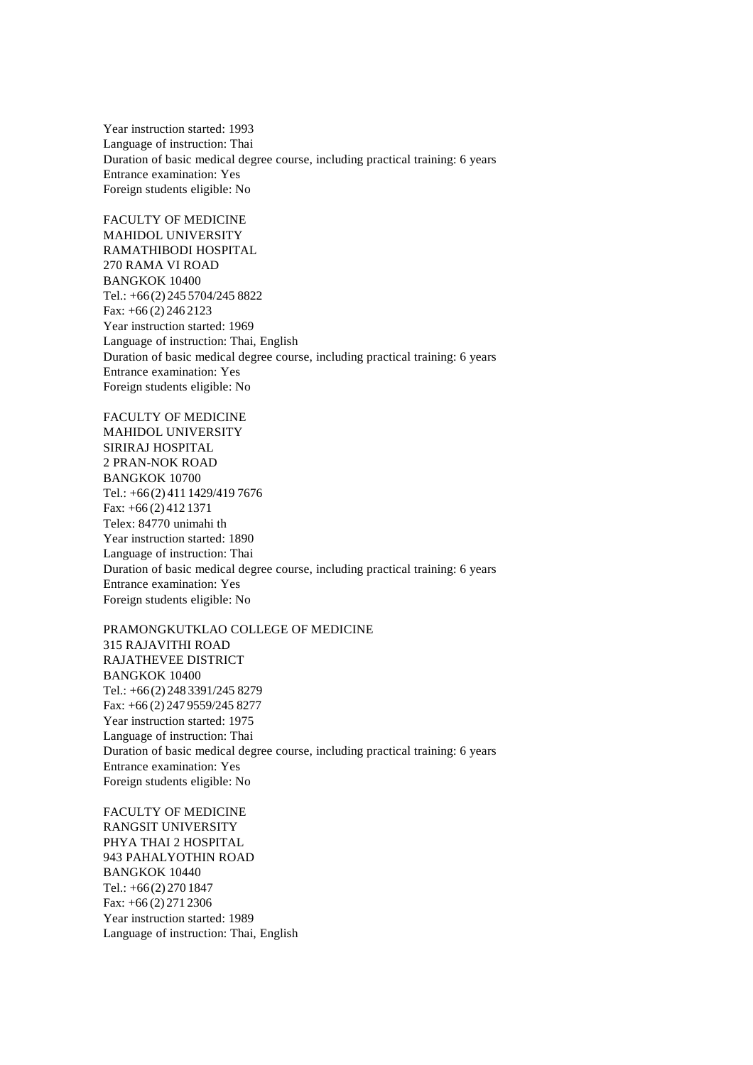Year instruction started: 1993
Language of instruction: Thai
Duration of basic medical degree course, including practical training: 6 years
Entrance examination: Yes
Foreign students eligible: No

FACULTY OF MEDICINE
MAHIDOL UNIVERSITY
RAMATHIBODI HOSPITAL
270 RAMA VI ROAD
BANGKOK 10400
Tel.: +66 (2) 245 5704/245 8822
Fax: +66 (2) 246 2123
Year instruction started: 1969
Language of instruction: Thai, English
Duration of basic medical degree course, including practical training: 6 years
Entrance examination: Yes
Foreign students eligible: No

FACULTY OF MEDICINE
MAHIDOL UNIVERSITY
SIRIRAJ HOSPITAL
2 PRAN-NOK ROAD
BANGKOK 10700
Tel.: +66 (2) 411 1429/419 7676
Fax: +66 (2) 412 1371
Telex: 84770 unimahi th
Year instruction started: 1890
Language of instruction: Thai
Duration of basic medical degree course, including practical training: 6 years
Entrance examination: Yes
Foreign students eligible: No

PRAMONGKUTKLAO COLLEGE OF MEDICINE
315 RAJAVITHI ROAD
RAJATHEVEE DISTRICT
BANGKOK 10400
Tel.: +66 (2) 248 3391/245 8279
Fax: +66 (2) 247 9559/245 8277
Year instruction started: 1975
Language of instruction: Thai
Duration of basic medical degree course, including practical training: 6 years
Entrance examination: Yes
Foreign students eligible: No

FACULTY OF MEDICINE
RANGSIT UNIVERSITY
PHYA THAI 2 HOSPITAL
943 PAHALYOTHIN ROAD
BANGKOK 10440
Tel.: +66 (2) 270 1847
Fax: +66 (2) 271 2306
Year instruction started: 1989
Language of instruction: Thai, English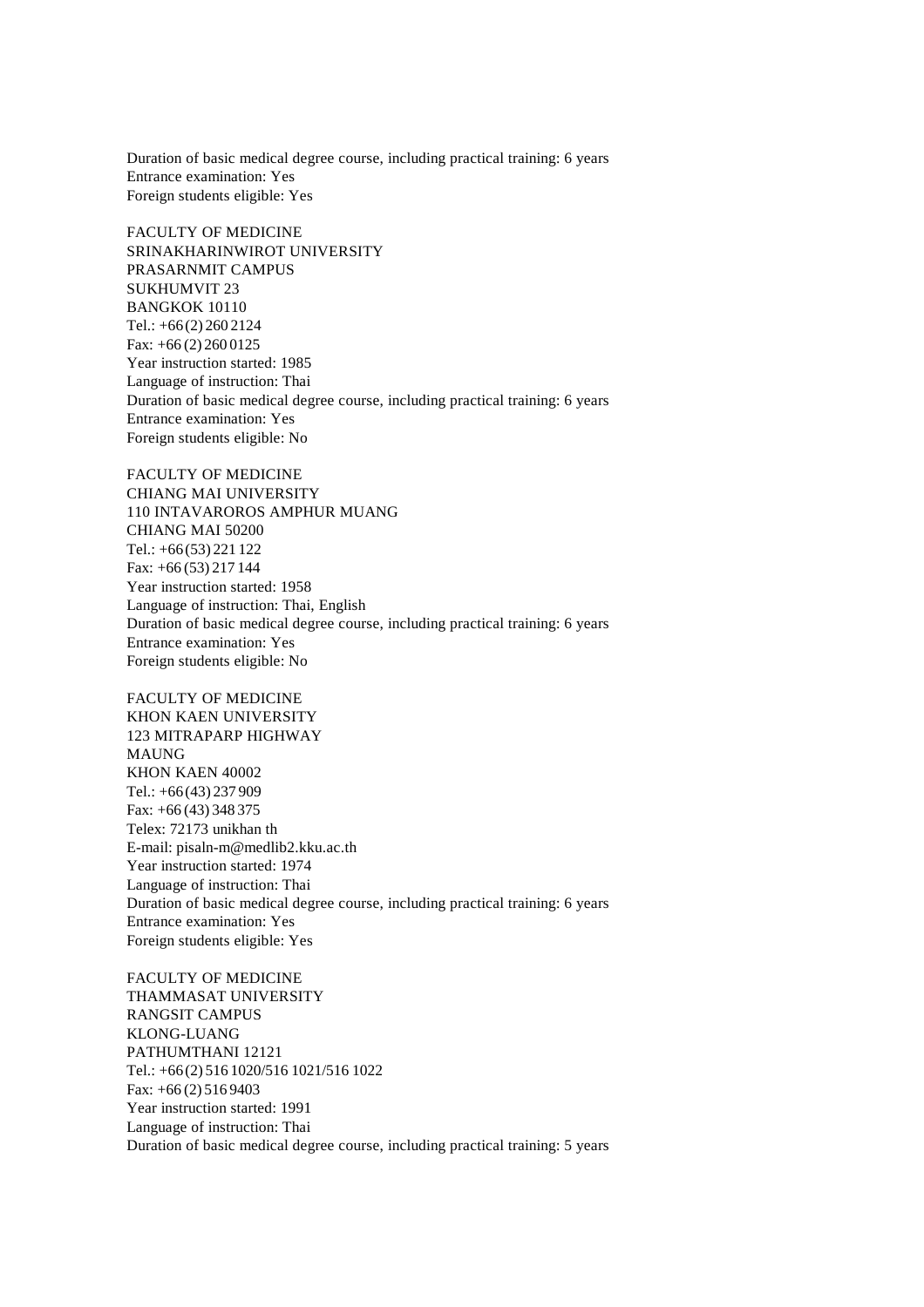Duration of basic medical degree course, including practical training: 6 years
Entrance examination: Yes
Foreign students eligible: Yes

FACULTY OF MEDICINE
SRINAKHARINWIROT UNIVERSITY
PRASARNMIT CAMPUS
SUKHUMVIT 23
BANGKOK 10110
Tel.: +66 (2) 260 2124
Fax: +66 (2) 260 0125
Year instruction started: 1985
Language of instruction: Thai
Duration of basic medical degree course, including practical training: 6 years
Entrance examination: Yes
Foreign students eligible: No

FACULTY OF MEDICINE
CHIANG MAI UNIVERSITY
110 INTAVAROROS AMPHUR MUANG
CHIANG MAI 50200
Tel.: +66 (53) 221 122
Fax: +66 (53) 217 144
Year instruction started: 1958
Language of instruction: Thai, English
Duration of basic medical degree course, including practical training: 6 years
Entrance examination: Yes
Foreign students eligible: No

FACULTY OF MEDICINE
KHON KAEN UNIVERSITY
123 MITRAPARP HIGHWAY
MAUNG
KHON KAEN 40002
Tel.: +66 (43) 237 909
Fax: +66 (43) 348 375
Telex: 72173 unikhan th
E-mail: pisaln-m@medlib2.kku.ac.th
Year instruction started: 1974
Language of instruction: Thai
Duration of basic medical degree course, including practical training: 6 years
Entrance examination: Yes
Foreign students eligible: Yes

FACULTY OF MEDICINE
THAMMASAT UNIVERSITY
RANGSIT CAMPUS
KLONG-LUANG
PATHUMTHANI 12121
Tel.: +66 (2) 516 1020/516 1021/516 1022
Fax: +66 (2) 516 9403
Year instruction started: 1991
Language of instruction: Thai
Duration of basic medical degree course, including practical training: 5 years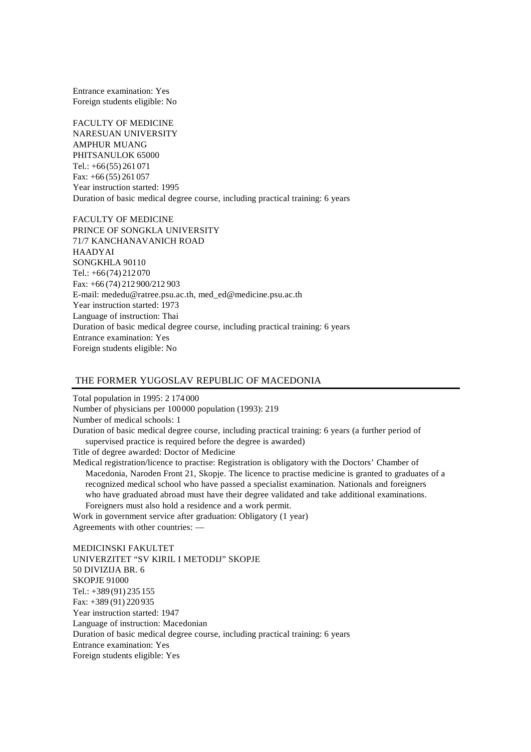Entrance examination: Yes
Foreign students eligible: No

FACULTY OF MEDICINE
NARESUAN UNIVERSITY
AMPHUR MUANG
PHITSANULOK 65000
Tel.: +66 (55) 261 071
Fax: +66 (55) 261 057
Year instruction started: 1995
Duration of basic medical degree course, including practical training: 6 years

FACULTY OF MEDICINE
PRINCE OF SONGKLA UNIVERSITY
71/7 KANCHANAVANICH ROAD
HAADYAI
SONGKHLA 90110
Tel.: +66 (74) 212 070
Fax: +66 (74) 212 900/212 903
E-mail: mededu@ratree.psu.ac.th, med_ed@medicine.psu.ac.th
Year instruction started: 1973
Language of instruction: Thai
Duration of basic medical degree course, including practical training: 6 years
Entrance examination: Yes
Foreign students eligible: No

## THE FORMER YUGOSLAV REPUBLIC OF MACEDONIA

Total population in 1995: 2 174 000
Number of physicians per 100 000 population (1993): 219
Number of medical schools: 1
Duration of basic medical degree course, including practical training: 6 years (a further period of supervised practice is required before the degree is awarded)
Title of degree awarded: Doctor of Medicine
Medical registration/licence to practise: Registration is obligatory with the Doctors' Chamber of Macedonia, Naroden Front 21, Skopje. The licence to practise medicine is granted to graduates of a recognized medical school who have passed a specialist examination. Nationals and foreigners who have graduated abroad must have their degree validated and take additional examinations. Foreigners must also hold a residence and a work permit.
Work in government service after graduation: Obligatory (1 year)
Agreements with other countries: —

MEDICINSKI FAKULTET
UNIVERZITET "SV KIRIL I METODIJ" SKOPJE
50 DIVIZIJA BR. 6
SKOPJE 91000
Tel.: +389 (91) 235 155
Fax: +389 (91) 220 935
Year instruction started: 1947
Language of instruction: Macedonian
Duration of basic medical degree course, including practical training: 6 years
Entrance examination: Yes
Foreign students eligible: Yes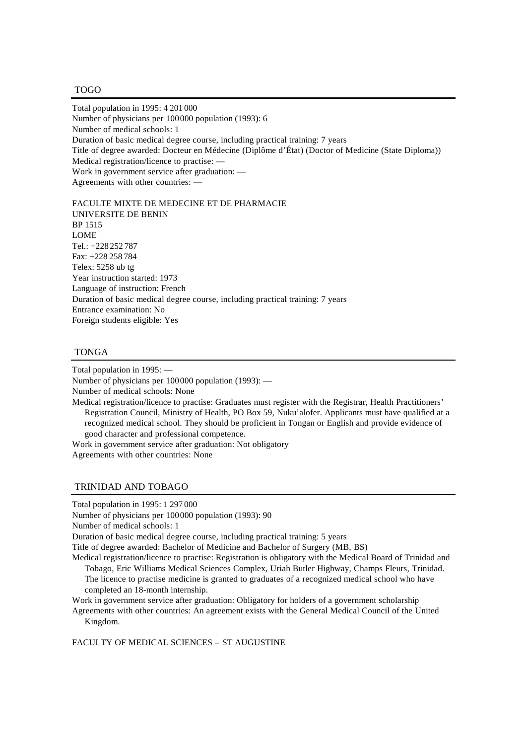## TOGO

Total population in 1995: 4 201 000
Number of physicians per 100 000 population (1993): 6
Number of medical schools: 1
Duration of basic medical degree course, including practical training: 7 years
Title of degree awarded: Docteur en Médecine (Diplôme d'État) (Doctor of Medicine (State Diploma))
Medical registration/licence to practise: —
Work in government service after graduation: —
Agreements with other countries: —

FACULTE MIXTE DE MEDECINE ET DE PHARMACIE
UNIVERSITE DE BENIN
BP 1515
LOME
Tel.: +228 252 787
Fax: +228 258 784
Telex: 5258 ub tg
Year instruction started: 1973
Language of instruction: French
Duration of basic medical degree course, including practical training: 7 years
Entrance examination: No
Foreign students eligible: Yes

## TONGA

Total population in 1995: —
Number of physicians per 100 000 population (1993): —
Number of medical schools: None
Medical registration/licence to practise: Graduates must register with the Registrar, Health Practitioners' Registration Council, Ministry of Health, PO Box 59, Nuku'alofer. Applicants must have qualified at a recognized medical school. They should be proficient in Tongan or English and provide evidence of good character and professional competence.
Work in government service after graduation: Not obligatory
Agreements with other countries: None

## TRINIDAD AND TOBAGO

Total population in 1995: 1 297 000
Number of physicians per 100 000 population (1993): 90
Number of medical schools: 1
Duration of basic medical degree course, including practical training: 5 years
Title of degree awarded: Bachelor of Medicine and Bachelor of Surgery (MB, BS)
Medical registration/licence to practise: Registration is obligatory with the Medical Board of Trinidad and Tobago, Eric Williams Medical Sciences Complex, Uriah Butler Highway, Champs Fleurs, Trinidad. The licence to practise medicine is granted to graduates of a recognized medical school who have completed an 18-month internship.
Work in government service after graduation: Obligatory for holders of a government scholarship
Agreements with other countries: An agreement exists with the General Medical Council of the United Kingdom.

FACULTY OF MEDICAL SCIENCES – ST AUGUSTINE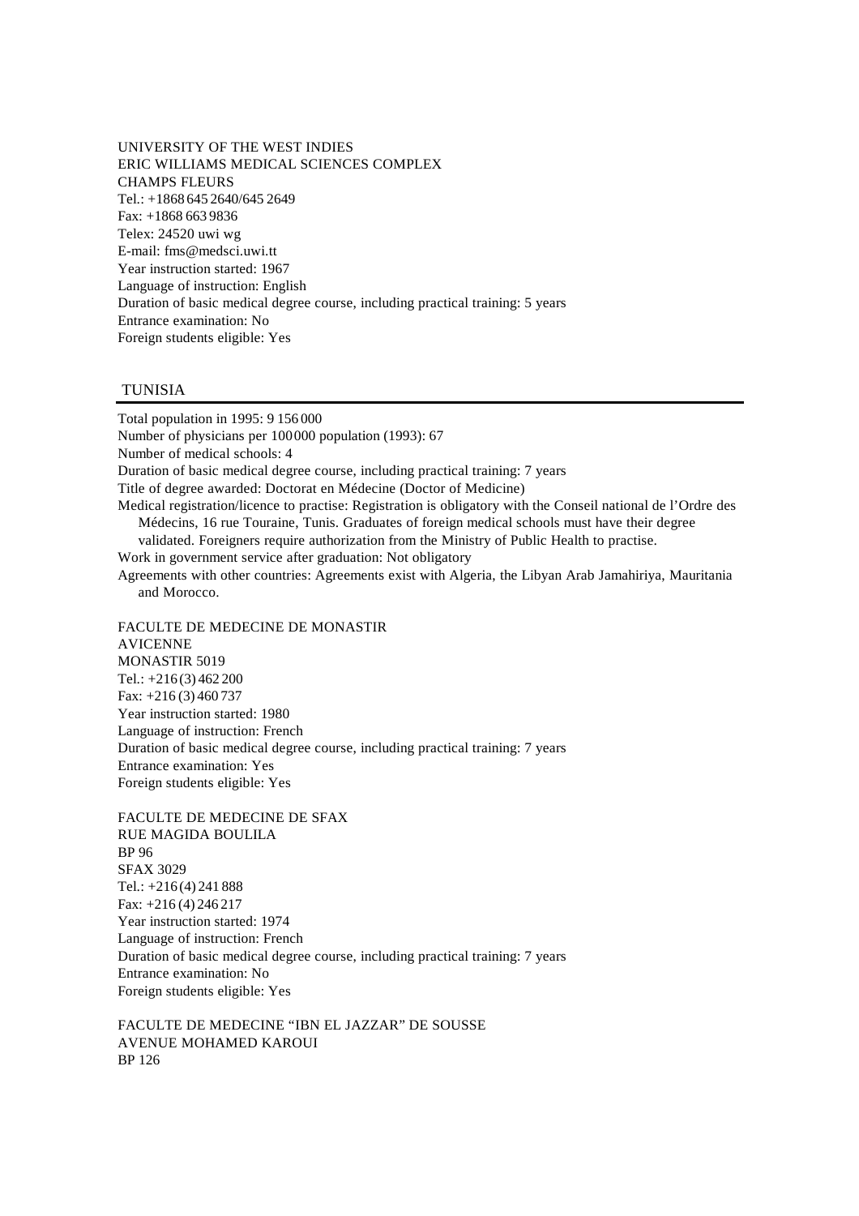UNIVERSITY OF THE WEST INDIES
ERIC WILLIAMS MEDICAL SCIENCES COMPLEX
CHAMPS FLEURS
Tel.: +1868 645 2640/645 2649
Fax: +1868 663 9836
Telex: 24520 uwi wg
E-mail: fms@medsci.uwi.tt
Year instruction started: 1967
Language of instruction: English
Duration of basic medical degree course, including practical training: 5 years
Entrance examination: No
Foreign students eligible: Yes

## TUNISIA

Total population in 1995: 9 156 000
Number of physicians per 100 000 population (1993): 67
Number of medical schools: 4
Duration of basic medical degree course, including practical training: 7 years
Title of degree awarded: Doctorat en Médecine (Doctor of Medicine)
Medical registration/licence to practise: Registration is obligatory with the Conseil national de l'Ordre des Médecins, 16 rue Touraine, Tunis. Graduates of foreign medical schools must have their degree validated. Foreigners require authorization from the Ministry of Public Health to practise.
Work in government service after graduation: Not obligatory
Agreements with other countries: Agreements exist with Algeria, the Libyan Arab Jamahiriya, Mauritania and Morocco.

FACULTE DE MEDECINE DE MONASTIR
AVICENNE
MONASTIR 5019
Tel.: +216 (3) 462 200
Fax: +216 (3) 460 737
Year instruction started: 1980
Language of instruction: French
Duration of basic medical degree course, including practical training: 7 years
Entrance examination: Yes
Foreign students eligible: Yes

FACULTE DE MEDECINE DE SFAX
RUE MAGIDA BOULILA
BP 96
SFAX 3029
Tel.: +216 (4) 241 888
Fax: +216 (4) 246 217
Year instruction started: 1974
Language of instruction: French
Duration of basic medical degree course, including practical training: 7 years
Entrance examination: No
Foreign students eligible: Yes

FACULTE DE MEDECINE "IBN EL JAZZAR" DE SOUSSE
AVENUE MOHAMED KAROUI
BP 126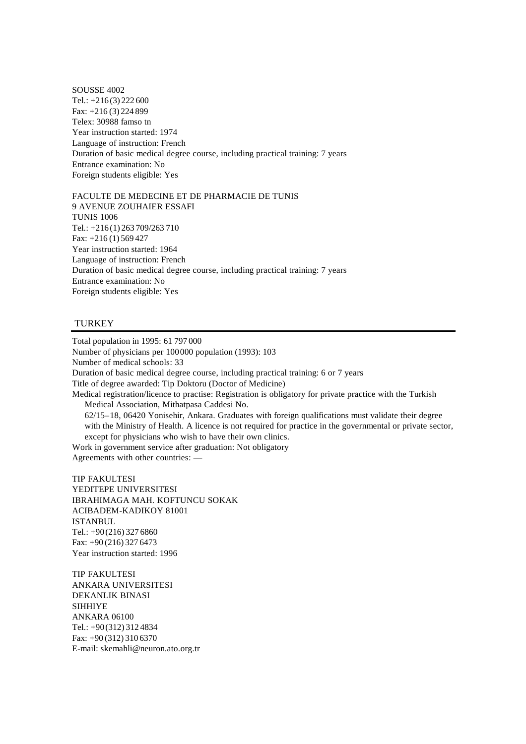SOUSSE 4002
Tel.: +216 (3) 222 600
Fax: +216 (3) 224 899
Telex: 30988 famso tn
Year instruction started: 1974
Language of instruction: French
Duration of basic medical degree course, including practical training: 7 years
Entrance examination: No
Foreign students eligible: Yes

FACULTE DE MEDECINE ET DE PHARMACIE DE TUNIS
9 AVENUE ZOUHAIER ESSAFI
TUNIS 1006
Tel.: +216 (1) 263 709/263 710
Fax: +216 (1) 569 427
Year instruction started: 1964
Language of instruction: French
Duration of basic medical degree course, including practical training: 7 years
Entrance examination: No
Foreign students eligible: Yes

## TURKEY

Total population in 1995: 61 797 000
Number of physicians per 100 000 population (1993): 103
Number of medical schools: 33
Duration of basic medical degree course, including practical training: 6 or 7 years
Title of degree awarded: Tip Doktoru (Doctor of Medicine)
Medical registration/licence to practise: Registration is obligatory for private practice with the Turkish Medical Association, Mithatpasa Caddesi No. 62/15–18, 06420 Yonisehir, Ankara. Graduates with foreign qualifications must validate their degree with the Ministry of Health. A licence is not required for practice in the governmental or private sector, except for physicians who wish to have their own clinics.
Work in government service after graduation: Not obligatory
Agreements with other countries: —

TIP FAKULTESI
YEDITEPE UNIVERSITESI
IBRAHIMAGA MAH. KOFTUNCU SOKAK
ACIBADEM-KADIKOY 81001
ISTANBUL
Tel.: +90 (216) 327 6860
Fax: +90 (216) 327 6473
Year instruction started: 1996

TIP FAKULTESI
ANKARA UNIVERSITESI
DEKANLIK BINASI
SIHHIYE
ANKARA 06100
Tel.: +90 (312) 312 4834
Fax: +90 (312) 310 6370
E-mail: skemahli@neuron.ato.org.tr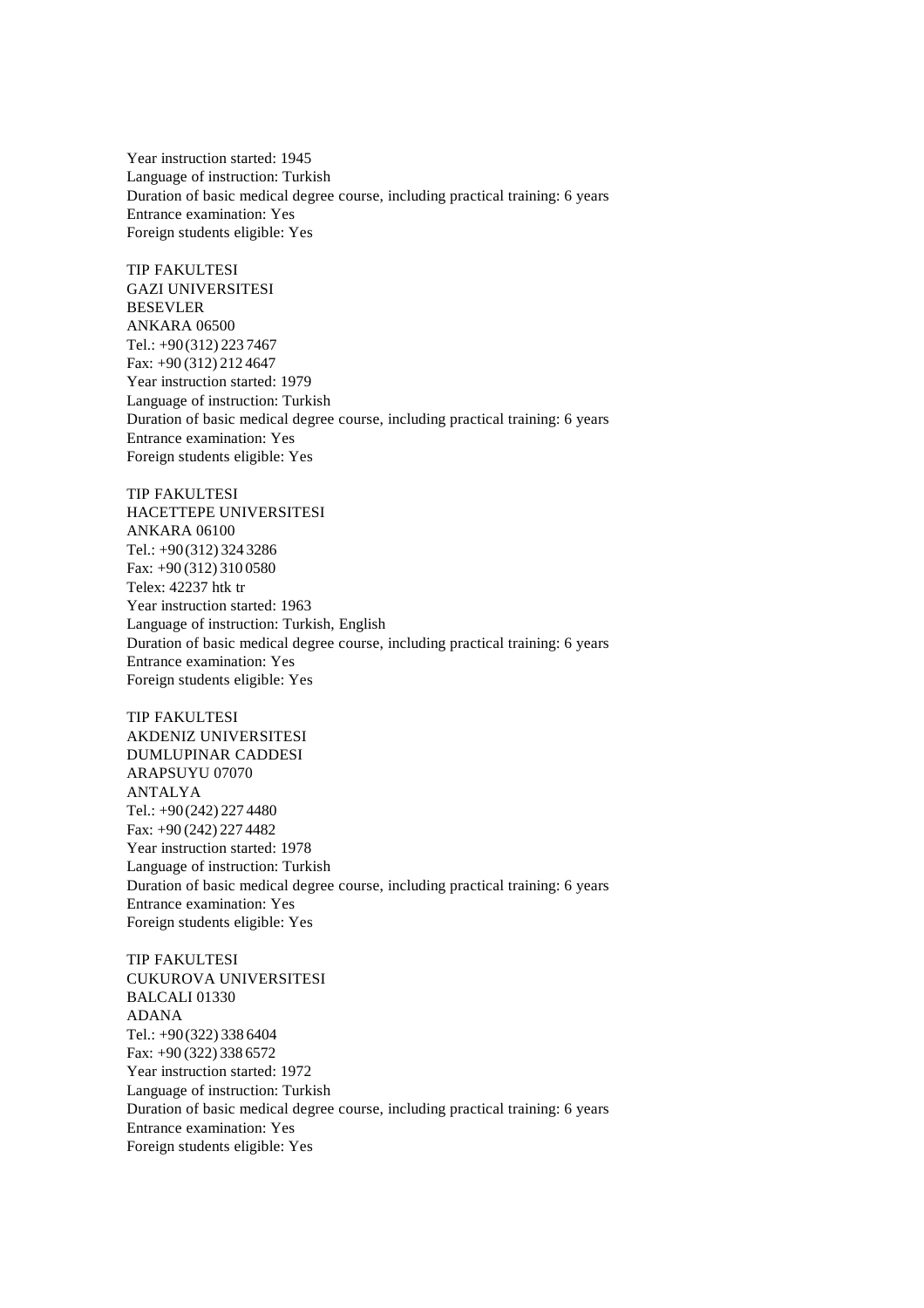Year instruction started: 1945
Language of instruction: Turkish
Duration of basic medical degree course, including practical training: 6 years
Entrance examination: Yes
Foreign students eligible: Yes

TIP FAKULTESI
GAZI UNIVERSITESI
BESEVLER
ANKARA 06500
Tel.: +90 (312) 223 7467
Fax: +90 (312) 212 4647
Year instruction started: 1979
Language of instruction: Turkish
Duration of basic medical degree course, including practical training: 6 years
Entrance examination: Yes
Foreign students eligible: Yes

TIP FAKULTESI
HACETTEPE UNIVERSITESI
ANKARA 06100
Tel.: +90 (312) 324 3286
Fax: +90 (312) 310 0580
Telex: 42237 htk tr
Year instruction started: 1963
Language of instruction: Turkish, English
Duration of basic medical degree course, including practical training: 6 years
Entrance examination: Yes
Foreign students eligible: Yes

TIP FAKULTESI
AKDENIZ UNIVERSITESI
DUMLUPINAR CADDESI
ARAPSUYU 07070
ANTALYA
Tel.: +90 (242) 227 4480
Fax: +90 (242) 227 4482
Year instruction started: 1978
Language of instruction: Turkish
Duration of basic medical degree course, including practical training: 6 years
Entrance examination: Yes
Foreign students eligible: Yes

TIP FAKULTESI
CUKUROVA UNIVERSITESI
BALCALI 01330
ADANA
Tel.: +90 (322) 338 6404
Fax: +90 (322) 338 6572
Year instruction started: 1972
Language of instruction: Turkish
Duration of basic medical degree course, including practical training: 6 years
Entrance examination: Yes
Foreign students eligible: Yes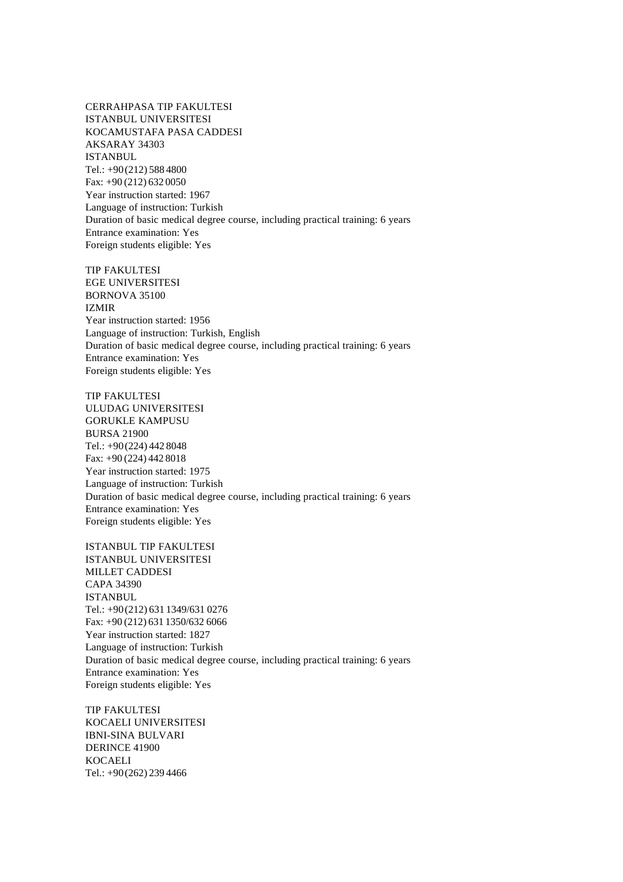CERRAHPASA TIP FAKULTESI
ISTANBUL UNIVERSITESI
KOCAMUSTAFA PASA CADDESI
AKSARAY 34303
ISTANBUL
Tel.: +90 (212) 588 4800
Fax: +90 (212) 632 0050
Year instruction started: 1967
Language of instruction: Turkish
Duration of basic medical degree course, including practical training: 6 years
Entrance examination: Yes
Foreign students eligible: Yes

TIP FAKULTESI
EGE UNIVERSITESI
BORNOVA 35100
IZMIR
Year instruction started: 1956
Language of instruction: Turkish, English
Duration of basic medical degree course, including practical training: 6 years
Entrance examination: Yes
Foreign students eligible: Yes

TIP FAKULTESI
ULUDAG UNIVERSITESI
GORUKLE KAMPUSU
BURSA 21900
Tel.: +90 (224) 442 8048
Fax: +90 (224) 442 8018
Year instruction started: 1975
Language of instruction: Turkish
Duration of basic medical degree course, including practical training: 6 years
Entrance examination: Yes
Foreign students eligible: Yes

ISTANBUL TIP FAKULTESI
ISTANBUL UNIVERSITESI
MILLET CADDESI
CAPA 34390
ISTANBUL
Tel.: +90 (212) 631 1349/631 0276
Fax: +90 (212) 631 1350/632 6066
Year instruction started: 1827
Language of instruction: Turkish
Duration of basic medical degree course, including practical training: 6 years
Entrance examination: Yes
Foreign students eligible: Yes

TIP FAKULTESI
KOCAELI UNIVERSITESI
IBNI-SINA BULVARI
DERINCE 41900
KOCAELI
Tel.: +90 (262) 239 4466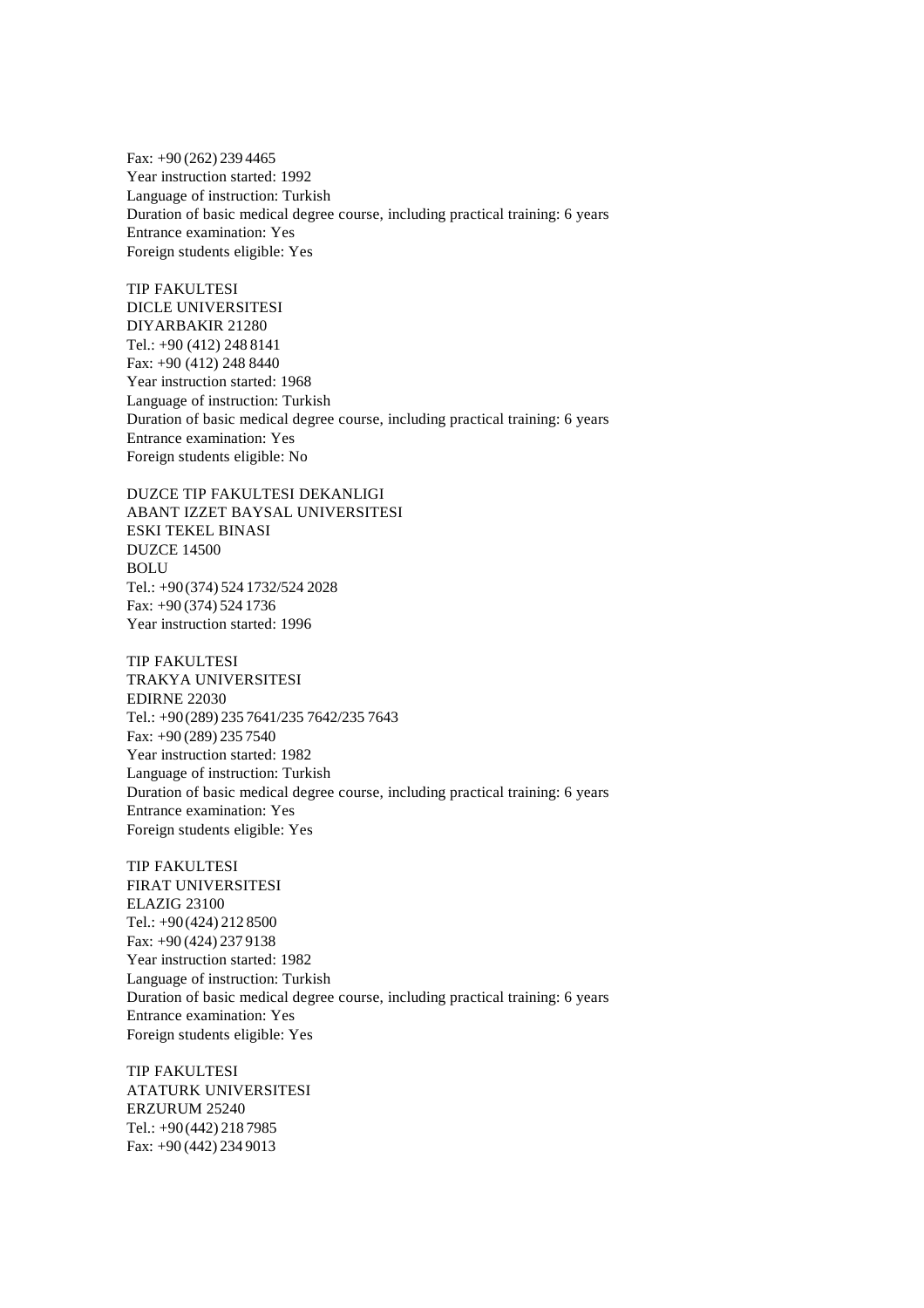Fax: +90 (262) 239 4465
Year instruction started: 1992
Language of instruction: Turkish
Duration of basic medical degree course, including practical training: 6 years
Entrance examination: Yes
Foreign students eligible: Yes

TIP FAKULTESI
DICLE UNIVERSITESI
DIYARBAKIR 21280
Tel.: +90 (412) 248 8141
Fax: +90 (412) 248 8440
Year instruction started: 1968
Language of instruction: Turkish
Duration of basic medical degree course, including practical training: 6 years
Entrance examination: Yes
Foreign students eligible: No

DUZCE TIP FAKULTESI DEKANLIGI
ABANT IZZET BAYSAL UNIVERSITESI
ESKI TEKEL BINASI
DUZCE 14500
BOLU
Tel.: +90 (374) 524 1732/524 2028
Fax: +90 (374) 524 1736
Year instruction started: 1996

TIP FAKULTESI
TRAKYA UNIVERSITESI
EDIRNE 22030
Tel.: +90 (289) 235 7641/235 7642/235 7643
Fax: +90 (289) 235 7540
Year instruction started: 1982
Language of instruction: Turkish
Duration of basic medical degree course, including practical training: 6 years
Entrance examination: Yes
Foreign students eligible: Yes

TIP FAKULTESI
FIRAT UNIVERSITESI
ELAZIG 23100
Tel.: +90 (424) 212 8500
Fax: +90 (424) 237 9138
Year instruction started: 1982
Language of instruction: Turkish
Duration of basic medical degree course, including practical training: 6 years
Entrance examination: Yes
Foreign students eligible: Yes

TIP FAKULTESI
ATATURK UNIVERSITESI
ERZURUM 25240
Tel.: +90 (442) 218 7985
Fax: +90 (442) 234 9013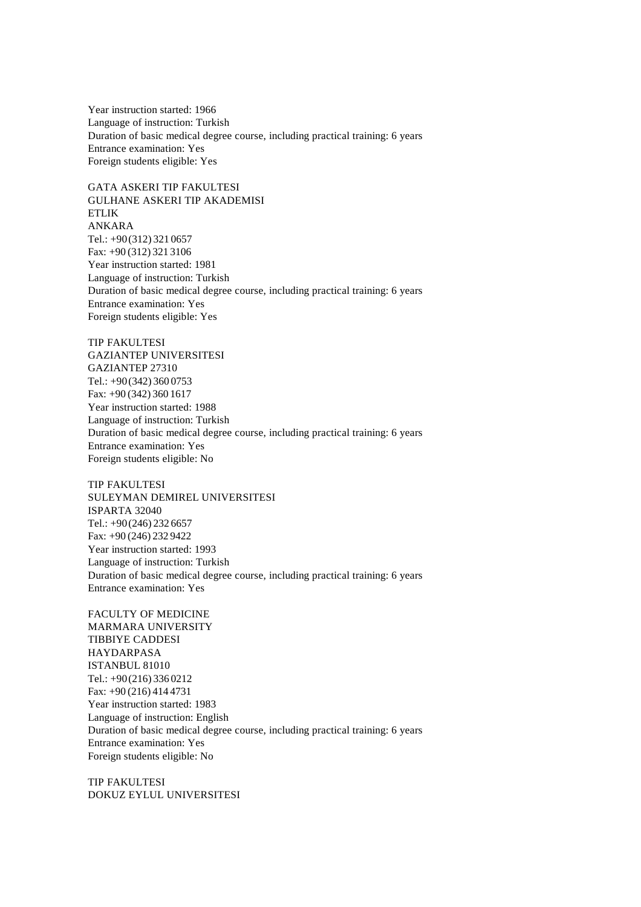Year instruction started: 1966
Language of instruction: Turkish
Duration of basic medical degree course, including practical training: 6 years
Entrance examination: Yes
Foreign students eligible: Yes

GATA ASKERI TIP FAKULTESI
GULHANE ASKERI TIP AKADEMISI
ETLIK
ANKARA
Tel.: +90 (312) 321 0657
Fax: +90 (312) 321 3106
Year instruction started: 1981
Language of instruction: Turkish
Duration of basic medical degree course, including practical training: 6 years
Entrance examination: Yes
Foreign students eligible: Yes

TIP FAKULTESI
GAZIANTEP UNIVERSITESI
GAZIANTEP 27310
Tel.: +90 (342) 360 0753
Fax: +90 (342) 360 1617
Year instruction started: 1988
Language of instruction: Turkish
Duration of basic medical degree course, including practical training: 6 years
Entrance examination: Yes
Foreign students eligible: No

TIP FAKULTESI
SULEYMAN DEMIREL UNIVERSITESI
ISPARTA 32040
Tel.: +90 (246) 232 6657
Fax: +90 (246) 232 9422
Year instruction started: 1993
Language of instruction: Turkish
Duration of basic medical degree course, including practical training: 6 years
Entrance examination: Yes

FACULTY OF MEDICINE
MARMARA UNIVERSITY
TIBBIYE CADDESI
HAYDARPASA
ISTANBUL 81010
Tel.: +90 (216) 336 0212
Fax: +90 (216) 414 4731
Year instruction started: 1983
Language of instruction: English
Duration of basic medical degree course, including practical training: 6 years
Entrance examination: Yes
Foreign students eligible: No

TIP FAKULTESI
DOKUZ EYLUL UNIVERSITESI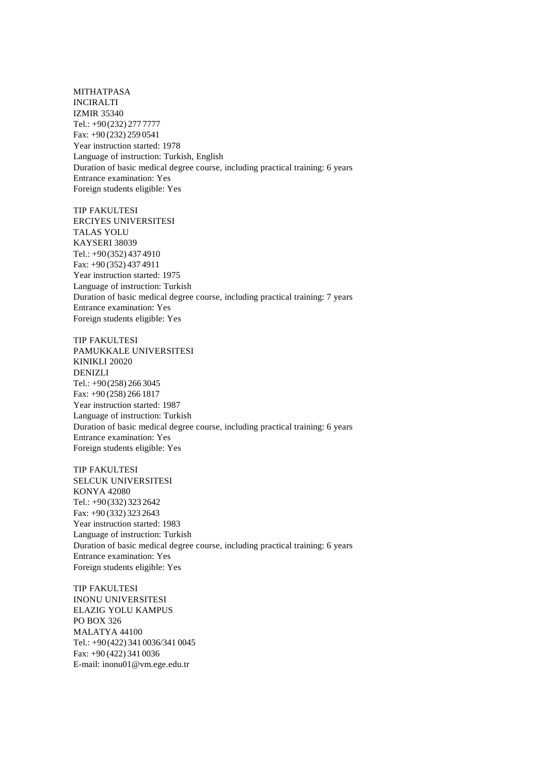MITHATPASA
INCIRALTI
IZMIR 35340
Tel.: +90 (232) 277 7777
Fax: +90 (232) 259 0541
Year instruction started: 1978
Language of instruction: Turkish, English
Duration of basic medical degree course, including practical training: 6 years
Entrance examination: Yes
Foreign students eligible: Yes

TIP FAKULTESI
ERCIYES UNIVERSITESI
TALAS YOLU
KAYSERI 38039
Tel.: +90 (352) 437 4910
Fax: +90 (352) 437 4911
Year instruction started: 1975
Language of instruction: Turkish
Duration of basic medical degree course, including practical training: 7 years
Entrance examination: Yes
Foreign students eligible: Yes

TIP FAKULTESI
PAMUKKALE UNIVERSITESI
KINIKLI 20020
DENIZLI
Tel.: +90 (258) 266 3045
Fax: +90 (258) 266 1817
Year instruction started: 1987
Language of instruction: Turkish
Duration of basic medical degree course, including practical training: 6 years
Entrance examination: Yes
Foreign students eligible: Yes

TIP FAKULTESI
SELCUK UNIVERSITESI
KONYA 42080
Tel.: +90 (332) 323 2642
Fax: +90 (332) 323 2643
Year instruction started: 1983
Language of instruction: Turkish
Duration of basic medical degree course, including practical training: 6 years
Entrance examination: Yes
Foreign students eligible: Yes

TIP FAKULTESI
INONU UNIVERSITESI
ELAZIG YOLU KAMPUS
PO BOX 326
MALATYA 44100
Tel.: +90 (422) 341 0036/341 0045
Fax: +90 (422) 341 0036
E-mail: inonu01@vm.ege.edu.tr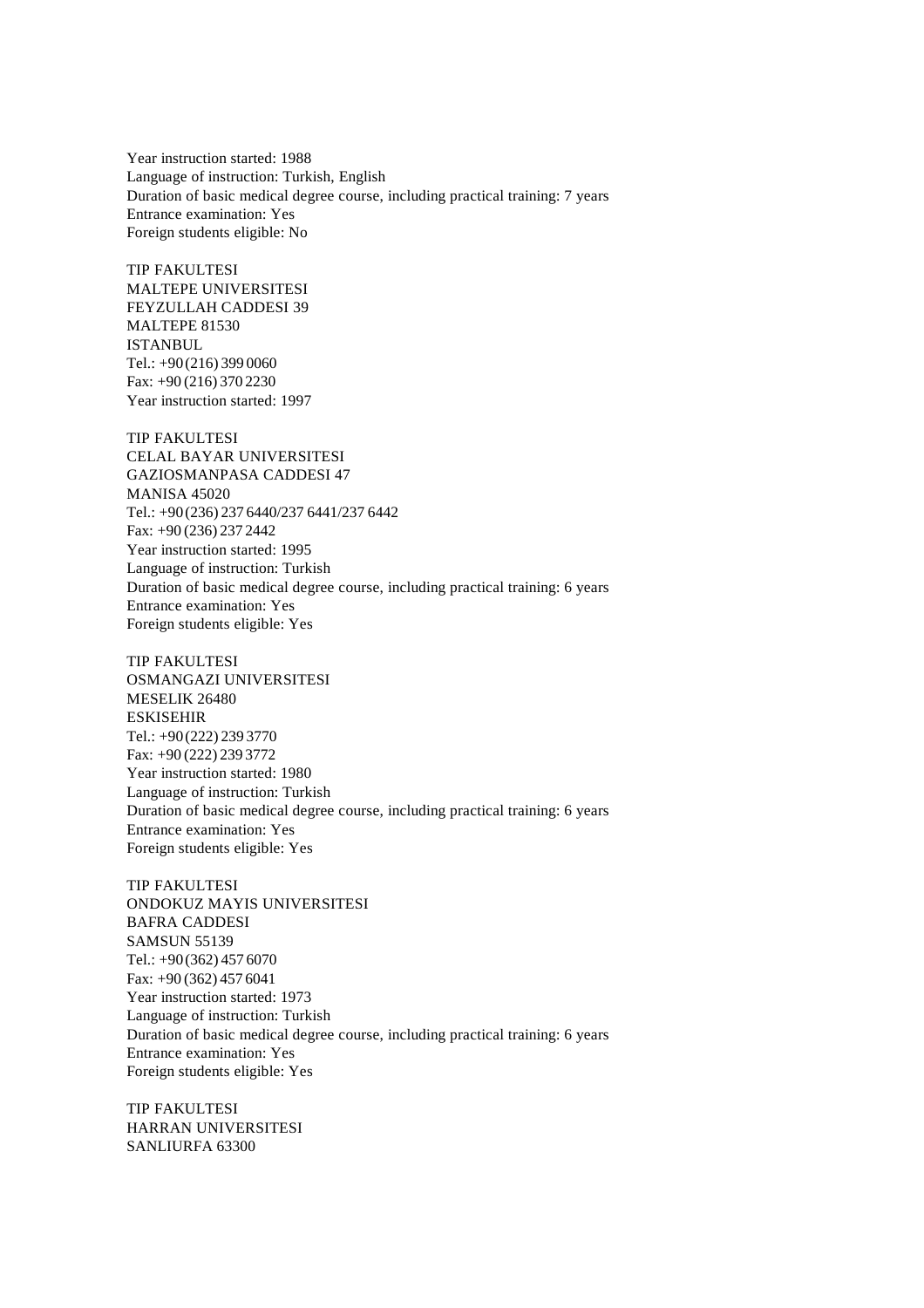Year instruction started: 1988
Language of instruction: Turkish, English
Duration of basic medical degree course, including practical training: 7 years
Entrance examination: Yes
Foreign students eligible: No

TIP FAKULTESI
MALTEPE UNIVERSITESI
FEYZULLAH CADDESI 39
MALTEPE 81530
ISTANBUL
Tel.: +90 (216) 399 0060
Fax: +90 (216) 370 2230
Year instruction started: 1997

TIP FAKULTESI
CELAL BAYAR UNIVERSITESI
GAZIOSMANPASA CADDESI 47
MANISA 45020
Tel.: +90 (236) 237 6440/237 6441/237 6442
Fax: +90 (236) 237 2442
Year instruction started: 1995
Language of instruction: Turkish
Duration of basic medical degree course, including practical training: 6 years
Entrance examination: Yes
Foreign students eligible: Yes

TIP FAKULTESI
OSMANGAZI UNIVERSITESI
MESELIK 26480
ESKISEHIR
Tel.: +90 (222) 239 3770
Fax: +90 (222) 239 3772
Year instruction started: 1980
Language of instruction: Turkish
Duration of basic medical degree course, including practical training: 6 years
Entrance examination: Yes
Foreign students eligible: Yes

TIP FAKULTESI
ONDOKUZ MAYIS UNIVERSITESI
BAFRA CADDESI
SAMSUN 55139
Tel.: +90 (362) 457 6070
Fax: +90 (362) 457 6041
Year instruction started: 1973
Language of instruction: Turkish
Duration of basic medical degree course, including practical training: 6 years
Entrance examination: Yes
Foreign students eligible: Yes

TIP FAKULTESI
HARRAN UNIVERSITESI
SANLIURFA 63300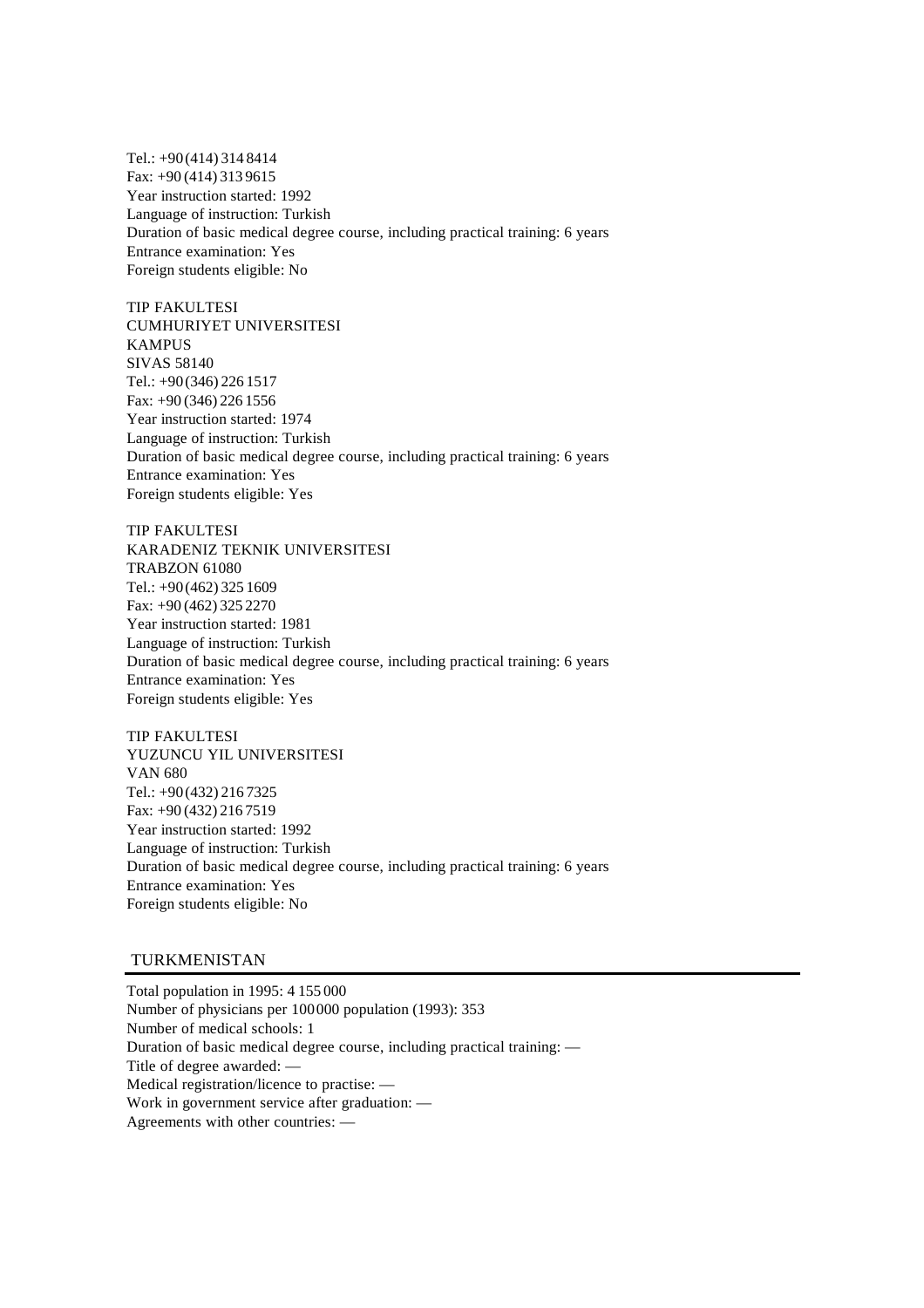Tel.: +90 (414) 314 8414
Fax: +90 (414) 313 9615
Year instruction started: 1992
Language of instruction: Turkish
Duration of basic medical degree course, including practical training: 6 years
Entrance examination: Yes
Foreign students eligible: No

TIP FAKULTESI
CUMHURIYET UNIVERSITESI
KAMPUS
SIVAS 58140
Tel.: +90 (346) 226 1517
Fax: +90 (346) 226 1556
Year instruction started: 1974
Language of instruction: Turkish
Duration of basic medical degree course, including practical training: 6 years
Entrance examination: Yes
Foreign students eligible: Yes

TIP FAKULTESI
KARADENIZ TEKNIK UNIVERSITESI
TRABZON 61080
Tel.: +90 (462) 325 1609
Fax: +90 (462) 325 2270
Year instruction started: 1981
Language of instruction: Turkish
Duration of basic medical degree course, including practical training: 6 years
Entrance examination: Yes
Foreign students eligible: Yes

TIP FAKULTESI
YUZUNCU YIL UNIVERSITESI
VAN 680
Tel.: +90 (432) 216 7325
Fax: +90 (432) 216 7519
Year instruction started: 1992
Language of instruction: Turkish
Duration of basic medical degree course, including practical training: 6 years
Entrance examination: Yes
Foreign students eligible: No

## TURKMENISTAN

Total population in 1995: 4 155 000
Number of physicians per 100 000 population (1993): 353
Number of medical schools: 1
Duration of basic medical degree course, including practical training: —
Title of degree awarded: —
Medical registration/licence to practise: —
Work in government service after graduation: —
Agreements with other countries: —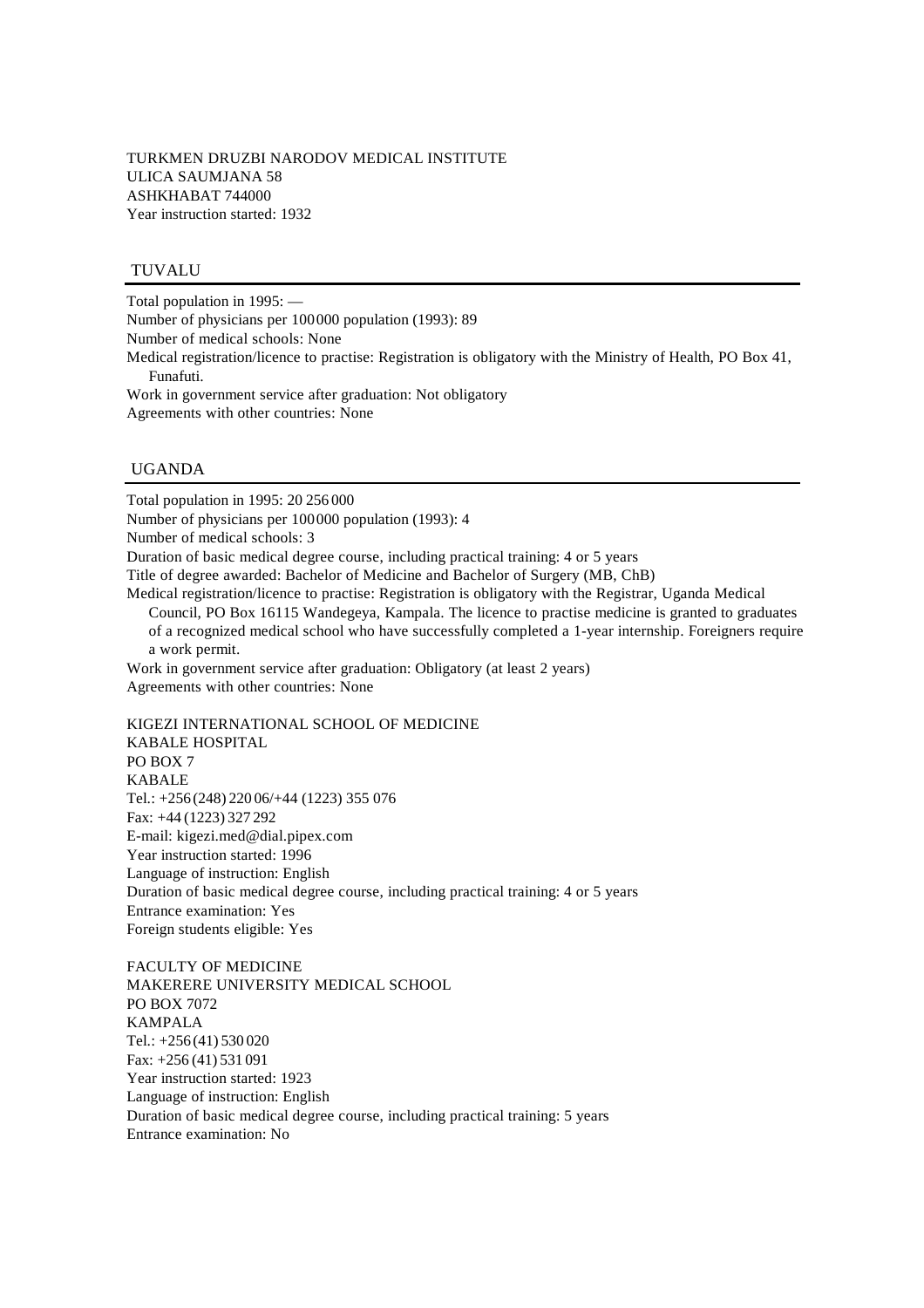TURKMEN DRUZBI NARODOV MEDICAL INSTITUTE
ULICA SAUMJANA 58
ASHKHABAT 744000
Year instruction started: 1932

## TUVALU

Total population in 1995: —
Number of physicians per 100 000 population (1993): 89
Number of medical schools: None
Medical registration/licence to practise: Registration is obligatory with the Ministry of Health, PO Box 41, Funafuti.
Work in government service after graduation: Not obligatory
Agreements with other countries: None

## UGANDA

Total population in 1995: 20 256 000
Number of physicians per 100 000 population (1993): 4
Number of medical schools: 3
Duration of basic medical degree course, including practical training: 4 or 5 years
Title of degree awarded: Bachelor of Medicine and Bachelor of Surgery (MB, ChB)
Medical registration/licence to practise: Registration is obligatory with the Registrar, Uganda Medical Council, PO Box 16115 Wandegeya, Kampala. The licence to practise medicine is granted to graduates of a recognized medical school who have successfully completed a 1-year internship. Foreigners require a work permit.
Work in government service after graduation: Obligatory (at least 2 years)
Agreements with other countries: None

KIGEZI INTERNATIONAL SCHOOL OF MEDICINE
KABALE HOSPITAL
PO BOX 7
KABALE
Tel.: +256 (248) 220 06/+44 (1223) 355 076
Fax: +44 (1223) 327 292
E-mail: kigezi.med@dial.pipex.com
Year instruction started: 1996
Language of instruction: English
Duration of basic medical degree course, including practical training: 4 or 5 years
Entrance examination: Yes
Foreign students eligible: Yes

FACULTY OF MEDICINE
MAKERERE UNIVERSITY MEDICAL SCHOOL
PO BOX 7072
KAMPALA
Tel.: +256 (41) 530 020
Fax: +256 (41) 531 091
Year instruction started: 1923
Language of instruction: English
Duration of basic medical degree course, including practical training: 5 years
Entrance examination: No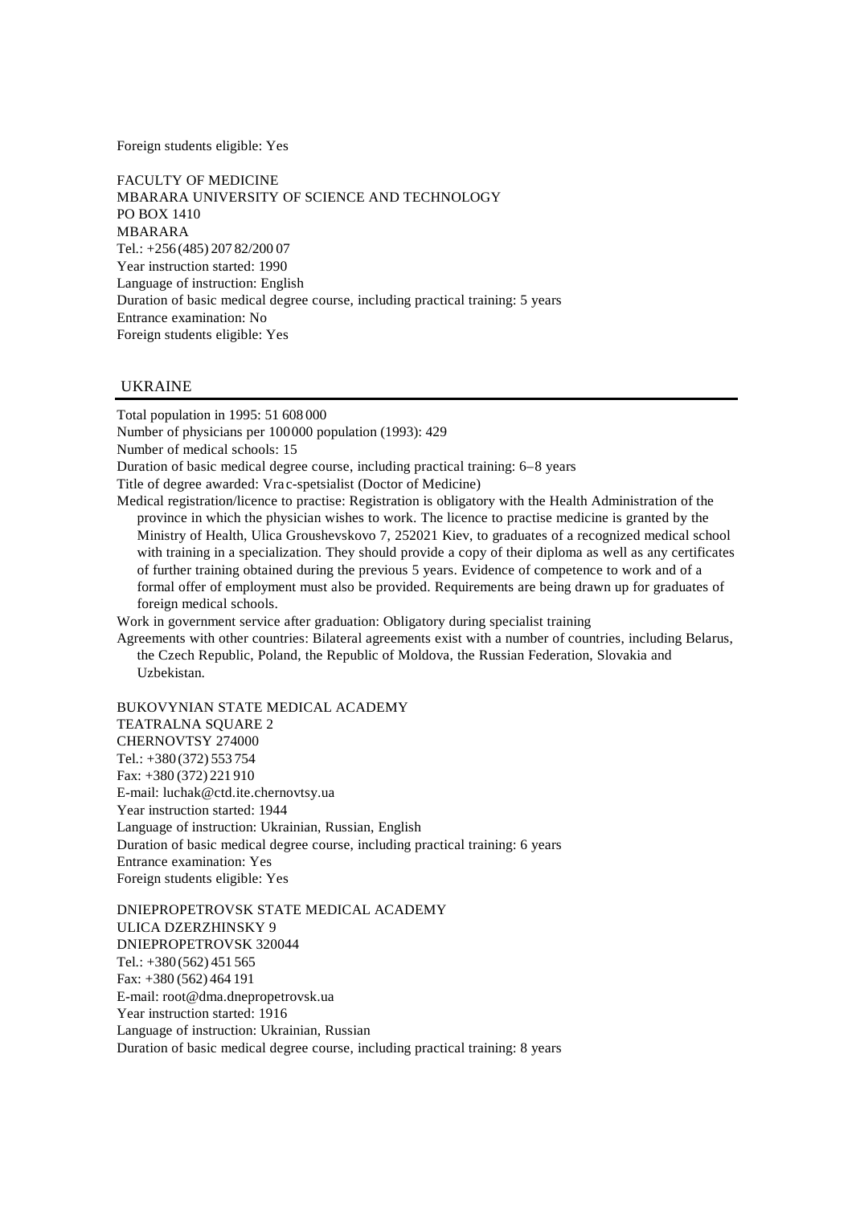Foreign students eligible: Yes

FACULTY OF MEDICINE
MBARARA UNIVERSITY OF SCIENCE AND TECHNOLOGY
PO BOX 1410
MBARARA
Tel.: +256 (485) 207 82/200 07
Year instruction started: 1990
Language of instruction: English
Duration of basic medical degree course, including practical training: 5 years
Entrance examination: No
Foreign students eligible: Yes

## UKRAINE

Total population in 1995: 51 608 000
Number of physicians per 100 000 population (1993): 429
Number of medical schools: 15
Duration of basic medical degree course, including practical training: 6–8 years
Title of degree awarded: Vrac-spetsialist (Doctor of Medicine)
Medical registration/licence to practise: Registration is obligatory with the Health Administration of the province in which the physician wishes to work. The licence to practise medicine is granted by the Ministry of Health, Ulica Groushevskovo 7, 252021 Kiev, to graduates of a recognized medical school with training in a specialization. They should provide a copy of their diploma as well as any certificates of further training obtained during the previous 5 years. Evidence of competence to work and of a formal offer of employment must also be provided. Requirements are being drawn up for graduates of foreign medical schools.
Work in government service after graduation: Obligatory during specialist training
Agreements with other countries: Bilateral agreements exist with a number of countries, including Belarus, the Czech Republic, Poland, the Republic of Moldova, the Russian Federation, Slovakia and Uzbekistan.

BUKOVYNIAN STATE MEDICAL ACADEMY
TEATRALNA SQUARE 2
CHERNOVTSY 274000
Tel.: +380 (372) 553 754
Fax: +380 (372) 221 910
E-mail: luchak@ctd.ite.chernovtsy.ua
Year instruction started: 1944
Language of instruction: Ukrainian, Russian, English
Duration of basic medical degree course, including practical training: 6 years
Entrance examination: Yes
Foreign students eligible: Yes

DNIEPROPETROVSK STATE MEDICAL ACADEMY
ULICA DZERZHINSKY 9
DNIEPROPETROVSK 320044
Tel.: +380 (562) 451 565
Fax: +380 (562) 464 191
E-mail: root@dma.dnepropetrovsk.ua
Year instruction started: 1916
Language of instruction: Ukrainian, Russian
Duration of basic medical degree course, including practical training: 8 years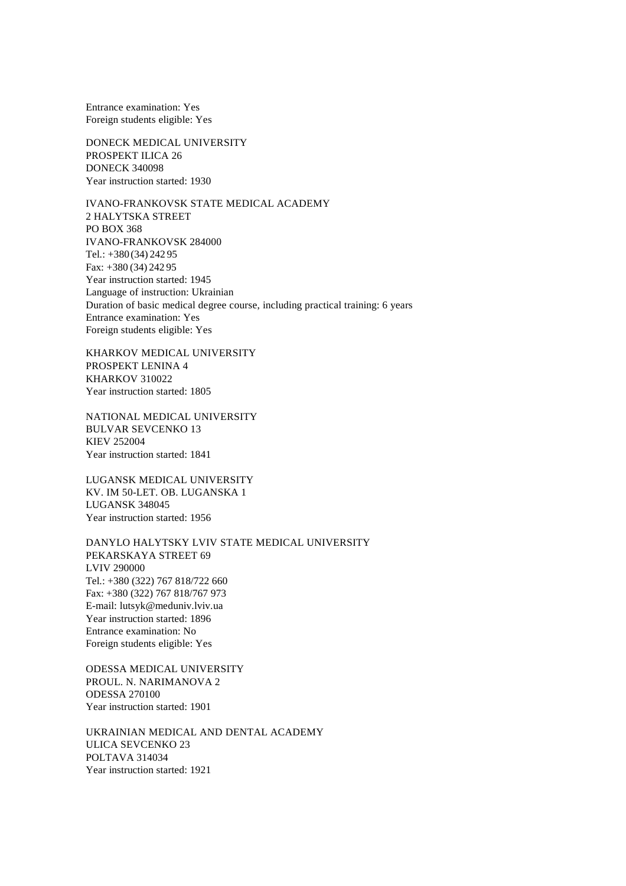Entrance examination: Yes
Foreign students eligible: Yes

DONECK MEDICAL UNIVERSITY
PROSPEKT ILICA 26
DONECK 340098
Year instruction started: 1930

IVANO-FRANKOVSK STATE MEDICAL ACADEMY
2 HALYTSKA STREET
PO BOX 368
IVANO-FRANKOVSK 284000
Tel.: +380 (34) 242 95
Fax: +380 (34) 242 95
Year instruction started: 1945
Language of instruction: Ukrainian
Duration of basic medical degree course, including practical training: 6 years
Entrance examination: Yes
Foreign students eligible: Yes

KHARKOV MEDICAL UNIVERSITY
PROSPEKT LENINA 4
KHARKOV 310022
Year instruction started: 1805

NATIONAL MEDICAL UNIVERSITY
BULVAR SEVCENKO 13
KIEV 252004
Year instruction started: 1841

LUGANSK MEDICAL UNIVERSITY
KV. IM 50-LET. OB. LUGANSKA 1
LUGANSK 348045
Year instruction started: 1956

DANYLO HALYTSKY LVIV STATE MEDICAL UNIVERSITY
PEKARSKAYA STREET 69
LVIV 290000
Tel.: +380 (322) 767 818/722 660
Fax: +380 (322) 767 818/767 973
E-mail: lutsyk@meduniv.lviv.ua
Year instruction started: 1896
Entrance examination: No
Foreign students eligible: Yes

ODESSA MEDICAL UNIVERSITY
PROUL. N. NARIMANOVA 2
ODESSA 270100
Year instruction started: 1901

UKRAINIAN MEDICAL AND DENTAL ACADEMY
ULICA SEVCENKO 23
POLTAVA 314034
Year instruction started: 1921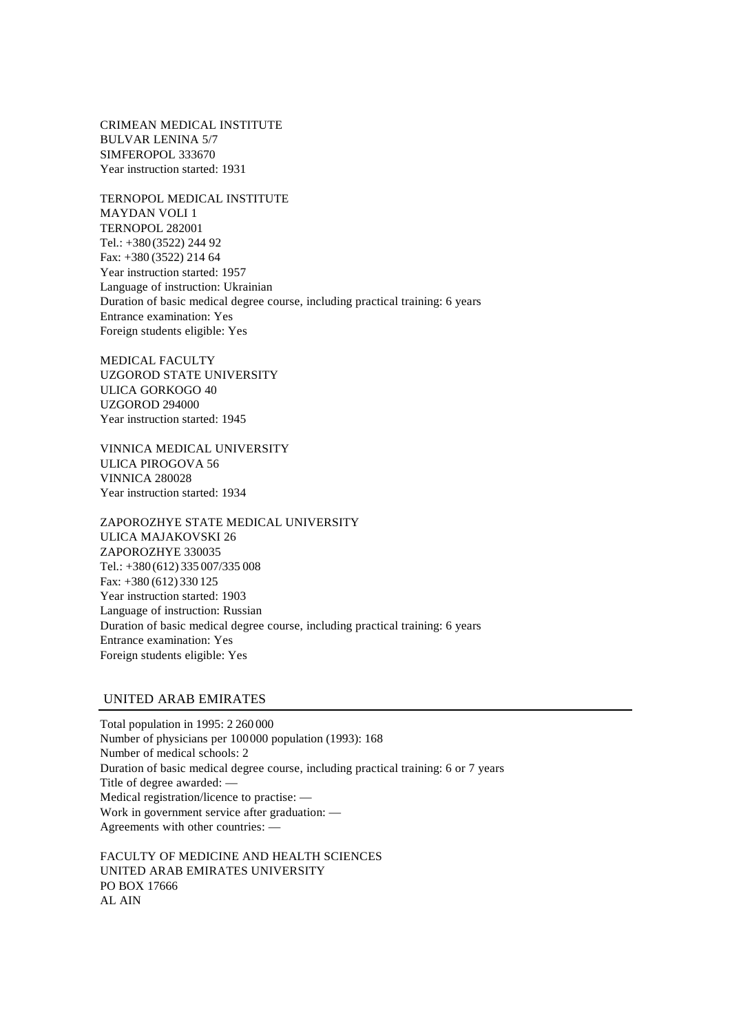CRIMEAN MEDICAL INSTITUTE
BULVAR LENINA 5/7
SIMFEROPOL 333670
Year instruction started: 1931

TERNOPOL MEDICAL INSTITUTE
MAYDAN VOLI 1
TERNOPOL 282001
Tel.: +380 (3522) 244 92
Fax: +380 (3522) 214 64
Year instruction started: 1957
Language of instruction: Ukrainian
Duration of basic medical degree course, including practical training: 6 years
Entrance examination: Yes
Foreign students eligible: Yes

MEDICAL FACULTY
UZGOROD STATE UNIVERSITY
ULICA GORKOGO 40
UZGOROD 294000
Year instruction started: 1945

VINNICA MEDICAL UNIVERSITY
ULICA PIROGOVA 56
VINNICA 280028
Year instruction started: 1934

ZAPOROZHYE STATE MEDICAL UNIVERSITY
ULICA MAJAKOVSKI 26
ZAPOROZHYE 330035
Tel.: +380 (612) 335 007/335 008
Fax: +380 (612) 330 125
Year instruction started: 1903
Language of instruction: Russian
Duration of basic medical degree course, including practical training: 6 years
Entrance examination: Yes
Foreign students eligible: Yes

## UNITED ARAB EMIRATES

Total population in 1995: 2 260 000
Number of physicians per 100 000 population (1993): 168
Number of medical schools: 2
Duration of basic medical degree course, including practical training: 6 or 7 years
Title of degree awarded: —
Medical registration/licence to practise: —
Work in government service after graduation: —
Agreements with other countries: —

FACULTY OF MEDICINE AND HEALTH SCIENCES
UNITED ARAB EMIRATES UNIVERSITY
PO BOX 17666
AL AIN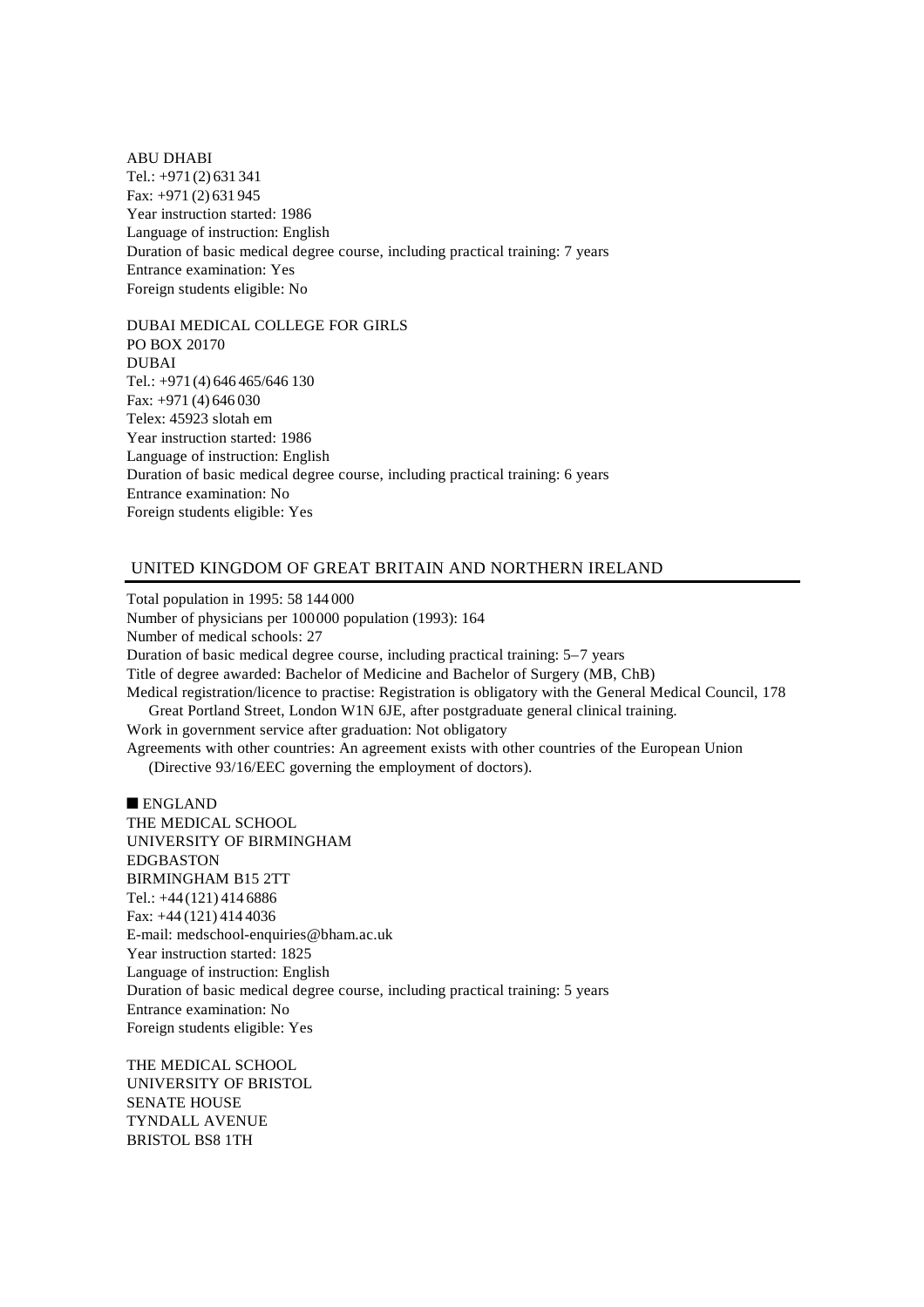ABU DHABI
Tel.: +971 (2) 631 341
Fax: +971 (2) 631 945
Year instruction started: 1986
Language of instruction: English
Duration of basic medical degree course, including practical training: 7 years
Entrance examination: Yes
Foreign students eligible: No

DUBAI MEDICAL COLLEGE FOR GIRLS
PO BOX 20170
DUBAI
Tel.: +971 (4) 646 465/646 130
Fax: +971 (4) 646 030
Telex: 45923 slotah em
Year instruction started: 1986
Language of instruction: English
Duration of basic medical degree course, including practical training: 6 years
Entrance examination: No
Foreign students eligible: Yes

## UNITED KINGDOM OF GREAT BRITAIN AND NORTHERN IRELAND

Total population in 1995: 58 144 000
Number of physicians per 100 000 population (1993): 164
Number of medical schools: 27
Duration of basic medical degree course, including practical training: 5–7 years
Title of degree awarded: Bachelor of Medicine and Bachelor of Surgery (MB, ChB)
Medical registration/licence to practise: Registration is obligatory with the General Medical Council, 178 Great Portland Street, London W1N 6JE, after postgraduate general clinical training.
Work in government service after graduation: Not obligatory
Agreements with other countries: An agreement exists with other countries of the European Union (Directive 93/16/EEC governing the employment of doctors).

### ■ ENGLAND

THE MEDICAL SCHOOL
UNIVERSITY OF BIRMINGHAM
EDGBASTON
BIRMINGHAM B15 2TT
Tel.: +44 (121) 414 6886
Fax: +44 (121) 414 4036
E-mail: medschool-enquiries@bham.ac.uk
Year instruction started: 1825
Language of instruction: English
Duration of basic medical degree course, including practical training: 5 years
Entrance examination: No
Foreign students eligible: Yes

THE MEDICAL SCHOOL
UNIVERSITY OF BRISTOL
SENATE HOUSE
TYNDALL AVENUE
BRISTOL BS8 1TH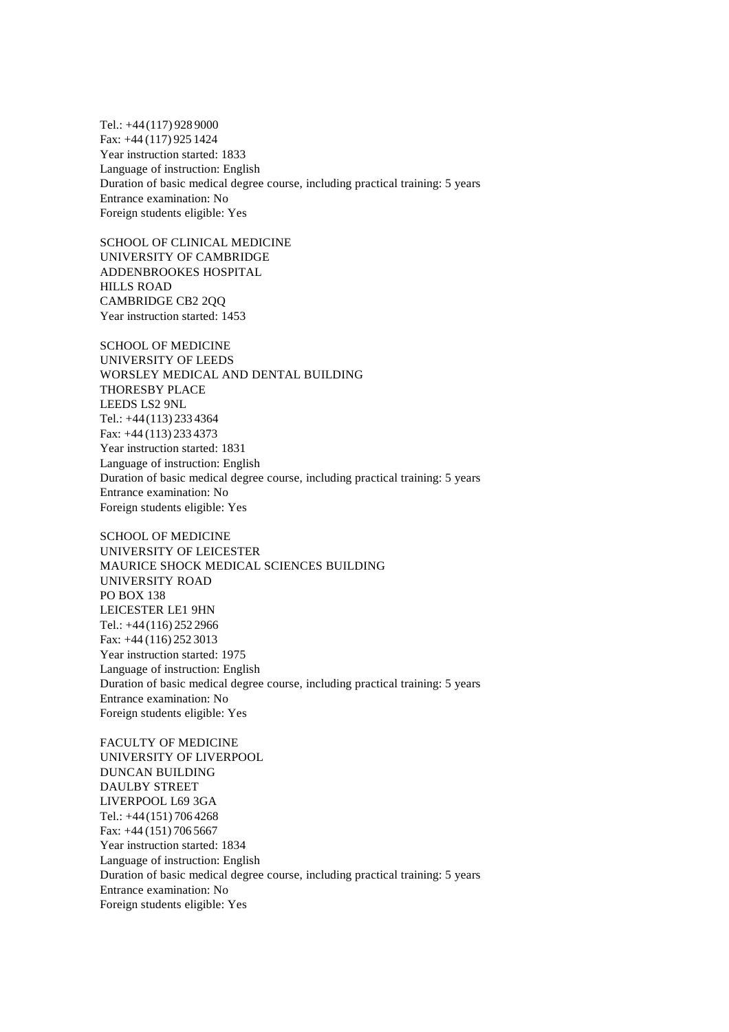Tel.: +44 (117) 928 9000
Fax: +44 (117) 925 1424
Year instruction started: 1833
Language of instruction: English
Duration of basic medical degree course, including practical training: 5 years
Entrance examination: No
Foreign students eligible: Yes

SCHOOL OF CLINICAL MEDICINE
UNIVERSITY OF CAMBRIDGE
ADDENBROOKES HOSPITAL
HILLS ROAD
CAMBRIDGE CB2 2QQ
Year instruction started: 1453

SCHOOL OF MEDICINE
UNIVERSITY OF LEEDS
WORSLEY MEDICAL AND DENTAL BUILDING
THORESBY PLACE
LEEDS LS2 9NL
Tel.: +44 (113) 233 4364
Fax: +44 (113) 233 4373
Year instruction started: 1831
Language of instruction: English
Duration of basic medical degree course, including practical training: 5 years
Entrance examination: No
Foreign students eligible: Yes

SCHOOL OF MEDICINE
UNIVERSITY OF LEICESTER
MAURICE SHOCK MEDICAL SCIENCES BUILDING
UNIVERSITY ROAD
PO BOX 138
LEICESTER LE1 9HN
Tel.: +44 (116) 252 2966
Fax: +44 (116) 252 3013
Year instruction started: 1975
Language of instruction: English
Duration of basic medical degree course, including practical training: 5 years
Entrance examination: No
Foreign students eligible: Yes

FACULTY OF MEDICINE
UNIVERSITY OF LIVERPOOL
DUNCAN BUILDING
DAULBY STREET
LIVERPOOL L69 3GA
Tel.: +44 (151) 706 4268
Fax: +44 (151) 706 5667
Year instruction started: 1834
Language of instruction: English
Duration of basic medical degree course, including practical training: 5 years
Entrance examination: No
Foreign students eligible: Yes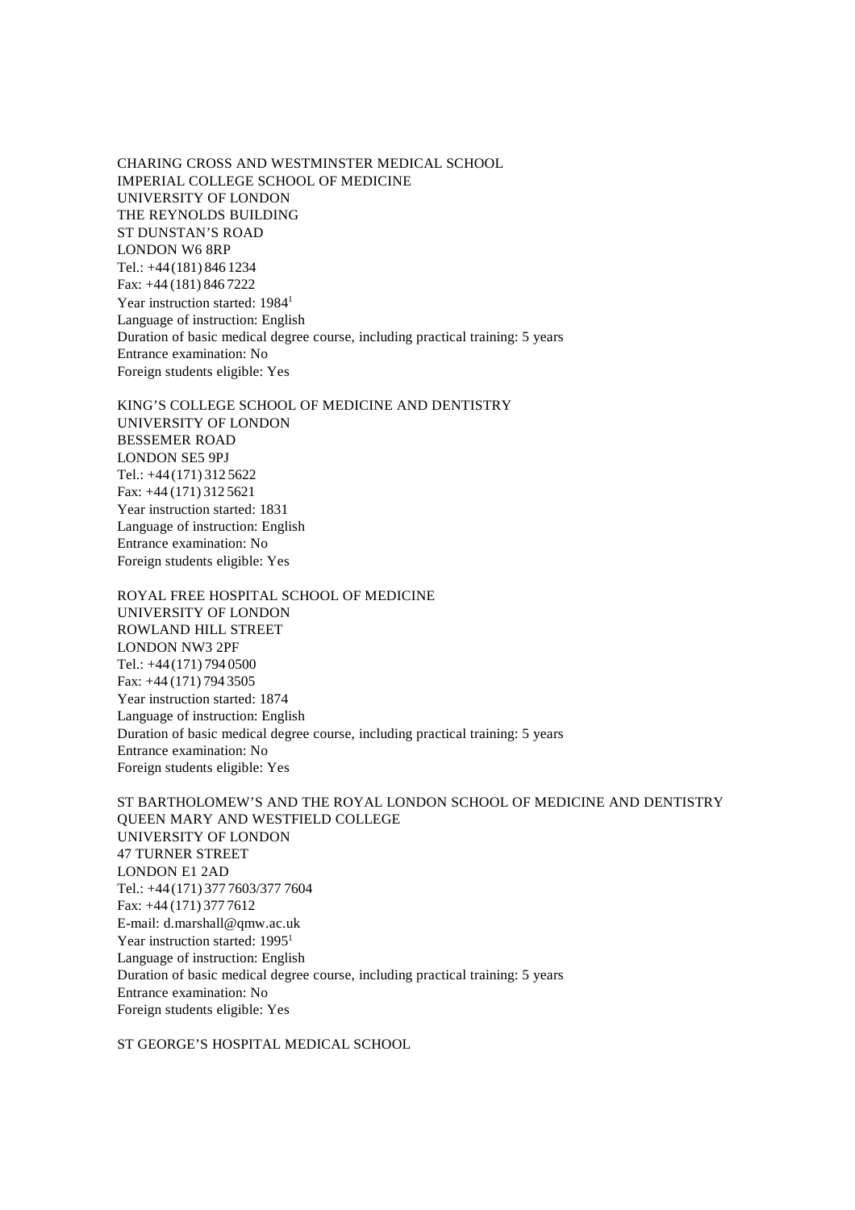CHARING CROSS AND WESTMINSTER MEDICAL SCHOOL
IMPERIAL COLLEGE SCHOOL OF MEDICINE
UNIVERSITY OF LONDON
THE REYNOLDS BUILDING
ST DUNSTAN'S ROAD
LONDON W6 8RP
Tel.: +44 (181) 846 1234
Fax: +44 (181) 846 7222
Year instruction started: 1984[1]
Language of instruction: English
Duration of basic medical degree course, including practical training: 5 years
Entrance examination: No
Foreign students eligible: Yes

KING'S COLLEGE SCHOOL OF MEDICINE AND DENTISTRY
UNIVERSITY OF LONDON
BESSEMER ROAD
LONDON SE5 9PJ
Tel.: +44 (171) 312 5622
Fax: +44 (171) 312 5621
Year instruction started: 1831
Language of instruction: English
Entrance examination: No
Foreign students eligible: Yes

ROYAL FREE HOSPITAL SCHOOL OF MEDICINE
UNIVERSITY OF LONDON
ROWLAND HILL STREET
LONDON NW3 2PF
Tel.: +44 (171) 794 0500
Fax: +44 (171) 794 3505
Year instruction started: 1874
Language of instruction: English
Duration of basic medical degree course, including practical training: 5 years
Entrance examination: No
Foreign students eligible: Yes

ST BARTHOLOMEW'S AND THE ROYAL LONDON SCHOOL OF MEDICINE AND DENTISTRY
QUEEN MARY AND WESTFIELD COLLEGE
UNIVERSITY OF LONDON
47 TURNER STREET
LONDON E1 2AD
Tel.: +44 (171) 377 7603/377 7604
Fax: +44 (171) 377 7612
E-mail: d.marshall@qmw.ac.uk
Year instruction started: 1995[1]
Language of instruction: English
Duration of basic medical degree course, including practical training: 5 years
Entrance examination: No
Foreign students eligible: Yes

ST GEORGE'S HOSPITAL MEDICAL SCHOOL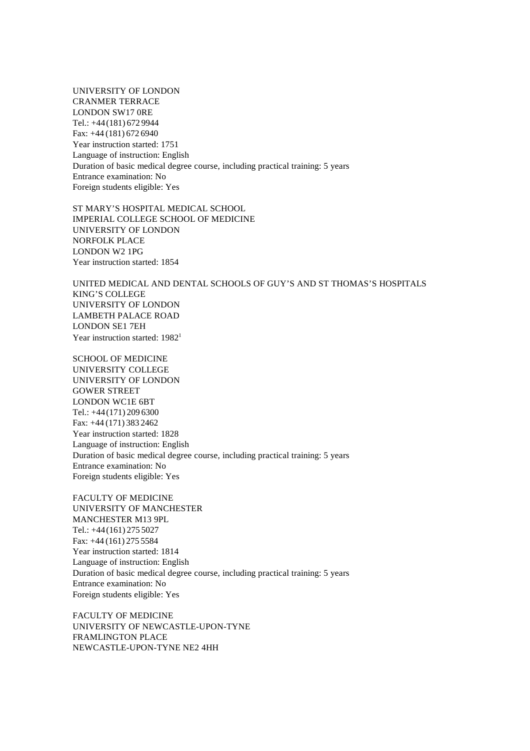UNIVERSITY OF LONDON
CRANMER TERRACE
LONDON SW17 0RE
Tel.: +44 (181) 672 9944
Fax: +44 (181) 672 6940
Year instruction started: 1751
Language of instruction: English
Duration of basic medical degree course, including practical training: 5 years
Entrance examination: No
Foreign students eligible: Yes

ST MARY'S HOSPITAL MEDICAL SCHOOL
IMPERIAL COLLEGE SCHOOL OF MEDICINE
UNIVERSITY OF LONDON
NORFOLK PLACE
LONDON W2 1PG
Year instruction started: 1854

UNITED MEDICAL AND DENTAL SCHOOLS OF GUY'S AND ST THOMAS'S HOSPITALS
KING'S COLLEGE
UNIVERSITY OF LONDON
LAMBETH PALACE ROAD
LONDON SE1 7EH
Year instruction started: 1982[1]

SCHOOL OF MEDICINE
UNIVERSITY COLLEGE
UNIVERSITY OF LONDON
GOWER STREET
LONDON WC1E 6BT
Tel.: +44 (171) 209 6300
Fax: +44 (171) 383 2462
Year instruction started: 1828
Language of instruction: English
Duration of basic medical degree course, including practical training: 5 years
Entrance examination: No
Foreign students eligible: Yes

FACULTY OF MEDICINE
UNIVERSITY OF MANCHESTER
MANCHESTER M13 9PL
Tel.: +44 (161) 275 5027
Fax: +44 (161) 275 5584
Year instruction started: 1814
Language of instruction: English
Duration of basic medical degree course, including practical training: 5 years
Entrance examination: No
Foreign students eligible: Yes

FACULTY OF MEDICINE
UNIVERSITY OF NEWCASTLE-UPON-TYNE
FRAMLINGTON PLACE
NEWCASTLE-UPON-TYNE NE2 4HH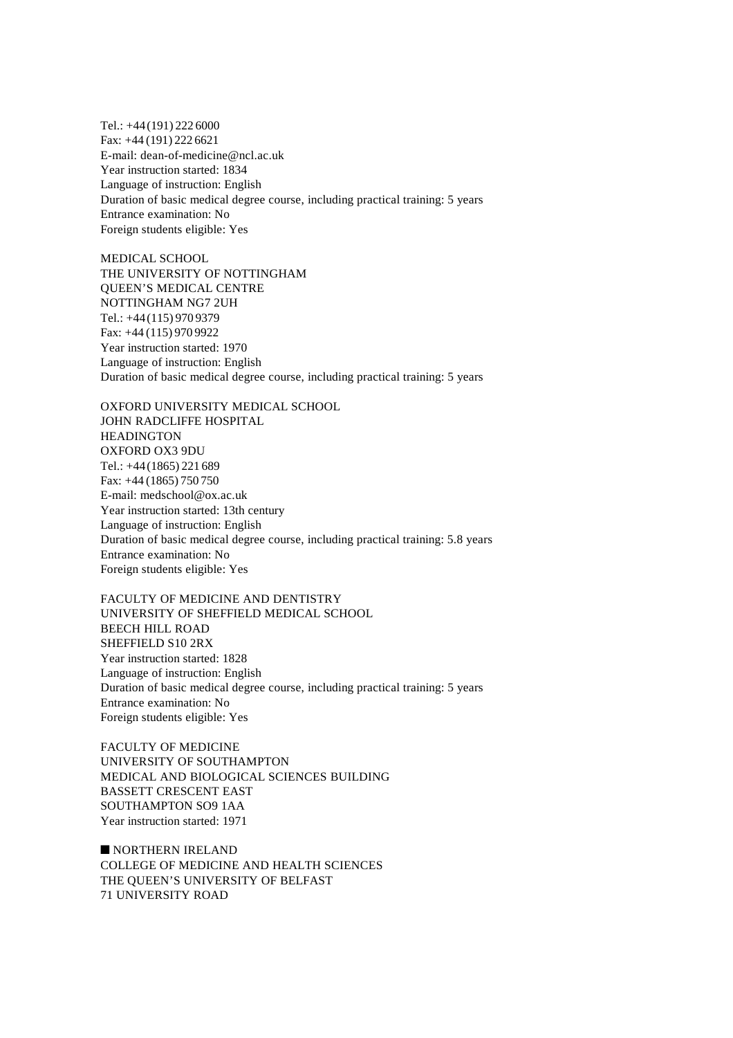Tel.: +44 (191) 222 6000
Fax: +44 (191) 222 6621
E-mail: dean-of-medicine@ncl.ac.uk
Year instruction started: 1834
Language of instruction: English
Duration of basic medical degree course, including practical training: 5 years
Entrance examination: No
Foreign students eligible: Yes

MEDICAL SCHOOL
THE UNIVERSITY OF NOTTINGHAM
QUEEN'S MEDICAL CENTRE
NOTTINGHAM NG7 2UH
Tel.: +44 (115) 970 9379
Fax: +44 (115) 970 9922
Year instruction started: 1970
Language of instruction: English
Duration of basic medical degree course, including practical training: 5 years

OXFORD UNIVERSITY MEDICAL SCHOOL
JOHN RADCLIFFE HOSPITAL
HEADINGTON
OXFORD OX3 9DU
Tel.: +44 (1865) 221 689
Fax: +44 (1865) 750 750
E-mail: medschool@ox.ac.uk
Year instruction started: 13th century
Language of instruction: English
Duration of basic medical degree course, including practical training: 5.8 years
Entrance examination: No
Foreign students eligible: Yes

FACULTY OF MEDICINE AND DENTISTRY
UNIVERSITY OF SHEFFIELD MEDICAL SCHOOL
BEECH HILL ROAD
SHEFFIELD S10 2RX
Year instruction started: 1828
Language of instruction: English
Duration of basic medical degree course, including practical training: 5 years
Entrance examination: No
Foreign students eligible: Yes

FACULTY OF MEDICINE
UNIVERSITY OF SOUTHAMPTON
MEDICAL AND BIOLOGICAL SCIENCES BUILDING
BASSETT CRESCENT EAST
SOUTHAMPTON SO9 1AA
Year instruction started: 1971

■ NORTHERN IRELAND

COLLEGE OF MEDICINE AND HEALTH SCIENCES
THE QUEEN'S UNIVERSITY OF BELFAST
71 UNIVERSITY ROAD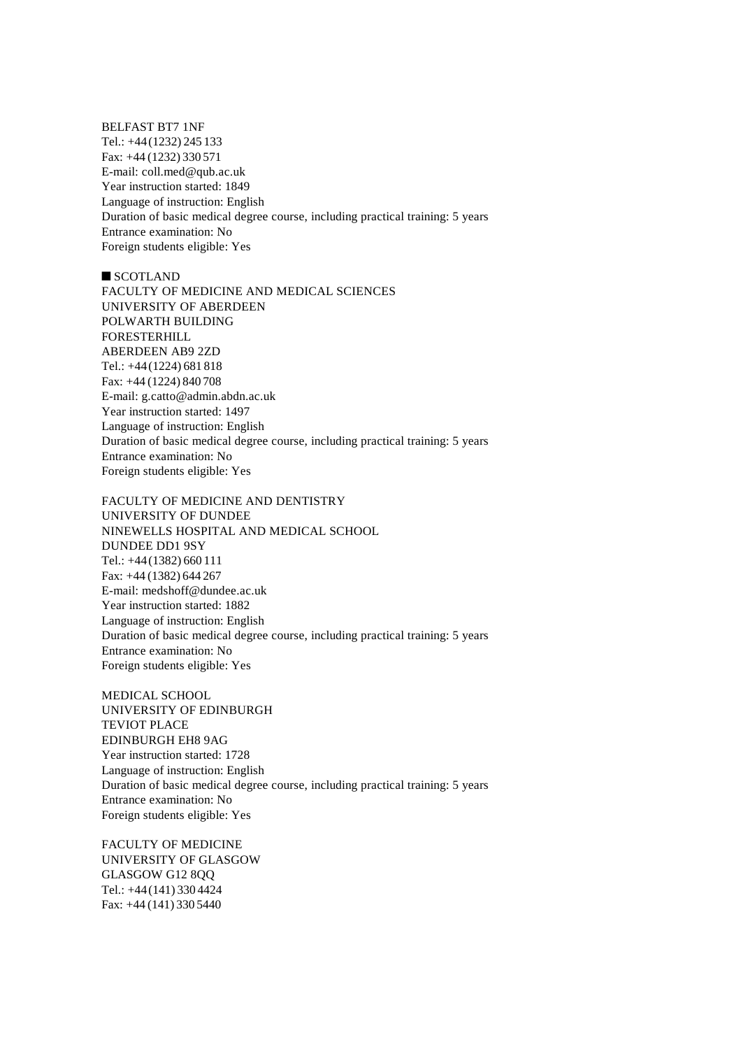BELFAST BT7 1NF
Tel.: +44 (1232) 245 133
Fax: +44 (1232) 330 571
E-mail: coll.med@qub.ac.uk
Year instruction started: 1849
Language of instruction: English
Duration of basic medical degree course, including practical training: 5 years
Entrance examination: No
Foreign students eligible: Yes

## ■ SCOTLAND

FACULTY OF MEDICINE AND MEDICAL SCIENCES
UNIVERSITY OF ABERDEEN
POLWARTH BUILDING
FORESTERHILL
ABERDEEN AB9 2ZD
Tel.: +44 (1224) 681 818
Fax: +44 (1224) 840 708
E-mail: g.catto@admin.abdn.ac.uk
Year instruction started: 1497
Language of instruction: English
Duration of basic medical degree course, including practical training: 5 years
Entrance examination: No
Foreign students eligible: Yes

FACULTY OF MEDICINE AND DENTISTRY
UNIVERSITY OF DUNDEE
NINEWELLS HOSPITAL AND MEDICAL SCHOOL
DUNDEE DD1 9SY
Tel.: +44 (1382) 660 111
Fax: +44 (1382) 644 267
E-mail: medshoff@dundee.ac.uk
Year instruction started: 1882
Language of instruction: English
Duration of basic medical degree course, including practical training: 5 years
Entrance examination: No
Foreign students eligible: Yes

MEDICAL SCHOOL
UNIVERSITY OF EDINBURGH
TEVIOT PLACE
EDINBURGH EH8 9AG
Year instruction started: 1728
Language of instruction: English
Duration of basic medical degree course, including practical training: 5 years
Entrance examination: No
Foreign students eligible: Yes

FACULTY OF MEDICINE
UNIVERSITY OF GLASGOW
GLASGOW G12 8QQ
Tel.: +44 (141) 330 4424
Fax: +44 (141) 330 5440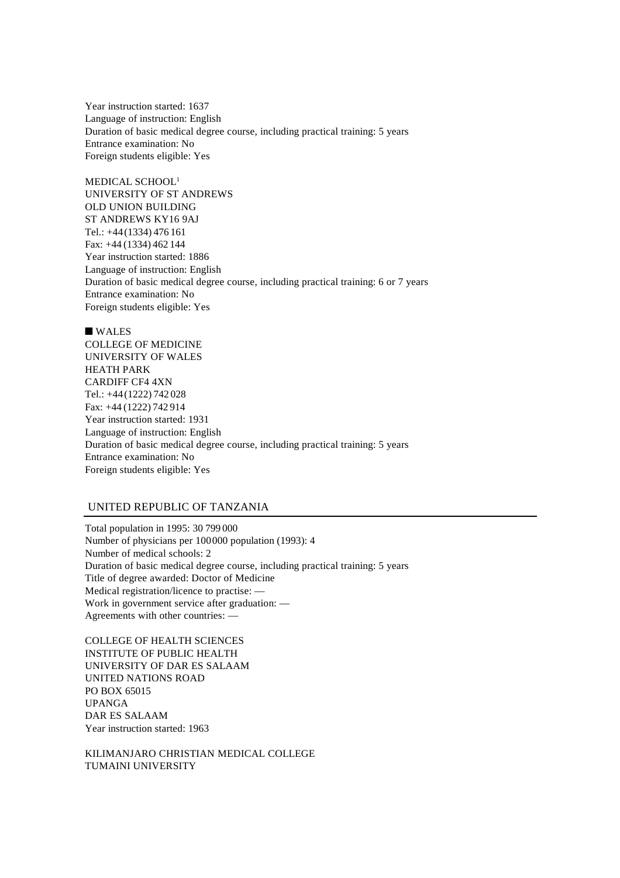Year instruction started: 1637
Language of instruction: English
Duration of basic medical degree course, including practical training: 5 years
Entrance examination: No
Foreign students eligible: Yes

MEDICAL SCHOOL[1]
UNIVERSITY OF ST ANDREWS
OLD UNION BUILDING
ST ANDREWS KY16 9AJ
Tel.: +44 (1334) 476 161
Fax: +44 (1334) 462 144
Year instruction started: 1886
Language of instruction: English
Duration of basic medical degree course, including practical training: 6 or 7 years
Entrance examination: No
Foreign students eligible: Yes

### ■ WALES

COLLEGE OF MEDICINE
UNIVERSITY OF WALES
HEATH PARK
CARDIFF CF4 4XN
Tel.: +44 (1222) 742 028
Fax: +44 (1222) 742 914
Year instruction started: 1931
Language of instruction: English
Duration of basic medical degree course, including practical training: 5 years
Entrance examination: No
Foreign students eligible: Yes

## UNITED REPUBLIC OF TANZANIA

Total population in 1995: 30 799 000
Number of physicians per 100 000 population (1993): 4
Number of medical schools: 2
Duration of basic medical degree course, including practical training: 5 years
Title of degree awarded: Doctor of Medicine
Medical registration/licence to practise: —
Work in government service after graduation: —
Agreements with other countries: —

COLLEGE OF HEALTH SCIENCES
INSTITUTE OF PUBLIC HEALTH
UNIVERSITY OF DAR ES SALAAM
UNITED NATIONS ROAD
PO BOX 65015
UPANGA
DAR ES SALAAM
Year instruction started: 1963

KILIMANJARO CHRISTIAN MEDICAL COLLEGE
TUMAINI UNIVERSITY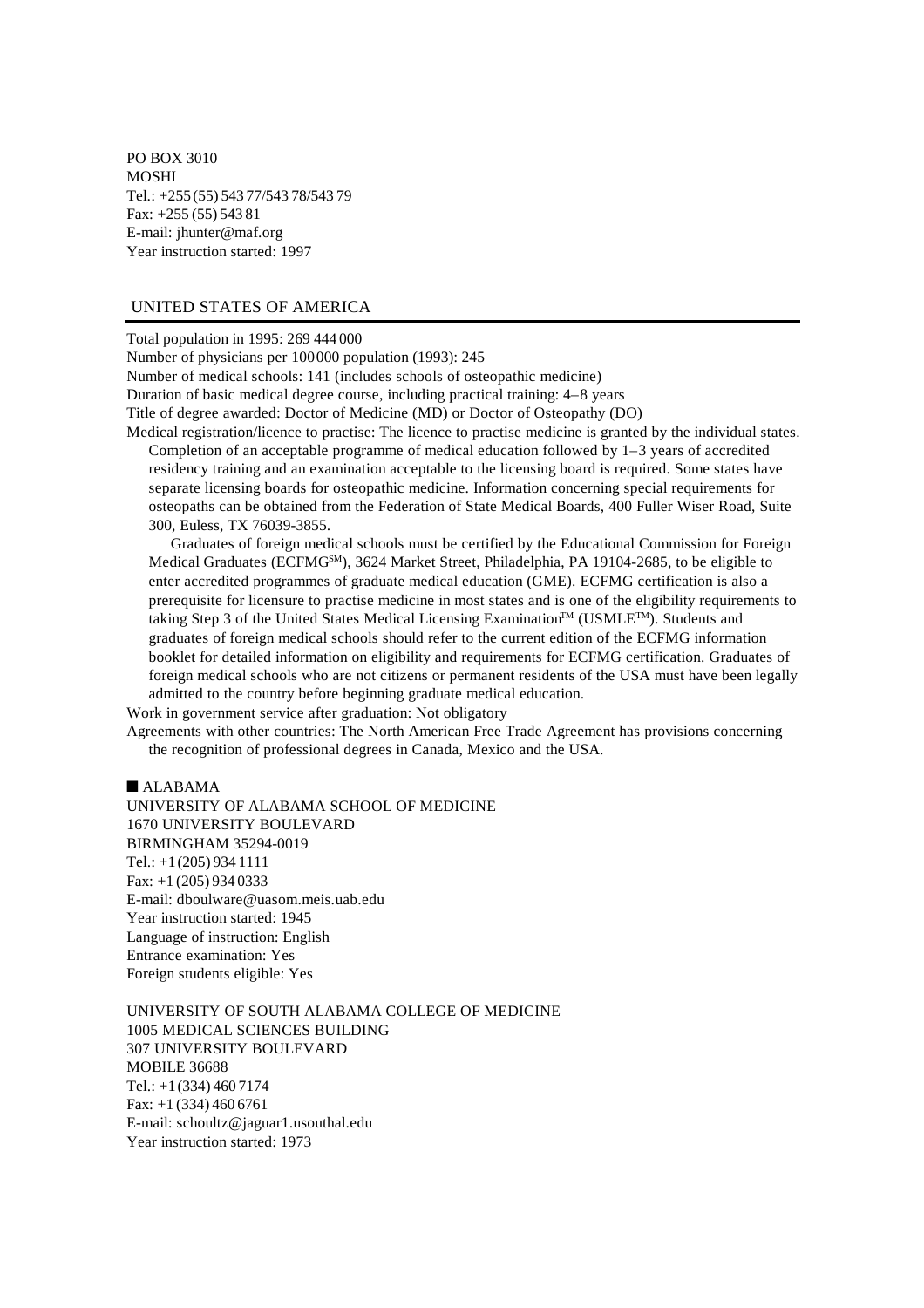PO BOX 3010
MOSHI
Tel.: +255 (55) 543 77/543 78/543 79
Fax: +255 (55) 543 81
E-mail: jhunter@maf.org
Year instruction started: 1997

## UNITED STATES OF AMERICA

Total population in 1995: 269 444 000
Number of physicians per 100 000 population (1993): 245
Number of medical schools: 141 (includes schools of osteopathic medicine)
Duration of basic medical degree course, including practical training: 4–8 years
Title of degree awarded: Doctor of Medicine (MD) or Doctor of Osteopathy (DO)
Medical registration/licence to practise: The licence to practise medicine is granted by the individual states. Completion of an acceptable programme of medical education followed by 1–3 years of accredited residency training and an examination acceptable to the licensing board is required. Some states have separate licensing boards for osteopathic medicine. Information concerning special requirements for osteopaths can be obtained from the Federation of State Medical Boards, 400 Fuller Wiser Road, Suite 300, Euless, TX 76039-3855.

Graduates of foreign medical schools must be certified by the Educational Commission for Foreign Medical Graduates (ECFMG℠), 3624 Market Street, Philadelphia, PA 19104-2685, to be eligible to enter accredited programmes of graduate medical education (GME). ECFMG certification is also a prerequisite for licensure to practise medicine in most states and is one of the eligibility requirements to taking Step 3 of the United States Medical Licensing Examination™ (USMLE™). Students and graduates of foreign medical schools should refer to the current edition of the ECFMG information booklet for detailed information on eligibility and requirements for ECFMG certification. Graduates of foreign medical schools who are not citizens or permanent residents of the USA must have been legally admitted to the country before beginning graduate medical education.

Work in government service after graduation: Not obligatory
Agreements with other countries: The North American Free Trade Agreement has provisions concerning the recognition of professional degrees in Canada, Mexico and the USA.

### ■ ALABAMA

UNIVERSITY OF ALABAMA SCHOOL OF MEDICINE
1670 UNIVERSITY BOULEVARD
BIRMINGHAM 35294-0019
Tel.: +1 (205) 934 1111
Fax: +1 (205) 934 0333
E-mail: dboulware@uasom.meis.uab.edu
Year instruction started: 1945
Language of instruction: English
Entrance examination: Yes
Foreign students eligible: Yes

UNIVERSITY OF SOUTH ALABAMA COLLEGE OF MEDICINE
1005 MEDICAL SCIENCES BUILDING
307 UNIVERSITY BOULEVARD
MOBILE 36688
Tel.: +1 (334) 460 7174
Fax: +1 (334) 460 6761
E-mail: schoultz@jaguar1.usouthal.edu
Year instruction started: 1973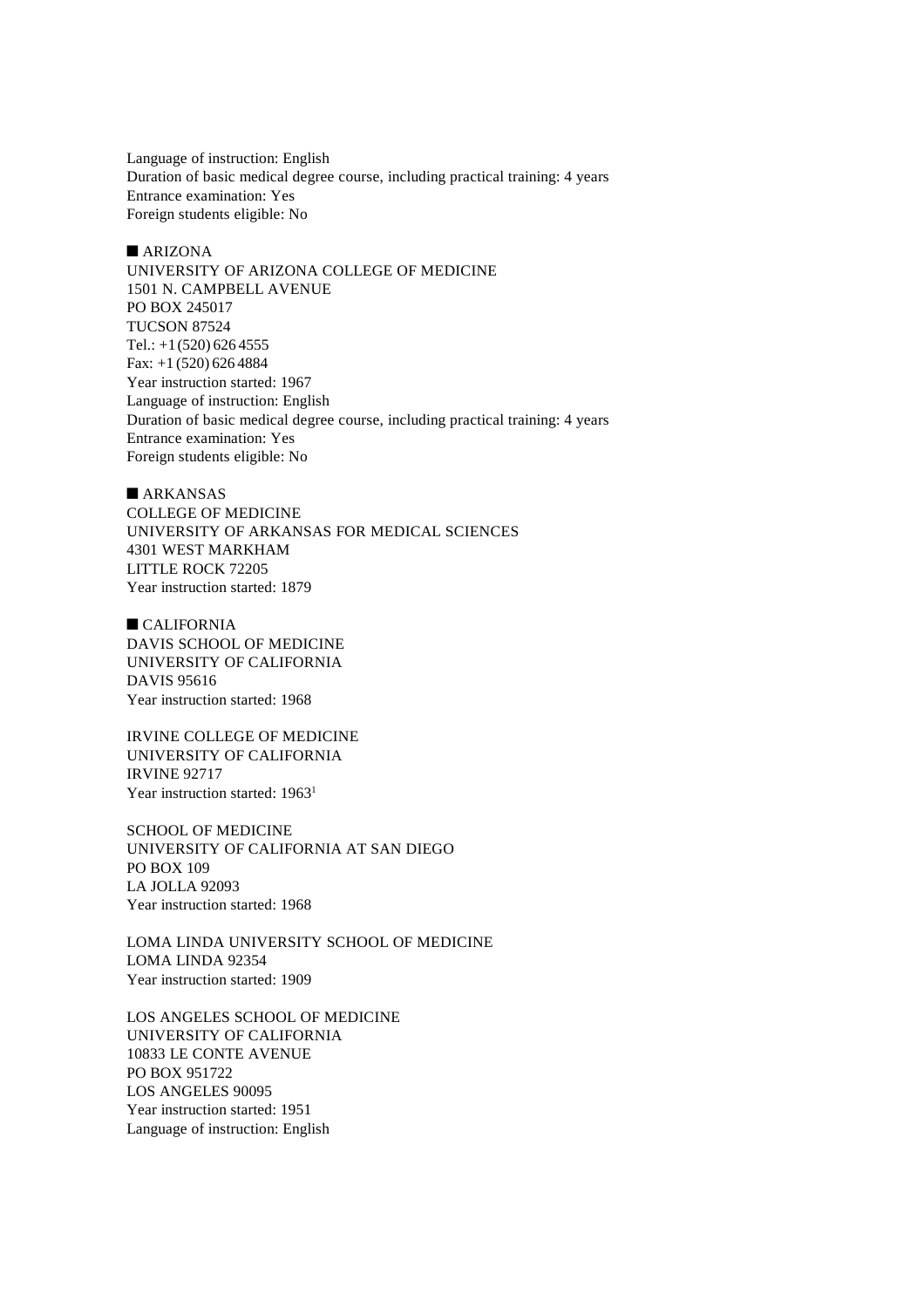Language of instruction: English
Duration of basic medical degree course, including practical training: 4 years
Entrance examination: Yes
Foreign students eligible: No

■ ARIZONA
UNIVERSITY OF ARIZONA COLLEGE OF MEDICINE
1501 N. CAMPBELL AVENUE
PO BOX 245017
TUCSON 87524
Tel.: +1 (520) 626 4555
Fax: +1 (520) 626 4884
Year instruction started: 1967
Language of instruction: English
Duration of basic medical degree course, including practical training: 4 years
Entrance examination: Yes
Foreign students eligible: No

■ ARKANSAS
COLLEGE OF MEDICINE
UNIVERSITY OF ARKANSAS FOR MEDICAL SCIENCES
4301 WEST MARKHAM
LITTLE ROCK 72205
Year instruction started: 1879

■ CALIFORNIA
DAVIS SCHOOL OF MEDICINE
UNIVERSITY OF CALIFORNIA
DAVIS 95616
Year instruction started: 1968

IRVINE COLLEGE OF MEDICINE
UNIVERSITY OF CALIFORNIA
IRVINE 92717
Year instruction started: 1963[1]

SCHOOL OF MEDICINE
UNIVERSITY OF CALIFORNIA AT SAN DIEGO
PO BOX 109
LA JOLLA 92093
Year instruction started: 1968

LOMA LINDA UNIVERSITY SCHOOL OF MEDICINE
LOMA LINDA 92354
Year instruction started: 1909

LOS ANGELES SCHOOL OF MEDICINE
UNIVERSITY OF CALIFORNIA
10833 LE CONTE AVENUE
PO BOX 951722
LOS ANGELES 90095
Year instruction started: 1951
Language of instruction: English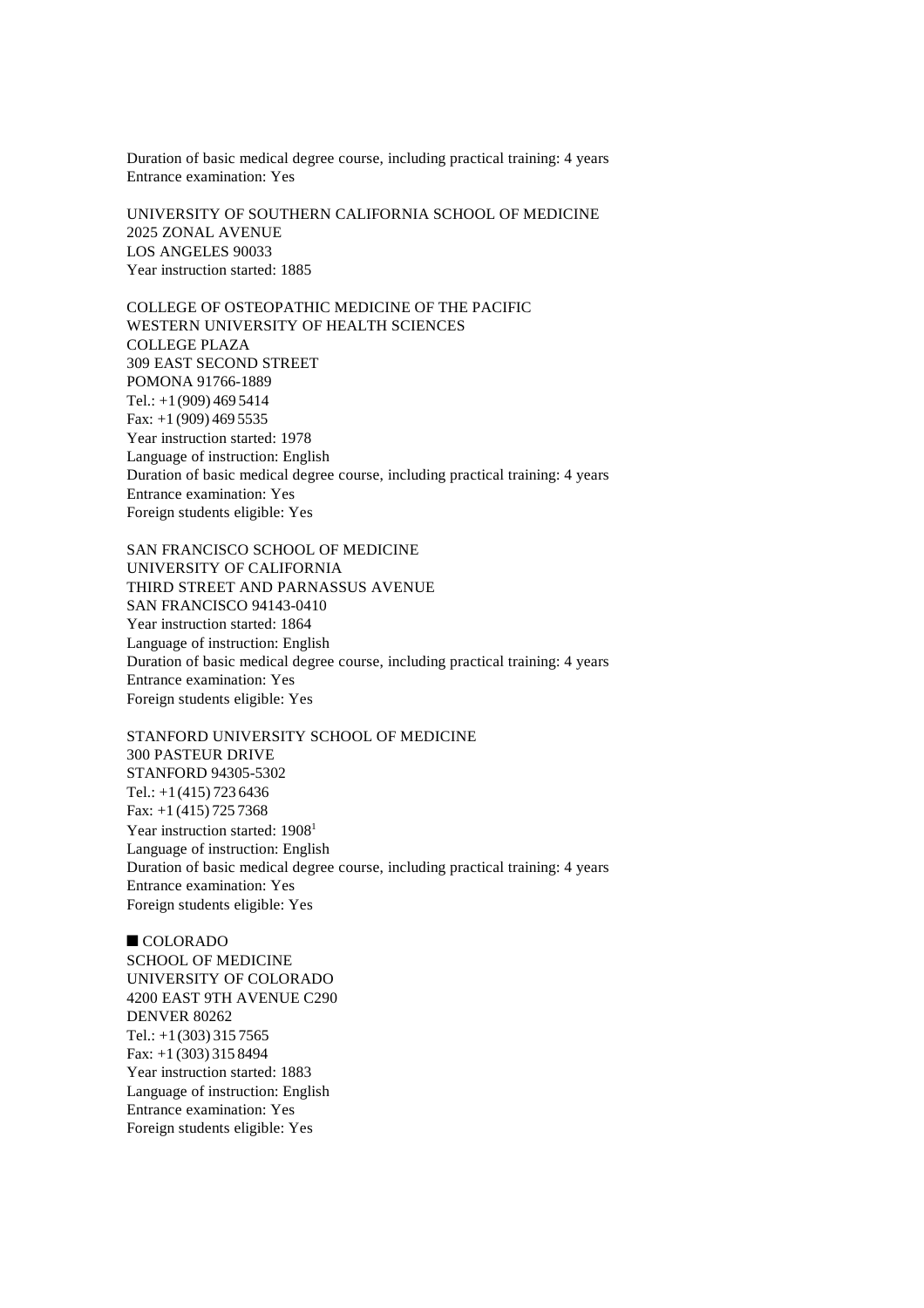Duration of basic medical degree course, including practical training: 4 years
Entrance examination: Yes

UNIVERSITY OF SOUTHERN CALIFORNIA SCHOOL OF MEDICINE
2025 ZONAL AVENUE
LOS ANGELES 90033
Year instruction started: 1885

COLLEGE OF OSTEOPATHIC MEDICINE OF THE PACIFIC
WESTERN UNIVERSITY OF HEALTH SCIENCES
COLLEGE PLAZA
309 EAST SECOND STREET
POMONA 91766-1889
Tel.: +1 (909) 469 5414
Fax: +1 (909) 469 5535
Year instruction started: 1978
Language of instruction: English
Duration of basic medical degree course, including practical training: 4 years
Entrance examination: Yes
Foreign students eligible: Yes

SAN FRANCISCO SCHOOL OF MEDICINE
UNIVERSITY OF CALIFORNIA
THIRD STREET AND PARNASSUS AVENUE
SAN FRANCISCO 94143-0410
Year instruction started: 1864
Language of instruction: English
Duration of basic medical degree course, including practical training: 4 years
Entrance examination: Yes
Foreign students eligible: Yes

STANFORD UNIVERSITY SCHOOL OF MEDICINE
300 PASTEUR DRIVE
STANFORD 94305-5302
Tel.: +1 (415) 723 6436
Fax: +1 (415) 725 7368
Year instruction started: 1908[1]
Language of instruction: English
Duration of basic medical degree course, including practical training: 4 years
Entrance examination: Yes
Foreign students eligible: Yes

## ■ COLORADO

SCHOOL OF MEDICINE
UNIVERSITY OF COLORADO
4200 EAST 9TH AVENUE C290
DENVER 80262
Tel.: +1 (303) 315 7565
Fax: +1 (303) 315 8494
Year instruction started: 1883
Language of instruction: English
Entrance examination: Yes
Foreign students eligible: Yes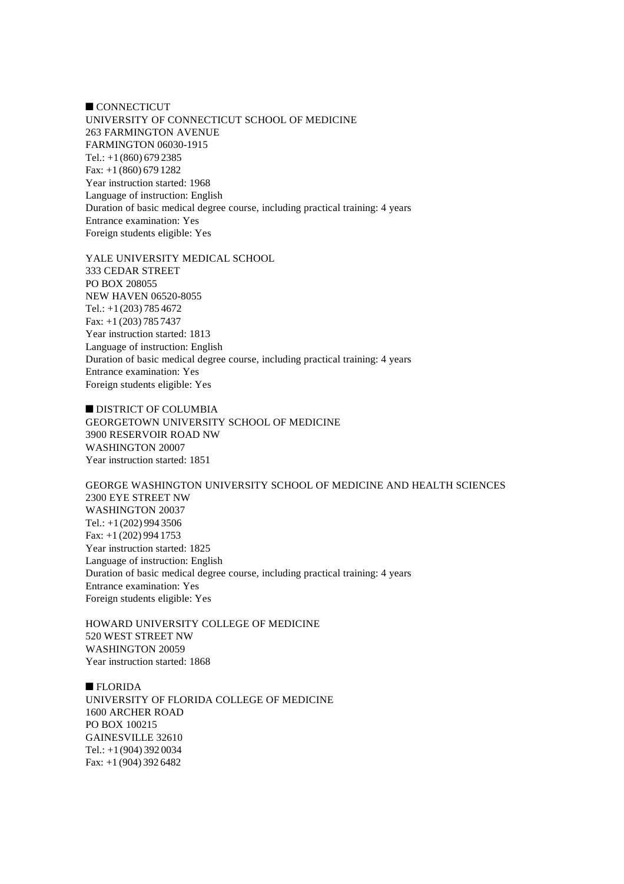## ■ CONNECTICUT

UNIVERSITY OF CONNECTICUT SCHOOL OF MEDICINE
263 FARMINGTON AVENUE
FARMINGTON 06030-1915
Tel.: +1 (860) 679 2385
Fax: +1 (860) 679 1282
Year instruction started: 1968
Language of instruction: English
Duration of basic medical degree course, including practical training: 4 years
Entrance examination: Yes
Foreign students eligible: Yes

YALE UNIVERSITY MEDICAL SCHOOL
333 CEDAR STREET
PO BOX 208055
NEW HAVEN 06520-8055
Tel.: +1 (203) 785 4672
Fax: +1 (203) 785 7437
Year instruction started: 1813
Language of instruction: English
Duration of basic medical degree course, including practical training: 4 years
Entrance examination: Yes
Foreign students eligible: Yes

## ■ DISTRICT OF COLUMBIA

GEORGETOWN UNIVERSITY SCHOOL OF MEDICINE
3900 RESERVOIR ROAD NW
WASHINGTON 20007
Year instruction started: 1851

GEORGE WASHINGTON UNIVERSITY SCHOOL OF MEDICINE AND HEALTH SCIENCES
2300 EYE STREET NW
WASHINGTON 20037
Tel.: +1 (202) 994 3506
Fax: +1 (202) 994 1753
Year instruction started: 1825
Language of instruction: English
Duration of basic medical degree course, including practical training: 4 years
Entrance examination: Yes
Foreign students eligible: Yes

HOWARD UNIVERSITY COLLEGE OF MEDICINE
520 WEST STREET NW
WASHINGTON 20059
Year instruction started: 1868

## ■ FLORIDA

UNIVERSITY OF FLORIDA COLLEGE OF MEDICINE
1600 ARCHER ROAD
PO BOX 100215
GAINESVILLE 32610
Tel.: +1 (904) 392 0034
Fax: +1 (904) 392 6482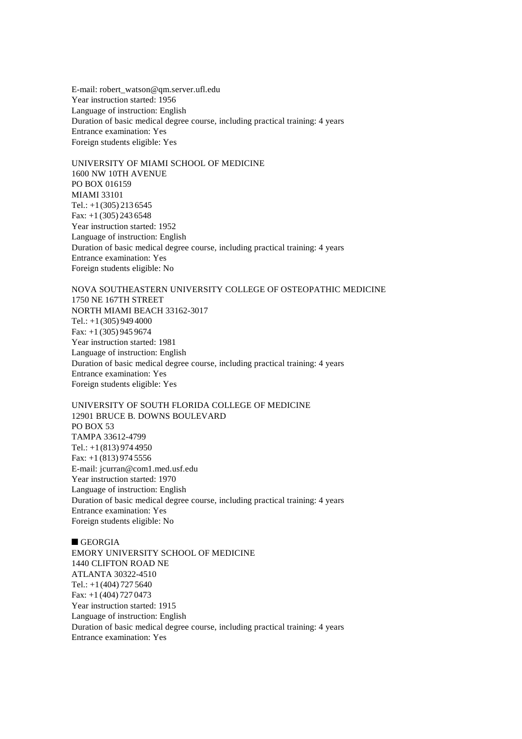E-mail: robert_watson@qm.server.ufl.edu
Year instruction started: 1956
Language of instruction: English
Duration of basic medical degree course, including practical training: 4 years
Entrance examination: Yes
Foreign students eligible: Yes

UNIVERSITY OF MIAMI SCHOOL OF MEDICINE
1600 NW 10TH AVENUE
PO BOX 016159
MIAMI 33101
Tel.: +1 (305) 213 6545
Fax: +1 (305) 243 6548
Year instruction started: 1952
Language of instruction: English
Duration of basic medical degree course, including practical training: 4 years
Entrance examination: Yes
Foreign students eligible: No

NOVA SOUTHEASTERN UNIVERSITY COLLEGE OF OSTEOPATHIC MEDICINE
1750 NE 167TH STREET
NORTH MIAMI BEACH 33162-3017
Tel.: +1 (305) 949 4000
Fax: +1 (305) 945 9674
Year instruction started: 1981
Language of instruction: English
Duration of basic medical degree course, including practical training: 4 years
Entrance examination: Yes
Foreign students eligible: Yes

UNIVERSITY OF SOUTH FLORIDA COLLEGE OF MEDICINE
12901 BRUCE B. DOWNS BOULEVARD
PO BOX 53
TAMPA 33612-4799
Tel.: +1 (813) 974 4950
Fax: +1 (813) 974 5556
E-mail: jcurran@com1.med.usf.edu
Year instruction started: 1970
Language of instruction: English
Duration of basic medical degree course, including practical training: 4 years
Entrance examination: Yes
Foreign students eligible: No

## ■ GEORGIA

EMORY UNIVERSITY SCHOOL OF MEDICINE
1440 CLIFTON ROAD NE
ATLANTA 30322-4510
Tel.: +1 (404) 727 5640
Fax: +1 (404) 727 0473
Year instruction started: 1915
Language of instruction: English
Duration of basic medical degree course, including practical training: 4 years
Entrance examination: Yes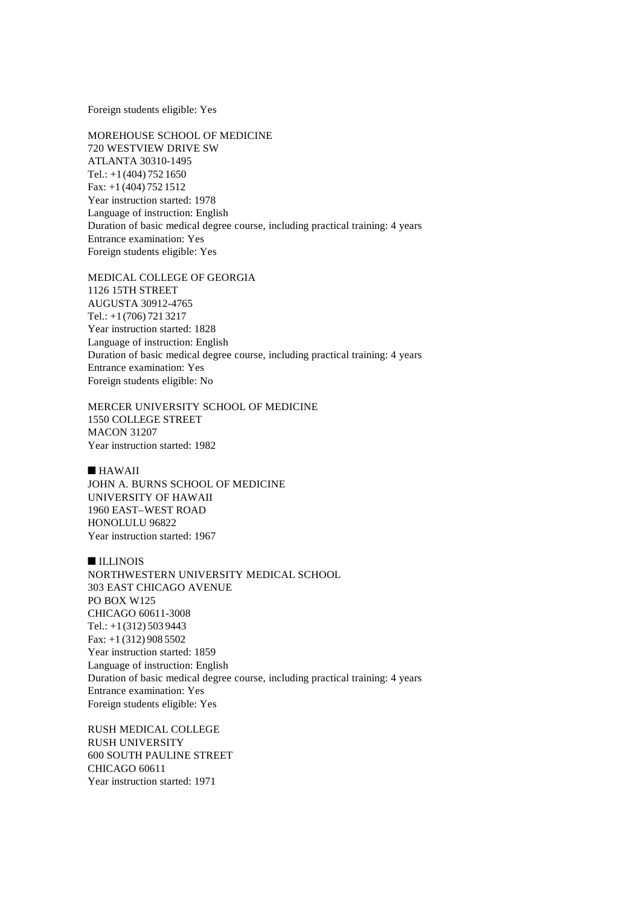Foreign students eligible: Yes

MOREHOUSE SCHOOL OF MEDICINE
720 WESTVIEW DRIVE SW
ATLANTA 30310-1495
Tel.: +1 (404) 752 1650
Fax: +1 (404) 752 1512
Year instruction started: 1978
Language of instruction: English
Duration of basic medical degree course, including practical training: 4 years
Entrance examination: Yes
Foreign students eligible: Yes

MEDICAL COLLEGE OF GEORGIA
1126 15TH STREET
AUGUSTA 30912-4765
Tel.: +1 (706) 721 3217
Year instruction started: 1828
Language of instruction: English
Duration of basic medical degree course, including practical training: 4 years
Entrance examination: Yes
Foreign students eligible: No

MERCER UNIVERSITY SCHOOL OF MEDICINE
1550 COLLEGE STREET
MACON 31207
Year instruction started: 1982

## ■ HAWAII

JOHN A. BURNS SCHOOL OF MEDICINE
UNIVERSITY OF HAWAII
1960 EAST–WEST ROAD
HONOLULU 96822
Year instruction started: 1967

## ■ ILLINOIS

NORTHWESTERN UNIVERSITY MEDICAL SCHOOL
303 EAST CHICAGO AVENUE
PO BOX W125
CHICAGO 60611-3008
Tel.: +1 (312) 503 9443
Fax: +1 (312) 908 5502
Year instruction started: 1859
Language of instruction: English
Duration of basic medical degree course, including practical training: 4 years
Entrance examination: Yes
Foreign students eligible: Yes

RUSH MEDICAL COLLEGE
RUSH UNIVERSITY
600 SOUTH PAULINE STREET
CHICAGO 60611
Year instruction started: 1971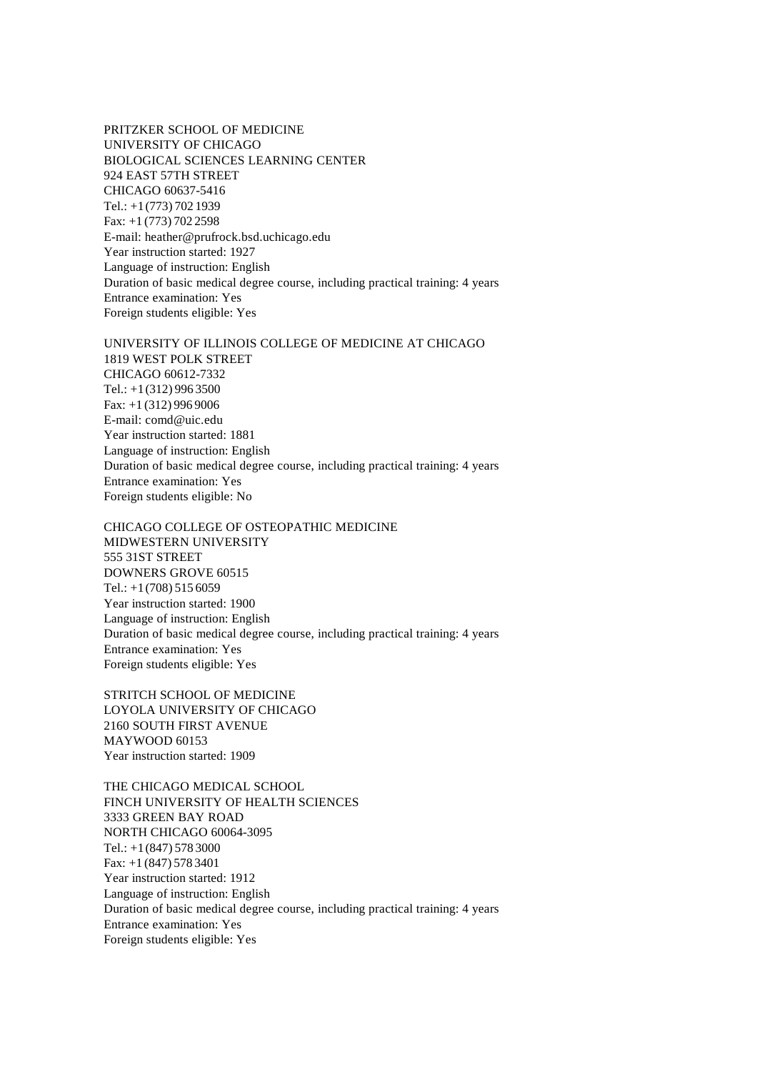PRITZKER SCHOOL OF MEDICINE
UNIVERSITY OF CHICAGO
BIOLOGICAL SCIENCES LEARNING CENTER
924 EAST 57TH STREET
CHICAGO 60637-5416
Tel.: +1 (773) 702 1939
Fax: +1 (773) 702 2598
E-mail: heather@prufrock.bsd.uchicago.edu
Year instruction started: 1927
Language of instruction: English
Duration of basic medical degree course, including practical training: 4 years
Entrance examination: Yes
Foreign students eligible: Yes

UNIVERSITY OF ILLINOIS COLLEGE OF MEDICINE AT CHICAGO
1819 WEST POLK STREET
CHICAGO 60612-7332
Tel.: +1 (312) 996 3500
Fax: +1 (312) 996 9006
E-mail: comd@uic.edu
Year instruction started: 1881
Language of instruction: English
Duration of basic medical degree course, including practical training: 4 years
Entrance examination: Yes
Foreign students eligible: No

CHICAGO COLLEGE OF OSTEOPATHIC MEDICINE
MIDWESTERN UNIVERSITY
555 31ST STREET
DOWNERS GROVE 60515
Tel.: +1 (708) 515 6059
Year instruction started: 1900
Language of instruction: English
Duration of basic medical degree course, including practical training: 4 years
Entrance examination: Yes
Foreign students eligible: Yes

STRITCH SCHOOL OF MEDICINE
LOYOLA UNIVERSITY OF CHICAGO
2160 SOUTH FIRST AVENUE
MAYWOOD 60153
Year instruction started: 1909

THE CHICAGO MEDICAL SCHOOL
FINCH UNIVERSITY OF HEALTH SCIENCES
3333 GREEN BAY ROAD
NORTH CHICAGO 60064-3095
Tel.: +1 (847) 578 3000
Fax: +1 (847) 578 3401
Year instruction started: 1912
Language of instruction: English
Duration of basic medical degree course, including practical training: 4 years
Entrance examination: Yes
Foreign students eligible: Yes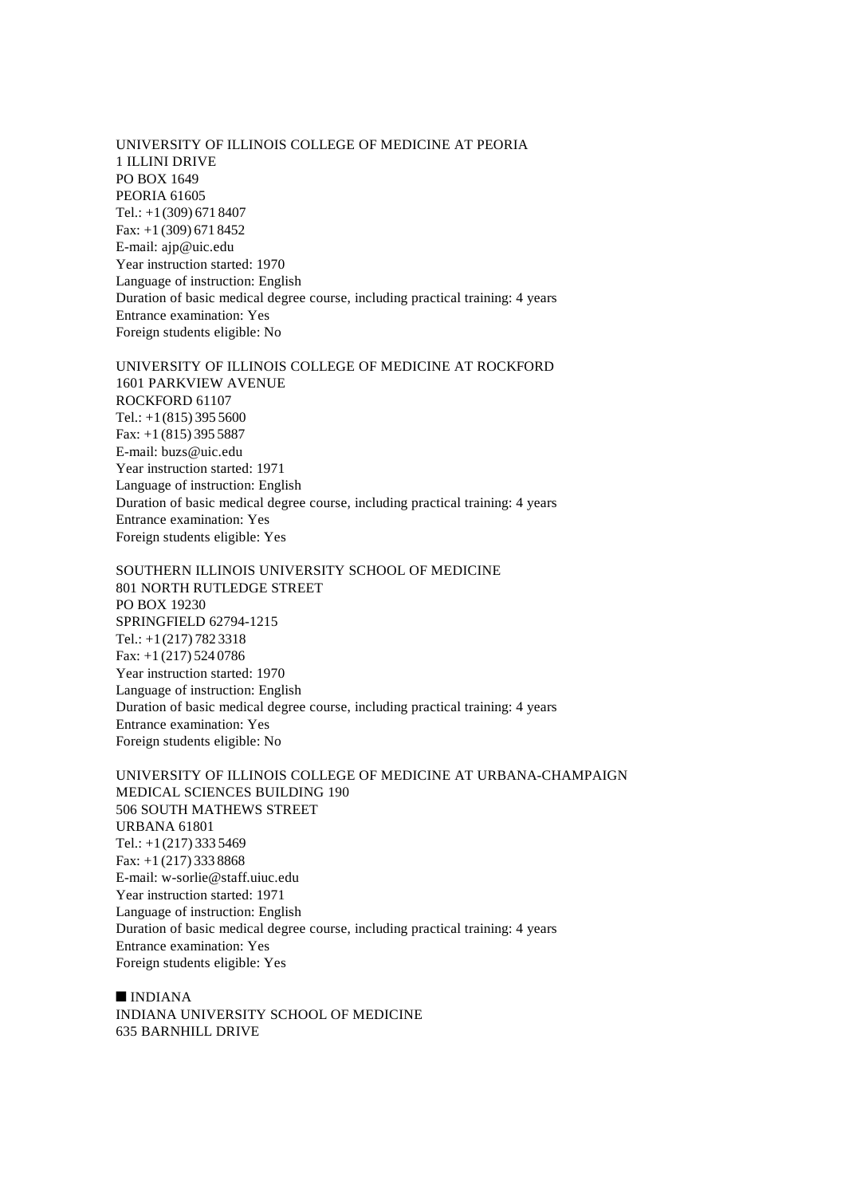UNIVERSITY OF ILLINOIS COLLEGE OF MEDICINE AT PEORIA
1 ILLINI DRIVE
PO BOX 1649
PEORIA 61605
Tel.: +1 (309) 671 8407
Fax: +1 (309) 671 8452
E-mail: ajp@uic.edu
Year instruction started: 1970
Language of instruction: English
Duration of basic medical degree course, including practical training: 4 years
Entrance examination: Yes
Foreign students eligible: No

UNIVERSITY OF ILLINOIS COLLEGE OF MEDICINE AT ROCKFORD
1601 PARKVIEW AVENUE
ROCKFORD 61107
Tel.: +1 (815) 395 5600
Fax: +1 (815) 395 5887
E-mail: buzs@uic.edu
Year instruction started: 1971
Language of instruction: English
Duration of basic medical degree course, including practical training: 4 years
Entrance examination: Yes
Foreign students eligible: Yes

SOUTHERN ILLINOIS UNIVERSITY SCHOOL OF MEDICINE
801 NORTH RUTLEDGE STREET
PO BOX 19230
SPRINGFIELD 62794-1215
Tel.: +1 (217) 782 3318
Fax: +1 (217) 524 0786
Year instruction started: 1970
Language of instruction: English
Duration of basic medical degree course, including practical training: 4 years
Entrance examination: Yes
Foreign students eligible: No

UNIVERSITY OF ILLINOIS COLLEGE OF MEDICINE AT URBANA-CHAMPAIGN
MEDICAL SCIENCES BUILDING 190
506 SOUTH MATHEWS STREET
URBANA 61801
Tel.: +1 (217) 333 5469
Fax: +1 (217) 333 8868
E-mail: w-sorlie@staff.uiuc.edu
Year instruction started: 1971
Language of instruction: English
Duration of basic medical degree course, including practical training: 4 years
Entrance examination: Yes
Foreign students eligible: Yes

## ■ INDIANA

INDIANA UNIVERSITY SCHOOL OF MEDICINE
635 BARNHILL DRIVE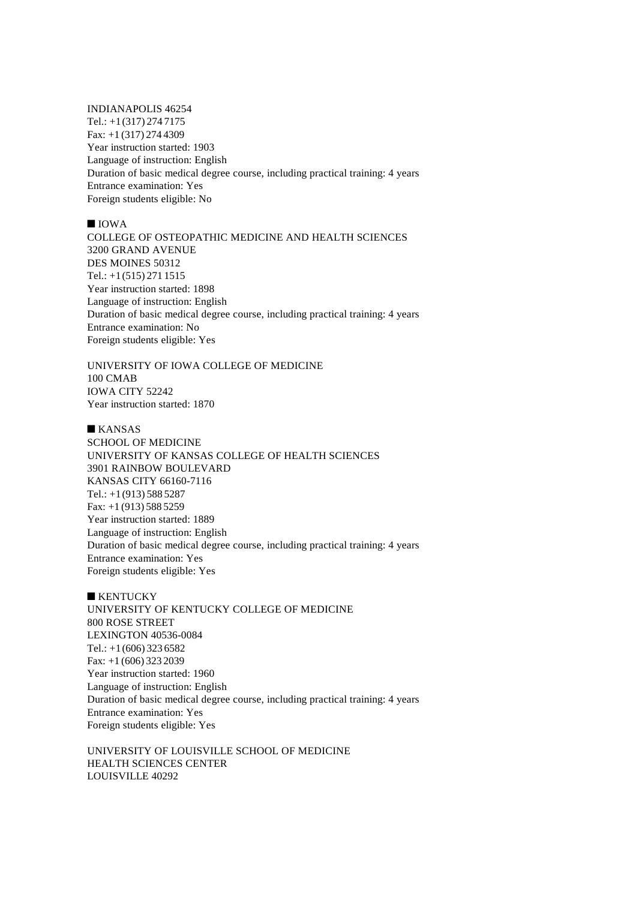INDIANAPOLIS 46254
Tel.: +1 (317) 274 7175
Fax: +1 (317) 274 4309
Year instruction started: 1903
Language of instruction: English
Duration of basic medical degree course, including practical training: 4 years
Entrance examination: Yes
Foreign students eligible: No

## ■ IOWA

COLLEGE OF OSTEOPATHIC MEDICINE AND HEALTH SCIENCES
3200 GRAND AVENUE
DES MOINES 50312
Tel.: +1 (515) 271 1515
Year instruction started: 1898
Language of instruction: English
Duration of basic medical degree course, including practical training: 4 years
Entrance examination: No
Foreign students eligible: Yes

UNIVERSITY OF IOWA COLLEGE OF MEDICINE
100 CMAB
IOWA CITY 52242
Year instruction started: 1870

## ■ KANSAS

SCHOOL OF MEDICINE
UNIVERSITY OF KANSAS COLLEGE OF HEALTH SCIENCES
3901 RAINBOW BOULEVARD
KANSAS CITY 66160-7116
Tel.: +1 (913) 588 5287
Fax: +1 (913) 588 5259
Year instruction started: 1889
Language of instruction: English
Duration of basic medical degree course, including practical training: 4 years
Entrance examination: Yes
Foreign students eligible: Yes

## ■ KENTUCKY

UNIVERSITY OF KENTUCKY COLLEGE OF MEDICINE
800 ROSE STREET
LEXINGTON 40536-0084
Tel.: +1 (606) 323 6582
Fax: +1 (606) 323 2039
Year instruction started: 1960
Language of instruction: English
Duration of basic medical degree course, including practical training: 4 years
Entrance examination: Yes
Foreign students eligible: Yes

UNIVERSITY OF LOUISVILLE SCHOOL OF MEDICINE
HEALTH SCIENCES CENTER
LOUISVILLE 40292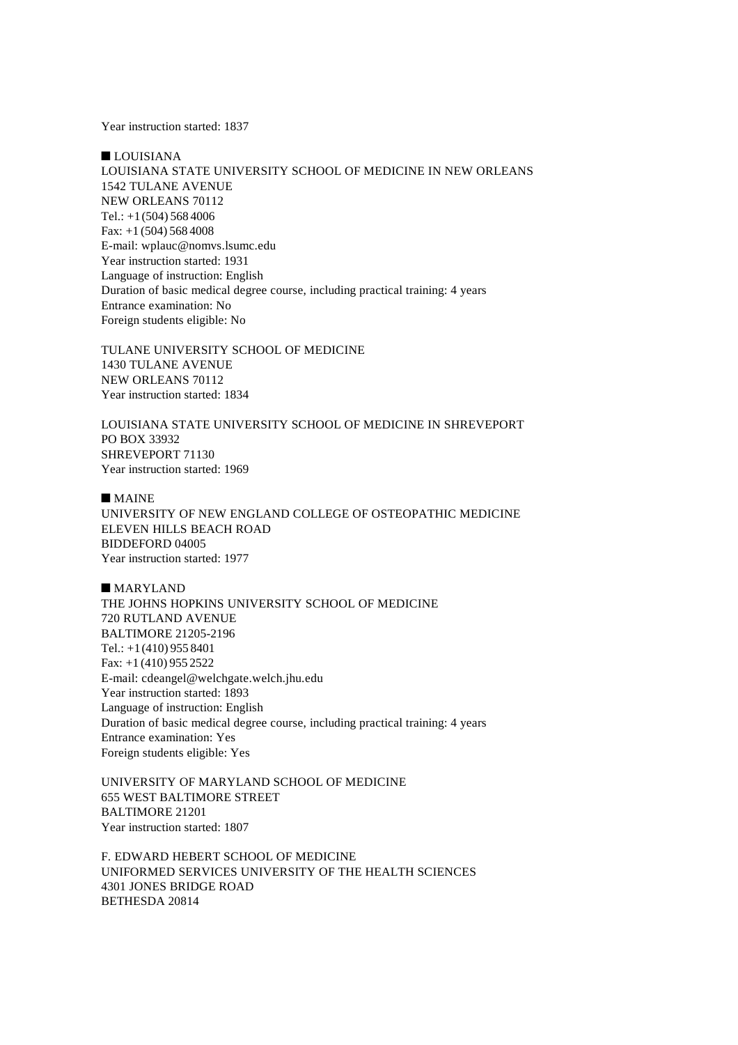Year instruction started: 1837

## ■ LOUISIANA

LOUISIANA STATE UNIVERSITY SCHOOL OF MEDICINE IN NEW ORLEANS
1542 TULANE AVENUE
NEW ORLEANS 70112
Tel.: +1 (504) 568 4006
Fax: +1 (504) 568 4008
E-mail: wplauc@nomvs.lsumc.edu
Year instruction started: 1931
Language of instruction: English
Duration of basic medical degree course, including practical training: 4 years
Entrance examination: No
Foreign students eligible: No

TULANE UNIVERSITY SCHOOL OF MEDICINE
1430 TULANE AVENUE
NEW ORLEANS 70112
Year instruction started: 1834

LOUISIANA STATE UNIVERSITY SCHOOL OF MEDICINE IN SHREVEPORT
PO BOX 33932
SHREVEPORT 71130
Year instruction started: 1969

## ■ MAINE

UNIVERSITY OF NEW ENGLAND COLLEGE OF OSTEOPATHIC MEDICINE
ELEVEN HILLS BEACH ROAD
BIDDEFORD 04005
Year instruction started: 1977

## ■ MARYLAND

THE JOHNS HOPKINS UNIVERSITY SCHOOL OF MEDICINE
720 RUTLAND AVENUE
BALTIMORE 21205-2196
Tel.: +1 (410) 955 8401
Fax: +1 (410) 955 2522
E-mail: cdeangel@welchgate.welch.jhu.edu
Year instruction started: 1893
Language of instruction: English
Duration of basic medical degree course, including practical training: 4 years
Entrance examination: Yes
Foreign students eligible: Yes

UNIVERSITY OF MARYLAND SCHOOL OF MEDICINE
655 WEST BALTIMORE STREET
BALTIMORE 21201
Year instruction started: 1807

F. EDWARD HEBERT SCHOOL OF MEDICINE
UNIFORMED SERVICES UNIVERSITY OF THE HEALTH SCIENCES
4301 JONES BRIDGE ROAD
BETHESDA 20814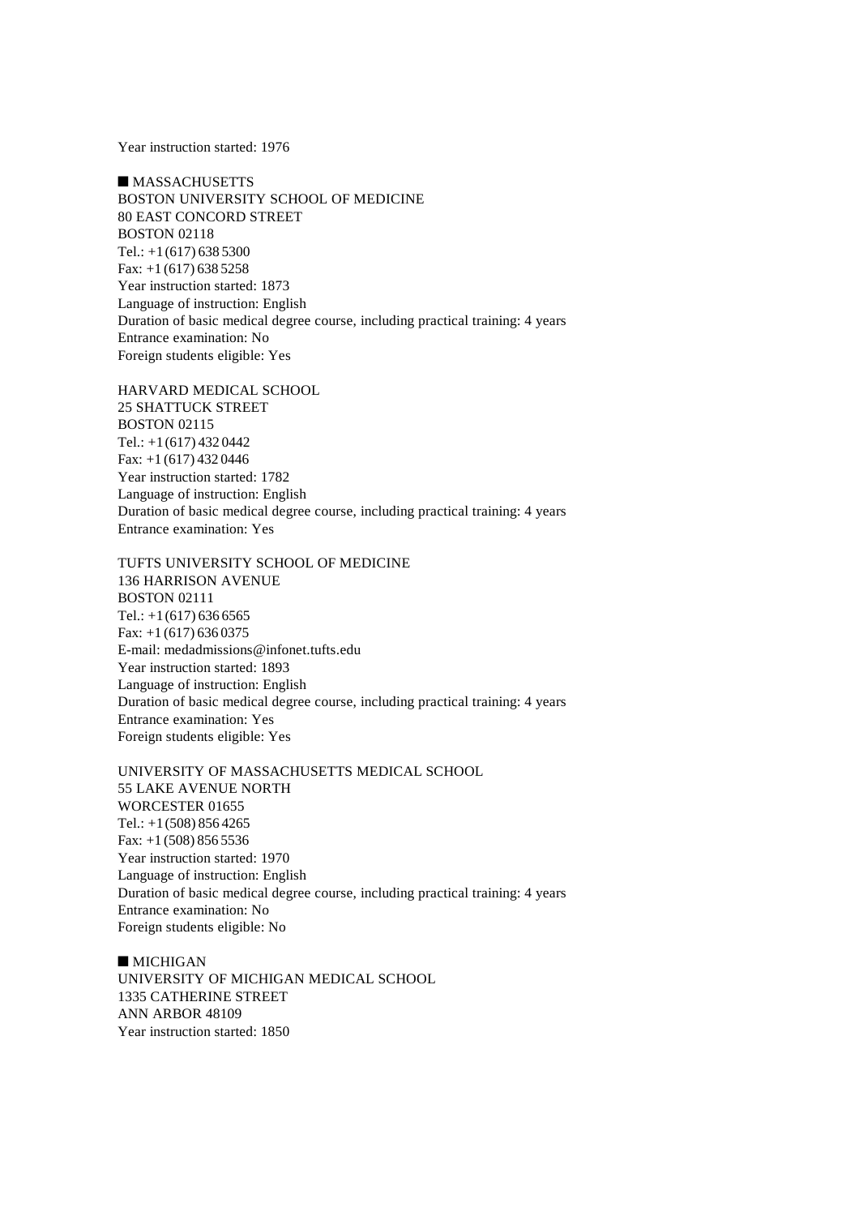Year instruction started: 1976

## ■ MASSACHUSETTS

BOSTON UNIVERSITY SCHOOL OF MEDICINE
80 EAST CONCORD STREET
BOSTON 02118
Tel.: +1 (617) 638 5300
Fax: +1 (617) 638 5258
Year instruction started: 1873
Language of instruction: English
Duration of basic medical degree course, including practical training: 4 years
Entrance examination: No
Foreign students eligible: Yes

HARVARD MEDICAL SCHOOL
25 SHATTUCK STREET
BOSTON 02115
Tel.: +1 (617) 432 0442
Fax: +1 (617) 432 0446
Year instruction started: 1782
Language of instruction: English
Duration of basic medical degree course, including practical training: 4 years
Entrance examination: Yes

TUFTS UNIVERSITY SCHOOL OF MEDICINE
136 HARRISON AVENUE
BOSTON 02111
Tel.: +1 (617) 636 6565
Fax: +1 (617) 636 0375
E-mail: medadmissions@infonet.tufts.edu
Year instruction started: 1893
Language of instruction: English
Duration of basic medical degree course, including practical training: 4 years
Entrance examination: Yes
Foreign students eligible: Yes

UNIVERSITY OF MASSACHUSETTS MEDICAL SCHOOL
55 LAKE AVENUE NORTH
WORCESTER 01655
Tel.: +1 (508) 856 4265
Fax: +1 (508) 856 5536
Year instruction started: 1970
Language of instruction: English
Duration of basic medical degree course, including practical training: 4 years
Entrance examination: No
Foreign students eligible: No

## ■ MICHIGAN

UNIVERSITY OF MICHIGAN MEDICAL SCHOOL
1335 CATHERINE STREET
ANN ARBOR 48109
Year instruction started: 1850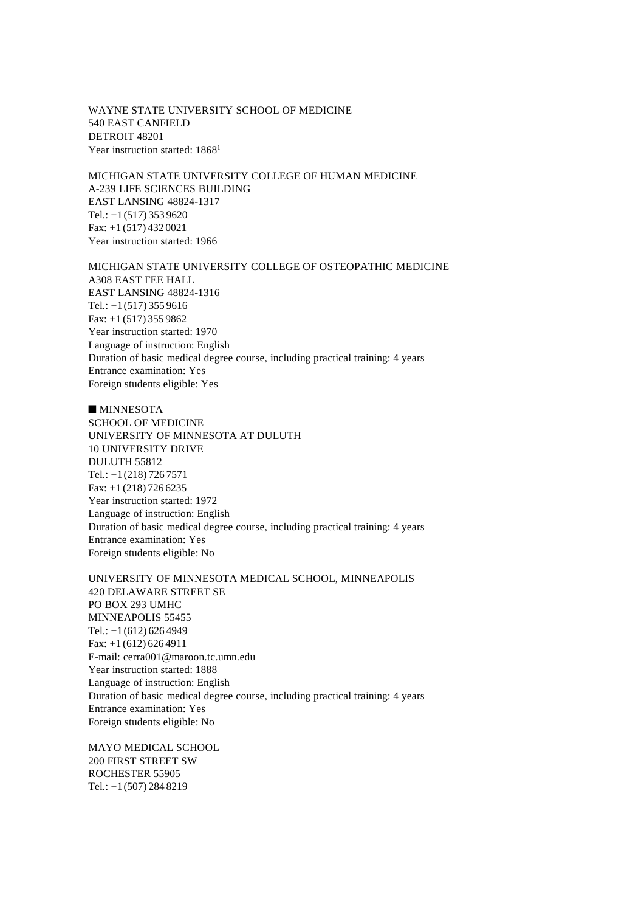WAYNE STATE UNIVERSITY SCHOOL OF MEDICINE
540 EAST CANFIELD
DETROIT 48201
Year instruction started: 1868[1]

MICHIGAN STATE UNIVERSITY COLLEGE OF HUMAN MEDICINE
A-239 LIFE SCIENCES BUILDING
EAST LANSING 48824-1317
Tel.: +1 (517) 353 9620
Fax: +1 (517) 432 0021
Year instruction started: 1966

MICHIGAN STATE UNIVERSITY COLLEGE OF OSTEOPATHIC MEDICINE
A308 EAST FEE HALL
EAST LANSING 48824-1316
Tel.: +1 (517) 355 9616
Fax: +1 (517) 355 9862
Year instruction started: 1970
Language of instruction: English
Duration of basic medical degree course, including practical training: 4 years
Entrance examination: Yes
Foreign students eligible: Yes

## ■ MINNESOTA

SCHOOL OF MEDICINE
UNIVERSITY OF MINNESOTA AT DULUTH
10 UNIVERSITY DRIVE
DULUTH 55812
Tel.: +1 (218) 726 7571
Fax: +1 (218) 726 6235
Year instruction started: 1972
Language of instruction: English
Duration of basic medical degree course, including practical training: 4 years
Entrance examination: Yes
Foreign students eligible: No

UNIVERSITY OF MINNESOTA MEDICAL SCHOOL, MINNEAPOLIS
420 DELAWARE STREET SE
PO BOX 293 UMHC
MINNEAPOLIS 55455
Tel.: +1 (612) 626 4949
Fax: +1 (612) 626 4911
E-mail: cerra001@maroon.tc.umn.edu
Year instruction started: 1888
Language of instruction: English
Duration of basic medical degree course, including practical training: 4 years
Entrance examination: Yes
Foreign students eligible: No

MAYO MEDICAL SCHOOL
200 FIRST STREET SW
ROCHESTER 55905
Tel.: +1 (507) 284 8219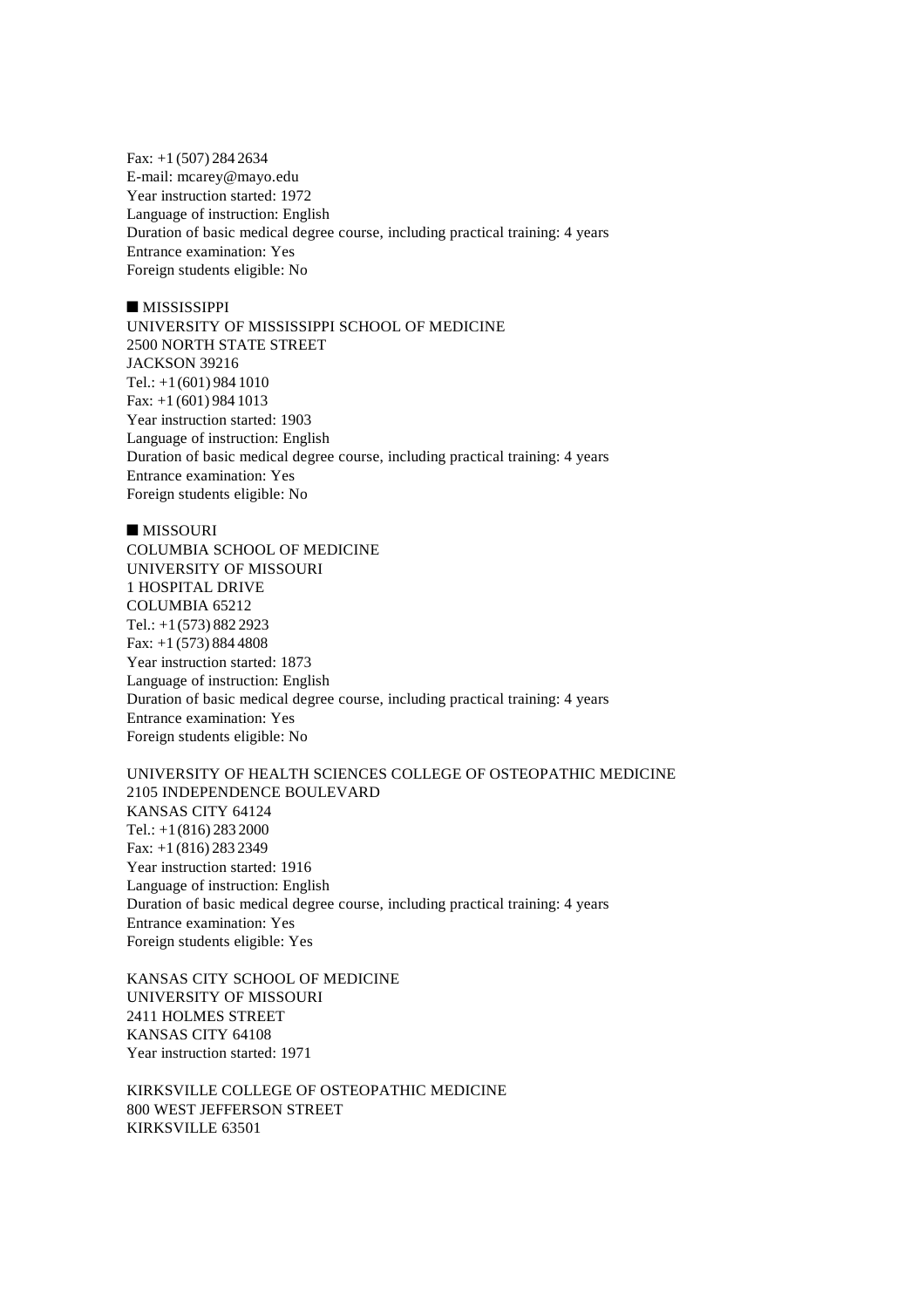Fax: +1 (507) 284 2634
E-mail: mcarey@mayo.edu
Year instruction started: 1972
Language of instruction: English
Duration of basic medical degree course, including practical training: 4 years
Entrance examination: Yes
Foreign students eligible: No

## ■ MISSISSIPPI

UNIVERSITY OF MISSISSIPPI SCHOOL OF MEDICINE
2500 NORTH STATE STREET
JACKSON 39216
Tel.: +1 (601) 984 1010
Fax: +1 (601) 984 1013
Year instruction started: 1903
Language of instruction: English
Duration of basic medical degree course, including practical training: 4 years
Entrance examination: Yes
Foreign students eligible: No

## ■ MISSOURI

COLUMBIA SCHOOL OF MEDICINE
UNIVERSITY OF MISSOURI
1 HOSPITAL DRIVE
COLUMBIA 65212
Tel.: +1 (573) 882 2923
Fax: +1 (573) 884 4808
Year instruction started: 1873
Language of instruction: English
Duration of basic medical degree course, including practical training: 4 years
Entrance examination: Yes
Foreign students eligible: No

UNIVERSITY OF HEALTH SCIENCES COLLEGE OF OSTEOPATHIC MEDICINE
2105 INDEPENDENCE BOULEVARD
KANSAS CITY 64124
Tel.: +1 (816) 283 2000
Fax: +1 (816) 283 2349
Year instruction started: 1916
Language of instruction: English
Duration of basic medical degree course, including practical training: 4 years
Entrance examination: Yes
Foreign students eligible: Yes

KANSAS CITY SCHOOL OF MEDICINE
UNIVERSITY OF MISSOURI
2411 HOLMES STREET
KANSAS CITY 64108
Year instruction started: 1971

KIRKSVILLE COLLEGE OF OSTEOPATHIC MEDICINE
800 WEST JEFFERSON STREET
KIRKSVILLE 63501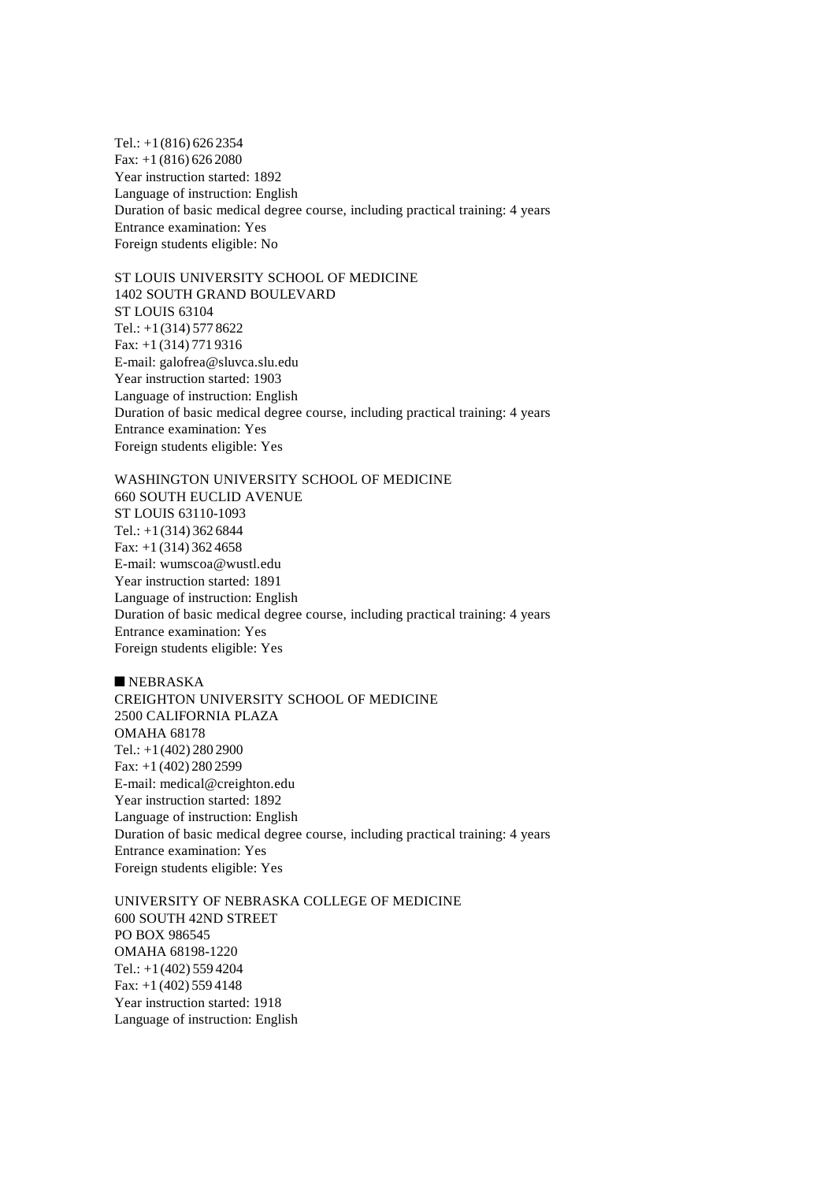Tel.: +1 (816) 626 2354
Fax: +1 (816) 626 2080
Year instruction started: 1892
Language of instruction: English
Duration of basic medical degree course, including practical training: 4 years
Entrance examination: Yes
Foreign students eligible: No

ST LOUIS UNIVERSITY SCHOOL OF MEDICINE
1402 SOUTH GRAND BOULEVARD
ST LOUIS 63104
Tel.: +1 (314) 577 8622
Fax: +1 (314) 771 9316
E-mail: galofrea@sluvca.slu.edu
Year instruction started: 1903
Language of instruction: English
Duration of basic medical degree course, including practical training: 4 years
Entrance examination: Yes
Foreign students eligible: Yes

WASHINGTON UNIVERSITY SCHOOL OF MEDICINE
660 SOUTH EUCLID AVENUE
ST LOUIS 63110-1093
Tel.: +1 (314) 362 6844
Fax: +1 (314) 362 4658
E-mail: wumscoa@wustl.edu
Year instruction started: 1891
Language of instruction: English
Duration of basic medical degree course, including practical training: 4 years
Entrance examination: Yes
Foreign students eligible: Yes

## ■ NEBRASKA

CREIGHTON UNIVERSITY SCHOOL OF MEDICINE
2500 CALIFORNIA PLAZA
OMAHA 68178
Tel.: +1 (402) 280 2900
Fax: +1 (402) 280 2599
E-mail: medical@creighton.edu
Year instruction started: 1892
Language of instruction: English
Duration of basic medical degree course, including practical training: 4 years
Entrance examination: Yes
Foreign students eligible: Yes

UNIVERSITY OF NEBRASKA COLLEGE OF MEDICINE
600 SOUTH 42ND STREET
PO BOX 986545
OMAHA 68198-1220
Tel.: +1 (402) 559 4204
Fax: +1 (402) 559 4148
Year instruction started: 1918
Language of instruction: English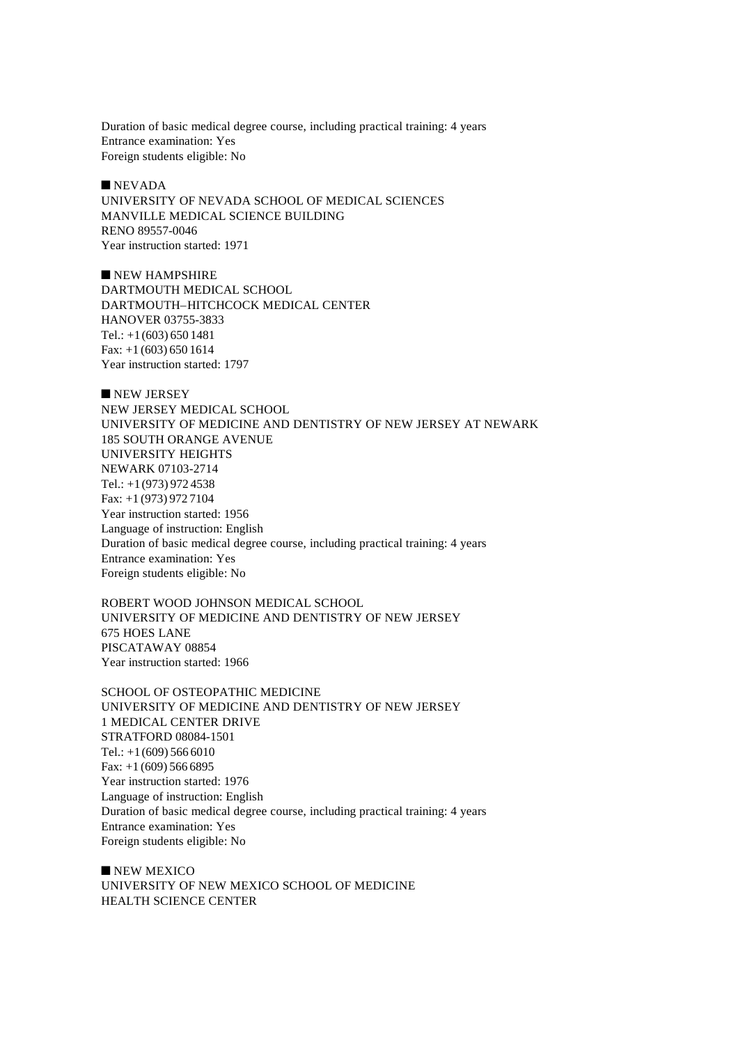Duration of basic medical degree course, including practical training: 4 years
Entrance examination: Yes
Foreign students eligible: No

■ NEVADA

UNIVERSITY OF NEVADA SCHOOL OF MEDICAL SCIENCES
MANVILLE MEDICAL SCIENCE BUILDING
RENO 89557-0046
Year instruction started: 1971

■ NEW HAMPSHIRE

DARTMOUTH MEDICAL SCHOOL
DARTMOUTH–HITCHCOCK MEDICAL CENTER
HANOVER 03755-3833
Tel.: +1 (603) 650 1481
Fax: +1 (603) 650 1614
Year instruction started: 1797

■ NEW JERSEY

NEW JERSEY MEDICAL SCHOOL
UNIVERSITY OF MEDICINE AND DENTISTRY OF NEW JERSEY AT NEWARK
185 SOUTH ORANGE AVENUE
UNIVERSITY HEIGHTS
NEWARK 07103-2714
Tel.: +1 (973) 972 4538
Fax: +1 (973) 972 7104
Year instruction started: 1956
Language of instruction: English
Duration of basic medical degree course, including practical training: 4 years
Entrance examination: Yes
Foreign students eligible: No

ROBERT WOOD JOHNSON MEDICAL SCHOOL
UNIVERSITY OF MEDICINE AND DENTISTRY OF NEW JERSEY
675 HOES LANE
PISCATAWAY 08854
Year instruction started: 1966

SCHOOL OF OSTEOPATHIC MEDICINE
UNIVERSITY OF MEDICINE AND DENTISTRY OF NEW JERSEY
1 MEDICAL CENTER DRIVE
STRATFORD 08084-1501
Tel.: +1 (609) 566 6010
Fax: +1 (609) 566 6895
Year instruction started: 1976
Language of instruction: English
Duration of basic medical degree course, including practical training: 4 years
Entrance examination: Yes
Foreign students eligible: No

■ NEW MEXICO

UNIVERSITY OF NEW MEXICO SCHOOL OF MEDICINE
HEALTH SCIENCE CENTER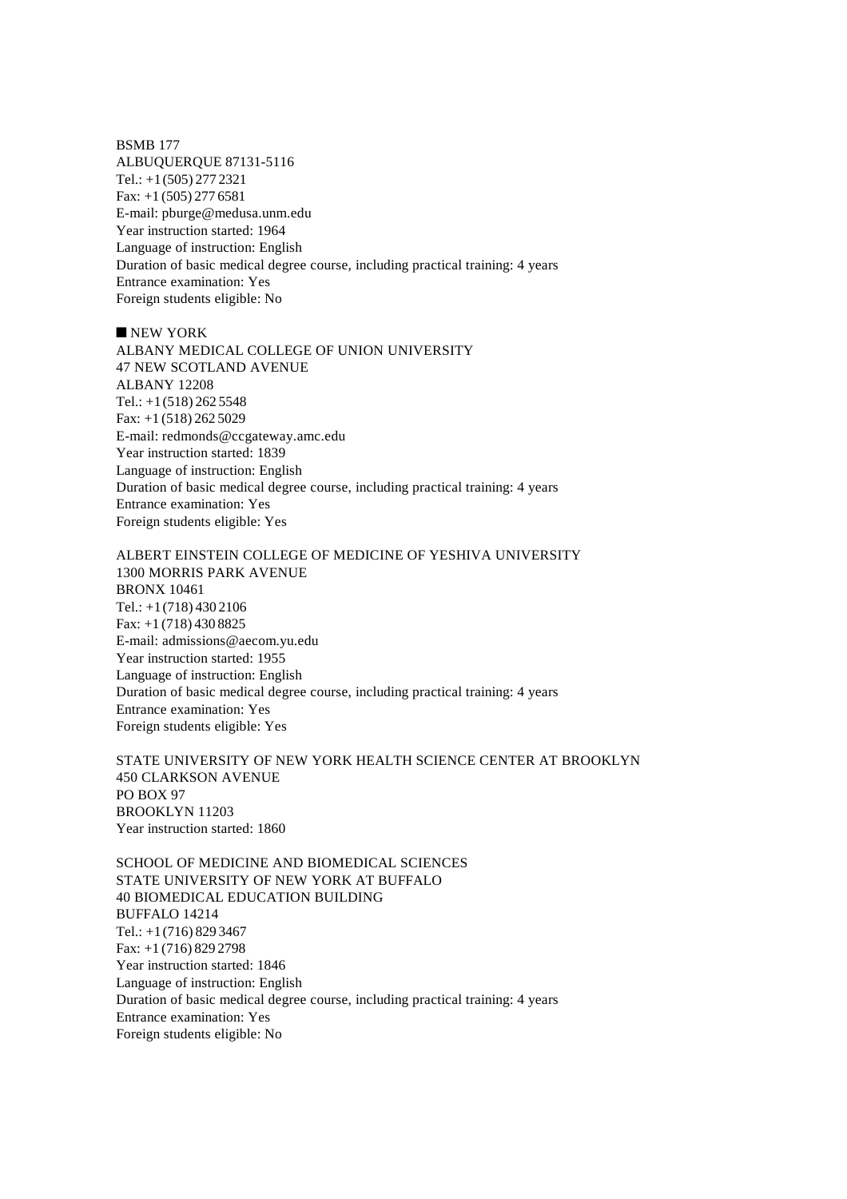BSMB 177
ALBUQUERQUE 87131-5116
Tel.: +1 (505) 277 2321
Fax: +1 (505) 277 6581
E-mail: pburge@medusa.unm.edu
Year instruction started: 1964
Language of instruction: English
Duration of basic medical degree course, including practical training: 4 years
Entrance examination: Yes
Foreign students eligible: No

## ■ NEW YORK

ALBANY MEDICAL COLLEGE OF UNION UNIVERSITY
47 NEW SCOTLAND AVENUE
ALBANY 12208
Tel.: +1 (518) 262 5548
Fax: +1 (518) 262 5029
E-mail: redmonds@ccgateway.amc.edu
Year instruction started: 1839
Language of instruction: English
Duration of basic medical degree course, including practical training: 4 years
Entrance examination: Yes
Foreign students eligible: Yes

ALBERT EINSTEIN COLLEGE OF MEDICINE OF YESHIVA UNIVERSITY
1300 MORRIS PARK AVENUE
BRONX 10461
Tel.: +1 (718) 430 2106
Fax: +1 (718) 430 8825
E-mail: admissions@aecom.yu.edu
Year instruction started: 1955
Language of instruction: English
Duration of basic medical degree course, including practical training: 4 years
Entrance examination: Yes
Foreign students eligible: Yes

STATE UNIVERSITY OF NEW YORK HEALTH SCIENCE CENTER AT BROOKLYN
450 CLARKSON AVENUE
PO BOX 97
BROOKLYN 11203
Year instruction started: 1860

SCHOOL OF MEDICINE AND BIOMEDICAL SCIENCES
STATE UNIVERSITY OF NEW YORK AT BUFFALO
40 BIOMEDICAL EDUCATION BUILDING
BUFFALO 14214
Tel.: +1 (716) 829 3467
Fax: +1 (716) 829 2798
Year instruction started: 1846
Language of instruction: English
Duration of basic medical degree course, including practical training: 4 years
Entrance examination: Yes
Foreign students eligible: No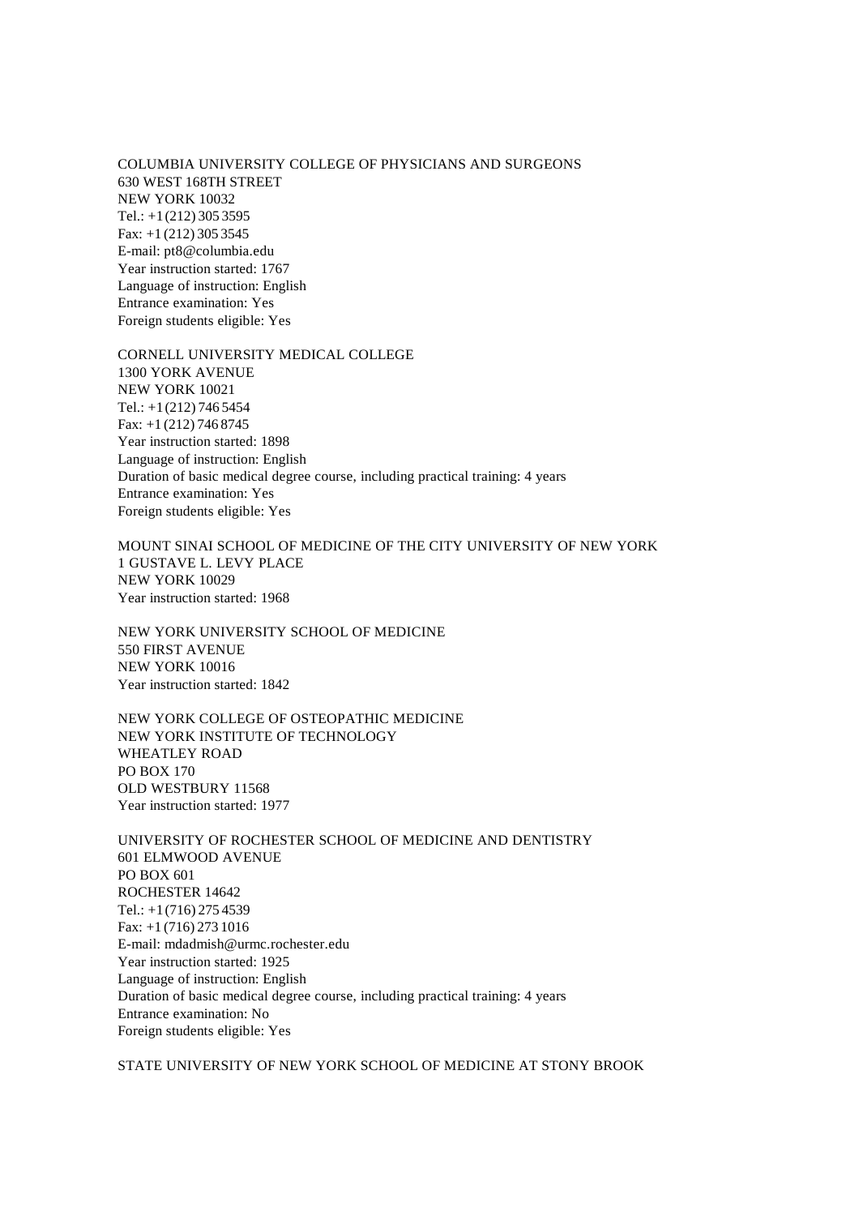COLUMBIA UNIVERSITY COLLEGE OF PHYSICIANS AND SURGEONS
630 WEST 168TH STREET
NEW YORK 10032
Tel.: +1 (212) 305 3595
Fax: +1 (212) 305 3545
E-mail: pt8@columbia.edu
Year instruction started: 1767
Language of instruction: English
Entrance examination: Yes
Foreign students eligible: Yes

CORNELL UNIVERSITY MEDICAL COLLEGE
1300 YORK AVENUE
NEW YORK 10021
Tel.: +1 (212) 746 5454
Fax: +1 (212) 746 8745
Year instruction started: 1898
Language of instruction: English
Duration of basic medical degree course, including practical training: 4 years
Entrance examination: Yes
Foreign students eligible: Yes

MOUNT SINAI SCHOOL OF MEDICINE OF THE CITY UNIVERSITY OF NEW YORK
1 GUSTAVE L. LEVY PLACE
NEW YORK 10029
Year instruction started: 1968

NEW YORK UNIVERSITY SCHOOL OF MEDICINE
550 FIRST AVENUE
NEW YORK 10016
Year instruction started: 1842

NEW YORK COLLEGE OF OSTEOPATHIC MEDICINE
NEW YORK INSTITUTE OF TECHNOLOGY
WHEATLEY ROAD
PO BOX 170
OLD WESTBURY 11568
Year instruction started: 1977

UNIVERSITY OF ROCHESTER SCHOOL OF MEDICINE AND DENTISTRY
601 ELMWOOD AVENUE
PO BOX 601
ROCHESTER 14642
Tel.: +1 (716) 275 4539
Fax: +1 (716) 273 1016
E-mail: mdadmish@urmc.rochester.edu
Year instruction started: 1925
Language of instruction: English
Duration of basic medical degree course, including practical training: 4 years
Entrance examination: No
Foreign students eligible: Yes

STATE UNIVERSITY OF NEW YORK SCHOOL OF MEDICINE AT STONY BROOK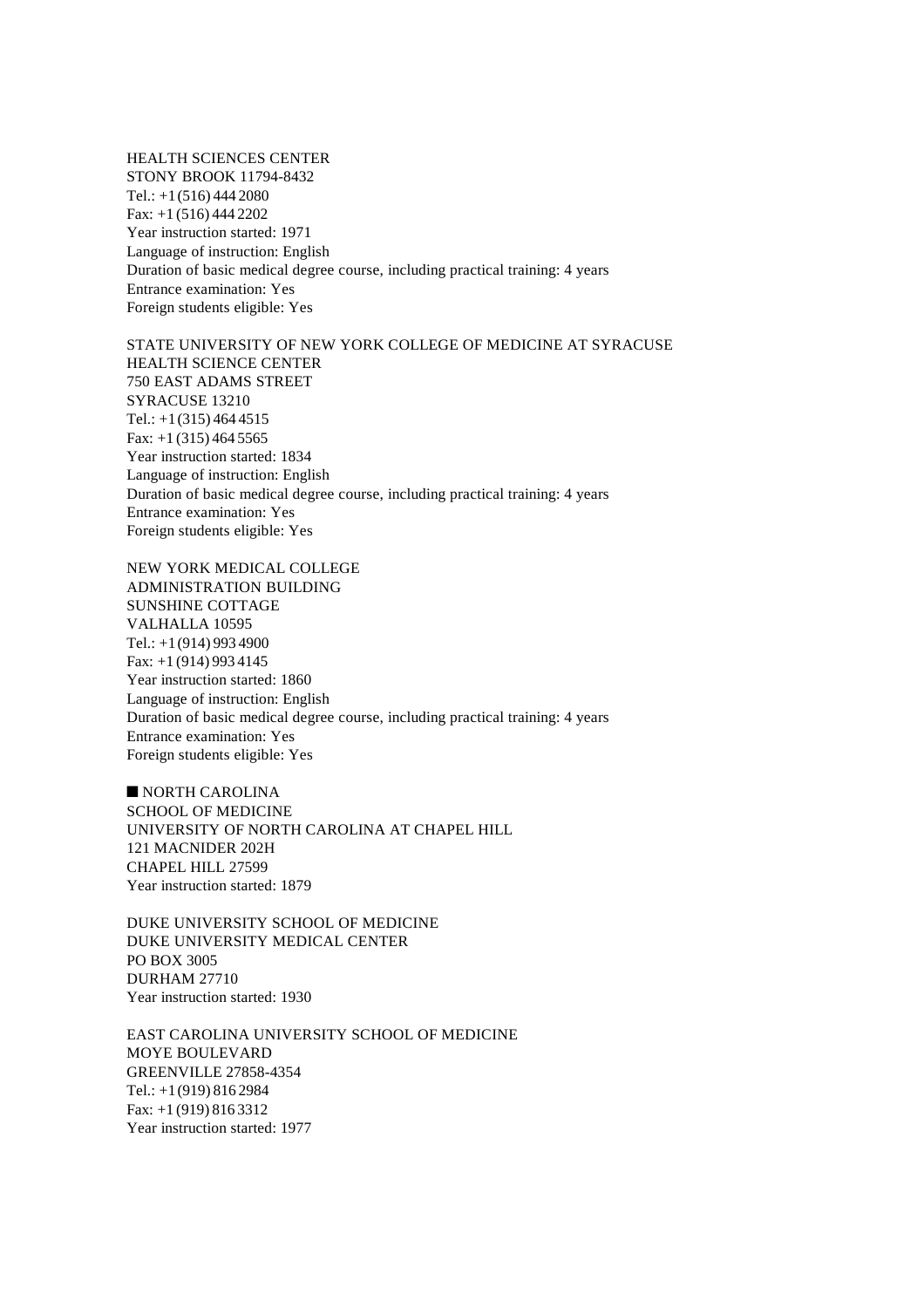HEALTH SCIENCES CENTER
STONY BROOK 11794-8432
Tel.: +1 (516) 444 2080
Fax: +1 (516) 444 2202
Year instruction started: 1971
Language of instruction: English
Duration of basic medical degree course, including practical training: 4 years
Entrance examination: Yes
Foreign students eligible: Yes

STATE UNIVERSITY OF NEW YORK COLLEGE OF MEDICINE AT SYRACUSE
HEALTH SCIENCE CENTER
750 EAST ADAMS STREET
SYRACUSE 13210
Tel.: +1 (315) 464 4515
Fax: +1 (315) 464 5565
Year instruction started: 1834
Language of instruction: English
Duration of basic medical degree course, including practical training: 4 years
Entrance examination: Yes
Foreign students eligible: Yes

NEW YORK MEDICAL COLLEGE
ADMINISTRATION BUILDING
SUNSHINE COTTAGE
VALHALLA 10595
Tel.: +1 (914) 993 4900
Fax: +1 (914) 993 4145
Year instruction started: 1860
Language of instruction: English
Duration of basic medical degree course, including practical training: 4 years
Entrance examination: Yes
Foreign students eligible: Yes

## ■ NORTH CAROLINA

SCHOOL OF MEDICINE
UNIVERSITY OF NORTH CAROLINA AT CHAPEL HILL
121 MACNIDER 202H
CHAPEL HILL 27599
Year instruction started: 1879

DUKE UNIVERSITY SCHOOL OF MEDICINE
DUKE UNIVERSITY MEDICAL CENTER
PO BOX 3005
DURHAM 27710
Year instruction started: 1930

EAST CAROLINA UNIVERSITY SCHOOL OF MEDICINE
MOYE BOULEVARD
GREENVILLE 27858-4354
Tel.: +1 (919) 816 2984
Fax: +1 (919) 816 3312
Year instruction started: 1977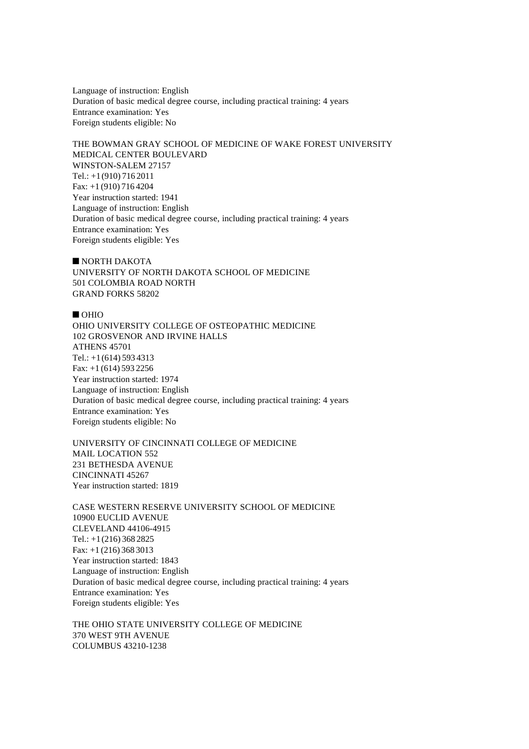Language of instruction: English
Duration of basic medical degree course, including practical training: 4 years
Entrance examination: Yes
Foreign students eligible: No

THE BOWMAN GRAY SCHOOL OF MEDICINE OF WAKE FOREST UNIVERSITY
MEDICAL CENTER BOULEVARD
WINSTON-SALEM 27157
Tel.: +1 (910) 716 2011
Fax: +1 (910) 716 4204
Year instruction started: 1941
Language of instruction: English
Duration of basic medical degree course, including practical training: 4 years
Entrance examination: Yes
Foreign students eligible: Yes

## ■ NORTH DAKOTA

UNIVERSITY OF NORTH DAKOTA SCHOOL OF MEDICINE
501 COLOMBIA ROAD NORTH
GRAND FORKS 58202

## ■ OHIO

OHIO UNIVERSITY COLLEGE OF OSTEOPATHIC MEDICINE
102 GROSVENOR AND IRVINE HALLS
ATHENS 45701
Tel.: +1 (614) 593 4313
Fax: +1 (614) 593 2256
Year instruction started: 1974
Language of instruction: English
Duration of basic medical degree course, including practical training: 4 years
Entrance examination: Yes
Foreign students eligible: No

UNIVERSITY OF CINCINNATI COLLEGE OF MEDICINE
MAIL LOCATION 552
231 BETHESDA AVENUE
CINCINNATI 45267
Year instruction started: 1819

CASE WESTERN RESERVE UNIVERSITY SCHOOL OF MEDICINE
10900 EUCLID AVENUE
CLEVELAND 44106-4915
Tel.: +1 (216) 368 2825
Fax: +1 (216) 368 3013
Year instruction started: 1843
Language of instruction: English
Duration of basic medical degree course, including practical training: 4 years
Entrance examination: Yes
Foreign students eligible: Yes

THE OHIO STATE UNIVERSITY COLLEGE OF MEDICINE
370 WEST 9TH AVENUE
COLUMBUS 43210-1238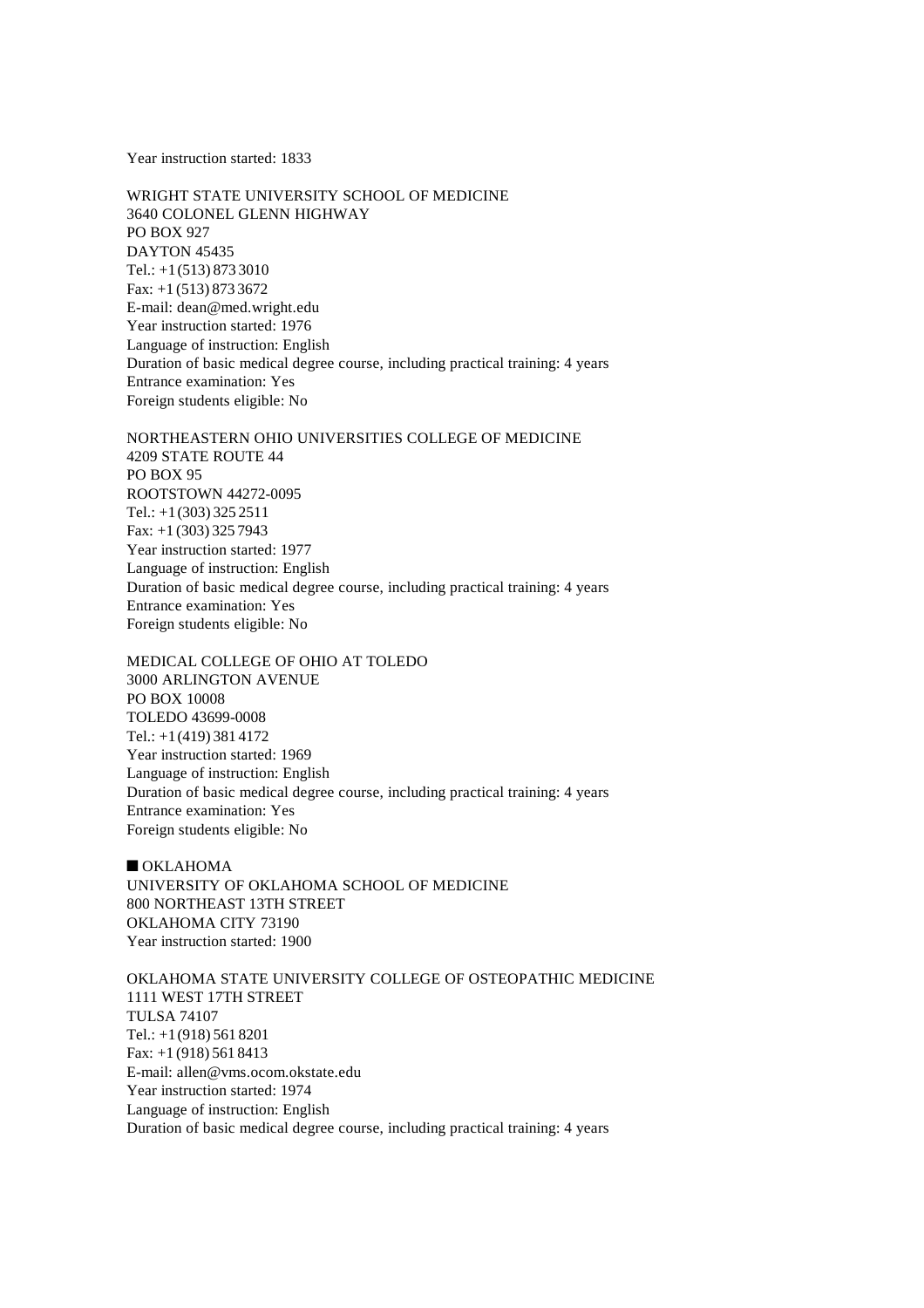Year instruction started: 1833

WRIGHT STATE UNIVERSITY SCHOOL OF MEDICINE
3640 COLONEL GLENN HIGHWAY
PO BOX 927
DAYTON 45435
Tel.: +1 (513) 873 3010
Fax: +1 (513) 873 3672
E-mail: dean@med.wright.edu
Year instruction started: 1976
Language of instruction: English
Duration of basic medical degree course, including practical training: 4 years
Entrance examination: Yes
Foreign students eligible: No

NORTHEASTERN OHIO UNIVERSITIES COLLEGE OF MEDICINE
4209 STATE ROUTE 44
PO BOX 95
ROOTSTOWN 44272-0095
Tel.: +1 (303) 325 2511
Fax: +1 (303) 325 7943
Year instruction started: 1977
Language of instruction: English
Duration of basic medical degree course, including practical training: 4 years
Entrance examination: Yes
Foreign students eligible: No

MEDICAL COLLEGE OF OHIO AT TOLEDO
3000 ARLINGTON AVENUE
PO BOX 10008
TOLEDO 43699-0008
Tel.: +1 (419) 381 4172
Year instruction started: 1969
Language of instruction: English
Duration of basic medical degree course, including practical training: 4 years
Entrance examination: Yes
Foreign students eligible: No

## ■ OKLAHOMA

UNIVERSITY OF OKLAHOMA SCHOOL OF MEDICINE
800 NORTHEAST 13TH STREET
OKLAHOMA CITY 73190
Year instruction started: 1900

OKLAHOMA STATE UNIVERSITY COLLEGE OF OSTEOPATHIC MEDICINE
1111 WEST 17TH STREET
TULSA 74107
Tel.: +1 (918) 561 8201
Fax: +1 (918) 561 8413
E-mail: allen@vms.ocom.okstate.edu
Year instruction started: 1974
Language of instruction: English
Duration of basic medical degree course, including practical training: 4 years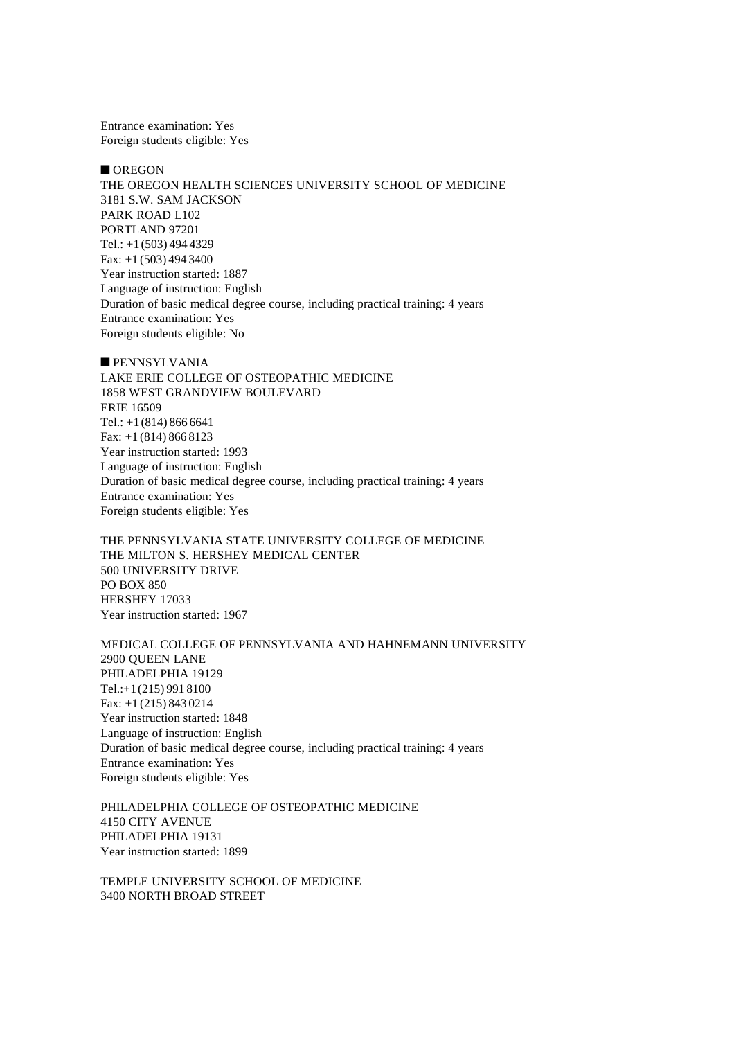Entrance examination: Yes
Foreign students eligible: Yes

■ OREGON

THE OREGON HEALTH SCIENCES UNIVERSITY SCHOOL OF MEDICINE
3181 S.W. SAM JACKSON
PARK ROAD L102
PORTLAND 97201
Tel.: +1 (503) 494 4329
Fax: +1 (503) 494 3400
Year instruction started: 1887
Language of instruction: English
Duration of basic medical degree course, including practical training: 4 years
Entrance examination: Yes
Foreign students eligible: No

■ PENNSYLVANIA

LAKE ERIE COLLEGE OF OSTEOPATHIC MEDICINE
1858 WEST GRANDVIEW BOULEVARD
ERIE 16509
Tel.: +1 (814) 866 6641
Fax: +1 (814) 866 8123
Year instruction started: 1993
Language of instruction: English
Duration of basic medical degree course, including practical training: 4 years
Entrance examination: Yes
Foreign students eligible: Yes

THE PENNSYLVANIA STATE UNIVERSITY COLLEGE OF MEDICINE
THE MILTON S. HERSHEY MEDICAL CENTER
500 UNIVERSITY DRIVE
PO BOX 850
HERSHEY 17033
Year instruction started: 1967

MEDICAL COLLEGE OF PENNSYLVANIA AND HAHNEMANN UNIVERSITY
2900 QUEEN LANE
PHILADELPHIA 19129
Tel.:+1 (215) 991 8100
Fax: +1 (215) 843 0214
Year instruction started: 1848
Language of instruction: English
Duration of basic medical degree course, including practical training: 4 years
Entrance examination: Yes
Foreign students eligible: Yes

PHILADELPHIA COLLEGE OF OSTEOPATHIC MEDICINE
4150 CITY AVENUE
PHILADELPHIA 19131
Year instruction started: 1899

TEMPLE UNIVERSITY SCHOOL OF MEDICINE
3400 NORTH BROAD STREET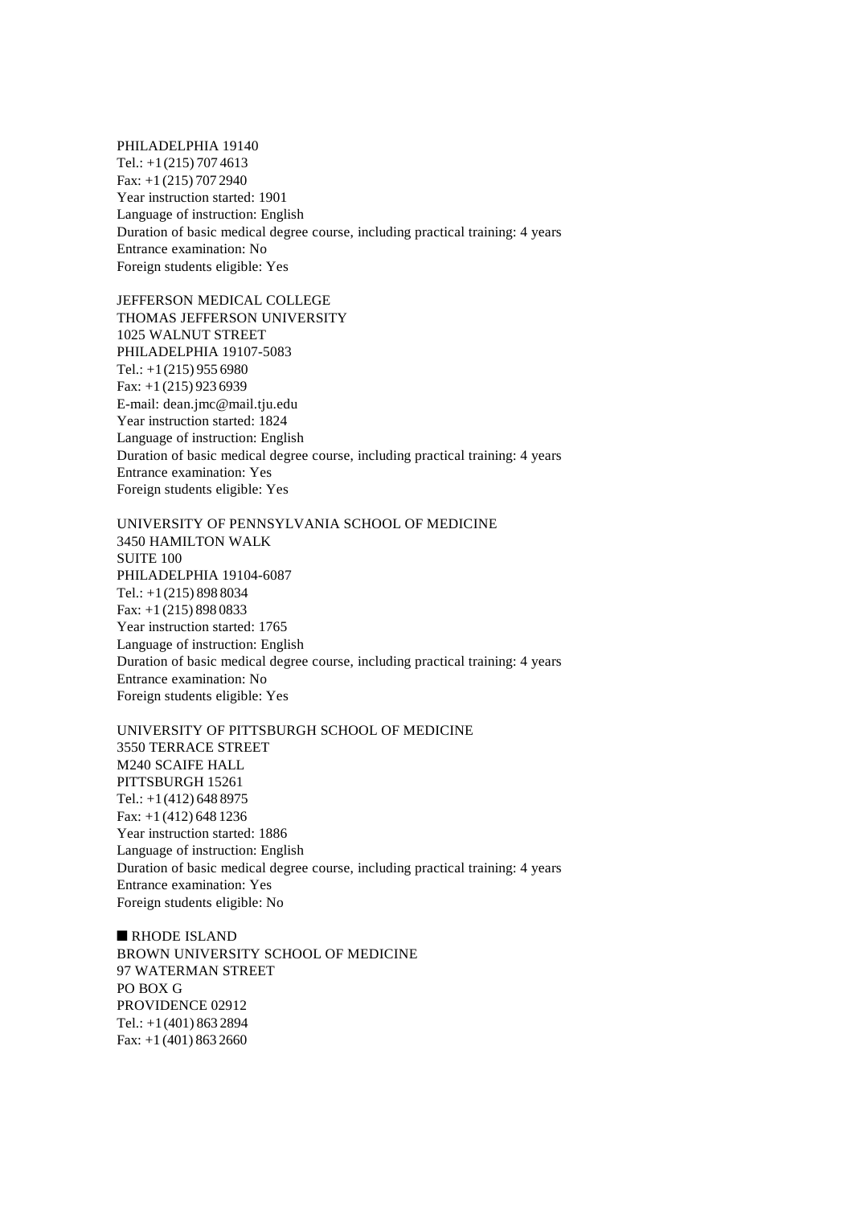PHILADELPHIA 19140
Tel.: +1 (215) 707 4613
Fax: +1 (215) 707 2940
Year instruction started: 1901
Language of instruction: English
Duration of basic medical degree course, including practical training: 4 years
Entrance examination: No
Foreign students eligible: Yes

JEFFERSON MEDICAL COLLEGE
THOMAS JEFFERSON UNIVERSITY
1025 WALNUT STREET
PHILADELPHIA 19107-5083
Tel.: +1 (215) 955 6980
Fax: +1 (215) 923 6939
E-mail: dean.jmc@mail.tju.edu
Year instruction started: 1824
Language of instruction: English
Duration of basic medical degree course, including practical training: 4 years
Entrance examination: Yes
Foreign students eligible: Yes

UNIVERSITY OF PENNSYLVANIA SCHOOL OF MEDICINE
3450 HAMILTON WALK
SUITE 100
PHILADELPHIA 19104-6087
Tel.: +1 (215) 898 8034
Fax: +1 (215) 898 0833
Year instruction started: 1765
Language of instruction: English
Duration of basic medical degree course, including practical training: 4 years
Entrance examination: No
Foreign students eligible: Yes

UNIVERSITY OF PITTSBURGH SCHOOL OF MEDICINE
3550 TERRACE STREET
M240 SCAIFE HALL
PITTSBURGH 15261
Tel.: +1 (412) 648 8975
Fax: +1 (412) 648 1236
Year instruction started: 1886
Language of instruction: English
Duration of basic medical degree course, including practical training: 4 years
Entrance examination: Yes
Foreign students eligible: No

## ■ RHODE ISLAND

BROWN UNIVERSITY SCHOOL OF MEDICINE
97 WATERMAN STREET
PO BOX G
PROVIDENCE 02912
Tel.: +1 (401) 863 2894
Fax: +1 (401) 863 2660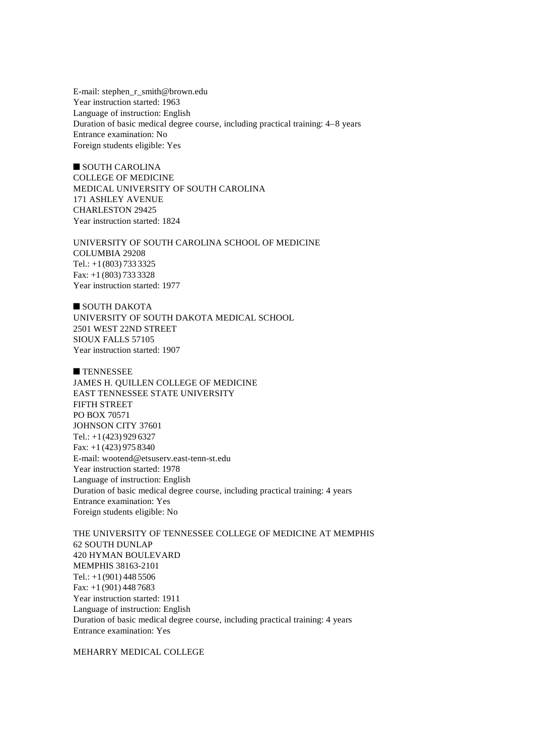E-mail: stephen_r_smith@brown.edu
Year instruction started: 1963
Language of instruction: English
Duration of basic medical degree course, including practical training: 4–8 years
Entrance examination: No
Foreign students eligible: Yes

## ■ SOUTH CAROLINA

COLLEGE OF MEDICINE
MEDICAL UNIVERSITY OF SOUTH CAROLINA
171 ASHLEY AVENUE
CHARLESTON 29425
Year instruction started: 1824

UNIVERSITY OF SOUTH CAROLINA SCHOOL OF MEDICINE
COLUMBIA 29208
Tel.: +1 (803) 733 3325
Fax: +1 (803) 733 3328
Year instruction started: 1977

## ■ SOUTH DAKOTA

UNIVERSITY OF SOUTH DAKOTA MEDICAL SCHOOL
2501 WEST 22ND STREET
SIOUX FALLS 57105
Year instruction started: 1907

## ■ TENNESSEE

JAMES H. QUILLEN COLLEGE OF MEDICINE
EAST TENNESSEE STATE UNIVERSITY
FIFTH STREET
PO BOX 70571
JOHNSON CITY 37601
Tel.: +1 (423) 929 6327
Fax: +1 (423) 975 8340
E-mail: wootend@etsuserv.east-tenn-st.edu
Year instruction started: 1978
Language of instruction: English
Duration of basic medical degree course, including practical training: 4 years
Entrance examination: Yes
Foreign students eligible: No

THE UNIVERSITY OF TENNESSEE COLLEGE OF MEDICINE AT MEMPHIS
62 SOUTH DUNLAP
420 HYMAN BOULEVARD
MEMPHIS 38163-2101
Tel.: +1 (901) 448 5506
Fax: +1 (901) 448 7683
Year instruction started: 1911
Language of instruction: English
Duration of basic medical degree course, including practical training: 4 years
Entrance examination: Yes

MEHARRY MEDICAL COLLEGE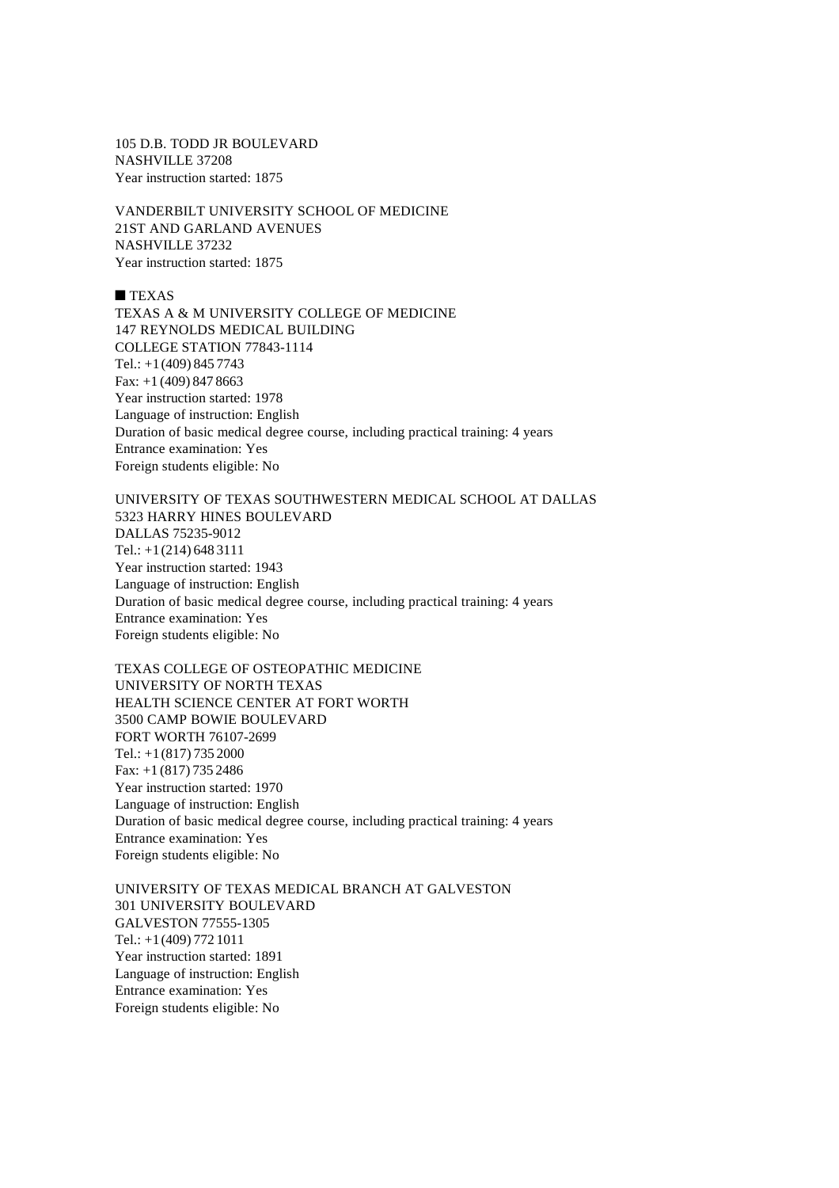105 D.B. TODD JR BOULEVARD
NASHVILLE 37208
Year instruction started: 1875

VANDERBILT UNIVERSITY SCHOOL OF MEDICINE
21ST AND GARLAND AVENUES
NASHVILLE 37232
Year instruction started: 1875

## ■ TEXAS

TEXAS A & M UNIVERSITY COLLEGE OF MEDICINE
147 REYNOLDS MEDICAL BUILDING
COLLEGE STATION 77843-1114
Tel.: +1 (409) 845 7743
Fax: +1 (409) 847 8663
Year instruction started: 1978
Language of instruction: English
Duration of basic medical degree course, including practical training: 4 years
Entrance examination: Yes
Foreign students eligible: No

UNIVERSITY OF TEXAS SOUTHWESTERN MEDICAL SCHOOL AT DALLAS
5323 HARRY HINES BOULEVARD
DALLAS 75235-9012
Tel.: +1 (214) 648 3111
Year instruction started: 1943
Language of instruction: English
Duration of basic medical degree course, including practical training: 4 years
Entrance examination: Yes
Foreign students eligible: No

TEXAS COLLEGE OF OSTEOPATHIC MEDICINE
UNIVERSITY OF NORTH TEXAS
HEALTH SCIENCE CENTER AT FORT WORTH
3500 CAMP BOWIE BOULEVARD
FORT WORTH 76107-2699
Tel.: +1 (817) 735 2000
Fax: +1 (817) 735 2486
Year instruction started: 1970
Language of instruction: English
Duration of basic medical degree course, including practical training: 4 years
Entrance examination: Yes
Foreign students eligible: No

UNIVERSITY OF TEXAS MEDICAL BRANCH AT GALVESTON
301 UNIVERSITY BOULEVARD
GALVESTON 77555-1305
Tel.: +1 (409) 772 1011
Year instruction started: 1891
Language of instruction: English
Entrance examination: Yes
Foreign students eligible: No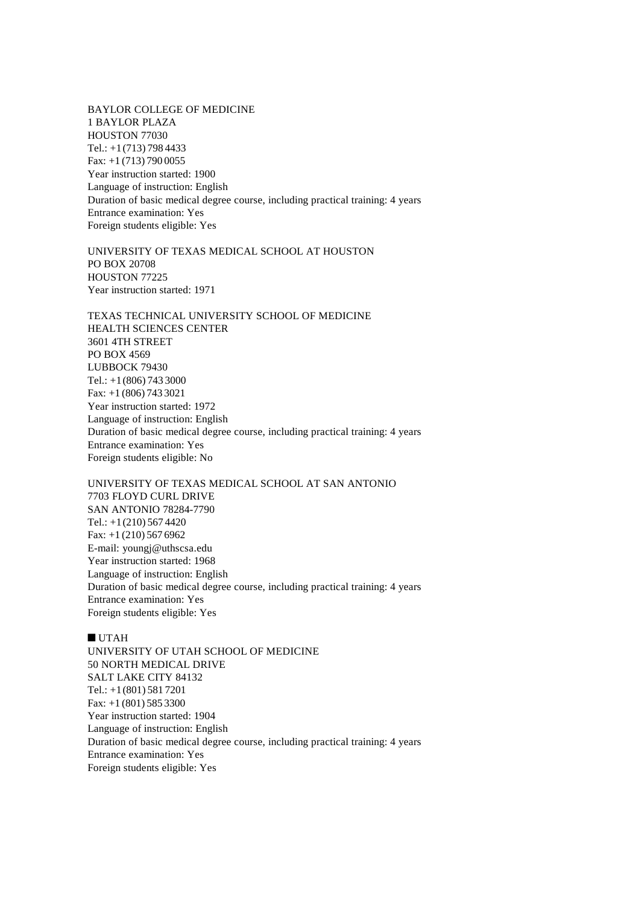BAYLOR COLLEGE OF MEDICINE
1 BAYLOR PLAZA
HOUSTON 77030
Tel.: +1 (713) 798 4433
Fax: +1 (713) 790 0055
Year instruction started: 1900
Language of instruction: English
Duration of basic medical degree course, including practical training: 4 years
Entrance examination: Yes
Foreign students eligible: Yes

UNIVERSITY OF TEXAS MEDICAL SCHOOL AT HOUSTON
PO BOX 20708
HOUSTON 77225
Year instruction started: 1971

TEXAS TECHNICAL UNIVERSITY SCHOOL OF MEDICINE
HEALTH SCIENCES CENTER
3601 4TH STREET
PO BOX 4569
LUBBOCK 79430
Tel.: +1 (806) 743 3000
Fax: +1 (806) 743 3021
Year instruction started: 1972
Language of instruction: English
Duration of basic medical degree course, including practical training: 4 years
Entrance examination: Yes
Foreign students eligible: No

UNIVERSITY OF TEXAS MEDICAL SCHOOL AT SAN ANTONIO
7703 FLOYD CURL DRIVE
SAN ANTONIO 78284-7790
Tel.: +1 (210) 567 4420
Fax: +1 (210) 567 6962
E-mail: youngj@uthscsa.edu
Year instruction started: 1968
Language of instruction: English
Duration of basic medical degree course, including practical training: 4 years
Entrance examination: Yes
Foreign students eligible: Yes

## ■ UTAH

UNIVERSITY OF UTAH SCHOOL OF MEDICINE
50 NORTH MEDICAL DRIVE
SALT LAKE CITY 84132
Tel.: +1 (801) 581 7201
Fax: +1 (801) 585 3300
Year instruction started: 1904
Language of instruction: English
Duration of basic medical degree course, including practical training: 4 years
Entrance examination: Yes
Foreign students eligible: Yes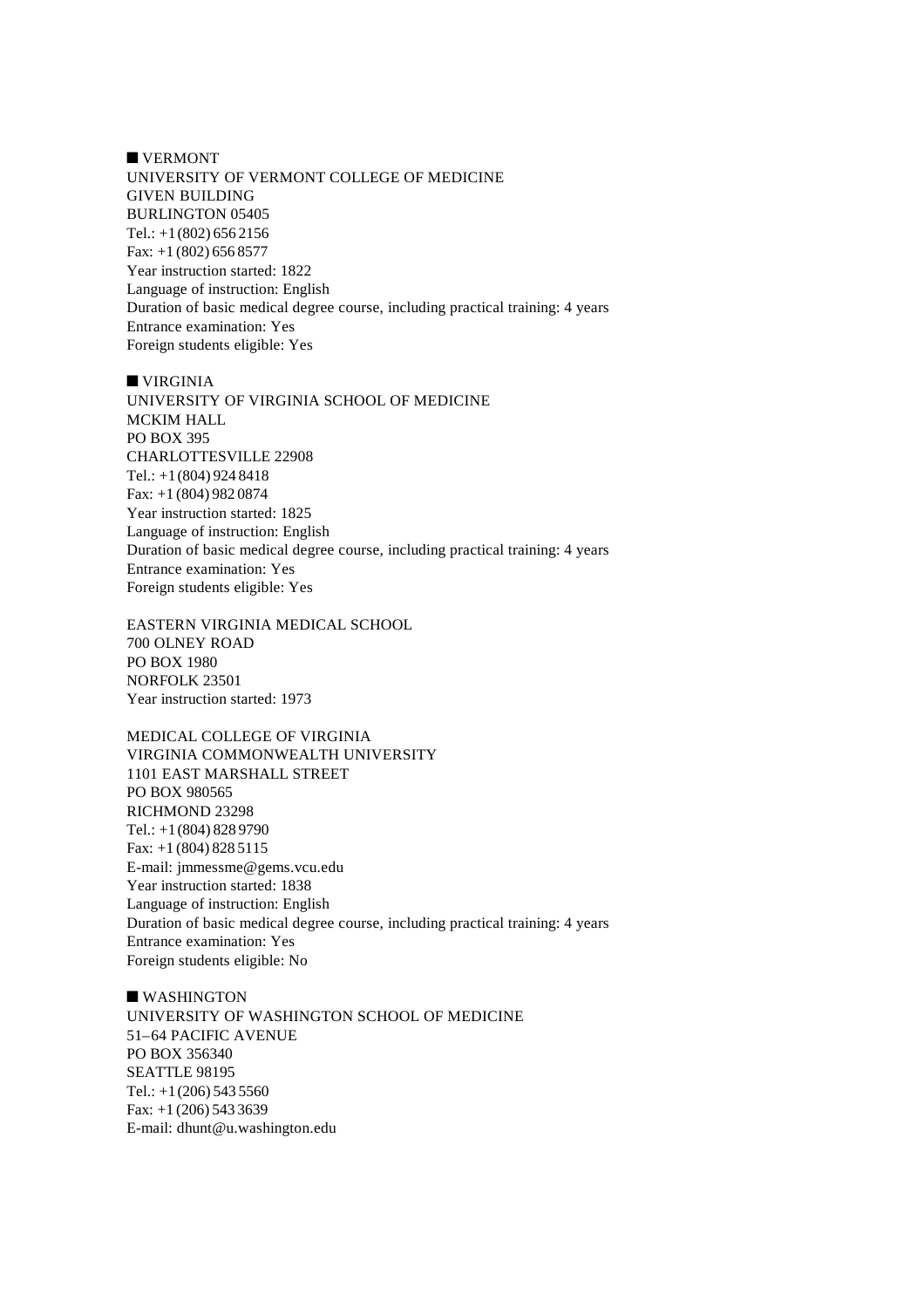## ■ VERMONT

UNIVERSITY OF VERMONT COLLEGE OF MEDICINE
GIVEN BUILDING
BURLINGTON 05405
Tel.: +1 (802) 656 2156
Fax: +1 (802) 656 8577
Year instruction started: 1822
Language of instruction: English
Duration of basic medical degree course, including practical training: 4 years
Entrance examination: Yes
Foreign students eligible: Yes

## ■ VIRGINIA

UNIVERSITY OF VIRGINIA SCHOOL OF MEDICINE
MCKIM HALL
PO BOX 395
CHARLOTTESVILLE 22908
Tel.: +1 (804) 924 8418
Fax: +1 (804) 982 0874
Year instruction started: 1825
Language of instruction: English
Duration of basic medical degree course, including practical training: 4 years
Entrance examination: Yes
Foreign students eligible: Yes

EASTERN VIRGINIA MEDICAL SCHOOL
700 OLNEY ROAD
PO BOX 1980
NORFOLK 23501
Year instruction started: 1973

MEDICAL COLLEGE OF VIRGINIA
VIRGINIA COMMONWEALTH UNIVERSITY
1101 EAST MARSHALL STREET
PO BOX 980565
RICHMOND 23298
Tel.: +1 (804) 828 9790
Fax: +1 (804) 828 5115
E-mail: jmmessme@gems.vcu.edu
Year instruction started: 1838
Language of instruction: English
Duration of basic medical degree course, including practical training: 4 years
Entrance examination: Yes
Foreign students eligible: No

## ■ WASHINGTON

UNIVERSITY OF WASHINGTON SCHOOL OF MEDICINE
51–64 PACIFIC AVENUE
PO BOX 356340
SEATTLE 98195
Tel.: +1 (206) 543 5560
Fax: +1 (206) 543 3639
E-mail: dhunt@u.washington.edu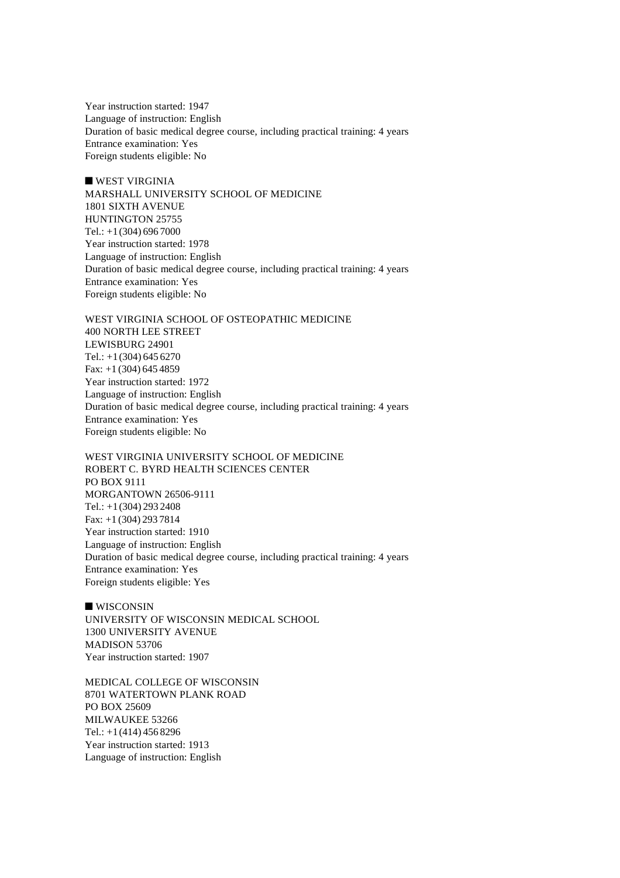Year instruction started: 1947
Language of instruction: English
Duration of basic medical degree course, including practical training: 4 years
Entrance examination: Yes
Foreign students eligible: No

## ■ WEST VIRGINIA

MARSHALL UNIVERSITY SCHOOL OF MEDICINE
1801 SIXTH AVENUE
HUNTINGTON 25755
Tel.: +1 (304) 696 7000
Year instruction started: 1978
Language of instruction: English
Duration of basic medical degree course, including practical training: 4 years
Entrance examination: Yes
Foreign students eligible: No

WEST VIRGINIA SCHOOL OF OSTEOPATHIC MEDICINE
400 NORTH LEE STREET
LEWISBURG 24901
Tel.: +1 (304) 645 6270
Fax: +1 (304) 645 4859
Year instruction started: 1972
Language of instruction: English
Duration of basic medical degree course, including practical training: 4 years
Entrance examination: Yes
Foreign students eligible: No

WEST VIRGINIA UNIVERSITY SCHOOL OF MEDICINE
ROBERT C. BYRD HEALTH SCIENCES CENTER
PO BOX 9111
MORGANTOWN 26506-9111
Tel.: +1 (304) 293 2408
Fax: +1 (304) 293 7814
Year instruction started: 1910
Language of instruction: English
Duration of basic medical degree course, including practical training: 4 years
Entrance examination: Yes
Foreign students eligible: Yes

## ■ WISCONSIN

UNIVERSITY OF WISCONSIN MEDICAL SCHOOL
1300 UNIVERSITY AVENUE
MADISON 53706
Year instruction started: 1907

MEDICAL COLLEGE OF WISCONSIN
8701 WATERTOWN PLANK ROAD
PO BOX 25609
MILWAUKEE 53266
Tel.: +1 (414) 456 8296
Year instruction started: 1913
Language of instruction: English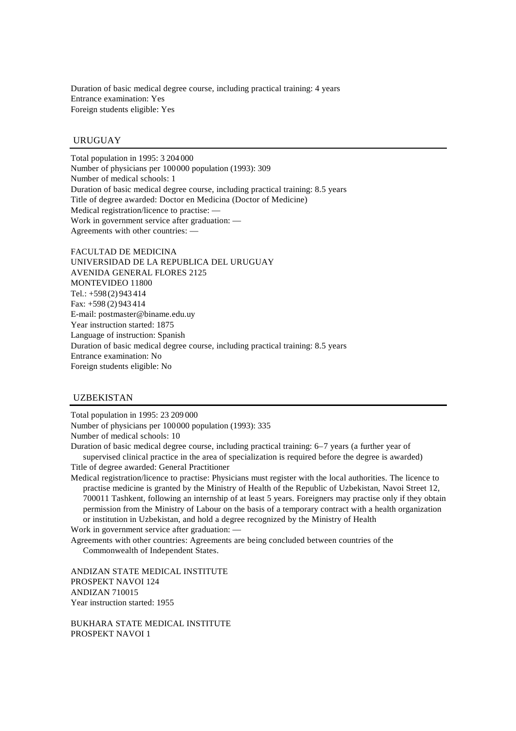Duration of basic medical degree course, including practical training: 4 years
Entrance examination: Yes
Foreign students eligible: Yes

## URUGUAY

Total population in 1995: 3 204 000
Number of physicians per 100 000 population (1993): 309
Number of medical schools: 1
Duration of basic medical degree course, including practical training: 8.5 years
Title of degree awarded: Doctor en Medicina (Doctor of Medicine)
Medical registration/licence to practise: —
Work in government service after graduation: —
Agreements with other countries: —

FACULTAD DE MEDICINA
UNIVERSIDAD DE LA REPUBLICA DEL URUGUAY
AVENIDA GENERAL FLORES 2125
MONTEVIDEO 11800
Tel.: +598 (2) 943 414
Fax: +598 (2) 943 414
E-mail: postmaster@biname.edu.uy
Year instruction started: 1875
Language of instruction: Spanish
Duration of basic medical degree course, including practical training: 8.5 years
Entrance examination: No
Foreign students eligible: No

## UZBEKISTAN

Total population in 1995: 23 209 000
Number of physicians per 100 000 population (1993): 335
Number of medical schools: 10
Duration of basic medical degree course, including practical training: 6–7 years (a further year of supervised clinical practice in the area of specialization is required before the degree is awarded)
Title of degree awarded: General Practitioner
Medical registration/licence to practise: Physicians must register with the local authorities. The licence to practise medicine is granted by the Ministry of Health of the Republic of Uzbekistan, Navoi Street 12, 700011 Tashkent, following an internship of at least 5 years. Foreigners may practise only if they obtain permission from the Ministry of Labour on the basis of a temporary contract with a health organization or institution in Uzbekistan, and hold a degree recognized by the Ministry of Health
Work in government service after graduation: —
Agreements with other countries: Agreements are being concluded between countries of the Commonwealth of Independent States.

ANDIZAN STATE MEDICAL INSTITUTE
PROSPEKT NAVOI 124
ANDIZAN 710015
Year instruction started: 1955

BUKHARA STATE MEDICAL INSTITUTE
PROSPEKT NAVOI 1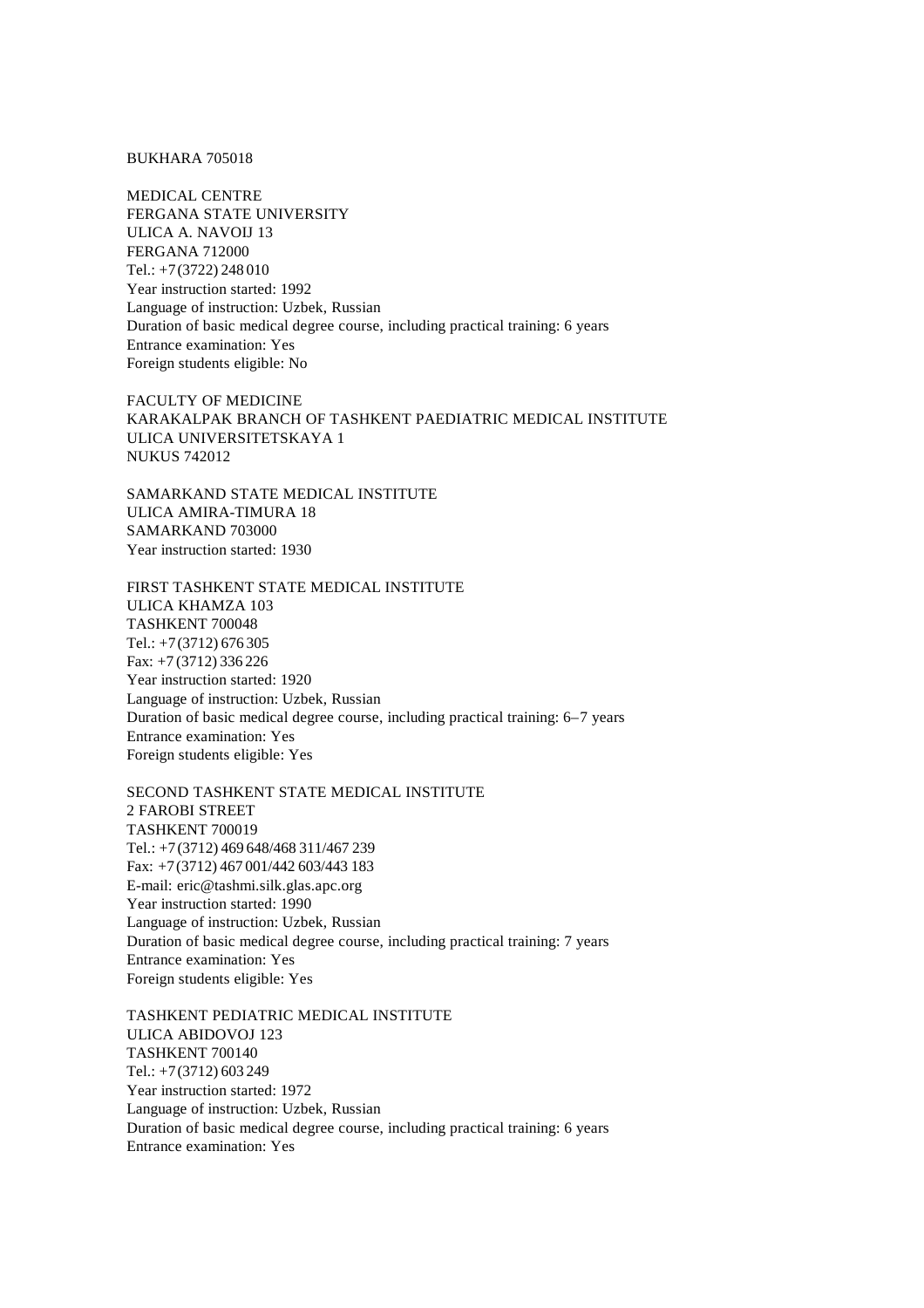BUKHARA 705018

MEDICAL CENTRE
FERGANA STATE UNIVERSITY
ULICA A. NAVOIJ 13
FERGANA 712000
Tel.: +7 (3722) 248 010
Year instruction started: 1992
Language of instruction: Uzbek, Russian
Duration of basic medical degree course, including practical training: 6 years
Entrance examination: Yes
Foreign students eligible: No

FACULTY OF MEDICINE
KARAKALPAK BRANCH OF TASHKENT PAEDIATRIC MEDICAL INSTITUTE
ULICA UNIVERSITETSKAYA 1
NUKUS 742012

SAMARKAND STATE MEDICAL INSTITUTE
ULICA AMIRA-TIMURA 18
SAMARKAND 703000
Year instruction started: 1930

FIRST TASHKENT STATE MEDICAL INSTITUTE
ULICA KHAMZA 103
TASHKENT 700048
Tel.: +7 (3712) 676 305
Fax: +7 (3712) 336 226
Year instruction started: 1920
Language of instruction: Uzbek, Russian
Duration of basic medical degree course, including practical training: 6–7 years
Entrance examination: Yes
Foreign students eligible: Yes

SECOND TASHKENT STATE MEDICAL INSTITUTE
2 FAROBI STREET
TASHKENT 700019
Tel.: +7 (3712) 469 648/468 311/467 239
Fax: +7 (3712) 467 001/442 603/443 183
E-mail: eric@tashmi.silk.glas.apc.org
Year instruction started: 1990
Language of instruction: Uzbek, Russian
Duration of basic medical degree course, including practical training: 7 years
Entrance examination: Yes
Foreign students eligible: Yes

TASHKENT PEDIATRIC MEDICAL INSTITUTE
ULICA ABIDOVOJ 123
TASHKENT 700140
Tel.: +7 (3712) 603 249
Year instruction started: 1972
Language of instruction: Uzbek, Russian
Duration of basic medical degree course, including practical training: 6 years
Entrance examination: Yes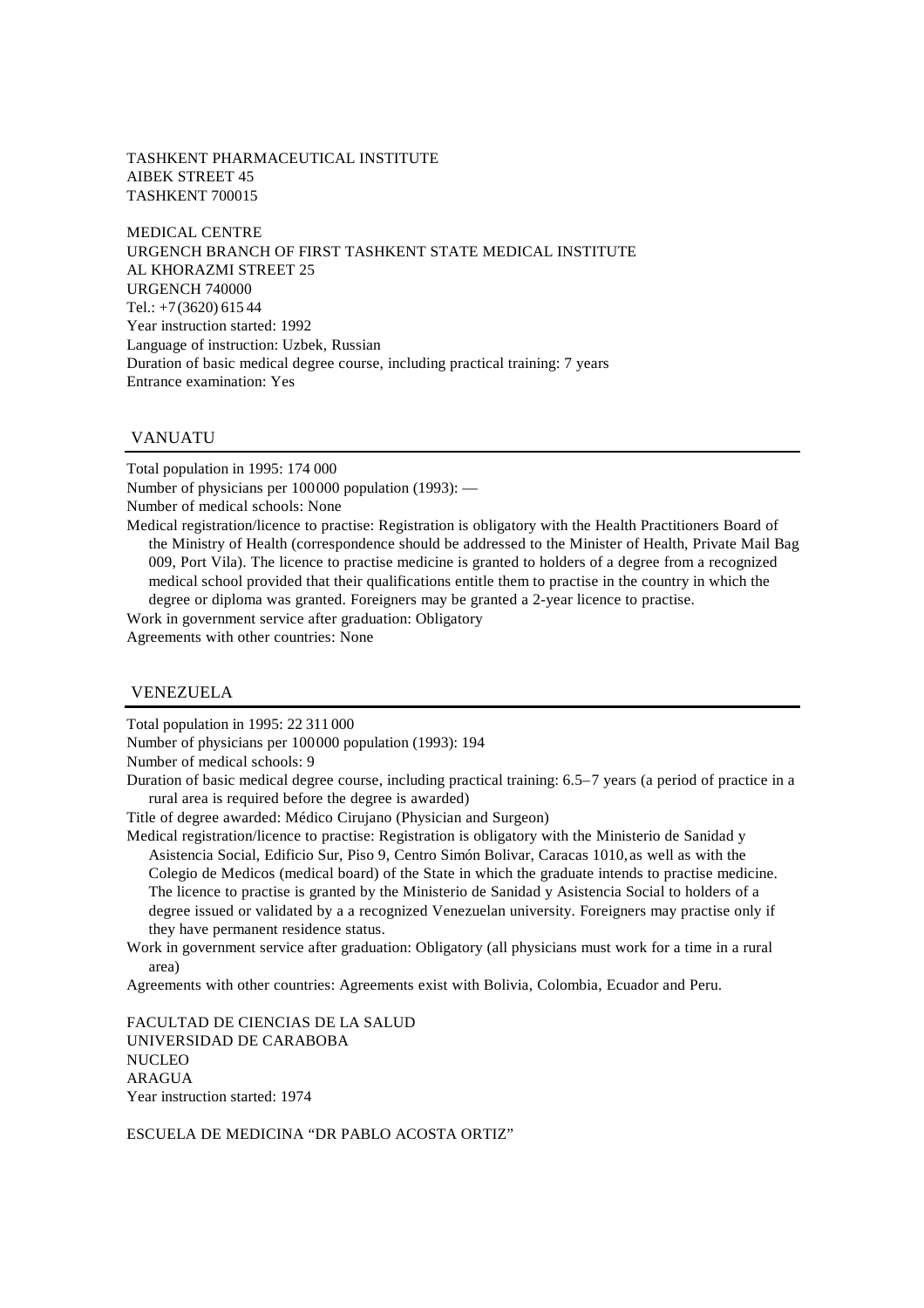TASHKENT PHARMACEUTICAL INSTITUTE
AIBEK STREET 45
TASHKENT 700015

MEDICAL CENTRE
URGENCH BRANCH OF FIRST TASHKENT STATE MEDICAL INSTITUTE
AL KHORAZMI STREET 25
URGENCH 740000
Tel.: +7 (3620) 615 44
Year instruction started: 1992
Language of instruction: Uzbek, Russian
Duration of basic medical degree course, including practical training: 7 years
Entrance examination: Yes

## VANUATU

Total population in 1995: 174 000
Number of physicians per 100 000 population (1993): —
Number of medical schools: None
Medical registration/licence to practise: Registration is obligatory with the Health Practitioners Board of the Ministry of Health (correspondence should be addressed to the Minister of Health, Private Mail Bag 009, Port Vila). The licence to practise medicine is granted to holders of a degree from a recognized medical school provided that their qualifications entitle them to practise in the country in which the degree or diploma was granted. Foreigners may be granted a 2-year licence to practise.
Work in government service after graduation: Obligatory
Agreements with other countries: None

## VENEZUELA

Total population in 1995: 22 311 000
Number of physicians per 100 000 population (1993): 194
Number of medical schools: 9
Duration of basic medical degree course, including practical training: 6.5–7 years (a period of practice in a rural area is required before the degree is awarded)
Title of degree awarded: Médico Cirujano (Physician and Surgeon)
Medical registration/licence to practise: Registration is obligatory with the Ministerio de Sanidad y Asistencia Social, Edificio Sur, Piso 9, Centro Simón Bolivar, Caracas 1010, as well as with the Colegio de Medicos (medical board) of the State in which the graduate intends to practise medicine. The licence to practise is granted by the Ministerio de Sanidad y Asistencia Social to holders of a degree issued or validated by a a recognized Venezuelan university. Foreigners may practise only if they have permanent residence status.
Work in government service after graduation: Obligatory (all physicians must work for a time in a rural area)
Agreements with other countries: Agreements exist with Bolivia, Colombia, Ecuador and Peru.

FACULTAD DE CIENCIAS DE LA SALUD
UNIVERSIDAD DE CARABOBA
NUCLEO
ARAGUA
Year instruction started: 1974

ESCUELA DE MEDICINA "DR PABLO ACOSTA ORTIZ"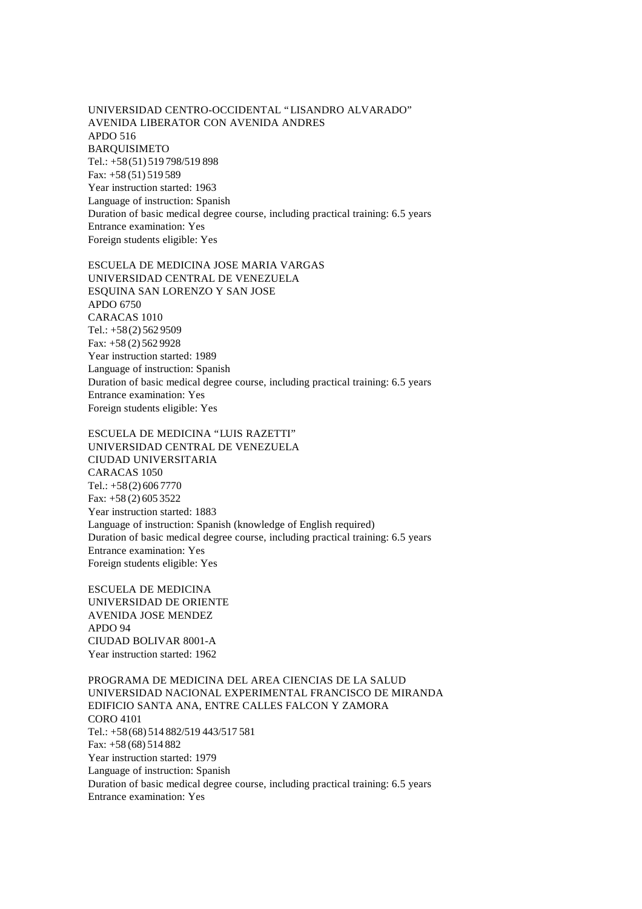UNIVERSIDAD CENTRO-OCCIDENTAL "LISANDRO ALVARADO"
AVENIDA LIBERATOR CON AVENIDA ANDRES
APDO 516
BARQUISIMETO
Tel.: +58 (51) 519 798/519 898
Fax: +58 (51) 519 589
Year instruction started: 1963
Language of instruction: Spanish
Duration of basic medical degree course, including practical training: 6.5 years
Entrance examination: Yes
Foreign students eligible: Yes

ESCUELA DE MEDICINA JOSE MARIA VARGAS
UNIVERSIDAD CENTRAL DE VENEZUELA
ESQUINA SAN LORENZO Y SAN JOSE
APDO 6750
CARACAS 1010
Tel.: +58 (2) 562 9509
Fax: +58 (2) 562 9928
Year instruction started: 1989
Language of instruction: Spanish
Duration of basic medical degree course, including practical training: 6.5 years
Entrance examination: Yes
Foreign students eligible: Yes

ESCUELA DE MEDICINA "LUIS RAZETTI"
UNIVERSIDAD CENTRAL DE VENEZUELA
CIUDAD UNIVERSITARIA
CARACAS 1050
Tel.: +58 (2) 606 7770
Fax: +58 (2) 605 3522
Year instruction started: 1883
Language of instruction: Spanish (knowledge of English required)
Duration of basic medical degree course, including practical training: 6.5 years
Entrance examination: Yes
Foreign students eligible: Yes

ESCUELA DE MEDICINA
UNIVERSIDAD DE ORIENTE
AVENIDA JOSE MENDEZ
APDO 94
CIUDAD BOLIVAR 8001-A
Year instruction started: 1962

PROGRAMA DE MEDICINA DEL AREA CIENCIAS DE LA SALUD
UNIVERSIDAD NACIONAL EXPERIMENTAL FRANCISCO DE MIRANDA
EDIFICIO SANTA ANA, ENTRE CALLES FALCON Y ZAMORA
CORO 4101
Tel.: +58 (68) 514 882/519 443/517 581
Fax: +58 (68) 514 882
Year instruction started: 1979
Language of instruction: Spanish
Duration of basic medical degree course, including practical training: 6.5 years
Entrance examination: Yes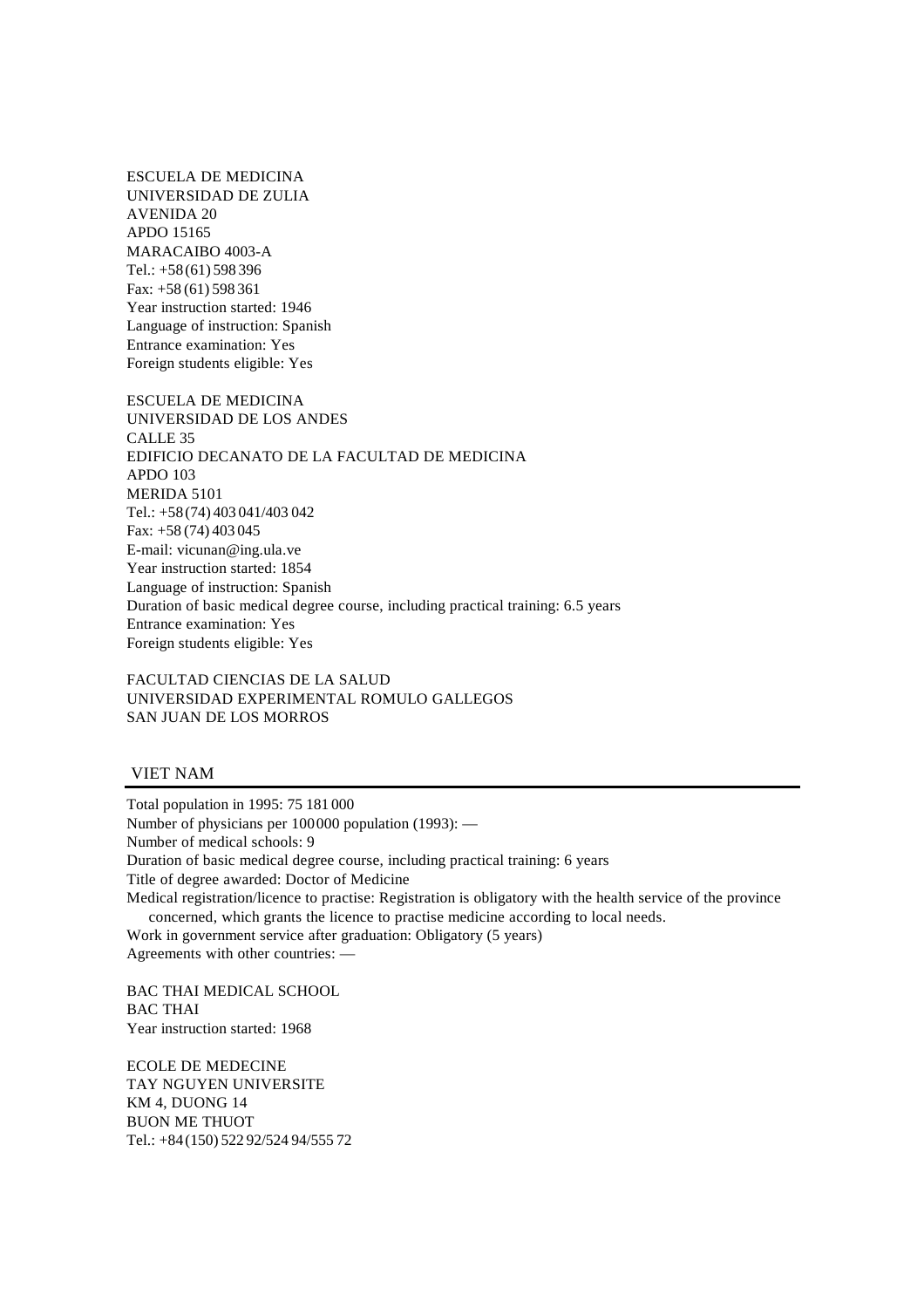ESCUELA DE MEDICINA
UNIVERSIDAD DE ZULIA
AVENIDA 20
APDO 15165
MARACAIBO 4003-A
Tel.: +58 (61) 598 396
Fax: +58 (61) 598 361
Year instruction started: 1946
Language of instruction: Spanish
Entrance examination: Yes
Foreign students eligible: Yes

ESCUELA DE MEDICINA
UNIVERSIDAD DE LOS ANDES
CALLE 35
EDIFICIO DECANATO DE LA FACULTAD DE MEDICINA
APDO 103
MERIDA 5101
Tel.: +58 (74) 403 041/403 042
Fax: +58 (74) 403 045
E-mail: vicunan@ing.ula.ve
Year instruction started: 1854
Language of instruction: Spanish
Duration of basic medical degree course, including practical training: 6.5 years
Entrance examination: Yes
Foreign students eligible: Yes

FACULTAD CIENCIAS DE LA SALUD
UNIVERSIDAD EXPERIMENTAL ROMULO GALLEGOS
SAN JUAN DE LOS MORROS

## VIET NAM

Total population in 1995: 75 181 000
Number of physicians per 100 000 population (1993): —
Number of medical schools: 9
Duration of basic medical degree course, including practical training: 6 years
Title of degree awarded: Doctor of Medicine
Medical registration/licence to practise: Registration is obligatory with the health service of the province concerned, which grants the licence to practise medicine according to local needs.
Work in government service after graduation: Obligatory (5 years)
Agreements with other countries: —

BAC THAI MEDICAL SCHOOL
BAC THAI
Year instruction started: 1968

ECOLE DE MEDECINE
TAY NGUYEN UNIVERSITE
KM 4, DUONG 14
BUON ME THUOT
Tel.: +84 (150) 522 92/524 94/555 72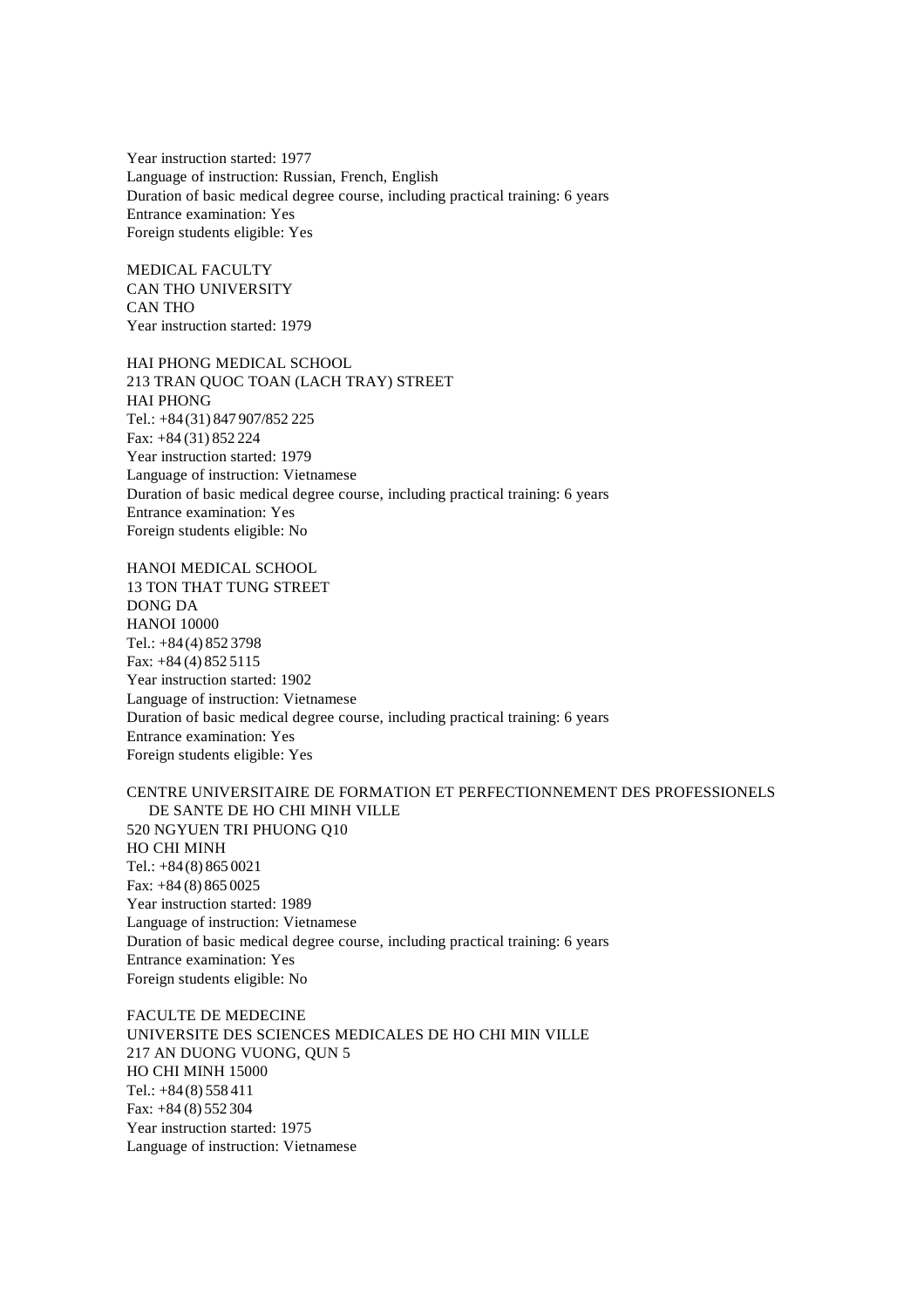Year instruction started: 1977
Language of instruction: Russian, French, English
Duration of basic medical degree course, including practical training: 6 years
Entrance examination: Yes
Foreign students eligible: Yes

MEDICAL FACULTY
CAN THO UNIVERSITY
CAN THO
Year instruction started: 1979

HAI PHONG MEDICAL SCHOOL
213 TRAN QUOC TOAN (LACH TRAY) STREET
HAI PHONG
Tel.: +84 (31) 847 907/852 225
Fax: +84 (31) 852 224
Year instruction started: 1979
Language of instruction: Vietnamese
Duration of basic medical degree course, including practical training: 6 years
Entrance examination: Yes
Foreign students eligible: No

HANOI MEDICAL SCHOOL
13 TON THAT TUNG STREET
DONG DA
HANOI 10000
Tel.: +84 (4) 852 3798
Fax: +84 (4) 852 5115
Year instruction started: 1902
Language of instruction: Vietnamese
Duration of basic medical degree course, including practical training: 6 years
Entrance examination: Yes
Foreign students eligible: Yes

CENTRE UNIVERSITAIRE DE FORMATION ET PERFECTIONNEMENT DES PROFESSIONELS DE SANTE DE HO CHI MINH VILLE
520 NGYUEN TRI PHUONG Q10
HO CHI MINH
Tel.: +84 (8) 865 0021
Fax: +84 (8) 865 0025
Year instruction started: 1989
Language of instruction: Vietnamese
Duration of basic medical degree course, including practical training: 6 years
Entrance examination: Yes
Foreign students eligible: No

FACULTE DE MEDECINE
UNIVERSITE DES SCIENCES MEDICALES DE HO CHI MIN VILLE
217 AN DUONG VUONG, QUN 5
HO CHI MINH 15000
Tel.: +84 (8) 558 411
Fax: +84 (8) 552 304
Year instruction started: 1975
Language of instruction: Vietnamese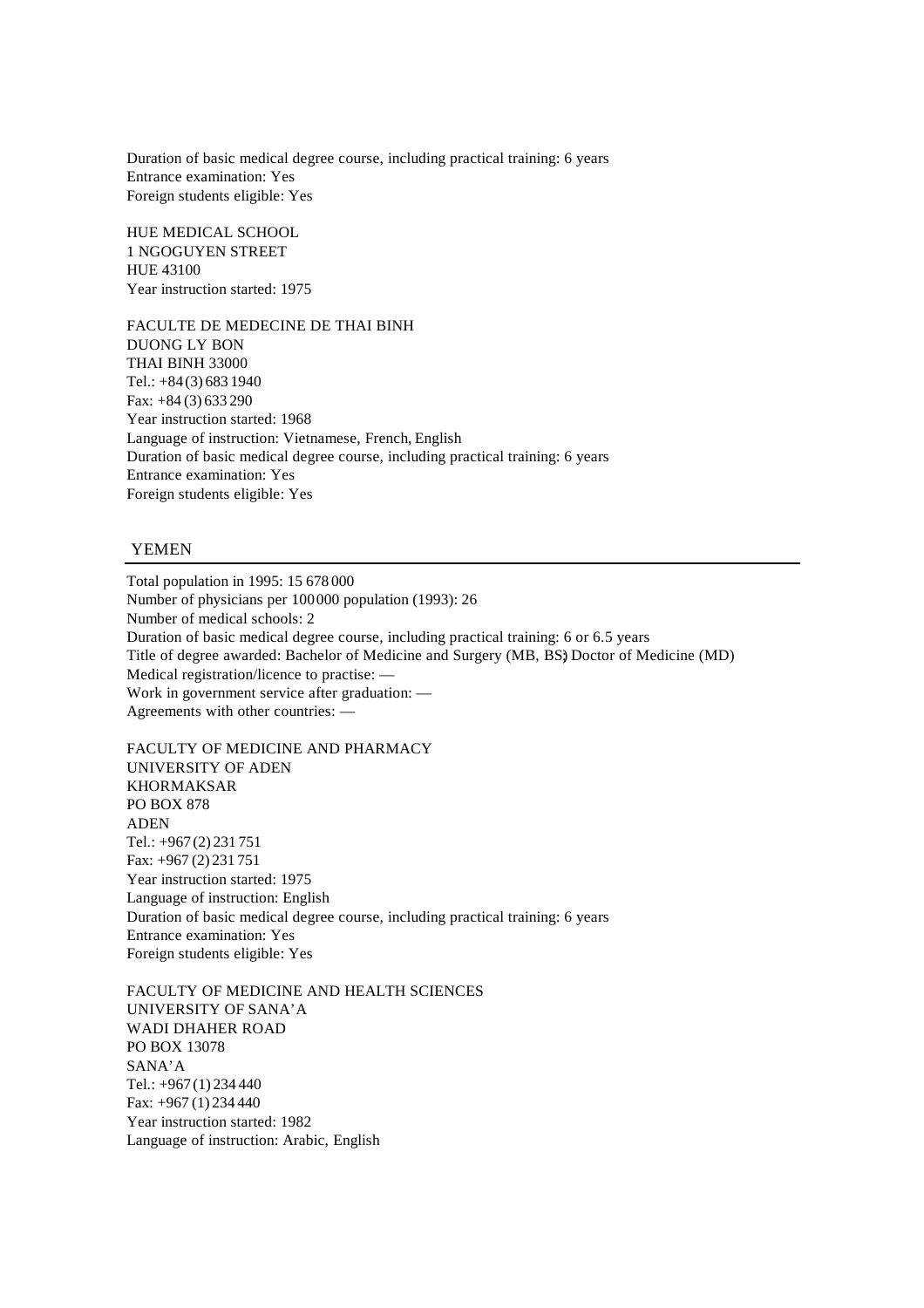Duration of basic medical degree course, including practical training: 6 years
Entrance examination: Yes
Foreign students eligible: Yes

HUE MEDICAL SCHOOL
1 NGOGUYEN STREET
HUE 43100
Year instruction started: 1975

FACULTE DE MEDECINE DE THAI BINH
DUONG LY BON
THAI BINH 33000
Tel.: +84 (3) 683 1940
Fax: +84 (3) 633 290
Year instruction started: 1968
Language of instruction: Vietnamese, French, English
Duration of basic medical degree course, including practical training: 6 years
Entrance examination: Yes
Foreign students eligible: Yes

## YEMEN

Total population in 1995: 15 678 000
Number of physicians per 100 000 population (1993): 26
Number of medical schools: 2
Duration of basic medical degree course, including practical training: 6 or 6.5 years
Title of degree awarded: Bachelor of Medicine and Surgery (MB, BS); Doctor of Medicine (MD)
Medical registration/licence to practise: —
Work in government service after graduation: —
Agreements with other countries: —

FACULTY OF MEDICINE AND PHARMACY
UNIVERSITY OF ADEN
KHORMAKSAR
PO BOX 878
ADEN
Tel.: +967 (2) 231 751
Fax: +967 (2) 231 751
Year instruction started: 1975
Language of instruction: English
Duration of basic medical degree course, including practical training: 6 years
Entrance examination: Yes
Foreign students eligible: Yes

FACULTY OF MEDICINE AND HEALTH SCIENCES
UNIVERSITY OF SANA'A
WADI DHAHER ROAD
PO BOX 13078
SANA'A
Tel.: +967 (1) 234 440
Fax: +967 (1) 234 440
Year instruction started: 1982
Language of instruction: Arabic, English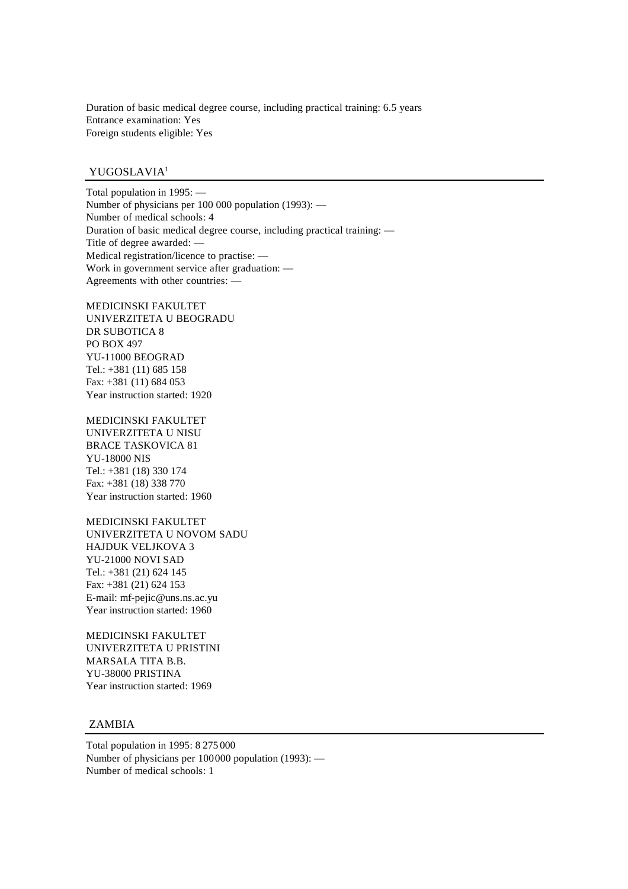Duration of basic medical degree course, including practical training: 6.5 years
Entrance examination: Yes
Foreign students eligible: Yes

## YUGOSLAVIA[1]

Total population in 1995: —
Number of physicians per 100 000 population (1993): —
Number of medical schools: 4
Duration of basic medical degree course, including practical training: —
Title of degree awarded: —
Medical registration/licence to practise: —
Work in government service after graduation: —
Agreements with other countries: —

MEDICINSKI FAKULTET
UNIVERZITETA U BEOGRADU
DR SUBOTICA 8
PO BOX 497
YU-11000 BEOGRAD
Tel.: +381 (11) 685 158
Fax: +381 (11) 684 053
Year instruction started: 1920

MEDICINSKI FAKULTET
UNIVERZITETA U NISU
BRACE TASKOVICA 81
YU-18000 NIS
Tel.: +381 (18) 330 174
Fax: +381 (18) 338 770
Year instruction started: 1960

MEDICINSKI FAKULTET
UNIVERZITETA U NOVOM SADU
HAJDUK VELJKOVA 3
YU-21000 NOVI SAD
Tel.: +381 (21) 624 145
Fax: +381 (21) 624 153
E-mail: mf-pejic@uns.ns.ac.yu
Year instruction started: 1960

MEDICINSKI FAKULTET
UNIVERZITETA U PRISTINI
MARSALA TITA B.B.
YU-38000 PRISTINA
Year instruction started: 1969

## ZAMBIA

Total population in 1995: 8 275 000
Number of physicians per 100 000 population (1993): —
Number of medical schools: 1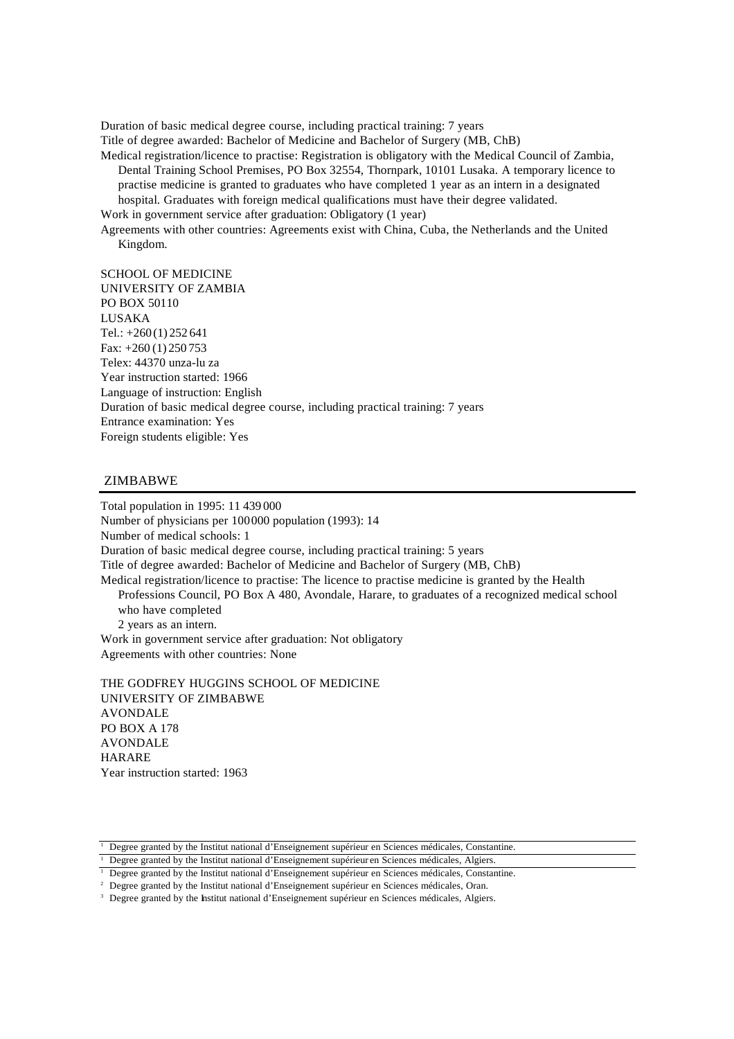Duration of basic medical degree course, including practical training: 7 years
Title of degree awarded: Bachelor of Medicine and Bachelor of Surgery (MB, ChB)
Medical registration/licence to practise: Registration is obligatory with the Medical Council of Zambia, Dental Training School Premises, PO Box 32554, Thornpark, 10101 Lusaka. A temporary licence to practise medicine is granted to graduates who have completed 1 year as an intern in a designated hospital. Graduates with foreign medical qualifications must have their degree validated.
Work in government service after graduation: Obligatory (1 year)
Agreements with other countries: Agreements exist with China, Cuba, the Netherlands and the United Kingdom.

SCHOOL OF MEDICINE
UNIVERSITY OF ZAMBIA
PO BOX 50110
LUSAKA
Tel.: +260 (1) 252 641
Fax: +260 (1) 250 753
Telex: 44370 unza-lu za
Year instruction started: 1966
Language of instruction: English
Duration of basic medical degree course, including practical training: 7 years
Entrance examination: Yes
Foreign students eligible: Yes

## ZIMBABWE

Total population in 1995: 11 439 000
Number of physicians per 100 000 population (1993): 14
Number of medical schools: 1
Duration of basic medical degree course, including practical training: 5 years
Title of degree awarded: Bachelor of Medicine and Bachelor of Surgery (MB, ChB)
Medical registration/licence to practise: The licence to practise medicine is granted by the Health Professions Council, PO Box A 480, Avondale, Harare, to graduates of a recognized medical school who have completed 2 years as an intern.
Work in government service after graduation: Not obligatory
Agreements with other countries: None

THE GODFREY HUGGINS SCHOOL OF MEDICINE
UNIVERSITY OF ZIMBABWE
AVONDALE
PO BOX A 178
AVONDALE
HARARE
Year instruction started: 1963

---

[1] Degree granted by the Institut national d'Enseignement supérieur en Sciences médicales, Constantine.

[1] Degree granted by the Institut national d'Enseignement supérieur en Sciences médicales, Algiers.

[1] Degree granted by the Institut national d'Enseignement supérieur en Sciences médicales, Constantine.

[2] Degree granted by the Institut national d'Enseignement supérieur en Sciences médicales, Oran.

[3] Degree granted by the Institut national d'Enseignement supérieur en Sciences médicales, Algiers.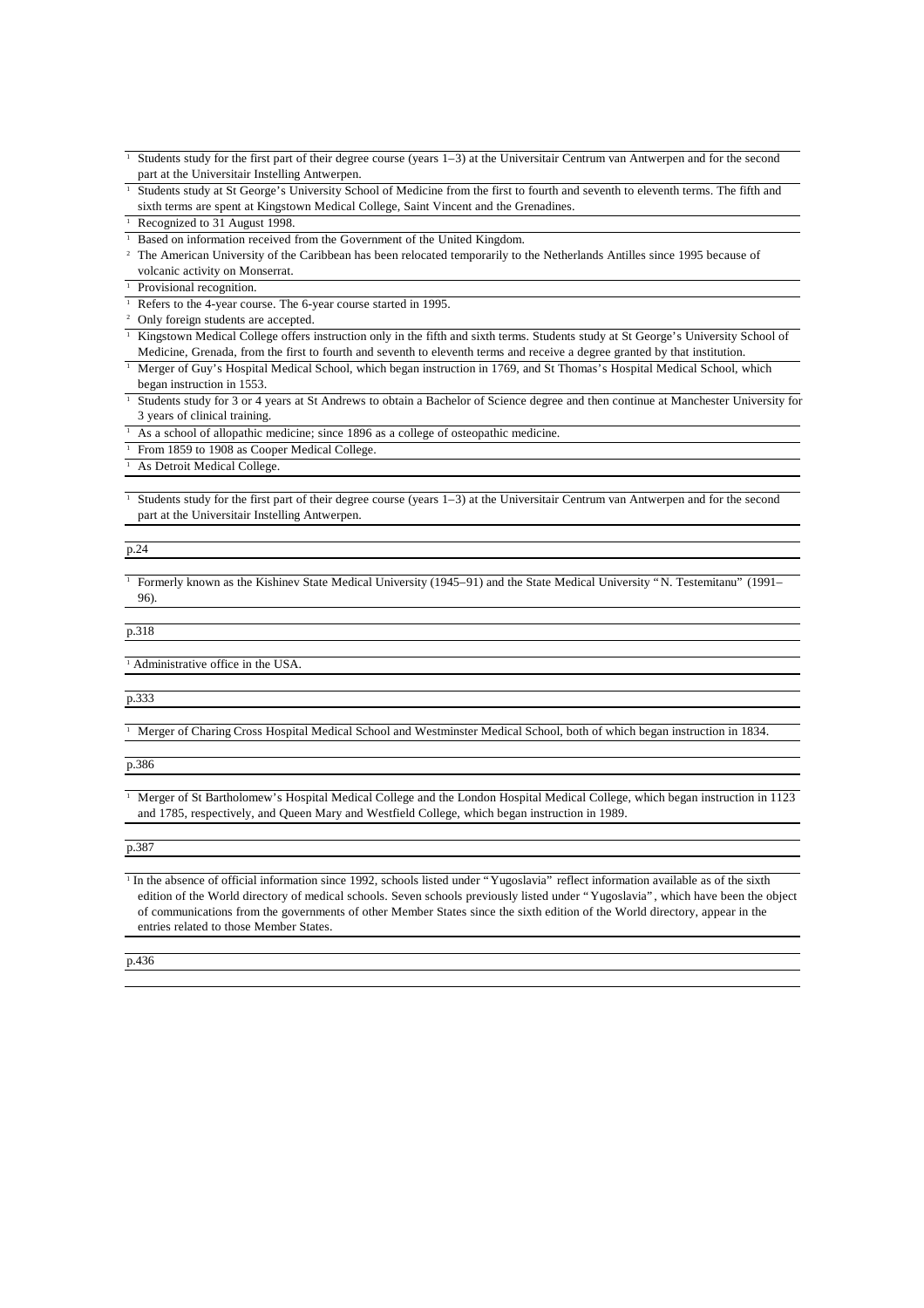[1] Students study for the first part of their degree course (years 1–3) at the Universitair Centrum van Antwerpen and for the second part at the Universitair Instelling Antwerpen.

[1] Students study at St George's University School of Medicine from the first to fourth and seventh to eleventh terms. The fifth and sixth terms are spent at Kingstown Medical College, Saint Vincent and the Grenadines.

[1] Recognized to 31 August 1998.

[1] Based on information received from the Government of the United Kingdom.

[2] The American University of the Caribbean has been relocated temporarily to the Netherlands Antilles since 1995 because of volcanic activity on Monserrat.

[1] Provisional recognition.

[1] Refers to the 4-year course. The 6-year course started in 1995.

[2] Only foreign students are accepted.

[1] Kingstown Medical College offers instruction only in the fifth and sixth terms. Students study at St George's University School of Medicine, Grenada, from the first to fourth and seventh to eleventh terms and receive a degree granted by that institution.

[1] Merger of Guy's Hospital Medical School, which began instruction in 1769, and St Thomas's Hospital Medical School, which began instruction in 1553.

[1] Students study for 3 or 4 years at St Andrews to obtain a Bachelor of Science degree and then continue at Manchester University for 3 years of clinical training.

[1] As a school of allopathic medicine; since 1896 as a college of osteopathic medicine.

[1] From 1859 to 1908 as Cooper Medical College.

[1] As Detroit Medical College.

[1] Students study for the first part of their degree course (years 1–3) at the Universitair Centrum van Antwerpen and for the second part at the Universitair Instelling Antwerpen.

p.24

[1] Formerly known as the Kishinev State Medical University (1945–91) and the State Medical University "N. Testemitanu" (1991–96).

p.318

[1] Administrative office in the USA.

p.333

[1] Merger of Charing Cross Hospital Medical School and Westminster Medical School, both of which began instruction in 1834.

p.386

[1] Merger of St Bartholomew's Hospital Medical College and the London Hospital Medical College, which began instruction in 1123 and 1785, respectively, and Queen Mary and Westfield College, which began instruction in 1989.

p.387

[1] In the absence of official information since 1992, schools listed under "Yugoslavia" reflect information available as of the sixth edition of the World directory of medical schools. Seven schools previously listed under "Yugoslavia", which have been the object of communications from the governments of other Member States since the sixth edition of the World directory, appear in the entries related to those Member States.

p.436